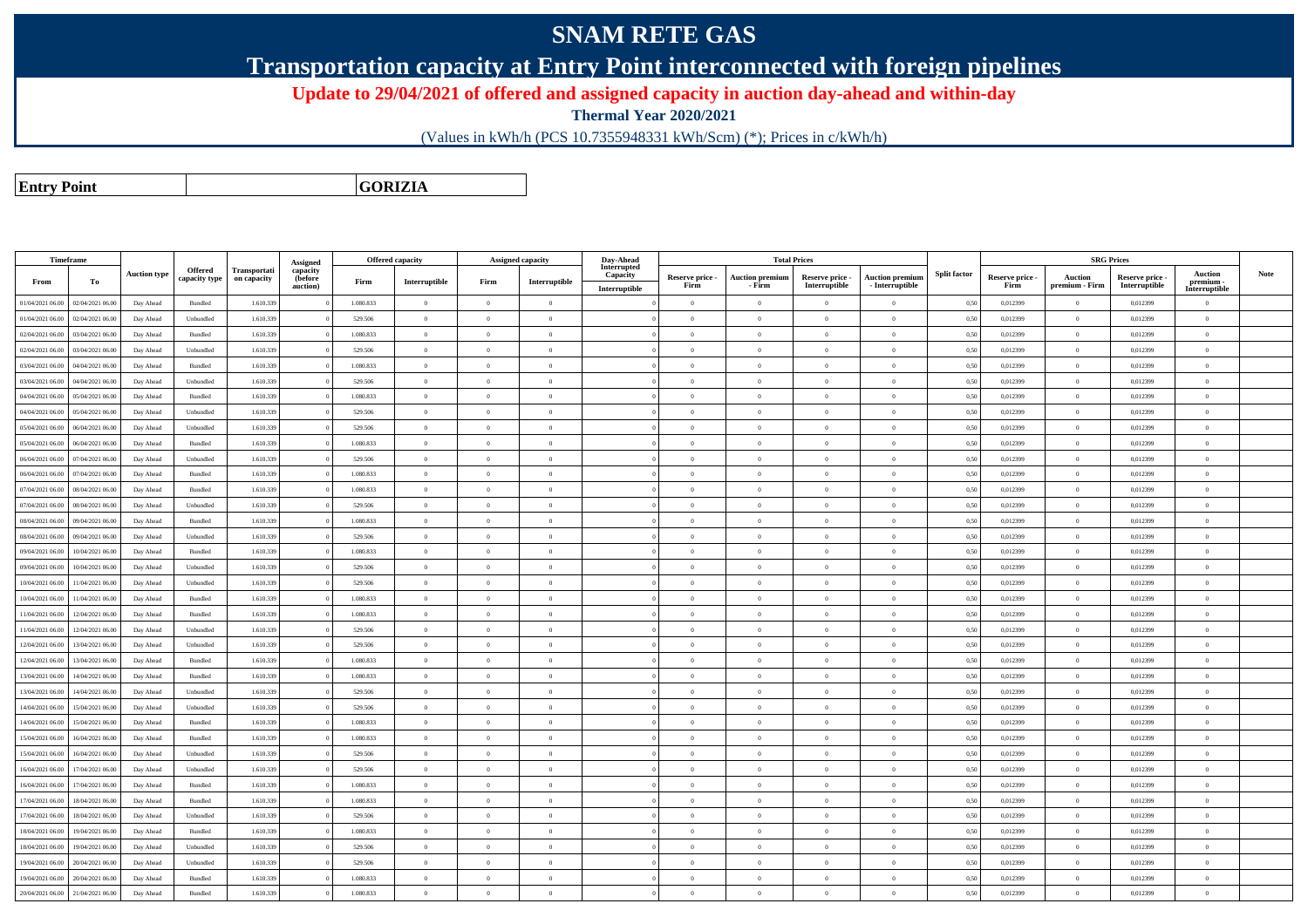# SNAM RETE GAS

## Transportation capacity at Entry Point interconnected with foreign pipelines

**Update to 29/04/2021 of offered and assigned capacity in auction day-ahead and within-day**

**Thermal Year 2020/2021**

(Values in kWh/h (PCS 10.7355948331 kWh/Scm) (*); Prices in c/kWh/h)

| **Entry Point** | **GORIZIA** |
|---|---|

| Timeframe | | Auction type | Offered capacity type | Transportation capacity | Assigned capacity (before auction) | Offered capacity | | Assigned capacity | | Day-Ahead Interrupted Capacity | Total Prices | | | | Split factor | SRG Prices | | | | Note |
|---|---|---|---|---|---|---|---|---|---|---|---|---|---|---|---|---|---|---|---|---|
| From | To | | | | | Firm | Interruptible | Firm | Interruptible | Interruptible | Reserve price - Firm | Auction premium - Firm | Reserve price - Interruptible | Auction premium - Interruptible | | Reserve price - Firm | Auction premium - Firm | Reserve price - Interruptible | Auction premium - Interruptible | |
| 01/04/2021 06.00 | 02/04/2021 06.00 | Day Ahead | Bundled | 1.610.339 | 0 | 1.080.833 | 0 | 0 | 0 | 0 | 0 | 0 | 0 | 0 | 0,50 | 0,012399 | 0 | 0,012399 | 0 | |
| 01/04/2021 06.00 | 02/04/2021 06.00 | Day Ahead | Unbundled | 1.610.339 | 0 | 529.506 | 0 | 0 | 0 | 0 | 0 | 0 | 0 | 0 | 0,50 | 0,012399 | 0 | 0,012399 | 0 | |
| 02/04/2021 06.00 | 03/04/2021 06.00 | Day Ahead | Bundled | 1.610.339 | 0 | 1.080.833 | 0 | 0 | 0 | 0 | 0 | 0 | 0 | 0 | 0,50 | 0,012399 | 0 | 0,012399 | 0 | |
| 02/04/2021 06.00 | 03/04/2021 06.00 | Day Ahead | Unbundled | 1.610.339 | 0 | 529.506 | 0 | 0 | 0 | 0 | 0 | 0 | 0 | 0 | 0,50 | 0,012399 | 0 | 0,012399 | 0 | |
| 03/04/2021 06.00 | 04/04/2021 06.00 | Day Ahead | Bundled | 1.610.339 | 0 | 1.080.833 | 0 | 0 | 0 | 0 | 0 | 0 | 0 | 0 | 0,50 | 0,012399 | 0 | 0,012399 | 0 | |
| 03/04/2021 06.00 | 04/04/2021 06.00 | Day Ahead | Unbundled | 1.610.339 | 0 | 529.506 | 0 | 0 | 0 | 0 | 0 | 0 | 0 | 0 | 0,50 | 0,012399 | 0 | 0,012399 | 0 | |
| 04/04/2021 06.00 | 05/04/2021 06.00 | Day Ahead | Bundled | 1.610.339 | 0 | 1.080.833 | 0 | 0 | 0 | 0 | 0 | 0 | 0 | 0 | 0,50 | 0,012399 | 0 | 0,012399 | 0 | |
| 04/04/2021 06.00 | 05/04/2021 06.00 | Day Ahead | Unbundled | 1.610.339 | 0 | 529.506 | 0 | 0 | 0 | 0 | 0 | 0 | 0 | 0 | 0,50 | 0,012399 | 0 | 0,012399 | 0 | |
| 05/04/2021 06.00 | 06/04/2021 06.00 | Day Ahead | Unbundled | 1.610.339 | 0 | 529.506 | 0 | 0 | 0 | 0 | 0 | 0 | 0 | 0 | 0,50 | 0,012399 | 0 | 0,012399 | 0 | |
| 05/04/2021 06.00 | 06/04/2021 06.00 | Day Ahead | Bundled | 1.610.339 | 0 | 1.080.833 | 0 | 0 | 0 | 0 | 0 | 0 | 0 | 0 | 0,50 | 0,012399 | 0 | 0,012399 | 0 | |
| 06/04/2021 06.00 | 07/04/2021 06.00 | Day Ahead | Unbundled | 1.610.339 | 0 | 529.506 | 0 | 0 | 0 | 0 | 0 | 0 | 0 | 0 | 0,50 | 0,012399 | 0 | 0,012399 | 0 | |
| 06/04/2021 06.00 | 07/04/2021 06.00 | Day Ahead | Bundled | 1.610.339 | 0 | 1.080.833 | 0 | 0 | 0 | 0 | 0 | 0 | 0 | 0 | 0,50 | 0,012399 | 0 | 0,012399 | 0 | |
| 07/04/2021 06.00 | 08/04/2021 06.00 | Day Ahead | Bundled | 1.610.339 | 0 | 1.080.833 | 0 | 0 | 0 | 0 | 0 | 0 | 0 | 0 | 0,50 | 0,012399 | 0 | 0,012399 | 0 | |
| 07/04/2021 06.00 | 08/04/2021 06.00 | Day Ahead | Unbundled | 1.610.339 | 0 | 529.506 | 0 | 0 | 0 | 0 | 0 | 0 | 0 | 0 | 0,50 | 0,012399 | 0 | 0,012399 | 0 | |
| 08/04/2021 06.00 | 09/04/2021 06.00 | Day Ahead | Bundled | 1.610.339 | 0 | 1.080.833 | 0 | 0 | 0 | 0 | 0 | 0 | 0 | 0 | 0,50 | 0,012399 | 0 | 0,012399 | 0 | |
| 08/04/2021 06.00 | 09/04/2021 06.00 | Day Ahead | Unbundled | 1.610.339 | 0 | 529.506 | 0 | 0 | 0 | 0 | 0 | 0 | 0 | 0 | 0,50 | 0,012399 | 0 | 0,012399 | 0 | |
| 09/04/2021 06.00 | 10/04/2021 06.00 | Day Ahead | Bundled | 1.610.339 | 0 | 1.080.833 | 0 | 0 | 0 | 0 | 0 | 0 | 0 | 0 | 0,50 | 0,012399 | 0 | 0,012399 | 0 | |
| 09/04/2021 06.00 | 10/04/2021 06.00 | Day Ahead | Unbundled | 1.610.339 | 0 | 529.506 | 0 | 0 | 0 | 0 | 0 | 0 | 0 | 0 | 0,50 | 0,012399 | 0 | 0,012399 | 0 | |
| 10/04/2021 06.00 | 11/04/2021 06.00 | Day Ahead | Unbundled | 1.610.339 | 0 | 529.506 | 0 | 0 | 0 | 0 | 0 | 0 | 0 | 0 | 0,50 | 0,012399 | 0 | 0,012399 | 0 | |
| 10/04/2021 06.00 | 11/04/2021 06.00 | Day Ahead | Bundled | 1.610.339 | 0 | 1.080.833 | 0 | 0 | 0 | 0 | 0 | 0 | 0 | 0 | 0,50 | 0,012399 | 0 | 0,012399 | 0 | |
| 11/04/2021 06.00 | 12/04/2021 06.00 | Day Ahead | Bundled | 1.610.339 | 0 | 1.080.833 | 0 | 0 | 0 | 0 | 0 | 0 | 0 | 0 | 0,50 | 0,012399 | 0 | 0,012399 | 0 | |
| 11/04/2021 06.00 | 12/04/2021 06.00 | Day Ahead | Unbundled | 1.610.339 | 0 | 529.506 | 0 | 0 | 0 | 0 | 0 | 0 | 0 | 0 | 0,50 | 0,012399 | 0 | 0,012399 | 0 | |
| 12/04/2021 06.00 | 13/04/2021 06.00 | Day Ahead | Unbundled | 1.610.339 | 0 | 529.506 | 0 | 0 | 0 | 0 | 0 | 0 | 0 | 0 | 0,50 | 0,012399 | 0 | 0,012399 | 0 | |
| 12/04/2021 06.00 | 13/04/2021 06.00 | Day Ahead | Bundled | 1.610.339 | 0 | 1.080.833 | 0 | 0 | 0 | 0 | 0 | 0 | 0 | 0 | 0,50 | 0,012399 | 0 | 0,012399 | 0 | |
| 13/04/2021 06.00 | 14/04/2021 06.00 | Day Ahead | Bundled | 1.610.339 | 0 | 1.080.833 | 0 | 0 | 0 | 0 | 0 | 0 | 0 | 0 | 0,50 | 0,012399 | 0 | 0,012399 | 0 | |
| 13/04/2021 06.00 | 14/04/2021 06.00 | Day Ahead | Unbundled | 1.610.339 | 0 | 529.506 | 0 | 0 | 0 | 0 | 0 | 0 | 0 | 0 | 0,50 | 0,012399 | 0 | 0,012399 | 0 | |
| 14/04/2021 06.00 | 15/04/2021 06.00 | Day Ahead | Unbundled | 1.610.339 | 0 | 529.506 | 0 | 0 | 0 | 0 | 0 | 0 | 0 | 0 | 0,50 | 0,012399 | 0 | 0,012399 | 0 | |
| 14/04/2021 06.00 | 15/04/2021 06.00 | Day Ahead | Bundled | 1.610.339 | 0 | 1.080.833 | 0 | 0 | 0 | 0 | 0 | 0 | 0 | 0 | 0,50 | 0,012399 | 0 | 0,012399 | 0 | |
| 15/04/2021 06.00 | 16/04/2021 06.00 | Day Ahead | Bundled | 1.610.339 | 0 | 1.080.833 | 0 | 0 | 0 | 0 | 0 | 0 | 0 | 0 | 0,50 | 0,012399 | 0 | 0,012399 | 0 | |
| 15/04/2021 06.00 | 16/04/2021 06.00 | Day Ahead | Unbundled | 1.610.339 | 0 | 529.506 | 0 | 0 | 0 | 0 | 0 | 0 | 0 | 0 | 0,50 | 0,012399 | 0 | 0,012399 | 0 | |
| 16/04/2021 06.00 | 17/04/2021 06.00 | Day Ahead | Unbundled | 1.610.339 | 0 | 529.506 | 0 | 0 | 0 | 0 | 0 | 0 | 0 | 0 | 0,50 | 0,012399 | 0 | 0,012399 | 0 | |
| 16/04/2021 06.00 | 17/04/2021 06.00 | Day Ahead | Bundled | 1.610.339 | 0 | 1.080.833 | 0 | 0 | 0 | 0 | 0 | 0 | 0 | 0 | 0,50 | 0,012399 | 0 | 0,012399 | 0 | |
| 17/04/2021 06.00 | 18/04/2021 06.00 | Day Ahead | Bundled | 1.610.339 | 0 | 1.080.833 | 0 | 0 | 0 | 0 | 0 | 0 | 0 | 0 | 0,50 | 0,012399 | 0 | 0,012399 | 0 | |
| 17/04/2021 06.00 | 18/04/2021 06.00 | Day Ahead | Unbundled | 1.610.339 | 0 | 529.506 | 0 | 0 | 0 | 0 | 0 | 0 | 0 | 0 | 0,50 | 0,012399 | 0 | 0,012399 | 0 | |
| 18/04/2021 06.00 | 19/04/2021 06.00 | Day Ahead | Bundled | 1.610.339 | 0 | 1.080.833 | 0 | 0 | 0 | 0 | 0 | 0 | 0 | 0 | 0,50 | 0,012399 | 0 | 0,012399 | 0 | |
| 18/04/2021 06.00 | 19/04/2021 06.00 | Day Ahead | Unbundled | 1.610.339 | 0 | 529.506 | 0 | 0 | 0 | 0 | 0 | 0 | 0 | 0 | 0,50 | 0,012399 | 0 | 0,012399 | 0 | |
| 19/04/2021 06.00 | 20/04/2021 06.00 | Day Ahead | Unbundled | 1.610.339 | 0 | 529.506 | 0 | 0 | 0 | 0 | 0 | 0 | 0 | 0 | 0,50 | 0,012399 | 0 | 0,012399 | 0 | |
| 19/04/2021 06.00 | 20/04/2021 06.00 | Day Ahead | Bundled | 1.610.339 | 0 | 1.080.833 | 0 | 0 | 0 | 0 | 0 | 0 | 0 | 0 | 0,50 | 0,012399 | 0 | 0,012399 | 0 | |
| 20/04/2021 06.00 | 21/04/2021 06.00 | Day Ahead | Bundled | 1.610.339 | 0 | 1.080.833 | 0 | 0 | 0 | 0 | 0 | 0 | 0 | 0 | 0,50 | 0,012399 | 0 | 0,012399 | 0 | |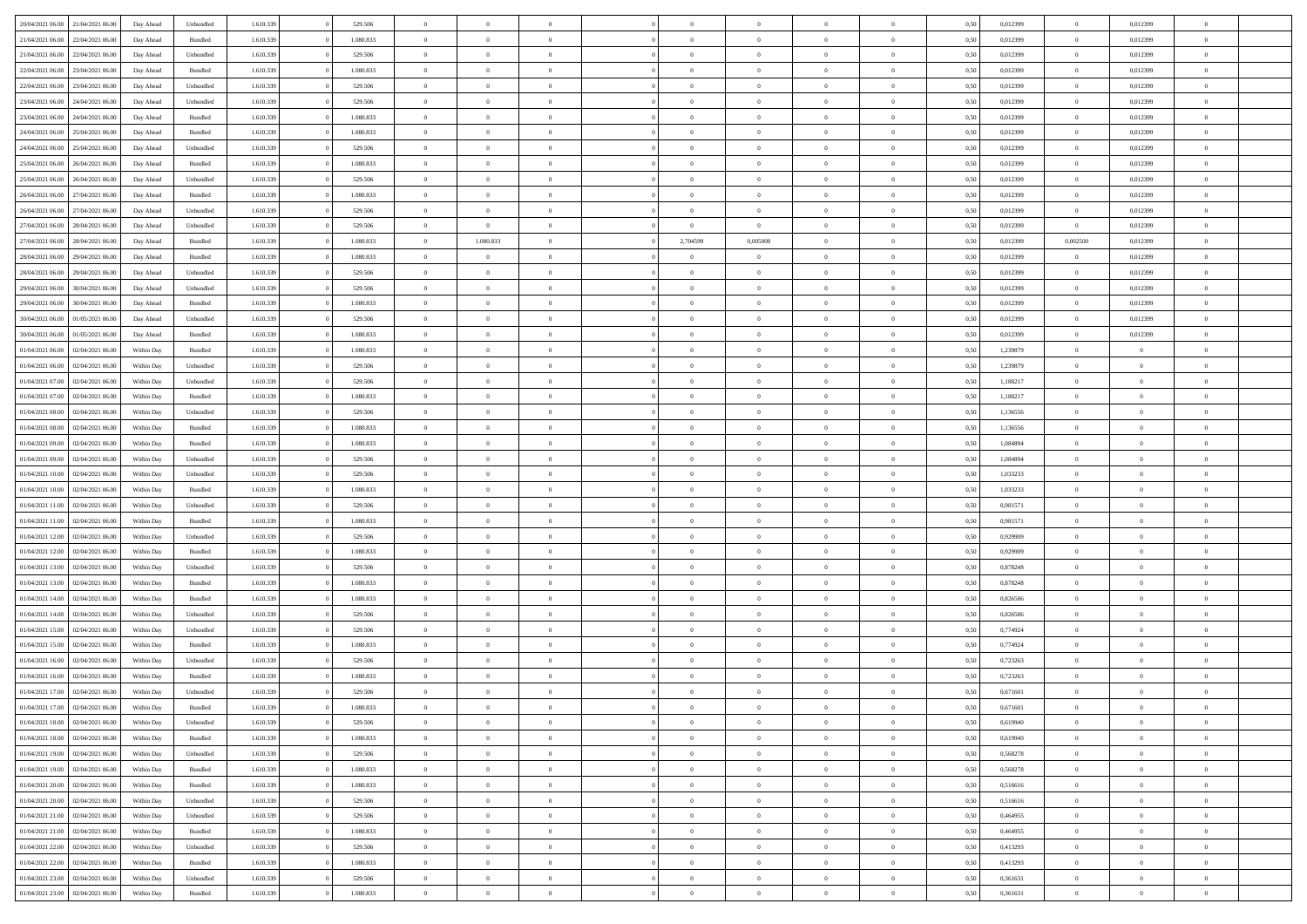| | | | | | | | | | | | | | | | | | | | | |
|---|---|---|---|---|---|---|---|---|---|---|---|---|---|---|---|---|---|---|---|---|
| 20/04/2021 06:00 | 21/04/2021 06:00 | Day Ahead | Unbundled | 1.610.339 | 0 | 529.506 | 0 | 0 | 0 | | 0 | 0 | 0 | 0 | 0,50 | 0,012399 | 0 | 0,012399 | 0 | |
| 21/04/2021 06:00 | 22/04/2021 06:00 | Day Ahead | Bundled | 1.610.339 | 0 | 1.080.833 | 0 | 0 | 0 | | 0 | 0 | 0 | 0 | 0,50 | 0,012399 | 0 | 0,012399 | 0 | |
| 21/04/2021 06:00 | 22/04/2021 06:00 | Day Ahead | Unbundled | 1.610.339 | 0 | 529.506 | 0 | 0 | 0 | | 0 | 0 | 0 | 0 | 0,50 | 0,012399 | 0 | 0,012399 | 0 | |
| 22/04/2021 06:00 | 23/04/2021 06:00 | Day Ahead | Bundled | 1.610.339 | 0 | 1.080.833 | 0 | 0 | 0 | | 0 | 0 | 0 | 0 | 0,50 | 0,012399 | 0 | 0,012399 | 0 | |
| 22/04/2021 06:00 | 23/04/2021 06:00 | Day Ahead | Unbundled | 1.610.339 | 0 | 529.506 | 0 | 0 | 0 | | 0 | 0 | 0 | 0 | 0,50 | 0,012399 | 0 | 0,012399 | 0 | |
| 23/04/2021 06:00 | 24/04/2021 06:00 | Day Ahead | Unbundled | 1.610.339 | 0 | 529.506 | 0 | 0 | 0 | | 0 | 0 | 0 | 0 | 0,50 | 0,012399 | 0 | 0,012399 | 0 | |
| 23/04/2021 06:00 | 24/04/2021 06:00 | Day Ahead | Bundled | 1.610.339 | 0 | 1.080.833 | 0 | 0 | 0 | | 0 | 0 | 0 | 0 | 0,50 | 0,012399 | 0 | 0,012399 | 0 | |
| 24/04/2021 06:00 | 25/04/2021 06:00 | Day Ahead | Bundled | 1.610.339 | 0 | 1.080.833 | 0 | 0 | 0 | | 0 | 0 | 0 | 0 | 0,50 | 0,012399 | 0 | 0,012399 | 0 | |
| 24/04/2021 06:00 | 25/04/2021 06:00 | Day Ahead | Unbundled | 1.610.339 | 0 | 529.506 | 0 | 0 | 0 | | 0 | 0 | 0 | 0 | 0,50 | 0,012399 | 0 | 0,012399 | 0 | |
| 25/04/2021 06:00 | 26/04/2021 06:00 | Day Ahead | Bundled | 1.610.339 | 0 | 1.080.833 | 0 | 0 | 0 | | 0 | 0 | 0 | 0 | 0,50 | 0,012399 | 0 | 0,012399 | 0 | |
| 25/04/2021 06:00 | 26/04/2021 06:00 | Day Ahead | Unbundled | 1.610.339 | 0 | 529.506 | 0 | 0 | 0 | | 0 | 0 | 0 | 0 | 0,50 | 0,012399 | 0 | 0,012399 | 0 | |
| 26/04/2021 06:00 | 27/04/2021 06:00 | Day Ahead | Bundled | 1.610.339 | 0 | 1.080.833 | 0 | 0 | 0 | | 0 | 0 | 0 | 0 | 0,50 | 0,012399 | 0 | 0,012399 | 0 | |
| 26/04/2021 06:00 | 27/04/2021 06:00 | Day Ahead | Unbundled | 1.610.339 | 0 | 529.506 | 0 | 0 | 0 | | 0 | 0 | 0 | 0 | 0,50 | 0,012399 | 0 | 0,012399 | 0 | |
| 27/04/2021 06:00 | 28/04/2021 06:00 | Day Ahead | Unbundled | 1.610.339 | 0 | 529.506 | 0 | 0 | 0 | | 0 | 0 | 0 | 0 | 0,50 | 0,012399 | 0 | 0,012399 | 0 | |
| 27/04/2021 06:00 | 28/04/2021 06:00 | Day Ahead | Bundled | 1.610.339 | 0 | 1.080.833 | 0 | 1.080.833 | 0 | | 2,704599 | 0,005000 | 0 | 0 | 0,50 | 0,012399 | 0,002500 | 0,012399 | 0 | |
| 28/04/2021 06:00 | 29/04/2021 06:00 | Day Ahead | Bundled | 1.610.339 | 0 | 1.080.833 | 0 | 0 | 0 | | 0 | 0 | 0 | 0 | 0,50 | 0,012399 | 0 | 0,012399 | 0 | |
| 28/04/2021 06:00 | 29/04/2021 06:00 | Day Ahead | Unbundled | 1.610.339 | 0 | 529.506 | 0 | 0 | 0 | | 0 | 0 | 0 | 0 | 0,50 | 0,012399 | 0 | 0,012399 | 0 | |
| 29/04/2021 06:00 | 30/04/2021 06:00 | Day Ahead | Unbundled | 1.610.339 | 0 | 529.506 | 0 | 0 | 0 | | 0 | 0 | 0 | 0 | 0,50 | 0,012399 | 0 | 0,012399 | 0 | |
| 29/04/2021 06:00 | 30/04/2021 06:00 | Day Ahead | Bundled | 1.610.339 | 0 | 1.080.833 | 0 | 0 | 0 | | 0 | 0 | 0 | 0 | 0,50 | 0,012399 | 0 | 0,012399 | 0 | |
| 30/04/2021 06:00 | 01/05/2021 06:00 | Day Ahead | Unbundled | 1.610.339 | 0 | 529.506 | 0 | 0 | 0 | | 0 | 0 | 0 | 0 | 0,50 | 0,012399 | 0 | 0,012399 | 0 | |
| 30/04/2021 06:00 | 01/05/2021 06:00 | Day Ahead | Bundled | 1.610.339 | 0 | 1.080.833 | 0 | 0 | 0 | | 0 | 0 | 0 | 0 | 0,50 | 0,012399 | 0 | 0,012399 | 0 | |
| 01/04/2021 06:00 | 02/04/2021 06:00 | Within Day | Bundled | 1.610.339 | 0 | 1.080.833 | 0 | 0 | 0 | | 0 | 0 | 0 | 0 | 0,50 | 1,239879 | 0 | 0 | 0 | |
| 01/04/2021 06:00 | 02/04/2021 06:00 | Within Day | Unbundled | 1.610.339 | 0 | 529.506 | 0 | 0 | 0 | | 0 | 0 | 0 | 0 | 0,50 | 1,239879 | 0 | 0 | 0 | |
| 01/04/2021 07:00 | 02/04/2021 06:00 | Within Day | Unbundled | 1.610.339 | 0 | 529.506 | 0 | 0 | 0 | | 0 | 0 | 0 | 0 | 0,50 | 1,188217 | 0 | 0 | 0 | |
| 01/04/2021 07:00 | 02/04/2021 06:00 | Within Day | Bundled | 1.610.339 | 0 | 1.080.833 | 0 | 0 | 0 | | 0 | 0 | 0 | 0 | 0,50 | 1,188217 | 0 | 0 | 0 | |
| 01/04/2021 08:00 | 02/04/2021 06:00 | Within Day | Unbundled | 1.610.339 | 0 | 529.506 | 0 | 0 | 0 | | 0 | 0 | 0 | 0 | 0,50 | 1,136556 | 0 | 0 | 0 | |
| 01/04/2021 08:00 | 02/04/2021 06:00 | Within Day | Bundled | 1.610.339 | 0 | 1.080.833 | 0 | 0 | 0 | | 0 | 0 | 0 | 0 | 0,50 | 1,136556 | 0 | 0 | 0 | |
| 01/04/2021 09:00 | 02/04/2021 06:00 | Within Day | Bundled | 1.610.339 | 0 | 1.080.833 | 0 | 0 | 0 | | 0 | 0 | 0 | 0 | 0,50 | 1,084894 | 0 | 0 | 0 | |
| 01/04/2021 09:00 | 02/04/2021 06:00 | Within Day | Unbundled | 1.610.339 | 0 | 529.506 | 0 | 0 | 0 | | 0 | 0 | 0 | 0 | 0,50 | 1,084894 | 0 | 0 | 0 | |
| 01/04/2021 10:00 | 02/04/2021 06:00 | Within Day | Unbundled | 1.610.339 | 0 | 529.506 | 0 | 0 | 0 | | 0 | 0 | 0 | 0 | 0,50 | 1,033233 | 0 | 0 | 0 | |
| 01/04/2021 10:00 | 02/04/2021 06:00 | Within Day | Bundled | 1.610.339 | 0 | 1.080.833 | 0 | 0 | 0 | | 0 | 0 | 0 | 0 | 0,50 | 1,033233 | 0 | 0 | 0 | |
| 01/04/2021 11:00 | 02/04/2021 06:00 | Within Day | Unbundled | 1.610.339 | 0 | 529.506 | 0 | 0 | 0 | | 0 | 0 | 0 | 0 | 0,50 | 0,981571 | 0 | 0 | 0 | |
| 01/04/2021 11:00 | 02/04/2021 06:00 | Within Day | Bundled | 1.610.339 | 0 | 1.080.833 | 0 | 0 | 0 | | 0 | 0 | 0 | 0 | 0,50 | 0,981571 | 0 | 0 | 0 | |
| 01/04/2021 12:00 | 02/04/2021 06:00 | Within Day | Unbundled | 1.610.339 | 0 | 529.506 | 0 | 0 | 0 | | 0 | 0 | 0 | 0 | 0,50 | 0,929909 | 0 | 0 | 0 | |
| 01/04/2021 12:00 | 02/04/2021 06:00 | Within Day | Bundled | 1.610.339 | 0 | 1.080.833 | 0 | 0 | 0 | | 0 | 0 | 0 | 0 | 0,50 | 0,929909 | 0 | 0 | 0 | |
| 01/04/2021 13:00 | 02/04/2021 06:00 | Within Day | Unbundled | 1.610.339 | 0 | 529.506 | 0 | 0 | 0 | | 0 | 0 | 0 | 0 | 0,50 | 0,878248 | 0 | 0 | 0 | |
| 01/04/2021 13:00 | 02/04/2021 06:00 | Within Day | Bundled | 1.610.339 | 0 | 1.080.833 | 0 | 0 | 0 | | 0 | 0 | 0 | 0 | 0,50 | 0,878248 | 0 | 0 | 0 | |
| 01/04/2021 14:00 | 02/04/2021 06:00 | Within Day | Bundled | 1.610.339 | 0 | 1.080.833 | 0 | 0 | 0 | | 0 | 0 | 0 | 0 | 0,50 | 0,826586 | 0 | 0 | 0 | |
| 01/04/2021 14:00 | 02/04/2021 06:00 | Within Day | Unbundled | 1.610.339 | 0 | 529.506 | 0 | 0 | 0 | | 0 | 0 | 0 | 0 | 0,50 | 0,826586 | 0 | 0 | 0 | |
| 01/04/2021 15:00 | 02/04/2021 06:00 | Within Day | Unbundled | 1.610.339 | 0 | 529.506 | 0 | 0 | 0 | | 0 | 0 | 0 | 0 | 0,50 | 0,774924 | 0 | 0 | 0 | |
| 01/04/2021 15:00 | 02/04/2021 06:00 | Within Day | Bundled | 1.610.339 | 0 | 1.080.833 | 0 | 0 | 0 | | 0 | 0 | 0 | 0 | 0,50 | 0,774924 | 0 | 0 | 0 | |
| 01/04/2021 16:00 | 02/04/2021 06:00 | Within Day | Unbundled | 1.610.339 | 0 | 529.506 | 0 | 0 | 0 | | 0 | 0 | 0 | 0 | 0,50 | 0,723263 | 0 | 0 | 0 | |
| 01/04/2021 16:00 | 02/04/2021 06:00 | Within Day | Bundled | 1.610.339 | 0 | 1.080.833 | 0 | 0 | 0 | | 0 | 0 | 0 | 0 | 0,50 | 0,723263 | 0 | 0 | 0 | |
| 01/04/2021 17:00 | 02/04/2021 06:00 | Within Day | Unbundled | 1.610.339 | 0 | 529.506 | 0 | 0 | 0 | | 0 | 0 | 0 | 0 | 0,50 | 0,671601 | 0 | 0 | 0 | |
| 01/04/2021 17:00 | 02/04/2021 06:00 | Within Day | Bundled | 1.610.339 | 0 | 1.080.833 | 0 | 0 | 0 | | 0 | 0 | 0 | 0 | 0,50 | 0,671601 | 0 | 0 | 0 | |
| 01/04/2021 18:00 | 02/04/2021 06:00 | Within Day | Unbundled | 1.610.339 | 0 | 529.506 | 0 | 0 | 0 | | 0 | 0 | 0 | 0 | 0,50 | 0,619940 | 0 | 0 | 0 | |
| 01/04/2021 18:00 | 02/04/2021 06:00 | Within Day | Bundled | 1.610.339 | 0 | 1.080.833 | 0 | 0 | 0 | | 0 | 0 | 0 | 0 | 0,50 | 0,619940 | 0 | 0 | 0 | |
| 01/04/2021 19:00 | 02/04/2021 06:00 | Within Day | Unbundled | 1.610.339 | 0 | 529.506 | 0 | 0 | 0 | | 0 | 0 | 0 | 0 | 0,50 | 0,568278 | 0 | 0 | 0 | |
| 01/04/2021 19:00 | 02/04/2021 06:00 | Within Day | Bundled | 1.610.339 | 0 | 1.080.833 | 0 | 0 | 0 | | 0 | 0 | 0 | 0 | 0,50 | 0,568278 | 0 | 0 | 0 | |
| 01/04/2021 20:00 | 02/04/2021 06:00 | Within Day | Bundled | 1.610.339 | 0 | 1.080.833 | 0 | 0 | 0 | | 0 | 0 | 0 | 0 | 0,50 | 0,516616 | 0 | 0 | 0 | |
| 01/04/2021 20:00 | 02/04/2021 06:00 | Within Day | Unbundled | 1.610.339 | 0 | 529.506 | 0 | 0 | 0 | | 0 | 0 | 0 | 0 | 0,50 | 0,516616 | 0 | 0 | 0 | |
| 01/04/2021 21:00 | 02/04/2021 06:00 | Within Day | Unbundled | 1.610.339 | 0 | 529.506 | 0 | 0 | 0 | | 0 | 0 | 0 | 0 | 0,50 | 0,464955 | 0 | 0 | 0 | |
| 01/04/2021 21:00 | 02/04/2021 06:00 | Within Day | Bundled | 1.610.339 | 0 | 1.080.833 | 0 | 0 | 0 | | 0 | 0 | 0 | 0 | 0,50 | 0,464955 | 0 | 0 | 0 | |
| 01/04/2021 22:00 | 02/04/2021 06:00 | Within Day | Unbundled | 1.610.339 | 0 | 529.506 | 0 | 0 | 0 | | 0 | 0 | 0 | 0 | 0,50 | 0,413293 | 0 | 0 | 0 | |
| 01/04/2021 22:00 | 02/04/2021 06:00 | Within Day | Bundled | 1.610.339 | 0 | 1.080.833 | 0 | 0 | 0 | | 0 | 0 | 0 | 0 | 0,50 | 0,413293 | 0 | 0 | 0 | |
| 01/04/2021 23:00 | 02/04/2021 06:00 | Within Day | Unbundled | 1.610.339 | 0 | 529.506 | 0 | 0 | 0 | | 0 | 0 | 0 | 0 | 0,50 | 0,361631 | 0 | 0 | 0 | |
| 01/04/2021 23:00 | 02/04/2021 06:00 | Within Day | Bundled | 1.610.339 | 0 | 1.080.833 | 0 | 0 | 0 | | 0 | 0 | 0 | 0 | 0,50 | 0,361631 | 0 | 0 | 0 | |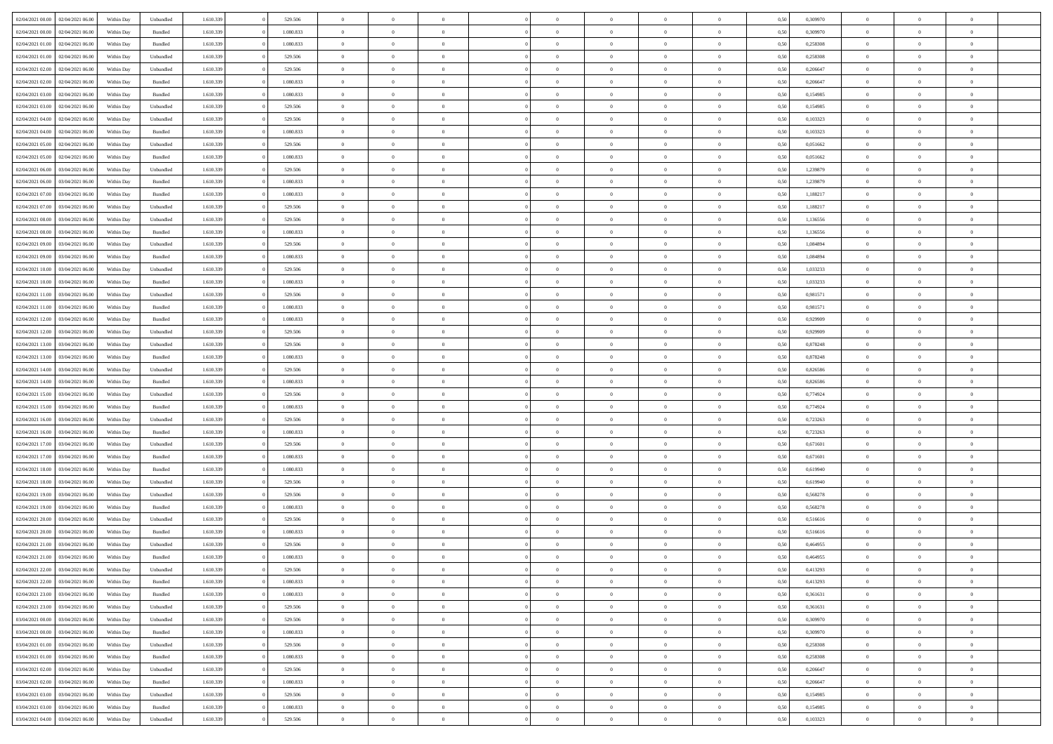| | | | | | | | | | | | | | | | | | | | | |
|---|---|---|---|---|---|---|---|---|---|---|---|---|---|---|---|---|---|---|---|---|
| 02/04/2021 00:00 | 02/04/2021 06:00 | Within Day | Unbundled | 1.610.339 | 0 | 529.506 | 0 | 0 | 0 | | 0 | 0 | 0 | 0 | 0,50 | 0,309970 | 0 | 0 | 0 | |
| 02/04/2021 00:00 | 02/04/2021 06:00 | Within Day | Bundled | 1.610.339 | 0 | 1.080.833 | 0 | 0 | 0 | | 0 | 0 | 0 | 0 | 0,50 | 0,309970 | 0 | 0 | 0 | |
| 02/04/2021 01:00 | 02/04/2021 06:00 | Within Day | Bundled | 1.610.339 | 0 | 1.080.833 | 0 | 0 | 0 | | 0 | 0 | 0 | 0 | 0,50 | 0,258308 | 0 | 0 | 0 | |
| 02/04/2021 01:00 | 02/04/2021 06:00 | Within Day | Unbundled | 1.610.339 | 0 | 529.506 | 0 | 0 | 0 | | 0 | 0 | 0 | 0 | 0,50 | 0,258308 | 0 | 0 | 0 | |
| 02/04/2021 02:00 | 02/04/2021 06:00 | Within Day | Unbundled | 1.610.339 | 0 | 529.506 | 0 | 0 | 0 | | 0 | 0 | 0 | 0 | 0,50 | 0,206647 | 0 | 0 | 0 | |
| 02/04/2021 02:00 | 02/04/2021 06:00 | Within Day | Bundled | 1.610.339 | 0 | 1.080.833 | 0 | 0 | 0 | | 0 | 0 | 0 | 0 | 0,50 | 0,206647 | 0 | 0 | 0 | |
| 02/04/2021 03:00 | 02/04/2021 06:00 | Within Day | Bundled | 1.610.339 | 0 | 1.080.833 | 0 | 0 | 0 | | 0 | 0 | 0 | 0 | 0,50 | 0,154985 | 0 | 0 | 0 | |
| 02/04/2021 03:00 | 02/04/2021 06:00 | Within Day | Unbundled | 1.610.339 | 0 | 529.506 | 0 | 0 | 0 | | 0 | 0 | 0 | 0 | 0,50 | 0,154985 | 0 | 0 | 0 | |
| 02/04/2021 04:00 | 02/04/2021 06:00 | Within Day | Unbundled | 1.610.339 | 0 | 529.506 | 0 | 0 | 0 | | 0 | 0 | 0 | 0 | 0,50 | 0,103323 | 0 | 0 | 0 | |
| 02/04/2021 04:00 | 02/04/2021 06:00 | Within Day | Bundled | 1.610.339 | 0 | 1.080.833 | 0 | 0 | 0 | | 0 | 0 | 0 | 0 | 0,50 | 0,103323 | 0 | 0 | 0 | |
| 02/04/2021 05:00 | 02/04/2021 06:00 | Within Day | Unbundled | 1.610.339 | 0 | 529.506 | 0 | 0 | 0 | | 0 | 0 | 0 | 0 | 0,50 | 0,051662 | 0 | 0 | 0 | |
| 02/04/2021 05:00 | 02/04/2021 06:00 | Within Day | Bundled | 1.610.339 | 0 | 1.080.833 | 0 | 0 | 0 | | 0 | 0 | 0 | 0 | 0,50 | 0,051662 | 0 | 0 | 0 | |
| 02/04/2021 06:00 | 03/04/2021 06:00 | Within Day | Unbundled | 1.610.339 | 0 | 529.506 | 0 | 0 | 0 | | 0 | 0 | 0 | 0 | 0,50 | 1,239879 | 0 | 0 | 0 | |
| 02/04/2021 06:00 | 03/04/2021 06:00 | Within Day | Bundled | 1.610.339 | 0 | 1.080.833 | 0 | 0 | 0 | | 0 | 0 | 0 | 0 | 0,50 | 1,239879 | 0 | 0 | 0 | |
| 02/04/2021 07:00 | 03/04/2021 06:00 | Within Day | Bundled | 1.610.339 | 0 | 1.080.833 | 0 | 0 | 0 | | 0 | 0 | 0 | 0 | 0,50 | 1,188217 | 0 | 0 | 0 | |
| 02/04/2021 07:00 | 03/04/2021 06:00 | Within Day | Unbundled | 1.610.339 | 0 | 529.506 | 0 | 0 | 0 | | 0 | 0 | 0 | 0 | 0,50 | 1,188217 | 0 | 0 | 0 | |
| 02/04/2021 08:00 | 03/04/2021 06:00 | Within Day | Unbundled | 1.610.339 | 0 | 529.506 | 0 | 0 | 0 | | 0 | 0 | 0 | 0 | 0,50 | 1,136556 | 0 | 0 | 0 | |
| 02/04/2021 08:00 | 03/04/2021 06:00 | Within Day | Bundled | 1.610.339 | 0 | 1.080.833 | 0 | 0 | 0 | | 0 | 0 | 0 | 0 | 0,50 | 1,136556 | 0 | 0 | 0 | |
| 02/04/2021 09:00 | 03/04/2021 06:00 | Within Day | Unbundled | 1.610.339 | 0 | 529.506 | 0 | 0 | 0 | | 0 | 0 | 0 | 0 | 0,50 | 1,084894 | 0 | 0 | 0 | |
| 02/04/2021 09:00 | 03/04/2021 06:00 | Within Day | Bundled | 1.610.339 | 0 | 1.080.833 | 0 | 0 | 0 | | 0 | 0 | 0 | 0 | 0,50 | 1,084894 | 0 | 0 | 0 | |
| 02/04/2021 10:00 | 03/04/2021 06:00 | Within Day | Unbundled | 1.610.339 | 0 | 529.506 | 0 | 0 | 0 | | 0 | 0 | 0 | 0 | 0,50 | 1,033233 | 0 | 0 | 0 | |
| 02/04/2021 10:00 | 03/04/2021 06:00 | Within Day | Bundled | 1.610.339 | 0 | 1.080.833 | 0 | 0 | 0 | | 0 | 0 | 0 | 0 | 0,50 | 1,033233 | 0 | 0 | 0 | |
| 02/04/2021 11:00 | 03/04/2021 06:00 | Within Day | Unbundled | 1.610.339 | 0 | 529.506 | 0 | 0 | 0 | | 0 | 0 | 0 | 0 | 0,50 | 0,981571 | 0 | 0 | 0 | |
| 02/04/2021 11:00 | 03/04/2021 06:00 | Within Day | Bundled | 1.610.339 | 0 | 1.080.833 | 0 | 0 | 0 | | 0 | 0 | 0 | 0 | 0,50 | 0,981571 | 0 | 0 | 0 | |
| 02/04/2021 12:00 | 03/04/2021 06:00 | Within Day | Bundled | 1.610.339 | 0 | 1.080.833 | 0 | 0 | 0 | | 0 | 0 | 0 | 0 | 0,50 | 0,929909 | 0 | 0 | 0 | |
| 02/04/2021 12:00 | 03/04/2021 06:00 | Within Day | Unbundled | 1.610.339 | 0 | 529.506 | 0 | 0 | 0 | | 0 | 0 | 0 | 0 | 0,50 | 0,929909 | 0 | 0 | 0 | |
| 02/04/2021 13:00 | 03/04/2021 06:00 | Within Day | Unbundled | 1.610.339 | 0 | 529.506 | 0 | 0 | 0 | | 0 | 0 | 0 | 0 | 0,50 | 0,878248 | 0 | 0 | 0 | |
| 02/04/2021 13:00 | 03/04/2021 06:00 | Within Day | Bundled | 1.610.339 | 0 | 1.080.833 | 0 | 0 | 0 | | 0 | 0 | 0 | 0 | 0,50 | 0,878248 | 0 | 0 | 0 | |
| 02/04/2021 14:00 | 03/04/2021 06:00 | Within Day | Unbundled | 1.610.339 | 0 | 529.506 | 0 | 0 | 0 | | 0 | 0 | 0 | 0 | 0,50 | 0,826586 | 0 | 0 | 0 | |
| 02/04/2021 14:00 | 03/04/2021 06:00 | Within Day | Bundled | 1.610.339 | 0 | 1.080.833 | 0 | 0 | 0 | | 0 | 0 | 0 | 0 | 0,50 | 0,826586 | 0 | 0 | 0 | |
| 02/04/2021 15:00 | 03/04/2021 06:00 | Within Day | Unbundled | 1.610.339 | 0 | 529.506 | 0 | 0 | 0 | | 0 | 0 | 0 | 0 | 0,50 | 0,774924 | 0 | 0 | 0 | |
| 02/04/2021 15:00 | 03/04/2021 06:00 | Within Day | Bundled | 1.610.339 | 0 | 1.080.833 | 0 | 0 | 0 | | 0 | 0 | 0 | 0 | 0,50 | 0,774924 | 0 | 0 | 0 | |
| 02/04/2021 16:00 | 03/04/2021 06:00 | Within Day | Unbundled | 1.610.339 | 0 | 529.506 | 0 | 0 | 0 | | 0 | 0 | 0 | 0 | 0,50 | 0,723263 | 0 | 0 | 0 | |
| 02/04/2021 16:00 | 03/04/2021 06:00 | Within Day | Bundled | 1.610.339 | 0 | 1.080.833 | 0 | 0 | 0 | | 0 | 0 | 0 | 0 | 0,50 | 0,723263 | 0 | 0 | 0 | |
| 02/04/2021 17:00 | 03/04/2021 06:00 | Within Day | Unbundled | 1.610.339 | 0 | 529.506 | 0 | 0 | 0 | | 0 | 0 | 0 | 0 | 0,50 | 0,671601 | 0 | 0 | 0 | |
| 02/04/2021 17:00 | 03/04/2021 06:00 | Within Day | Bundled | 1.610.339 | 0 | 1.080.833 | 0 | 0 | 0 | | 0 | 0 | 0 | 0 | 0,50 | 0,671601 | 0 | 0 | 0 | |
| 02/04/2021 18:00 | 03/04/2021 06:00 | Within Day | Bundled | 1.610.339 | 0 | 1.080.833 | 0 | 0 | 0 | | 0 | 0 | 0 | 0 | 0,50 | 0,619940 | 0 | 0 | 0 | |
| 02/04/2021 18:00 | 03/04/2021 06:00 | Within Day | Unbundled | 1.610.339 | 0 | 529.506 | 0 | 0 | 0 | | 0 | 0 | 0 | 0 | 0,50 | 0,619940 | 0 | 0 | 0 | |
| 02/04/2021 19:00 | 03/04/2021 06:00 | Within Day | Unbundled | 1.610.339 | 0 | 529.506 | 0 | 0 | 0 | | 0 | 0 | 0 | 0 | 0,50 | 0,568278 | 0 | 0 | 0 | |
| 02/04/2021 19:00 | 03/04/2021 06:00 | Within Day | Bundled | 1.610.339 | 0 | 1.080.833 | 0 | 0 | 0 | | 0 | 0 | 0 | 0 | 0,50 | 0,568278 | 0 | 0 | 0 | |
| 02/04/2021 20:00 | 03/04/2021 06:00 | Within Day | Unbundled | 1.610.339 | 0 | 529.506 | 0 | 0 | 0 | | 0 | 0 | 0 | 0 | 0,50 | 0,516616 | 0 | 0 | 0 | |
| 02/04/2021 20:00 | 03/04/2021 06:00 | Within Day | Bundled | 1.610.339 | 0 | 1.080.833 | 0 | 0 | 0 | | 0 | 0 | 0 | 0 | 0,50 | 0,516616 | 0 | 0 | 0 | |
| 02/04/2021 21:00 | 03/04/2021 06:00 | Within Day | Unbundled | 1.610.339 | 0 | 529.506 | 0 | 0 | 0 | | 0 | 0 | 0 | 0 | 0,50 | 0,464955 | 0 | 0 | 0 | |
| 02/04/2021 21:00 | 03/04/2021 06:00 | Within Day | Bundled | 1.610.339 | 0 | 1.080.833 | 0 | 0 | 0 | | 0 | 0 | 0 | 0 | 0,50 | 0,464955 | 0 | 0 | 0 | |
| 02/04/2021 22:00 | 03/04/2021 06:00 | Within Day | Unbundled | 1.610.339 | 0 | 529.506 | 0 | 0 | 0 | | 0 | 0 | 0 | 0 | 0,50 | 0,413293 | 0 | 0 | 0 | |
| 02/04/2021 22:00 | 03/04/2021 06:00 | Within Day | Bundled | 1.610.339 | 0 | 1.080.833 | 0 | 0 | 0 | | 0 | 0 | 0 | 0 | 0,50 | 0,413293 | 0 | 0 | 0 | |
| 02/04/2021 23:00 | 03/04/2021 06:00 | Within Day | Bundled | 1.610.339 | 0 | 1.080.833 | 0 | 0 | 0 | | 0 | 0 | 0 | 0 | 0,50 | 0,361631 | 0 | 0 | 0 | |
| 02/04/2021 23:00 | 03/04/2021 06:00 | Within Day | Unbundled | 1.610.339 | 0 | 529.506 | 0 | 0 | 0 | | 0 | 0 | 0 | 0 | 0,50 | 0,361631 | 0 | 0 | 0 | |
| 03/04/2021 00:00 | 03/04/2021 06:00 | Within Day | Unbundled | 1.610.339 | 0 | 529.506 | 0 | 0 | 0 | | 0 | 0 | 0 | 0 | 0,50 | 0,309970 | 0 | 0 | 0 | |
| 03/04/2021 00:00 | 03/04/2021 06:00 | Within Day | Bundled | 1.610.339 | 0 | 1.080.833 | 0 | 0 | 0 | | 0 | 0 | 0 | 0 | 0,50 | 0,309970 | 0 | 0 | 0 | |
| 03/04/2021 01:00 | 03/04/2021 06:00 | Within Day | Unbundled | 1.610.339 | 0 | 529.506 | 0 | 0 | 0 | | 0 | 0 | 0 | 0 | 0,50 | 0,258308 | 0 | 0 | 0 | |
| 03/04/2021 01:00 | 03/04/2021 06:00 | Within Day | Bundled | 1.610.339 | 0 | 1.080.833 | 0 | 0 | 0 | | 0 | 0 | 0 | 0 | 0,50 | 0,258308 | 0 | 0 | 0 | |
| 03/04/2021 02:00 | 03/04/2021 06:00 | Within Day | Unbundled | 1.610.339 | 0 | 529.506 | 0 | 0 | 0 | | 0 | 0 | 0 | 0 | 0,50 | 0,206647 | 0 | 0 | 0 | |
| 03/04/2021 02:00 | 03/04/2021 06:00 | Within Day | Bundled | 1.610.339 | 0 | 1.080.833 | 0 | 0 | 0 | | 0 | 0 | 0 | 0 | 0,50 | 0,206647 | 0 | 0 | 0 | |
| 03/04/2021 03:00 | 03/04/2021 06:00 | Within Day | Unbundled | 1.610.339 | 0 | 529.506 | 0 | 0 | 0 | | 0 | 0 | 0 | 0 | 0,50 | 0,154985 | 0 | 0 | 0 | |
| 03/04/2021 03:00 | 03/04/2021 06:00 | Within Day | Bundled | 1.610.339 | 0 | 1.080.833 | 0 | 0 | 0 | | 0 | 0 | 0 | 0 | 0,50 | 0,154985 | 0 | 0 | 0 | |
| 03/04/2021 04:00 | 03/04/2021 06:00 | Within Day | Unbundled | 1.610.339 | 0 | 529.506 | 0 | 0 | 0 | | 0 | 0 | 0 | 0 | 0,50 | 0,103323 | 0 | 0 | 0 | |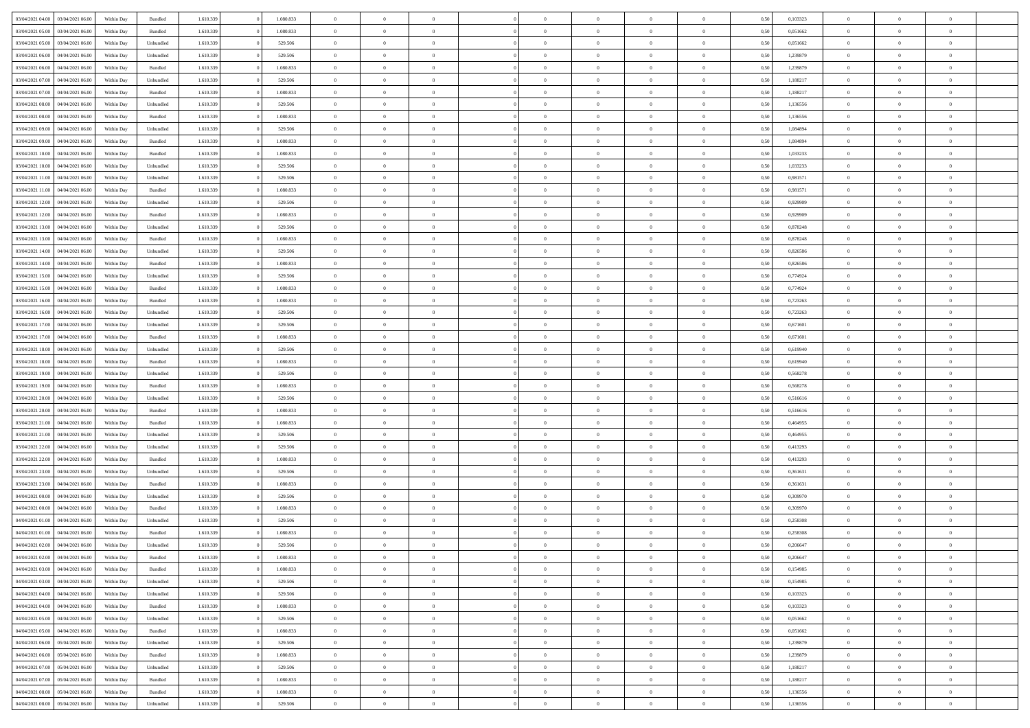| | | | | | | | | | | | | | | | | | | | | |
|---|---|---|---|---|---|---|---|---|---|---|---|---|---|---|---|---|---|---|---|---|
| 03/04/2021 04:00 | 03/04/2021 06:00 | Within Day | Bundled | 1.610.339 | 0 | 1.080.833 | 0 | 0 | 0 | | 0 | 0 | 0 | 0 | 0,50 | 0,103323 | 0 | 0 | 0 | |
| 03/04/2021 05:00 | 03/04/2021 06:00 | Within Day | Bundled | 1.610.339 | 0 | 1.080.833 | 0 | 0 | 0 | | 0 | 0 | 0 | 0 | 0,50 | 0,051662 | 0 | 0 | 0 | |
| 03/04/2021 05:00 | 03/04/2021 06:00 | Within Day | Unbundled | 1.610.339 | 0 | 529.506 | 0 | 0 | 0 | | 0 | 0 | 0 | 0 | 0,50 | 0,051662 | 0 | 0 | 0 | |
| 03/04/2021 06:00 | 04/04/2021 06:00 | Within Day | Unbundled | 1.610.339 | 0 | 529.506 | 0 | 0 | 0 | | 0 | 0 | 0 | 0 | 0,50 | 1,239879 | 0 | 0 | 0 | |
| 03/04/2021 06:00 | 04/04/2021 06:00 | Within Day | Bundled | 1.610.339 | 0 | 1.080.833 | 0 | 0 | 0 | | 0 | 0 | 0 | 0 | 0,50 | 1,239879 | 0 | 0 | 0 | |
| 03/04/2021 07:00 | 04/04/2021 06:00 | Within Day | Unbundled | 1.610.339 | 0 | 529.506 | 0 | 0 | 0 | | 0 | 0 | 0 | 0 | 0,50 | 1,188217 | 0 | 0 | 0 | |
| 03/04/2021 07:00 | 04/04/2021 06:00 | Within Day | Bundled | 1.610.339 | 0 | 1.080.833 | 0 | 0 | 0 | | 0 | 0 | 0 | 0 | 0,50 | 1,188217 | 0 | 0 | 0 | |
| 03/04/2021 08:00 | 04/04/2021 06:00 | Within Day | Unbundled | 1.610.339 | 0 | 529.506 | 0 | 0 | 0 | | 0 | 0 | 0 | 0 | 0,50 | 1,136556 | 0 | 0 | 0 | |
| 03/04/2021 08:00 | 04/04/2021 06:00 | Within Day | Bundled | 1.610.339 | 0 | 1.080.833 | 0 | 0 | 0 | | 0 | 0 | 0 | 0 | 0,50 | 1,136556 | 0 | 0 | 0 | |
| 03/04/2021 09:00 | 04/04/2021 06:00 | Within Day | Unbundled | 1.610.339 | 0 | 529.506 | 0 | 0 | 0 | | 0 | 0 | 0 | 0 | 0,50 | 1,084894 | 0 | 0 | 0 | |
| 03/04/2021 09:00 | 04/04/2021 06:00 | Within Day | Bundled | 1.610.339 | 0 | 1.080.833 | 0 | 0 | 0 | | 0 | 0 | 0 | 0 | 0,50 | 1,084894 | 0 | 0 | 0 | |
| 03/04/2021 10:00 | 04/04/2021 06:00 | Within Day | Bundled | 1.610.339 | 0 | 1.080.833 | 0 | 0 | 0 | | 0 | 0 | 0 | 0 | 0,50 | 1,033233 | 0 | 0 | 0 | |
| 03/04/2021 10:00 | 04/04/2021 06:00 | Within Day | Unbundled | 1.610.339 | 0 | 529.506 | 0 | 0 | 0 | | 0 | 0 | 0 | 0 | 0,50 | 1,033233 | 0 | 0 | 0 | |
| 03/04/2021 11:00 | 04/04/2021 06:00 | Within Day | Unbundled | 1.610.339 | 0 | 529.506 | 0 | 0 | 0 | | 0 | 0 | 0 | 0 | 0,50 | 0,981571 | 0 | 0 | 0 | |
| 03/04/2021 11:00 | 04/04/2021 06:00 | Within Day | Bundled | 1.610.339 | 0 | 1.080.833 | 0 | 0 | 0 | | 0 | 0 | 0 | 0 | 0,50 | 0,981571 | 0 | 0 | 0 | |
| 03/04/2021 12:00 | 04/04/2021 06:00 | Within Day | Unbundled | 1.610.339 | 0 | 529.506 | 0 | 0 | 0 | | 0 | 0 | 0 | 0 | 0,50 | 0,929909 | 0 | 0 | 0 | |
| 03/04/2021 12:00 | 04/04/2021 06:00 | Within Day | Bundled | 1.610.339 | 0 | 1.080.833 | 0 | 0 | 0 | | 0 | 0 | 0 | 0 | 0,50 | 0,929909 | 0 | 0 | 0 | |
| 03/04/2021 13:00 | 04/04/2021 06:00 | Within Day | Unbundled | 1.610.339 | 0 | 529.506 | 0 | 0 | 0 | | 0 | 0 | 0 | 0 | 0,50 | 0,878248 | 0 | 0 | 0 | |
| 03/04/2021 13:00 | 04/04/2021 06:00 | Within Day | Bundled | 1.610.339 | 0 | 1.080.833 | 0 | 0 | 0 | | 0 | 0 | 0 | 0 | 0,50 | 0,878248 | 0 | 0 | 0 | |
| 03/04/2021 14:00 | 04/04/2021 06:00 | Within Day | Unbundled | 1.610.339 | 0 | 529.506 | 0 | 0 | 0 | | 0 | 0 | 0 | 0 | 0,50 | 0,826586 | 0 | 0 | 0 | |
| 03/04/2021 14:00 | 04/04/2021 06:00 | Within Day | Bundled | 1.610.339 | 0 | 1.080.833 | 0 | 0 | 0 | | 0 | 0 | 0 | 0 | 0,50 | 0,826586 | 0 | 0 | 0 | |
| 03/04/2021 15:00 | 04/04/2021 06:00 | Within Day | Unbundled | 1.610.339 | 0 | 529.506 | 0 | 0 | 0 | | 0 | 0 | 0 | 0 | 0,50 | 0,774924 | 0 | 0 | 0 | |
| 03/04/2021 15:00 | 04/04/2021 06:00 | Within Day | Bundled | 1.610.339 | 0 | 1.080.833 | 0 | 0 | 0 | | 0 | 0 | 0 | 0 | 0,50 | 0,774924 | 0 | 0 | 0 | |
| 03/04/2021 16:00 | 04/04/2021 06:00 | Within Day | Bundled | 1.610.339 | 0 | 1.080.833 | 0 | 0 | 0 | | 0 | 0 | 0 | 0 | 0,50 | 0,723263 | 0 | 0 | 0 | |
| 03/04/2021 16:00 | 04/04/2021 06:00 | Within Day | Unbundled | 1.610.339 | 0 | 529.506 | 0 | 0 | 0 | | 0 | 0 | 0 | 0 | 0,50 | 0,723263 | 0 | 0 | 0 | |
| 03/04/2021 17:00 | 04/04/2021 06:00 | Within Day | Unbundled | 1.610.339 | 0 | 529.506 | 0 | 0 | 0 | | 0 | 0 | 0 | 0 | 0,50 | 0,671601 | 0 | 0 | 0 | |
| 03/04/2021 17:00 | 04/04/2021 06:00 | Within Day | Bundled | 1.610.339 | 0 | 1.080.833 | 0 | 0 | 0 | | 0 | 0 | 0 | 0 | 0,50 | 0,671601 | 0 | 0 | 0 | |
| 03/04/2021 18:00 | 04/04/2021 06:00 | Within Day | Unbundled | 1.610.339 | 0 | 529.506 | 0 | 0 | 0 | | 0 | 0 | 0 | 0 | 0,50 | 0,619940 | 0 | 0 | 0 | |
| 03/04/2021 18:00 | 04/04/2021 06:00 | Within Day | Bundled | 1.610.339 | 0 | 1.080.833 | 0 | 0 | 0 | | 0 | 0 | 0 | 0 | 0,50 | 0,619940 | 0 | 0 | 0 | |
| 03/04/2021 19:00 | 04/04/2021 06:00 | Within Day | Unbundled | 1.610.339 | 0 | 529.506 | 0 | 0 | 0 | | 0 | 0 | 0 | 0 | 0,50 | 0,568278 | 0 | 0 | 0 | |
| 03/04/2021 19:00 | 04/04/2021 06:00 | Within Day | Bundled | 1.610.339 | 0 | 1.080.833 | 0 | 0 | 0 | | 0 | 0 | 0 | 0 | 0,50 | 0,568278 | 0 | 0 | 0 | |
| 03/04/2021 20:00 | 04/04/2021 06:00 | Within Day | Unbundled | 1.610.339 | 0 | 529.506 | 0 | 0 | 0 | | 0 | 0 | 0 | 0 | 0,50 | 0,516616 | 0 | 0 | 0 | |
| 03/04/2021 20:00 | 04/04/2021 06:00 | Within Day | Bundled | 1.610.339 | 0 | 1.080.833 | 0 | 0 | 0 | | 0 | 0 | 0 | 0 | 0,50 | 0,516616 | 0 | 0 | 0 | |
| 03/04/2021 21:00 | 04/04/2021 06:00 | Within Day | Bundled | 1.610.339 | 0 | 1.080.833 | 0 | 0 | 0 | | 0 | 0 | 0 | 0 | 0,50 | 0,464955 | 0 | 0 | 0 | |
| 03/04/2021 21:00 | 04/04/2021 06:00 | Within Day | Unbundled | 1.610.339 | 0 | 529.506 | 0 | 0 | 0 | | 0 | 0 | 0 | 0 | 0,50 | 0,464955 | 0 | 0 | 0 | |
| 03/04/2021 22:00 | 04/04/2021 06:00 | Within Day | Unbundled | 1.610.339 | 0 | 529.506 | 0 | 0 | 0 | | 0 | 0 | 0 | 0 | 0,50 | 0,413293 | 0 | 0 | 0 | |
| 03/04/2021 22:00 | 04/04/2021 06:00 | Within Day | Bundled | 1.610.339 | 0 | 1.080.833 | 0 | 0 | 0 | | 0 | 0 | 0 | 0 | 0,50 | 0,413293 | 0 | 0 | 0 | |
| 03/04/2021 23:00 | 04/04/2021 06:00 | Within Day | Unbundled | 1.610.339 | 0 | 529.506 | 0 | 0 | 0 | | 0 | 0 | 0 | 0 | 0,50 | 0,361631 | 0 | 0 | 0 | |
| 03/04/2021 23:00 | 04/04/2021 06:00 | Within Day | Bundled | 1.610.339 | 0 | 1.080.833 | 0 | 0 | 0 | | 0 | 0 | 0 | 0 | 0,50 | 0,361631 | 0 | 0 | 0 | |
| 04/04/2021 00:00 | 04/04/2021 06:00 | Within Day | Unbundled | 1.610.339 | 0 | 529.506 | 0 | 0 | 0 | | 0 | 0 | 0 | 0 | 0,50 | 0,309970 | 0 | 0 | 0 | |
| 04/04/2021 00:00 | 04/04/2021 06:00 | Within Day | Bundled | 1.610.339 | 0 | 1.080.833 | 0 | 0 | 0 | | 0 | 0 | 0 | 0 | 0,50 | 0,309970 | 0 | 0 | 0 | |
| 04/04/2021 01:00 | 04/04/2021 06:00 | Within Day | Unbundled | 1.610.339 | 0 | 529.506 | 0 | 0 | 0 | | 0 | 0 | 0 | 0 | 0,50 | 0,258308 | 0 | 0 | 0 | |
| 04/04/2021 01:00 | 04/04/2021 06:00 | Within Day | Bundled | 1.610.339 | 0 | 1.080.833 | 0 | 0 | 0 | | 0 | 0 | 0 | 0 | 0,50 | 0,258308 | 0 | 0 | 0 | |
| 04/04/2021 02:00 | 04/04/2021 06:00 | Within Day | Unbundled | 1.610.339 | 0 | 529.506 | 0 | 0 | 0 | | 0 | 0 | 0 | 0 | 0,50 | 0,206647 | 0 | 0 | 0 | |
| 04/04/2021 02:00 | 04/04/2021 06:00 | Within Day | Bundled | 1.610.339 | 0 | 1.080.833 | 0 | 0 | 0 | | 0 | 0 | 0 | 0 | 0,50 | 0,206647 | 0 | 0 | 0 | |
| 04/04/2021 03:00 | 04/04/2021 06:00 | Within Day | Bundled | 1.610.339 | 0 | 1.080.833 | 0 | 0 | 0 | | 0 | 0 | 0 | 0 | 0,50 | 0,154985 | 0 | 0 | 0 | |
| 04/04/2021 03:00 | 04/04/2021 06:00 | Within Day | Unbundled | 1.610.339 | 0 | 529.506 | 0 | 0 | 0 | | 0 | 0 | 0 | 0 | 0,50 | 0,154985 | 0 | 0 | 0 | |
| 04/04/2021 04:00 | 04/04/2021 06:00 | Within Day | Unbundled | 1.610.339 | 0 | 529.506 | 0 | 0 | 0 | | 0 | 0 | 0 | 0 | 0,50 | 0,103323 | 0 | 0 | 0 | |
| 04/04/2021 04:00 | 04/04/2021 06:00 | Within Day | Bundled | 1.610.339 | 0 | 1.080.833 | 0 | 0 | 0 | | 0 | 0 | 0 | 0 | 0,50 | 0,103323 | 0 | 0 | 0 | |
| 04/04/2021 05:00 | 04/04/2021 06:00 | Within Day | Unbundled | 1.610.339 | 0 | 529.506 | 0 | 0 | 0 | | 0 | 0 | 0 | 0 | 0,50 | 0,051662 | 0 | 0 | 0 | |
| 04/04/2021 05:00 | 04/04/2021 06:00 | Within Day | Bundled | 1.610.339 | 0 | 1.080.833 | 0 | 0 | 0 | | 0 | 0 | 0 | 0 | 0,50 | 0,051662 | 0 | 0 | 0 | |
| 04/04/2021 06:00 | 05/04/2021 06:00 | Within Day | Unbundled | 1.610.339 | 0 | 529.506 | 0 | 0 | 0 | | 0 | 0 | 0 | 0 | 0,50 | 1,239879 | 0 | 0 | 0 | |
| 04/04/2021 06:00 | 05/04/2021 06:00 | Within Day | Bundled | 1.610.339 | 0 | 1.080.833 | 0 | 0 | 0 | | 0 | 0 | 0 | 0 | 0,50 | 1,239879 | 0 | 0 | 0 | |
| 04/04/2021 07:00 | 05/04/2021 06:00 | Within Day | Unbundled | 1.610.339 | 0 | 529.506 | 0 | 0 | 0 | | 0 | 0 | 0 | 0 | 0,50 | 1,188217 | 0 | 0 | 0 | |
| 04/04/2021 07:00 | 05/04/2021 06:00 | Within Day | Bundled | 1.610.339 | 0 | 1.080.833 | 0 | 0 | 0 | | 0 | 0 | 0 | 0 | 0,50 | 1,188217 | 0 | 0 | 0 | |
| 04/04/2021 08:00 | 05/04/2021 06:00 | Within Day | Bundled | 1.610.339 | 0 | 1.080.833 | 0 | 0 | 0 | | 0 | 0 | 0 | 0 | 0,50 | 1,136556 | 0 | 0 | 0 | |
| 04/04/2021 08:00 | 05/04/2021 06:00 | Within Day | Unbundled | 1.610.339 | 0 | 529.506 | 0 | 0 | 0 | | 0 | 0 | 0 | 0 | 0,50 | 1,136556 | 0 | 0 | 0 | |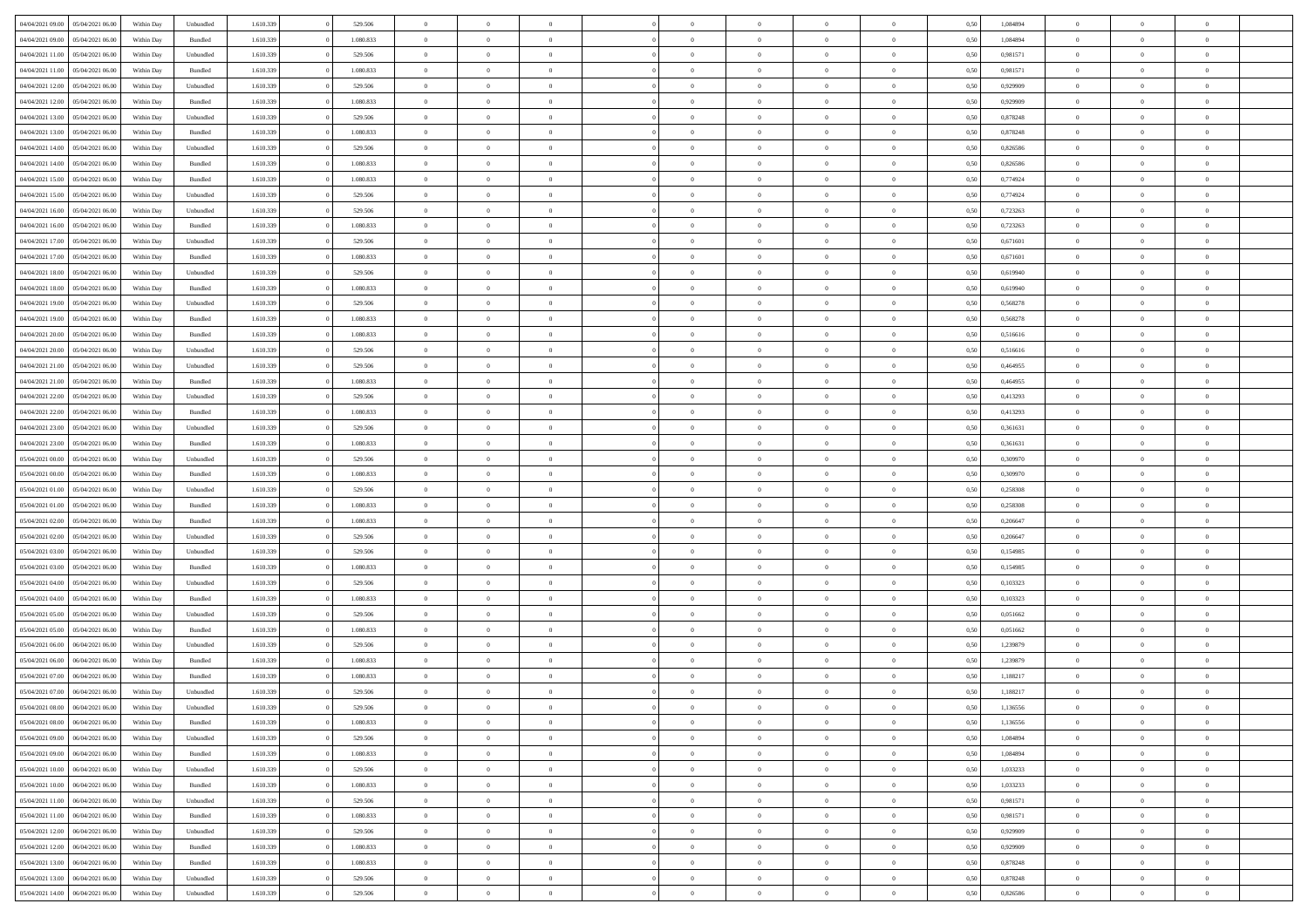| | | | | | | | | | | | | | | | | | | | | | |
|---|---|---|---|---|---|---|---|---|---|---|---|---|---|---|---|---|---|---|---|---|---|
| 04/04/2021 09:00 | 05/04/2021 06:00 | Within Day | Unbundled | 1.610.339 | 0 | 529.506 | 0 | 0 | 0 | | 0 | 0 | 0 | 0 | 0 | 0,50 | 1,084894 | 0 | 0 | 0 | |
| 04/04/2021 09:00 | 05/04/2021 06:00 | Within Day | Bundled | 1.610.339 | 0 | 1.080.833 | 0 | 0 | 0 | | 0 | 0 | 0 | 0 | 0 | 0,50 | 1,084894 | 0 | 0 | 0 | |
| 04/04/2021 11:00 | 05/04/2021 06:00 | Within Day | Unbundled | 1.610.339 | 0 | 529.506 | 0 | 0 | 0 | | 0 | 0 | 0 | 0 | 0 | 0,50 | 0,981571 | 0 | 0 | 0 | |
| 04/04/2021 11:00 | 05/04/2021 06:00 | Within Day | Bundled | 1.610.339 | 0 | 1.080.833 | 0 | 0 | 0 | | 0 | 0 | 0 | 0 | 0 | 0,50 | 0,981571 | 0 | 0 | 0 | |
| 04/04/2021 12:00 | 05/04/2021 06:00 | Within Day | Unbundled | 1.610.339 | 0 | 529.506 | 0 | 0 | 0 | | 0 | 0 | 0 | 0 | 0 | 0,50 | 0,929909 | 0 | 0 | 0 | |
| 04/04/2021 12:00 | 05/04/2021 06:00 | Within Day | Bundled | 1.610.339 | 0 | 1.080.833 | 0 | 0 | 0 | | 0 | 0 | 0 | 0 | 0 | 0,50 | 0,929909 | 0 | 0 | 0 | |
| 04/04/2021 13:00 | 05/04/2021 06:00 | Within Day | Unbundled | 1.610.339 | 0 | 529.506 | 0 | 0 | 0 | | 0 | 0 | 0 | 0 | 0 | 0,50 | 0,878248 | 0 | 0 | 0 | |
| 04/04/2021 13:00 | 05/04/2021 06:00 | Within Day | Bundled | 1.610.339 | 0 | 1.080.833 | 0 | 0 | 0 | | 0 | 0 | 0 | 0 | 0 | 0,50 | 0,878248 | 0 | 0 | 0 | |
| 04/04/2021 14:00 | 05/04/2021 06:00 | Within Day | Unbundled | 1.610.339 | 0 | 529.506 | 0 | 0 | 0 | | 0 | 0 | 0 | 0 | 0 | 0,50 | 0,826586 | 0 | 0 | 0 | |
| 04/04/2021 14:00 | 05/04/2021 06:00 | Within Day | Bundled | 1.610.339 | 0 | 1.080.833 | 0 | 0 | 0 | | 0 | 0 | 0 | 0 | 0 | 0,50 | 0,826586 | 0 | 0 | 0 | |
| 04/04/2021 15:00 | 05/04/2021 06:00 | Within Day | Bundled | 1.610.339 | 0 | 1.080.833 | 0 | 0 | 0 | | 0 | 0 | 0 | 0 | 0 | 0,50 | 0,774924 | 0 | 0 | 0 | |
| 04/04/2021 15:00 | 05/04/2021 06:00 | Within Day | Unbundled | 1.610.339 | 0 | 529.506 | 0 | 0 | 0 | | 0 | 0 | 0 | 0 | 0 | 0,50 | 0,774924 | 0 | 0 | 0 | |
| 04/04/2021 16:00 | 05/04/2021 06:00 | Within Day | Unbundled | 1.610.339 | 0 | 529.506 | 0 | 0 | 0 | | 0 | 0 | 0 | 0 | 0 | 0,50 | 0,723263 | 0 | 0 | 0 | |
| 04/04/2021 16:00 | 05/04/2021 06:00 | Within Day | Bundled | 1.610.339 | 0 | 1.080.833 | 0 | 0 | 0 | | 0 | 0 | 0 | 0 | 0 | 0,50 | 0,723263 | 0 | 0 | 0 | |
| 04/04/2021 17:00 | 05/04/2021 06:00 | Within Day | Unbundled | 1.610.339 | 0 | 529.506 | 0 | 0 | 0 | | 0 | 0 | 0 | 0 | 0 | 0,50 | 0,671601 | 0 | 0 | 0 | |
| 04/04/2021 17:00 | 05/04/2021 06:00 | Within Day | Bundled | 1.610.339 | 0 | 1.080.833 | 0 | 0 | 0 | | 0 | 0 | 0 | 0 | 0 | 0,50 | 0,671601 | 0 | 0 | 0 | |
| 04/04/2021 18:00 | 05/04/2021 06:00 | Within Day | Unbundled | 1.610.339 | 0 | 529.506 | 0 | 0 | 0 | | 0 | 0 | 0 | 0 | 0 | 0,50 | 0,619940 | 0 | 0 | 0 | |
| 04/04/2021 18:00 | 05/04/2021 06:00 | Within Day | Bundled | 1.610.339 | 0 | 1.080.833 | 0 | 0 | 0 | | 0 | 0 | 0 | 0 | 0 | 0,50 | 0,619940 | 0 | 0 | 0 | |
| 04/04/2021 19:00 | 05/04/2021 06:00 | Within Day | Unbundled | 1.610.339 | 0 | 529.506 | 0 | 0 | 0 | | 0 | 0 | 0 | 0 | 0 | 0,50 | 0,568278 | 0 | 0 | 0 | |
| 04/04/2021 19:00 | 05/04/2021 06:00 | Within Day | Bundled | 1.610.339 | 0 | 1.080.833 | 0 | 0 | 0 | | 0 | 0 | 0 | 0 | 0 | 0,50 | 0,568278 | 0 | 0 | 0 | |
| 04/04/2021 20:00 | 05/04/2021 06:00 | Within Day | Bundled | 1.610.339 | 0 | 1.080.833 | 0 | 0 | 0 | | 0 | 0 | 0 | 0 | 0 | 0,50 | 0,516616 | 0 | 0 | 0 | |
| 04/04/2021 20:00 | 05/04/2021 06:00 | Within Day | Unbundled | 1.610.339 | 0 | 529.506 | 0 | 0 | 0 | | 0 | 0 | 0 | 0 | 0 | 0,50 | 0,516616 | 0 | 0 | 0 | |
| 04/04/2021 21:00 | 05/04/2021 06:00 | Within Day | Unbundled | 1.610.339 | 0 | 529.506 | 0 | 0 | 0 | | 0 | 0 | 0 | 0 | 0 | 0,50 | 0,464955 | 0 | 0 | 0 | |
| 04/04/2021 21:00 | 05/04/2021 06:00 | Within Day | Bundled | 1.610.339 | 0 | 1.080.833 | 0 | 0 | 0 | | 0 | 0 | 0 | 0 | 0 | 0,50 | 0,464955 | 0 | 0 | 0 | |
| 04/04/2021 22:00 | 05/04/2021 06:00 | Within Day | Unbundled | 1.610.339 | 0 | 529.506 | 0 | 0 | 0 | | 0 | 0 | 0 | 0 | 0 | 0,50 | 0,413293 | 0 | 0 | 0 | |
| 04/04/2021 22:00 | 05/04/2021 06:00 | Within Day | Bundled | 1.610.339 | 0 | 1.080.833 | 0 | 0 | 0 | | 0 | 0 | 0 | 0 | 0 | 0,50 | 0,413293 | 0 | 0 | 0 | |
| 04/04/2021 23:00 | 05/04/2021 06:00 | Within Day | Unbundled | 1.610.339 | 0 | 529.506 | 0 | 0 | 0 | | 0 | 0 | 0 | 0 | 0 | 0,50 | 0,361631 | 0 | 0 | 0 | |
| 04/04/2021 23:00 | 05/04/2021 06:00 | Within Day | Bundled | 1.610.339 | 0 | 1.080.833 | 0 | 0 | 0 | | 0 | 0 | 0 | 0 | 0 | 0,50 | 0,361631 | 0 | 0 | 0 | |
| 05/04/2021 00:00 | 05/04/2021 06:00 | Within Day | Unbundled | 1.610.339 | 0 | 529.506 | 0 | 0 | 0 | | 0 | 0 | 0 | 0 | 0 | 0,50 | 0,309970 | 0 | 0 | 0 | |
| 05/04/2021 00:00 | 05/04/2021 06:00 | Within Day | Bundled | 1.610.339 | 0 | 1.080.833 | 0 | 0 | 0 | | 0 | 0 | 0 | 0 | 0 | 0,50 | 0,309970 | 0 | 0 | 0 | |
| 05/04/2021 01:00 | 05/04/2021 06:00 | Within Day | Unbundled | 1.610.339 | 0 | 529.506 | 0 | 0 | 0 | | 0 | 0 | 0 | 0 | 0 | 0,50 | 0,258308 | 0 | 0 | 0 | |
| 05/04/2021 01:00 | 05/04/2021 06:00 | Within Day | Bundled | 1.610.339 | 0 | 1.080.833 | 0 | 0 | 0 | | 0 | 0 | 0 | 0 | 0 | 0,50 | 0,258308 | 0 | 0 | 0 | |
| 05/04/2021 02:00 | 05/04/2021 06:00 | Within Day | Bundled | 1.610.339 | 0 | 1.080.833 | 0 | 0 | 0 | | 0 | 0 | 0 | 0 | 0 | 0,50 | 0,206647 | 0 | 0 | 0 | |
| 05/04/2021 02:00 | 05/04/2021 06:00 | Within Day | Unbundled | 1.610.339 | 0 | 529.506 | 0 | 0 | 0 | | 0 | 0 | 0 | 0 | 0 | 0,50 | 0,206647 | 0 | 0 | 0 | |
| 05/04/2021 03:00 | 05/04/2021 06:00 | Within Day | Unbundled | 1.610.339 | 0 | 529.506 | 0 | 0 | 0 | | 0 | 0 | 0 | 0 | 0 | 0,50 | 0,154985 | 0 | 0 | 0 | |
| 05/04/2021 03:00 | 05/04/2021 06:00 | Within Day | Bundled | 1.610.339 | 0 | 1.080.833 | 0 | 0 | 0 | | 0 | 0 | 0 | 0 | 0 | 0,50 | 0,154985 | 0 | 0 | 0 | |
| 05/04/2021 04:00 | 05/04/2021 06:00 | Within Day | Unbundled | 1.610.339 | 0 | 529.506 | 0 | 0 | 0 | | 0 | 0 | 0 | 0 | 0 | 0,50 | 0,103323 | 0 | 0 | 0 | |
| 05/04/2021 04:00 | 05/04/2021 06:00 | Within Day | Bundled | 1.610.339 | 0 | 1.080.833 | 0 | 0 | 0 | | 0 | 0 | 0 | 0 | 0 | 0,50 | 0,103323 | 0 | 0 | 0 | |
| 05/04/2021 05:00 | 05/04/2021 06:00 | Within Day | Unbundled | 1.610.339 | 0 | 529.506 | 0 | 0 | 0 | | 0 | 0 | 0 | 0 | 0 | 0,50 | 0,051662 | 0 | 0 | 0 | |
| 05/04/2021 05:00 | 05/04/2021 06:00 | Within Day | Bundled | 1.610.339 | 0 | 1.080.833 | 0 | 0 | 0 | | 0 | 0 | 0 | 0 | 0 | 0,50 | 0,051662 | 0 | 0 | 0 | |
| 05/04/2021 06:00 | 06/04/2021 06:00 | Within Day | Unbundled | 1.610.339 | 0 | 529.506 | 0 | 0 | 0 | | 0 | 0 | 0 | 0 | 0 | 0,50 | 1,239879 | 0 | 0 | 0 | |
| 05/04/2021 06:00 | 06/04/2021 06:00 | Within Day | Bundled | 1.610.339 | 0 | 1.080.833 | 0 | 0 | 0 | | 0 | 0 | 0 | 0 | 0 | 0,50 | 1,239879 | 0 | 0 | 0 | |
| 05/04/2021 07:00 | 06/04/2021 06:00 | Within Day | Bundled | 1.610.339 | 0 | 1.080.833 | 0 | 0 | 0 | | 0 | 0 | 0 | 0 | 0 | 0,50 | 1,188217 | 0 | 0 | 0 | |
| 05/04/2021 07:00 | 06/04/2021 06:00 | Within Day | Unbundled | 1.610.339 | 0 | 529.506 | 0 | 0 | 0 | | 0 | 0 | 0 | 0 | 0 | 0,50 | 1,188217 | 0 | 0 | 0 | |
| 05/04/2021 08:00 | 06/04/2021 06:00 | Within Day | Unbundled | 1.610.339 | 0 | 529.506 | 0 | 0 | 0 | | 0 | 0 | 0 | 0 | 0 | 0,50 | 1,136556 | 0 | 0 | 0 | |
| 05/04/2021 08:00 | 06/04/2021 06:00 | Within Day | Bundled | 1.610.339 | 0 | 1.080.833 | 0 | 0 | 0 | | 0 | 0 | 0 | 0 | 0 | 0,50 | 1,136556 | 0 | 0 | 0 | |
| 05/04/2021 09:00 | 06/04/2021 06:00 | Within Day | Unbundled | 1.610.339 | 0 | 529.506 | 0 | 0 | 0 | | 0 | 0 | 0 | 0 | 0 | 0,50 | 1,084894 | 0 | 0 | 0 | |
| 05/04/2021 09:00 | 06/04/2021 06:00 | Within Day | Bundled | 1.610.339 | 0 | 1.080.833 | 0 | 0 | 0 | | 0 | 0 | 0 | 0 | 0 | 0,50 | 1,084894 | 0 | 0 | 0 | |
| 05/04/2021 10:00 | 06/04/2021 06:00 | Within Day | Unbundled | 1.610.339 | 0 | 529.506 | 0 | 0 | 0 | | 0 | 0 | 0 | 0 | 0 | 0,50 | 1,033233 | 0 | 0 | 0 | |
| 05/04/2021 10:00 | 06/04/2021 06:00 | Within Day | Bundled | 1.610.339 | 0 | 1.080.833 | 0 | 0 | 0 | | 0 | 0 | 0 | 0 | 0 | 0,50 | 1,033233 | 0 | 0 | 0 | |
| 05/04/2021 11:00 | 06/04/2021 06:00 | Within Day | Unbundled | 1.610.339 | 0 | 529.506 | 0 | 0 | 0 | | 0 | 0 | 0 | 0 | 0 | 0,50 | 0,981571 | 0 | 0 | 0 | |
| 05/04/2021 11:00 | 06/04/2021 06:00 | Within Day | Bundled | 1.610.339 | 0 | 1.080.833 | 0 | 0 | 0 | | 0 | 0 | 0 | 0 | 0 | 0,50 | 0,981571 | 0 | 0 | 0 | |
| 05/04/2021 12:00 | 06/04/2021 06:00 | Within Day | Unbundled | 1.610.339 | 0 | 529.506 | 0 | 0 | 0 | | 0 | 0 | 0 | 0 | 0 | 0,50 | 0,929909 | 0 | 0 | 0 | |
| 05/04/2021 12:00 | 06/04/2021 06:00 | Within Day | Bundled | 1.610.339 | 0 | 1.080.833 | 0 | 0 | 0 | | 0 | 0 | 0 | 0 | 0 | 0,50 | 0,929909 | 0 | 0 | 0 | |
| 05/04/2021 13:00 | 06/04/2021 06:00 | Within Day | Bundled | 1.610.339 | 0 | 1.080.833 | 0 | 0 | 0 | | 0 | 0 | 0 | 0 | 0 | 0,50 | 0,878248 | 0 | 0 | 0 | |
| 05/04/2021 13:00 | 06/04/2021 06:00 | Within Day | Unbundled | 1.610.339 | 0 | 529.506 | 0 | 0 | 0 | | 0 | 0 | 0 | 0 | 0 | 0,50 | 0,878248 | 0 | 0 | 0 | |
| 05/04/2021 14:00 | 06/04/2021 06:00 | Within Day | Unbundled | 1.610.339 | 0 | 529.506 | 0 | 0 | 0 | | 0 | 0 | 0 | 0 | 0 | 0,50 | 0,826586 | 0 | 0 | 0 | |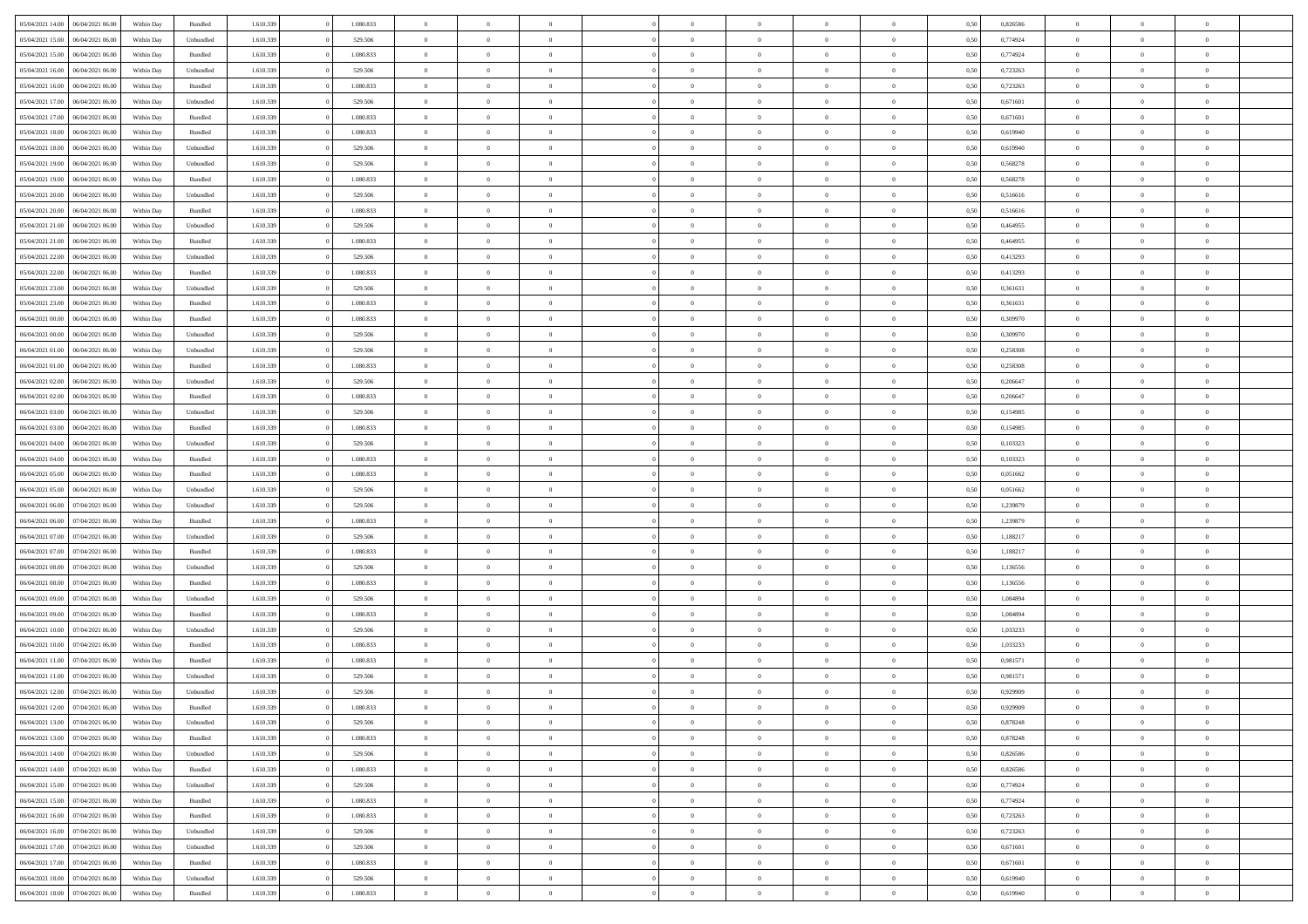| | | | | | | | | | | | | | | | | | | | | |
|---|---|---|---|---|---|---|---|---|---|---|---|---|---|---|---|---|---|---|---|---|
| 05/04/2021 14:00 | 06/04/2021 06:00 | Within Day | Bundled | 1.610.339 | 0 | 1.080.833 | 0 | 0 | 0 | | 0 | 0 | 0 | 0 | 0,50 | 0,826586 | 0 | 0 | 0 | |
| 05/04/2021 15:00 | 06/04/2021 06:00 | Within Day | Unbundled | 1.610.339 | 0 | 529.506 | 0 | 0 | 0 | | 0 | 0 | 0 | 0 | 0,50 | 0,774924 | 0 | 0 | 0 | |
| 05/04/2021 15:00 | 06/04/2021 06:00 | Within Day | Bundled | 1.610.339 | 0 | 1.080.833 | 0 | 0 | 0 | | 0 | 0 | 0 | 0 | 0,50 | 0,774924 | 0 | 0 | 0 | |
| 05/04/2021 16:00 | 06/04/2021 06:00 | Within Day | Unbundled | 1.610.339 | 0 | 529.506 | 0 | 0 | 0 | | 0 | 0 | 0 | 0 | 0,50 | 0,723263 | 0 | 0 | 0 | |
| 05/04/2021 16:00 | 06/04/2021 06:00 | Within Day | Bundled | 1.610.339 | 0 | 1.080.833 | 0 | 0 | 0 | | 0 | 0 | 0 | 0 | 0,50 | 0,723263 | 0 | 0 | 0 | |
| 05/04/2021 17:00 | 06/04/2021 06:00 | Within Day | Unbundled | 1.610.339 | 0 | 529.506 | 0 | 0 | 0 | | 0 | 0 | 0 | 0 | 0,50 | 0,671601 | 0 | 0 | 0 | |
| 05/04/2021 17:00 | 06/04/2021 06:00 | Within Day | Bundled | 1.610.339 | 0 | 1.080.833 | 0 | 0 | 0 | | 0 | 0 | 0 | 0 | 0,50 | 0,671601 | 0 | 0 | 0 | |
| 05/04/2021 18:00 | 06/04/2021 06:00 | Within Day | Bundled | 1.610.339 | 0 | 1.080.833 | 0 | 0 | 0 | | 0 | 0 | 0 | 0 | 0,50 | 0,619940 | 0 | 0 | 0 | |
| 05/04/2021 18:00 | 06/04/2021 06:00 | Within Day | Unbundled | 1.610.339 | 0 | 529.506 | 0 | 0 | 0 | | 0 | 0 | 0 | 0 | 0,50 | 0,619940 | 0 | 0 | 0 | |
| 05/04/2021 19:00 | 06/04/2021 06:00 | Within Day | Unbundled | 1.610.339 | 0 | 529.506 | 0 | 0 | 0 | | 0 | 0 | 0 | 0 | 0,50 | 0,568278 | 0 | 0 | 0 | |
| 05/04/2021 19:00 | 06/04/2021 06:00 | Within Day | Bundled | 1.610.339 | 0 | 1.080.833 | 0 | 0 | 0 | | 0 | 0 | 0 | 0 | 0,50 | 0,568278 | 0 | 0 | 0 | |
| 05/04/2021 20:00 | 06/04/2021 06:00 | Within Day | Unbundled | 1.610.339 | 0 | 529.506 | 0 | 0 | 0 | | 0 | 0 | 0 | 0 | 0,50 | 0,516616 | 0 | 0 | 0 | |
| 05/04/2021 20:00 | 06/04/2021 06:00 | Within Day | Bundled | 1.610.339 | 0 | 1.080.833 | 0 | 0 | 0 | | 0 | 0 | 0 | 0 | 0,50 | 0,516616 | 0 | 0 | 0 | |
| 05/04/2021 21:00 | 06/04/2021 06:00 | Within Day | Unbundled | 1.610.339 | 0 | 529.506 | 0 | 0 | 0 | | 0 | 0 | 0 | 0 | 0,50 | 0,464955 | 0 | 0 | 0 | |
| 05/04/2021 21:00 | 06/04/2021 06:00 | Within Day | Bundled | 1.610.339 | 0 | 1.080.833 | 0 | 0 | 0 | | 0 | 0 | 0 | 0 | 0,50 | 0,464955 | 0 | 0 | 0 | |
| 05/04/2021 22:00 | 06/04/2021 06:00 | Within Day | Unbundled | 1.610.339 | 0 | 529.506 | 0 | 0 | 0 | | 0 | 0 | 0 | 0 | 0,50 | 0,413293 | 0 | 0 | 0 | |
| 05/04/2021 22:00 | 06/04/2021 06:00 | Within Day | Bundled | 1.610.339 | 0 | 1.080.833 | 0 | 0 | 0 | | 0 | 0 | 0 | 0 | 0,50 | 0,413293 | 0 | 0 | 0 | |
| 05/04/2021 23:00 | 06/04/2021 06:00 | Within Day | Unbundled | 1.610.339 | 0 | 529.506 | 0 | 0 | 0 | | 0 | 0 | 0 | 0 | 0,50 | 0,361631 | 0 | 0 | 0 | |
| 05/04/2021 23:00 | 06/04/2021 06:00 | Within Day | Bundled | 1.610.339 | 0 | 1.080.833 | 0 | 0 | 0 | | 0 | 0 | 0 | 0 | 0,50 | 0,361631 | 0 | 0 | 0 | |
| 06/04/2021 00:00 | 06/04/2021 06:00 | Within Day | Bundled | 1.610.339 | 0 | 1.080.833 | 0 | 0 | 0 | | 0 | 0 | 0 | 0 | 0,50 | 0,309970 | 0 | 0 | 0 | |
| 06/04/2021 00:00 | 06/04/2021 06:00 | Within Day | Unbundled | 1.610.339 | 0 | 529.506 | 0 | 0 | 0 | | 0 | 0 | 0 | 0 | 0,50 | 0,309970 | 0 | 0 | 0 | |
| 06/04/2021 01:00 | 06/04/2021 06:00 | Within Day | Unbundled | 1.610.339 | 0 | 529.506 | 0 | 0 | 0 | | 0 | 0 | 0 | 0 | 0,50 | 0,258308 | 0 | 0 | 0 | |
| 06/04/2021 01:00 | 06/04/2021 06:00 | Within Day | Bundled | 1.610.339 | 0 | 1.080.833 | 0 | 0 | 0 | | 0 | 0 | 0 | 0 | 0,50 | 0,258308 | 0 | 0 | 0 | |
| 06/04/2021 02:00 | 06/04/2021 06:00 | Within Day | Unbundled | 1.610.339 | 0 | 529.506 | 0 | 0 | 0 | | 0 | 0 | 0 | 0 | 0,50 | 0,206647 | 0 | 0 | 0 | |
| 06/04/2021 02:00 | 06/04/2021 06:00 | Within Day | Bundled | 1.610.339 | 0 | 1.080.833 | 0 | 0 | 0 | | 0 | 0 | 0 | 0 | 0,50 | 0,206647 | 0 | 0 | 0 | |
| 06/04/2021 03:00 | 06/04/2021 06:00 | Within Day | Unbundled | 1.610.339 | 0 | 529.506 | 0 | 0 | 0 | | 0 | 0 | 0 | 0 | 0,50 | 0,154985 | 0 | 0 | 0 | |
| 06/04/2021 03:00 | 06/04/2021 06:00 | Within Day | Bundled | 1.610.339 | 0 | 1.080.833 | 0 | 0 | 0 | | 0 | 0 | 0 | 0 | 0,50 | 0,154985 | 0 | 0 | 0 | |
| 06/04/2021 04:00 | 06/04/2021 06:00 | Within Day | Unbundled | 1.610.339 | 0 | 529.506 | 0 | 0 | 0 | | 0 | 0 | 0 | 0 | 0,50 | 0,103323 | 0 | 0 | 0 | |
| 06/04/2021 04:00 | 06/04/2021 06:00 | Within Day | Bundled | 1.610.339 | 0 | 1.080.833 | 0 | 0 | 0 | | 0 | 0 | 0 | 0 | 0,50 | 0,103323 | 0 | 0 | 0 | |
| 06/04/2021 05:00 | 06/04/2021 06:00 | Within Day | Bundled | 1.610.339 | 0 | 1.080.833 | 0 | 0 | 0 | | 0 | 0 | 0 | 0 | 0,50 | 0,051662 | 0 | 0 | 0 | |
| 06/04/2021 05:00 | 06/04/2021 06:00 | Within Day | Unbundled | 1.610.339 | 0 | 529.506 | 0 | 0 | 0 | | 0 | 0 | 0 | 0 | 0,50 | 0,051662 | 0 | 0 | 0 | |
| 06/04/2021 06:00 | 07/04/2021 06:00 | Within Day | Unbundled | 1.610.339 | 0 | 529.506 | 0 | 0 | 0 | | 0 | 0 | 0 | 0 | 0,50 | 1,239879 | 0 | 0 | 0 | |
| 06/04/2021 06:00 | 07/04/2021 06:00 | Within Day | Bundled | 1.610.339 | 0 | 1.080.833 | 0 | 0 | 0 | | 0 | 0 | 0 | 0 | 0,50 | 1,239879 | 0 | 0 | 0 | |
| 06/04/2021 07:00 | 07/04/2021 06:00 | Within Day | Unbundled | 1.610.339 | 0 | 529.506 | 0 | 0 | 0 | | 0 | 0 | 0 | 0 | 0,50 | 1,188217 | 0 | 0 | 0 | |
| 06/04/2021 07:00 | 07/04/2021 06:00 | Within Day | Bundled | 1.610.339 | 0 | 1.080.833 | 0 | 0 | 0 | | 0 | 0 | 0 | 0 | 0,50 | 1,188217 | 0 | 0 | 0 | |
| 06/04/2021 08:00 | 07/04/2021 06:00 | Within Day | Unbundled | 1.610.339 | 0 | 529.506 | 0 | 0 | 0 | | 0 | 0 | 0 | 0 | 0,50 | 1,136556 | 0 | 0 | 0 | |
| 06/04/2021 08:00 | 07/04/2021 06:00 | Within Day | Bundled | 1.610.339 | 0 | 1.080.833 | 0 | 0 | 0 | | 0 | 0 | 0 | 0 | 0,50 | 1,136556 | 0 | 0 | 0 | |
| 06/04/2021 09:00 | 07/04/2021 06:00 | Within Day | Unbundled | 1.610.339 | 0 | 529.506 | 0 | 0 | 0 | | 0 | 0 | 0 | 0 | 0,50 | 1,084894 | 0 | 0 | 0 | |
| 06/04/2021 09:00 | 07/04/2021 06:00 | Within Day | Bundled | 1.610.339 | 0 | 1.080.833 | 0 | 0 | 0 | | 0 | 0 | 0 | 0 | 0,50 | 1,084894 | 0 | 0 | 0 | |
| 06/04/2021 10:00 | 07/04/2021 06:00 | Within Day | Unbundled | 1.610.339 | 0 | 529.506 | 0 | 0 | 0 | | 0 | 0 | 0 | 0 | 0,50 | 1,033233 | 0 | 0 | 0 | |
| 06/04/2021 10:00 | 07/04/2021 06:00 | Within Day | Bundled | 1.610.339 | 0 | 1.080.833 | 0 | 0 | 0 | | 0 | 0 | 0 | 0 | 0,50 | 1,033233 | 0 | 0 | 0 | |
| 06/04/2021 11:00 | 07/04/2021 06:00 | Within Day | Bundled | 1.610.339 | 0 | 1.080.833 | 0 | 0 | 0 | | 0 | 0 | 0 | 0 | 0,50 | 0,981571 | 0 | 0 | 0 | |
| 06/04/2021 11:00 | 07/04/2021 06:00 | Within Day | Unbundled | 1.610.339 | 0 | 529.506 | 0 | 0 | 0 | | 0 | 0 | 0 | 0 | 0,50 | 0,981571 | 0 | 0 | 0 | |
| 06/04/2021 12:00 | 07/04/2021 06:00 | Within Day | Unbundled | 1.610.339 | 0 | 529.506 | 0 | 0 | 0 | | 0 | 0 | 0 | 0 | 0,50 | 0,929909 | 0 | 0 | 0 | |
| 06/04/2021 12:00 | 07/04/2021 06:00 | Within Day | Bundled | 1.610.339 | 0 | 1.080.833 | 0 | 0 | 0 | | 0 | 0 | 0 | 0 | 0,50 | 0,929909 | 0 | 0 | 0 | |
| 06/04/2021 13:00 | 07/04/2021 06:00 | Within Day | Unbundled | 1.610.339 | 0 | 529.506 | 0 | 0 | 0 | | 0 | 0 | 0 | 0 | 0,50 | 0,878248 | 0 | 0 | 0 | |
| 06/04/2021 13:00 | 07/04/2021 06:00 | Within Day | Bundled | 1.610.339 | 0 | 1.080.833 | 0 | 0 | 0 | | 0 | 0 | 0 | 0 | 0,50 | 0,878248 | 0 | 0 | 0 | |
| 06/04/2021 14:00 | 07/04/2021 06:00 | Within Day | Unbundled | 1.610.339 | 0 | 529.506 | 0 | 0 | 0 | | 0 | 0 | 0 | 0 | 0,50 | 0,826586 | 0 | 0 | 0 | |
| 06/04/2021 14:00 | 07/04/2021 06:00 | Within Day | Bundled | 1.610.339 | 0 | 1.080.833 | 0 | 0 | 0 | | 0 | 0 | 0 | 0 | 0,50 | 0,826586 | 0 | 0 | 0 | |
| 06/04/2021 15:00 | 07/04/2021 06:00 | Within Day | Unbundled | 1.610.339 | 0 | 529.506 | 0 | 0 | 0 | | 0 | 0 | 0 | 0 | 0,50 | 0,774924 | 0 | 0 | 0 | |
| 06/04/2021 15:00 | 07/04/2021 06:00 | Within Day | Bundled | 1.610.339 | 0 | 1.080.833 | 0 | 0 | 0 | | 0 | 0 | 0 | 0 | 0,50 | 0,774924 | 0 | 0 | 0 | |
| 06/04/2021 16:00 | 07/04/2021 06:00 | Within Day | Bundled | 1.610.339 | 0 | 1.080.833 | 0 | 0 | 0 | | 0 | 0 | 0 | 0 | 0,50 | 0,723263 | 0 | 0 | 0 | |
| 06/04/2021 16:00 | 07/04/2021 06:00 | Within Day | Unbundled | 1.610.339 | 0 | 529.506 | 0 | 0 | 0 | | 0 | 0 | 0 | 0 | 0,50 | 0,723263 | 0 | 0 | 0 | |
| 06/04/2021 17:00 | 07/04/2021 06:00 | Within Day | Unbundled | 1.610.339 | 0 | 529.506 | 0 | 0 | 0 | | 0 | 0 | 0 | 0 | 0,50 | 0,671601 | 0 | 0 | 0 | |
| 06/04/2021 17:00 | 07/04/2021 06:00 | Within Day | Bundled | 1.610.339 | 0 | 1.080.833 | 0 | 0 | 0 | | 0 | 0 | 0 | 0 | 0,50 | 0,671601 | 0 | 0 | 0 | |
| 06/04/2021 18:00 | 07/04/2021 06:00 | Within Day | Unbundled | 1.610.339 | 0 | 529.506 | 0 | 0 | 0 | | 0 | 0 | 0 | 0 | 0,50 | 0,619940 | 0 | 0 | 0 | |
| 06/04/2021 18:00 | 07/04/2021 06:00 | Within Day | Bundled | 1.610.339 | 0 | 1.080.833 | 0 | 0 | 0 | | 0 | 0 | 0 | 0 | 0,50 | 0,619940 | 0 | 0 | 0 | |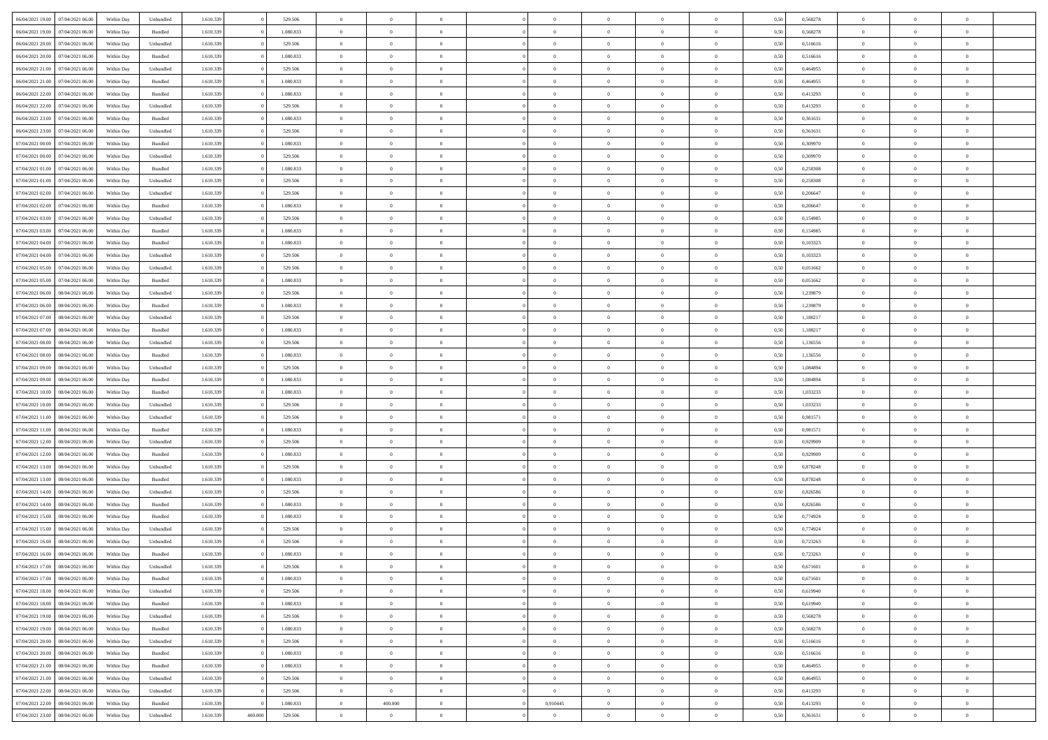| 06/04/2021 19:00 | 07/04/2021 06:00 | Within Day | Unbundled | 1.610.339 | 0 | 529.506 | 0 | 0 | 0 | | 0 | 0 | 0 | 0 | 0,50 | 0,568278 | 0 | 0 | 0 | |
|---|---|---|---|---|---|---|---|---|---|---|---|---|---|---|---|---|---|---|---|---|
| 06/04/2021 19:00 | 07/04/2021 06:00 | Within Day | Bundled | 1.610.339 | 0 | 1.080.833 | 0 | 0 | 0 | | 0 | 0 | 0 | 0 | 0,50 | 0,568278 | 0 | 0 | 0 | |
| 06/04/2021 20:00 | 07/04/2021 06:00 | Within Day | Unbundled | 1.610.339 | 0 | 529.506 | 0 | 0 | 0 | | 0 | 0 | 0 | 0 | 0,50 | 0,516616 | 0 | 0 | 0 | |
| 06/04/2021 20:00 | 07/04/2021 06:00 | Within Day | Bundled | 1.610.339 | 0 | 1.080.833 | 0 | 0 | 0 | | 0 | 0 | 0 | 0 | 0,50 | 0,516616 | 0 | 0 | 0 | |
| 06/04/2021 21:00 | 07/04/2021 06:00 | Within Day | Unbundled | 1.610.339 | 0 | 529.506 | 0 | 0 | 0 | | 0 | 0 | 0 | 0 | 0,50 | 0,464955 | 0 | 0 | 0 | |
| 06/04/2021 21:00 | 07/04/2021 06:00 | Within Day | Bundled | 1.610.339 | 0 | 1.080.833 | 0 | 0 | 0 | | 0 | 0 | 0 | 0 | 0,50 | 0,464955 | 0 | 0 | 0 | |
| 06/04/2021 22:00 | 07/04/2021 06:00 | Within Day | Bundled | 1.610.339 | 0 | 1.080.833 | 0 | 0 | 0 | | 0 | 0 | 0 | 0 | 0,50 | 0,413293 | 0 | 0 | 0 | |
| 06/04/2021 22:00 | 07/04/2021 06:00 | Within Day | Unbundled | 1.610.339 | 0 | 529.506 | 0 | 0 | 0 | | 0 | 0 | 0 | 0 | 0,50 | 0,413293 | 0 | 0 | 0 | |
| 06/04/2021 23:00 | 07/04/2021 06:00 | Within Day | Bundled | 1.610.339 | 0 | 1.080.833 | 0 | 0 | 0 | | 0 | 0 | 0 | 0 | 0,50 | 0,361631 | 0 | 0 | 0 | |
| 06/04/2021 23:00 | 07/04/2021 06:00 | Within Day | Unbundled | 1.610.339 | 0 | 529.506 | 0 | 0 | 0 | | 0 | 0 | 0 | 0 | 0,50 | 0,361631 | 0 | 0 | 0 | |
| 07/04/2021 00:00 | 07/04/2021 06:00 | Within Day | Bundled | 1.610.339 | 0 | 1.080.833 | 0 | 0 | 0 | | 0 | 0 | 0 | 0 | 0,50 | 0,309970 | 0 | 0 | 0 | |
| 07/04/2021 00:00 | 07/04/2021 06:00 | Within Day | Unbundled | 1.610.339 | 0 | 529.506 | 0 | 0 | 0 | | 0 | 0 | 0 | 0 | 0,50 | 0,309970 | 0 | 0 | 0 | |
| 07/04/2021 01:00 | 07/04/2021 06:00 | Within Day | Bundled | 1.610.339 | 0 | 1.080.833 | 0 | 0 | 0 | | 0 | 0 | 0 | 0 | 0,50 | 0,258308 | 0 | 0 | 0 | |
| 07/04/2021 01:00 | 07/04/2021 06:00 | Within Day | Unbundled | 1.610.339 | 0 | 529.506 | 0 | 0 | 0 | | 0 | 0 | 0 | 0 | 0,50 | 0,258308 | 0 | 0 | 0 | |
| 07/04/2021 02:00 | 07/04/2021 06:00 | Within Day | Unbundled | 1.610.339 | 0 | 529.506 | 0 | 0 | 0 | | 0 | 0 | 0 | 0 | 0,50 | 0,206647 | 0 | 0 | 0 | |
| 07/04/2021 02:00 | 07/04/2021 06:00 | Within Day | Bundled | 1.610.339 | 0 | 1.080.833 | 0 | 0 | 0 | | 0 | 0 | 0 | 0 | 0,50 | 0,206647 | 0 | 0 | 0 | |
| 07/04/2021 03:00 | 07/04/2021 06:00 | Within Day | Unbundled | 1.610.339 | 0 | 529.506 | 0 | 0 | 0 | | 0 | 0 | 0 | 0 | 0,50 | 0,154985 | 0 | 0 | 0 | |
| 07/04/2021 03:00 | 07/04/2021 06:00 | Within Day | Bundled | 1.610.339 | 0 | 1.080.833 | 0 | 0 | 0 | | 0 | 0 | 0 | 0 | 0,50 | 0,154985 | 0 | 0 | 0 | |
| 07/04/2021 04:00 | 07/04/2021 06:00 | Within Day | Bundled | 1.610.339 | 0 | 1.080.833 | 0 | 0 | 0 | | 0 | 0 | 0 | 0 | 0,50 | 0,103323 | 0 | 0 | 0 | |
| 07/04/2021 04:00 | 07/04/2021 06:00 | Within Day | Unbundled | 1.610.339 | 0 | 529.506 | 0 | 0 | 0 | | 0 | 0 | 0 | 0 | 0,50 | 0,103323 | 0 | 0 | 0 | |
| 07/04/2021 05:00 | 07/04/2021 06:00 | Within Day | Unbundled | 1.610.339 | 0 | 529.506 | 0 | 0 | 0 | | 0 | 0 | 0 | 0 | 0,50 | 0,051662 | 0 | 0 | 0 | |
| 07/04/2021 05:00 | 07/04/2021 06:00 | Within Day | Bundled | 1.610.339 | 0 | 1.080.833 | 0 | 0 | 0 | | 0 | 0 | 0 | 0 | 0,50 | 0,051662 | 0 | 0 | 0 | |
| 07/04/2021 06:00 | 08/04/2021 06:00 | Within Day | Unbundled | 1.610.339 | 0 | 529.506 | 0 | 0 | 0 | | 0 | 0 | 0 | 0 | 0,50 | 1,239879 | 0 | 0 | 0 | |
| 07/04/2021 06:00 | 08/04/2021 06:00 | Within Day | Bundled | 1.610.339 | 0 | 1.080.833 | 0 | 0 | 0 | | 0 | 0 | 0 | 0 | 0,50 | 1,239879 | 0 | 0 | 0 | |
| 07/04/2021 07:00 | 08/04/2021 06:00 | Within Day | Unbundled | 1.610.339 | 0 | 529.506 | 0 | 0 | 0 | | 0 | 0 | 0 | 0 | 0,50 | 1,188217 | 0 | 0 | 0 | |
| 07/04/2021 07:00 | 08/04/2021 06:00 | Within Day | Bundled | 1.610.339 | 0 | 1.080.833 | 0 | 0 | 0 | | 0 | 0 | 0 | 0 | 0,50 | 1,188217 | 0 | 0 | 0 | |
| 07/04/2021 08:00 | 08/04/2021 06:00 | Within Day | Unbundled | 1.610.339 | 0 | 529.506 | 0 | 0 | 0 | | 0 | 0 | 0 | 0 | 0,50 | 1,136556 | 0 | 0 | 0 | |
| 07/04/2021 08:00 | 08/04/2021 06:00 | Within Day | Bundled | 1.610.339 | 0 | 1.080.833 | 0 | 0 | 0 | | 0 | 0 | 0 | 0 | 0,50 | 1,136556 | 0 | 0 | 0 | |
| 07/04/2021 09:00 | 08/04/2021 06:00 | Within Day | Unbundled | 1.610.339 | 0 | 529.506 | 0 | 0 | 0 | | 0 | 0 | 0 | 0 | 0,50 | 1,084894 | 0 | 0 | 0 | |
| 07/04/2021 09:00 | 08/04/2021 06:00 | Within Day | Bundled | 1.610.339 | 0 | 1.080.833 | 0 | 0 | 0 | | 0 | 0 | 0 | 0 | 0,50 | 1,084894 | 0 | 0 | 0 | |
| 07/04/2021 10:00 | 08/04/2021 06:00 | Within Day | Bundled | 1.610.339 | 0 | 1.080.833 | 0 | 0 | 0 | | 0 | 0 | 0 | 0 | 0,50 | 1,033233 | 0 | 0 | 0 | |
| 07/04/2021 10:00 | 08/04/2021 06:00 | Within Day | Unbundled | 1.610.339 | 0 | 529.506 | 0 | 0 | 0 | | 0 | 0 | 0 | 0 | 0,50 | 1,033233 | 0 | 0 | 0 | |
| 07/04/2021 11:00 | 08/04/2021 06:00 | Within Day | Unbundled | 1.610.339 | 0 | 529.506 | 0 | 0 | 0 | | 0 | 0 | 0 | 0 | 0,50 | 0,981571 | 0 | 0 | 0 | |
| 07/04/2021 11:00 | 08/04/2021 06:00 | Within Day | Bundled | 1.610.339 | 0 | 1.080.833 | 0 | 0 | 0 | | 0 | 0 | 0 | 0 | 0,50 | 0,981571 | 0 | 0 | 0 | |
| 07/04/2021 12:00 | 08/04/2021 06:00 | Within Day | Unbundled | 1.610.339 | 0 | 529.506 | 0 | 0 | 0 | | 0 | 0 | 0 | 0 | 0,50 | 0,929909 | 0 | 0 | 0 | |
| 07/04/2021 12:00 | 08/04/2021 06:00 | Within Day | Bundled | 1.610.339 | 0 | 1.080.833 | 0 | 0 | 0 | | 0 | 0 | 0 | 0 | 0,50 | 0,929909 | 0 | 0 | 0 | |
| 07/04/2021 13:00 | 08/04/2021 06:00 | Within Day | Unbundled | 1.610.339 | 0 | 529.506 | 0 | 0 | 0 | | 0 | 0 | 0 | 0 | 0,50 | 0,878248 | 0 | 0 | 0 | |
| 07/04/2021 13:00 | 08/04/2021 06:00 | Within Day | Bundled | 1.610.339 | 0 | 1.080.833 | 0 | 0 | 0 | | 0 | 0 | 0 | 0 | 0,50 | 0,878248 | 0 | 0 | 0 | |
| 07/04/2021 14:00 | 08/04/2021 06:00 | Within Day | Unbundled | 1.610.339 | 0 | 529.506 | 0 | 0 | 0 | | 0 | 0 | 0 | 0 | 0,50 | 0,826586 | 0 | 0 | 0 | |
| 07/04/2021 14:00 | 08/04/2021 06:00 | Within Day | Bundled | 1.610.339 | 0 | 1.080.833 | 0 | 0 | 0 | | 0 | 0 | 0 | 0 | 0,50 | 0,826586 | 0 | 0 | 0 | |
| 07/04/2021 15:00 | 08/04/2021 06:00 | Within Day | Bundled | 1.610.339 | 0 | 1.080.833 | 0 | 0 | 0 | | 0 | 0 | 0 | 0 | 0,50 | 0,774924 | 0 | 0 | 0 | |
| 07/04/2021 15:00 | 08/04/2021 06:00 | Within Day | Unbundled | 1.610.339 | 0 | 529.506 | 0 | 0 | 0 | | 0 | 0 | 0 | 0 | 0,50 | 0,774924 | 0 | 0 | 0 | |
| 07/04/2021 16:00 | 08/04/2021 06:00 | Within Day | Unbundled | 1.610.339 | 0 | 529.506 | 0 | 0 | 0 | | 0 | 0 | 0 | 0 | 0,50 | 0,723263 | 0 | 0 | 0 | |
| 07/04/2021 16:00 | 08/04/2021 06:00 | Within Day | Bundled | 1.610.339 | 0 | 1.080.833 | 0 | 0 | 0 | | 0 | 0 | 0 | 0 | 0,50 | 0,723263 | 0 | 0 | 0 | |
| 07/04/2021 17:00 | 08/04/2021 06:00 | Within Day | Unbundled | 1.610.339 | 0 | 529.506 | 0 | 0 | 0 | | 0 | 0 | 0 | 0 | 0,50 | 0,671601 | 0 | 0 | 0 | |
| 07/04/2021 17:00 | 08/04/2021 06:00 | Within Day | Bundled | 1.610.339 | 0 | 1.080.833 | 0 | 0 | 0 | | 0 | 0 | 0 | 0 | 0,50 | 0,671601 | 0 | 0 | 0 | |
| 07/04/2021 18:00 | 08/04/2021 06:00 | Within Day | Unbundled | 1.610.339 | 0 | 529.506 | 0 | 0 | 0 | | 0 | 0 | 0 | 0 | 0,50 | 0,619940 | 0 | 0 | 0 | |
| 07/04/2021 18:00 | 08/04/2021 06:00 | Within Day | Bundled | 1.610.339 | 0 | 1.080.833 | 0 | 0 | 0 | | 0 | 0 | 0 | 0 | 0,50 | 0,619940 | 0 | 0 | 0 | |
| 07/04/2021 19:00 | 08/04/2021 06:00 | Within Day | Unbundled | 1.610.339 | 0 | 529.506 | 0 | 0 | 0 | | 0 | 0 | 0 | 0 | 0,50 | 0,568278 | 0 | 0 | 0 | |
| 07/04/2021 19:00 | 08/04/2021 06:00 | Within Day | Bundled | 1.610.339 | 0 | 1.080.833 | 0 | 0 | 0 | | 0 | 0 | 0 | 0 | 0,50 | 0,568278 | 0 | 0 | 0 | |
| 07/04/2021 20:00 | 08/04/2021 06:00 | Within Day | Unbundled | 1.610.339 | 0 | 529.506 | 0 | 0 | 0 | | 0 | 0 | 0 | 0 | 0,50 | 0,516616 | 0 | 0 | 0 | |
| 07/04/2021 20:00 | 08/04/2021 06:00 | Within Day | Bundled | 1.610.339 | 0 | 1.080.833 | 0 | 0 | 0 | | 0 | 0 | 0 | 0 | 0,50 | 0,516616 | 0 | 0 | 0 | |
| 07/04/2021 21:00 | 08/04/2021 06:00 | Within Day | Bundled | 1.610.339 | 0 | 1.080.833 | 0 | 0 | 0 | | 0 | 0 | 0 | 0 | 0,50 | 0,464955 | 0 | 0 | 0 | |
| 07/04/2021 21:00 | 08/04/2021 06:00 | Within Day | Unbundled | 1.610.339 | 0 | 529.506 | 0 | 0 | 0 | | 0 | 0 | 0 | 0 | 0,50 | 0,464955 | 0 | 0 | 0 | |
| 07/04/2021 22:00 | 08/04/2021 06:00 | Within Day | Unbundled | 1.610.339 | 0 | 529.506 | 0 | 0 | 0 | | 0 | 0 | 0 | 0 | 0,50 | 0,413293 | 0 | 0 | 0 | |
| 07/04/2021 22:00 | 08/04/2021 06:00 | Within Day | Bundled | 1.610.339 | 0 | 1.080.833 | 0 | 400.000 | 0 | | 0,910445 | 0 | 0 | 0 | 0,50 | 0,413293 | 0 | 0 | 0 | |
| 07/04/2021 23:00 | 08/04/2021 06:00 | Within Day | Unbundled | 1.610.339 | 400.000 | 529.506 | 0 | 0 | 0 | | 0 | 0 | 0 | 0 | 0,50 | 0,361631 | 0 | 0 | 0 | |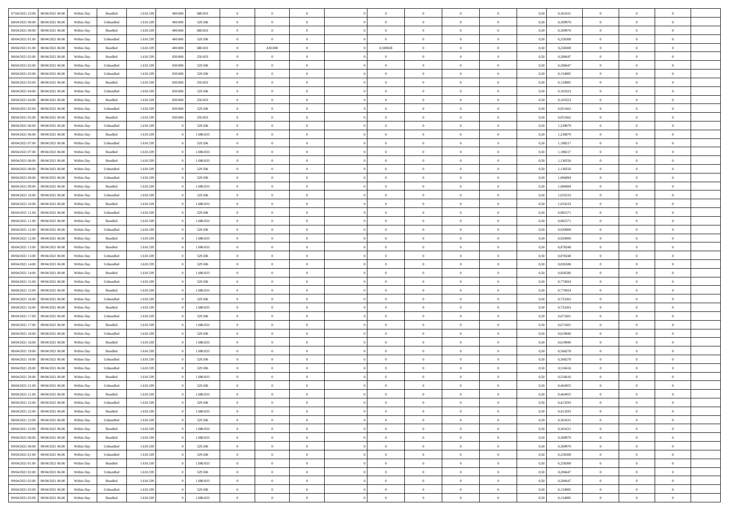| | | | | | | | | | | | | | | | | | | | | |
|---|---|---|---|---|---|---|---|---|---|---|---|---|---|---|---|---|---|---|---|---|
| 07/04/2021 23.00 | 08/04/2021 06.00 | Within Day | Bundled | 1.610.339 | 400.000 | 680.833 | 0 | 0 | 0 | | 0 | 0 | 0 | 0 | 0,50 | 0,361631 | 0 | 0 | 0 | |
| 08/04/2021 00.00 | 08/04/2021 06.00 | Within Day | Unbundled | 1.610.339 | 400.000 | 529.506 | 0 | 0 | 0 | | 0 | 0 | 0 | 0 | 0,50 | 0,309970 | 0 | 0 | 0 | |
| 08/04/2021 00.00 | 08/04/2021 06.00 | Within Day | Bundled | 1.610.339 | 400.000 | 680.833 | 0 | 0 | 0 | | 0 | 0 | 0 | 0 | 0,50 | 0,309970 | 0 | 0 | 0 | |
| 08/04/2021 01.00 | 08/04/2021 06.00 | Within Day | Unbundled | 1.610.339 | 400.000 | 529.506 | 0 | 0 | 0 | | 0 | 0 | 0 | 0 | 0,50 | 0,258308 | 0 | 0 | 0 | |
| 08/04/2021 01.00 | 08/04/2021 06.00 | Within Day | Bundled | 1.610.339 | 400.000 | 680.833 | 0 | 430.000 | 0 | | 0,569028 | 0 | 0 | 0 | 0,50 | 0,258308 | 0 | 0 | 0 | |
| 08/04/2021 02.00 | 08/04/2021 06.00 | Within Day | Bundled | 1.610.339 | 830.000 | 250.833 | 0 | 0 | 0 | | 0 | 0 | 0 | 0 | 0,50 | 0,206647 | 0 | 0 | 0 | |
| 08/04/2021 02.00 | 08/04/2021 06.00 | Within Day | Unbundled | 1.610.339 | 830.000 | 529.506 | 0 | 0 | 0 | | 0 | 0 | 0 | 0 | 0,50 | 0,206647 | 0 | 0 | 0 | |
| 08/04/2021 03.00 | 08/04/2021 06.00 | Within Day | Unbundled | 1.610.339 | 830.000 | 529.506 | 0 | 0 | 0 | | 0 | 0 | 0 | 0 | 0,50 | 0,154985 | 0 | 0 | 0 | |
| 08/04/2021 03.00 | 08/04/2021 06.00 | Within Day | Bundled | 1.610.339 | 830.000 | 250.833 | 0 | 0 | 0 | | 0 | 0 | 0 | 0 | 0,50 | 0,154985 | 0 | 0 | 0 | |
| 08/04/2021 04.00 | 08/04/2021 06.00 | Within Day | Unbundled | 1.610.339 | 830.000 | 529.506 | 0 | 0 | 0 | | 0 | 0 | 0 | 0 | 0,50 | 0,103323 | 0 | 0 | 0 | |
| 08/04/2021 04.00 | 08/04/2021 06.00 | Within Day | Bundled | 1.610.339 | 830.000 | 250.833 | 0 | 0 | 0 | | 0 | 0 | 0 | 0 | 0,50 | 0,103323 | 0 | 0 | 0 | |
| 08/04/2021 05.00 | 08/04/2021 06.00 | Within Day | Unbundled | 1.610.339 | 830.000 | 529.506 | 0 | 0 | 0 | | 0 | 0 | 0 | 0 | 0,50 | 0,051662 | 0 | 0 | 0 | |
| 08/04/2021 05.00 | 08/04/2021 06.00 | Within Day | Bundled | 1.610.339 | 830.000 | 250.833 | 0 | 0 | 0 | | 0 | 0 | 0 | 0 | 0,50 | 0,051662 | 0 | 0 | 0 | |
| 08/04/2021 06.00 | 09/04/2021 06.00 | Within Day | Unbundled | 1.610.339 | 0 | 529.506 | 0 | 0 | 0 | | 0 | 0 | 0 | 0 | 0,50 | 1,239879 | 0 | 0 | 0 | |
| 08/04/2021 06.00 | 09/04/2021 06.00 | Within Day | Bundled | 1.610.339 | 0 | 1.080.833 | 0 | 0 | 0 | | 0 | 0 | 0 | 0 | 0,50 | 1,239879 | 0 | 0 | 0 | |
| 08/04/2021 07.00 | 09/04/2021 06.00 | Within Day | Unbundled | 1.610.339 | 0 | 529.506 | 0 | 0 | 0 | | 0 | 0 | 0 | 0 | 0,50 | 1,188217 | 0 | 0 | 0 | |
| 08/04/2021 07.00 | 09/04/2021 06.00 | Within Day | Bundled | 1.610.339 | 0 | 1.080.833 | 0 | 0 | 0 | | 0 | 0 | 0 | 0 | 0,50 | 1,188217 | 0 | 0 | 0 | |
| 08/04/2021 08.00 | 09/04/2021 06.00 | Within Day | Bundled | 1.610.339 | 0 | 1.080.833 | 0 | 0 | 0 | | 0 | 0 | 0 | 0 | 0,50 | 1,136556 | 0 | 0 | 0 | |
| 08/04/2021 08.00 | 09/04/2021 06.00 | Within Day | Unbundled | 1.610.339 | 0 | 529.506 | 0 | 0 | 0 | | 0 | 0 | 0 | 0 | 0,50 | 1,136556 | 0 | 0 | 0 | |
| 08/04/2021 09.00 | 09/04/2021 06.00 | Within Day | Unbundled | 1.610.339 | 0 | 529.506 | 0 | 0 | 0 | | 0 | 0 | 0 | 0 | 0,50 | 1,084894 | 0 | 0 | 0 | |
| 08/04/2021 09.00 | 09/04/2021 06.00 | Within Day | Bundled | 1.610.339 | 0 | 1.080.833 | 0 | 0 | 0 | | 0 | 0 | 0 | 0 | 0,50 | 1,084894 | 0 | 0 | 0 | |
| 08/04/2021 10.00 | 09/04/2021 06.00 | Within Day | Unbundled | 1.610.339 | 0 | 529.506 | 0 | 0 | 0 | | 0 | 0 | 0 | 0 | 0,50 | 1,033233 | 0 | 0 | 0 | |
| 08/04/2021 10.00 | 09/04/2021 06.00 | Within Day | Bundled | 1.610.339 | 0 | 1.080.833 | 0 | 0 | 0 | | 0 | 0 | 0 | 0 | 0,50 | 1,033233 | 0 | 0 | 0 | |
| 08/04/2021 11.00 | 09/04/2021 06.00 | Within Day | Unbundled | 1.610.339 | 0 | 529.506 | 0 | 0 | 0 | | 0 | 0 | 0 | 0 | 0,50 | 0,981571 | 0 | 0 | 0 | |
| 08/04/2021 11.00 | 09/04/2021 06.00 | Within Day | Bundled | 1.610.339 | 0 | 1.080.833 | 0 | 0 | 0 | | 0 | 0 | 0 | 0 | 0,50 | 0,981571 | 0 | 0 | 0 | |
| 08/04/2021 12.00 | 09/04/2021 06.00 | Within Day | Unbundled | 1.610.339 | 0 | 529.506 | 0 | 0 | 0 | | 0 | 0 | 0 | 0 | 0,50 | 0,929909 | 0 | 0 | 0 | |
| 08/04/2021 12.00 | 09/04/2021 06.00 | Within Day | Bundled | 1.610.339 | 0 | 1.080.833 | 0 | 0 | 0 | | 0 | 0 | 0 | 0 | 0,50 | 0,929909 | 0 | 0 | 0 | |
| 08/04/2021 13.00 | 09/04/2021 06.00 | Within Day | Bundled | 1.610.339 | 0 | 1.080.833 | 0 | 0 | 0 | | 0 | 0 | 0 | 0 | 0,50 | 0,878248 | 0 | 0 | 0 | |
| 08/04/2021 13.00 | 09/04/2021 06.00 | Within Day | Unbundled | 1.610.339 | 0 | 529.506 | 0 | 0 | 0 | | 0 | 0 | 0 | 0 | 0,50 | 0,878248 | 0 | 0 | 0 | |
| 08/04/2021 14.00 | 09/04/2021 06.00 | Within Day | Unbundled | 1.610.339 | 0 | 529.506 | 0 | 0 | 0 | | 0 | 0 | 0 | 0 | 0,50 | 0,826586 | 0 | 0 | 0 | |
| 08/04/2021 14.00 | 09/04/2021 06.00 | Within Day | Bundled | 1.610.339 | 0 | 1.080.833 | 0 | 0 | 0 | | 0 | 0 | 0 | 0 | 0,50 | 0,826586 | 0 | 0 | 0 | |
| 08/04/2021 15.00 | 09/04/2021 06.00 | Within Day | Unbundled | 1.610.339 | 0 | 529.506 | 0 | 0 | 0 | | 0 | 0 | 0 | 0 | 0,50 | 0,774924 | 0 | 0 | 0 | |
| 08/04/2021 15.00 | 09/04/2021 06.00 | Within Day | Bundled | 1.610.339 | 0 | 1.080.833 | 0 | 0 | 0 | | 0 | 0 | 0 | 0 | 0,50 | 0,774924 | 0 | 0 | 0 | |
| 08/04/2021 16.00 | 09/04/2021 06.00 | Within Day | Unbundled | 1.610.339 | 0 | 529.506 | 0 | 0 | 0 | | 0 | 0 | 0 | 0 | 0,50 | 0,723263 | 0 | 0 | 0 | |
| 08/04/2021 16.00 | 09/04/2021 06.00 | Within Day | Bundled | 1.610.339 | 0 | 1.080.833 | 0 | 0 | 0 | | 0 | 0 | 0 | 0 | 0,50 | 0,723263 | 0 | 0 | 0 | |
| 08/04/2021 17.00 | 09/04/2021 06.00 | Within Day | Unbundled | 1.610.339 | 0 | 529.506 | 0 | 0 | 0 | | 0 | 0 | 0 | 0 | 0,50 | 0,671601 | 0 | 0 | 0 | |
| 08/04/2021 17.00 | 09/04/2021 06.00 | Within Day | Bundled | 1.610.339 | 0 | 1.080.833 | 0 | 0 | 0 | | 0 | 0 | 0 | 0 | 0,50 | 0,671601 | 0 | 0 | 0 | |
| 08/04/2021 18.00 | 09/04/2021 06.00 | Within Day | Unbundled | 1.610.339 | 0 | 529.506 | 0 | 0 | 0 | | 0 | 0 | 0 | 0 | 0,50 | 0,619940 | 0 | 0 | 0 | |
| 08/04/2021 18.00 | 09/04/2021 06.00 | Within Day | Bundled | 1.610.339 | 0 | 1.080.833 | 0 | 0 | 0 | | 0 | 0 | 0 | 0 | 0,50 | 0,619940 | 0 | 0 | 0 | |
| 08/04/2021 19.00 | 09/04/2021 06.00 | Within Day | Bundled | 1.610.339 | 0 | 1.080.833 | 0 | 0 | 0 | | 0 | 0 | 0 | 0 | 0,50 | 0,568278 | 0 | 0 | 0 | |
| 08/04/2021 19.00 | 09/04/2021 06.00 | Within Day | Unbundled | 1.610.339 | 0 | 529.506 | 0 | 0 | 0 | | 0 | 0 | 0 | 0 | 0,50 | 0,568278 | 0 | 0 | 0 | |
| 08/04/2021 20.00 | 09/04/2021 06.00 | Within Day | Unbundled | 1.610.339 | 0 | 529.506 | 0 | 0 | 0 | | 0 | 0 | 0 | 0 | 0,50 | 0,516616 | 0 | 0 | 0 | |
| 08/04/2021 20.00 | 09/04/2021 06.00 | Within Day | Bundled | 1.610.339 | 0 | 1.080.833 | 0 | 0 | 0 | | 0 | 0 | 0 | 0 | 0,50 | 0,516616 | 0 | 0 | 0 | |
| 08/04/2021 21.00 | 09/04/2021 06.00 | Within Day | Unbundled | 1.610.339 | 0 | 529.506 | 0 | 0 | 0 | | 0 | 0 | 0 | 0 | 0,50 | 0,464955 | 0 | 0 | 0 | |
| 08/04/2021 21.00 | 09/04/2021 06.00 | Within Day | Bundled | 1.610.339 | 0 | 1.080.833 | 0 | 0 | 0 | | 0 | 0 | 0 | 0 | 0,50 | 0,464955 | 0 | 0 | 0 | |
| 08/04/2021 22.00 | 09/04/2021 06.00 | Within Day | Unbundled | 1.610.339 | 0 | 529.506 | 0 | 0 | 0 | | 0 | 0 | 0 | 0 | 0,50 | 0,413293 | 0 | 0 | 0 | |
| 08/04/2021 22.00 | 09/04/2021 06.00 | Within Day | Bundled | 1.610.339 | 0 | 1.080.833 | 0 | 0 | 0 | | 0 | 0 | 0 | 0 | 0,50 | 0,413293 | 0 | 0 | 0 | |
| 08/04/2021 23.00 | 09/04/2021 06.00 | Within Day | Unbundled | 1.610.339 | 0 | 529.506 | 0 | 0 | 0 | | 0 | 0 | 0 | 0 | 0,50 | 0,361631 | 0 | 0 | 0 | |
| 08/04/2021 23.00 | 09/04/2021 06.00 | Within Day | Bundled | 1.610.339 | 0 | 1.080.833 | 0 | 0 | 0 | | 0 | 0 | 0 | 0 | 0,50 | 0,361631 | 0 | 0 | 0 | |
| 09/04/2021 00.00 | 09/04/2021 06.00 | Within Day | Bundled | 1.610.339 | 0 | 1.080.833 | 0 | 0 | 0 | | 0 | 0 | 0 | 0 | 0,50 | 0,309970 | 0 | 0 | 0 | |
| 09/04/2021 00.00 | 09/04/2021 06.00 | Within Day | Unbundled | 1.610.339 | 0 | 529.506 | 0 | 0 | 0 | | 0 | 0 | 0 | 0 | 0,50 | 0,309970 | 0 | 0 | 0 | |
| 09/04/2021 01.00 | 09/04/2021 06.00 | Within Day | Unbundled | 1.610.339 | 0 | 529.506 | 0 | 0 | 0 | | 0 | 0 | 0 | 0 | 0,50 | 0,258308 | 0 | 0 | 0 | |
| 09/04/2021 01.00 | 09/04/2021 06.00 | Within Day | Bundled | 1.610.339 | 0 | 1.080.833 | 0 | 0 | 0 | | 0 | 0 | 0 | 0 | 0,50 | 0,258308 | 0 | 0 | 0 | |
| 09/04/2021 02.00 | 09/04/2021 06.00 | Within Day | Unbundled | 1.610.339 | 0 | 529.506 | 0 | 0 | 0 | | 0 | 0 | 0 | 0 | 0,50 | 0,206647 | 0 | 0 | 0 | |
| 09/04/2021 02.00 | 09/04/2021 06.00 | Within Day | Bundled | 1.610.339 | 0 | 1.080.833 | 0 | 0 | 0 | | 0 | 0 | 0 | 0 | 0,50 | 0,206647 | 0 | 0 | 0 | |
| 09/04/2021 03.00 | 09/04/2021 06.00 | Within Day | Unbundled | 1.610.339 | 0 | 529.506 | 0 | 0 | 0 | | 0 | 0 | 0 | 0 | 0,50 | 0,154985 | 0 | 0 | 0 | |
| 09/04/2021 03.00 | 09/04/2021 06.00 | Within Day | Bundled | 1.610.339 | 0 | 1.080.833 | 0 | 0 | 0 | | 0 | 0 | 0 | 0 | 0,50 | 0,154985 | 0 | 0 | 0 | |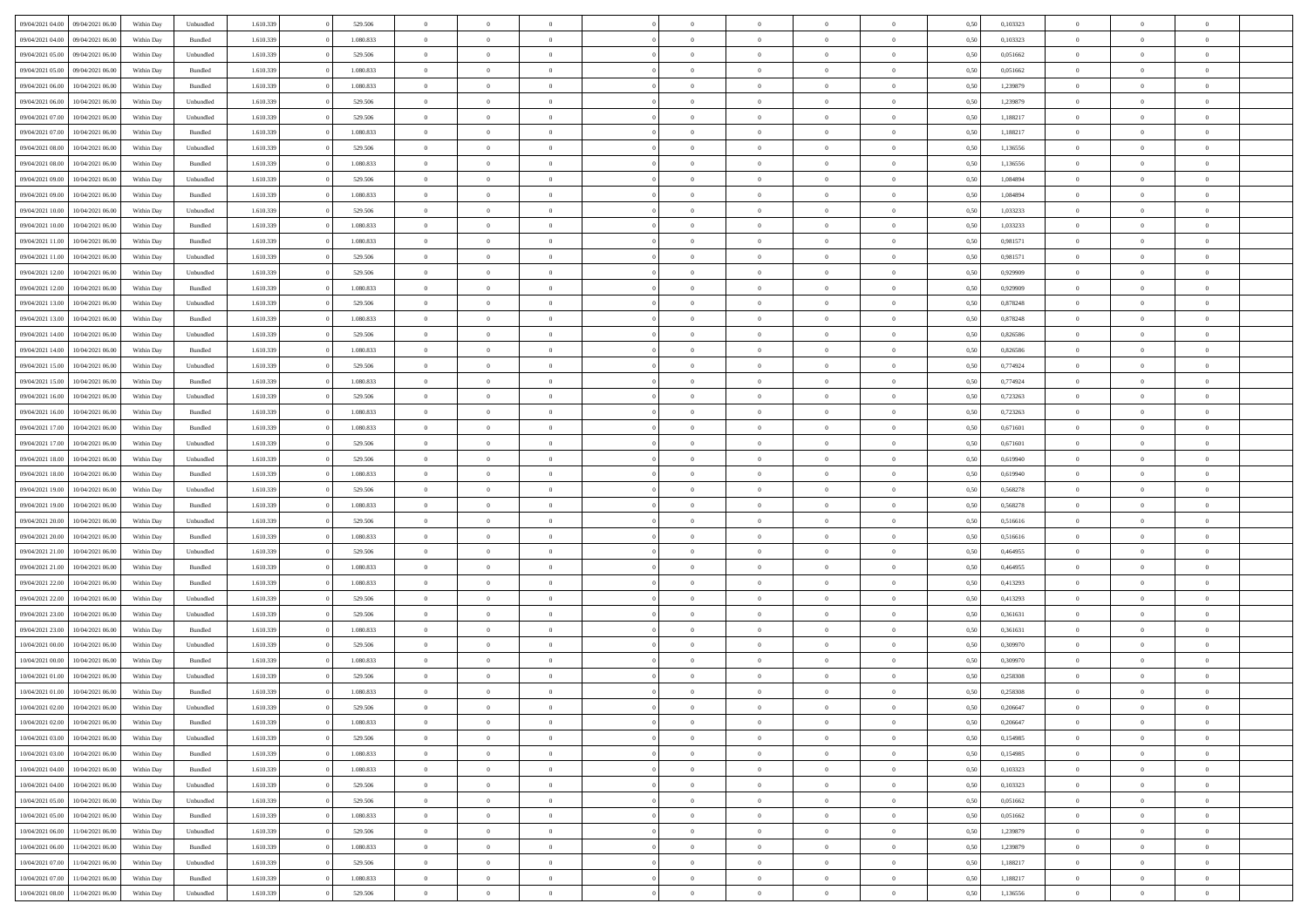| | | | | | | | | | | | | | | | | | | | | |
|---|---|---|---|---|---|---|---|---|---|---|---|---|---|---|---|---|---|---|---|---|
| 09/04/2021 04.00 | 09/04/2021 06.00 | Within Day | Unbundled | 1.610.339 | 0 | 529.506 | 0 | 0 | 0 | | 0 | 0 | 0 | 0 | 0,50 | 0,103323 | 0 | 0 | 0 | |
| 09/04/2021 04.00 | 09/04/2021 06.00 | Within Day | Bundled | 1.610.339 | 0 | 1.080.833 | 0 | 0 | 0 | | 0 | 0 | 0 | 0 | 0,50 | 0,103323 | 0 | 0 | 0 | |
| 09/04/2021 05.00 | 09/04/2021 06.00 | Within Day | Unbundled | 1.610.339 | 0 | 529.506 | 0 | 0 | 0 | | 0 | 0 | 0 | 0 | 0,50 | 0,051662 | 0 | 0 | 0 | |
| 09/04/2021 05.00 | 09/04/2021 06.00 | Within Day | Bundled | 1.610.339 | 0 | 1.080.833 | 0 | 0 | 0 | | 0 | 0 | 0 | 0 | 0,50 | 0,051662 | 0 | 0 | 0 | |
| 09/04/2021 06.00 | 10/04/2021 06.00 | Within Day | Bundled | 1.610.339 | 0 | 1.080.833 | 0 | 0 | 0 | | 0 | 0 | 0 | 0 | 0,50 | 1,239879 | 0 | 0 | 0 | |
| 09/04/2021 06.00 | 10/04/2021 06.00 | Within Day | Unbundled | 1.610.339 | 0 | 529.506 | 0 | 0 | 0 | | 0 | 0 | 0 | 0 | 0,50 | 1,239879 | 0 | 0 | 0 | |
| 09/04/2021 07.00 | 10/04/2021 06.00 | Within Day | Unbundled | 1.610.339 | 0 | 529.506 | 0 | 0 | 0 | | 0 | 0 | 0 | 0 | 0,50 | 1,188217 | 0 | 0 | 0 | |
| 09/04/2021 07.00 | 10/04/2021 06.00 | Within Day | Bundled | 1.610.339 | 0 | 1.080.833 | 0 | 0 | 0 | | 0 | 0 | 0 | 0 | 0,50 | 1,188217 | 0 | 0 | 0 | |
| 09/04/2021 08.00 | 10/04/2021 06.00 | Within Day | Unbundled | 1.610.339 | 0 | 529.506 | 0 | 0 | 0 | | 0 | 0 | 0 | 0 | 0,50 | 1,136556 | 0 | 0 | 0 | |
| 09/04/2021 08.00 | 10/04/2021 06.00 | Within Day | Bundled | 1.610.339 | 0 | 1.080.833 | 0 | 0 | 0 | | 0 | 0 | 0 | 0 | 0,50 | 1,136556 | 0 | 0 | 0 | |
| 09/04/2021 09.00 | 10/04/2021 06.00 | Within Day | Unbundled | 1.610.339 | 0 | 529.506 | 0 | 0 | 0 | | 0 | 0 | 0 | 0 | 0,50 | 1,084894 | 0 | 0 | 0 | |
| 09/04/2021 09.00 | 10/04/2021 06.00 | Within Day | Bundled | 1.610.339 | 0 | 1.080.833 | 0 | 0 | 0 | | 0 | 0 | 0 | 0 | 0,50 | 1,084894 | 0 | 0 | 0 | |
| 09/04/2021 10.00 | 10/04/2021 06.00 | Within Day | Unbundled | 1.610.339 | 0 | 529.506 | 0 | 0 | 0 | | 0 | 0 | 0 | 0 | 0,50 | 1,033233 | 0 | 0 | 0 | |
| 09/04/2021 10.00 | 10/04/2021 06.00 | Within Day | Bundled | 1.610.339 | 0 | 1.080.833 | 0 | 0 | 0 | | 0 | 0 | 0 | 0 | 0,50 | 1,033233 | 0 | 0 | 0 | |
| 09/04/2021 11.00 | 10/04/2021 06.00 | Within Day | Bundled | 1.610.339 | 0 | 1.080.833 | 0 | 0 | 0 | | 0 | 0 | 0 | 0 | 0,50 | 0,981571 | 0 | 0 | 0 | |
| 09/04/2021 11.00 | 10/04/2021 06.00 | Within Day | Unbundled | 1.610.339 | 0 | 529.506 | 0 | 0 | 0 | | 0 | 0 | 0 | 0 | 0,50 | 0,981571 | 0 | 0 | 0 | |
| 09/04/2021 12.00 | 10/04/2021 06.00 | Within Day | Unbundled | 1.610.339 | 0 | 529.506 | 0 | 0 | 0 | | 0 | 0 | 0 | 0 | 0,50 | 0,929909 | 0 | 0 | 0 | |
| 09/04/2021 12.00 | 10/04/2021 06.00 | Within Day | Bundled | 1.610.339 | 0 | 1.080.833 | 0 | 0 | 0 | | 0 | 0 | 0 | 0 | 0,50 | 0,929909 | 0 | 0 | 0 | |
| 09/04/2021 13.00 | 10/04/2021 06.00 | Within Day | Unbundled | 1.610.339 | 0 | 529.506 | 0 | 0 | 0 | | 0 | 0 | 0 | 0 | 0,50 | 0,878248 | 0 | 0 | 0 | |
| 09/04/2021 13.00 | 10/04/2021 06.00 | Within Day | Bundled | 1.610.339 | 0 | 1.080.833 | 0 | 0 | 0 | | 0 | 0 | 0 | 0 | 0,50 | 0,878248 | 0 | 0 | 0 | |
| 09/04/2021 14.00 | 10/04/2021 06.00 | Within Day | Unbundled | 1.610.339 | 0 | 529.506 | 0 | 0 | 0 | | 0 | 0 | 0 | 0 | 0,50 | 0,826586 | 0 | 0 | 0 | |
| 09/04/2021 14.00 | 10/04/2021 06.00 | Within Day | Bundled | 1.610.339 | 0 | 1.080.833 | 0 | 0 | 0 | | 0 | 0 | 0 | 0 | 0,50 | 0,826586 | 0 | 0 | 0 | |
| 09/04/2021 15.00 | 10/04/2021 06.00 | Within Day | Unbundled | 1.610.339 | 0 | 529.506 | 0 | 0 | 0 | | 0 | 0 | 0 | 0 | 0,50 | 0,774924 | 0 | 0 | 0 | |
| 09/04/2021 15.00 | 10/04/2021 06.00 | Within Day | Bundled | 1.610.339 | 0 | 1.080.833 | 0 | 0 | 0 | | 0 | 0 | 0 | 0 | 0,50 | 0,774924 | 0 | 0 | 0 | |
| 09/04/2021 16.00 | 10/04/2021 06.00 | Within Day | Unbundled | 1.610.339 | 0 | 529.506 | 0 | 0 | 0 | | 0 | 0 | 0 | 0 | 0,50 | 0,723263 | 0 | 0 | 0 | |
| 09/04/2021 16.00 | 10/04/2021 06.00 | Within Day | Bundled | 1.610.339 | 0 | 1.080.833 | 0 | 0 | 0 | | 0 | 0 | 0 | 0 | 0,50 | 0,723263 | 0 | 0 | 0 | |
| 09/04/2021 17.00 | 10/04/2021 06.00 | Within Day | Bundled | 1.610.339 | 0 | 1.080.833 | 0 | 0 | 0 | | 0 | 0 | 0 | 0 | 0,50 | 0,671601 | 0 | 0 | 0 | |
| 09/04/2021 17.00 | 10/04/2021 06.00 | Within Day | Unbundled | 1.610.339 | 0 | 529.506 | 0 | 0 | 0 | | 0 | 0 | 0 | 0 | 0,50 | 0,671601 | 0 | 0 | 0 | |
| 09/04/2021 18.00 | 10/04/2021 06.00 | Within Day | Unbundled | 1.610.339 | 0 | 529.506 | 0 | 0 | 0 | | 0 | 0 | 0 | 0 | 0,50 | 0,619940 | 0 | 0 | 0 | |
| 09/04/2021 18.00 | 10/04/2021 06.00 | Within Day | Bundled | 1.610.339 | 0 | 1.080.833 | 0 | 0 | 0 | | 0 | 0 | 0 | 0 | 0,50 | 0,619940 | 0 | 0 | 0 | |
| 09/04/2021 19.00 | 10/04/2021 06.00 | Within Day | Unbundled | 1.610.339 | 0 | 529.506 | 0 | 0 | 0 | | 0 | 0 | 0 | 0 | 0,50 | 0,568278 | 0 | 0 | 0 | |
| 09/04/2021 19.00 | 10/04/2021 06.00 | Within Day | Bundled | 1.610.339 | 0 | 1.080.833 | 0 | 0 | 0 | | 0 | 0 | 0 | 0 | 0,50 | 0,568278 | 0 | 0 | 0 | |
| 09/04/2021 20.00 | 10/04/2021 06.00 | Within Day | Unbundled | 1.610.339 | 0 | 529.506 | 0 | 0 | 0 | | 0 | 0 | 0 | 0 | 0,50 | 0,516616 | 0 | 0 | 0 | |
| 09/04/2021 20.00 | 10/04/2021 06.00 | Within Day | Bundled | 1.610.339 | 0 | 1.080.833 | 0 | 0 | 0 | | 0 | 0 | 0 | 0 | 0,50 | 0,516616 | 0 | 0 | 0 | |
| 09/04/2021 21.00 | 10/04/2021 06.00 | Within Day | Unbundled | 1.610.339 | 0 | 529.506 | 0 | 0 | 0 | | 0 | 0 | 0 | 0 | 0,50 | 0,464955 | 0 | 0 | 0 | |
| 09/04/2021 21.00 | 10/04/2021 06.00 | Within Day | Bundled | 1.610.339 | 0 | 1.080.833 | 0 | 0 | 0 | | 0 | 0 | 0 | 0 | 0,50 | 0,464955 | 0 | 0 | 0 | |
| 09/04/2021 22.00 | 10/04/2021 06.00 | Within Day | Bundled | 1.610.339 | 0 | 1.080.833 | 0 | 0 | 0 | | 0 | 0 | 0 | 0 | 0,50 | 0,413293 | 0 | 0 | 0 | |
| 09/04/2021 22.00 | 10/04/2021 06.00 | Within Day | Unbundled | 1.610.339 | 0 | 529.506 | 0 | 0 | 0 | | 0 | 0 | 0 | 0 | 0,50 | 0,413293 | 0 | 0 | 0 | |
| 09/04/2021 23.00 | 10/04/2021 06.00 | Within Day | Unbundled | 1.610.339 | 0 | 529.506 | 0 | 0 | 0 | | 0 | 0 | 0 | 0 | 0,50 | 0,361631 | 0 | 0 | 0 | |
| 09/04/2021 23.00 | 10/04/2021 06.00 | Within Day | Bundled | 1.610.339 | 0 | 1.080.833 | 0 | 0 | 0 | | 0 | 0 | 0 | 0 | 0,50 | 0,361631 | 0 | 0 | 0 | |
| 10/04/2021 00.00 | 10/04/2021 06.00 | Within Day | Unbundled | 1.610.339 | 0 | 529.506 | 0 | 0 | 0 | | 0 | 0 | 0 | 0 | 0,50 | 0,309970 | 0 | 0 | 0 | |
| 10/04/2021 00.00 | 10/04/2021 06.00 | Within Day | Bundled | 1.610.339 | 0 | 1.080.833 | 0 | 0 | 0 | | 0 | 0 | 0 | 0 | 0,50 | 0,309970 | 0 | 0 | 0 | |
| 10/04/2021 01.00 | 10/04/2021 06.00 | Within Day | Unbundled | 1.610.339 | 0 | 529.506 | 0 | 0 | 0 | | 0 | 0 | 0 | 0 | 0,50 | 0,258308 | 0 | 0 | 0 | |
| 10/04/2021 01.00 | 10/04/2021 06.00 | Within Day | Bundled | 1.610.339 | 0 | 1.080.833 | 0 | 0 | 0 | | 0 | 0 | 0 | 0 | 0,50 | 0,258308 | 0 | 0 | 0 | |
| 10/04/2021 02.00 | 10/04/2021 06.00 | Within Day | Unbundled | 1.610.339 | 0 | 529.506 | 0 | 0 | 0 | | 0 | 0 | 0 | 0 | 0,50 | 0,206647 | 0 | 0 | 0 | |
| 10/04/2021 02.00 | 10/04/2021 06.00 | Within Day | Bundled | 1.610.339 | 0 | 1.080.833 | 0 | 0 | 0 | | 0 | 0 | 0 | 0 | 0,50 | 0,206647 | 0 | 0 | 0 | |
| 10/04/2021 03.00 | 10/04/2021 06.00 | Within Day | Unbundled | 1.610.339 | 0 | 529.506 | 0 | 0 | 0 | | 0 | 0 | 0 | 0 | 0,50 | 0,154985 | 0 | 0 | 0 | |
| 10/04/2021 03.00 | 10/04/2021 06.00 | Within Day | Bundled | 1.610.339 | 0 | 1.080.833 | 0 | 0 | 0 | | 0 | 0 | 0 | 0 | 0,50 | 0,154985 | 0 | 0 | 0 | |
| 10/04/2021 04.00 | 10/04/2021 06.00 | Within Day | Bundled | 1.610.339 | 0 | 1.080.833 | 0 | 0 | 0 | | 0 | 0 | 0 | 0 | 0,50 | 0,103323 | 0 | 0 | 0 | |
| 10/04/2021 04.00 | 10/04/2021 06.00 | Within Day | Unbundled | 1.610.339 | 0 | 529.506 | 0 | 0 | 0 | | 0 | 0 | 0 | 0 | 0,50 | 0,103323 | 0 | 0 | 0 | |
| 10/04/2021 05.00 | 10/04/2021 06.00 | Within Day | Unbundled | 1.610.339 | 0 | 529.506 | 0 | 0 | 0 | | 0 | 0 | 0 | 0 | 0,50 | 0,051662 | 0 | 0 | 0 | |
| 10/04/2021 05.00 | 10/04/2021 06.00 | Within Day | Bundled | 1.610.339 | 0 | 1.080.833 | 0 | 0 | 0 | | 0 | 0 | 0 | 0 | 0,50 | 0,051662 | 0 | 0 | 0 | |
| 10/04/2021 06.00 | 11/04/2021 06.00 | Within Day | Unbundled | 1.610.339 | 0 | 529.506 | 0 | 0 | 0 | | 0 | 0 | 0 | 0 | 0,50 | 1,239879 | 0 | 0 | 0 | |
| 10/04/2021 06.00 | 11/04/2021 06.00 | Within Day | Bundled | 1.610.339 | 0 | 1.080.833 | 0 | 0 | 0 | | 0 | 0 | 0 | 0 | 0,50 | 1,239879 | 0 | 0 | 0 | |
| 10/04/2021 07.00 | 11/04/2021 06.00 | Within Day | Unbundled | 1.610.339 | 0 | 529.506 | 0 | 0 | 0 | | 0 | 0 | 0 | 0 | 0,50 | 1,188217 | 0 | 0 | 0 | |
| 10/04/2021 07.00 | 11/04/2021 06.00 | Within Day | Bundled | 1.610.339 | 0 | 1.080.833 | 0 | 0 | 0 | | 0 | 0 | 0 | 0 | 0,50 | 1,188217 | 0 | 0 | 0 | |
| 10/04/2021 08.00 | 11/04/2021 06.00 | Within Day | Unbundled | 1.610.339 | 0 | 529.506 | 0 | 0 | 0 | | 0 | 0 | 0 | 0 | 0,50 | 1,136556 | 0 | 0 | 0 | |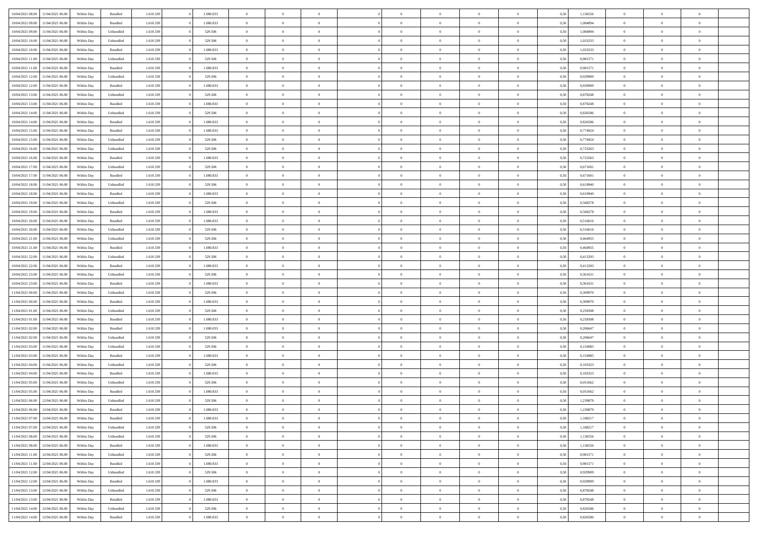| | | | | | | | | | | | | | | | | | | | | | |
|---|---|---|---|---|---|---|---|---|---|---|---|---|---|---|---|---|---|---|---|---|---|
| 10/04/2021 08:00 | 11/04/2021 06:00 | Within Day | Bundled | 1.610.339 | 0 | 1.080.833 | 0 | 0 | 0 | | 0 | 0 | 0 | 0 | 0 | 0,50 | 1,136556 | 0 | 0 | 0 | |
| 10/04/2021 09:00 | 11/04/2021 06:00 | Within Day | Bundled | 1.610.339 | 0 | 1.080.833 | 0 | 0 | 0 | | 0 | 0 | 0 | 0 | 0 | 0,50 | 1,084894 | 0 | 0 | 0 | |
| 10/04/2021 09:00 | 11/04/2021 06:00 | Within Day | Unbundled | 1.610.339 | 0 | 529.506 | 0 | 0 | 0 | | 0 | 0 | 0 | 0 | 0 | 0,50 | 1,084894 | 0 | 0 | 0 | |
| 10/04/2021 10:00 | 11/04/2021 06:00 | Within Day | Unbundled | 1.610.339 | 0 | 529.506 | 0 | 0 | 0 | | 0 | 0 | 0 | 0 | 0 | 0,50 | 1,033233 | 0 | 0 | 0 | |
| 10/04/2021 10:00 | 11/04/2021 06:00 | Within Day | Bundled | 1.610.339 | 0 | 1.080.833 | 0 | 0 | 0 | | 0 | 0 | 0 | 0 | 0 | 0,50 | 1,033233 | 0 | 0 | 0 | |
| 10/04/2021 11:00 | 11/04/2021 06:00 | Within Day | Unbundled | 1.610.339 | 0 | 529.506 | 0 | 0 | 0 | | 0 | 0 | 0 | 0 | 0 | 0,50 | 0,981571 | 0 | 0 | 0 | |
| 10/04/2021 11:00 | 11/04/2021 06:00 | Within Day | Bundled | 1.610.339 | 0 | 1.080.833 | 0 | 0 | 0 | | 0 | 0 | 0 | 0 | 0 | 0,50 | 0,981571 | 0 | 0 | 0 | |
| 10/04/2021 12:00 | 11/04/2021 06:00 | Within Day | Unbundled | 1.610.339 | 0 | 529.506 | 0 | 0 | 0 | | 0 | 0 | 0 | 0 | 0 | 0,50 | 0,929909 | 0 | 0 | 0 | |
| 10/04/2021 12:00 | 11/04/2021 06:00 | Within Day | Bundled | 1.610.339 | 0 | 1.080.833 | 0 | 0 | 0 | | 0 | 0 | 0 | 0 | 0 | 0,50 | 0,929909 | 0 | 0 | 0 | |
| 10/04/2021 13:00 | 11/04/2021 06:00 | Within Day | Unbundled | 1.610.339 | 0 | 529.506 | 0 | 0 | 0 | | 0 | 0 | 0 | 0 | 0 | 0,50 | 0,878248 | 0 | 0 | 0 | |
| 10/04/2021 13:00 | 11/04/2021 06:00 | Within Day | Bundled | 1.610.339 | 0 | 1.080.833 | 0 | 0 | 0 | | 0 | 0 | 0 | 0 | 0 | 0,50 | 0,878248 | 0 | 0 | 0 | |
| 10/04/2021 14:00 | 11/04/2021 06:00 | Within Day | Unbundled | 1.610.339 | 0 | 529.506 | 0 | 0 | 0 | | 0 | 0 | 0 | 0 | 0 | 0,50 | 0,826586 | 0 | 0 | 0 | |
| 10/04/2021 14:00 | 11/04/2021 06:00 | Within Day | Bundled | 1.610.339 | 0 | 1.080.833 | 0 | 0 | 0 | | 0 | 0 | 0 | 0 | 0 | 0,50 | 0,826586 | 0 | 0 | 0 | |
| 10/04/2021 15:00 | 11/04/2021 06:00 | Within Day | Bundled | 1.610.339 | 0 | 1.080.833 | 0 | 0 | 0 | | 0 | 0 | 0 | 0 | 0 | 0,50 | 0,774924 | 0 | 0 | 0 | |
| 10/04/2021 15:00 | 11/04/2021 06:00 | Within Day | Unbundled | 1.610.339 | 0 | 529.506 | 0 | 0 | 0 | | 0 | 0 | 0 | 0 | 0 | 0,50 | 0,774924 | 0 | 0 | 0 | |
| 10/04/2021 16:00 | 11/04/2021 06:00 | Within Day | Unbundled | 1.610.339 | 0 | 529.506 | 0 | 0 | 0 | | 0 | 0 | 0 | 0 | 0 | 0,50 | 0,723263 | 0 | 0 | 0 | |
| 10/04/2021 16:00 | 11/04/2021 06:00 | Within Day | Bundled | 1.610.339 | 0 | 1.080.833 | 0 | 0 | 0 | | 0 | 0 | 0 | 0 | 0 | 0,50 | 0,723263 | 0 | 0 | 0 | |
| 10/04/2021 17:00 | 11/04/2021 06:00 | Within Day | Unbundled | 1.610.339 | 0 | 529.506 | 0 | 0 | 0 | | 0 | 0 | 0 | 0 | 0 | 0,50 | 0,671601 | 0 | 0 | 0 | |
| 10/04/2021 17:00 | 11/04/2021 06:00 | Within Day | Bundled | 1.610.339 | 0 | 1.080.833 | 0 | 0 | 0 | | 0 | 0 | 0 | 0 | 0 | 0,50 | 0,671601 | 0 | 0 | 0 | |
| 10/04/2021 18:00 | 11/04/2021 06:00 | Within Day | Unbundled | 1.610.339 | 0 | 529.506 | 0 | 0 | 0 | | 0 | 0 | 0 | 0 | 0 | 0,50 | 0,619940 | 0 | 0 | 0 | |
| 10/04/2021 18:00 | 11/04/2021 06:00 | Within Day | Bundled | 1.610.339 | 0 | 1.080.833 | 0 | 0 | 0 | | 0 | 0 | 0 | 0 | 0 | 0,50 | 0,619940 | 0 | 0 | 0 | |
| 10/04/2021 19:00 | 11/04/2021 06:00 | Within Day | Unbundled | 1.610.339 | 0 | 529.506 | 0 | 0 | 0 | | 0 | 0 | 0 | 0 | 0 | 0,50 | 0,568278 | 0 | 0 | 0 | |
| 10/04/2021 19:00 | 11/04/2021 06:00 | Within Day | Bundled | 1.610.339 | 0 | 1.080.833 | 0 | 0 | 0 | | 0 | 0 | 0 | 0 | 0 | 0,50 | 0,568278 | 0 | 0 | 0 | |
| 10/04/2021 20:00 | 11/04/2021 06:00 | Within Day | Bundled | 1.610.339 | 0 | 1.080.833 | 0 | 0 | 0 | | 0 | 0 | 0 | 0 | 0 | 0,50 | 0,516616 | 0 | 0 | 0 | |
| 10/04/2021 20:00 | 11/04/2021 06:00 | Within Day | Unbundled | 1.610.339 | 0 | 529.506 | 0 | 0 | 0 | | 0 | 0 | 0 | 0 | 0 | 0,50 | 0,516616 | 0 | 0 | 0 | |
| 10/04/2021 21:00 | 11/04/2021 06:00 | Within Day | Unbundled | 1.610.339 | 0 | 529.506 | 0 | 0 | 0 | | 0 | 0 | 0 | 0 | 0 | 0,50 | 0,464955 | 0 | 0 | 0 | |
| 10/04/2021 21:00 | 11/04/2021 06:00 | Within Day | Bundled | 1.610.339 | 0 | 1.080.833 | 0 | 0 | 0 | | 0 | 0 | 0 | 0 | 0 | 0,50 | 0,464955 | 0 | 0 | 0 | |
| 10/04/2021 22:00 | 11/04/2021 06:00 | Within Day | Unbundled | 1.610.339 | 0 | 529.506 | 0 | 0 | 0 | | 0 | 0 | 0 | 0 | 0 | 0,50 | 0,413293 | 0 | 0 | 0 | |
| 10/04/2021 22:00 | 11/04/2021 06:00 | Within Day | Bundled | 1.610.339 | 0 | 1.080.833 | 0 | 0 | 0 | | 0 | 0 | 0 | 0 | 0 | 0,50 | 0,413293 | 0 | 0 | 0 | |
| 10/04/2021 23:00 | 11/04/2021 06:00 | Within Day | Unbundled | 1.610.339 | 0 | 529.506 | 0 | 0 | 0 | | 0 | 0 | 0 | 0 | 0 | 0,50 | 0,361631 | 0 | 0 | 0 | |
| 10/04/2021 23:00 | 11/04/2021 06:00 | Within Day | Bundled | 1.610.339 | 0 | 1.080.833 | 0 | 0 | 0 | | 0 | 0 | 0 | 0 | 0 | 0,50 | 0,361631 | 0 | 0 | 0 | |
| 11/04/2021 00:00 | 11/04/2021 06:00 | Within Day | Unbundled | 1.610.339 | 0 | 529.506 | 0 | 0 | 0 | | 0 | 0 | 0 | 0 | 0 | 0,50 | 0,309970 | 0 | 0 | 0 | |
| 11/04/2021 00:00 | 11/04/2021 06:00 | Within Day | Bundled | 1.610.339 | 0 | 1.080.833 | 0 | 0 | 0 | | 0 | 0 | 0 | 0 | 0 | 0,50 | 0,309970 | 0 | 0 | 0 | |
| 11/04/2021 01:00 | 11/04/2021 06:00 | Within Day | Unbundled | 1.610.339 | 0 | 529.506 | 0 | 0 | 0 | | 0 | 0 | 0 | 0 | 0 | 0,50 | 0,258308 | 0 | 0 | 0 | |
| 11/04/2021 01:00 | 11/04/2021 06:00 | Within Day | Bundled | 1.610.339 | 0 | 1.080.833 | 0 | 0 | 0 | | 0 | 0 | 0 | 0 | 0 | 0,50 | 0,258308 | 0 | 0 | 0 | |
| 11/04/2021 02:00 | 11/04/2021 06:00 | Within Day | Bundled | 1.610.339 | 0 | 1.080.833 | 0 | 0 | 0 | | 0 | 0 | 0 | 0 | 0 | 0,50 | 0,206647 | 0 | 0 | 0 | |
| 11/04/2021 02:00 | 11/04/2021 06:00 | Within Day | Unbundled | 1.610.339 | 0 | 529.506 | 0 | 0 | 0 | | 0 | 0 | 0 | 0 | 0 | 0,50 | 0,206647 | 0 | 0 | 0 | |
| 11/04/2021 03:00 | 11/04/2021 06:00 | Within Day | Unbundled | 1.610.339 | 0 | 529.506 | 0 | 0 | 0 | | 0 | 0 | 0 | 0 | 0 | 0,50 | 0,154985 | 0 | 0 | 0 | |
| 11/04/2021 03:00 | 11/04/2021 06:00 | Within Day | Bundled | 1.610.339 | 0 | 1.080.833 | 0 | 0 | 0 | | 0 | 0 | 0 | 0 | 0 | 0,50 | 0,154985 | 0 | 0 | 0 | |
| 11/04/2021 04:00 | 11/04/2021 06:00 | Within Day | Unbundled | 1.610.339 | 0 | 529.506 | 0 | 0 | 0 | | 0 | 0 | 0 | 0 | 0 | 0,50 | 0,103323 | 0 | 0 | 0 | |
| 11/04/2021 04:00 | 11/04/2021 06:00 | Within Day | Bundled | 1.610.339 | 0 | 1.080.833 | 0 | 0 | 0 | | 0 | 0 | 0 | 0 | 0 | 0,50 | 0,103323 | 0 | 0 | 0 | |
| 11/04/2021 05:00 | 11/04/2021 06:00 | Within Day | Unbundled | 1.610.339 | 0 | 529.506 | 0 | 0 | 0 | | 0 | 0 | 0 | 0 | 0 | 0,50 | 0,051662 | 0 | 0 | 0 | |
| 11/04/2021 05:00 | 11/04/2021 06:00 | Within Day | Bundled | 1.610.339 | 0 | 1.080.833 | 0 | 0 | 0 | | 0 | 0 | 0 | 0 | 0 | 0,50 | 0,051662 | 0 | 0 | 0 | |
| 11/04/2021 06:00 | 12/04/2021 06:00 | Within Day | Unbundled | 1.610.339 | 0 | 529.506 | 0 | 0 | 0 | | 0 | 0 | 0 | 0 | 0 | 0,50 | 1,239879 | 0 | 0 | 0 | |
| 11/04/2021 06:00 | 12/04/2021 06:00 | Within Day | Bundled | 1.610.339 | 0 | 1.080.833 | 0 | 0 | 0 | | 0 | 0 | 0 | 0 | 0 | 0,50 | 1,239879 | 0 | 0 | 0 | |
| 11/04/2021 07:00 | 12/04/2021 06:00 | Within Day | Bundled | 1.610.339 | 0 | 1.080.833 | 0 | 0 | 0 | | 0 | 0 | 0 | 0 | 0 | 0,50 | 1,188217 | 0 | 0 | 0 | |
| 11/04/2021 07:00 | 12/04/2021 06:00 | Within Day | Unbundled | 1.610.339 | 0 | 529.506 | 0 | 0 | 0 | | 0 | 0 | 0 | 0 | 0 | 0,50 | 1,188217 | 0 | 0 | 0 | |
| 11/04/2021 08:00 | 12/04/2021 06:00 | Within Day | Unbundled | 1.610.339 | 0 | 529.506 | 0 | 0 | 0 | | 0 | 0 | 0 | 0 | 0 | 0,50 | 1,136556 | 0 | 0 | 0 | |
| 11/04/2021 08:00 | 12/04/2021 06:00 | Within Day | Bundled | 1.610.339 | 0 | 1.080.833 | 0 | 0 | 0 | | 0 | 0 | 0 | 0 | 0 | 0,50 | 1,136556 | 0 | 0 | 0 | |
| 11/04/2021 11:00 | 12/04/2021 06:00 | Within Day | Unbundled | 1.610.339 | 0 | 529.506 | 0 | 0 | 0 | | 0 | 0 | 0 | 0 | 0 | 0,50 | 0,981571 | 0 | 0 | 0 | |
| 11/04/2021 11:00 | 12/04/2021 06:00 | Within Day | Bundled | 1.610.339 | 0 | 1.080.833 | 0 | 0 | 0 | | 0 | 0 | 0 | 0 | 0 | 0,50 | 0,981571 | 0 | 0 | 0 | |
| 11/04/2021 12:00 | 12/04/2021 06:00 | Within Day | Unbundled | 1.610.339 | 0 | 529.506 | 0 | 0 | 0 | | 0 | 0 | 0 | 0 | 0 | 0,50 | 0,929909 | 0 | 0 | 0 | |
| 11/04/2021 12:00 | 12/04/2021 06:00 | Within Day | Bundled | 1.610.339 | 0 | 1.080.833 | 0 | 0 | 0 | | 0 | 0 | 0 | 0 | 0 | 0,50 | 0,929909 | 0 | 0 | 0 | |
| 11/04/2021 13:00 | 12/04/2021 06:00 | Within Day | Unbundled | 1.610.339 | 0 | 529.506 | 0 | 0 | 0 | | 0 | 0 | 0 | 0 | 0 | 0,50 | 0,878248 | 0 | 0 | 0 | |
| 11/04/2021 13:00 | 12/04/2021 06:00 | Within Day | Bundled | 1.610.339 | 0 | 1.080.833 | 0 | 0 | 0 | | 0 | 0 | 0 | 0 | 0 | 0,50 | 0,878248 | 0 | 0 | 0 | |
| 11/04/2021 14:00 | 12/04/2021 06:00 | Within Day | Unbundled | 1.610.339 | 0 | 529.506 | 0 | 0 | 0 | | 0 | 0 | 0 | 0 | 0 | 0,50 | 0,826586 | 0 | 0 | 0 | |
| 11/04/2021 14:00 | 12/04/2021 06:00 | Within Day | Bundled | 1.610.339 | 0 | 1.080.833 | 0 | 0 | 0 | | 0 | 0 | 0 | 0 | 0 | 0,50 | 0,826586 | 0 | 0 | 0 | |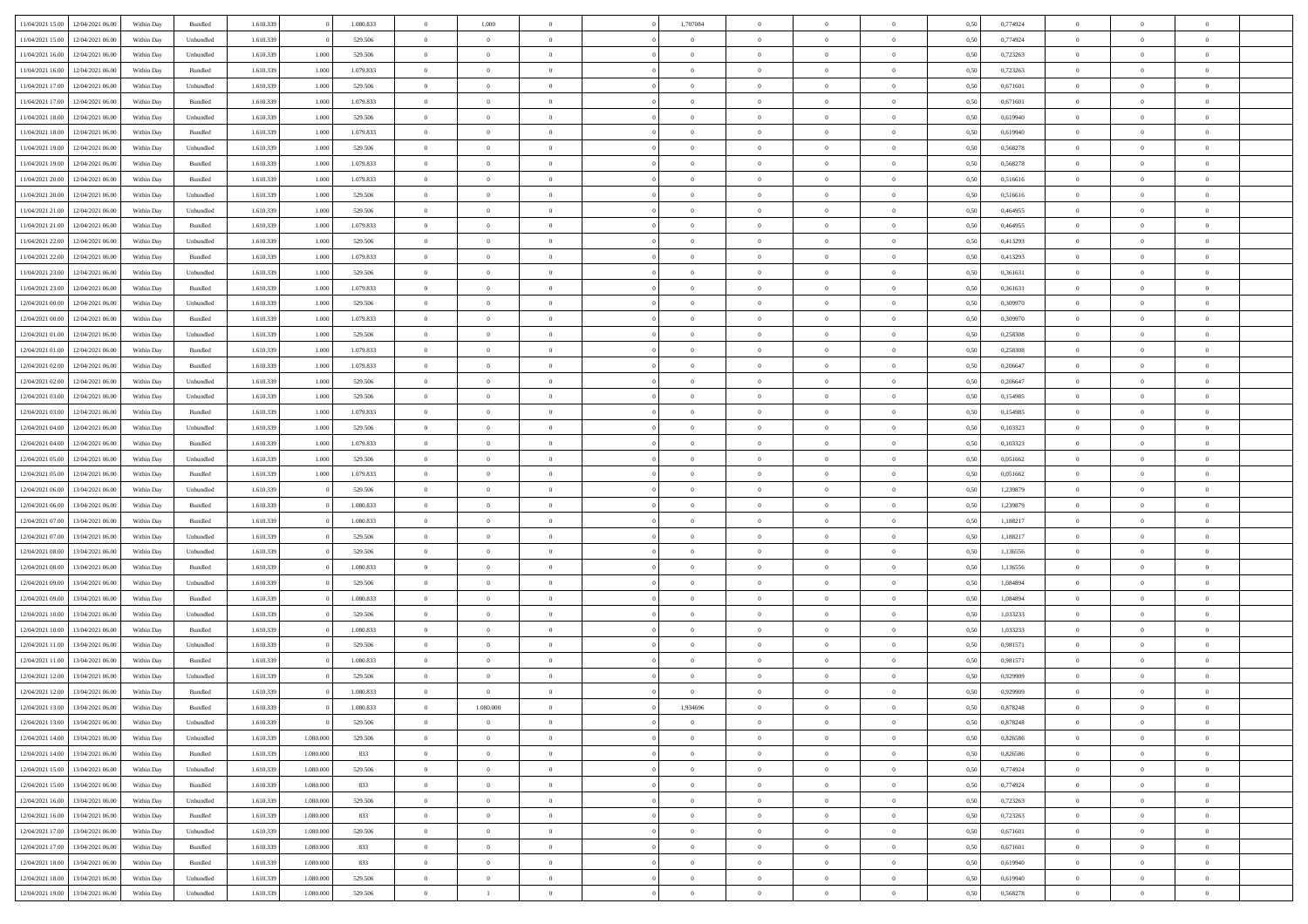| | | | | | | | | | | | | | | | | | | | | | |
|---|---|---|---|---|---|---|---|---|---|---|---|---|---|---|---|---|---|---|---|---|---|
| 11/04/2021 15.00 | 12/04/2021 06.00 | Within Day | Bundled | 1.610.339 | 0 | 1.080.833 | 0 | 1.000 | 0 | | 1,707084 | 0 | 0 | 0 | 0,50 | 0,774924 | 0 | 0 | 0 | |
| 11/04/2021 15.00 | 12/04/2021 06.00 | Within Day | Unbundled | 1.610.339 | 0 | 529.506 | 0 | 0 | 0 | | 0 | 0 | 0 | 0 | 0,50 | 0,774924 | 0 | 0 | 0 | |
| 11/04/2021 16.00 | 12/04/2021 06.00 | Within Day | Unbundled | 1.610.339 | 1.000 | 529.506 | 0 | 0 | 0 | | 0 | 0 | 0 | 0 | 0,50 | 0,723263 | 0 | 0 | 0 | |
| 11/04/2021 16.00 | 12/04/2021 06.00 | Within Day | Bundled | 1.610.339 | 1.000 | 1.079.833 | 0 | 0 | 0 | | 0 | 0 | 0 | 0 | 0,50 | 0,723263 | 0 | 0 | 0 | |
| 11/04/2021 17.00 | 12/04/2021 06.00 | Within Day | Unbundled | 1.610.339 | 1.000 | 529.506 | 0 | 0 | 0 | | 0 | 0 | 0 | 0 | 0,50 | 0,671601 | 0 | 0 | 0 | |
| 11/04/2021 17.00 | 12/04/2021 06.00 | Within Day | Bundled | 1.610.339 | 1.000 | 1.079.833 | 0 | 0 | 0 | | 0 | 0 | 0 | 0 | 0,50 | 0,671601 | 0 | 0 | 0 | |
| 11/04/2021 18.00 | 12/04/2021 06.00 | Within Day | Unbundled | 1.610.339 | 1.000 | 529.506 | 0 | 0 | 0 | | 0 | 0 | 0 | 0 | 0,50 | 0,619940 | 0 | 0 | 0 | |
| 11/04/2021 18.00 | 12/04/2021 06.00 | Within Day | Bundled | 1.610.339 | 1.000 | 1.079.833 | 0 | 0 | 0 | | 0 | 0 | 0 | 0 | 0,50 | 0,619940 | 0 | 0 | 0 | |
| 11/04/2021 19.00 | 12/04/2021 06.00 | Within Day | Unbundled | 1.610.339 | 1.000 | 529.506 | 0 | 0 | 0 | | 0 | 0 | 0 | 0 | 0,50 | 0,568278 | 0 | 0 | 0 | |
| 11/04/2021 19.00 | 12/04/2021 06.00 | Within Day | Bundled | 1.610.339 | 1.000 | 1.079.833 | 0 | 0 | 0 | | 0 | 0 | 0 | 0 | 0,50 | 0,568278 | 0 | 0 | 0 | |
| 11/04/2021 20.00 | 12/04/2021 06.00 | Within Day | Bundled | 1.610.339 | 1.000 | 1.079.833 | 0 | 0 | 0 | | 0 | 0 | 0 | 0 | 0,50 | 0,516616 | 0 | 0 | 0 | |
| 11/04/2021 20.00 | 12/04/2021 06.00 | Within Day | Unbundled | 1.610.339 | 1.000 | 529.506 | 0 | 0 | 0 | | 0 | 0 | 0 | 0 | 0,50 | 0,516616 | 0 | 0 | 0 | |
| 11/04/2021 21.00 | 12/04/2021 06.00 | Within Day | Unbundled | 1.610.339 | 1.000 | 529.506 | 0 | 0 | 0 | | 0 | 0 | 0 | 0 | 0,50 | 0,464955 | 0 | 0 | 0 | |
| 11/04/2021 21.00 | 12/04/2021 06.00 | Within Day | Bundled | 1.610.339 | 1.000 | 1.079.833 | 0 | 0 | 0 | | 0 | 0 | 0 | 0 | 0,50 | 0,464955 | 0 | 0 | 0 | |
| 11/04/2021 22.00 | 12/04/2021 06.00 | Within Day | Unbundled | 1.610.339 | 1.000 | 529.506 | 0 | 0 | 0 | | 0 | 0 | 0 | 0 | 0,50 | 0,413293 | 0 | 0 | 0 | |
| 11/04/2021 22.00 | 12/04/2021 06.00 | Within Day | Bundled | 1.610.339 | 1.000 | 1.079.833 | 0 | 0 | 0 | | 0 | 0 | 0 | 0 | 0,50 | 0,413293 | 0 | 0 | 0 | |
| 11/04/2021 23.00 | 12/04/2021 06.00 | Within Day | Unbundled | 1.610.339 | 1.000 | 529.506 | 0 | 0 | 0 | | 0 | 0 | 0 | 0 | 0,50 | 0,361631 | 0 | 0 | 0 | |
| 11/04/2021 23.00 | 12/04/2021 06.00 | Within Day | Bundled | 1.610.339 | 1.000 | 1.079.833 | 0 | 0 | 0 | | 0 | 0 | 0 | 0 | 0,50 | 0,361631 | 0 | 0 | 0 | |
| 12/04/2021 00.00 | 12/04/2021 06.00 | Within Day | Unbundled | 1.610.339 | 1.000 | 529.506 | 0 | 0 | 0 | | 0 | 0 | 0 | 0 | 0,50 | 0,309970 | 0 | 0 | 0 | |
| 12/04/2021 00.00 | 12/04/2021 06.00 | Within Day | Bundled | 1.610.339 | 1.000 | 1.079.833 | 0 | 0 | 0 | | 0 | 0 | 0 | 0 | 0,50 | 0,309970 | 0 | 0 | 0 | |
| 12/04/2021 01.00 | 12/04/2021 06.00 | Within Day | Unbundled | 1.610.339 | 1.000 | 529.506 | 0 | 0 | 0 | | 0 | 0 | 0 | 0 | 0,50 | 0,258308 | 0 | 0 | 0 | |
| 12/04/2021 01.00 | 12/04/2021 06.00 | Within Day | Bundled | 1.610.339 | 1.000 | 1.079.833 | 0 | 0 | 0 | | 0 | 0 | 0 | 0 | 0,50 | 0,258308 | 0 | 0 | 0 | |
| 12/04/2021 02.00 | 12/04/2021 06.00 | Within Day | Bundled | 1.610.339 | 1.000 | 1.079.833 | 0 | 0 | 0 | | 0 | 0 | 0 | 0 | 0,50 | 0,206647 | 0 | 0 | 0 | |
| 12/04/2021 02.00 | 12/04/2021 06.00 | Within Day | Unbundled | 1.610.339 | 1.000 | 529.506 | 0 | 0 | 0 | | 0 | 0 | 0 | 0 | 0,50 | 0,206647 | 0 | 0 | 0 | |
| 12/04/2021 03.00 | 12/04/2021 06.00 | Within Day | Unbundled | 1.610.339 | 1.000 | 529.506 | 0 | 0 | 0 | | 0 | 0 | 0 | 0 | 0,50 | 0,154985 | 0 | 0 | 0 | |
| 12/04/2021 03.00 | 12/04/2021 06.00 | Within Day | Bundled | 1.610.339 | 1.000 | 1.079.833 | 0 | 0 | 0 | | 0 | 0 | 0 | 0 | 0,50 | 0,154985 | 0 | 0 | 0 | |
| 12/04/2021 04.00 | 12/04/2021 06.00 | Within Day | Unbundled | 1.610.339 | 1.000 | 529.506 | 0 | 0 | 0 | | 0 | 0 | 0 | 0 | 0,50 | 0,103323 | 0 | 0 | 0 | |
| 12/04/2021 04.00 | 12/04/2021 06.00 | Within Day | Bundled | 1.610.339 | 1.000 | 1.079.833 | 0 | 0 | 0 | | 0 | 0 | 0 | 0 | 0,50 | 0,103323 | 0 | 0 | 0 | |
| 12/04/2021 05.00 | 12/04/2021 06.00 | Within Day | Unbundled | 1.610.339 | 1.000 | 529.506 | 0 | 0 | 0 | | 0 | 0 | 0 | 0 | 0,50 | 0,051662 | 0 | 0 | 0 | |
| 12/04/2021 05.00 | 12/04/2021 06.00 | Within Day | Bundled | 1.610.339 | 1.000 | 1.079.833 | 0 | 0 | 0 | | 0 | 0 | 0 | 0 | 0,50 | 0,051662 | 0 | 0 | 0 | |
| 12/04/2021 06.00 | 13/04/2021 06.00 | Within Day | Unbundled | 1.610.339 | 0 | 529.506 | 0 | 0 | 0 | | 0 | 0 | 0 | 0 | 0,50 | 1,239879 | 0 | 0 | 0 | |
| 12/04/2021 06.00 | 13/04/2021 06.00 | Within Day | Bundled | 1.610.339 | 0 | 1.080.833 | 0 | 0 | 0 | | 0 | 0 | 0 | 0 | 0,50 | 1,239879 | 0 | 0 | 0 | |
| 12/04/2021 07.00 | 13/04/2021 06.00 | Within Day | Bundled | 1.610.339 | 0 | 1.080.833 | 0 | 0 | 0 | | 0 | 0 | 0 | 0 | 0,50 | 1,188217 | 0 | 0 | 0 | |
| 12/04/2021 07.00 | 13/04/2021 06.00 | Within Day | Unbundled | 1.610.339 | 0 | 529.506 | 0 | 0 | 0 | | 0 | 0 | 0 | 0 | 0,50 | 1,188217 | 0 | 0 | 0 | |
| 12/04/2021 08.00 | 13/04/2021 06.00 | Within Day | Unbundled | 1.610.339 | 0 | 529.506 | 0 | 0 | 0 | | 0 | 0 | 0 | 0 | 0,50 | 1,136556 | 0 | 0 | 0 | |
| 12/04/2021 08.00 | 13/04/2021 06.00 | Within Day | Bundled | 1.610.339 | 0 | 1.080.833 | 0 | 0 | 0 | | 0 | 0 | 0 | 0 | 0,50 | 1,136556 | 0 | 0 | 0 | |
| 12/04/2021 09.00 | 13/04/2021 06.00 | Within Day | Unbundled | 1.610.339 | 0 | 529.506 | 0 | 0 | 0 | | 0 | 0 | 0 | 0 | 0,50 | 1,084894 | 0 | 0 | 0 | |
| 12/04/2021 09.00 | 13/04/2021 06.00 | Within Day | Bundled | 1.610.339 | 0 | 1.080.833 | 0 | 0 | 0 | | 0 | 0 | 0 | 0 | 0,50 | 1,084894 | 0 | 0 | 0 | |
| 12/04/2021 10.00 | 13/04/2021 06.00 | Within Day | Unbundled | 1.610.339 | 0 | 529.506 | 0 | 0 | 0 | | 0 | 0 | 0 | 0 | 0,50 | 1,033233 | 0 | 0 | 0 | |
| 12/04/2021 10.00 | 13/04/2021 06.00 | Within Day | Bundled | 1.610.339 | 0 | 1.080.833 | 0 | 0 | 0 | | 0 | 0 | 0 | 0 | 0,50 | 1,033233 | 0 | 0 | 0 | |
| 12/04/2021 11.00 | 13/04/2021 06.00 | Within Day | Unbundled | 1.610.339 | 0 | 529.506 | 0 | 0 | 0 | | 0 | 0 | 0 | 0 | 0,50 | 0,981571 | 0 | 0 | 0 | |
| 12/04/2021 11.00 | 13/04/2021 06.00 | Within Day | Bundled | 1.610.339 | 0 | 1.080.833 | 0 | 0 | 0 | | 0 | 0 | 0 | 0 | 0,50 | 0,981571 | 0 | 0 | 0 | |
| 12/04/2021 12.00 | 13/04/2021 06.00 | Within Day | Unbundled | 1.610.339 | 0 | 529.506 | 0 | 0 | 0 | | 0 | 0 | 0 | 0 | 0,50 | 0,929909 | 0 | 0 | 0 | |
| 12/04/2021 12.00 | 13/04/2021 06.00 | Within Day | Bundled | 1.610.339 | 0 | 1.080.833 | 0 | 0 | 0 | | 0 | 0 | 0 | 0 | 0,50 | 0,929909 | 0 | 0 | 0 | |
| 12/04/2021 13.00 | 13/04/2021 06.00 | Within Day | Bundled | 1.610.339 | 0 | 1.080.833 | 0 | 1.080.000 | 0 | | 1,934696 | 0 | 0 | 0 | 0,50 | 0,878248 | 0 | 0 | 0 | |
| 12/04/2021 13.00 | 13/04/2021 06.00 | Within Day | Unbundled | 1.610.339 | 0 | 529.506 | 0 | 0 | 0 | | 0 | 0 | 0 | 0 | 0,50 | 0,878248 | 0 | 0 | 0 | |
| 12/04/2021 14.00 | 13/04/2021 06.00 | Within Day | Unbundled | 1.610.339 | 1.080.000 | 529.506 | 0 | 0 | 0 | | 0 | 0 | 0 | 0 | 0,50 | 0,826586 | 0 | 0 | 0 | |
| 12/04/2021 14.00 | 13/04/2021 06.00 | Within Day | Bundled | 1.610.339 | 1.080.000 | 833 | 0 | 0 | 0 | | 0 | 0 | 0 | 0 | 0,50 | 0,826586 | 0 | 0 | 0 | |
| 12/04/2021 15.00 | 13/04/2021 06.00 | Within Day | Unbundled | 1.610.339 | 1.080.000 | 529.506 | 0 | 0 | 0 | | 0 | 0 | 0 | 0 | 0,50 | 0,774924 | 0 | 0 | 0 | |
| 12/04/2021 15.00 | 13/04/2021 06.00 | Within Day | Bundled | 1.610.339 | 1.080.000 | 833 | 0 | 0 | 0 | | 0 | 0 | 0 | 0 | 0,50 | 0,774924 | 0 | 0 | 0 | |
| 12/04/2021 16.00 | 13/04/2021 06.00 | Within Day | Unbundled | 1.610.339 | 1.080.000 | 529.506 | 0 | 0 | 0 | | 0 | 0 | 0 | 0 | 0,50 | 0,723263 | 0 | 0 | 0 | |
| 12/04/2021 16.00 | 13/04/2021 06.00 | Within Day | Bundled | 1.610.339 | 1.080.000 | 833 | 0 | 0 | 0 | | 0 | 0 | 0 | 0 | 0,50 | 0,723263 | 0 | 0 | 0 | |
| 12/04/2021 17.00 | 13/04/2021 06.00 | Within Day | Unbundled | 1.610.339 | 1.080.000 | 529.506 | 0 | 0 | 0 | | 0 | 0 | 0 | 0 | 0,50 | 0,671601 | 0 | 0 | 0 | |
| 12/04/2021 17.00 | 13/04/2021 06.00 | Within Day | Bundled | 1.610.339 | 1.080.000 | 833 | 0 | 0 | 0 | | 0 | 0 | 0 | 0 | 0,50 | 0,671601 | 0 | 0 | 0 | |
| 12/04/2021 18.00 | 13/04/2021 06.00 | Within Day | Bundled | 1.610.339 | 1.080.000 | 833 | 0 | 0 | 0 | | 0 | 0 | 0 | 0 | 0,50 | 0,619940 | 0 | 0 | 0 | |
| 12/04/2021 18.00 | 13/04/2021 06.00 | Within Day | Unbundled | 1.610.339 | 1.080.000 | 529.506 | 0 | 0 | 0 | | 0 | 0 | 0 | 0 | 0,50 | 0,619940 | 0 | 0 | 0 | |
| 12/04/2021 19.00 | 13/04/2021 06.00 | Within Day | Unbundled | 1.610.339 | 1.080.000 | 529.506 | 0 | 1 | 0 | | 0 | 0 | 0 | 0 | 0,50 | 0,568278 | 0 | 0 | 0 | |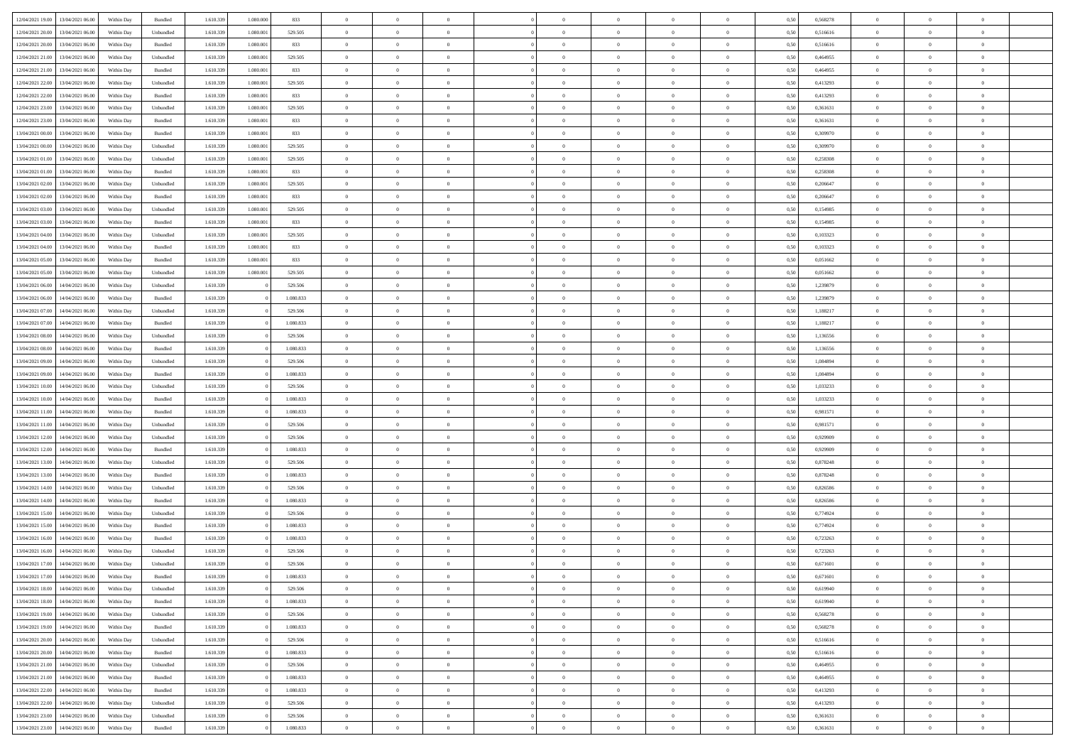| | | | | | | | | | | | | | | | | | | | | | |
|---|---|---|---|---|---|---|---|---|---|---|---|---|---|---|---|---|---|---|---|---|---|
| 12/04/2021 19.00 | 13/04/2021 06.00 | Within Day | Bundled | 1.610.339 | 1.080.000 | 833 | 0 | 0 | 0 | | 0 | 0 | 0 | 0 | 0,50 | 0,568278 | 0 | 0 | 0 | |
| 12/04/2021 20.00 | 13/04/2021 06.00 | Within Day | Unbundled | 1.610.339 | 1.080.001 | 529.505 | 0 | 0 | 0 | | 0 | 0 | 0 | 0 | 0,50 | 0,516616 | 0 | 0 | 0 | |
| 12/04/2021 20.00 | 13/04/2021 06.00 | Within Day | Bundled | 1.610.339 | 1.080.001 | 833 | 0 | 0 | 0 | | 0 | 0 | 0 | 0 | 0,50 | 0,516616 | 0 | 0 | 0 | |
| 12/04/2021 21.00 | 13/04/2021 06.00 | Within Day | Unbundled | 1.610.339 | 1.080.001 | 529.505 | 0 | 0 | 0 | | 0 | 0 | 0 | 0 | 0,50 | 0,464955 | 0 | 0 | 0 | |
| 12/04/2021 21.00 | 13/04/2021 06.00 | Within Day | Bundled | 1.610.339 | 1.080.001 | 833 | 0 | 0 | 0 | | 0 | 0 | 0 | 0 | 0,50 | 0,464955 | 0 | 0 | 0 | |
| 12/04/2021 22.00 | 13/04/2021 06.00 | Within Day | Unbundled | 1.610.339 | 1.080.001 | 529.505 | 0 | 0 | 0 | | 0 | 0 | 0 | 0 | 0,50 | 0,413293 | 0 | 0 | 0 | |
| 12/04/2021 22.00 | 13/04/2021 06.00 | Within Day | Bundled | 1.610.339 | 1.080.001 | 833 | 0 | 0 | 0 | | 0 | 0 | 0 | 0 | 0,50 | 0,413293 | 0 | 0 | 0 | |
| 12/04/2021 23.00 | 13/04/2021 06.00 | Within Day | Unbundled | 1.610.339 | 1.080.001 | 529.505 | 0 | 0 | 0 | | 0 | 0 | 0 | 0 | 0,50 | 0,361631 | 0 | 0 | 0 | |
| 12/04/2021 23.00 | 13/04/2021 06.00 | Within Day | Bundled | 1.610.339 | 1.080.001 | 833 | 0 | 0 | 0 | | 0 | 0 | 0 | 0 | 0,50 | 0,361631 | 0 | 0 | 0 | |
| 13/04/2021 00.00 | 13/04/2021 06.00 | Within Day | Bundled | 1.610.339 | 1.080.001 | 833 | 0 | 0 | 0 | | 0 | 0 | 0 | 0 | 0,50 | 0,309970 | 0 | 0 | 0 | |
| 13/04/2021 00.00 | 13/04/2021 06.00 | Within Day | Unbundled | 1.610.339 | 1.080.001 | 529.505 | 0 | 0 | 0 | | 0 | 0 | 0 | 0 | 0,50 | 0,309970 | 0 | 0 | 0 | |
| 13/04/2021 01.00 | 13/04/2021 06.00 | Within Day | Unbundled | 1.610.339 | 1.080.001 | 529.505 | 0 | 0 | 0 | | 0 | 0 | 0 | 0 | 0,50 | 0,258308 | 0 | 0 | 0 | |
| 13/04/2021 01.00 | 13/04/2021 06.00 | Within Day | Bundled | 1.610.339 | 1.080.001 | 833 | 0 | 0 | 0 | | 0 | 0 | 0 | 0 | 0,50 | 0,258308 | 0 | 0 | 0 | |
| 13/04/2021 02.00 | 13/04/2021 06.00 | Within Day | Unbundled | 1.610.339 | 1.080.001 | 529.505 | 0 | 0 | 0 | | 0 | 0 | 0 | 0 | 0,50 | 0,206647 | 0 | 0 | 0 | |
| 13/04/2021 02.00 | 13/04/2021 06.00 | Within Day | Bundled | 1.610.339 | 1.080.001 | 833 | 0 | 0 | 0 | | 0 | 0 | 0 | 0 | 0,50 | 0,206647 | 0 | 0 | 0 | |
| 13/04/2021 03.00 | 13/04/2021 06.00 | Within Day | Unbundled | 1.610.339 | 1.080.001 | 529.505 | 0 | 0 | 0 | | 0 | 0 | 0 | 0 | 0,50 | 0,154985 | 0 | 0 | 0 | |
| 13/04/2021 03.00 | 13/04/2021 06.00 | Within Day | Bundled | 1.610.339 | 1.080.001 | 833 | 0 | 0 | 0 | | 0 | 0 | 0 | 0 | 0,50 | 0,154985 | 0 | 0 | 0 | |
| 13/04/2021 04.00 | 13/04/2021 06.00 | Within Day | Unbundled | 1.610.339 | 1.080.001 | 529.505 | 0 | 0 | 0 | | 0 | 0 | 0 | 0 | 0,50 | 0,103323 | 0 | 0 | 0 | |
| 13/04/2021 04.00 | 13/04/2021 06.00 | Within Day | Bundled | 1.610.339 | 1.080.001 | 833 | 0 | 0 | 0 | | 0 | 0 | 0 | 0 | 0,50 | 0,103323 | 0 | 0 | 0 | |
| 13/04/2021 05.00 | 13/04/2021 06.00 | Within Day | Bundled | 1.610.339 | 1.080.001 | 833 | 0 | 0 | 0 | | 0 | 0 | 0 | 0 | 0,50 | 0,051662 | 0 | 0 | 0 | |
| 13/04/2021 05.00 | 13/04/2021 06.00 | Within Day | Unbundled | 1.610.339 | 1.080.001 | 529.505 | 0 | 0 | 0 | | 0 | 0 | 0 | 0 | 0,50 | 0,051662 | 0 | 0 | 0 | |
| 13/04/2021 06.00 | 14/04/2021 06.00 | Within Day | Unbundled | 1.610.339 | 0 | 529.506 | 0 | 0 | 0 | | 0 | 0 | 0 | 0 | 0,50 | 1,239879 | 0 | 0 | 0 | |
| 13/04/2021 06.00 | 14/04/2021 06.00 | Within Day | Bundled | 1.610.339 | 0 | 1.080.833 | 0 | 0 | 0 | | 0 | 0 | 0 | 0 | 0,50 | 1,239879 | 0 | 0 | 0 | |
| 13/04/2021 07.00 | 14/04/2021 06.00 | Within Day | Unbundled | 1.610.339 | 0 | 529.506 | 0 | 0 | 0 | | 0 | 0 | 0 | 0 | 0,50 | 1,188217 | 0 | 0 | 0 | |
| 13/04/2021 07.00 | 14/04/2021 06.00 | Within Day | Bundled | 1.610.339 | 0 | 1.080.833 | 0 | 0 | 0 | | 0 | 0 | 0 | 0 | 0,50 | 1,188217 | 0 | 0 | 0 | |
| 13/04/2021 08.00 | 14/04/2021 06.00 | Within Day | Unbundled | 1.610.339 | 0 | 529.506 | 0 | 0 | 0 | | 0 | 0 | 0 | 0 | 0,50 | 1,136556 | 0 | 0 | 0 | |
| 13/04/2021 08.00 | 14/04/2021 06.00 | Within Day | Bundled | 1.610.339 | 0 | 1.080.833 | 0 | 0 | 0 | | 0 | 0 | 0 | 0 | 0,50 | 1,136556 | 0 | 0 | 0 | |
| 13/04/2021 09.00 | 14/04/2021 06.00 | Within Day | Unbundled | 1.610.339 | 0 | 529.506 | 0 | 0 | 0 | | 0 | 0 | 0 | 0 | 0,50 | 1,084894 | 0 | 0 | 0 | |
| 13/04/2021 09.00 | 14/04/2021 06.00 | Within Day | Bundled | 1.610.339 | 0 | 1.080.833 | 0 | 0 | 0 | | 0 | 0 | 0 | 0 | 0,50 | 1,084894 | 0 | 0 | 0 | |
| 13/04/2021 10.00 | 14/04/2021 06.00 | Within Day | Unbundled | 1.610.339 | 0 | 529.506 | 0 | 0 | 0 | | 0 | 0 | 0 | 0 | 0,50 | 1,033233 | 0 | 0 | 0 | |
| 13/04/2021 10.00 | 14/04/2021 06.00 | Within Day | Bundled | 1.610.339 | 0 | 1.080.833 | 0 | 0 | 0 | | 0 | 0 | 0 | 0 | 0,50 | 1,033233 | 0 | 0 | 0 | |
| 13/04/2021 11.00 | 14/04/2021 06.00 | Within Day | Bundled | 1.610.339 | 0 | 1.080.833 | 0 | 0 | 0 | | 0 | 0 | 0 | 0 | 0,50 | 0,981571 | 0 | 0 | 0 | |
| 13/04/2021 11.00 | 14/04/2021 06.00 | Within Day | Unbundled | 1.610.339 | 0 | 529.506 | 0 | 0 | 0 | | 0 | 0 | 0 | 0 | 0,50 | 0,981571 | 0 | 0 | 0 | |
| 13/04/2021 12.00 | 14/04/2021 06.00 | Within Day | Unbundled | 1.610.339 | 0 | 529.506 | 0 | 0 | 0 | | 0 | 0 | 0 | 0 | 0,50 | 0,929909 | 0 | 0 | 0 | |
| 13/04/2021 12.00 | 14/04/2021 06.00 | Within Day | Bundled | 1.610.339 | 0 | 1.080.833 | 0 | 0 | 0 | | 0 | 0 | 0 | 0 | 0,50 | 0,929909 | 0 | 0 | 0 | |
| 13/04/2021 13.00 | 14/04/2021 06.00 | Within Day | Unbundled | 1.610.339 | 0 | 529.506 | 0 | 0 | 0 | | 0 | 0 | 0 | 0 | 0,50 | 0,878248 | 0 | 0 | 0 | |
| 13/04/2021 13.00 | 14/04/2021 06.00 | Within Day | Bundled | 1.610.339 | 0 | 1.080.833 | 0 | 0 | 0 | | 0 | 0 | 0 | 0 | 0,50 | 0,878248 | 0 | 0 | 0 | |
| 13/04/2021 14.00 | 14/04/2021 06.00 | Within Day | Unbundled | 1.610.339 | 0 | 529.506 | 0 | 0 | 0 | | 0 | 0 | 0 | 0 | 0,50 | 0,826586 | 0 | 0 | 0 | |
| 13/04/2021 14.00 | 14/04/2021 06.00 | Within Day | Bundled | 1.610.339 | 0 | 1.080.833 | 0 | 0 | 0 | | 0 | 0 | 0 | 0 | 0,50 | 0,826586 | 0 | 0 | 0 | |
| 13/04/2021 15.00 | 14/04/2021 06.00 | Within Day | Unbundled | 1.610.339 | 0 | 529.506 | 0 | 0 | 0 | | 0 | 0 | 0 | 0 | 0,50 | 0,774924 | 0 | 0 | 0 | |
| 13/04/2021 15.00 | 14/04/2021 06.00 | Within Day | Bundled | 1.610.339 | 0 | 1.080.833 | 0 | 0 | 0 | | 0 | 0 | 0 | 0 | 0,50 | 0,774924 | 0 | 0 | 0 | |
| 13/04/2021 16.00 | 14/04/2021 06.00 | Within Day | Bundled | 1.610.339 | 0 | 1.080.833 | 0 | 0 | 0 | | 0 | 0 | 0 | 0 | 0,50 | 0,723263 | 0 | 0 | 0 | |
| 13/04/2021 16.00 | 14/04/2021 06.00 | Within Day | Unbundled | 1.610.339 | 0 | 529.506 | 0 | 0 | 0 | | 0 | 0 | 0 | 0 | 0,50 | 0,723263 | 0 | 0 | 0 | |
| 13/04/2021 17.00 | 14/04/2021 06.00 | Within Day | Unbundled | 1.610.339 | 0 | 529.506 | 0 | 0 | 0 | | 0 | 0 | 0 | 0 | 0,50 | 0,671601 | 0 | 0 | 0 | |
| 13/04/2021 17.00 | 14/04/2021 06.00 | Within Day | Bundled | 1.610.339 | 0 | 1.080.833 | 0 | 0 | 0 | | 0 | 0 | 0 | 0 | 0,50 | 0,671601 | 0 | 0 | 0 | |
| 13/04/2021 18.00 | 14/04/2021 06.00 | Within Day | Unbundled | 1.610.339 | 0 | 529.506 | 0 | 0 | 0 | | 0 | 0 | 0 | 0 | 0,50 | 0,619940 | 0 | 0 | 0 | |
| 13/04/2021 18.00 | 14/04/2021 06.00 | Within Day | Bundled | 1.610.339 | 0 | 1.080.833 | 0 | 0 | 0 | | 0 | 0 | 0 | 0 | 0,50 | 0,619940 | 0 | 0 | 0 | |
| 13/04/2021 19.00 | 14/04/2021 06.00 | Within Day | Unbundled | 1.610.339 | 0 | 529.506 | 0 | 0 | 0 | | 0 | 0 | 0 | 0 | 0,50 | 0,568278 | 0 | 0 | 0 | |
| 13/04/2021 19.00 | 14/04/2021 06.00 | Within Day | Bundled | 1.610.339 | 0 | 1.080.833 | 0 | 0 | 0 | | 0 | 0 | 0 | 0 | 0,50 | 0,568278 | 0 | 0 | 0 | |
| 13/04/2021 20.00 | 14/04/2021 06.00 | Within Day | Unbundled | 1.610.339 | 0 | 529.506 | 0 | 0 | 0 | | 0 | 0 | 0 | 0 | 0,50 | 0,516616 | 0 | 0 | 0 | |
| 13/04/2021 20.00 | 14/04/2021 06.00 | Within Day | Bundled | 1.610.339 | 0 | 1.080.833 | 0 | 0 | 0 | | 0 | 0 | 0 | 0 | 0,50 | 0,516616 | 0 | 0 | 0 | |
| 13/04/2021 21.00 | 14/04/2021 06.00 | Within Day | Unbundled | 1.610.339 | 0 | 529.506 | 0 | 0 | 0 | | 0 | 0 | 0 | 0 | 0,50 | 0,464955 | 0 | 0 | 0 | |
| 13/04/2021 21.00 | 14/04/2021 06.00 | Within Day | Bundled | 1.610.339 | 0 | 1.080.833 | 0 | 0 | 0 | | 0 | 0 | 0 | 0 | 0,50 | 0,464955 | 0 | 0 | 0 | |
| 13/04/2021 22.00 | 14/04/2021 06.00 | Within Day | Bundled | 1.610.339 | 0 | 1.080.833 | 0 | 0 | 0 | | 0 | 0 | 0 | 0 | 0,50 | 0,413293 | 0 | 0 | 0 | |
| 13/04/2021 22.00 | 14/04/2021 06.00 | Within Day | Unbundled | 1.610.339 | 0 | 529.506 | 0 | 0 | 0 | | 0 | 0 | 0 | 0 | 0,50 | 0,413293 | 0 | 0 | 0 | |
| 13/04/2021 23.00 | 14/04/2021 06.00 | Within Day | Unbundled | 1.610.339 | 0 | 529.506 | 0 | 0 | 0 | | 0 | 0 | 0 | 0 | 0,50 | 0,361631 | 0 | 0 | 0 | |
| 13/04/2021 23.00 | 14/04/2021 06.00 | Within Day | Bundled | 1.610.339 | 0 | 1.080.833 | 0 | 0 | 0 | | 0 | 0 | 0 | 0 | 0,50 | 0,361631 | 0 | 0 | 0 | |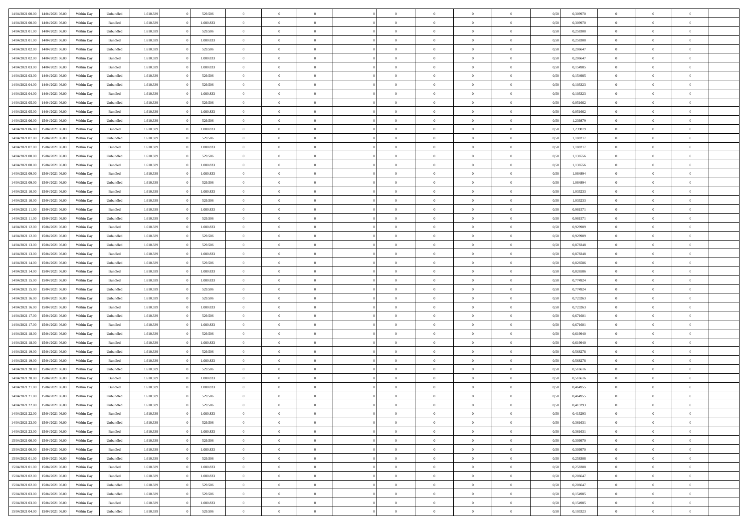| | | | | | | | | | | | | | | | | | | | | |
|---|---|---|---|---|---|---|---|---|---|---|---|---|---|---|---|---|---|---|---|---|
| 14/04/2021 00:00 | 14/04/2021 06:00 | Within Day | Unbundled | 1.610.339 | 0 | 529.506 | 0 | 0 | 0 | | 0 | 0 | 0 | 0 | 0,50 | 0,309970 | 0 | 0 | 0 | |
| 14/04/2021 00:00 | 14/04/2021 06:00 | Within Day | Bundled | 1.610.339 | 0 | 1.080.833 | 0 | 0 | 0 | | 0 | 0 | 0 | 0 | 0,50 | 0,309970 | 0 | 0 | 0 | |
| 14/04/2021 01:00 | 14/04/2021 06:00 | Within Day | Unbundled | 1.610.339 | 0 | 529.506 | 0 | 0 | 0 | | 0 | 0 | 0 | 0 | 0,50 | 0,258308 | 0 | 0 | 0 | |
| 14/04/2021 01:00 | 14/04/2021 06:00 | Within Day | Bundled | 1.610.339 | 0 | 1.080.833 | 0 | 0 | 0 | | 0 | 0 | 0 | 0 | 0,50 | 0,258308 | 0 | 0 | 0 | |
| 14/04/2021 02:00 | 14/04/2021 06:00 | Within Day | Unbundled | 1.610.339 | 0 | 529.506 | 0 | 0 | 0 | | 0 | 0 | 0 | 0 | 0,50 | 0,206647 | 0 | 0 | 0 | |
| 14/04/2021 02:00 | 14/04/2021 06:00 | Within Day | Bundled | 1.610.339 | 0 | 1.080.833 | 0 | 0 | 0 | | 0 | 0 | 0 | 0 | 0,50 | 0,206647 | 0 | 0 | 0 | |
| 14/04/2021 03:00 | 14/04/2021 06:00 | Within Day | Bundled | 1.610.339 | 0 | 1.080.833 | 0 | 0 | 0 | | 0 | 0 | 0 | 0 | 0,50 | 0,154985 | 0 | 0 | 0 | |
| 14/04/2021 03:00 | 14/04/2021 06:00 | Within Day | Unbundled | 1.610.339 | 0 | 529.506 | 0 | 0 | 0 | | 0 | 0 | 0 | 0 | 0,50 | 0,154985 | 0 | 0 | 0 | |
| 14/04/2021 04:00 | 14/04/2021 06:00 | Within Day | Unbundled | 1.610.339 | 0 | 529.506 | 0 | 0 | 0 | | 0 | 0 | 0 | 0 | 0,50 | 0,103323 | 0 | 0 | 0 | |
| 14/04/2021 04:00 | 14/04/2021 06:00 | Within Day | Bundled | 1.610.339 | 0 | 1.080.833 | 0 | 0 | 0 | | 0 | 0 | 0 | 0 | 0,50 | 0,103323 | 0 | 0 | 0 | |
| 14/04/2021 05:00 | 14/04/2021 06:00 | Within Day | Unbundled | 1.610.339 | 0 | 529.506 | 0 | 0 | 0 | | 0 | 0 | 0 | 0 | 0,50 | 0,051662 | 0 | 0 | 0 | |
| 14/04/2021 05:00 | 14/04/2021 06:00 | Within Day | Bundled | 1.610.339 | 0 | 1.080.833 | 0 | 0 | 0 | | 0 | 0 | 0 | 0 | 0,50 | 0,051662 | 0 | 0 | 0 | |
| 14/04/2021 06:00 | 15/04/2021 06:00 | Within Day | Unbundled | 1.610.339 | 0 | 529.506 | 0 | 0 | 0 | | 0 | 0 | 0 | 0 | 0,50 | 1,239879 | 0 | 0 | 0 | |
| 14/04/2021 06:00 | 15/04/2021 06:00 | Within Day | Bundled | 1.610.339 | 0 | 1.080.833 | 0 | 0 | 0 | | 0 | 0 | 0 | 0 | 0,50 | 1,239879 | 0 | 0 | 0 | |
| 14/04/2021 07:00 | 15/04/2021 06:00 | Within Day | Unbundled | 1.610.339 | 0 | 529.506 | 0 | 0 | 0 | | 0 | 0 | 0 | 0 | 0,50 | 1,188217 | 0 | 0 | 0 | |
| 14/04/2021 07:00 | 15/04/2021 06:00 | Within Day | Bundled | 1.610.339 | 0 | 1.080.833 | 0 | 0 | 0 | | 0 | 0 | 0 | 0 | 0,50 | 1,188217 | 0 | 0 | 0 | |
| 14/04/2021 08:00 | 15/04/2021 06:00 | Within Day | Unbundled | 1.610.339 | 0 | 529.506 | 0 | 0 | 0 | | 0 | 0 | 0 | 0 | 0,50 | 1,136556 | 0 | 0 | 0 | |
| 14/04/2021 08:00 | 15/04/2021 06:00 | Within Day | Bundled | 1.610.339 | 0 | 1.080.833 | 0 | 0 | 0 | | 0 | 0 | 0 | 0 | 0,50 | 1,136556 | 0 | 0 | 0 | |
| 14/04/2021 09:00 | 15/04/2021 06:00 | Within Day | Bundled | 1.610.339 | 0 | 1.080.833 | 0 | 0 | 0 | | 0 | 0 | 0 | 0 | 0,50 | 1,084894 | 0 | 0 | 0 | |
| 14/04/2021 09:00 | 15/04/2021 06:00 | Within Day | Unbundled | 1.610.339 | 0 | 529.506 | 0 | 0 | 0 | | 0 | 0 | 0 | 0 | 0,50 | 1,084894 | 0 | 0 | 0 | |
| 14/04/2021 10:00 | 15/04/2021 06:00 | Within Day | Bundled | 1.610.339 | 0 | 1.080.833 | 0 | 0 | 0 | | 0 | 0 | 0 | 0 | 0,50 | 1,033233 | 0 | 0 | 0 | |
| 14/04/2021 10:00 | 15/04/2021 06:00 | Within Day | Unbundled | 1.610.339 | 0 | 529.506 | 0 | 0 | 0 | | 0 | 0 | 0 | 0 | 0,50 | 1,033233 | 0 | 0 | 0 | |
| 14/04/2021 11:00 | 15/04/2021 06:00 | Within Day | Bundled | 1.610.339 | 0 | 1.080.833 | 0 | 0 | 0 | | 0 | 0 | 0 | 0 | 0,50 | 0,981571 | 0 | 0 | 0 | |
| 14/04/2021 11:00 | 15/04/2021 06:00 | Within Day | Unbundled | 1.610.339 | 0 | 529.506 | 0 | 0 | 0 | | 0 | 0 | 0 | 0 | 0,50 | 0,981571 | 0 | 0 | 0 | |
| 14/04/2021 12:00 | 15/04/2021 06:00 | Within Day | Bundled | 1.610.339 | 0 | 1.080.833 | 0 | 0 | 0 | | 0 | 0 | 0 | 0 | 0,50 | 0,929909 | 0 | 0 | 0 | |
| 14/04/2021 12:00 | 15/04/2021 06:00 | Within Day | Unbundled | 1.610.339 | 0 | 529.506 | 0 | 0 | 0 | | 0 | 0 | 0 | 0 | 0,50 | 0,929909 | 0 | 0 | 0 | |
| 14/04/2021 13:00 | 15/04/2021 06:00 | Within Day | Unbundled | 1.610.339 | 0 | 529.506 | 0 | 0 | 0 | | 0 | 0 | 0 | 0 | 0,50 | 0,878248 | 0 | 0 | 0 | |
| 14/04/2021 13:00 | 15/04/2021 06:00 | Within Day | Bundled | 1.610.339 | 0 | 1.080.833 | 0 | 0 | 0 | | 0 | 0 | 0 | 0 | 0,50 | 0,878248 | 0 | 0 | 0 | |
| 14/04/2021 14:00 | 15/04/2021 06:00 | Within Day | Unbundled | 1.610.339 | 0 | 529.506 | 0 | 0 | 0 | | 0 | 0 | 0 | 0 | 0,50 | 0,826586 | 0 | 0 | 0 | |
| 14/04/2021 14:00 | 15/04/2021 06:00 | Within Day | Bundled | 1.610.339 | 0 | 1.080.833 | 0 | 0 | 0 | | 0 | 0 | 0 | 0 | 0,50 | 0,826586 | 0 | 0 | 0 | |
| 14/04/2021 15:00 | 15/04/2021 06:00 | Within Day | Bundled | 1.610.339 | 0 | 1.080.833 | 0 | 0 | 0 | | 0 | 0 | 0 | 0 | 0,50 | 0,774924 | 0 | 0 | 0 | |
| 14/04/2021 15:00 | 15/04/2021 06:00 | Within Day | Unbundled | 1.610.339 | 0 | 529.506 | 0 | 0 | 0 | | 0 | 0 | 0 | 0 | 0,50 | 0,774924 | 0 | 0 | 0 | |
| 14/04/2021 16:00 | 15/04/2021 06:00 | Within Day | Unbundled | 1.610.339 | 0 | 529.506 | 0 | 0 | 0 | | 0 | 0 | 0 | 0 | 0,50 | 0,723263 | 0 | 0 | 0 | |
| 14/04/2021 16:00 | 15/04/2021 06:00 | Within Day | Bundled | 1.610.339 | 0 | 1.080.833 | 0 | 0 | 0 | | 0 | 0 | 0 | 0 | 0,50 | 0,723263 | 0 | 0 | 0 | |
| 14/04/2021 17:00 | 15/04/2021 06:00 | Within Day | Unbundled | 1.610.339 | 0 | 529.506 | 0 | 0 | 0 | | 0 | 0 | 0 | 0 | 0,50 | 0,671601 | 0 | 0 | 0 | |
| 14/04/2021 17:00 | 15/04/2021 06:00 | Within Day | Bundled | 1.610.339 | 0 | 1.080.833 | 0 | 0 | 0 | | 0 | 0 | 0 | 0 | 0,50 | 0,671601 | 0 | 0 | 0 | |
| 14/04/2021 18:00 | 15/04/2021 06:00 | Within Day | Unbundled | 1.610.339 | 0 | 529.506 | 0 | 0 | 0 | | 0 | 0 | 0 | 0 | 0,50 | 0,619940 | 0 | 0 | 0 | |
| 14/04/2021 18:00 | 15/04/2021 06:00 | Within Day | Bundled | 1.610.339 | 0 | 1.080.833 | 0 | 0 | 0 | | 0 | 0 | 0 | 0 | 0,50 | 0,619940 | 0 | 0 | 0 | |
| 14/04/2021 19:00 | 15/04/2021 06:00 | Within Day | Unbundled | 1.610.339 | 0 | 529.506 | 0 | 0 | 0 | | 0 | 0 | 0 | 0 | 0,50 | 0,568278 | 0 | 0 | 0 | |
| 14/04/2021 19:00 | 15/04/2021 06:00 | Within Day | Bundled | 1.610.339 | 0 | 1.080.833 | 0 | 0 | 0 | | 0 | 0 | 0 | 0 | 0,50 | 0,568278 | 0 | 0 | 0 | |
| 14/04/2021 20:00 | 15/04/2021 06:00 | Within Day | Unbundled | 1.610.339 | 0 | 529.506 | 0 | 0 | 0 | | 0 | 0 | 0 | 0 | 0,50 | 0,516616 | 0 | 0 | 0 | |
| 14/04/2021 20:00 | 15/04/2021 06:00 | Within Day | Bundled | 1.610.339 | 0 | 1.080.833 | 0 | 0 | 0 | | 0 | 0 | 0 | 0 | 0,50 | 0,516616 | 0 | 0 | 0 | |
| 14/04/2021 21:00 | 15/04/2021 06:00 | Within Day | Bundled | 1.610.339 | 0 | 1.080.833 | 0 | 0 | 0 | | 0 | 0 | 0 | 0 | 0,50 | 0,464955 | 0 | 0 | 0 | |
| 14/04/2021 21:00 | 15/04/2021 06:00 | Within Day | Unbundled | 1.610.339 | 0 | 529.506 | 0 | 0 | 0 | | 0 | 0 | 0 | 0 | 0,50 | 0,464955 | 0 | 0 | 0 | |
| 14/04/2021 22:00 | 15/04/2021 06:00 | Within Day | Unbundled | 1.610.339 | 0 | 529.506 | 0 | 0 | 0 | | 0 | 0 | 0 | 0 | 0,50 | 0,413293 | 0 | 0 | 0 | |
| 14/04/2021 22:00 | 15/04/2021 06:00 | Within Day | Bundled | 1.610.339 | 0 | 1.080.833 | 0 | 0 | 0 | | 0 | 0 | 0 | 0 | 0,50 | 0,413293 | 0 | 0 | 0 | |
| 14/04/2021 23:00 | 15/04/2021 06:00 | Within Day | Unbundled | 1.610.339 | 0 | 529.506 | 0 | 0 | 0 | | 0 | 0 | 0 | 0 | 0,50 | 0,361631 | 0 | 0 | 0 | |
| 14/04/2021 23:00 | 15/04/2021 06:00 | Within Day | Bundled | 1.610.339 | 0 | 1.080.833 | 0 | 0 | 0 | | 0 | 0 | 0 | 0 | 0,50 | 0,361631 | 0 | 0 | 0 | |
| 15/04/2021 00:00 | 15/04/2021 06:00 | Within Day | Unbundled | 1.610.339 | 0 | 529.506 | 0 | 0 | 0 | | 0 | 0 | 0 | 0 | 0,50 | 0,309970 | 0 | 0 | 0 | |
| 15/04/2021 00:00 | 15/04/2021 06:00 | Within Day | Bundled | 1.610.339 | 0 | 1.080.833 | 0 | 0 | 0 | | 0 | 0 | 0 | 0 | 0,50 | 0,309970 | 0 | 0 | 0 | |
| 15/04/2021 01:00 | 15/04/2021 06:00 | Within Day | Unbundled | 1.610.339 | 0 | 529.506 | 0 | 0 | 0 | | 0 | 0 | 0 | 0 | 0,50 | 0,258308 | 0 | 0 | 0 | |
| 15/04/2021 01:00 | 15/04/2021 06:00 | Within Day | Bundled | 1.610.339 | 0 | 1.080.833 | 0 | 0 | 0 | | 0 | 0 | 0 | 0 | 0,50 | 0,258308 | 0 | 0 | 0 | |
| 15/04/2021 02:00 | 15/04/2021 06:00 | Within Day | Bundled | 1.610.339 | 0 | 1.080.833 | 0 | 0 | 0 | | 0 | 0 | 0 | 0 | 0,50 | 0,206647 | 0 | 0 | 0 | |
| 15/04/2021 02:00 | 15/04/2021 06:00 | Within Day | Unbundled | 1.610.339 | 0 | 529.506 | 0 | 0 | 0 | | 0 | 0 | 0 | 0 | 0,50 | 0,206647 | 0 | 0 | 0 | |
| 15/04/2021 03:00 | 15/04/2021 06:00 | Within Day | Unbundled | 1.610.339 | 0 | 529.506 | 0 | 0 | 0 | | 0 | 0 | 0 | 0 | 0,50 | 0,154985 | 0 | 0 | 0 | |
| 15/04/2021 03:00 | 15/04/2021 06:00 | Within Day | Bundled | 1.610.339 | 0 | 1.080.833 | 0 | 0 | 0 | | 0 | 0 | 0 | 0 | 0,50 | 0,154985 | 0 | 0 | 0 | |
| 15/04/2021 04:00 | 15/04/2021 06:00 | Within Day | Unbundled | 1.610.339 | 0 | 529.506 | 0 | 0 | 0 | | 0 | 0 | 0 | 0 | 0,50 | 0,103323 | 0 | 0 | 0 | |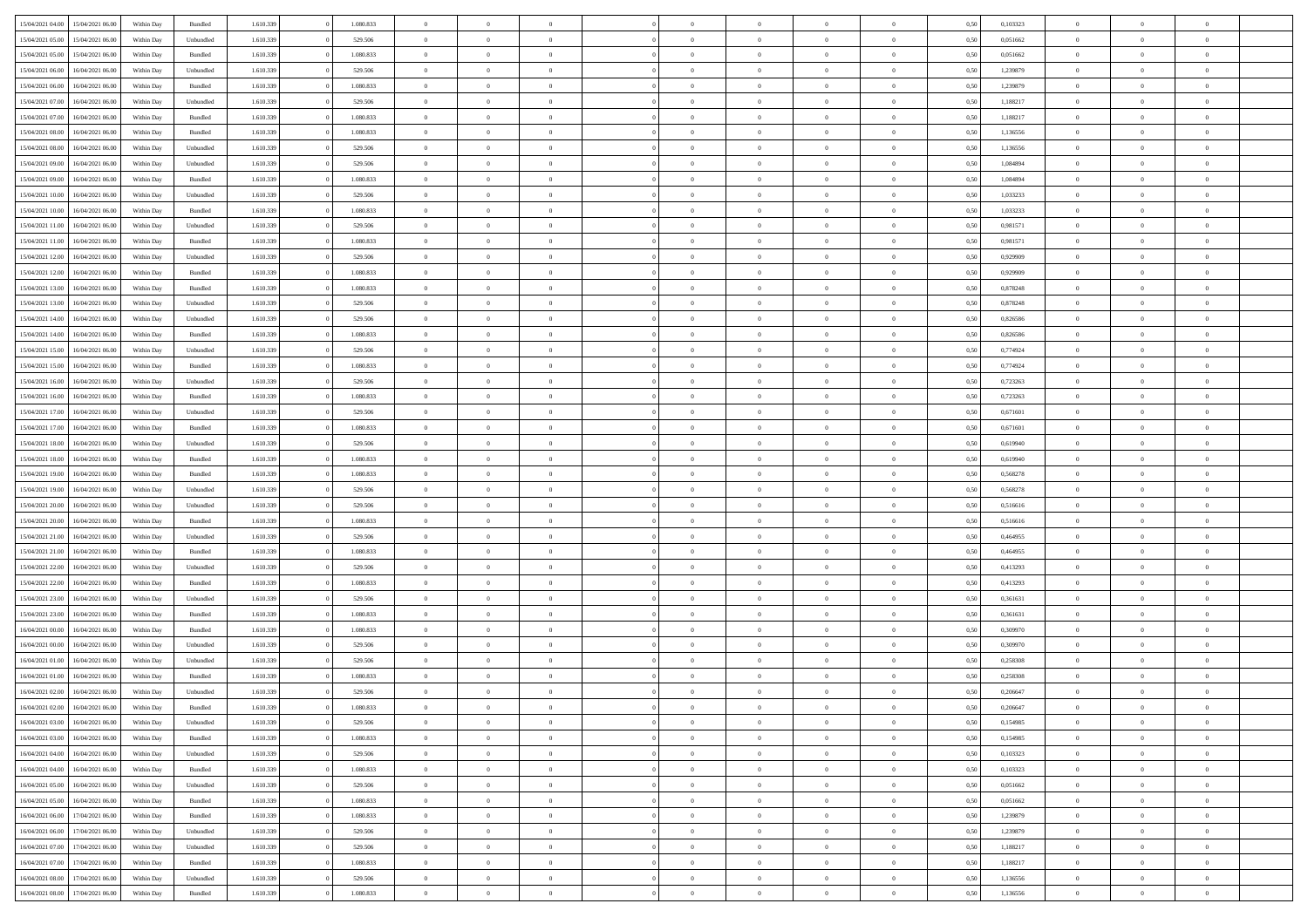| | | | | | | | | | | | | | | | | | | | | | |
|---|---|---|---|---|---|---|---|---|---|---|---|---|---|---|---|---|---|---|---|---|---|
| 15/04/2021 04:00 | 15/04/2021 06:00 | Within Day | Bundled | 1.610.339 | 0 | 1.080.833 | 0 | 0 | 0 | | 0 | 0 | 0 | 0 | 0 | 0,50 | 0,103323 | 0 | 0 | 0 | |
| 15/04/2021 05:00 | 15/04/2021 06:00 | Within Day | Unbundled | 1.610.339 | 0 | 529.506 | 0 | 0 | 0 | | 0 | 0 | 0 | 0 | 0 | 0,50 | 0,051662 | 0 | 0 | 0 | |
| 15/04/2021 05:00 | 15/04/2021 06:00 | Within Day | Bundled | 1.610.339 | 0 | 1.080.833 | 0 | 0 | 0 | | 0 | 0 | 0 | 0 | 0 | 0,50 | 0,051662 | 0 | 0 | 0 | |
| 15/04/2021 06:00 | 16/04/2021 06:00 | Within Day | Unbundled | 1.610.339 | 0 | 529.506 | 0 | 0 | 0 | | 0 | 0 | 0 | 0 | 0 | 0,50 | 1,239879 | 0 | 0 | 0 | |
| 15/04/2021 06:00 | 16/04/2021 06:00 | Within Day | Bundled | 1.610.339 | 0 | 1.080.833 | 0 | 0 | 0 | | 0 | 0 | 0 | 0 | 0 | 0,50 | 1,239879 | 0 | 0 | 0 | |
| 15/04/2021 07:00 | 16/04/2021 06:00 | Within Day | Unbundled | 1.610.339 | 0 | 529.506 | 0 | 0 | 0 | | 0 | 0 | 0 | 0 | 0 | 0,50 | 1,188217 | 0 | 0 | 0 | |
| 15/04/2021 07:00 | 16/04/2021 06:00 | Within Day | Bundled | 1.610.339 | 0 | 1.080.833 | 0 | 0 | 0 | | 0 | 0 | 0 | 0 | 0 | 0,50 | 1,188217 | 0 | 0 | 0 | |
| 15/04/2021 08:00 | 16/04/2021 06:00 | Within Day | Bundled | 1.610.339 | 0 | 1.080.833 | 0 | 0 | 0 | | 0 | 0 | 0 | 0 | 0 | 0,50 | 1,136556 | 0 | 0 | 0 | |
| 15/04/2021 08:00 | 16/04/2021 06:00 | Within Day | Unbundled | 1.610.339 | 0 | 529.506 | 0 | 0 | 0 | | 0 | 0 | 0 | 0 | 0 | 0,50 | 1,136556 | 0 | 0 | 0 | |
| 15/04/2021 09:00 | 16/04/2021 06:00 | Within Day | Unbundled | 1.610.339 | 0 | 529.506 | 0 | 0 | 0 | | 0 | 0 | 0 | 0 | 0 | 0,50 | 1,084894 | 0 | 0 | 0 | |
| 15/04/2021 09:00 | 16/04/2021 06:00 | Within Day | Bundled | 1.610.339 | 0 | 1.080.833 | 0 | 0 | 0 | | 0 | 0 | 0 | 0 | 0 | 0,50 | 1,084894 | 0 | 0 | 0 | |
| 15/04/2021 10:00 | 16/04/2021 06:00 | Within Day | Unbundled | 1.610.339 | 0 | 529.506 | 0 | 0 | 0 | | 0 | 0 | 0 | 0 | 0 | 0,50 | 1,033233 | 0 | 0 | 0 | |
| 15/04/2021 10:00 | 16/04/2021 06:00 | Within Day | Bundled | 1.610.339 | 0 | 1.080.833 | 0 | 0 | 0 | | 0 | 0 | 0 | 0 | 0 | 0,50 | 1,033233 | 0 | 0 | 0 | |
| 15/04/2021 11:00 | 16/04/2021 06:00 | Within Day | Unbundled | 1.610.339 | 0 | 529.506 | 0 | 0 | 0 | | 0 | 0 | 0 | 0 | 0 | 0,50 | 0,981571 | 0 | 0 | 0 | |
| 15/04/2021 11:00 | 16/04/2021 06:00 | Within Day | Bundled | 1.610.339 | 0 | 1.080.833 | 0 | 0 | 0 | | 0 | 0 | 0 | 0 | 0 | 0,50 | 0,981571 | 0 | 0 | 0 | |
| 15/04/2021 12:00 | 16/04/2021 06:00 | Within Day | Unbundled | 1.610.339 | 0 | 529.506 | 0 | 0 | 0 | | 0 | 0 | 0 | 0 | 0 | 0,50 | 0,929909 | 0 | 0 | 0 | |
| 15/04/2021 12:00 | 16/04/2021 06:00 | Within Day | Bundled | 1.610.339 | 0 | 1.080.833 | 0 | 0 | 0 | | 0 | 0 | 0 | 0 | 0 | 0,50 | 0,929909 | 0 | 0 | 0 | |
| 15/04/2021 13:00 | 16/04/2021 06:00 | Within Day | Bundled | 1.610.339 | 0 | 1.080.833 | 0 | 0 | 0 | | 0 | 0 | 0 | 0 | 0 | 0,50 | 0,878248 | 0 | 0 | 0 | |
| 15/04/2021 13:00 | 16/04/2021 06:00 | Within Day | Unbundled | 1.610.339 | 0 | 529.506 | 0 | 0 | 0 | | 0 | 0 | 0 | 0 | 0 | 0,50 | 0,878248 | 0 | 0 | 0 | |
| 15/04/2021 14:00 | 16/04/2021 06:00 | Within Day | Unbundled | 1.610.339 | 0 | 529.506 | 0 | 0 | 0 | | 0 | 0 | 0 | 0 | 0 | 0,50 | 0,826586 | 0 | 0 | 0 | |
| 15/04/2021 14:00 | 16/04/2021 06:00 | Within Day | Bundled | 1.610.339 | 0 | 1.080.833 | 0 | 0 | 0 | | 0 | 0 | 0 | 0 | 0 | 0,50 | 0,826586 | 0 | 0 | 0 | |
| 15/04/2021 15:00 | 16/04/2021 06:00 | Within Day | Unbundled | 1.610.339 | 0 | 529.506 | 0 | 0 | 0 | | 0 | 0 | 0 | 0 | 0 | 0,50 | 0,774924 | 0 | 0 | 0 | |
| 15/04/2021 15:00 | 16/04/2021 06:00 | Within Day | Bundled | 1.610.339 | 0 | 1.080.833 | 0 | 0 | 0 | | 0 | 0 | 0 | 0 | 0 | 0,50 | 0,774924 | 0 | 0 | 0 | |
| 15/04/2021 16:00 | 16/04/2021 06:00 | Within Day | Unbundled | 1.610.339 | 0 | 529.506 | 0 | 0 | 0 | | 0 | 0 | 0 | 0 | 0 | 0,50 | 0,723263 | 0 | 0 | 0 | |
| 15/04/2021 16:00 | 16/04/2021 06:00 | Within Day | Bundled | 1.610.339 | 0 | 1.080.833 | 0 | 0 | 0 | | 0 | 0 | 0 | 0 | 0 | 0,50 | 0,723263 | 0 | 0 | 0 | |
| 15/04/2021 17:00 | 16/04/2021 06:00 | Within Day | Unbundled | 1.610.339 | 0 | 529.506 | 0 | 0 | 0 | | 0 | 0 | 0 | 0 | 0 | 0,50 | 0,671601 | 0 | 0 | 0 | |
| 15/04/2021 17:00 | 16/04/2021 06:00 | Within Day | Bundled | 1.610.339 | 0 | 1.080.833 | 0 | 0 | 0 | | 0 | 0 | 0 | 0 | 0 | 0,50 | 0,671601 | 0 | 0 | 0 | |
| 15/04/2021 18:00 | 16/04/2021 06:00 | Within Day | Unbundled | 1.610.339 | 0 | 529.506 | 0 | 0 | 0 | | 0 | 0 | 0 | 0 | 0 | 0,50 | 0,619940 | 0 | 0 | 0 | |
| 15/04/2021 18:00 | 16/04/2021 06:00 | Within Day | Bundled | 1.610.339 | 0 | 1.080.833 | 0 | 0 | 0 | | 0 | 0 | 0 | 0 | 0 | 0,50 | 0,619940 | 0 | 0 | 0 | |
| 15/04/2021 19:00 | 16/04/2021 06:00 | Within Day | Bundled | 1.610.339 | 0 | 1.080.833 | 0 | 0 | 0 | | 0 | 0 | 0 | 0 | 0 | 0,50 | 0,568278 | 0 | 0 | 0 | |
| 15/04/2021 19:00 | 16/04/2021 06:00 | Within Day | Unbundled | 1.610.339 | 0 | 529.506 | 0 | 0 | 0 | | 0 | 0 | 0 | 0 | 0 | 0,50 | 0,568278 | 0 | 0 | 0 | |
| 15/04/2021 20:00 | 16/04/2021 06:00 | Within Day | Unbundled | 1.610.339 | 0 | 529.506 | 0 | 0 | 0 | | 0 | 0 | 0 | 0 | 0 | 0,50 | 0,516616 | 0 | 0 | 0 | |
| 15/04/2021 20:00 | 16/04/2021 06:00 | Within Day | Bundled | 1.610.339 | 0 | 1.080.833 | 0 | 0 | 0 | | 0 | 0 | 0 | 0 | 0 | 0,50 | 0,516616 | 0 | 0 | 0 | |
| 15/04/2021 21:00 | 16/04/2021 06:00 | Within Day | Unbundled | 1.610.339 | 0 | 529.506 | 0 | 0 | 0 | | 0 | 0 | 0 | 0 | 0 | 0,50 | 0,464955 | 0 | 0 | 0 | |
| 15/04/2021 21:00 | 16/04/2021 06:00 | Within Day | Bundled | 1.610.339 | 0 | 1.080.833 | 0 | 0 | 0 | | 0 | 0 | 0 | 0 | 0 | 0,50 | 0,464955 | 0 | 0 | 0 | |
| 15/04/2021 22:00 | 16/04/2021 06:00 | Within Day | Unbundled | 1.610.339 | 0 | 529.506 | 0 | 0 | 0 | | 0 | 0 | 0 | 0 | 0 | 0,50 | 0,413293 | 0 | 0 | 0 | |
| 15/04/2021 22:00 | 16/04/2021 06:00 | Within Day | Bundled | 1.610.339 | 0 | 1.080.833 | 0 | 0 | 0 | | 0 | 0 | 0 | 0 | 0 | 0,50 | 0,413293 | 0 | 0 | 0 | |
| 15/04/2021 23:00 | 16/04/2021 06:00 | Within Day | Unbundled | 1.610.339 | 0 | 529.506 | 0 | 0 | 0 | | 0 | 0 | 0 | 0 | 0 | 0,50 | 0,361631 | 0 | 0 | 0 | |
| 15/04/2021 23:00 | 16/04/2021 06:00 | Within Day | Bundled | 1.610.339 | 0 | 1.080.833 | 0 | 0 | 0 | | 0 | 0 | 0 | 0 | 0 | 0,50 | 0,361631 | 0 | 0 | 0 | |
| 16/04/2021 00:00 | 16/04/2021 06:00 | Within Day | Bundled | 1.610.339 | 0 | 1.080.833 | 0 | 0 | 0 | | 0 | 0 | 0 | 0 | 0 | 0,50 | 0,309970 | 0 | 0 | 0 | |
| 16/04/2021 00:00 | 16/04/2021 06:00 | Within Day | Unbundled | 1.610.339 | 0 | 529.506 | 0 | 0 | 0 | | 0 | 0 | 0 | 0 | 0 | 0,50 | 0,309970 | 0 | 0 | 0 | |
| 16/04/2021 01:00 | 16/04/2021 06:00 | Within Day | Unbundled | 1.610.339 | 0 | 529.506 | 0 | 0 | 0 | | 0 | 0 | 0 | 0 | 0 | 0,50 | 0,258308 | 0 | 0 | 0 | |
| 16/04/2021 01:00 | 16/04/2021 06:00 | Within Day | Bundled | 1.610.339 | 0 | 1.080.833 | 0 | 0 | 0 | | 0 | 0 | 0 | 0 | 0 | 0,50 | 0,258308 | 0 | 0 | 0 | |
| 16/04/2021 02:00 | 16/04/2021 06:00 | Within Day | Unbundled | 1.610.339 | 0 | 529.506 | 0 | 0 | 0 | | 0 | 0 | 0 | 0 | 0 | 0,50 | 0,206647 | 0 | 0 | 0 | |
| 16/04/2021 02:00 | 16/04/2021 06:00 | Within Day | Bundled | 1.610.339 | 0 | 1.080.833 | 0 | 0 | 0 | | 0 | 0 | 0 | 0 | 0 | 0,50 | 0,206647 | 0 | 0 | 0 | |
| 16/04/2021 03:00 | 16/04/2021 06:00 | Within Day | Unbundled | 1.610.339 | 0 | 529.506 | 0 | 0 | 0 | | 0 | 0 | 0 | 0 | 0 | 0,50 | 0,154985 | 0 | 0 | 0 | |
| 16/04/2021 03:00 | 16/04/2021 06:00 | Within Day | Bundled | 1.610.339 | 0 | 1.080.833 | 0 | 0 | 0 | | 0 | 0 | 0 | 0 | 0 | 0,50 | 0,154985 | 0 | 0 | 0 | |
| 16/04/2021 04:00 | 16/04/2021 06:00 | Within Day | Unbundled | 1.610.339 | 0 | 529.506 | 0 | 0 | 0 | | 0 | 0 | 0 | 0 | 0 | 0,50 | 0,103323 | 0 | 0 | 0 | |
| 16/04/2021 04:00 | 16/04/2021 06:00 | Within Day | Bundled | 1.610.339 | 0 | 1.080.833 | 0 | 0 | 0 | | 0 | 0 | 0 | 0 | 0 | 0,50 | 0,103323 | 0 | 0 | 0 | |
| 16/04/2021 05:00 | 16/04/2021 06:00 | Within Day | Unbundled | 1.610.339 | 0 | 529.506 | 0 | 0 | 0 | | 0 | 0 | 0 | 0 | 0 | 0,50 | 0,051662 | 0 | 0 | 0 | |
| 16/04/2021 05:00 | 16/04/2021 06:00 | Within Day | Bundled | 1.610.339 | 0 | 1.080.833 | 0 | 0 | 0 | | 0 | 0 | 0 | 0 | 0 | 0,50 | 0,051662 | 0 | 0 | 0 | |
| 16/04/2021 06:00 | 17/04/2021 06:00 | Within Day | Bundled | 1.610.339 | 0 | 1.080.833 | 0 | 0 | 0 | | 0 | 0 | 0 | 0 | 0 | 0,50 | 1,239879 | 0 | 0 | 0 | |
| 16/04/2021 06:00 | 17/04/2021 06:00 | Within Day | Unbundled | 1.610.339 | 0 | 529.506 | 0 | 0 | 0 | | 0 | 0 | 0 | 0 | 0 | 0,50 | 1,239879 | 0 | 0 | 0 | |
| 16/04/2021 07:00 | 17/04/2021 06:00 | Within Day | Unbundled | 1.610.339 | 0 | 529.506 | 0 | 0 | 0 | | 0 | 0 | 0 | 0 | 0 | 0,50 | 1,188217 | 0 | 0 | 0 | |
| 16/04/2021 07:00 | 17/04/2021 06:00 | Within Day | Bundled | 1.610.339 | 0 | 1.080.833 | 0 | 0 | 0 | | 0 | 0 | 0 | 0 | 0 | 0,50 | 1,188217 | 0 | 0 | 0 | |
| 16/04/2021 08:00 | 17/04/2021 06:00 | Within Day | Unbundled | 1.610.339 | 0 | 529.506 | 0 | 0 | 0 | | 0 | 0 | 0 | 0 | 0 | 0,50 | 1,136556 | 0 | 0 | 0 | |
| 16/04/2021 08:00 | 17/04/2021 06:00 | Within Day | Bundled | 1.610.339 | 0 | 1.080.833 | 0 | 0 | 0 | | 0 | 0 | 0 | 0 | 0 | 0,50 | 1,136556 | 0 | 0 | 0 | |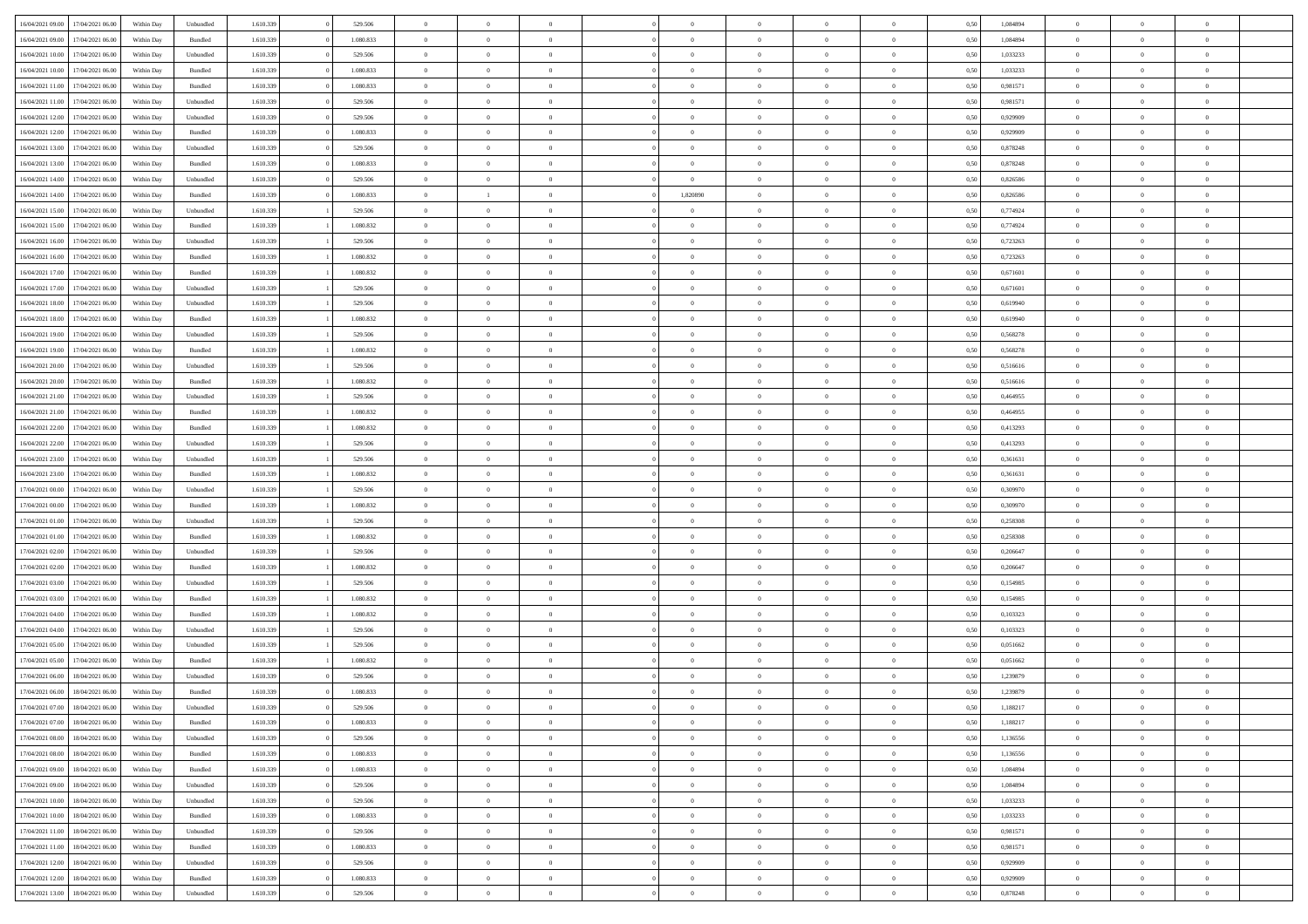| | | | | | | | | | | | | | | | | | | | | | |
|---|---|---|---|---|---|---|---|---|---|---|---|---|---|---|---|---|---|---|---|---|---|
| 16/04/2021 09:00 | 17/04/2021 06:00 | Within Day | Unbundled | 1.610.339 | 0 | 529.506 | 0 | 0 | 0 | | 0 | 0 | 0 | 0 | 0 | 0,50 | 1,084894 | 0 | 0 | 0 | |
| 16/04/2021 09:00 | 17/04/2021 06:00 | Within Day | Bundled | 1.610.339 | 0 | 1.080.833 | 0 | 0 | 0 | | 0 | 0 | 0 | 0 | 0 | 0,50 | 1,084894 | 0 | 0 | 0 | |
| 16/04/2021 10:00 | 17/04/2021 06:00 | Within Day | Unbundled | 1.610.339 | 0 | 529.506 | 0 | 0 | 0 | | 0 | 0 | 0 | 0 | 0 | 0,50 | 1,033233 | 0 | 0 | 0 | |
| 16/04/2021 10:00 | 17/04/2021 06:00 | Within Day | Bundled | 1.610.339 | 0 | 1.080.833 | 0 | 0 | 0 | | 0 | 0 | 0 | 0 | 0 | 0,50 | 1,033233 | 0 | 0 | 0 | |
| 16/04/2021 11:00 | 17/04/2021 06:00 | Within Day | Bundled | 1.610.339 | 0 | 1.080.833 | 0 | 0 | 0 | | 0 | 0 | 0 | 0 | 0 | 0,50 | 0,981571 | 0 | 0 | 0 | |
| 16/04/2021 11:00 | 17/04/2021 06:00 | Within Day | Unbundled | 1.610.339 | 0 | 529.506 | 0 | 0 | 0 | | 0 | 0 | 0 | 0 | 0 | 0,50 | 0,981571 | 0 | 0 | 0 | |
| 16/04/2021 12:00 | 17/04/2021 06:00 | Within Day | Unbundled | 1.610.339 | 0 | 529.506 | 0 | 0 | 0 | | 0 | 0 | 0 | 0 | 0 | 0,50 | 0,929909 | 0 | 0 | 0 | |
| 16/04/2021 12:00 | 17/04/2021 06:00 | Within Day | Bundled | 1.610.339 | 0 | 1.080.833 | 0 | 0 | 0 | | 0 | 0 | 0 | 0 | 0 | 0,50 | 0,929909 | 0 | 0 | 0 | |
| 16/04/2021 13:00 | 17/04/2021 06:00 | Within Day | Unbundled | 1.610.339 | 0 | 529.506 | 0 | 0 | 0 | | 0 | 0 | 0 | 0 | 0 | 0,50 | 0,878248 | 0 | 0 | 0 | |
| 16/04/2021 13:00 | 17/04/2021 06:00 | Within Day | Bundled | 1.610.339 | 0 | 1.080.833 | 0 | 0 | 0 | | 0 | 0 | 0 | 0 | 0 | 0,50 | 0,878248 | 0 | 0 | 0 | |
| 16/04/2021 14:00 | 17/04/2021 06:00 | Within Day | Unbundled | 1.610.339 | 0 | 529.506 | 0 | 0 | 0 | | 0 | 0 | 0 | 0 | 0 | 0,50 | 0,826586 | 0 | 0 | 0 | |
| 16/04/2021 14:00 | 17/04/2021 06:00 | Within Day | Bundled | 1.610.339 | 0 | 1.080.833 | 0 | 1 | 0 | | 1,820890 | 0 | 0 | 0 | 0 | 0,50 | 0,826586 | 0 | 0 | 0 | |
| 16/04/2021 15:00 | 17/04/2021 06:00 | Within Day | Unbundled | 1.610.339 | 1 | 529.506 | 0 | 0 | 0 | | 0 | 0 | 0 | 0 | 0 | 0,50 | 0,774924 | 0 | 0 | 0 | |
| 16/04/2021 15:00 | 17/04/2021 06:00 | Within Day | Bundled | 1.610.339 | 1 | 1.080.832 | 0 | 0 | 0 | | 0 | 0 | 0 | 0 | 0 | 0,50 | 0,774924 | 0 | 0 | 0 | |
| 16/04/2021 16:00 | 17/04/2021 06:00 | Within Day | Unbundled | 1.610.339 | 1 | 529.506 | 0 | 0 | 0 | | 0 | 0 | 0 | 0 | 0 | 0,50 | 0,723263 | 0 | 0 | 0 | |
| 16/04/2021 16:00 | 17/04/2021 06:00 | Within Day | Bundled | 1.610.339 | 1 | 1.080.832 | 0 | 0 | 0 | | 0 | 0 | 0 | 0 | 0 | 0,50 | 0,723263 | 0 | 0 | 0 | |
| 16/04/2021 17:00 | 17/04/2021 06:00 | Within Day | Bundled | 1.610.339 | 1 | 1.080.832 | 0 | 0 | 0 | | 0 | 0 | 0 | 0 | 0 | 0,50 | 0,671601 | 0 | 0 | 0 | |
| 16/04/2021 17:00 | 17/04/2021 06:00 | Within Day | Unbundled | 1.610.339 | 1 | 529.506 | 0 | 0 | 0 | | 0 | 0 | 0 | 0 | 0 | 0,50 | 0,671601 | 0 | 0 | 0 | |
| 16/04/2021 18:00 | 17/04/2021 06:00 | Within Day | Unbundled | 1.610.339 | 1 | 529.506 | 0 | 0 | 0 | | 0 | 0 | 0 | 0 | 0 | 0,50 | 0,619940 | 0 | 0 | 0 | |
| 16/04/2021 18:00 | 17/04/2021 06:00 | Within Day | Bundled | 1.610.339 | 1 | 1.080.832 | 0 | 0 | 0 | | 0 | 0 | 0 | 0 | 0 | 0,50 | 0,619940 | 0 | 0 | 0 | |
| 16/04/2021 19:00 | 17/04/2021 06:00 | Within Day | Unbundled | 1.610.339 | 1 | 529.506 | 0 | 0 | 0 | | 0 | 0 | 0 | 0 | 0 | 0,50 | 0,568278 | 0 | 0 | 0 | |
| 16/04/2021 19:00 | 17/04/2021 06:00 | Within Day | Bundled | 1.610.339 | 1 | 1.080.832 | 0 | 0 | 0 | | 0 | 0 | 0 | 0 | 0 | 0,50 | 0,568278 | 0 | 0 | 0 | |
| 16/04/2021 20:00 | 17/04/2021 06:00 | Within Day | Unbundled | 1.610.339 | 1 | 529.506 | 0 | 0 | 0 | | 0 | 0 | 0 | 0 | 0 | 0,50 | 0,516616 | 0 | 0 | 0 | |
| 16/04/2021 20:00 | 17/04/2021 06:00 | Within Day | Bundled | 1.610.339 | 1 | 1.080.832 | 0 | 0 | 0 | | 0 | 0 | 0 | 0 | 0 | 0,50 | 0,516616 | 0 | 0 | 0 | |
| 16/04/2021 21:00 | 17/04/2021 06:00 | Within Day | Unbundled | 1.610.339 | 1 | 529.506 | 0 | 0 | 0 | | 0 | 0 | 0 | 0 | 0 | 0,50 | 0,464955 | 0 | 0 | 0 | |
| 16/04/2021 21:00 | 17/04/2021 06:00 | Within Day | Bundled | 1.610.339 | 1 | 1.080.832 | 0 | 0 | 0 | | 0 | 0 | 0 | 0 | 0 | 0,50 | 0,464955 | 0 | 0 | 0 | |
| 16/04/2021 22:00 | 17/04/2021 06:00 | Within Day | Bundled | 1.610.339 | 1 | 1.080.832 | 0 | 0 | 0 | | 0 | 0 | 0 | 0 | 0 | 0,50 | 0,413293 | 0 | 0 | 0 | |
| 16/04/2021 22:00 | 17/04/2021 06:00 | Within Day | Unbundled | 1.610.339 | 1 | 529.506 | 0 | 0 | 0 | | 0 | 0 | 0 | 0 | 0 | 0,50 | 0,413293 | 0 | 0 | 0 | |
| 16/04/2021 23:00 | 17/04/2021 06:00 | Within Day | Unbundled | 1.610.339 | 1 | 529.506 | 0 | 0 | 0 | | 0 | 0 | 0 | 0 | 0 | 0,50 | 0,361631 | 0 | 0 | 0 | |
| 16/04/2021 23:00 | 17/04/2021 06:00 | Within Day | Bundled | 1.610.339 | 1 | 1.080.832 | 0 | 0 | 0 | | 0 | 0 | 0 | 0 | 0 | 0,50 | 0,361631 | 0 | 0 | 0 | |
| 17/04/2021 00:00 | 17/04/2021 06:00 | Within Day | Unbundled | 1.610.339 | 1 | 529.506 | 0 | 0 | 0 | | 0 | 0 | 0 | 0 | 0 | 0,50 | 0,309970 | 0 | 0 | 0 | |
| 17/04/2021 00:00 | 17/04/2021 06:00 | Within Day | Bundled | 1.610.339 | 1 | 1.080.832 | 0 | 0 | 0 | | 0 | 0 | 0 | 0 | 0 | 0,50 | 0,309970 | 0 | 0 | 0 | |
| 17/04/2021 01:00 | 17/04/2021 06:00 | Within Day | Unbundled | 1.610.339 | 1 | 529.506 | 0 | 0 | 0 | | 0 | 0 | 0 | 0 | 0 | 0,50 | 0,258308 | 0 | 0 | 0 | |
| 17/04/2021 01:00 | 17/04/2021 06:00 | Within Day | Bundled | 1.610.339 | 1 | 1.080.832 | 0 | 0 | 0 | | 0 | 0 | 0 | 0 | 0 | 0,50 | 0,258308 | 0 | 0 | 0 | |
| 17/04/2021 02:00 | 17/04/2021 06:00 | Within Day | Unbundled | 1.610.339 | 1 | 529.506 | 0 | 0 | 0 | | 0 | 0 | 0 | 0 | 0 | 0,50 | 0,206647 | 0 | 0 | 0 | |
| 17/04/2021 02:00 | 17/04/2021 06:00 | Within Day | Bundled | 1.610.339 | 1 | 1.080.832 | 0 | 0 | 0 | | 0 | 0 | 0 | 0 | 0 | 0,50 | 0,206647 | 0 | 0 | 0 | |
| 17/04/2021 03:00 | 17/04/2021 06:00 | Within Day | Unbundled | 1.610.339 | 1 | 529.506 | 0 | 0 | 0 | | 0 | 0 | 0 | 0 | 0 | 0,50 | 0,154985 | 0 | 0 | 0 | |
| 17/04/2021 03:00 | 17/04/2021 06:00 | Within Day | Bundled | 1.610.339 | 1 | 1.080.832 | 0 | 0 | 0 | | 0 | 0 | 0 | 0 | 0 | 0,50 | 0,154985 | 0 | 0 | 0 | |
| 17/04/2021 04:00 | 17/04/2021 06:00 | Within Day | Bundled | 1.610.339 | 1 | 1.080.832 | 0 | 0 | 0 | | 0 | 0 | 0 | 0 | 0 | 0,50 | 0,103323 | 0 | 0 | 0 | |
| 17/04/2021 04:00 | 17/04/2021 06:00 | Within Day | Unbundled | 1.610.339 | 1 | 529.506 | 0 | 0 | 0 | | 0 | 0 | 0 | 0 | 0 | 0,50 | 0,103323 | 0 | 0 | 0 | |
| 17/04/2021 05:00 | 17/04/2021 06:00 | Within Day | Unbundled | 1.610.339 | 1 | 529.506 | 0 | 0 | 0 | | 0 | 0 | 0 | 0 | 0 | 0,50 | 0,051662 | 0 | 0 | 0 | |
| 17/04/2021 05:00 | 17/04/2021 06:00 | Within Day | Bundled | 1.610.339 | 1 | 1.080.832 | 0 | 0 | 0 | | 0 | 0 | 0 | 0 | 0 | 0,50 | 0,051662 | 0 | 0 | 0 | |
| 17/04/2021 06:00 | 18/04/2021 06:00 | Within Day | Unbundled | 1.610.339 | 0 | 529.506 | 0 | 0 | 0 | | 0 | 0 | 0 | 0 | 0 | 0,50 | 1,239879 | 0 | 0 | 0 | |
| 17/04/2021 06:00 | 18/04/2021 06:00 | Within Day | Bundled | 1.610.339 | 0 | 1.080.833 | 0 | 0 | 0 | | 0 | 0 | 0 | 0 | 0 | 0,50 | 1,239879 | 0 | 0 | 0 | |
| 17/04/2021 07:00 | 18/04/2021 06:00 | Within Day | Unbundled | 1.610.339 | 0 | 529.506 | 0 | 0 | 0 | | 0 | 0 | 0 | 0 | 0 | 0,50 | 1,188217 | 0 | 0 | 0 | |
| 17/04/2021 07:00 | 18/04/2021 06:00 | Within Day | Bundled | 1.610.339 | 0 | 1.080.833 | 0 | 0 | 0 | | 0 | 0 | 0 | 0 | 0 | 0,50 | 1,188217 | 0 | 0 | 0 | |
| 17/04/2021 08:00 | 18/04/2021 06:00 | Within Day | Unbundled | 1.610.339 | 0 | 529.506 | 0 | 0 | 0 | | 0 | 0 | 0 | 0 | 0 | 0,50 | 1,136556 | 0 | 0 | 0 | |
| 17/04/2021 08:00 | 18/04/2021 06:00 | Within Day | Bundled | 1.610.339 | 0 | 1.080.833 | 0 | 0 | 0 | | 0 | 0 | 0 | 0 | 0 | 0,50 | 1,136556 | 0 | 0 | 0 | |
| 17/04/2021 09:00 | 18/04/2021 06:00 | Within Day | Bundled | 1.610.339 | 0 | 1.080.833 | 0 | 0 | 0 | | 0 | 0 | 0 | 0 | 0 | 0,50 | 1,084894 | 0 | 0 | 0 | |
| 17/04/2021 09:00 | 18/04/2021 06:00 | Within Day | Unbundled | 1.610.339 | 0 | 529.506 | 0 | 0 | 0 | | 0 | 0 | 0 | 0 | 0 | 0,50 | 1,084894 | 0 | 0 | 0 | |
| 17/04/2021 10:00 | 18/04/2021 06:00 | Within Day | Unbundled | 1.610.339 | 0 | 529.506 | 0 | 0 | 0 | | 0 | 0 | 0 | 0 | 0 | 0,50 | 1,033233 | 0 | 0 | 0 | |
| 17/04/2021 10:00 | 18/04/2021 06:00 | Within Day | Bundled | 1.610.339 | 0 | 1.080.833 | 0 | 0 | 0 | | 0 | 0 | 0 | 0 | 0 | 0,50 | 1,033233 | 0 | 0 | 0 | |
| 17/04/2021 11:00 | 18/04/2021 06:00 | Within Day | Unbundled | 1.610.339 | 0 | 529.506 | 0 | 0 | 0 | | 0 | 0 | 0 | 0 | 0 | 0,50 | 0,981571 | 0 | 0 | 0 | |
| 17/04/2021 11:00 | 18/04/2021 06:00 | Within Day | Bundled | 1.610.339 | 0 | 1.080.833 | 0 | 0 | 0 | | 0 | 0 | 0 | 0 | 0 | 0,50 | 0,981571 | 0 | 0 | 0 | |
| 17/04/2021 12:00 | 18/04/2021 06:00 | Within Day | Unbundled | 1.610.339 | 0 | 529.506 | 0 | 0 | 0 | | 0 | 0 | 0 | 0 | 0 | 0,50 | 0,929909 | 0 | 0 | 0 | |
| 17/04/2021 12:00 | 18/04/2021 06:00 | Within Day | Bundled | 1.610.339 | 0 | 1.080.833 | 0 | 0 | 0 | | 0 | 0 | 0 | 0 | 0 | 0,50 | 0,929909 | 0 | 0 | 0 | |
| 17/04/2021 13:00 | 18/04/2021 06:00 | Within Day | Unbundled | 1.610.339 | 0 | 529.506 | 0 | 0 | 0 | | 0 | 0 | 0 | 0 | 0 | 0,50 | 0,878248 | 0 | 0 | 0 | |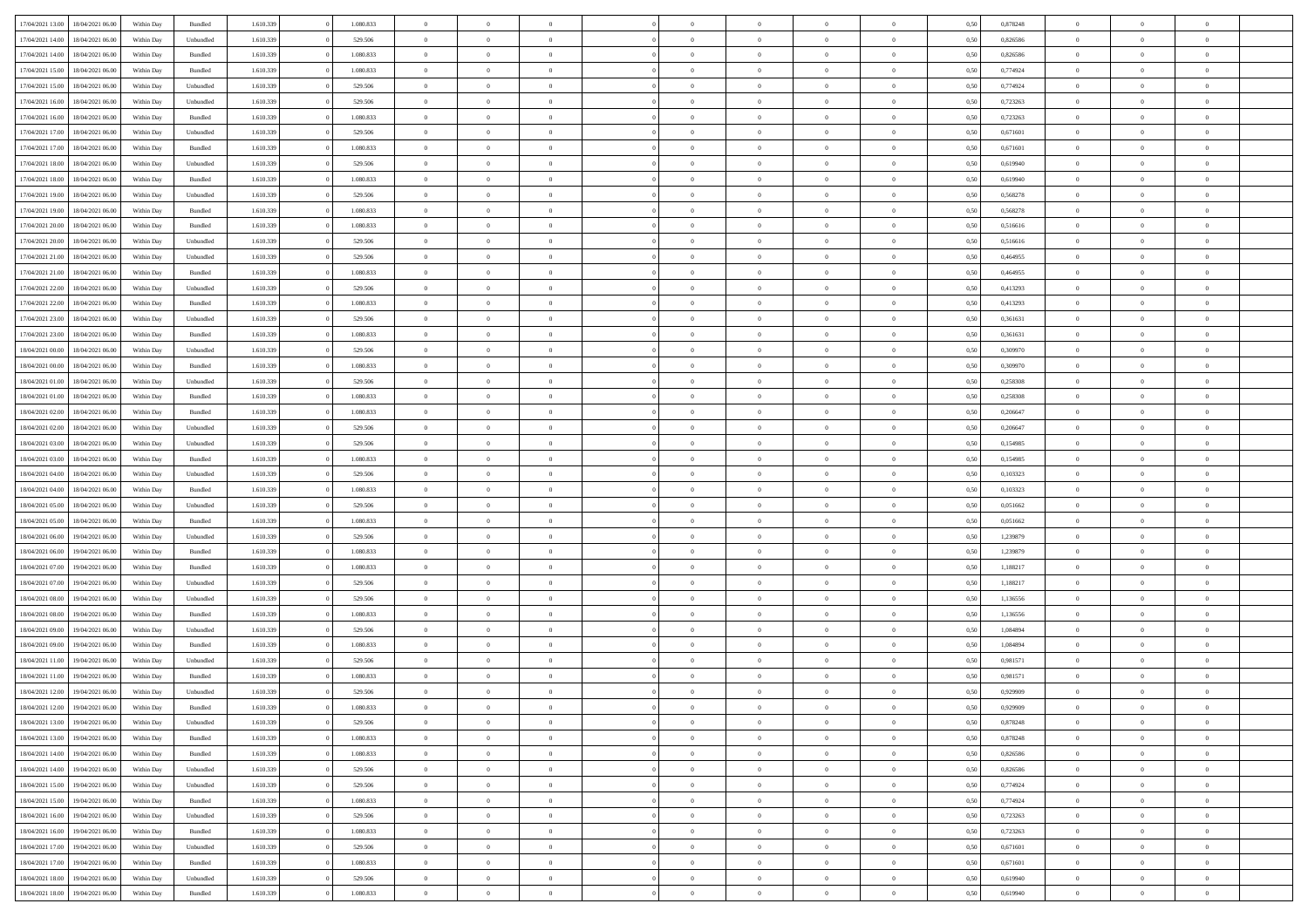| | | | | | | | | | | | | | | | | | | | | |
|---|---|---|---|---|---|---|---|---|---|---|---|---|---|---|---|---|---|---|---|---|
| 17/04/2021 13:00 | 18/04/2021 06:00 | Within Day | Bundled | 1.610.339 | 0 | 1.080.833 | 0 | 0 | 0 | | 0 | 0 | 0 | 0 | 0,50 | 0,878248 | 0 | 0 | 0 | |
| 17/04/2021 14:00 | 18/04/2021 06:00 | Within Day | Unbundled | 1.610.339 | 0 | 529.506 | 0 | 0 | 0 | | 0 | 0 | 0 | 0 | 0,50 | 0,826586 | 0 | 0 | 0 | |
| 17/04/2021 14:00 | 18/04/2021 06:00 | Within Day | Bundled | 1.610.339 | 0 | 1.080.833 | 0 | 0 | 0 | | 0 | 0 | 0 | 0 | 0,50 | 0,826586 | 0 | 0 | 0 | |
| 17/04/2021 15:00 | 18/04/2021 06:00 | Within Day | Bundled | 1.610.339 | 0 | 1.080.833 | 0 | 0 | 0 | | 0 | 0 | 0 | 0 | 0,50 | 0,774924 | 0 | 0 | 0 | |
| 17/04/2021 15:00 | 18/04/2021 06:00 | Within Day | Unbundled | 1.610.339 | 0 | 529.506 | 0 | 0 | 0 | | 0 | 0 | 0 | 0 | 0,50 | 0,774924 | 0 | 0 | 0 | |
| 17/04/2021 16:00 | 18/04/2021 06:00 | Within Day | Unbundled | 1.610.339 | 0 | 529.506 | 0 | 0 | 0 | | 0 | 0 | 0 | 0 | 0,50 | 0,723263 | 0 | 0 | 0 | |
| 17/04/2021 16:00 | 18/04/2021 06:00 | Within Day | Bundled | 1.610.339 | 0 | 1.080.833 | 0 | 0 | 0 | | 0 | 0 | 0 | 0 | 0,50 | 0,723263 | 0 | 0 | 0 | |
| 17/04/2021 17:00 | 18/04/2021 06:00 | Within Day | Unbundled | 1.610.339 | 0 | 529.506 | 0 | 0 | 0 | | 0 | 0 | 0 | 0 | 0,50 | 0,671601 | 0 | 0 | 0 | |
| 17/04/2021 17:00 | 18/04/2021 06:00 | Within Day | Bundled | 1.610.339 | 0 | 1.080.833 | 0 | 0 | 0 | | 0 | 0 | 0 | 0 | 0,50 | 0,671601 | 0 | 0 | 0 | |
| 17/04/2021 18:00 | 18/04/2021 06:00 | Within Day | Unbundled | 1.610.339 | 0 | 529.506 | 0 | 0 | 0 | | 0 | 0 | 0 | 0 | 0,50 | 0,619940 | 0 | 0 | 0 | |
| 17/04/2021 18:00 | 18/04/2021 06:00 | Within Day | Bundled | 1.610.339 | 0 | 1.080.833 | 0 | 0 | 0 | | 0 | 0 | 0 | 0 | 0,50 | 0,619940 | 0 | 0 | 0 | |
| 17/04/2021 19:00 | 18/04/2021 06:00 | Within Day | Unbundled | 1.610.339 | 0 | 529.506 | 0 | 0 | 0 | | 0 | 0 | 0 | 0 | 0,50 | 0,568278 | 0 | 0 | 0 | |
| 17/04/2021 19:00 | 18/04/2021 06:00 | Within Day | Bundled | 1.610.339 | 0 | 1.080.833 | 0 | 0 | 0 | | 0 | 0 | 0 | 0 | 0,50 | 0,568278 | 0 | 0 | 0 | |
| 17/04/2021 20:00 | 18/04/2021 06:00 | Within Day | Bundled | 1.610.339 | 0 | 1.080.833 | 0 | 0 | 0 | | 0 | 0 | 0 | 0 | 0,50 | 0,516616 | 0 | 0 | 0 | |
| 17/04/2021 20:00 | 18/04/2021 06:00 | Within Day | Unbundled | 1.610.339 | 0 | 529.506 | 0 | 0 | 0 | | 0 | 0 | 0 | 0 | 0,50 | 0,516616 | 0 | 0 | 0 | |
| 17/04/2021 21:00 | 18/04/2021 06:00 | Within Day | Unbundled | 1.610.339 | 0 | 529.506 | 0 | 0 | 0 | | 0 | 0 | 0 | 0 | 0,50 | 0,464955 | 0 | 0 | 0 | |
| 17/04/2021 21:00 | 18/04/2021 06:00 | Within Day | Bundled | 1.610.339 | 0 | 1.080.833 | 0 | 0 | 0 | | 0 | 0 | 0 | 0 | 0,50 | 0,464955 | 0 | 0 | 0 | |
| 17/04/2021 22:00 | 18/04/2021 06:00 | Within Day | Unbundled | 1.610.339 | 0 | 529.506 | 0 | 0 | 0 | | 0 | 0 | 0 | 0 | 0,50 | 0,413293 | 0 | 0 | 0 | |
| 17/04/2021 22:00 | 18/04/2021 06:00 | Within Day | Bundled | 1.610.339 | 0 | 1.080.833 | 0 | 0 | 0 | | 0 | 0 | 0 | 0 | 0,50 | 0,413293 | 0 | 0 | 0 | |
| 17/04/2021 23:00 | 18/04/2021 06:00 | Within Day | Unbundled | 1.610.339 | 0 | 529.506 | 0 | 0 | 0 | | 0 | 0 | 0 | 0 | 0,50 | 0,361631 | 0 | 0 | 0 | |
| 17/04/2021 23:00 | 18/04/2021 06:00 | Within Day | Bundled | 1.610.339 | 0 | 1.080.833 | 0 | 0 | 0 | | 0 | 0 | 0 | 0 | 0,50 | 0,361631 | 0 | 0 | 0 | |
| 18/04/2021 00:00 | 18/04/2021 06:00 | Within Day | Unbundled | 1.610.339 | 0 | 529.506 | 0 | 0 | 0 | | 0 | 0 | 0 | 0 | 0,50 | 0,309970 | 0 | 0 | 0 | |
| 18/04/2021 00:00 | 18/04/2021 06:00 | Within Day | Bundled | 1.610.339 | 0 | 1.080.833 | 0 | 0 | 0 | | 0 | 0 | 0 | 0 | 0,50 | 0,309970 | 0 | 0 | 0 | |
| 18/04/2021 01:00 | 18/04/2021 06:00 | Within Day | Unbundled | 1.610.339 | 0 | 529.506 | 0 | 0 | 0 | | 0 | 0 | 0 | 0 | 0,50 | 0,258308 | 0 | 0 | 0 | |
| 18/04/2021 01:00 | 18/04/2021 06:00 | Within Day | Bundled | 1.610.339 | 0 | 1.080.833 | 0 | 0 | 0 | | 0 | 0 | 0 | 0 | 0,50 | 0,258308 | 0 | 0 | 0 | |
| 18/04/2021 02:00 | 18/04/2021 06:00 | Within Day | Bundled | 1.610.339 | 0 | 1.080.833 | 0 | 0 | 0 | | 0 | 0 | 0 | 0 | 0,50 | 0,206647 | 0 | 0 | 0 | |
| 18/04/2021 02:00 | 18/04/2021 06:00 | Within Day | Unbundled | 1.610.339 | 0 | 529.506 | 0 | 0 | 0 | | 0 | 0 | 0 | 0 | 0,50 | 0,206647 | 0 | 0 | 0 | |
| 18/04/2021 03:00 | 18/04/2021 06:00 | Within Day | Unbundled | 1.610.339 | 0 | 529.506 | 0 | 0 | 0 | | 0 | 0 | 0 | 0 | 0,50 | 0,154985 | 0 | 0 | 0 | |
| 18/04/2021 03:00 | 18/04/2021 06:00 | Within Day | Bundled | 1.610.339 | 0 | 1.080.833 | 0 | 0 | 0 | | 0 | 0 | 0 | 0 | 0,50 | 0,154985 | 0 | 0 | 0 | |
| 18/04/2021 04:00 | 18/04/2021 06:00 | Within Day | Unbundled | 1.610.339 | 0 | 529.506 | 0 | 0 | 0 | | 0 | 0 | 0 | 0 | 0,50 | 0,103323 | 0 | 0 | 0 | |
| 18/04/2021 04:00 | 18/04/2021 06:00 | Within Day | Bundled | 1.610.339 | 0 | 1.080.833 | 0 | 0 | 0 | | 0 | 0 | 0 | 0 | 0,50 | 0,103323 | 0 | 0 | 0 | |
| 18/04/2021 05:00 | 18/04/2021 06:00 | Within Day | Unbundled | 1.610.339 | 0 | 529.506 | 0 | 0 | 0 | | 0 | 0 | 0 | 0 | 0,50 | 0,051662 | 0 | 0 | 0 | |
| 18/04/2021 05:00 | 18/04/2021 06:00 | Within Day | Bundled | 1.610.339 | 0 | 1.080.833 | 0 | 0 | 0 | | 0 | 0 | 0 | 0 | 0,50 | 0,051662 | 0 | 0 | 0 | |
| 18/04/2021 06:00 | 19/04/2021 06:00 | Within Day | Unbundled | 1.610.339 | 0 | 529.506 | 0 | 0 | 0 | | 0 | 0 | 0 | 0 | 0,50 | 1,239879 | 0 | 0 | 0 | |
| 18/04/2021 06:00 | 19/04/2021 06:00 | Within Day | Bundled | 1.610.339 | 0 | 1.080.833 | 0 | 0 | 0 | | 0 | 0 | 0 | 0 | 0,50 | 1,239879 | 0 | 0 | 0 | |
| 18/04/2021 07:00 | 19/04/2021 06:00 | Within Day | Bundled | 1.610.339 | 0 | 1.080.833 | 0 | 0 | 0 | | 0 | 0 | 0 | 0 | 0,50 | 1,188217 | 0 | 0 | 0 | |
| 18/04/2021 07:00 | 19/04/2021 06:00 | Within Day | Unbundled | 1.610.339 | 0 | 529.506 | 0 | 0 | 0 | | 0 | 0 | 0 | 0 | 0,50 | 1,188217 | 0 | 0 | 0 | |
| 18/04/2021 08:00 | 19/04/2021 06:00 | Within Day | Unbundled | 1.610.339 | 0 | 529.506 | 0 | 0 | 0 | | 0 | 0 | 0 | 0 | 0,50 | 1,136556 | 0 | 0 | 0 | |
| 18/04/2021 08:00 | 19/04/2021 06:00 | Within Day | Bundled | 1.610.339 | 0 | 1.080.833 | 0 | 0 | 0 | | 0 | 0 | 0 | 0 | 0,50 | 1,136556 | 0 | 0 | 0 | |
| 18/04/2021 09:00 | 19/04/2021 06:00 | Within Day | Unbundled | 1.610.339 | 0 | 529.506 | 0 | 0 | 0 | | 0 | 0 | 0 | 0 | 0,50 | 1,084894 | 0 | 0 | 0 | |
| 18/04/2021 09:00 | 19/04/2021 06:00 | Within Day | Bundled | 1.610.339 | 0 | 1.080.833 | 0 | 0 | 0 | | 0 | 0 | 0 | 0 | 0,50 | 1,084894 | 0 | 0 | 0 | |
| 18/04/2021 11:00 | 19/04/2021 06:00 | Within Day | Unbundled | 1.610.339 | 0 | 529.506 | 0 | 0 | 0 | | 0 | 0 | 0 | 0 | 0,50 | 0,981571 | 0 | 0 | 0 | |
| 18/04/2021 11:00 | 19/04/2021 06:00 | Within Day | Bundled | 1.610.339 | 0 | 1.080.833 | 0 | 0 | 0 | | 0 | 0 | 0 | 0 | 0,50 | 0,981571 | 0 | 0 | 0 | |
| 18/04/2021 12:00 | 19/04/2021 06:00 | Within Day | Unbundled | 1.610.339 | 0 | 529.506 | 0 | 0 | 0 | | 0 | 0 | 0 | 0 | 0,50 | 0,929909 | 0 | 0 | 0 | |
| 18/04/2021 12:00 | 19/04/2021 06:00 | Within Day | Bundled | 1.610.339 | 0 | 1.080.833 | 0 | 0 | 0 | | 0 | 0 | 0 | 0 | 0,50 | 0,929909 | 0 | 0 | 0 | |
| 18/04/2021 13:00 | 19/04/2021 06:00 | Within Day | Unbundled | 1.610.339 | 0 | 529.506 | 0 | 0 | 0 | | 0 | 0 | 0 | 0 | 0,50 | 0,878248 | 0 | 0 | 0 | |
| 18/04/2021 13:00 | 19/04/2021 06:00 | Within Day | Bundled | 1.610.339 | 0 | 1.080.833 | 0 | 0 | 0 | | 0 | 0 | 0 | 0 | 0,50 | 0,878248 | 0 | 0 | 0 | |
| 18/04/2021 14:00 | 19/04/2021 06:00 | Within Day | Bundled | 1.610.339 | 0 | 1.080.833 | 0 | 0 | 0 | | 0 | 0 | 0 | 0 | 0,50 | 0,826586 | 0 | 0 | 0 | |
| 18/04/2021 14:00 | 19/04/2021 06:00 | Within Day | Unbundled | 1.610.339 | 0 | 529.506 | 0 | 0 | 0 | | 0 | 0 | 0 | 0 | 0,50 | 0,826586 | 0 | 0 | 0 | |
| 18/04/2021 15:00 | 19/04/2021 06:00 | Within Day | Unbundled | 1.610.339 | 0 | 529.506 | 0 | 0 | 0 | | 0 | 0 | 0 | 0 | 0,50 | 0,774924 | 0 | 0 | 0 | |
| 18/04/2021 15:00 | 19/04/2021 06:00 | Within Day | Bundled | 1.610.339 | 0 | 1.080.833 | 0 | 0 | 0 | | 0 | 0 | 0 | 0 | 0,50 | 0,774924 | 0 | 0 | 0 | |
| 18/04/2021 16:00 | 19/04/2021 06:00 | Within Day | Unbundled | 1.610.339 | 0 | 529.506 | 0 | 0 | 0 | | 0 | 0 | 0 | 0 | 0,50 | 0,723263 | 0 | 0 | 0 | |
| 18/04/2021 16:00 | 19/04/2021 06:00 | Within Day | Bundled | 1.610.339 | 0 | 1.080.833 | 0 | 0 | 0 | | 0 | 0 | 0 | 0 | 0,50 | 0,723263 | 0 | 0 | 0 | |
| 18/04/2021 17:00 | 19/04/2021 06:00 | Within Day | Unbundled | 1.610.339 | 0 | 529.506 | 0 | 0 | 0 | | 0 | 0 | 0 | 0 | 0,50 | 0,671601 | 0 | 0 | 0 | |
| 18/04/2021 17:00 | 19/04/2021 06:00 | Within Day | Bundled | 1.610.339 | 0 | 1.080.833 | 0 | 0 | 0 | | 0 | 0 | 0 | 0 | 0,50 | 0,671601 | 0 | 0 | 0 | |
| 18/04/2021 18:00 | 19/04/2021 06:00 | Within Day | Unbundled | 1.610.339 | 0 | 529.506 | 0 | 0 | 0 | | 0 | 0 | 0 | 0 | 0,50 | 0,619940 | 0 | 0 | 0 | |
| 18/04/2021 18:00 | 19/04/2021 06:00 | Within Day | Bundled | 1.610.339 | 0 | 1.080.833 | 0 | 0 | 0 | | 0 | 0 | 0 | 0 | 0,50 | 0,619940 | 0 | 0 | 0 | |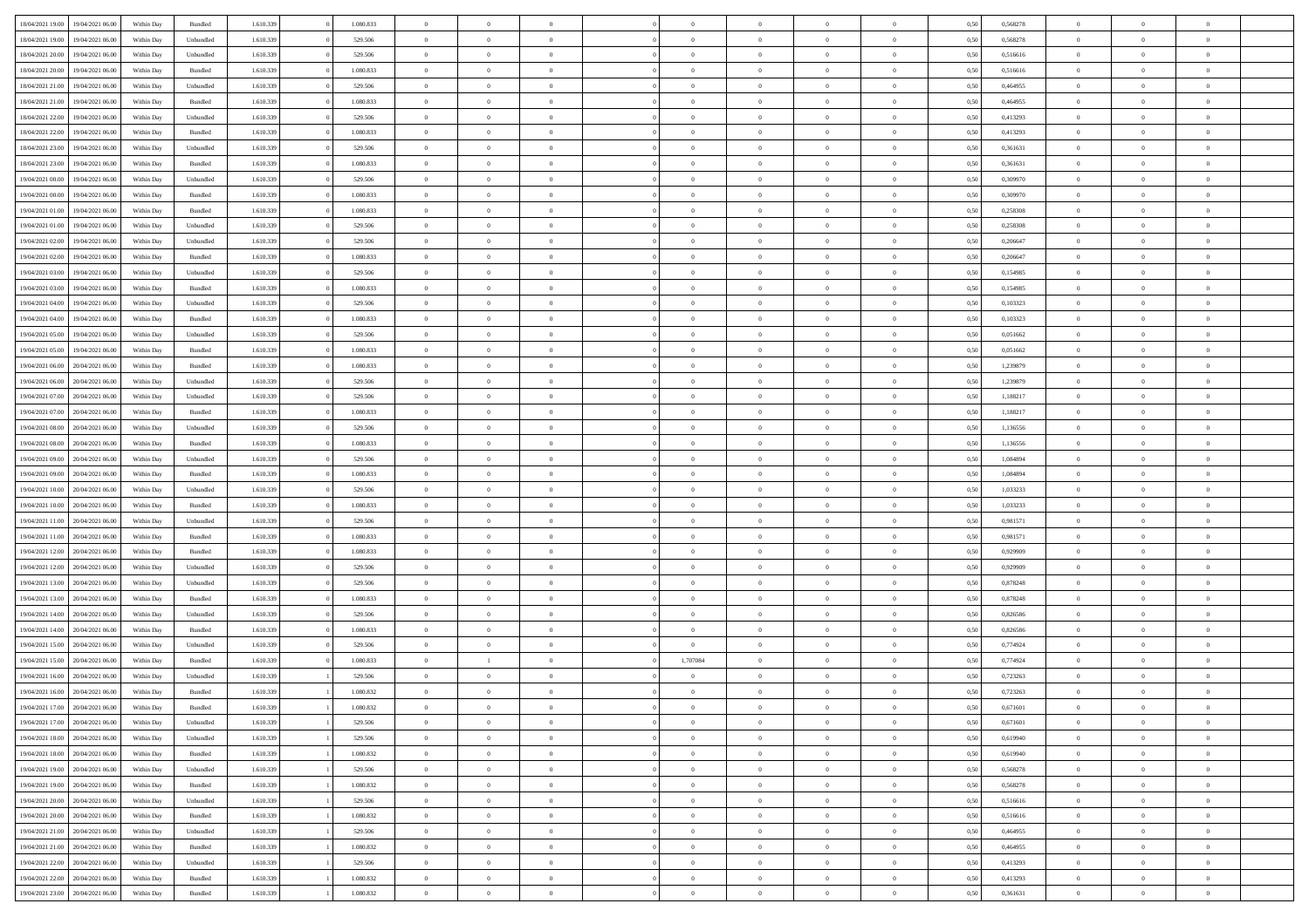| | | | | | | | | | | | | | | | | | | | | |
|---|---|---|---|---|---|---|---|---|---|---|---|---|---|---|---|---|---|---|---|---|
| 18/04/2021 19:00 | 19/04/2021 06:00 | Within Day | Bundled | 1.610.339 | 0 | 1.080.833 | 0 | 0 | 0 | | 0 | 0 | 0 | 0 | 0,50 | 0,568278 | 0 | 0 | 0 | |
| 18/04/2021 19:00 | 19/04/2021 06:00 | Within Day | Unbundled | 1.610.339 | 0 | 529.506 | 0 | 0 | 0 | | 0 | 0 | 0 | 0 | 0,50 | 0,568278 | 0 | 0 | 0 | |
| 18/04/2021 20:00 | 19/04/2021 06:00 | Within Day | Unbundled | 1.610.339 | 0 | 529.506 | 0 | 0 | 0 | | 0 | 0 | 0 | 0 | 0,50 | 0,516616 | 0 | 0 | 0 | |
| 18/04/2021 20:00 | 19/04/2021 06:00 | Within Day | Bundled | 1.610.339 | 0 | 1.080.833 | 0 | 0 | 0 | | 0 | 0 | 0 | 0 | 0,50 | 0,516616 | 0 | 0 | 0 | |
| 18/04/2021 21:00 | 19/04/2021 06:00 | Within Day | Unbundled | 1.610.339 | 0 | 529.506 | 0 | 0 | 0 | | 0 | 0 | 0 | 0 | 0,50 | 0,464955 | 0 | 0 | 0 | |
| 18/04/2021 21:00 | 19/04/2021 06:00 | Within Day | Bundled | 1.610.339 | 0 | 1.080.833 | 0 | 0 | 0 | | 0 | 0 | 0 | 0 | 0,50 | 0,464955 | 0 | 0 | 0 | |
| 18/04/2021 22:00 | 19/04/2021 06:00 | Within Day | Unbundled | 1.610.339 | 0 | 529.506 | 0 | 0 | 0 | | 0 | 0 | 0 | 0 | 0,50 | 0,413293 | 0 | 0 | 0 | |
| 18/04/2021 22:00 | 19/04/2021 06:00 | Within Day | Bundled | 1.610.339 | 0 | 1.080.833 | 0 | 0 | 0 | | 0 | 0 | 0 | 0 | 0,50 | 0,413293 | 0 | 0 | 0 | |
| 18/04/2021 23:00 | 19/04/2021 06:00 | Within Day | Unbundled | 1.610.339 | 0 | 529.506 | 0 | 0 | 0 | | 0 | 0 | 0 | 0 | 0,50 | 0,361631 | 0 | 0 | 0 | |
| 18/04/2021 23:00 | 19/04/2021 06:00 | Within Day | Bundled | 1.610.339 | 0 | 1.080.833 | 0 | 0 | 0 | | 0 | 0 | 0 | 0 | 0,50 | 0,361631 | 0 | 0 | 0 | |
| 19/04/2021 00:00 | 19/04/2021 06:00 | Within Day | Unbundled | 1.610.339 | 0 | 529.506 | 0 | 0 | 0 | | 0 | 0 | 0 | 0 | 0,50 | 0,309970 | 0 | 0 | 0 | |
| 19/04/2021 00:00 | 19/04/2021 06:00 | Within Day | Bundled | 1.610.339 | 0 | 1.080.833 | 0 | 0 | 0 | | 0 | 0 | 0 | 0 | 0,50 | 0,309970 | 0 | 0 | 0 | |
| 19/04/2021 01:00 | 19/04/2021 06:00 | Within Day | Bundled | 1.610.339 | 0 | 1.080.833 | 0 | 0 | 0 | | 0 | 0 | 0 | 0 | 0,50 | 0,258308 | 0 | 0 | 0 | |
| 19/04/2021 01:00 | 19/04/2021 06:00 | Within Day | Unbundled | 1.610.339 | 0 | 529.506 | 0 | 0 | 0 | | 0 | 0 | 0 | 0 | 0,50 | 0,258308 | 0 | 0 | 0 | |
| 19/04/2021 02:00 | 19/04/2021 06:00 | Within Day | Unbundled | 1.610.339 | 0 | 529.506 | 0 | 0 | 0 | | 0 | 0 | 0 | 0 | 0,50 | 0,206647 | 0 | 0 | 0 | |
| 19/04/2021 02:00 | 19/04/2021 06:00 | Within Day | Bundled | 1.610.339 | 0 | 1.080.833 | 0 | 0 | 0 | | 0 | 0 | 0 | 0 | 0,50 | 0,206647 | 0 | 0 | 0 | |
| 19/04/2021 03:00 | 19/04/2021 06:00 | Within Day | Unbundled | 1.610.339 | 0 | 529.506 | 0 | 0 | 0 | | 0 | 0 | 0 | 0 | 0,50 | 0,154985 | 0 | 0 | 0 | |
| 19/04/2021 03:00 | 19/04/2021 06:00 | Within Day | Bundled | 1.610.339 | 0 | 1.080.833 | 0 | 0 | 0 | | 0 | 0 | 0 | 0 | 0,50 | 0,154985 | 0 | 0 | 0 | |
| 19/04/2021 04:00 | 19/04/2021 06:00 | Within Day | Unbundled | 1.610.339 | 0 | 529.506 | 0 | 0 | 0 | | 0 | 0 | 0 | 0 | 0,50 | 0,103323 | 0 | 0 | 0 | |
| 19/04/2021 04:00 | 19/04/2021 06:00 | Within Day | Bundled | 1.610.339 | 0 | 1.080.833 | 0 | 0 | 0 | | 0 | 0 | 0 | 0 | 0,50 | 0,103323 | 0 | 0 | 0 | |
| 19/04/2021 05:00 | 19/04/2021 06:00 | Within Day | Unbundled | 1.610.339 | 0 | 529.506 | 0 | 0 | 0 | | 0 | 0 | 0 | 0 | 0,50 | 0,051662 | 0 | 0 | 0 | |
| 19/04/2021 05:00 | 19/04/2021 06:00 | Within Day | Bundled | 1.610.339 | 0 | 1.080.833 | 0 | 0 | 0 | | 0 | 0 | 0 | 0 | 0,50 | 0,051662 | 0 | 0 | 0 | |
| 19/04/2021 06:00 | 20/04/2021 06:00 | Within Day | Bundled | 1.610.339 | 0 | 1.080.833 | 0 | 0 | 0 | | 0 | 0 | 0 | 0 | 0,50 | 1,239879 | 0 | 0 | 0 | |
| 19/04/2021 06:00 | 20/04/2021 06:00 | Within Day | Unbundled | 1.610.339 | 0 | 529.506 | 0 | 0 | 0 | | 0 | 0 | 0 | 0 | 0,50 | 1,239879 | 0 | 0 | 0 | |
| 19/04/2021 07:00 | 20/04/2021 06:00 | Within Day | Unbundled | 1.610.339 | 0 | 529.506 | 0 | 0 | 0 | | 0 | 0 | 0 | 0 | 0,50 | 1,188217 | 0 | 0 | 0 | |
| 19/04/2021 07:00 | 20/04/2021 06:00 | Within Day | Bundled | 1.610.339 | 0 | 1.080.833 | 0 | 0 | 0 | | 0 | 0 | 0 | 0 | 0,50 | 1,188217 | 0 | 0 | 0 | |
| 19/04/2021 08:00 | 20/04/2021 06:00 | Within Day | Unbundled | 1.610.339 | 0 | 529.506 | 0 | 0 | 0 | | 0 | 0 | 0 | 0 | 0,50 | 1,136556 | 0 | 0 | 0 | |
| 19/04/2021 08:00 | 20/04/2021 06:00 | Within Day | Bundled | 1.610.339 | 0 | 1.080.833 | 0 | 0 | 0 | | 0 | 0 | 0 | 0 | 0,50 | 1,136556 | 0 | 0 | 0 | |
| 19/04/2021 09:00 | 20/04/2021 06:00 | Within Day | Unbundled | 1.610.339 | 0 | 529.506 | 0 | 0 | 0 | | 0 | 0 | 0 | 0 | 0,50 | 1,084894 | 0 | 0 | 0 | |
| 19/04/2021 09:00 | 20/04/2021 06:00 | Within Day | Bundled | 1.610.339 | 0 | 1.080.833 | 0 | 0 | 0 | | 0 | 0 | 0 | 0 | 0,50 | 1,084894 | 0 | 0 | 0 | |
| 19/04/2021 10:00 | 20/04/2021 06:00 | Within Day | Unbundled | 1.610.339 | 0 | 529.506 | 0 | 0 | 0 | | 0 | 0 | 0 | 0 | 0,50 | 1,033233 | 0 | 0 | 0 | |
| 19/04/2021 10:00 | 20/04/2021 06:00 | Within Day | Bundled | 1.610.339 | 0 | 1.080.833 | 0 | 0 | 0 | | 0 | 0 | 0 | 0 | 0,50 | 1,033233 | 0 | 0 | 0 | |
| 19/04/2021 11:00 | 20/04/2021 06:00 | Within Day | Unbundled | 1.610.339 | 0 | 529.506 | 0 | 0 | 0 | | 0 | 0 | 0 | 0 | 0,50 | 0,981571 | 0 | 0 | 0 | |
| 19/04/2021 11:00 | 20/04/2021 06:00 | Within Day | Bundled | 1.610.339 | 0 | 1.080.833 | 0 | 0 | 0 | | 0 | 0 | 0 | 0 | 0,50 | 0,981571 | 0 | 0 | 0 | |
| 19/04/2021 12:00 | 20/04/2021 06:00 | Within Day | Bundled | 1.610.339 | 0 | 1.080.833 | 0 | 0 | 0 | | 0 | 0 | 0 | 0 | 0,50 | 0,929909 | 0 | 0 | 0 | |
| 19/04/2021 12:00 | 20/04/2021 06:00 | Within Day | Unbundled | 1.610.339 | 0 | 529.506 | 0 | 0 | 0 | | 0 | 0 | 0 | 0 | 0,50 | 0,929909 | 0 | 0 | 0 | |
| 19/04/2021 13:00 | 20/04/2021 06:00 | Within Day | Unbundled | 1.610.339 | 0 | 529.506 | 0 | 0 | 0 | | 0 | 0 | 0 | 0 | 0,50 | 0,878248 | 0 | 0 | 0 | |
| 19/04/2021 13:00 | 20/04/2021 06:00 | Within Day | Bundled | 1.610.339 | 0 | 1.080.833 | 0 | 0 | 0 | | 0 | 0 | 0 | 0 | 0,50 | 0,878248 | 0 | 0 | 0 | |
| 19/04/2021 14:00 | 20/04/2021 06:00 | Within Day | Unbundled | 1.610.339 | 0 | 529.506 | 0 | 0 | 0 | | 0 | 0 | 0 | 0 | 0,50 | 0,826586 | 0 | 0 | 0 | |
| 19/04/2021 14:00 | 20/04/2021 06:00 | Within Day | Bundled | 1.610.339 | 0 | 1.080.833 | 0 | 0 | 0 | | 0 | 0 | 0 | 0 | 0,50 | 0,826586 | 0 | 0 | 0 | |
| 19/04/2021 15:00 | 20/04/2021 06:00 | Within Day | Unbundled | 1.610.339 | 0 | 529.506 | 0 | 0 | 0 | | 0 | 0 | 0 | 0 | 0,50 | 0,774924 | 0 | 0 | 0 | |
| 19/04/2021 15:00 | 20/04/2021 06:00 | Within Day | Bundled | 1.610.339 | 0 | 1.080.833 | 0 | 1 | 0 | | 1,707084 | 0 | 0 | 0 | 0,50 | 0,774924 | 0 | 0 | 0 | |
| 19/04/2021 16:00 | 20/04/2021 06:00 | Within Day | Unbundled | 1.610.339 | 1 | 529.506 | 0 | 0 | 0 | | 0 | 0 | 0 | 0 | 0,50 | 0,723263 | 0 | 0 | 0 | |
| 19/04/2021 16:00 | 20/04/2021 06:00 | Within Day | Bundled | 1.610.339 | 1 | 1.080.832 | 0 | 0 | 0 | | 0 | 0 | 0 | 0 | 0,50 | 0,723263 | 0 | 0 | 0 | |
| 19/04/2021 17:00 | 20/04/2021 06:00 | Within Day | Bundled | 1.610.339 | 1 | 1.080.832 | 0 | 0 | 0 | | 0 | 0 | 0 | 0 | 0,50 | 0,671601 | 0 | 0 | 0 | |
| 19/04/2021 17:00 | 20/04/2021 06:00 | Within Day | Unbundled | 1.610.339 | 1 | 529.506 | 0 | 0 | 0 | | 0 | 0 | 0 | 0 | 0,50 | 0,671601 | 0 | 0 | 0 | |
| 19/04/2021 18:00 | 20/04/2021 06:00 | Within Day | Unbundled | 1.610.339 | 1 | 529.506 | 0 | 0 | 0 | | 0 | 0 | 0 | 0 | 0,50 | 0,619940 | 0 | 0 | 0 | |
| 19/04/2021 18:00 | 20/04/2021 06:00 | Within Day | Bundled | 1.610.339 | 1 | 1.080.832 | 0 | 0 | 0 | | 0 | 0 | 0 | 0 | 0,50 | 0,619940 | 0 | 0 | 0 | |
| 19/04/2021 19:00 | 20/04/2021 06:00 | Within Day | Unbundled | 1.610.339 | 1 | 529.506 | 0 | 0 | 0 | | 0 | 0 | 0 | 0 | 0,50 | 0,568278 | 0 | 0 | 0 | |
| 19/04/2021 19:00 | 20/04/2021 06:00 | Within Day | Bundled | 1.610.339 | 1 | 1.080.832 | 0 | 0 | 0 | | 0 | 0 | 0 | 0 | 0,50 | 0,568278 | 0 | 0 | 0 | |
| 19/04/2021 20:00 | 20/04/2021 06:00 | Within Day | Unbundled | 1.610.339 | 1 | 529.506 | 0 | 0 | 0 | | 0 | 0 | 0 | 0 | 0,50 | 0,516616 | 0 | 0 | 0 | |
| 19/04/2021 20:00 | 20/04/2021 06:00 | Within Day | Bundled | 1.610.339 | 1 | 1.080.832 | 0 | 0 | 0 | | 0 | 0 | 0 | 0 | 0,50 | 0,516616 | 0 | 0 | 0 | |
| 19/04/2021 21:00 | 20/04/2021 06:00 | Within Day | Unbundled | 1.610.339 | 1 | 529.506 | 0 | 0 | 0 | | 0 | 0 | 0 | 0 | 0,50 | 0,464955 | 0 | 0 | 0 | |
| 19/04/2021 21:00 | 20/04/2021 06:00 | Within Day | Bundled | 1.610.339 | 1 | 1.080.832 | 0 | 0 | 0 | | 0 | 0 | 0 | 0 | 0,50 | 0,464955 | 0 | 0 | 0 | |
| 19/04/2021 22:00 | 20/04/2021 06:00 | Within Day | Unbundled | 1.610.339 | 1 | 529.506 | 0 | 0 | 0 | | 0 | 0 | 0 | 0 | 0,50 | 0,413293 | 0 | 0 | 0 | |
| 19/04/2021 22:00 | 20/04/2021 06:00 | Within Day | Bundled | 1.610.339 | 1 | 1.080.832 | 0 | 0 | 0 | | 0 | 0 | 0 | 0 | 0,50 | 0,413293 | 0 | 0 | 0 | |
| 19/04/2021 23:00 | 20/04/2021 06:00 | Within Day | Bundled | 1.610.339 | 1 | 1.080.832 | 0 | 0 | 0 | | 0 | 0 | 0 | 0 | 0,50 | 0,361631 | 0 | 0 | 0 | |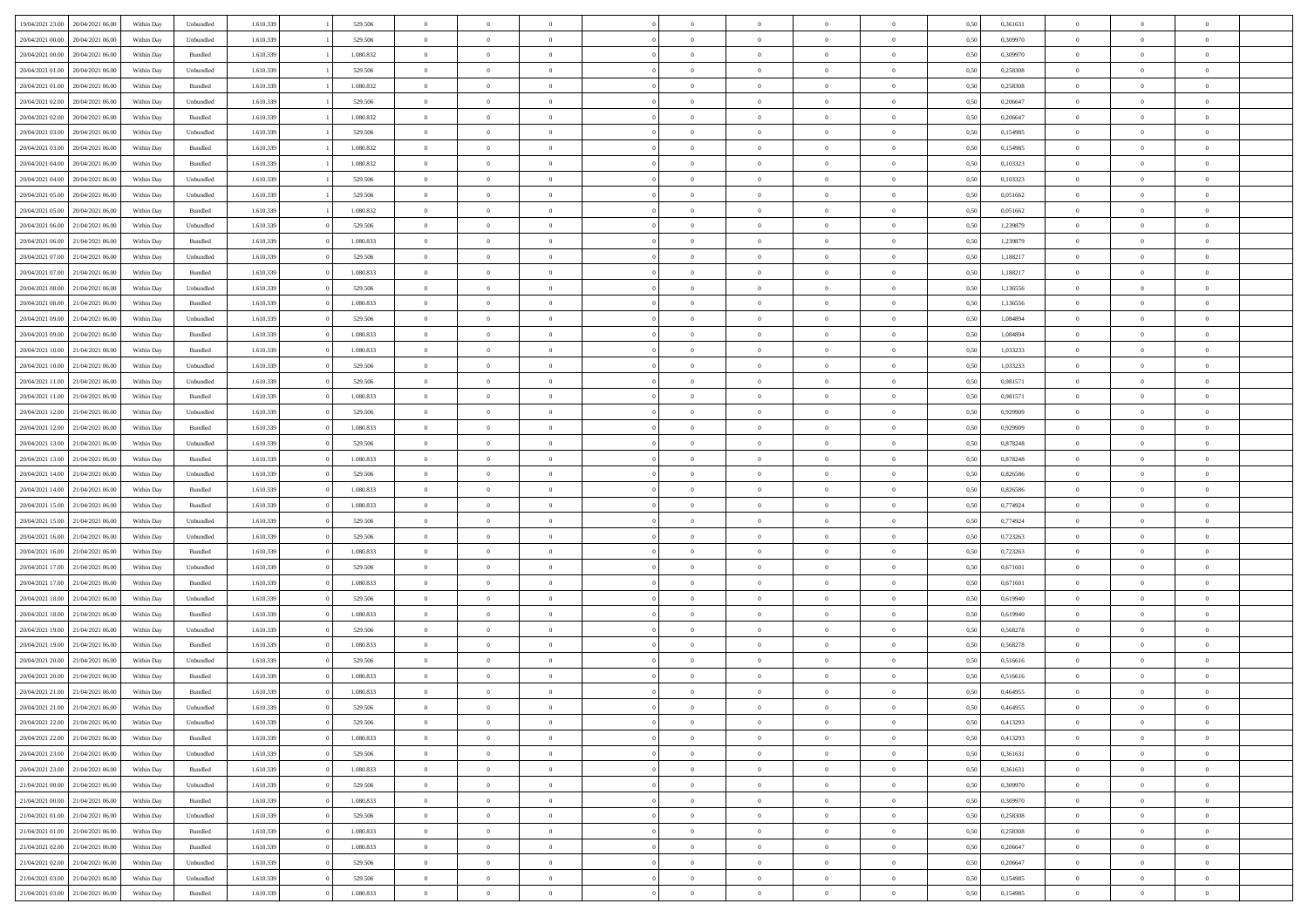| | | | | | | | | | | | | | | | | | | | | |
|---|---|---|---|---|---|---|---|---|---|---|---|---|---|---|---|---|---|---|---|---|
| 19/04/2021 23.00 | 20/04/2021 06.00 | Within Day | Unbundled | 1.610.339 | 1 | 529.506 | 0 | 0 | 0 | | 0 | 0 | 0 | 0 | 0,50 | 0,361631 | 0 | 0 | 0 | |
| 20/04/2021 00.00 | 20/04/2021 06.00 | Within Day | Unbundled | 1.610.339 | 1 | 529.506 | 0 | 0 | 0 | | 0 | 0 | 0 | 0 | 0,50 | 0,309970 | 0 | 0 | 0 | |
| 20/04/2021 00.00 | 20/04/2021 06.00 | Within Day | Bundled | 1.610.339 | 1 | 1.080.832 | 0 | 0 | 0 | | 0 | 0 | 0 | 0 | 0,50 | 0,309970 | 0 | 0 | 0 | |
| 20/04/2021 01.00 | 20/04/2021 06.00 | Within Day | Unbundled | 1.610.339 | 1 | 529.506 | 0 | 0 | 0 | | 0 | 0 | 0 | 0 | 0,50 | 0,258308 | 0 | 0 | 0 | |
| 20/04/2021 01.00 | 20/04/2021 06.00 | Within Day | Bundled | 1.610.339 | 1 | 1.080.832 | 0 | 0 | 0 | | 0 | 0 | 0 | 0 | 0,50 | 0,258308 | 0 | 0 | 0 | |
| 20/04/2021 02.00 | 20/04/2021 06.00 | Within Day | Unbundled | 1.610.339 | 1 | 529.506 | 0 | 0 | 0 | | 0 | 0 | 0 | 0 | 0,50 | 0,206647 | 0 | 0 | 0 | |
| 20/04/2021 02.00 | 20/04/2021 06.00 | Within Day | Bundled | 1.610.339 | 1 | 1.080.832 | 0 | 0 | 0 | | 0 | 0 | 0 | 0 | 0,50 | 0,206647 | 0 | 0 | 0 | |
| 20/04/2021 03.00 | 20/04/2021 06.00 | Within Day | Unbundled | 1.610.339 | 1 | 529.506 | 0 | 0 | 0 | | 0 | 0 | 0 | 0 | 0,50 | 0,154985 | 0 | 0 | 0 | |
| 20/04/2021 03.00 | 20/04/2021 06.00 | Within Day | Bundled | 1.610.339 | 1 | 1.080.832 | 0 | 0 | 0 | | 0 | 0 | 0 | 0 | 0,50 | 0,154985 | 0 | 0 | 0 | |
| 20/04/2021 04.00 | 20/04/2021 06.00 | Within Day | Bundled | 1.610.339 | 1 | 1.080.832 | 0 | 0 | 0 | | 0 | 0 | 0 | 0 | 0,50 | 0,103323 | 0 | 0 | 0 | |
| 20/04/2021 04.00 | 20/04/2021 06.00 | Within Day | Unbundled | 1.610.339 | 1 | 529.506 | 0 | 0 | 0 | | 0 | 0 | 0 | 0 | 0,50 | 0,103323 | 0 | 0 | 0 | |
| 20/04/2021 05.00 | 20/04/2021 06.00 | Within Day | Unbundled | 1.610.339 | 1 | 529.506 | 0 | 0 | 0 | | 0 | 0 | 0 | 0 | 0,50 | 0,051662 | 0 | 0 | 0 | |
| 20/04/2021 05.00 | 20/04/2021 06.00 | Within Day | Bundled | 1.610.339 | 1 | 1.080.832 | 0 | 0 | 0 | | 0 | 0 | 0 | 0 | 0,50 | 0,051662 | 0 | 0 | 0 | |
| 20/04/2021 06.00 | 21/04/2021 06.00 | Within Day | Unbundled | 1.610.339 | 0 | 529.506 | 0 | 0 | 0 | | 0 | 0 | 0 | 0 | 0,50 | 1,239879 | 0 | 0 | 0 | |
| 20/04/2021 06.00 | 21/04/2021 06.00 | Within Day | Bundled | 1.610.339 | 0 | 1.080.833 | 0 | 0 | 0 | | 0 | 0 | 0 | 0 | 0,50 | 1,239879 | 0 | 0 | 0 | |
| 20/04/2021 07.00 | 21/04/2021 06.00 | Within Day | Unbundled | 1.610.339 | 0 | 529.506 | 0 | 0 | 0 | | 0 | 0 | 0 | 0 | 0,50 | 1,188217 | 0 | 0 | 0 | |
| 20/04/2021 07.00 | 21/04/2021 06.00 | Within Day | Bundled | 1.610.339 | 0 | 1.080.833 | 0 | 0 | 0 | | 0 | 0 | 0 | 0 | 0,50 | 1,188217 | 0 | 0 | 0 | |
| 20/04/2021 08.00 | 21/04/2021 06.00 | Within Day | Unbundled | 1.610.339 | 0 | 529.506 | 0 | 0 | 0 | | 0 | 0 | 0 | 0 | 0,50 | 1,136556 | 0 | 0 | 0 | |
| 20/04/2021 08.00 | 21/04/2021 06.00 | Within Day | Bundled | 1.610.339 | 0 | 1.080.833 | 0 | 0 | 0 | | 0 | 0 | 0 | 0 | 0,50 | 1,136556 | 0 | 0 | 0 | |
| 20/04/2021 09.00 | 21/04/2021 06.00 | Within Day | Unbundled | 1.610.339 | 0 | 529.506 | 0 | 0 | 0 | | 0 | 0 | 0 | 0 | 0,50 | 1,084894 | 0 | 0 | 0 | |
| 20/04/2021 09.00 | 21/04/2021 06.00 | Within Day | Bundled | 1.610.339 | 0 | 1.080.833 | 0 | 0 | 0 | | 0 | 0 | 0 | 0 | 0,50 | 1,084894 | 0 | 0 | 0 | |
| 20/04/2021 10.00 | 21/04/2021 06.00 | Within Day | Bundled | 1.610.339 | 0 | 1.080.833 | 0 | 0 | 0 | | 0 | 0 | 0 | 0 | 0,50 | 1,033233 | 0 | 0 | 0 | |
| 20/04/2021 10.00 | 21/04/2021 06.00 | Within Day | Unbundled | 1.610.339 | 0 | 529.506 | 0 | 0 | 0 | | 0 | 0 | 0 | 0 | 0,50 | 1,033233 | 0 | 0 | 0 | |
| 20/04/2021 11.00 | 21/04/2021 06.00 | Within Day | Unbundled | 1.610.339 | 0 | 529.506 | 0 | 0 | 0 | | 0 | 0 | 0 | 0 | 0,50 | 0,981571 | 0 | 0 | 0 | |
| 20/04/2021 11.00 | 21/04/2021 06.00 | Within Day | Bundled | 1.610.339 | 0 | 1.080.833 | 0 | 0 | 0 | | 0 | 0 | 0 | 0 | 0,50 | 0,981571 | 0 | 0 | 0 | |
| 20/04/2021 12.00 | 21/04/2021 06.00 | Within Day | Unbundled | 1.610.339 | 0 | 529.506 | 0 | 0 | 0 | | 0 | 0 | 0 | 0 | 0,50 | 0,929909 | 0 | 0 | 0 | |
| 20/04/2021 12.00 | 21/04/2021 06.00 | Within Day | Bundled | 1.610.339 | 0 | 1.080.833 | 0 | 0 | 0 | | 0 | 0 | 0 | 0 | 0,50 | 0,929909 | 0 | 0 | 0 | |
| 20/04/2021 13.00 | 21/04/2021 06.00 | Within Day | Unbundled | 1.610.339 | 0 | 529.506 | 0 | 0 | 0 | | 0 | 0 | 0 | 0 | 0,50 | 0,878248 | 0 | 0 | 0 | |
| 20/04/2021 13.00 | 21/04/2021 06.00 | Within Day | Bundled | 1.610.339 | 0 | 1.080.833 | 0 | 0 | 0 | | 0 | 0 | 0 | 0 | 0,50 | 0,878248 | 0 | 0 | 0 | |
| 20/04/2021 14.00 | 21/04/2021 06.00 | Within Day | Unbundled | 1.610.339 | 0 | 529.506 | 0 | 0 | 0 | | 0 | 0 | 0 | 0 | 0,50 | 0,826586 | 0 | 0 | 0 | |
| 20/04/2021 14.00 | 21/04/2021 06.00 | Within Day | Bundled | 1.610.339 | 0 | 1.080.833 | 0 | 0 | 0 | | 0 | 0 | 0 | 0 | 0,50 | 0,826586 | 0 | 0 | 0 | |
| 20/04/2021 15.00 | 21/04/2021 06.00 | Within Day | Bundled | 1.610.339 | 0 | 1.080.833 | 0 | 0 | 0 | | 0 | 0 | 0 | 0 | 0,50 | 0,774924 | 0 | 0 | 0 | |
| 20/04/2021 15.00 | 21/04/2021 06.00 | Within Day | Unbundled | 1.610.339 | 0 | 529.506 | 0 | 0 | 0 | | 0 | 0 | 0 | 0 | 0,50 | 0,774924 | 0 | 0 | 0 | |
| 20/04/2021 16.00 | 21/04/2021 06.00 | Within Day | Unbundled | 1.610.339 | 0 | 529.506 | 0 | 0 | 0 | | 0 | 0 | 0 | 0 | 0,50 | 0,723263 | 0 | 0 | 0 | |
| 20/04/2021 16.00 | 21/04/2021 06.00 | Within Day | Bundled | 1.610.339 | 0 | 1.080.833 | 0 | 0 | 0 | | 0 | 0 | 0 | 0 | 0,50 | 0,723263 | 0 | 0 | 0 | |
| 20/04/2021 17.00 | 21/04/2021 06.00 | Within Day | Unbundled | 1.610.339 | 0 | 529.506 | 0 | 0 | 0 | | 0 | 0 | 0 | 0 | 0,50 | 0,671601 | 0 | 0 | 0 | |
| 20/04/2021 17.00 | 21/04/2021 06.00 | Within Day | Bundled | 1.610.339 | 0 | 1.080.833 | 0 | 0 | 0 | | 0 | 0 | 0 | 0 | 0,50 | 0,671601 | 0 | 0 | 0 | |
| 20/04/2021 18.00 | 21/04/2021 06.00 | Within Day | Unbundled | 1.610.339 | 0 | 529.506 | 0 | 0 | 0 | | 0 | 0 | 0 | 0 | 0,50 | 0,619940 | 0 | 0 | 0 | |
| 20/04/2021 18.00 | 21/04/2021 06.00 | Within Day | Bundled | 1.610.339 | 0 | 1.080.833 | 0 | 0 | 0 | | 0 | 0 | 0 | 0 | 0,50 | 0,619940 | 0 | 0 | 0 | |
| 20/04/2021 19.00 | 21/04/2021 06.00 | Within Day | Unbundled | 1.610.339 | 0 | 529.506 | 0 | 0 | 0 | | 0 | 0 | 0 | 0 | 0,50 | 0,568278 | 0 | 0 | 0 | |
| 20/04/2021 19.00 | 21/04/2021 06.00 | Within Day | Bundled | 1.610.339 | 0 | 1.080.833 | 0 | 0 | 0 | | 0 | 0 | 0 | 0 | 0,50 | 0,568278 | 0 | 0 | 0 | |
| 20/04/2021 20.00 | 21/04/2021 06.00 | Within Day | Unbundled | 1.610.339 | 0 | 529.506 | 0 | 0 | 0 | | 0 | 0 | 0 | 0 | 0,50 | 0,516616 | 0 | 0 | 0 | |
| 20/04/2021 20.00 | 21/04/2021 06.00 | Within Day | Bundled | 1.610.339 | 0 | 1.080.833 | 0 | 0 | 0 | | 0 | 0 | 0 | 0 | 0,50 | 0,516616 | 0 | 0 | 0 | |
| 20/04/2021 21.00 | 21/04/2021 06.00 | Within Day | Bundled | 1.610.339 | 0 | 1.080.833 | 0 | 0 | 0 | | 0 | 0 | 0 | 0 | 0,50 | 0,464955 | 0 | 0 | 0 | |
| 20/04/2021 21.00 | 21/04/2021 06.00 | Within Day | Unbundled | 1.610.339 | 0 | 529.506 | 0 | 0 | 0 | | 0 | 0 | 0 | 0 | 0,50 | 0,464955 | 0 | 0 | 0 | |
| 20/04/2021 22.00 | 21/04/2021 06.00 | Within Day | Unbundled | 1.610.339 | 0 | 529.506 | 0 | 0 | 0 | | 0 | 0 | 0 | 0 | 0,50 | 0,413293 | 0 | 0 | 0 | |
| 20/04/2021 22.00 | 21/04/2021 06.00 | Within Day | Bundled | 1.610.339 | 0 | 1.080.833 | 0 | 0 | 0 | | 0 | 0 | 0 | 0 | 0,50 | 0,413293 | 0 | 0 | 0 | |
| 20/04/2021 23.00 | 21/04/2021 06.00 | Within Day | Unbundled | 1.610.339 | 0 | 529.506 | 0 | 0 | 0 | | 0 | 0 | 0 | 0 | 0,50 | 0,361631 | 0 | 0 | 0 | |
| 20/04/2021 23.00 | 21/04/2021 06.00 | Within Day | Bundled | 1.610.339 | 0 | 1.080.833 | 0 | 0 | 0 | | 0 | 0 | 0 | 0 | 0,50 | 0,361631 | 0 | 0 | 0 | |
| 21/04/2021 00.00 | 21/04/2021 06.00 | Within Day | Unbundled | 1.610.339 | 0 | 529.506 | 0 | 0 | 0 | | 0 | 0 | 0 | 0 | 0,50 | 0,309970 | 0 | 0 | 0 | |
| 21/04/2021 00.00 | 21/04/2021 06.00 | Within Day | Bundled | 1.610.339 | 0 | 1.080.833 | 0 | 0 | 0 | | 0 | 0 | 0 | 0 | 0,50 | 0,309970 | 0 | 0 | 0 | |
| 21/04/2021 01.00 | 21/04/2021 06.00 | Within Day | Unbundled | 1.610.339 | 0 | 529.506 | 0 | 0 | 0 | | 0 | 0 | 0 | 0 | 0,50 | 0,258308 | 0 | 0 | 0 | |
| 21/04/2021 01.00 | 21/04/2021 06.00 | Within Day | Bundled | 1.610.339 | 0 | 1.080.833 | 0 | 0 | 0 | | 0 | 0 | 0 | 0 | 0,50 | 0,258308 | 0 | 0 | 0 | |
| 21/04/2021 02.00 | 21/04/2021 06.00 | Within Day | Bundled | 1.610.339 | 0 | 1.080.833 | 0 | 0 | 0 | | 0 | 0 | 0 | 0 | 0,50 | 0,206647 | 0 | 0 | 0 | |
| 21/04/2021 02.00 | 21/04/2021 06.00 | Within Day | Unbundled | 1.610.339 | 0 | 529.506 | 0 | 0 | 0 | | 0 | 0 | 0 | 0 | 0,50 | 0,206647 | 0 | 0 | 0 | |
| 21/04/2021 03.00 | 21/04/2021 06.00 | Within Day | Unbundled | 1.610.339 | 0 | 529.506 | 0 | 0 | 0 | | 0 | 0 | 0 | 0 | 0,50 | 0,154985 | 0 | 0 | 0 | |
| 21/04/2021 03.00 | 21/04/2021 06.00 | Within Day | Bundled | 1.610.339 | 0 | 1.080.833 | 0 | 0 | 0 | | 0 | 0 | 0 | 0 | 0,50 | 0,154985 | 0 | 0 | 0 | |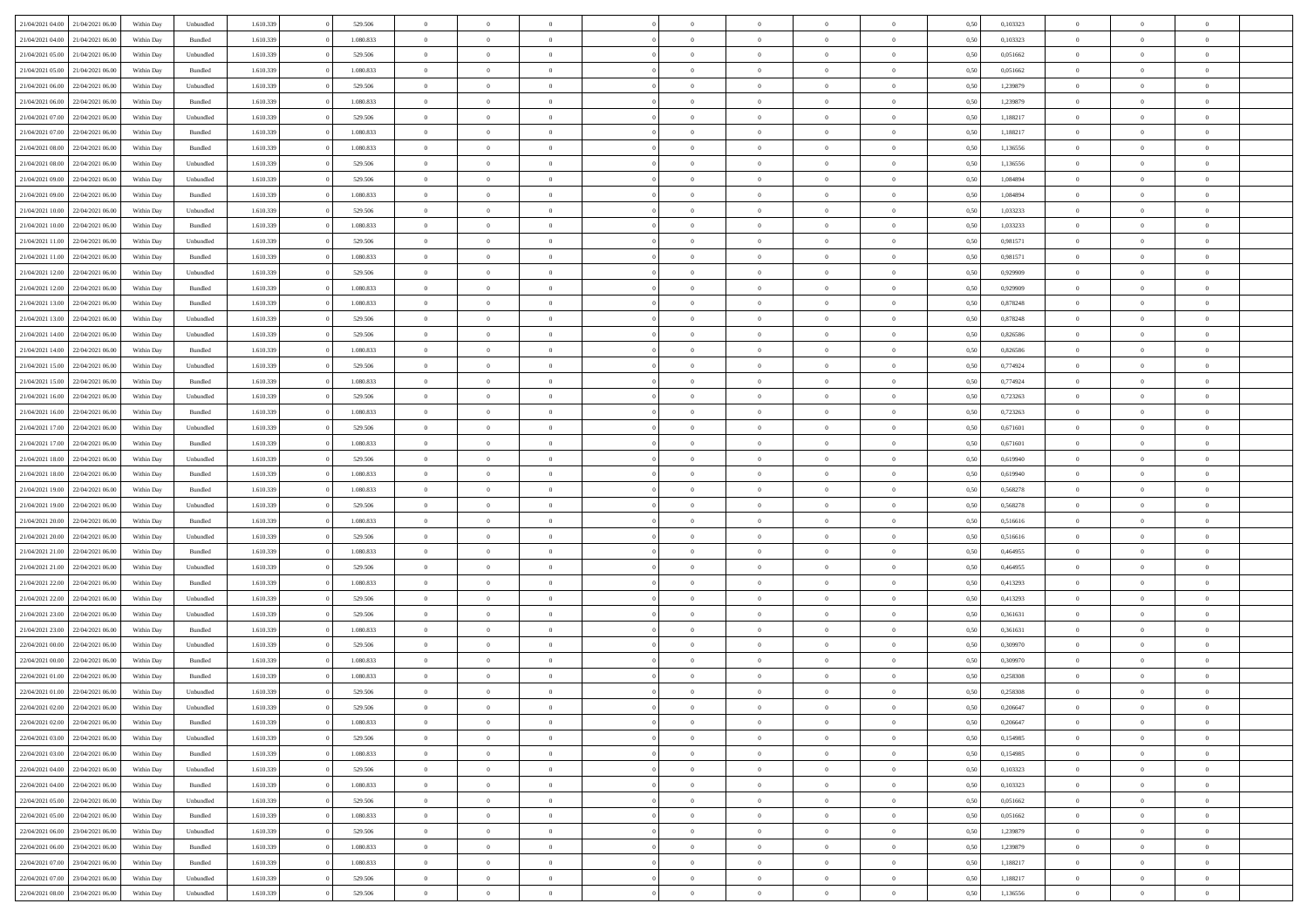| | | | | | | | | | | | | | | | | | | | | | |
|---|---|---|---|---|---|---|---|---|---|---|---|---|---|---|---|---|---|---|---|---|---|
| 21/04/2021 04:00 | 21/04/2021 06:00 | Within Day | Unbundled | 1.610.339 | 0 | 529.506 | 0 | 0 | 0 | | 0 | 0 | 0 | 0 | 0 | 0,50 | 0,103323 | 0 | 0 | 0 | |
| 21/04/2021 04:00 | 21/04/2021 06:00 | Within Day | Bundled | 1.610.339 | 0 | 1.080.833 | 0 | 0 | 0 | | 0 | 0 | 0 | 0 | 0 | 0,50 | 0,103323 | 0 | 0 | 0 | |
| 21/04/2021 05:00 | 21/04/2021 06:00 | Within Day | Unbundled | 1.610.339 | 0 | 529.506 | 0 | 0 | 0 | | 0 | 0 | 0 | 0 | 0 | 0,50 | 0,051662 | 0 | 0 | 0 | |
| 21/04/2021 05:00 | 21/04/2021 06:00 | Within Day | Bundled | 1.610.339 | 0 | 1.080.833 | 0 | 0 | 0 | | 0 | 0 | 0 | 0 | 0 | 0,50 | 0,051662 | 0 | 0 | 0 | |
| 21/04/2021 06:00 | 22/04/2021 06:00 | Within Day | Unbundled | 1.610.339 | 0 | 529.506 | 0 | 0 | 0 | | 0 | 0 | 0 | 0 | 0 | 0,50 | 1,239879 | 0 | 0 | 0 | |
| 21/04/2021 06:00 | 22/04/2021 06:00 | Within Day | Bundled | 1.610.339 | 0 | 1.080.833 | 0 | 0 | 0 | | 0 | 0 | 0 | 0 | 0 | 0,50 | 1,239879 | 0 | 0 | 0 | |
| 21/04/2021 07:00 | 22/04/2021 06:00 | Within Day | Unbundled | 1.610.339 | 0 | 529.506 | 0 | 0 | 0 | | 0 | 0 | 0 | 0 | 0 | 0,50 | 1,188217 | 0 | 0 | 0 | |
| 21/04/2021 07:00 | 22/04/2021 06:00 | Within Day | Bundled | 1.610.339 | 0 | 1.080.833 | 0 | 0 | 0 | | 0 | 0 | 0 | 0 | 0 | 0,50 | 1,188217 | 0 | 0 | 0 | |
| 21/04/2021 08:00 | 22/04/2021 06:00 | Within Day | Bundled | 1.610.339 | 0 | 1.080.833 | 0 | 0 | 0 | | 0 | 0 | 0 | 0 | 0 | 0,50 | 1,136556 | 0 | 0 | 0 | |
| 21/04/2021 08:00 | 22/04/2021 06:00 | Within Day | Unbundled | 1.610.339 | 0 | 529.506 | 0 | 0 | 0 | | 0 | 0 | 0 | 0 | 0 | 0,50 | 1,136556 | 0 | 0 | 0 | |
| 21/04/2021 09:00 | 22/04/2021 06:00 | Within Day | Unbundled | 1.610.339 | 0 | 529.506 | 0 | 0 | 0 | | 0 | 0 | 0 | 0 | 0 | 0,50 | 1,084894 | 0 | 0 | 0 | |
| 21/04/2021 09:00 | 22/04/2021 06:00 | Within Day | Bundled | 1.610.339 | 0 | 1.080.833 | 0 | 0 | 0 | | 0 | 0 | 0 | 0 | 0 | 0,50 | 1,084894 | 0 | 0 | 0 | |
| 21/04/2021 10:00 | 22/04/2021 06:00 | Within Day | Unbundled | 1.610.339 | 0 | 529.506 | 0 | 0 | 0 | | 0 | 0 | 0 | 0 | 0 | 0,50 | 1,033233 | 0 | 0 | 0 | |
| 21/04/2021 10:00 | 22/04/2021 06:00 | Within Day | Bundled | 1.610.339 | 0 | 1.080.833 | 0 | 0 | 0 | | 0 | 0 | 0 | 0 | 0 | 0,50 | 1,033233 | 0 | 0 | 0 | |
| 21/04/2021 11:00 | 22/04/2021 06:00 | Within Day | Unbundled | 1.610.339 | 0 | 529.506 | 0 | 0 | 0 | | 0 | 0 | 0 | 0 | 0 | 0,50 | 0,981571 | 0 | 0 | 0 | |
| 21/04/2021 11:00 | 22/04/2021 06:00 | Within Day | Bundled | 1.610.339 | 0 | 1.080.833 | 0 | 0 | 0 | | 0 | 0 | 0 | 0 | 0 | 0,50 | 0,981571 | 0 | 0 | 0 | |
| 21/04/2021 12:00 | 22/04/2021 06:00 | Within Day | Unbundled | 1.610.339 | 0 | 529.506 | 0 | 0 | 0 | | 0 | 0 | 0 | 0 | 0 | 0,50 | 0,929909 | 0 | 0 | 0 | |
| 21/04/2021 12:00 | 22/04/2021 06:00 | Within Day | Bundled | 1.610.339 | 0 | 1.080.833 | 0 | 0 | 0 | | 0 | 0 | 0 | 0 | 0 | 0,50 | 0,929909 | 0 | 0 | 0 | |
| 21/04/2021 13:00 | 22/04/2021 06:00 | Within Day | Bundled | 1.610.339 | 0 | 1.080.833 | 0 | 0 | 0 | | 0 | 0 | 0 | 0 | 0 | 0,50 | 0,878248 | 0 | 0 | 0 | |
| 21/04/2021 13:00 | 22/04/2021 06:00 | Within Day | Unbundled | 1.610.339 | 0 | 529.506 | 0 | 0 | 0 | | 0 | 0 | 0 | 0 | 0 | 0,50 | 0,878248 | 0 | 0 | 0 | |
| 21/04/2021 14:00 | 22/04/2021 06:00 | Within Day | Unbundled | 1.610.339 | 0 | 529.506 | 0 | 0 | 0 | | 0 | 0 | 0 | 0 | 0 | 0,50 | 0,826586 | 0 | 0 | 0 | |
| 21/04/2021 14:00 | 22/04/2021 06:00 | Within Day | Bundled | 1.610.339 | 0 | 1.080.833 | 0 | 0 | 0 | | 0 | 0 | 0 | 0 | 0 | 0,50 | 0,826586 | 0 | 0 | 0 | |
| 21/04/2021 15:00 | 22/04/2021 06:00 | Within Day | Unbundled | 1.610.339 | 0 | 529.506 | 0 | 0 | 0 | | 0 | 0 | 0 | 0 | 0 | 0,50 | 0,774924 | 0 | 0 | 0 | |
| 21/04/2021 15:00 | 22/04/2021 06:00 | Within Day | Bundled | 1.610.339 | 0 | 1.080.833 | 0 | 0 | 0 | | 0 | 0 | 0 | 0 | 0 | 0,50 | 0,774924 | 0 | 0 | 0 | |
| 21/04/2021 16:00 | 22/04/2021 06:00 | Within Day | Unbundled | 1.610.339 | 0 | 529.506 | 0 | 0 | 0 | | 0 | 0 | 0 | 0 | 0 | 0,50 | 0,723263 | 0 | 0 | 0 | |
| 21/04/2021 16:00 | 22/04/2021 06:00 | Within Day | Bundled | 1.610.339 | 0 | 1.080.833 | 0 | 0 | 0 | | 0 | 0 | 0 | 0 | 0 | 0,50 | 0,723263 | 0 | 0 | 0 | |
| 21/04/2021 17:00 | 22/04/2021 06:00 | Within Day | Unbundled | 1.610.339 | 0 | 529.506 | 0 | 0 | 0 | | 0 | 0 | 0 | 0 | 0 | 0,50 | 0,671601 | 0 | 0 | 0 | |
| 21/04/2021 17:00 | 22/04/2021 06:00 | Within Day | Bundled | 1.610.339 | 0 | 1.080.833 | 0 | 0 | 0 | | 0 | 0 | 0 | 0 | 0 | 0,50 | 0,671601 | 0 | 0 | 0 | |
| 21/04/2021 18:00 | 22/04/2021 06:00 | Within Day | Unbundled | 1.610.339 | 0 | 529.506 | 0 | 0 | 0 | | 0 | 0 | 0 | 0 | 0 | 0,50 | 0,619940 | 0 | 0 | 0 | |
| 21/04/2021 18:00 | 22/04/2021 06:00 | Within Day | Bundled | 1.610.339 | 0 | 1.080.833 | 0 | 0 | 0 | | 0 | 0 | 0 | 0 | 0 | 0,50 | 0,619940 | 0 | 0 | 0 | |
| 21/04/2021 19:00 | 22/04/2021 06:00 | Within Day | Bundled | 1.610.339 | 0 | 1.080.833 | 0 | 0 | 0 | | 0 | 0 | 0 | 0 | 0 | 0,50 | 0,568278 | 0 | 0 | 0 | |
| 21/04/2021 19:00 | 22/04/2021 06:00 | Within Day | Unbundled | 1.610.339 | 0 | 529.506 | 0 | 0 | 0 | | 0 | 0 | 0 | 0 | 0 | 0,50 | 0,568278 | 0 | 0 | 0 | |
| 21/04/2021 20:00 | 22/04/2021 06:00 | Within Day | Bundled | 1.610.339 | 0 | 1.080.833 | 0 | 0 | 0 | | 0 | 0 | 0 | 0 | 0 | 0,50 | 0,516616 | 0 | 0 | 0 | |
| 21/04/2021 20:00 | 22/04/2021 06:00 | Within Day | Unbundled | 1.610.339 | 0 | 529.506 | 0 | 0 | 0 | | 0 | 0 | 0 | 0 | 0 | 0,50 | 0,516616 | 0 | 0 | 0 | |
| 21/04/2021 21:00 | 22/04/2021 06:00 | Within Day | Bundled | 1.610.339 | 0 | 1.080.833 | 0 | 0 | 0 | | 0 | 0 | 0 | 0 | 0 | 0,50 | 0,464955 | 0 | 0 | 0 | |
| 21/04/2021 21:00 | 22/04/2021 06:00 | Within Day | Unbundled | 1.610.339 | 0 | 529.506 | 0 | 0 | 0 | | 0 | 0 | 0 | 0 | 0 | 0,50 | 0,464955 | 0 | 0 | 0 | |
| 21/04/2021 22:00 | 22/04/2021 06:00 | Within Day | Bundled | 1.610.339 | 0 | 1.080.833 | 0 | 0 | 0 | | 0 | 0 | 0 | 0 | 0 | 0,50 | 0,413293 | 0 | 0 | 0 | |
| 21/04/2021 22:00 | 22/04/2021 06:00 | Within Day | Unbundled | 1.610.339 | 0 | 529.506 | 0 | 0 | 0 | | 0 | 0 | 0 | 0 | 0 | 0,50 | 0,413293 | 0 | 0 | 0 | |
| 21/04/2021 23:00 | 22/04/2021 06:00 | Within Day | Unbundled | 1.610.339 | 0 | 529.506 | 0 | 0 | 0 | | 0 | 0 | 0 | 0 | 0 | 0,50 | 0,361631 | 0 | 0 | 0 | |
| 21/04/2021 23:00 | 22/04/2021 06:00 | Within Day | Bundled | 1.610.339 | 0 | 1.080.833 | 0 | 0 | 0 | | 0 | 0 | 0 | 0 | 0 | 0,50 | 0,361631 | 0 | 0 | 0 | |
| 22/04/2021 00:00 | 22/04/2021 06:00 | Within Day | Unbundled | 1.610.339 | 0 | 529.506 | 0 | 0 | 0 | | 0 | 0 | 0 | 0 | 0 | 0,50 | 0,309970 | 0 | 0 | 0 | |
| 22/04/2021 00:00 | 22/04/2021 06:00 | Within Day | Bundled | 1.610.339 | 0 | 1.080.833 | 0 | 0 | 0 | | 0 | 0 | 0 | 0 | 0 | 0,50 | 0,309970 | 0 | 0 | 0 | |
| 22/04/2021 01:00 | 22/04/2021 06:00 | Within Day | Bundled | 1.610.339 | 0 | 1.080.833 | 0 | 0 | 0 | | 0 | 0 | 0 | 0 | 0 | 0,50 | 0,258308 | 0 | 0 | 0 | |
| 22/04/2021 01:00 | 22/04/2021 06:00 | Within Day | Unbundled | 1.610.339 | 0 | 529.506 | 0 | 0 | 0 | | 0 | 0 | 0 | 0 | 0 | 0,50 | 0,258308 | 0 | 0 | 0 | |
| 22/04/2021 02:00 | 22/04/2021 06:00 | Within Day | Unbundled | 1.610.339 | 0 | 529.506 | 0 | 0 | 0 | | 0 | 0 | 0 | 0 | 0 | 0,50 | 0,206647 | 0 | 0 | 0 | |
| 22/04/2021 02:00 | 22/04/2021 06:00 | Within Day | Bundled | 1.610.339 | 0 | 1.080.833 | 0 | 0 | 0 | | 0 | 0 | 0 | 0 | 0 | 0,50 | 0,206647 | 0 | 0 | 0 | |
| 22/04/2021 03:00 | 22/04/2021 06:00 | Within Day | Unbundled | 1.610.339 | 0 | 529.506 | 0 | 0 | 0 | | 0 | 0 | 0 | 0 | 0 | 0,50 | 0,154985 | 0 | 0 | 0 | |
| 22/04/2021 03:00 | 22/04/2021 06:00 | Within Day | Bundled | 1.610.339 | 0 | 1.080.833 | 0 | 0 | 0 | | 0 | 0 | 0 | 0 | 0 | 0,50 | 0,154985 | 0 | 0 | 0 | |
| 22/04/2021 04:00 | 22/04/2021 06:00 | Within Day | Unbundled | 1.610.339 | 0 | 529.506 | 0 | 0 | 0 | | 0 | 0 | 0 | 0 | 0 | 0,50 | 0,103323 | 0 | 0 | 0 | |
| 22/04/2021 04:00 | 22/04/2021 06:00 | Within Day | Bundled | 1.610.339 | 0 | 1.080.833 | 0 | 0 | 0 | | 0 | 0 | 0 | 0 | 0 | 0,50 | 0,103323 | 0 | 0 | 0 | |
| 22/04/2021 05:00 | 22/04/2021 06:00 | Within Day | Unbundled | 1.610.339 | 0 | 529.506 | 0 | 0 | 0 | | 0 | 0 | 0 | 0 | 0 | 0,50 | 0,051662 | 0 | 0 | 0 | |
| 22/04/2021 05:00 | 22/04/2021 06:00 | Within Day | Bundled | 1.610.339 | 0 | 1.080.833 | 0 | 0 | 0 | | 0 | 0 | 0 | 0 | 0 | 0,50 | 0,051662 | 0 | 0 | 0 | |
| 22/04/2021 06:00 | 23/04/2021 06:00 | Within Day | Unbundled | 1.610.339 | 0 | 529.506 | 0 | 0 | 0 | | 0 | 0 | 0 | 0 | 0 | 0,50 | 1,239879 | 0 | 0 | 0 | |
| 22/04/2021 06:00 | 23/04/2021 06:00 | Within Day | Bundled | 1.610.339 | 0 | 1.080.833 | 0 | 0 | 0 | | 0 | 0 | 0 | 0 | 0 | 0,50 | 1,239879 | 0 | 0 | 0 | |
| 22/04/2021 07:00 | 23/04/2021 06:00 | Within Day | Bundled | 1.610.339 | 0 | 1.080.833 | 0 | 0 | 0 | | 0 | 0 | 0 | 0 | 0 | 0,50 | 1,188217 | 0 | 0 | 0 | |
| 22/04/2021 07:00 | 23/04/2021 06:00 | Within Day | Unbundled | 1.610.339 | 0 | 529.506 | 0 | 0 | 0 | | 0 | 0 | 0 | 0 | 0 | 0,50 | 1,188217 | 0 | 0 | 0 | |
| 22/04/2021 08:00 | 23/04/2021 06:00 | Within Day | Unbundled | 1.610.339 | 0 | 529.506 | 0 | 0 | 0 | | 0 | 0 | 0 | 0 | 0 | 0,50 | 1,136556 | 0 | 0 | 0 | |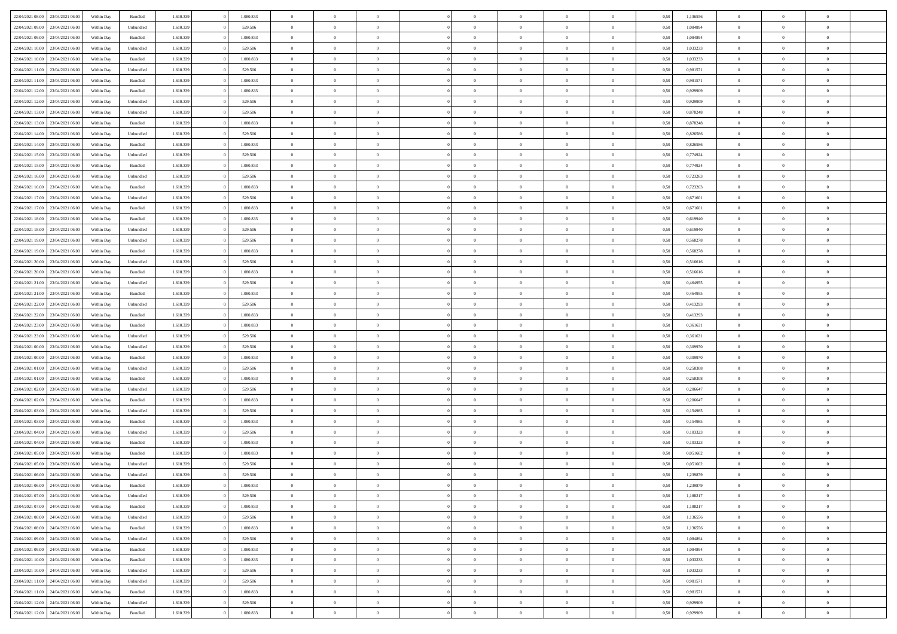| | | | | | | | | | | | | | | | | | | | | | |
|---|---|---|---|---|---|---|---|---|---|---|---|---|---|---|---|---|---|---|---|---|---|
| 22/04/2021 08:00 | 23/04/2021 06:00 | Within Day | Bundled | 1.610.339 | 0 | 1.080.833 | 0 | 0 | 0 | | 0 | 0 | 0 | 0 | 0 | 0,50 | 1,136556 | 0 | 0 | 0 | |
| 22/04/2021 09:00 | 23/04/2021 06:00 | Within Day | Unbundled | 1.610.339 | 0 | 529.506 | 0 | 0 | 0 | | 0 | 0 | 0 | 0 | 0 | 0,50 | 1,084894 | 0 | 0 | 0 | |
| 22/04/2021 09:00 | 23/04/2021 06:00 | Within Day | Bundled | 1.610.339 | 0 | 1.080.833 | 0 | 0 | 0 | | 0 | 0 | 0 | 0 | 0 | 0,50 | 1,084894 | 0 | 0 | 0 | |
| 22/04/2021 10:00 | 23/04/2021 06:00 | Within Day | Unbundled | 1.610.339 | 0 | 529.506 | 0 | 0 | 0 | | 0 | 0 | 0 | 0 | 0 | 0,50 | 1,033233 | 0 | 0 | 0 | |
| 22/04/2021 10:00 | 23/04/2021 06:00 | Within Day | Bundled | 1.610.339 | 0 | 1.080.833 | 0 | 0 | 0 | | 0 | 0 | 0 | 0 | 0 | 0,50 | 1,033233 | 0 | 0 | 0 | |
| 22/04/2021 11:00 | 23/04/2021 06:00 | Within Day | Unbundled | 1.610.339 | 0 | 529.506 | 0 | 0 | 0 | | 0 | 0 | 0 | 0 | 0 | 0,50 | 0,981571 | 0 | 0 | 0 | |
| 22/04/2021 11:00 | 23/04/2021 06:00 | Within Day | Bundled | 1.610.339 | 0 | 1.080.833 | 0 | 0 | 0 | | 0 | 0 | 0 | 0 | 0 | 0,50 | 0,981571 | 0 | 0 | 0 | |
| 22/04/2021 12:00 | 23/04/2021 06:00 | Within Day | Bundled | 1.610.339 | 0 | 1.080.833 | 0 | 0 | 0 | | 0 | 0 | 0 | 0 | 0 | 0,50 | 0,929909 | 0 | 0 | 0 | |
| 22/04/2021 12:00 | 23/04/2021 06:00 | Within Day | Unbundled | 1.610.339 | 0 | 529.506 | 0 | 0 | 0 | | 0 | 0 | 0 | 0 | 0 | 0,50 | 0,929909 | 0 | 0 | 0 | |
| 22/04/2021 13:00 | 23/04/2021 06:00 | Within Day | Unbundled | 1.610.339 | 0 | 529.506 | 0 | 0 | 0 | | 0 | 0 | 0 | 0 | 0 | 0,50 | 0,878248 | 0 | 0 | 0 | |
| 22/04/2021 13:00 | 23/04/2021 06:00 | Within Day | Bundled | 1.610.339 | 0 | 1.080.833 | 0 | 0 | 0 | | 0 | 0 | 0 | 0 | 0 | 0,50 | 0,878248 | 0 | 0 | 0 | |
| 22/04/2021 14:00 | 23/04/2021 06:00 | Within Day | Unbundled | 1.610.339 | 0 | 529.506 | 0 | 0 | 0 | | 0 | 0 | 0 | 0 | 0 | 0,50 | 0,826586 | 0 | 0 | 0 | |
| 22/04/2021 14:00 | 23/04/2021 06:00 | Within Day | Bundled | 1.610.339 | 0 | 1.080.833 | 0 | 0 | 0 | | 0 | 0 | 0 | 0 | 0 | 0,50 | 0,826586 | 0 | 0 | 0 | |
| 22/04/2021 15:00 | 23/04/2021 06:00 | Within Day | Unbundled | 1.610.339 | 0 | 529.506 | 0 | 0 | 0 | | 0 | 0 | 0 | 0 | 0 | 0,50 | 0,774924 | 0 | 0 | 0 | |
| 22/04/2021 15:00 | 23/04/2021 06:00 | Within Day | Bundled | 1.610.339 | 0 | 1.080.833 | 0 | 0 | 0 | | 0 | 0 | 0 | 0 | 0 | 0,50 | 0,774924 | 0 | 0 | 0 | |
| 22/04/2021 16:00 | 23/04/2021 06:00 | Within Day | Unbundled | 1.610.339 | 0 | 529.506 | 0 | 0 | 0 | | 0 | 0 | 0 | 0 | 0 | 0,50 | 0,723263 | 0 | 0 | 0 | |
| 22/04/2021 16:00 | 23/04/2021 06:00 | Within Day | Bundled | 1.610.339 | 0 | 1.080.833 | 0 | 0 | 0 | | 0 | 0 | 0 | 0 | 0 | 0,50 | 0,723263 | 0 | 0 | 0 | |
| 22/04/2021 17:00 | 23/04/2021 06:00 | Within Day | Unbundled | 1.610.339 | 0 | 529.506 | 0 | 0 | 0 | | 0 | 0 | 0 | 0 | 0 | 0,50 | 0,671601 | 0 | 0 | 0 | |
| 22/04/2021 17:00 | 23/04/2021 06:00 | Within Day | Bundled | 1.610.339 | 0 | 1.080.833 | 0 | 0 | 0 | | 0 | 0 | 0 | 0 | 0 | 0,50 | 0,671601 | 0 | 0 | 0 | |
| 22/04/2021 18:00 | 23/04/2021 06:00 | Within Day | Bundled | 1.610.339 | 0 | 1.080.833 | 0 | 0 | 0 | | 0 | 0 | 0 | 0 | 0 | 0,50 | 0,619940 | 0 | 0 | 0 | |
| 22/04/2021 18:00 | 23/04/2021 06:00 | Within Day | Unbundled | 1.610.339 | 0 | 529.506 | 0 | 0 | 0 | | 0 | 0 | 0 | 0 | 0 | 0,50 | 0,619940 | 0 | 0 | 0 | |
| 22/04/2021 19:00 | 23/04/2021 06:00 | Within Day | Unbundled | 1.610.339 | 0 | 529.506 | 0 | 0 | 0 | | 0 | 0 | 0 | 0 | 0 | 0,50 | 0,568278 | 0 | 0 | 0 | |
| 22/04/2021 19:00 | 23/04/2021 06:00 | Within Day | Bundled | 1.610.339 | 0 | 1.080.833 | 0 | 0 | 0 | | 0 | 0 | 0 | 0 | 0 | 0,50 | 0,568278 | 0 | 0 | 0 | |
| 22/04/2021 20:00 | 23/04/2021 06:00 | Within Day | Unbundled | 1.610.339 | 0 | 529.506 | 0 | 0 | 0 | | 0 | 0 | 0 | 0 | 0 | 0,50 | 0,516616 | 0 | 0 | 0 | |
| 22/04/2021 20:00 | 23/04/2021 06:00 | Within Day | Bundled | 1.610.339 | 0 | 1.080.833 | 0 | 0 | 0 | | 0 | 0 | 0 | 0 | 0 | 0,50 | 0,516616 | 0 | 0 | 0 | |
| 22/04/2021 21:00 | 23/04/2021 06:00 | Within Day | Unbundled | 1.610.339 | 0 | 529.506 | 0 | 0 | 0 | | 0 | 0 | 0 | 0 | 0 | 0,50 | 0,464955 | 0 | 0 | 0 | |
| 22/04/2021 21:00 | 23/04/2021 06:00 | Within Day | Bundled | 1.610.339 | 0 | 1.080.833 | 0 | 0 | 0 | | 0 | 0 | 0 | 0 | 0 | 0,50 | 0,464955 | 0 | 0 | 0 | |
| 22/04/2021 22:00 | 23/04/2021 06:00 | Within Day | Unbundled | 1.610.339 | 0 | 529.506 | 0 | 0 | 0 | | 0 | 0 | 0 | 0 | 0 | 0,50 | 0,413293 | 0 | 0 | 0 | |
| 22/04/2021 22:00 | 23/04/2021 06:00 | Within Day | Bundled | 1.610.339 | 0 | 1.080.833 | 0 | 0 | 0 | | 0 | 0 | 0 | 0 | 0 | 0,50 | 0,413293 | 0 | 0 | 0 | |
| 22/04/2021 23:00 | 23/04/2021 06:00 | Within Day | Bundled | 1.610.339 | 0 | 1.080.833 | 0 | 0 | 0 | | 0 | 0 | 0 | 0 | 0 | 0,50 | 0,361631 | 0 | 0 | 0 | |
| 22/04/2021 23:00 | 23/04/2021 06:00 | Within Day | Unbundled | 1.610.339 | 0 | 529.506 | 0 | 0 | 0 | | 0 | 0 | 0 | 0 | 0 | 0,50 | 0,361631 | 0 | 0 | 0 | |
| 23/04/2021 00:00 | 23/04/2021 06:00 | Within Day | Unbundled | 1.610.339 | 0 | 529.506 | 0 | 0 | 0 | | 0 | 0 | 0 | 0 | 0 | 0,50 | 0,309970 | 0 | 0 | 0 | |
| 23/04/2021 00:00 | 23/04/2021 06:00 | Within Day | Bundled | 1.610.339 | 0 | 1.080.833 | 0 | 0 | 0 | | 0 | 0 | 0 | 0 | 0 | 0,50 | 0,309970 | 0 | 0 | 0 | |
| 23/04/2021 01:00 | 23/04/2021 06:00 | Within Day | Unbundled | 1.610.339 | 0 | 529.506 | 0 | 0 | 0 | | 0 | 0 | 0 | 0 | 0 | 0,50 | 0,258308 | 0 | 0 | 0 | |
| 23/04/2021 01:00 | 23/04/2021 06:00 | Within Day | Bundled | 1.610.339 | 0 | 1.080.833 | 0 | 0 | 0 | | 0 | 0 | 0 | 0 | 0 | 0,50 | 0,258308 | 0 | 0 | 0 | |
| 23/04/2021 02:00 | 23/04/2021 06:00 | Within Day | Unbundled | 1.610.339 | 0 | 529.506 | 0 | 0 | 0 | | 0 | 0 | 0 | 0 | 0 | 0,50 | 0,206647 | 0 | 0 | 0 | |
| 23/04/2021 02:00 | 23/04/2021 06:00 | Within Day | Bundled | 1.610.339 | 0 | 1.080.833 | 0 | 0 | 0 | | 0 | 0 | 0 | 0 | 0 | 0,50 | 0,206647 | 0 | 0 | 0 | |
| 23/04/2021 03:00 | 23/04/2021 06:00 | Within Day | Unbundled | 1.610.339 | 0 | 529.506 | 0 | 0 | 0 | | 0 | 0 | 0 | 0 | 0 | 0,50 | 0,154985 | 0 | 0 | 0 | |
| 23/04/2021 03:00 | 23/04/2021 06:00 | Within Day | Bundled | 1.610.339 | 0 | 1.080.833 | 0 | 0 | 0 | | 0 | 0 | 0 | 0 | 0 | 0,50 | 0,154985 | 0 | 0 | 0 | |
| 23/04/2021 04:00 | 23/04/2021 06:00 | Within Day | Unbundled | 1.610.339 | 0 | 529.506 | 0 | 0 | 0 | | 0 | 0 | 0 | 0 | 0 | 0,50 | 0,103323 | 0 | 0 | 0 | |
| 23/04/2021 04:00 | 23/04/2021 06:00 | Within Day | Bundled | 1.610.339 | 0 | 1.080.833 | 0 | 0 | 0 | | 0 | 0 | 0 | 0 | 0 | 0,50 | 0,103323 | 0 | 0 | 0 | |
| 23/04/2021 05:00 | 23/04/2021 06:00 | Within Day | Bundled | 1.610.339 | 0 | 1.080.833 | 0 | 0 | 0 | | 0 | 0 | 0 | 0 | 0 | 0,50 | 0,051662 | 0 | 0 | 0 | |
| 23/04/2021 05:00 | 23/04/2021 06:00 | Within Day | Unbundled | 1.610.339 | 0 | 529.506 | 0 | 0 | 0 | | 0 | 0 | 0 | 0 | 0 | 0,50 | 0,051662 | 0 | 0 | 0 | |
| 23/04/2021 06:00 | 24/04/2021 06:00 | Within Day | Unbundled | 1.610.339 | 0 | 529.506 | 0 | 0 | 0 | | 0 | 0 | 0 | 0 | 0 | 0,50 | 1,239879 | 0 | 0 | 0 | |
| 23/04/2021 06:00 | 24/04/2021 06:00 | Within Day | Bundled | 1.610.339 | 0 | 1.080.833 | 0 | 0 | 0 | | 0 | 0 | 0 | 0 | 0 | 0,50 | 1,239879 | 0 | 0 | 0 | |
| 23/04/2021 07:00 | 24/04/2021 06:00 | Within Day | Unbundled | 1.610.339 | 0 | 529.506 | 0 | 0 | 0 | | 0 | 0 | 0 | 0 | 0 | 0,50 | 1,188217 | 0 | 0 | 0 | |
| 23/04/2021 07:00 | 24/04/2021 06:00 | Within Day | Bundled | 1.610.339 | 0 | 1.080.833 | 0 | 0 | 0 | | 0 | 0 | 0 | 0 | 0 | 0,50 | 1,188217 | 0 | 0 | 0 | |
| 23/04/2021 08:00 | 24/04/2021 06:00 | Within Day | Unbundled | 1.610.339 | 0 | 529.506 | 0 | 0 | 0 | | 0 | 0 | 0 | 0 | 0 | 0,50 | 1,136556 | 0 | 0 | 0 | |
| 23/04/2021 08:00 | 24/04/2021 06:00 | Within Day | Bundled | 1.610.339 | 0 | 1.080.833 | 0 | 0 | 0 | | 0 | 0 | 0 | 0 | 0 | 0,50 | 1,136556 | 0 | 0 | 0 | |
| 23/04/2021 09:00 | 24/04/2021 06:00 | Within Day | Unbundled | 1.610.339 | 0 | 529.506 | 0 | 0 | 0 | | 0 | 0 | 0 | 0 | 0 | 0,50 | 1,084894 | 0 | 0 | 0 | |
| 23/04/2021 09:00 | 24/04/2021 06:00 | Within Day | Bundled | 1.610.339 | 0 | 1.080.833 | 0 | 0 | 0 | | 0 | 0 | 0 | 0 | 0 | 0,50 | 1,084894 | 0 | 0 | 0 | |
| 23/04/2021 10:00 | 24/04/2021 06:00 | Within Day | Bundled | 1.610.339 | 0 | 1.080.833 | 0 | 0 | 0 | | 0 | 0 | 0 | 0 | 0 | 0,50 | 1,033233 | 0 | 0 | 0 | |
| 23/04/2021 10:00 | 24/04/2021 06:00 | Within Day | Unbundled | 1.610.339 | 0 | 529.506 | 0 | 0 | 0 | | 0 | 0 | 0 | 0 | 0 | 0,50 | 1,033233 | 0 | 0 | 0 | |
| 23/04/2021 11:00 | 24/04/2021 06:00 | Within Day | Unbundled | 1.610.339 | 0 | 529.506 | 0 | 0 | 0 | | 0 | 0 | 0 | 0 | 0 | 0,50 | 0,981571 | 0 | 0 | 0 | |
| 23/04/2021 11:00 | 24/04/2021 06:00 | Within Day | Bundled | 1.610.339 | 0 | 1.080.833 | 0 | 0 | 0 | | 0 | 0 | 0 | 0 | 0 | 0,50 | 0,981571 | 0 | 0 | 0 | |
| 23/04/2021 12:00 | 24/04/2021 06:00 | Within Day | Unbundled | 1.610.339 | 0 | 529.506 | 0 | 0 | 0 | | 0 | 0 | 0 | 0 | 0 | 0,50 | 0,929909 | 0 | 0 | 0 | |
| 23/04/2021 12:00 | 24/04/2021 06:00 | Within Day | Bundled | 1.610.339 | 0 | 1.080.833 | 0 | 0 | 0 | | 0 | 0 | 0 | 0 | 0 | 0,50 | 0,929909 | 0 | 0 | 0 | |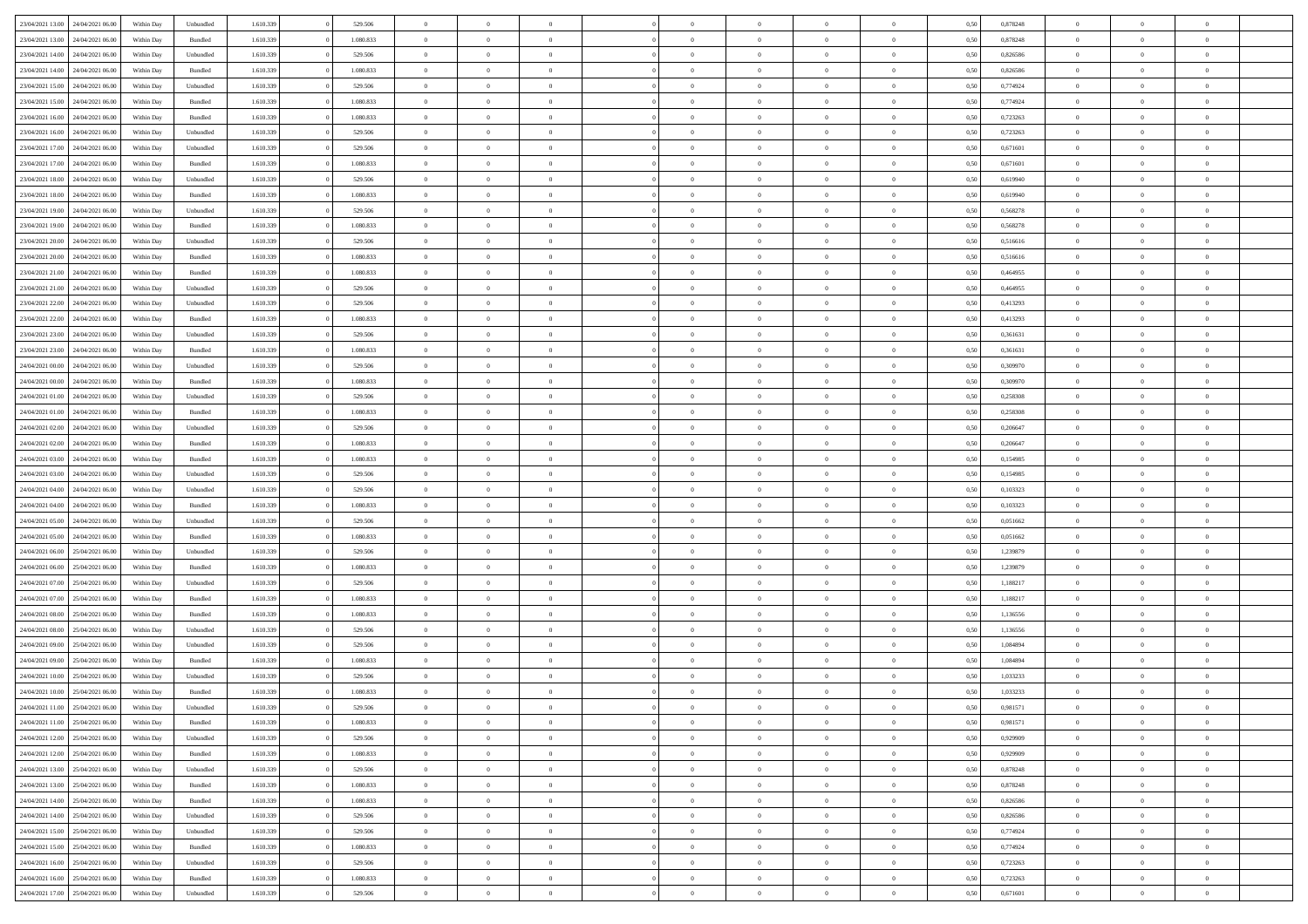| | | | | | | | | | | | | | | | | | | | | | |
|---|---|---|---|---|---|---|---|---|---|---|---|---|---|---|---|---|---|---|---|---|---|
| 23/04/2021 13:00 | 24/04/2021 06:00 | Within Day | Unbundled | 1.610.339 | 0 | 529.506 | 0 | 0 | 0 | | 0 | 0 | 0 | 0 | 0,50 | 0,878248 | 0 | 0 | 0 | |
| 23/04/2021 13:00 | 24/04/2021 06:00 | Within Day | Bundled | 1.610.339 | 0 | 1.080.833 | 0 | 0 | 0 | | 0 | 0 | 0 | 0 | 0,50 | 0,878248 | 0 | 0 | 0 | |
| 23/04/2021 14:00 | 24/04/2021 06:00 | Within Day | Unbundled | 1.610.339 | 0 | 529.506 | 0 | 0 | 0 | | 0 | 0 | 0 | 0 | 0,50 | 0,826586 | 0 | 0 | 0 | |
| 23/04/2021 14:00 | 24/04/2021 06:00 | Within Day | Bundled | 1.610.339 | 0 | 1.080.833 | 0 | 0 | 0 | | 0 | 0 | 0 | 0 | 0,50 | 0,826586 | 0 | 0 | 0 | |
| 23/04/2021 15:00 | 24/04/2021 06:00 | Within Day | Unbundled | 1.610.339 | 0 | 529.506 | 0 | 0 | 0 | | 0 | 0 | 0 | 0 | 0,50 | 0,774924 | 0 | 0 | 0 | |
| 23/04/2021 15:00 | 24/04/2021 06:00 | Within Day | Bundled | 1.610.339 | 0 | 1.080.833 | 0 | 0 | 0 | | 0 | 0 | 0 | 0 | 0,50 | 0,774924 | 0 | 0 | 0 | |
| 23/04/2021 16:00 | 24/04/2021 06:00 | Within Day | Bundled | 1.610.339 | 0 | 1.080.833 | 0 | 0 | 0 | | 0 | 0 | 0 | 0 | 0,50 | 0,723263 | 0 | 0 | 0 | |
| 23/04/2021 16:00 | 24/04/2021 06:00 | Within Day | Unbundled | 1.610.339 | 0 | 529.506 | 0 | 0 | 0 | | 0 | 0 | 0 | 0 | 0,50 | 0,723263 | 0 | 0 | 0 | |
| 23/04/2021 17:00 | 24/04/2021 06:00 | Within Day | Unbundled | 1.610.339 | 0 | 529.506 | 0 | 0 | 0 | | 0 | 0 | 0 | 0 | 0,50 | 0,671601 | 0 | 0 | 0 | |
| 23/04/2021 17:00 | 24/04/2021 06:00 | Within Day | Bundled | 1.610.339 | 0 | 1.080.833 | 0 | 0 | 0 | | 0 | 0 | 0 | 0 | 0,50 | 0,671601 | 0 | 0 | 0 | |
| 23/04/2021 18:00 | 24/04/2021 06:00 | Within Day | Unbundled | 1.610.339 | 0 | 529.506 | 0 | 0 | 0 | | 0 | 0 | 0 | 0 | 0,50 | 0,619940 | 0 | 0 | 0 | |
| 23/04/2021 18:00 | 24/04/2021 06:00 | Within Day | Bundled | 1.610.339 | 0 | 1.080.833 | 0 | 0 | 0 | | 0 | 0 | 0 | 0 | 0,50 | 0,619940 | 0 | 0 | 0 | |
| 23/04/2021 19:00 | 24/04/2021 06:00 | Within Day | Unbundled | 1.610.339 | 0 | 529.506 | 0 | 0 | 0 | | 0 | 0 | 0 | 0 | 0,50 | 0,568278 | 0 | 0 | 0 | |
| 23/04/2021 19:00 | 24/04/2021 06:00 | Within Day | Bundled | 1.610.339 | 0 | 1.080.833 | 0 | 0 | 0 | | 0 | 0 | 0 | 0 | 0,50 | 0,568278 | 0 | 0 | 0 | |
| 23/04/2021 20:00 | 24/04/2021 06:00 | Within Day | Unbundled | 1.610.339 | 0 | 529.506 | 0 | 0 | 0 | | 0 | 0 | 0 | 0 | 0,50 | 0,516616 | 0 | 0 | 0 | |
| 23/04/2021 20:00 | 24/04/2021 06:00 | Within Day | Bundled | 1.610.339 | 0 | 1.080.833 | 0 | 0 | 0 | | 0 | 0 | 0 | 0 | 0,50 | 0,516616 | 0 | 0 | 0 | |
| 23/04/2021 21:00 | 24/04/2021 06:00 | Within Day | Bundled | 1.610.339 | 0 | 1.080.833 | 0 | 0 | 0 | | 0 | 0 | 0 | 0 | 0,50 | 0,464955 | 0 | 0 | 0 | |
| 23/04/2021 21:00 | 24/04/2021 06:00 | Within Day | Unbundled | 1.610.339 | 0 | 529.506 | 0 | 0 | 0 | | 0 | 0 | 0 | 0 | 0,50 | 0,464955 | 0 | 0 | 0 | |
| 23/04/2021 22:00 | 24/04/2021 06:00 | Within Day | Unbundled | 1.610.339 | 0 | 529.506 | 0 | 0 | 0 | | 0 | 0 | 0 | 0 | 0,50 | 0,413293 | 0 | 0 | 0 | |
| 23/04/2021 22:00 | 24/04/2021 06:00 | Within Day | Bundled | 1.610.339 | 0 | 1.080.833 | 0 | 0 | 0 | | 0 | 0 | 0 | 0 | 0,50 | 0,413293 | 0 | 0 | 0 | |
| 23/04/2021 23:00 | 24/04/2021 06:00 | Within Day | Unbundled | 1.610.339 | 0 | 529.506 | 0 | 0 | 0 | | 0 | 0 | 0 | 0 | 0,50 | 0,361631 | 0 | 0 | 0 | |
| 23/04/2021 23:00 | 24/04/2021 06:00 | Within Day | Bundled | 1.610.339 | 0 | 1.080.833 | 0 | 0 | 0 | | 0 | 0 | 0 | 0 | 0,50 | 0,361631 | 0 | 0 | 0 | |
| 24/04/2021 00:00 | 24/04/2021 06:00 | Within Day | Unbundled | 1.610.339 | 0 | 529.506 | 0 | 0 | 0 | | 0 | 0 | 0 | 0 | 0,50 | 0,309970 | 0 | 0 | 0 | |
| 24/04/2021 00:00 | 24/04/2021 06:00 | Within Day | Bundled | 1.610.339 | 0 | 1.080.833 | 0 | 0 | 0 | | 0 | 0 | 0 | 0 | 0,50 | 0,309970 | 0 | 0 | 0 | |
| 24/04/2021 01:00 | 24/04/2021 06:00 | Within Day | Unbundled | 1.610.339 | 0 | 529.506 | 0 | 0 | 0 | | 0 | 0 | 0 | 0 | 0,50 | 0,258308 | 0 | 0 | 0 | |
| 24/04/2021 01:00 | 24/04/2021 06:00 | Within Day | Bundled | 1.610.339 | 0 | 1.080.833 | 0 | 0 | 0 | | 0 | 0 | 0 | 0 | 0,50 | 0,258308 | 0 | 0 | 0 | |
| 24/04/2021 02:00 | 24/04/2021 06:00 | Within Day | Unbundled | 1.610.339 | 0 | 529.506 | 0 | 0 | 0 | | 0 | 0 | 0 | 0 | 0,50 | 0,206647 | 0 | 0 | 0 | |
| 24/04/2021 02:00 | 24/04/2021 06:00 | Within Day | Bundled | 1.610.339 | 0 | 1.080.833 | 0 | 0 | 0 | | 0 | 0 | 0 | 0 | 0,50 | 0,206647 | 0 | 0 | 0 | |
| 24/04/2021 03:00 | 24/04/2021 06:00 | Within Day | Bundled | 1.610.339 | 0 | 1.080.833 | 0 | 0 | 0 | | 0 | 0 | 0 | 0 | 0,50 | 0,154985 | 0 | 0 | 0 | |
| 24/04/2021 03:00 | 24/04/2021 06:00 | Within Day | Unbundled | 1.610.339 | 0 | 529.506 | 0 | 0 | 0 | | 0 | 0 | 0 | 0 | 0,50 | 0,154985 | 0 | 0 | 0 | |
| 24/04/2021 04:00 | 24/04/2021 06:00 | Within Day | Unbundled | 1.610.339 | 0 | 529.506 | 0 | 0 | 0 | | 0 | 0 | 0 | 0 | 0,50 | 0,103323 | 0 | 0 | 0 | |
| 24/04/2021 04:00 | 24/04/2021 06:00 | Within Day | Bundled | 1.610.339 | 0 | 1.080.833 | 0 | 0 | 0 | | 0 | 0 | 0 | 0 | 0,50 | 0,103323 | 0 | 0 | 0 | |
| 24/04/2021 05:00 | 24/04/2021 06:00 | Within Day | Unbundled | 1.610.339 | 0 | 529.506 | 0 | 0 | 0 | | 0 | 0 | 0 | 0 | 0,50 | 0,051662 | 0 | 0 | 0 | |
| 24/04/2021 05:00 | 24/04/2021 06:00 | Within Day | Bundled | 1.610.339 | 0 | 1.080.833 | 0 | 0 | 0 | | 0 | 0 | 0 | 0 | 0,50 | 0,051662 | 0 | 0 | 0 | |
| 24/04/2021 06:00 | 25/04/2021 06:00 | Within Day | Unbundled | 1.610.339 | 0 | 529.506 | 0 | 0 | 0 | | 0 | 0 | 0 | 0 | 0,50 | 1,239879 | 0 | 0 | 0 | |
| 24/04/2021 06:00 | 25/04/2021 06:00 | Within Day | Bundled | 1.610.339 | 0 | 1.080.833 | 0 | 0 | 0 | | 0 | 0 | 0 | 0 | 0,50 | 1,239879 | 0 | 0 | 0 | |
| 24/04/2021 07:00 | 25/04/2021 06:00 | Within Day | Unbundled | 1.610.339 | 0 | 529.506 | 0 | 0 | 0 | | 0 | 0 | 0 | 0 | 0,50 | 1,188217 | 0 | 0 | 0 | |
| 24/04/2021 07:00 | 25/04/2021 06:00 | Within Day | Bundled | 1.610.339 | 0 | 1.080.833 | 0 | 0 | 0 | | 0 | 0 | 0 | 0 | 0,50 | 1,188217 | 0 | 0 | 0 | |
| 24/04/2021 08:00 | 25/04/2021 06:00 | Within Day | Bundled | 1.610.339 | 0 | 1.080.833 | 0 | 0 | 0 | | 0 | 0 | 0 | 0 | 0,50 | 1,136556 | 0 | 0 | 0 | |
| 24/04/2021 08:00 | 25/04/2021 06:00 | Within Day | Unbundled | 1.610.339 | 0 | 529.506 | 0 | 0 | 0 | | 0 | 0 | 0 | 0 | 0,50 | 1,136556 | 0 | 0 | 0 | |
| 24/04/2021 09:00 | 25/04/2021 06:00 | Within Day | Unbundled | 1.610.339 | 0 | 529.506 | 0 | 0 | 0 | | 0 | 0 | 0 | 0 | 0,50 | 1,084894 | 0 | 0 | 0 | |
| 24/04/2021 09:00 | 25/04/2021 06:00 | Within Day | Bundled | 1.610.339 | 0 | 1.080.833 | 0 | 0 | 0 | | 0 | 0 | 0 | 0 | 0,50 | 1,084894 | 0 | 0 | 0 | |
| 24/04/2021 10:00 | 25/04/2021 06:00 | Within Day | Unbundled | 1.610.339 | 0 | 529.506 | 0 | 0 | 0 | | 0 | 0 | 0 | 0 | 0,50 | 1,033233 | 0 | 0 | 0 | |
| 24/04/2021 10:00 | 25/04/2021 06:00 | Within Day | Bundled | 1.610.339 | 0 | 1.080.833 | 0 | 0 | 0 | | 0 | 0 | 0 | 0 | 0,50 | 1,033233 | 0 | 0 | 0 | |
| 24/04/2021 11:00 | 25/04/2021 06:00 | Within Day | Unbundled | 1.610.339 | 0 | 529.506 | 0 | 0 | 0 | | 0 | 0 | 0 | 0 | 0,50 | 0,981571 | 0 | 0 | 0 | |
| 24/04/2021 11:00 | 25/04/2021 06:00 | Within Day | Bundled | 1.610.339 | 0 | 1.080.833 | 0 | 0 | 0 | | 0 | 0 | 0 | 0 | 0,50 | 0,981571 | 0 | 0 | 0 | |
| 24/04/2021 12:00 | 25/04/2021 06:00 | Within Day | Unbundled | 1.610.339 | 0 | 529.506 | 0 | 0 | 0 | | 0 | 0 | 0 | 0 | 0,50 | 0,929909 | 0 | 0 | 0 | |
| 24/04/2021 12:00 | 25/04/2021 06:00 | Within Day | Bundled | 1.610.339 | 0 | 1.080.833 | 0 | 0 | 0 | | 0 | 0 | 0 | 0 | 0,50 | 0,929909 | 0 | 0 | 0 | |
| 24/04/2021 13:00 | 25/04/2021 06:00 | Within Day | Unbundled | 1.610.339 | 0 | 529.506 | 0 | 0 | 0 | | 0 | 0 | 0 | 0 | 0,50 | 0,878248 | 0 | 0 | 0 | |
| 24/04/2021 13:00 | 25/04/2021 06:00 | Within Day | Bundled | 1.610.339 | 0 | 1.080.833 | 0 | 0 | 0 | | 0 | 0 | 0 | 0 | 0,50 | 0,878248 | 0 | 0 | 0 | |
| 24/04/2021 14:00 | 25/04/2021 06:00 | Within Day | Bundled | 1.610.339 | 0 | 1.080.833 | 0 | 0 | 0 | | 0 | 0 | 0 | 0 | 0,50 | 0,826586 | 0 | 0 | 0 | |
| 24/04/2021 14:00 | 25/04/2021 06:00 | Within Day | Unbundled | 1.610.339 | 0 | 529.506 | 0 | 0 | 0 | | 0 | 0 | 0 | 0 | 0,50 | 0,826586 | 0 | 0 | 0 | |
| 24/04/2021 15:00 | 25/04/2021 06:00 | Within Day | Unbundled | 1.610.339 | 0 | 529.506 | 0 | 0 | 0 | | 0 | 0 | 0 | 0 | 0,50 | 0,774924 | 0 | 0 | 0 | |
| 24/04/2021 15:00 | 25/04/2021 06:00 | Within Day | Bundled | 1.610.339 | 0 | 1.080.833 | 0 | 0 | 0 | | 0 | 0 | 0 | 0 | 0,50 | 0,774924 | 0 | 0 | 0 | |
| 24/04/2021 16:00 | 25/04/2021 06:00 | Within Day | Unbundled | 1.610.339 | 0 | 529.506 | 0 | 0 | 0 | | 0 | 0 | 0 | 0 | 0,50 | 0,723263 | 0 | 0 | 0 | |
| 24/04/2021 16:00 | 25/04/2021 06:00 | Within Day | Bundled | 1.610.339 | 0 | 1.080.833 | 0 | 0 | 0 | | 0 | 0 | 0 | 0 | 0,50 | 0,723263 | 0 | 0 | 0 | |
| 24/04/2021 17:00 | 25/04/2021 06:00 | Within Day | Unbundled | 1.610.339 | 0 | 529.506 | 0 | 0 | 0 | | 0 | 0 | 0 | 0 | 0,50 | 0,671601 | 0 | 0 | 0 | |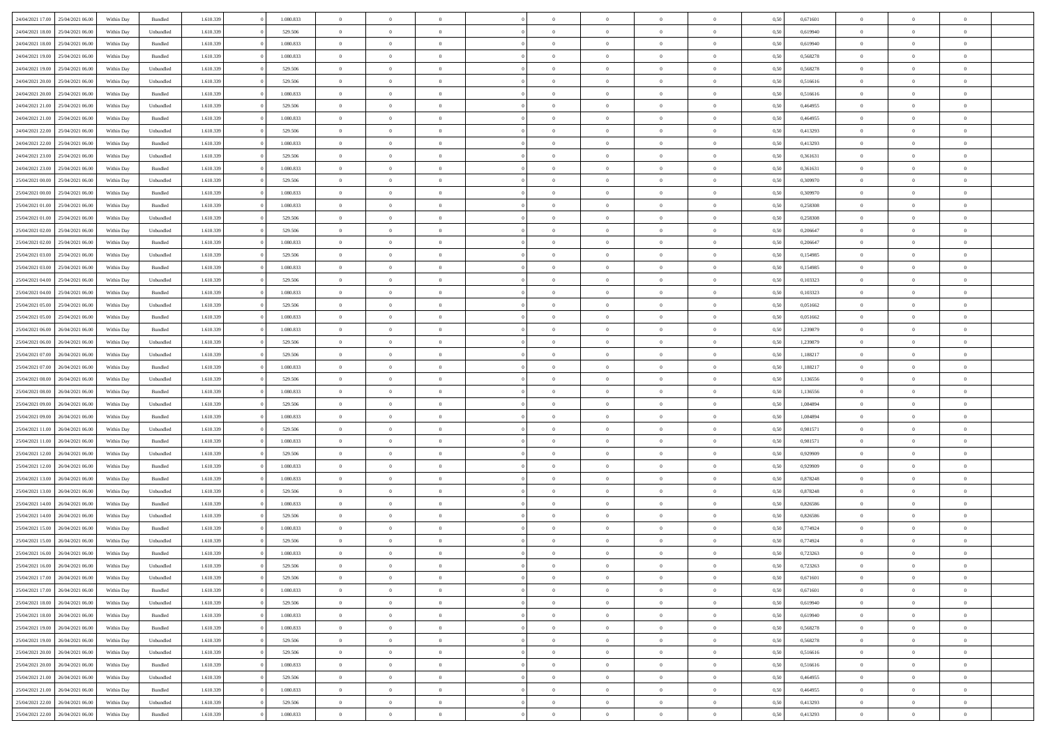| | | | | | | | | | | | | | | | | | | | | |
|---|---|---|---|---|---|---|---|---|---|---|---|---|---|---|---|---|---|---|---|---|
| 24/04/2021 17:00 | 25/04/2021 06:00 | Within Day | Bundled | 1.610.339 | 0 | 1.080.833 | 0 | 0 | 0 | | 0 | 0 | 0 | 0 | 0,50 | 0,671601 | 0 | 0 | 0 | |
| 24/04/2021 18:00 | 25/04/2021 06:00 | Within Day | Unbundled | 1.610.339 | 0 | 529.506 | 0 | 0 | 0 | | 0 | 0 | 0 | 0 | 0,50 | 0,619940 | 0 | 0 | 0 | |
| 24/04/2021 18:00 | 25/04/2021 06:00 | Within Day | Bundled | 1.610.339 | 0 | 1.080.833 | 0 | 0 | 0 | | 0 | 0 | 0 | 0 | 0,50 | 0,619940 | 0 | 0 | 0 | |
| 24/04/2021 19:00 | 25/04/2021 06:00 | Within Day | Bundled | 1.610.339 | 0 | 1.080.833 | 0 | 0 | 0 | | 0 | 0 | 0 | 0 | 0,50 | 0,568278 | 0 | 0 | 0 | |
| 24/04/2021 19:00 | 25/04/2021 06:00 | Within Day | Unbundled | 1.610.339 | 0 | 529.506 | 0 | 0 | 0 | | 0 | 0 | 0 | 0 | 0,50 | 0,568278 | 0 | 0 | 0 | |
| 24/04/2021 20:00 | 25/04/2021 06:00 | Within Day | Unbundled | 1.610.339 | 0 | 529.506 | 0 | 0 | 0 | | 0 | 0 | 0 | 0 | 0,50 | 0,516616 | 0 | 0 | 0 | |
| 24/04/2021 20:00 | 25/04/2021 06:00 | Within Day | Bundled | 1.610.339 | 0 | 1.080.833 | 0 | 0 | 0 | | 0 | 0 | 0 | 0 | 0,50 | 0,516616 | 0 | 0 | 0 | |
| 24/04/2021 21:00 | 25/04/2021 06:00 | Within Day | Unbundled | 1.610.339 | 0 | 529.506 | 0 | 0 | 0 | | 0 | 0 | 0 | 0 | 0,50 | 0,464955 | 0 | 0 | 0 | |
| 24/04/2021 21:00 | 25/04/2021 06:00 | Within Day | Bundled | 1.610.339 | 0 | 1.080.833 | 0 | 0 | 0 | | 0 | 0 | 0 | 0 | 0,50 | 0,464955 | 0 | 0 | 0 | |
| 24/04/2021 22:00 | 25/04/2021 06:00 | Within Day | Unbundled | 1.610.339 | 0 | 529.506 | 0 | 0 | 0 | | 0 | 0 | 0 | 0 | 0,50 | 0,413293 | 0 | 0 | 0 | |
| 24/04/2021 22:00 | 25/04/2021 06:00 | Within Day | Bundled | 1.610.339 | 0 | 1.080.833 | 0 | 0 | 0 | | 0 | 0 | 0 | 0 | 0,50 | 0,413293 | 0 | 0 | 0 | |
| 24/04/2021 23:00 | 25/04/2021 06:00 | Within Day | Unbundled | 1.610.339 | 0 | 529.506 | 0 | 0 | 0 | | 0 | 0 | 0 | 0 | 0,50 | 0,361631 | 0 | 0 | 0 | |
| 24/04/2021 23:00 | 25/04/2021 06:00 | Within Day | Bundled | 1.610.339 | 0 | 1.080.833 | 0 | 0 | 0 | | 0 | 0 | 0 | 0 | 0,50 | 0,361631 | 0 | 0 | 0 | |
| 25/04/2021 00:00 | 25/04/2021 06:00 | Within Day | Unbundled | 1.610.339 | 0 | 529.506 | 0 | 0 | 0 | | 0 | 0 | 0 | 0 | 0,50 | 0,309970 | 0 | 0 | 0 | |
| 25/04/2021 00:00 | 25/04/2021 06:00 | Within Day | Bundled | 1.610.339 | 0 | 1.080.833 | 0 | 0 | 0 | | 0 | 0 | 0 | 0 | 0,50 | 0,309970 | 0 | 0 | 0 | |
| 25/04/2021 01:00 | 25/04/2021 06:00 | Within Day | Bundled | 1.610.339 | 0 | 1.080.833 | 0 | 0 | 0 | | 0 | 0 | 0 | 0 | 0,50 | 0,258308 | 0 | 0 | 0 | |
| 25/04/2021 01:00 | 25/04/2021 06:00 | Within Day | Unbundled | 1.610.339 | 0 | 529.506 | 0 | 0 | 0 | | 0 | 0 | 0 | 0 | 0,50 | 0,258308 | 0 | 0 | 0 | |
| 25/04/2021 02:00 | 25/04/2021 06:00 | Within Day | Unbundled | 1.610.339 | 0 | 529.506 | 0 | 0 | 0 | | 0 | 0 | 0 | 0 | 0,50 | 0,206647 | 0 | 0 | 0 | |
| 25/04/2021 02:00 | 25/04/2021 06:00 | Within Day | Bundled | 1.610.339 | 0 | 1.080.833 | 0 | 0 | 0 | | 0 | 0 | 0 | 0 | 0,50 | 0,206647 | 0 | 0 | 0 | |
| 25/04/2021 03:00 | 25/04/2021 06:00 | Within Day | Unbundled | 1.610.339 | 0 | 529.506 | 0 | 0 | 0 | | 0 | 0 | 0 | 0 | 0,50 | 0,154985 | 0 | 0 | 0 | |
| 25/04/2021 03:00 | 25/04/2021 06:00 | Within Day | Bundled | 1.610.339 | 0 | 1.080.833 | 0 | 0 | 0 | | 0 | 0 | 0 | 0 | 0,50 | 0,154985 | 0 | 0 | 0 | |
| 25/04/2021 04:00 | 25/04/2021 06:00 | Within Day | Unbundled | 1.610.339 | 0 | 529.506 | 0 | 0 | 0 | | 0 | 0 | 0 | 0 | 0,50 | 0,103323 | 0 | 0 | 0 | |
| 25/04/2021 04:00 | 25/04/2021 06:00 | Within Day | Bundled | 1.610.339 | 0 | 1.080.833 | 0 | 0 | 0 | | 0 | 0 | 0 | 0 | 0,50 | 0,103323 | 0 | 0 | 0 | |
| 25/04/2021 05:00 | 25/04/2021 06:00 | Within Day | Unbundled | 1.610.339 | 0 | 529.506 | 0 | 0 | 0 | | 0 | 0 | 0 | 0 | 0,50 | 0,051662 | 0 | 0 | 0 | |
| 25/04/2021 05:00 | 25/04/2021 06:00 | Within Day | Bundled | 1.610.339 | 0 | 1.080.833 | 0 | 0 | 0 | | 0 | 0 | 0 | 0 | 0,50 | 0,051662 | 0 | 0 | 0 | |
| 25/04/2021 06:00 | 26/04/2021 06:00 | Within Day | Bundled | 1.610.339 | 0 | 1.080.833 | 0 | 0 | 0 | | 0 | 0 | 0 | 0 | 0,50 | 1,239879 | 0 | 0 | 0 | |
| 25/04/2021 06:00 | 26/04/2021 06:00 | Within Day | Unbundled | 1.610.339 | 0 | 529.506 | 0 | 0 | 0 | | 0 | 0 | 0 | 0 | 0,50 | 1,239879 | 0 | 0 | 0 | |
| 25/04/2021 07:00 | 26/04/2021 06:00 | Within Day | Unbundled | 1.610.339 | 0 | 529.506 | 0 | 0 | 0 | | 0 | 0 | 0 | 0 | 0,50 | 1,188217 | 0 | 0 | 0 | |
| 25/04/2021 07:00 | 26/04/2021 06:00 | Within Day | Bundled | 1.610.339 | 0 | 1.080.833 | 0 | 0 | 0 | | 0 | 0 | 0 | 0 | 0,50 | 1,188217 | 0 | 0 | 0 | |
| 25/04/2021 08:00 | 26/04/2021 06:00 | Within Day | Unbundled | 1.610.339 | 0 | 529.506 | 0 | 0 | 0 | | 0 | 0 | 0 | 0 | 0,50 | 1,136556 | 0 | 0 | 0 | |
| 25/04/2021 08:00 | 26/04/2021 06:00 | Within Day | Bundled | 1.610.339 | 0 | 1.080.833 | 0 | 0 | 0 | | 0 | 0 | 0 | 0 | 0,50 | 1,136556 | 0 | 0 | 0 | |
| 25/04/2021 09:00 | 26/04/2021 06:00 | Within Day | Unbundled | 1.610.339 | 0 | 529.506 | 0 | 0 | 0 | | 0 | 0 | 0 | 0 | 0,50 | 1,084894 | 0 | 0 | 0 | |
| 25/04/2021 09:00 | 26/04/2021 06:00 | Within Day | Bundled | 1.610.339 | 0 | 1.080.833 | 0 | 0 | 0 | | 0 | 0 | 0 | 0 | 0,50 | 1,084894 | 0 | 0 | 0 | |
| 25/04/2021 11:00 | 26/04/2021 06:00 | Within Day | Unbundled | 1.610.339 | 0 | 529.506 | 0 | 0 | 0 | | 0 | 0 | 0 | 0 | 0,50 | 0,981571 | 0 | 0 | 0 | |
| 25/04/2021 11:00 | 26/04/2021 06:00 | Within Day | Bundled | 1.610.339 | 0 | 1.080.833 | 0 | 0 | 0 | | 0 | 0 | 0 | 0 | 0,50 | 0,981571 | 0 | 0 | 0 | |
| 25/04/2021 12:00 | 26/04/2021 06:00 | Within Day | Unbundled | 1.610.339 | 0 | 529.506 | 0 | 0 | 0 | | 0 | 0 | 0 | 0 | 0,50 | 0,929909 | 0 | 0 | 0 | |
| 25/04/2021 12:00 | 26/04/2021 06:00 | Within Day | Bundled | 1.610.339 | 0 | 1.080.833 | 0 | 0 | 0 | | 0 | 0 | 0 | 0 | 0,50 | 0,929909 | 0 | 0 | 0 | |
| 25/04/2021 13:00 | 26/04/2021 06:00 | Within Day | Bundled | 1.610.339 | 0 | 1.080.833 | 0 | 0 | 0 | | 0 | 0 | 0 | 0 | 0,50 | 0,878248 | 0 | 0 | 0 | |
| 25/04/2021 13:00 | 26/04/2021 06:00 | Within Day | Unbundled | 1.610.339 | 0 | 529.506 | 0 | 0 | 0 | | 0 | 0 | 0 | 0 | 0,50 | 0,878248 | 0 | 0 | 0 | |
| 25/04/2021 14:00 | 26/04/2021 06:00 | Within Day | Bundled | 1.610.339 | 0 | 1.080.833 | 0 | 0 | 0 | | 0 | 0 | 0 | 0 | 0,50 | 0,826586 | 0 | 0 | 0 | |
| 25/04/2021 14:00 | 26/04/2021 06:00 | Within Day | Unbundled | 1.610.339 | 0 | 529.506 | 0 | 0 | 0 | | 0 | 0 | 0 | 0 | 0,50 | 0,826586 | 0 | 0 | 0 | |
| 25/04/2021 15:00 | 26/04/2021 06:00 | Within Day | Bundled | 1.610.339 | 0 | 1.080.833 | 0 | 0 | 0 | | 0 | 0 | 0 | 0 | 0,50 | 0,774924 | 0 | 0 | 0 | |
| 25/04/2021 15:00 | 26/04/2021 06:00 | Within Day | Unbundled | 1.610.339 | 0 | 529.506 | 0 | 0 | 0 | | 0 | 0 | 0 | 0 | 0,50 | 0,774924 | 0 | 0 | 0 | |
| 25/04/2021 16:00 | 26/04/2021 06:00 | Within Day | Bundled | 1.610.339 | 0 | 1.080.833 | 0 | 0 | 0 | | 0 | 0 | 0 | 0 | 0,50 | 0,723263 | 0 | 0 | 0 | |
| 25/04/2021 16:00 | 26/04/2021 06:00 | Within Day | Unbundled | 1.610.339 | 0 | 529.506 | 0 | 0 | 0 | | 0 | 0 | 0 | 0 | 0,50 | 0,723263 | 0 | 0 | 0 | |
| 25/04/2021 17:00 | 26/04/2021 06:00 | Within Day | Unbundled | 1.610.339 | 0 | 529.506 | 0 | 0 | 0 | | 0 | 0 | 0 | 0 | 0,50 | 0,671601 | 0 | 0 | 0 | |
| 25/04/2021 17:00 | 26/04/2021 06:00 | Within Day | Bundled | 1.610.339 | 0 | 1.080.833 | 0 | 0 | 0 | | 0 | 0 | 0 | 0 | 0,50 | 0,671601 | 0 | 0 | 0 | |
| 25/04/2021 18:00 | 26/04/2021 06:00 | Within Day | Unbundled | 1.610.339 | 0 | 529.506 | 0 | 0 | 0 | | 0 | 0 | 0 | 0 | 0,50 | 0,619940 | 0 | 0 | 0 | |
| 25/04/2021 18:00 | 26/04/2021 06:00 | Within Day | Bundled | 1.610.339 | 0 | 1.080.833 | 0 | 0 | 0 | | 0 | 0 | 0 | 0 | 0,50 | 0,619940 | 0 | 0 | 0 | |
| 25/04/2021 19:00 | 26/04/2021 06:00 | Within Day | Bundled | 1.610.339 | 0 | 1.080.833 | 0 | 0 | 0 | | 0 | 0 | 0 | 0 | 0,50 | 0,568278 | 0 | 0 | 0 | |
| 25/04/2021 19:00 | 26/04/2021 06:00 | Within Day | Unbundled | 1.610.339 | 0 | 529.506 | 0 | 0 | 0 | | 0 | 0 | 0 | 0 | 0,50 | 0,568278 | 0 | 0 | 0 | |
| 25/04/2021 20:00 | 26/04/2021 06:00 | Within Day | Unbundled | 1.610.339 | 0 | 529.506 | 0 | 0 | 0 | | 0 | 0 | 0 | 0 | 0,50 | 0,516616 | 0 | 0 | 0 | |
| 25/04/2021 20:00 | 26/04/2021 06:00 | Within Day | Bundled | 1.610.339 | 0 | 1.080.833 | 0 | 0 | 0 | | 0 | 0 | 0 | 0 | 0,50 | 0,516616 | 0 | 0 | 0 | |
| 25/04/2021 21:00 | 26/04/2021 06:00 | Within Day | Unbundled | 1.610.339 | 0 | 529.506 | 0 | 0 | 0 | | 0 | 0 | 0 | 0 | 0,50 | 0,464955 | 0 | 0 | 0 | |
| 25/04/2021 21:00 | 26/04/2021 06:00 | Within Day | Bundled | 1.610.339 | 0 | 1.080.833 | 0 | 0 | 0 | | 0 | 0 | 0 | 0 | 0,50 | 0,464955 | 0 | 0 | 0 | |
| 25/04/2021 22:00 | 26/04/2021 06:00 | Within Day | Unbundled | 1.610.339 | 0 | 529.506 | 0 | 0 | 0 | | 0 | 0 | 0 | 0 | 0,50 | 0,413293 | 0 | 0 | 0 | |
| 25/04/2021 22:00 | 26/04/2021 06:00 | Within Day | Bundled | 1.610.339 | 0 | 1.080.833 | 0 | 0 | 0 | | 0 | 0 | 0 | 0 | 0,50 | 0,413293 | 0 | 0 | 0 | |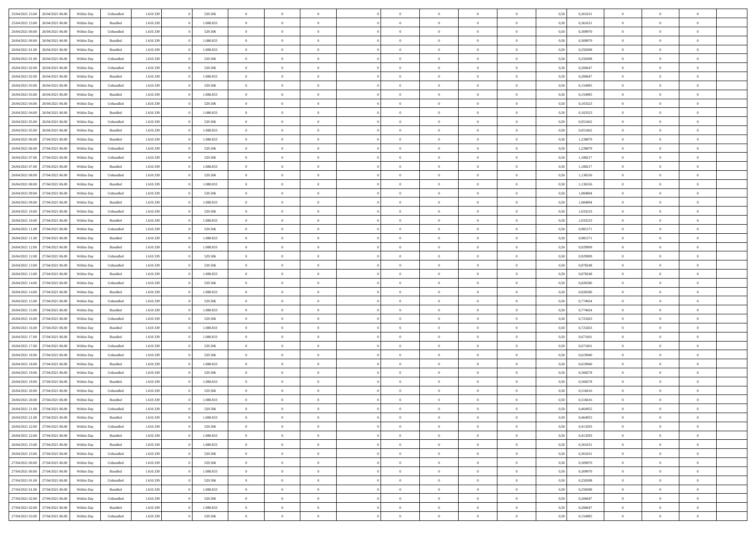| | | | | | | | | | | | | | | | | | | | | | |
|---|---|---|---|---|---|---|---|---|---|---|---|---|---|---|---|---|---|---|---|---|---|
| 25/04/2021 23.00 | 26/04/2021 06.00 | Within Day | Unbundled | 1.610.339 | 0 | 529.506 | 0 | 0 | 0 | | 0 | 0 | 0 | 0 | 0,50 | 0,361631 | 0 | 0 | 0 | |
| 25/04/2021 23.00 | 26/04/2021 06.00 | Within Day | Bundled | 1.610.339 | 0 | 1.080.833 | 0 | 0 | 0 | | 0 | 0 | 0 | 0 | 0,50 | 0,361631 | 0 | 0 | 0 | |
| 26/04/2021 00.00 | 26/04/2021 06.00 | Within Day | Unbundled | 1.610.339 | 0 | 529.506 | 0 | 0 | 0 | | 0 | 0 | 0 | 0 | 0,50 | 0,309970 | 0 | 0 | 0 | |
| 26/04/2021 00.00 | 26/04/2021 06.00 | Within Day | Bundled | 1.610.339 | 0 | 1.080.833 | 0 | 0 | 0 | | 0 | 0 | 0 | 0 | 0,50 | 0,309970 | 0 | 0 | 0 | |
| 26/04/2021 01.00 | 26/04/2021 06.00 | Within Day | Bundled | 1.610.339 | 0 | 1.080.833 | 0 | 0 | 0 | | 0 | 0 | 0 | 0 | 0,50 | 0,258308 | 0 | 0 | 0 | |
| 26/04/2021 01.00 | 26/04/2021 06.00 | Within Day | Unbundled | 1.610.339 | 0 | 529.506 | 0 | 0 | 0 | | 0 | 0 | 0 | 0 | 0,50 | 0,258308 | 0 | 0 | 0 | |
| 26/04/2021 02.00 | 26/04/2021 06.00 | Within Day | Unbundled | 1.610.339 | 0 | 529.506 | 0 | 0 | 0 | | 0 | 0 | 0 | 0 | 0,50 | 0,206647 | 0 | 0 | 0 | |
| 26/04/2021 02.00 | 26/04/2021 06.00 | Within Day | Bundled | 1.610.339 | 0 | 1.080.833 | 0 | 0 | 0 | | 0 | 0 | 0 | 0 | 0,50 | 0,206647 | 0 | 0 | 0 | |
| 26/04/2021 03.00 | 26/04/2021 06.00 | Within Day | Unbundled | 1.610.339 | 0 | 529.506 | 0 | 0 | 0 | | 0 | 0 | 0 | 0 | 0,50 | 0,154985 | 0 | 0 | 0 | |
| 26/04/2021 03.00 | 26/04/2021 06.00 | Within Day | Bundled | 1.610.339 | 0 | 1.080.833 | 0 | 0 | 0 | | 0 | 0 | 0 | 0 | 0,50 | 0,154985 | 0 | 0 | 0 | |
| 26/04/2021 04.00 | 26/04/2021 06.00 | Within Day | Unbundled | 1.610.339 | 0 | 529.506 | 0 | 0 | 0 | | 0 | 0 | 0 | 0 | 0,50 | 0,103323 | 0 | 0 | 0 | |
| 26/04/2021 04.00 | 26/04/2021 06.00 | Within Day | Bundled | 1.610.339 | 0 | 1.080.833 | 0 | 0 | 0 | | 0 | 0 | 0 | 0 | 0,50 | 0,103323 | 0 | 0 | 0 | |
| 26/04/2021 05.00 | 26/04/2021 06.00 | Within Day | Unbundled | 1.610.339 | 0 | 529.506 | 0 | 0 | 0 | | 0 | 0 | 0 | 0 | 0,50 | 0,051662 | 0 | 0 | 0 | |
| 26/04/2021 05.00 | 26/04/2021 06.00 | Within Day | Bundled | 1.610.339 | 0 | 1.080.833 | 0 | 0 | 0 | | 0 | 0 | 0 | 0 | 0,50 | 0,051662 | 0 | 0 | 0 | |
| 26/04/2021 06.00 | 27/04/2021 06.00 | Within Day | Bundled | 1.610.339 | 0 | 1.080.833 | 0 | 0 | 0 | | 0 | 0 | 0 | 0 | 0,50 | 1,239879 | 0 | 0 | 0 | |
| 26/04/2021 06.00 | 27/04/2021 06.00 | Within Day | Unbundled | 1.610.339 | 0 | 529.506 | 0 | 0 | 0 | | 0 | 0 | 0 | 0 | 0,50 | 1,239879 | 0 | 0 | 0 | |
| 26/04/2021 07.00 | 27/04/2021 06.00 | Within Day | Unbundled | 1.610.339 | 0 | 529.506 | 0 | 0 | 0 | | 0 | 0 | 0 | 0 | 0,50 | 1,188217 | 0 | 0 | 0 | |
| 26/04/2021 07.00 | 27/04/2021 06.00 | Within Day | Bundled | 1.610.339 | 0 | 1.080.833 | 0 | 0 | 0 | | 0 | 0 | 0 | 0 | 0,50 | 1,188217 | 0 | 0 | 0 | |
| 26/04/2021 08.00 | 27/04/2021 06.00 | Within Day | Unbundled | 1.610.339 | 0 | 529.506 | 0 | 0 | 0 | | 0 | 0 | 0 | 0 | 0,50 | 1,136556 | 0 | 0 | 0 | |
| 26/04/2021 08.00 | 27/04/2021 06.00 | Within Day | Bundled | 1.610.339 | 0 | 1.080.833 | 0 | 0 | 0 | | 0 | 0 | 0 | 0 | 0,50 | 1,136556 | 0 | 0 | 0 | |
| 26/04/2021 09.00 | 27/04/2021 06.00 | Within Day | Unbundled | 1.610.339 | 0 | 529.506 | 0 | 0 | 0 | | 0 | 0 | 0 | 0 | 0,50 | 1,084894 | 0 | 0 | 0 | |
| 26/04/2021 09.00 | 27/04/2021 06.00 | Within Day | Bundled | 1.610.339 | 0 | 1.080.833 | 0 | 0 | 0 | | 0 | 0 | 0 | 0 | 0,50 | 1,084894 | 0 | 0 | 0 | |
| 26/04/2021 10.00 | 27/04/2021 06.00 | Within Day | Unbundled | 1.610.339 | 0 | 529.506 | 0 | 0 | 0 | | 0 | 0 | 0 | 0 | 0,50 | 1,033233 | 0 | 0 | 0 | |
| 26/04/2021 10.00 | 27/04/2021 06.00 | Within Day | Bundled | 1.610.339 | 0 | 1.080.833 | 0 | 0 | 0 | | 0 | 0 | 0 | 0 | 0,50 | 1,033233 | 0 | 0 | 0 | |
| 26/04/2021 11.00 | 27/04/2021 06.00 | Within Day | Unbundled | 1.610.339 | 0 | 529.506 | 0 | 0 | 0 | | 0 | 0 | 0 | 0 | 0,50 | 0,981571 | 0 | 0 | 0 | |
| 26/04/2021 11.00 | 27/04/2021 06.00 | Within Day | Bundled | 1.610.339 | 0 | 1.080.833 | 0 | 0 | 0 | | 0 | 0 | 0 | 0 | 0,50 | 0,981571 | 0 | 0 | 0 | |
| 26/04/2021 12.00 | 27/04/2021 06.00 | Within Day | Bundled | 1.610.339 | 0 | 1.080.833 | 0 | 0 | 0 | | 0 | 0 | 0 | 0 | 0,50 | 0,929909 | 0 | 0 | 0 | |
| 26/04/2021 12.00 | 27/04/2021 06.00 | Within Day | Unbundled | 1.610.339 | 0 | 529.506 | 0 | 0 | 0 | | 0 | 0 | 0 | 0 | 0,50 | 0,929909 | 0 | 0 | 0 | |
| 26/04/2021 13.00 | 27/04/2021 06.00 | Within Day | Unbundled | 1.610.339 | 0 | 529.506 | 0 | 0 | 0 | | 0 | 0 | 0 | 0 | 0,50 | 0,878248 | 0 | 0 | 0 | |
| 26/04/2021 13.00 | 27/04/2021 06.00 | Within Day | Bundled | 1.610.339 | 0 | 1.080.833 | 0 | 0 | 0 | | 0 | 0 | 0 | 0 | 0,50 | 0,878248 | 0 | 0 | 0 | |
| 26/04/2021 14.00 | 27/04/2021 06.00 | Within Day | Unbundled | 1.610.339 | 0 | 529.506 | 0 | 0 | 0 | | 0 | 0 | 0 | 0 | 0,50 | 0,826586 | 0 | 0 | 0 | |
| 26/04/2021 14.00 | 27/04/2021 06.00 | Within Day | Bundled | 1.610.339 | 0 | 1.080.833 | 0 | 0 | 0 | | 0 | 0 | 0 | 0 | 0,50 | 0,826586 | 0 | 0 | 0 | |
| 26/04/2021 15.00 | 27/04/2021 06.00 | Within Day | Unbundled | 1.610.339 | 0 | 529.506 | 0 | 0 | 0 | | 0 | 0 | 0 | 0 | 0,50 | 0,774924 | 0 | 0 | 0 | |
| 26/04/2021 15.00 | 27/04/2021 06.00 | Within Day | Bundled | 1.610.339 | 0 | 1.080.833 | 0 | 0 | 0 | | 0 | 0 | 0 | 0 | 0,50 | 0,774924 | 0 | 0 | 0 | |
| 26/04/2021 16.00 | 27/04/2021 06.00 | Within Day | Unbundled | 1.610.339 | 0 | 529.506 | 0 | 0 | 0 | | 0 | 0 | 0 | 0 | 0,50 | 0,723263 | 0 | 0 | 0 | |
| 26/04/2021 16.00 | 27/04/2021 06.00 | Within Day | Bundled | 1.610.339 | 0 | 1.080.833 | 0 | 0 | 0 | | 0 | 0 | 0 | 0 | 0,50 | 0,723263 | 0 | 0 | 0 | |
| 26/04/2021 17.00 | 27/04/2021 06.00 | Within Day | Bundled | 1.610.339 | 0 | 1.080.833 | 0 | 0 | 0 | | 0 | 0 | 0 | 0 | 0,50 | 0,671601 | 0 | 0 | 0 | |
| 26/04/2021 17.00 | 27/04/2021 06.00 | Within Day | Unbundled | 1.610.339 | 0 | 529.506 | 0 | 0 | 0 | | 0 | 0 | 0 | 0 | 0,50 | 0,671601 | 0 | 0 | 0 | |
| 26/04/2021 18.00 | 27/04/2021 06.00 | Within Day | Unbundled | 1.610.339 | 0 | 529.506 | 0 | 0 | 0 | | 0 | 0 | 0 | 0 | 0,50 | 0,619940 | 0 | 0 | 0 | |
| 26/04/2021 18.00 | 27/04/2021 06.00 | Within Day | Bundled | 1.610.339 | 0 | 1.080.833 | 0 | 0 | 0 | | 0 | 0 | 0 | 0 | 0,50 | 0,619940 | 0 | 0 | 0 | |
| 26/04/2021 19.00 | 27/04/2021 06.00 | Within Day | Unbundled | 1.610.339 | 0 | 529.506 | 0 | 0 | 0 | | 0 | 0 | 0 | 0 | 0,50 | 0,568278 | 0 | 0 | 0 | |
| 26/04/2021 19.00 | 27/04/2021 06.00 | Within Day | Bundled | 1.610.339 | 0 | 1.080.833 | 0 | 0 | 0 | | 0 | 0 | 0 | 0 | 0,50 | 0,568278 | 0 | 0 | 0 | |
| 26/04/2021 20.00 | 27/04/2021 06.00 | Within Day | Unbundled | 1.610.339 | 0 | 529.506 | 0 | 0 | 0 | | 0 | 0 | 0 | 0 | 0,50 | 0,516616 | 0 | 0 | 0 | |
| 26/04/2021 20.00 | 27/04/2021 06.00 | Within Day | Bundled | 1.610.339 | 0 | 1.080.833 | 0 | 0 | 0 | | 0 | 0 | 0 | 0 | 0,50 | 0,516616 | 0 | 0 | 0 | |
| 26/04/2021 21.00 | 27/04/2021 06.00 | Within Day | Unbundled | 1.610.339 | 0 | 529.506 | 0 | 0 | 0 | | 0 | 0 | 0 | 0 | 0,50 | 0,464955 | 0 | 0 | 0 | |
| 26/04/2021 21.00 | 27/04/2021 06.00 | Within Day | Bundled | 1.610.339 | 0 | 1.080.833 | 0 | 0 | 0 | | 0 | 0 | 0 | 0 | 0,50 | 0,464955 | 0 | 0 | 0 | |
| 26/04/2021 22.00 | 27/04/2021 06.00 | Within Day | Unbundled | 1.610.339 | 0 | 529.506 | 0 | 0 | 0 | | 0 | 0 | 0 | 0 | 0,50 | 0,413293 | 0 | 0 | 0 | |
| 26/04/2021 22.00 | 27/04/2021 06.00 | Within Day | Bundled | 1.610.339 | 0 | 1.080.833 | 0 | 0 | 0 | | 0 | 0 | 0 | 0 | 0,50 | 0,413293 | 0 | 0 | 0 | |
| 26/04/2021 23.00 | 27/04/2021 06.00 | Within Day | Bundled | 1.610.339 | 0 | 1.080.833 | 0 | 0 | 0 | | 0 | 0 | 0 | 0 | 0,50 | 0,361631 | 0 | 0 | 0 | |
| 26/04/2021 23.00 | 27/04/2021 06.00 | Within Day | Unbundled | 1.610.339 | 0 | 529.506 | 0 | 0 | 0 | | 0 | 0 | 0 | 0 | 0,50 | 0,361631 | 0 | 0 | 0 | |
| 27/04/2021 00.00 | 27/04/2021 06.00 | Within Day | Unbundled | 1.610.339 | 0 | 529.506 | 0 | 0 | 0 | | 0 | 0 | 0 | 0 | 0,50 | 0,309970 | 0 | 0 | 0 | |
| 27/04/2021 00.00 | 27/04/2021 06.00 | Within Day | Bundled | 1.610.339 | 0 | 1.080.833 | 0 | 0 | 0 | | 0 | 0 | 0 | 0 | 0,50 | 0,309970 | 0 | 0 | 0 | |
| 27/04/2021 01.00 | 27/04/2021 06.00 | Within Day | Unbundled | 1.610.339 | 0 | 529.506 | 0 | 0 | 0 | | 0 | 0 | 0 | 0 | 0,50 | 0,258308 | 0 | 0 | 0 | |
| 27/04/2021 01.00 | 27/04/2021 06.00 | Within Day | Bundled | 1.610.339 | 0 | 1.080.833 | 0 | 0 | 0 | | 0 | 0 | 0 | 0 | 0,50 | 0,258308 | 0 | 0 | 0 | |
| 27/04/2021 02.00 | 27/04/2021 06.00 | Within Day | Unbundled | 1.610.339 | 0 | 529.506 | 0 | 0 | 0 | | 0 | 0 | 0 | 0 | 0,50 | 0,206647 | 0 | 0 | 0 | |
| 27/04/2021 02.00 | 27/04/2021 06.00 | Within Day | Bundled | 1.610.339 | 0 | 1.080.833 | 0 | 0 | 0 | | 0 | 0 | 0 | 0 | 0,50 | 0,206647 | 0 | 0 | 0 | |
| 27/04/2021 03.00 | 27/04/2021 06.00 | Within Day | Unbundled | 1.610.339 | 0 | 529.506 | 0 | 0 | 0 | | 0 | 0 | 0 | 0 | 0,50 | 0,154985 | 0 | 0 | 0 | |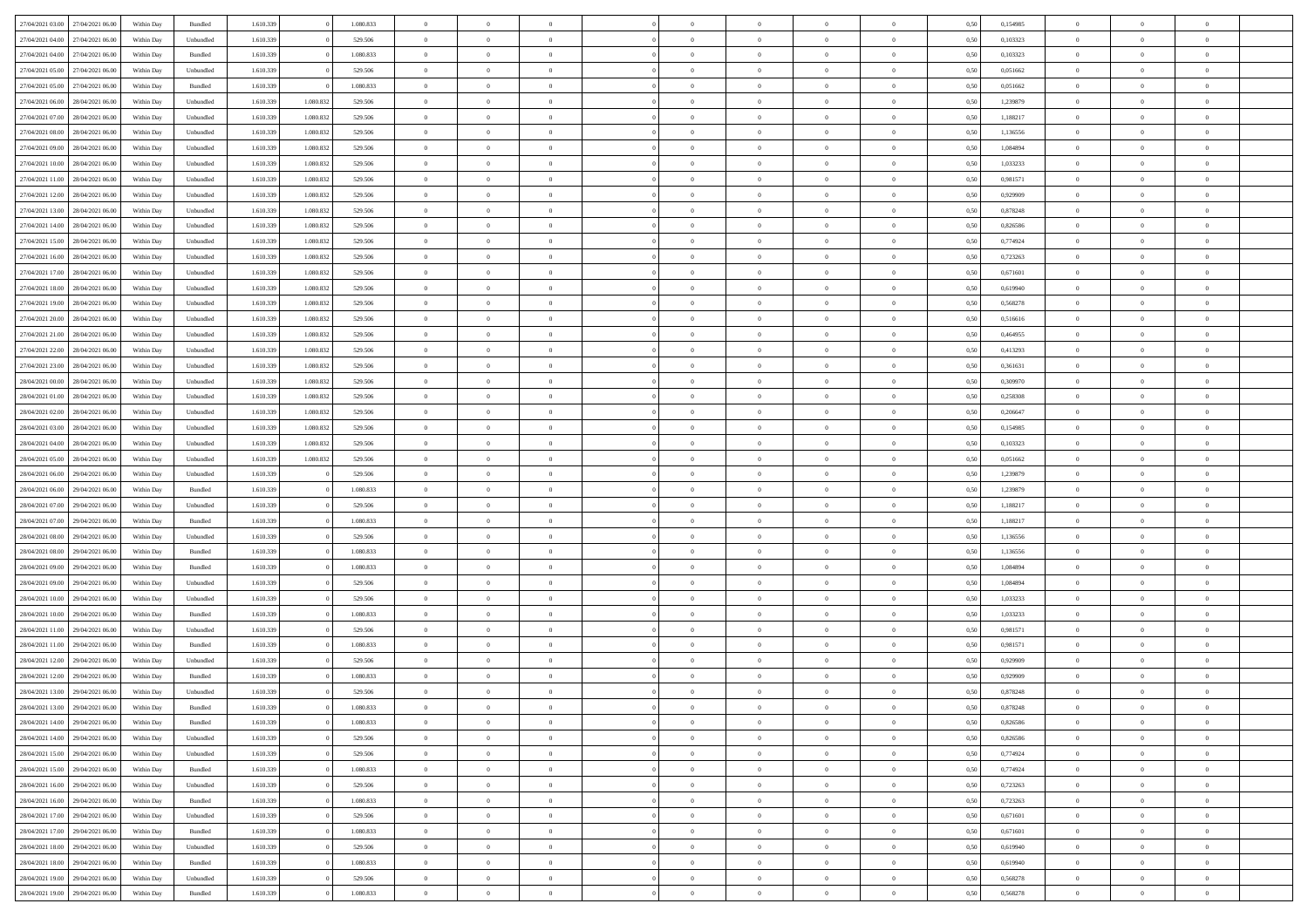| | | | | | | | | | | | | | | | | | | | | | |
|---|---|---|---|---|---|---|---|---|---|---|---|---|---|---|---|---|---|---|---|---|---|
| 27/04/2021 03:00 | 27/04/2021 06:00 | Within Day | Bundled | 1.610.339 | 0 | 1.080.833 | 0 | 0 | 0 | | 0 | 0 | 0 | 0 | 0,50 | 0,154985 | 0 | 0 | 0 | |
| 27/04/2021 04:00 | 27/04/2021 06:00 | Within Day | Unbundled | 1.610.339 | 0 | 529.506 | 0 | 0 | 0 | | 0 | 0 | 0 | 0 | 0,50 | 0,103323 | 0 | 0 | 0 | |
| 27/04/2021 04:00 | 27/04/2021 06:00 | Within Day | Bundled | 1.610.339 | 0 | 1.080.833 | 0 | 0 | 0 | | 0 | 0 | 0 | 0 | 0,50 | 0,103323 | 0 | 0 | 0 | |
| 27/04/2021 05:00 | 27/04/2021 06:00 | Within Day | Unbundled | 1.610.339 | 0 | 529.506 | 0 | 0 | 0 | | 0 | 0 | 0 | 0 | 0,50 | 0,051662 | 0 | 0 | 0 | |
| 27/04/2021 05:00 | 27/04/2021 06:00 | Within Day | Bundled | 1.610.339 | 0 | 1.080.833 | 0 | 0 | 0 | | 0 | 0 | 0 | 0 | 0,50 | 0,051662 | 0 | 0 | 0 | |
| 27/04/2021 06:00 | 28/04/2021 06:00 | Within Day | Unbundled | 1.610.339 | 1.080.832 | 529.506 | 0 | 0 | 0 | | 0 | 0 | 0 | 0 | 0,50 | 1,239879 | 0 | 0 | 0 | |
| 27/04/2021 07:00 | 28/04/2021 06:00 | Within Day | Unbundled | 1.610.339 | 1.080.832 | 529.506 | 0 | 0 | 0 | | 0 | 0 | 0 | 0 | 0,50 | 1,188217 | 0 | 0 | 0 | |
| 27/04/2021 08:00 | 28/04/2021 06:00 | Within Day | Unbundled | 1.610.339 | 1.080.832 | 529.506 | 0 | 0 | 0 | | 0 | 0 | 0 | 0 | 0,50 | 1,136556 | 0 | 0 | 0 | |
| 27/04/2021 09:00 | 28/04/2021 06:00 | Within Day | Unbundled | 1.610.339 | 1.080.832 | 529.506 | 0 | 0 | 0 | | 0 | 0 | 0 | 0 | 0,50 | 1,084894 | 0 | 0 | 0 | |
| 27/04/2021 10:00 | 28/04/2021 06:00 | Within Day | Unbundled | 1.610.339 | 1.080.832 | 529.506 | 0 | 0 | 0 | | 0 | 0 | 0 | 0 | 0,50 | 1,033233 | 0 | 0 | 0 | |
| 27/04/2021 11:00 | 28/04/2021 06:00 | Within Day | Unbundled | 1.610.339 | 1.080.832 | 529.506 | 0 | 0 | 0 | | 0 | 0 | 0 | 0 | 0,50 | 0,981571 | 0 | 0 | 0 | |
| 27/04/2021 12:00 | 28/04/2021 06:00 | Within Day | Unbundled | 1.610.339 | 1.080.832 | 529.506 | 0 | 0 | 0 | | 0 | 0 | 0 | 0 | 0,50 | 0,929909 | 0 | 0 | 0 | |
| 27/04/2021 13:00 | 28/04/2021 06:00 | Within Day | Unbundled | 1.610.339 | 1.080.832 | 529.506 | 0 | 0 | 0 | | 0 | 0 | 0 | 0 | 0,50 | 0,878248 | 0 | 0 | 0 | |
| 27/04/2021 14:00 | 28/04/2021 06:00 | Within Day | Unbundled | 1.610.339 | 1.080.832 | 529.506 | 0 | 0 | 0 | | 0 | 0 | 0 | 0 | 0,50 | 0,826586 | 0 | 0 | 0 | |
| 27/04/2021 15:00 | 28/04/2021 06:00 | Within Day | Unbundled | 1.610.339 | 1.080.832 | 529.506 | 0 | 0 | 0 | | 0 | 0 | 0 | 0 | 0,50 | 0,774924 | 0 | 0 | 0 | |
| 27/04/2021 16:00 | 28/04/2021 06:00 | Within Day | Unbundled | 1.610.339 | 1.080.832 | 529.506 | 0 | 0 | 0 | | 0 | 0 | 0 | 0 | 0,50 | 0,723263 | 0 | 0 | 0 | |
| 27/04/2021 17:00 | 28/04/2021 06:00 | Within Day | Unbundled | 1.610.339 | 1.080.832 | 529.506 | 0 | 0 | 0 | | 0 | 0 | 0 | 0 | 0,50 | 0,671601 | 0 | 0 | 0 | |
| 27/04/2021 18:00 | 28/04/2021 06:00 | Within Day | Unbundled | 1.610.339 | 1.080.832 | 529.506 | 0 | 0 | 0 | | 0 | 0 | 0 | 0 | 0,50 | 0,619940 | 0 | 0 | 0 | |
| 27/04/2021 19:00 | 28/04/2021 06:00 | Within Day | Unbundled | 1.610.339 | 1.080.832 | 529.506 | 0 | 0 | 0 | | 0 | 0 | 0 | 0 | 0,50 | 0,568278 | 0 | 0 | 0 | |
| 27/04/2021 20:00 | 28/04/2021 06:00 | Within Day | Unbundled | 1.610.339 | 1.080.832 | 529.506 | 0 | 0 | 0 | | 0 | 0 | 0 | 0 | 0,50 | 0,516616 | 0 | 0 | 0 | |
| 27/04/2021 21:00 | 28/04/2021 06:00 | Within Day | Unbundled | 1.610.339 | 1.080.832 | 529.506 | 0 | 0 | 0 | | 0 | 0 | 0 | 0 | 0,50 | 0,464955 | 0 | 0 | 0 | |
| 27/04/2021 22:00 | 28/04/2021 06:00 | Within Day | Unbundled | 1.610.339 | 1.080.832 | 529.506 | 0 | 0 | 0 | | 0 | 0 | 0 | 0 | 0,50 | 0,413293 | 0 | 0 | 0 | |
| 27/04/2021 23:00 | 28/04/2021 06:00 | Within Day | Unbundled | 1.610.339 | 1.080.832 | 529.506 | 0 | 0 | 0 | | 0 | 0 | 0 | 0 | 0,50 | 0,361631 | 0 | 0 | 0 | |
| 28/04/2021 00:00 | 28/04/2021 06:00 | Within Day | Unbundled | 1.610.339 | 1.080.832 | 529.506 | 0 | 0 | 0 | | 0 | 0 | 0 | 0 | 0,50 | 0,309970 | 0 | 0 | 0 | |
| 28/04/2021 01:00 | 28/04/2021 06:00 | Within Day | Unbundled | 1.610.339 | 1.080.832 | 529.506 | 0 | 0 | 0 | | 0 | 0 | 0 | 0 | 0,50 | 0,258308 | 0 | 0 | 0 | |
| 28/04/2021 02:00 | 28/04/2021 06:00 | Within Day | Unbundled | 1.610.339 | 1.080.832 | 529.506 | 0 | 0 | 0 | | 0 | 0 | 0 | 0 | 0,50 | 0,206647 | 0 | 0 | 0 | |
| 28/04/2021 03:00 | 28/04/2021 06:00 | Within Day | Unbundled | 1.610.339 | 1.080.832 | 529.506 | 0 | 0 | 0 | | 0 | 0 | 0 | 0 | 0,50 | 0,154985 | 0 | 0 | 0 | |
| 28/04/2021 04:00 | 28/04/2021 06:00 | Within Day | Unbundled | 1.610.339 | 1.080.832 | 529.506 | 0 | 0 | 0 | | 0 | 0 | 0 | 0 | 0,50 | 0,103323 | 0 | 0 | 0 | |
| 28/04/2021 05:00 | 28/04/2021 06:00 | Within Day | Unbundled | 1.610.339 | 1.080.832 | 529.506 | 0 | 0 | 0 | | 0 | 0 | 0 | 0 | 0,50 | 0,051662 | 0 | 0 | 0 | |
| 28/04/2021 06:00 | 29/04/2021 06:00 | Within Day | Unbundled | 1.610.339 | 0 | 529.506 | 0 | 0 | 0 | | 0 | 0 | 0 | 0 | 0,50 | 1,239879 | 0 | 0 | 0 | |
| 28/04/2021 06:00 | 29/04/2021 06:00 | Within Day | Bundled | 1.610.339 | 0 | 1.080.833 | 0 | 0 | 0 | | 0 | 0 | 0 | 0 | 0,50 | 1,239879 | 0 | 0 | 0 | |
| 28/04/2021 07:00 | 29/04/2021 06:00 | Within Day | Unbundled | 1.610.339 | 0 | 529.506 | 0 | 0 | 0 | | 0 | 0 | 0 | 0 | 0,50 | 1,188217 | 0 | 0 | 0 | |
| 28/04/2021 07:00 | 29/04/2021 06:00 | Within Day | Bundled | 1.610.339 | 0 | 1.080.833 | 0 | 0 | 0 | | 0 | 0 | 0 | 0 | 0,50 | 1,188217 | 0 | 0 | 0 | |
| 28/04/2021 08:00 | 29/04/2021 06:00 | Within Day | Unbundled | 1.610.339 | 0 | 529.506 | 0 | 0 | 0 | | 0 | 0 | 0 | 0 | 0,50 | 1,136556 | 0 | 0 | 0 | |
| 28/04/2021 08:00 | 29/04/2021 06:00 | Within Day | Bundled | 1.610.339 | 0 | 1.080.833 | 0 | 0 | 0 | | 0 | 0 | 0 | 0 | 0,50 | 1,136556 | 0 | 0 | 0 | |
| 28/04/2021 09:00 | 29/04/2021 06:00 | Within Day | Bundled | 1.610.339 | 0 | 1.080.833 | 0 | 0 | 0 | | 0 | 0 | 0 | 0 | 0,50 | 1,084894 | 0 | 0 | 0 | |
| 28/04/2021 09:00 | 29/04/2021 06:00 | Within Day | Unbundled | 1.610.339 | 0 | 529.506 | 0 | 0 | 0 | | 0 | 0 | 0 | 0 | 0,50 | 1,084894 | 0 | 0 | 0 | |
| 28/04/2021 10:00 | 29/04/2021 06:00 | Within Day | Unbundled | 1.610.339 | 0 | 529.506 | 0 | 0 | 0 | | 0 | 0 | 0 | 0 | 0,50 | 1,033233 | 0 | 0 | 0 | |
| 28/04/2021 10:00 | 29/04/2021 06:00 | Within Day | Bundled | 1.610.339 | 0 | 1.080.833 | 0 | 0 | 0 | | 0 | 0 | 0 | 0 | 0,50 | 1,033233 | 0 | 0 | 0 | |
| 28/04/2021 11:00 | 29/04/2021 06:00 | Within Day | Unbundled | 1.610.339 | 0 | 529.506 | 0 | 0 | 0 | | 0 | 0 | 0 | 0 | 0,50 | 0,981571 | 0 | 0 | 0 | |
| 28/04/2021 11:00 | 29/04/2021 06:00 | Within Day | Bundled | 1.610.339 | 0 | 1.080.833 | 0 | 0 | 0 | | 0 | 0 | 0 | 0 | 0,50 | 0,981571 | 0 | 0 | 0 | |
| 28/04/2021 12:00 | 29/04/2021 06:00 | Within Day | Unbundled | 1.610.339 | 0 | 529.506 | 0 | 0 | 0 | | 0 | 0 | 0 | 0 | 0,50 | 0,929909 | 0 | 0 | 0 | |
| 28/04/2021 12:00 | 29/04/2021 06:00 | Within Day | Bundled | 1.610.339 | 0 | 1.080.833 | 0 | 0 | 0 | | 0 | 0 | 0 | 0 | 0,50 | 0,929909 | 0 | 0 | 0 | |
| 28/04/2021 13:00 | 29/04/2021 06:00 | Within Day | Unbundled | 1.610.339 | 0 | 529.506 | 0 | 0 | 0 | | 0 | 0 | 0 | 0 | 0,50 | 0,878248 | 0 | 0 | 0 | |
| 28/04/2021 13:00 | 29/04/2021 06:00 | Within Day | Bundled | 1.610.339 | 0 | 1.080.833 | 0 | 0 | 0 | | 0 | 0 | 0 | 0 | 0,50 | 0,878248 | 0 | 0 | 0 | |
| 28/04/2021 14:00 | 29/04/2021 06:00 | Within Day | Bundled | 1.610.339 | 0 | 1.080.833 | 0 | 0 | 0 | | 0 | 0 | 0 | 0 | 0,50 | 0,826586 | 0 | 0 | 0 | |
| 28/04/2021 14:00 | 29/04/2021 06:00 | Within Day | Unbundled | 1.610.339 | 0 | 529.506 | 0 | 0 | 0 | | 0 | 0 | 0 | 0 | 0,50 | 0,826586 | 0 | 0 | 0 | |
| 28/04/2021 15:00 | 29/04/2021 06:00 | Within Day | Unbundled | 1.610.339 | 0 | 529.506 | 0 | 0 | 0 | | 0 | 0 | 0 | 0 | 0,50 | 0,774924 | 0 | 0 | 0 | |
| 28/04/2021 15:00 | 29/04/2021 06:00 | Within Day | Bundled | 1.610.339 | 0 | 1.080.833 | 0 | 0 | 0 | | 0 | 0 | 0 | 0 | 0,50 | 0,774924 | 0 | 0 | 0 | |
| 28/04/2021 16:00 | 29/04/2021 06:00 | Within Day | Unbundled | 1.610.339 | 0 | 529.506 | 0 | 0 | 0 | | 0 | 0 | 0 | 0 | 0,50 | 0,723263 | 0 | 0 | 0 | |
| 28/04/2021 16:00 | 29/04/2021 06:00 | Within Day | Bundled | 1.610.339 | 0 | 1.080.833 | 0 | 0 | 0 | | 0 | 0 | 0 | 0 | 0,50 | 0,723263 | 0 | 0 | 0 | |
| 28/04/2021 17:00 | 29/04/2021 06:00 | Within Day | Unbundled | 1.610.339 | 0 | 529.506 | 0 | 0 | 0 | | 0 | 0 | 0 | 0 | 0,50 | 0,671601 | 0 | 0 | 0 | |
| 28/04/2021 17:00 | 29/04/2021 06:00 | Within Day | Bundled | 1.610.339 | 0 | 1.080.833 | 0 | 0 | 0 | | 0 | 0 | 0 | 0 | 0,50 | 0,671601 | 0 | 0 | 0 | |
| 28/04/2021 18:00 | 29/04/2021 06:00 | Within Day | Unbundled | 1.610.339 | 0 | 529.506 | 0 | 0 | 0 | | 0 | 0 | 0 | 0 | 0,50 | 0,619940 | 0 | 0 | 0 | |
| 28/04/2021 18:00 | 29/04/2021 06:00 | Within Day | Bundled | 1.610.339 | 0 | 1.080.833 | 0 | 0 | 0 | | 0 | 0 | 0 | 0 | 0,50 | 0,619940 | 0 | 0 | 0 | |
| 28/04/2021 19:00 | 29/04/2021 06:00 | Within Day | Unbundled | 1.610.339 | 0 | 529.506 | 0 | 0 | 0 | | 0 | 0 | 0 | 0 | 0,50 | 0,568278 | 0 | 0 | 0 | |
| 28/04/2021 19:00 | 29/04/2021 06:00 | Within Day | Bundled | 1.610.339 | 0 | 1.080.833 | 0 | 0 | 0 | | 0 | 0 | 0 | 0 | 0,50 | 0,568278 | 0 | 0 | 0 | |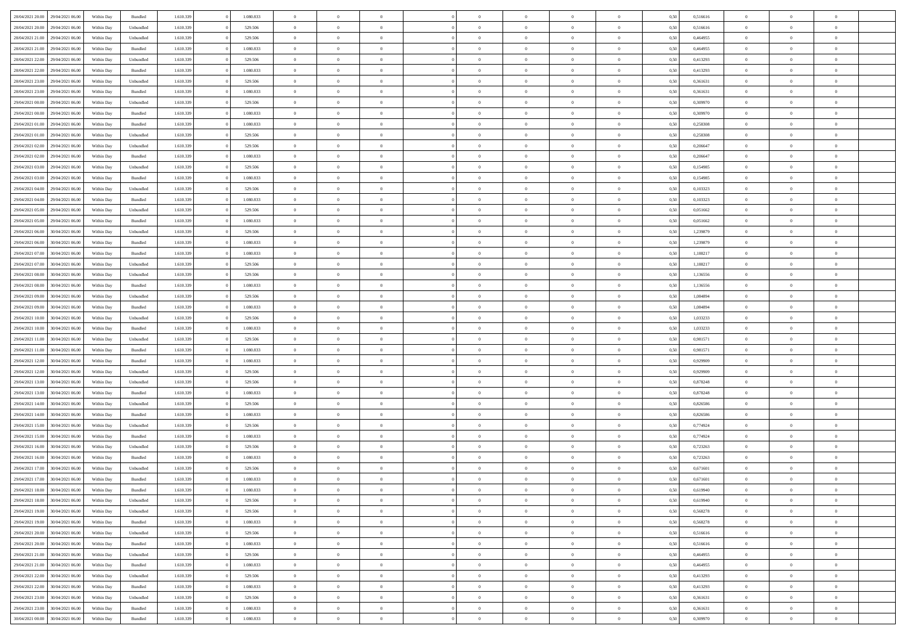| | | | | | | | | | | | | | | | | | | | | |
|---|---|---|---|---|---|---|---|---|---|---|---|---|---|---|---|---|---|---|---|---|
| 28/04/2021 20.00 | 29/04/2021 06.00 | Within Day | Bundled | 1.610.339 | 0 | 1.080.833 | 0 | 0 | 0 | | 0 | 0 | 0 | 0 | 0,50 | 0,516616 | 0 | 0 | 0 | |
| 28/04/2021 20.00 | 29/04/2021 06.00 | Within Day | Unbundled | 1.610.339 | 0 | 529.506 | 0 | 0 | 0 | | 0 | 0 | 0 | 0 | 0,50 | 0,516616 | 0 | 0 | 0 | |
| 28/04/2021 21.00 | 29/04/2021 06.00 | Within Day | Unbundled | 1.610.339 | 0 | 529.506 | 0 | 0 | 0 | | 0 | 0 | 0 | 0 | 0,50 | 0,464955 | 0 | 0 | 0 | |
| 28/04/2021 21.00 | 29/04/2021 06.00 | Within Day | Bundled | 1.610.339 | 0 | 1.080.833 | 0 | 0 | 0 | | 0 | 0 | 0 | 0 | 0,50 | 0,464955 | 0 | 0 | 0 | |
| 28/04/2021 22.00 | 29/04/2021 06.00 | Within Day | Unbundled | 1.610.339 | 0 | 529.506 | 0 | 0 | 0 | | 0 | 0 | 0 | 0 | 0,50 | 0,413293 | 0 | 0 | 0 | |
| 28/04/2021 22.00 | 29/04/2021 06.00 | Within Day | Bundled | 1.610.339 | 0 | 1.080.833 | 0 | 0 | 0 | | 0 | 0 | 0 | 0 | 0,50 | 0,413293 | 0 | 0 | 0 | |
| 28/04/2021 23.00 | 29/04/2021 06.00 | Within Day | Unbundled | 1.610.339 | 0 | 529.506 | 0 | 0 | 0 | | 0 | 0 | 0 | 0 | 0,50 | 0,361631 | 0 | 0 | 0 | |
| 28/04/2021 23.00 | 29/04/2021 06.00 | Within Day | Bundled | 1.610.339 | 0 | 1.080.833 | 0 | 0 | 0 | | 0 | 0 | 0 | 0 | 0,50 | 0,361631 | 0 | 0 | 0 | |
| 29/04/2021 00.00 | 29/04/2021 06.00 | Within Day | Unbundled | 1.610.339 | 0 | 529.506 | 0 | 0 | 0 | | 0 | 0 | 0 | 0 | 0,50 | 0,309970 | 0 | 0 | 0 | |
| 29/04/2021 00.00 | 29/04/2021 06.00 | Within Day | Bundled | 1.610.339 | 0 | 1.080.833 | 0 | 0 | 0 | | 0 | 0 | 0 | 0 | 0,50 | 0,309970 | 0 | 0 | 0 | |
| 29/04/2021 01.00 | 29/04/2021 06.00 | Within Day | Bundled | 1.610.339 | 0 | 1.080.833 | 0 | 0 | 0 | | 0 | 0 | 0 | 0 | 0,50 | 0,258308 | 0 | 0 | 0 | |
| 29/04/2021 01.00 | 29/04/2021 06.00 | Within Day | Unbundled | 1.610.339 | 0 | 529.506 | 0 | 0 | 0 | | 0 | 0 | 0 | 0 | 0,50 | 0,258308 | 0 | 0 | 0 | |
| 29/04/2021 02.00 | 29/04/2021 06.00 | Within Day | Unbundled | 1.610.339 | 0 | 529.506 | 0 | 0 | 0 | | 0 | 0 | 0 | 0 | 0,50 | 0,206647 | 0 | 0 | 0 | |
| 29/04/2021 02.00 | 29/04/2021 06.00 | Within Day | Bundled | 1.610.339 | 0 | 1.080.833 | 0 | 0 | 0 | | 0 | 0 | 0 | 0 | 0,50 | 0,206647 | 0 | 0 | 0 | |
| 29/04/2021 03.00 | 29/04/2021 06.00 | Within Day | Unbundled | 1.610.339 | 0 | 529.506 | 0 | 0 | 0 | | 0 | 0 | 0 | 0 | 0,50 | 0,154985 | 0 | 0 | 0 | |
| 29/04/2021 03.00 | 29/04/2021 06.00 | Within Day | Bundled | 1.610.339 | 0 | 1.080.833 | 0 | 0 | 0 | | 0 | 0 | 0 | 0 | 0,50 | 0,154985 | 0 | 0 | 0 | |
| 29/04/2021 04.00 | 29/04/2021 06.00 | Within Day | Unbundled | 1.610.339 | 0 | 529.506 | 0 | 0 | 0 | | 0 | 0 | 0 | 0 | 0,50 | 0,103323 | 0 | 0 | 0 | |
| 29/04/2021 04.00 | 29/04/2021 06.00 | Within Day | Bundled | 1.610.339 | 0 | 1.080.833 | 0 | 0 | 0 | | 0 | 0 | 0 | 0 | 0,50 | 0,103323 | 0 | 0 | 0 | |
| 29/04/2021 05.00 | 29/04/2021 06.00 | Within Day | Unbundled | 1.610.339 | 0 | 529.506 | 0 | 0 | 0 | | 0 | 0 | 0 | 0 | 0,50 | 0,051662 | 0 | 0 | 0 | |
| 29/04/2021 05.00 | 29/04/2021 06.00 | Within Day | Bundled | 1.610.339 | 0 | 1.080.833 | 0 | 0 | 0 | | 0 | 0 | 0 | 0 | 0,50 | 0,051662 | 0 | 0 | 0 | |
| 29/04/2021 06.00 | 30/04/2021 06.00 | Within Day | Unbundled | 1.610.339 | 0 | 529.506 | 0 | 0 | 0 | | 0 | 0 | 0 | 0 | 0,50 | 1,239879 | 0 | 0 | 0 | |
| 29/04/2021 06.00 | 30/04/2021 06.00 | Within Day | Bundled | 1.610.339 | 0 | 1.080.833 | 0 | 0 | 0 | | 0 | 0 | 0 | 0 | 0,50 | 1,239879 | 0 | 0 | 0 | |
| 29/04/2021 07.00 | 30/04/2021 06.00 | Within Day | Bundled | 1.610.339 | 0 | 1.080.833 | 0 | 0 | 0 | | 0 | 0 | 0 | 0 | 0,50 | 1,188217 | 0 | 0 | 0 | |
| 29/04/2021 07.00 | 30/04/2021 06.00 | Within Day | Unbundled | 1.610.339 | 0 | 529.506 | 0 | 0 | 0 | | 0 | 0 | 0 | 0 | 0,50 | 1,188217 | 0 | 0 | 0 | |
| 29/04/2021 08.00 | 30/04/2021 06.00 | Within Day | Unbundled | 1.610.339 | 0 | 529.506 | 0 | 0 | 0 | | 0 | 0 | 0 | 0 | 0,50 | 1,136556 | 0 | 0 | 0 | |
| 29/04/2021 08.00 | 30/04/2021 06.00 | Within Day | Bundled | 1.610.339 | 0 | 1.080.833 | 0 | 0 | 0 | | 0 | 0 | 0 | 0 | 0,50 | 1,136556 | 0 | 0 | 0 | |
| 29/04/2021 09.00 | 30/04/2021 06.00 | Within Day | Unbundled | 1.610.339 | 0 | 529.506 | 0 | 0 | 0 | | 0 | 0 | 0 | 0 | 0,50 | 1,084894 | 0 | 0 | 0 | |
| 29/04/2021 09.00 | 30/04/2021 06.00 | Within Day | Bundled | 1.610.339 | 0 | 1.080.833 | 0 | 0 | 0 | | 0 | 0 | 0 | 0 | 0,50 | 1,084894 | 0 | 0 | 0 | |
| 29/04/2021 10.00 | 30/04/2021 06.00 | Within Day | Unbundled | 1.610.339 | 0 | 529.506 | 0 | 0 | 0 | | 0 | 0 | 0 | 0 | 0,50 | 1,033233 | 0 | 0 | 0 | |
| 29/04/2021 10.00 | 30/04/2021 06.00 | Within Day | Bundled | 1.610.339 | 0 | 1.080.833 | 0 | 0 | 0 | | 0 | 0 | 0 | 0 | 0,50 | 1,033233 | 0 | 0 | 0 | |
| 29/04/2021 11.00 | 30/04/2021 06.00 | Within Day | Unbundled | 1.610.339 | 0 | 529.506 | 0 | 0 | 0 | | 0 | 0 | 0 | 0 | 0,50 | 0,981571 | 0 | 0 | 0 | |
| 29/04/2021 11.00 | 30/04/2021 06.00 | Within Day | Bundled | 1.610.339 | 0 | 1.080.833 | 0 | 0 | 0 | | 0 | 0 | 0 | 0 | 0,50 | 0,981571 | 0 | 0 | 0 | |
| 29/04/2021 12.00 | 30/04/2021 06.00 | Within Day | Bundled | 1.610.339 | 0 | 1.080.833 | 0 | 0 | 0 | | 0 | 0 | 0 | 0 | 0,50 | 0,929909 | 0 | 0 | 0 | |
| 29/04/2021 12.00 | 30/04/2021 06.00 | Within Day | Unbundled | 1.610.339 | 0 | 529.506 | 0 | 0 | 0 | | 0 | 0 | 0 | 0 | 0,50 | 0,929909 | 0 | 0 | 0 | |
| 29/04/2021 13.00 | 30/04/2021 06.00 | Within Day | Unbundled | 1.610.339 | 0 | 529.506 | 0 | 0 | 0 | | 0 | 0 | 0 | 0 | 0,50 | 0,878248 | 0 | 0 | 0 | |
| 29/04/2021 13.00 | 30/04/2021 06.00 | Within Day | Bundled | 1.610.339 | 0 | 1.080.833 | 0 | 0 | 0 | | 0 | 0 | 0 | 0 | 0,50 | 0,878248 | 0 | 0 | 0 | |
| 29/04/2021 14.00 | 30/04/2021 06.00 | Within Day | Unbundled | 1.610.339 | 0 | 529.506 | 0 | 0 | 0 | | 0 | 0 | 0 | 0 | 0,50 | 0,826586 | 0 | 0 | 0 | |
| 29/04/2021 14.00 | 30/04/2021 06.00 | Within Day | Bundled | 1.610.339 | 0 | 1.080.833 | 0 | 0 | 0 | | 0 | 0 | 0 | 0 | 0,50 | 0,826586 | 0 | 0 | 0 | |
| 29/04/2021 15.00 | 30/04/2021 06.00 | Within Day | Unbundled | 1.610.339 | 0 | 529.506 | 0 | 0 | 0 | | 0 | 0 | 0 | 0 | 0,50 | 0,774924 | 0 | 0 | 0 | |
| 29/04/2021 15.00 | 30/04/2021 06.00 | Within Day | Bundled | 1.610.339 | 0 | 1.080.833 | 0 | 0 | 0 | | 0 | 0 | 0 | 0 | 0,50 | 0,774924 | 0 | 0 | 0 | |
| 29/04/2021 16.00 | 30/04/2021 06.00 | Within Day | Unbundled | 1.610.339 | 0 | 529.506 | 0 | 0 | 0 | | 0 | 0 | 0 | 0 | 0,50 | 0,723263 | 0 | 0 | 0 | |
| 29/04/2021 16.00 | 30/04/2021 06.00 | Within Day | Bundled | 1.610.339 | 0 | 1.080.833 | 0 | 0 | 0 | | 0 | 0 | 0 | 0 | 0,50 | 0,723263 | 0 | 0 | 0 | |
| 29/04/2021 17.00 | 30/04/2021 06.00 | Within Day | Unbundled | 1.610.339 | 0 | 529.506 | 0 | 0 | 0 | | 0 | 0 | 0 | 0 | 0,50 | 0,671601 | 0 | 0 | 0 | |
| 29/04/2021 17.00 | 30/04/2021 06.00 | Within Day | Bundled | 1.610.339 | 0 | 1.080.833 | 0 | 0 | 0 | | 0 | 0 | 0 | 0 | 0,50 | 0,671601 | 0 | 0 | 0 | |
| 29/04/2021 18.00 | 30/04/2021 06.00 | Within Day | Bundled | 1.610.339 | 0 | 1.080.833 | 0 | 0 | 0 | | 0 | 0 | 0 | 0 | 0,50 | 0,619940 | 0 | 0 | 0 | |
| 29/04/2021 18.00 | 30/04/2021 06.00 | Within Day | Unbundled | 1.610.339 | 0 | 529.506 | 0 | 0 | 0 | | 0 | 0 | 0 | 0 | 0,50 | 0,619940 | 0 | 0 | 0 | |
| 29/04/2021 19.00 | 30/04/2021 06.00 | Within Day | Unbundled | 1.610.339 | 0 | 529.506 | 0 | 0 | 0 | | 0 | 0 | 0 | 0 | 0,50 | 0,568278 | 0 | 0 | 0 | |
| 29/04/2021 19.00 | 30/04/2021 06.00 | Within Day | Bundled | 1.610.339 | 0 | 1.080.833 | 0 | 0 | 0 | | 0 | 0 | 0 | 0 | 0,50 | 0,568278 | 0 | 0 | 0 | |
| 29/04/2021 20.00 | 30/04/2021 06.00 | Within Day | Unbundled | 1.610.339 | 0 | 529.506 | 0 | 0 | 0 | | 0 | 0 | 0 | 0 | 0,50 | 0,516616 | 0 | 0 | 0 | |
| 29/04/2021 20.00 | 30/04/2021 06.00 | Within Day | Bundled | 1.610.339 | 0 | 1.080.833 | 0 | 0 | 0 | | 0 | 0 | 0 | 0 | 0,50 | 0,516616 | 0 | 0 | 0 | |
| 29/04/2021 21.00 | 30/04/2021 06.00 | Within Day | Unbundled | 1.610.339 | 0 | 529.506 | 0 | 0 | 0 | | 0 | 0 | 0 | 0 | 0,50 | 0,464955 | 0 | 0 | 0 | |
| 29/04/2021 21.00 | 30/04/2021 06.00 | Within Day | Bundled | 1.610.339 | 0 | 1.080.833 | 0 | 0 | 0 | | 0 | 0 | 0 | 0 | 0,50 | 0,464955 | 0 | 0 | 0 | |
| 29/04/2021 22.00 | 30/04/2021 06.00 | Within Day | Unbundled | 1.610.339 | 0 | 529.506 | 0 | 0 | 0 | | 0 | 0 | 0 | 0 | 0,50 | 0,413293 | 0 | 0 | 0 | |
| 29/04/2021 22.00 | 30/04/2021 06.00 | Within Day | Bundled | 1.610.339 | 0 | 1.080.833 | 0 | 0 | 0 | | 0 | 0 | 0 | 0 | 0,50 | 0,413293 | 0 | 0 | 0 | |
| 29/04/2021 23.00 | 30/04/2021 06.00 | Within Day | Unbundled | 1.610.339 | 0 | 529.506 | 0 | 0 | 0 | | 0 | 0 | 0 | 0 | 0,50 | 0,361631 | 0 | 0 | 0 | |
| 29/04/2021 23.00 | 30/04/2021 06.00 | Within Day | Bundled | 1.610.339 | 0 | 1.080.833 | 0 | 0 | 0 | | 0 | 0 | 0 | 0 | 0,50 | 0,361631 | 0 | 0 | 0 | |
| 30/04/2021 00.00 | 30/04/2021 06.00 | Within Day | Bundled | 1.610.339 | 0 | 1.080.833 | 0 | 0 | 0 | | 0 | 0 | 0 | 0 | 0,50 | 0,309970 | 0 | 0 | 0 | |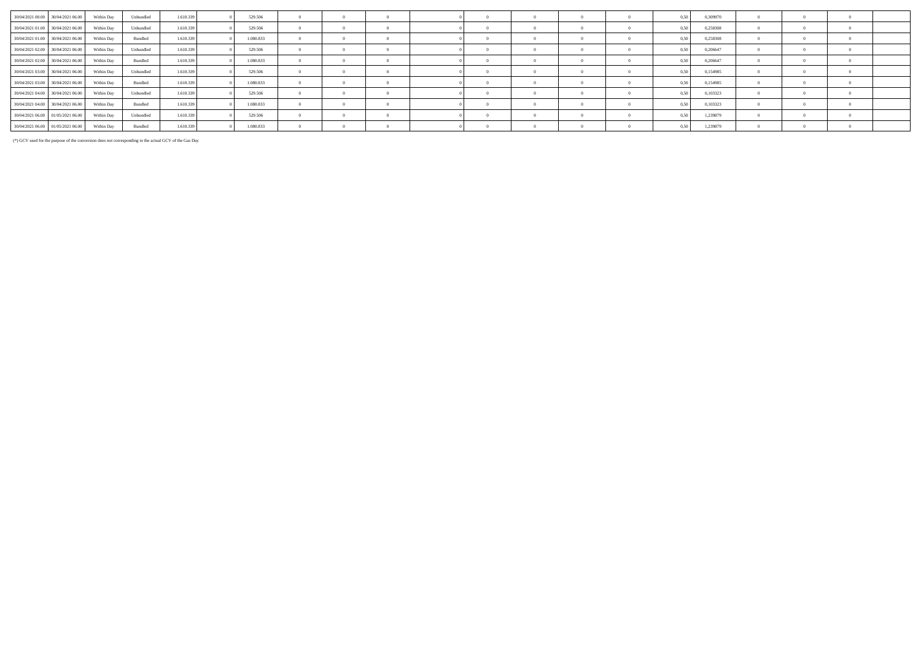| | | | | | | | | | | | | | | | | | | | | |
|---|---|---|---|---|---|---|---|---|---|---|---|---|---|---|---|---|---|---|---|---|
| 30/04/2021 00.00 | 30/04/2021 06.00 | Within Day | Unbundled | 1.610.339 | 0 | 529.506 | 0 | 0 | 0 | 0 | 0 | 0 | 0 | 0 | 0,50 | 0,309970 | 0 | 0 | 0 | |
| 30/04/2021 01.00 | 30/04/2021 06.00 | Within Day | Unbundled | 1.610.339 | 0 | 529.506 | 0 | 0 | 0 | 0 | 0 | 0 | 0 | 0 | 0,50 | 0,258308 | 0 | 0 | 0 | |
| 30/04/2021 01.00 | 30/04/2021 06.00 | Within Day | Bundled | 1.610.339 | 0 | 1.080.833 | 0 | 0 | 0 | 0 | 0 | 0 | 0 | 0 | 0,50 | 0,258308 | 0 | 0 | 0 | |
| 30/04/2021 02.00 | 30/04/2021 06.00 | Within Day | Unbundled | 1.610.339 | 0 | 529.506 | 0 | 0 | 0 | 0 | 0 | 0 | 0 | 0 | 0,50 | 0,206647 | 0 | 0 | 0 | |
| 30/04/2021 02.00 | 30/04/2021 06.00 | Within Day | Bundled | 1.610.339 | 0 | 1.080.833 | 0 | 0 | 0 | 0 | 0 | 0 | 0 | 0 | 0,50 | 0,206647 | 0 | 0 | 0 | |
| 30/04/2021 03.00 | 30/04/2021 06.00 | Within Day | Unbundled | 1.610.339 | 0 | 529.506 | 0 | 0 | 0 | 0 | 0 | 0 | 0 | 0 | 0,50 | 0,154985 | 0 | 0 | 0 | |
| 30/04/2021 03.00 | 30/04/2021 06.00 | Within Day | Bundled | 1.610.339 | 0 | 1.080.833 | 0 | 0 | 0 | 0 | 0 | 0 | 0 | 0 | 0,50 | 0,154985 | 0 | 0 | 0 | |
| 30/04/2021 04.00 | 30/04/2021 06.00 | Within Day | Unbundled | 1.610.339 | 0 | 529.506 | 0 | 0 | 0 | 0 | 0 | 0 | 0 | 0 | 0,50 | 0,103323 | 0 | 0 | 0 | |
| 30/04/2021 04.00 | 30/04/2021 06.00 | Within Day | Bundled | 1.610.339 | 0 | 1.080.833 | 0 | 0 | 0 | 0 | 0 | 0 | 0 | 0 | 0,50 | 0,103323 | 0 | 0 | 0 | |
| 30/04/2021 06.00 | 01/05/2021 06.00 | Within Day | Unbundled | 1.610.339 | 0 | 529.506 | 0 | 0 | 0 | 0 | 0 | 0 | 0 | 0 | 0,50 | 1,239879 | 0 | 0 | 0 | |
| 30/04/2021 06.00 | 01/05/2021 06.00 | Within Day | Bundled | 1.610.339 | 0 | 1.080.833 | 0 | 0 | 0 | 0 | 0 | 0 | 0 | 0 | 0,50 | 1,239879 | 0 | 0 | 0 | |

(*) GCV used for the purpose of the conversion does not corresponding to the actual GCV of the Gas Day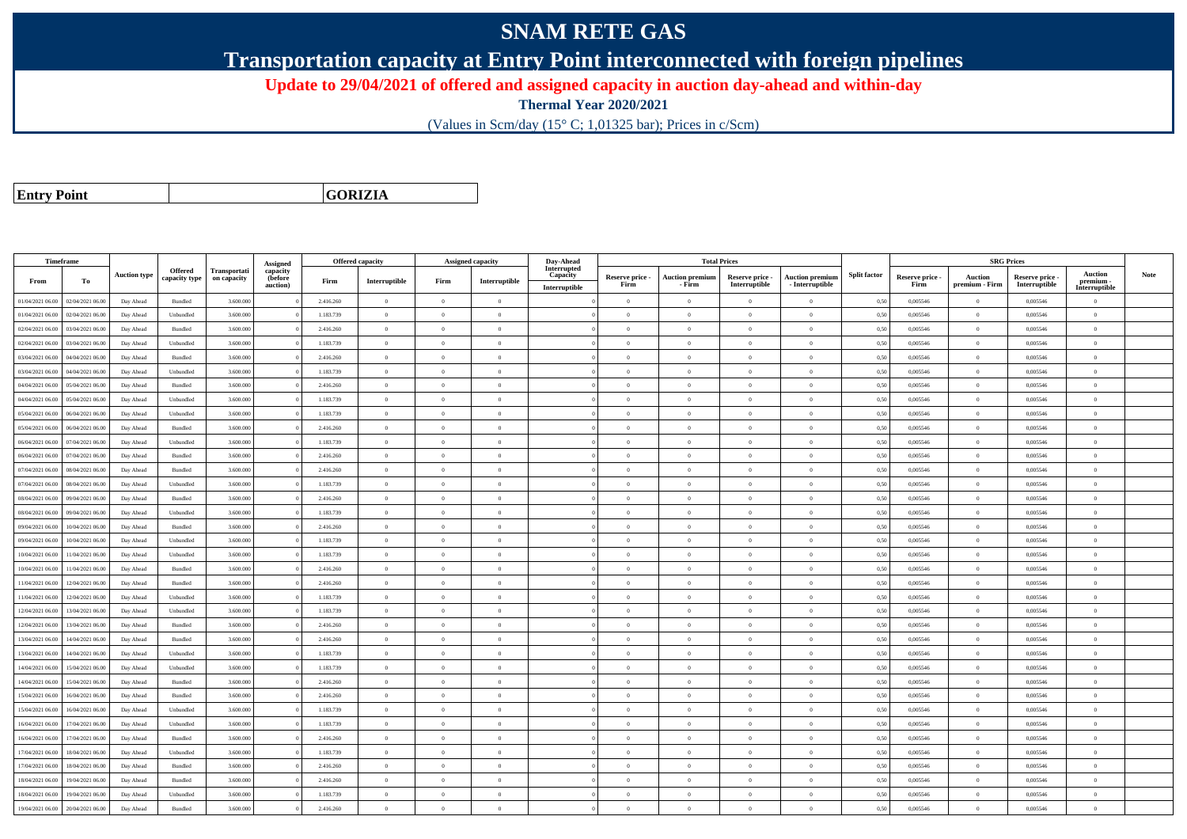# SNAM RETE GAS

## Transportation capacity at Entry Point interconnected with foreign pipelines

### Update to 29/04/2021 of offered and assigned capacity in auction day-ahead and within-day

**Thermal Year 2020/2021**

(Values in Scm/day (15° C; 1,01325 bar); Prices in c/Scm)

| **Entry Point** | | **GORIZIA** |
|---|---|---|

| Timeframe | | Auction type | Offered capacity type | Transportati on capacity | Assigned capacity (before auction) | Offered capacity | | Assigned capacity | | Day-Ahead Interrupted Capacity | Total Prices | | | | Split factor | SRG Prices | | | | Note |
|---|---|---|---|---|---|---|---|---|---|---|---|---|---|---|---|---|---|---|---|---|
| From | To | | | | | Firm | Interruptible | Firm | Interruptible | Interruptible | Reserve price - Firm | Auction premium - Firm | Reserve price - Interruptible | Auction premium - Interruptible | | Reserve price - Firm | Auction premium - Firm | Reserve price - Interruptible | Auction premium - Interruptible | |
| 01/04/2021 06.00 | 02/04/2021 06.00 | Day Ahead | Bundled | 3.600.000 | 0 | 2.416.260 | 0 | 0 | 0 | 0 | 0 | 0 | 0 | 0 | 0,50 | 0,005546 | 0 | 0,005546 | 0 | |
| 01/04/2021 06.00 | 02/04/2021 06.00 | Day Ahead | Unbundled | 3.600.000 | 0 | 1.183.739 | 0 | 0 | 0 | 0 | 0 | 0 | 0 | 0 | 0,50 | 0,005546 | 0 | 0,005546 | 0 | |
| 02/04/2021 06.00 | 03/04/2021 06.00 | Day Ahead | Bundled | 3.600.000 | 0 | 2.416.260 | 0 | 0 | 0 | 0 | 0 | 0 | 0 | 0 | 0,50 | 0,005546 | 0 | 0,005546 | 0 | |
| 02/04/2021 06.00 | 03/04/2021 06.00 | Day Ahead | Unbundled | 3.600.000 | 0 | 1.183.739 | 0 | 0 | 0 | 0 | 0 | 0 | 0 | 0 | 0,50 | 0,005546 | 0 | 0,005546 | 0 | |
| 03/04/2021 06.00 | 04/04/2021 06.00 | Day Ahead | Bundled | 3.600.000 | 0 | 2.416.260 | 0 | 0 | 0 | 0 | 0 | 0 | 0 | 0 | 0,50 | 0,005546 | 0 | 0,005546 | 0 | |
| 03/04/2021 06.00 | 04/04/2021 06.00 | Day Ahead | Unbundled | 3.600.000 | 0 | 1.183.739 | 0 | 0 | 0 | 0 | 0 | 0 | 0 | 0 | 0,50 | 0,005546 | 0 | 0,005546 | 0 | |
| 04/04/2021 06.00 | 05/04/2021 06.00 | Day Ahead | Bundled | 3.600.000 | 0 | 2.416.260 | 0 | 0 | 0 | 0 | 0 | 0 | 0 | 0 | 0,50 | 0,005546 | 0 | 0,005546 | 0 | |
| 04/04/2021 06.00 | 05/04/2021 06.00 | Day Ahead | Unbundled | 3.600.000 | 0 | 1.183.739 | 0 | 0 | 0 | 0 | 0 | 0 | 0 | 0 | 0,50 | 0,005546 | 0 | 0,005546 | 0 | |
| 05/04/2021 06.00 | 06/04/2021 06.00 | Day Ahead | Unbundled | 3.600.000 | 0 | 1.183.739 | 0 | 0 | 0 | 0 | 0 | 0 | 0 | 0 | 0,50 | 0,005546 | 0 | 0,005546 | 0 | |
| 05/04/2021 06.00 | 06/04/2021 06.00 | Day Ahead | Bundled | 3.600.000 | 0 | 2.416.260 | 0 | 0 | 0 | 0 | 0 | 0 | 0 | 0 | 0,50 | 0,005546 | 0 | 0,005546 | 0 | |
| 06/04/2021 06.00 | 07/04/2021 06.00 | Day Ahead | Unbundled | 3.600.000 | 0 | 1.183.739 | 0 | 0 | 0 | 0 | 0 | 0 | 0 | 0 | 0,50 | 0,005546 | 0 | 0,005546 | 0 | |
| 06/04/2021 06.00 | 07/04/2021 06.00 | Day Ahead | Bundled | 3.600.000 | 0 | 2.416.260 | 0 | 0 | 0 | 0 | 0 | 0 | 0 | 0 | 0,50 | 0,005546 | 0 | 0,005546 | 0 | |
| 07/04/2021 06.00 | 08/04/2021 06.00 | Day Ahead | Bundled | 3.600.000 | 0 | 2.416.260 | 0 | 0 | 0 | 0 | 0 | 0 | 0 | 0 | 0,50 | 0,005546 | 0 | 0,005546 | 0 | |
| 07/04/2021 06.00 | 08/04/2021 06.00 | Day Ahead | Unbundled | 3.600.000 | 0 | 1.183.739 | 0 | 0 | 0 | 0 | 0 | 0 | 0 | 0 | 0,50 | 0,005546 | 0 | 0,005546 | 0 | |
| 08/04/2021 06.00 | 09/04/2021 06.00 | Day Ahead | Bundled | 3.600.000 | 0 | 2.416.260 | 0 | 0 | 0 | 0 | 0 | 0 | 0 | 0 | 0,50 | 0,005546 | 0 | 0,005546 | 0 | |
| 08/04/2021 06.00 | 09/04/2021 06.00 | Day Ahead | Unbundled | 3.600.000 | 0 | 1.183.739 | 0 | 0 | 0 | 0 | 0 | 0 | 0 | 0 | 0,50 | 0,005546 | 0 | 0,005546 | 0 | |
| 09/04/2021 06.00 | 10/04/2021 06.00 | Day Ahead | Bundled | 3.600.000 | 0 | 2.416.260 | 0 | 0 | 0 | 0 | 0 | 0 | 0 | 0 | 0,50 | 0,005546 | 0 | 0,005546 | 0 | |
| 09/04/2021 06.00 | 10/04/2021 06.00 | Day Ahead | Unbundled | 3.600.000 | 0 | 1.183.739 | 0 | 0 | 0 | 0 | 0 | 0 | 0 | 0 | 0,50 | 0,005546 | 0 | 0,005546 | 0 | |
| 10/04/2021 06.00 | 11/04/2021 06.00 | Day Ahead | Unbundled | 3.600.000 | 0 | 1.183.739 | 0 | 0 | 0 | 0 | 0 | 0 | 0 | 0 | 0,50 | 0,005546 | 0 | 0,005546 | 0 | |
| 10/04/2021 06.00 | 11/04/2021 06.00 | Day Ahead | Bundled | 3.600.000 | 0 | 2.416.260 | 0 | 0 | 0 | 0 | 0 | 0 | 0 | 0 | 0,50 | 0,005546 | 0 | 0,005546 | 0 | |
| 11/04/2021 06.00 | 12/04/2021 06.00 | Day Ahead | Bundled | 3.600.000 | 0 | 2.416.260 | 0 | 0 | 0 | 0 | 0 | 0 | 0 | 0 | 0,50 | 0,005546 | 0 | 0,005546 | 0 | |
| 11/04/2021 06.00 | 12/04/2021 06.00 | Day Ahead | Unbundled | 3.600.000 | 0 | 1.183.739 | 0 | 0 | 0 | 0 | 0 | 0 | 0 | 0 | 0,50 | 0,005546 | 0 | 0,005546 | 0 | |
| 12/04/2021 06.00 | 13/04/2021 06.00 | Day Ahead | Unbundled | 3.600.000 | 0 | 1.183.739 | 0 | 0 | 0 | 0 | 0 | 0 | 0 | 0 | 0,50 | 0,005546 | 0 | 0,005546 | 0 | |
| 12/04/2021 06.00 | 13/04/2021 06.00 | Day Ahead | Bundled | 3.600.000 | 0 | 2.416.260 | 0 | 0 | 0 | 0 | 0 | 0 | 0 | 0 | 0,50 | 0,005546 | 0 | 0,005546 | 0 | |
| 13/04/2021 06.00 | 14/04/2021 06.00 | Day Ahead | Bundled | 3.600.000 | 0 | 2.416.260 | 0 | 0 | 0 | 0 | 0 | 0 | 0 | 0 | 0,50 | 0,005546 | 0 | 0,005546 | 0 | |
| 13/04/2021 06.00 | 14/04/2021 06.00 | Day Ahead | Unbundled | 3.600.000 | 0 | 1.183.739 | 0 | 0 | 0 | 0 | 0 | 0 | 0 | 0 | 0,50 | 0,005546 | 0 | 0,005546 | 0 | |
| 14/04/2021 06.00 | 15/04/2021 06.00 | Day Ahead | Unbundled | 3.600.000 | 0 | 1.183.739 | 0 | 0 | 0 | 0 | 0 | 0 | 0 | 0 | 0,50 | 0,005546 | 0 | 0,005546 | 0 | |
| 14/04/2021 06.00 | 15/04/2021 06.00 | Day Ahead | Bundled | 3.600.000 | 0 | 2.416.260 | 0 | 0 | 0 | 0 | 0 | 0 | 0 | 0 | 0,50 | 0,005546 | 0 | 0,005546 | 0 | |
| 15/04/2021 06.00 | 16/04/2021 06.00 | Day Ahead | Bundled | 3.600.000 | 0 | 2.416.260 | 0 | 0 | 0 | 0 | 0 | 0 | 0 | 0 | 0,50 | 0,005546 | 0 | 0,005546 | 0 | |
| 15/04/2021 06.00 | 16/04/2021 06.00 | Day Ahead | Unbundled | 3.600.000 | 0 | 1.183.739 | 0 | 0 | 0 | 0 | 0 | 0 | 0 | 0 | 0,50 | 0,005546 | 0 | 0,005546 | 0 | |
| 16/04/2021 06.00 | 17/04/2021 06.00 | Day Ahead | Unbundled | 3.600.000 | 0 | 1.183.739 | 0 | 0 | 0 | 0 | 0 | 0 | 0 | 0 | 0,50 | 0,005546 | 0 | 0,005546 | 0 | |
| 16/04/2021 06.00 | 17/04/2021 06.00 | Day Ahead | Bundled | 3.600.000 | 0 | 2.416.260 | 0 | 0 | 0 | 0 | 0 | 0 | 0 | 0 | 0,50 | 0,005546 | 0 | 0,005546 | 0 | |
| 17/04/2021 06.00 | 18/04/2021 06.00 | Day Ahead | Unbundled | 3.600.000 | 0 | 1.183.739 | 0 | 0 | 0 | 0 | 0 | 0 | 0 | 0 | 0,50 | 0,005546 | 0 | 0,005546 | 0 | |
| 17/04/2021 06.00 | 18/04/2021 06.00 | Day Ahead | Bundled | 3.600.000 | 0 | 2.416.260 | 0 | 0 | 0 | 0 | 0 | 0 | 0 | 0 | 0,50 | 0,005546 | 0 | 0,005546 | 0 | |
| 18/04/2021 06.00 | 19/04/2021 06.00 | Day Ahead | Bundled | 3.600.000 | 0 | 2.416.260 | 0 | 0 | 0 | 0 | 0 | 0 | 0 | 0 | 0,50 | 0,005546 | 0 | 0,005546 | 0 | |
| 18/04/2021 06.00 | 19/04/2021 06.00 | Day Ahead | Unbundled | 3.600.000 | 0 | 1.183.739 | 0 | 0 | 0 | 0 | 0 | 0 | 0 | 0 | 0,50 | 0,005546 | 0 | 0,005546 | 0 | |
| 19/04/2021 06.00 | 20/04/2021 06.00 | Day Ahead | Bundled | 3.600.000 | 0 | 2.416.260 | 0 | 0 | 0 | 0 | 0 | 0 | 0 | 0 | 0,50 | 0,005546 | 0 | 0,005546 | 0 | |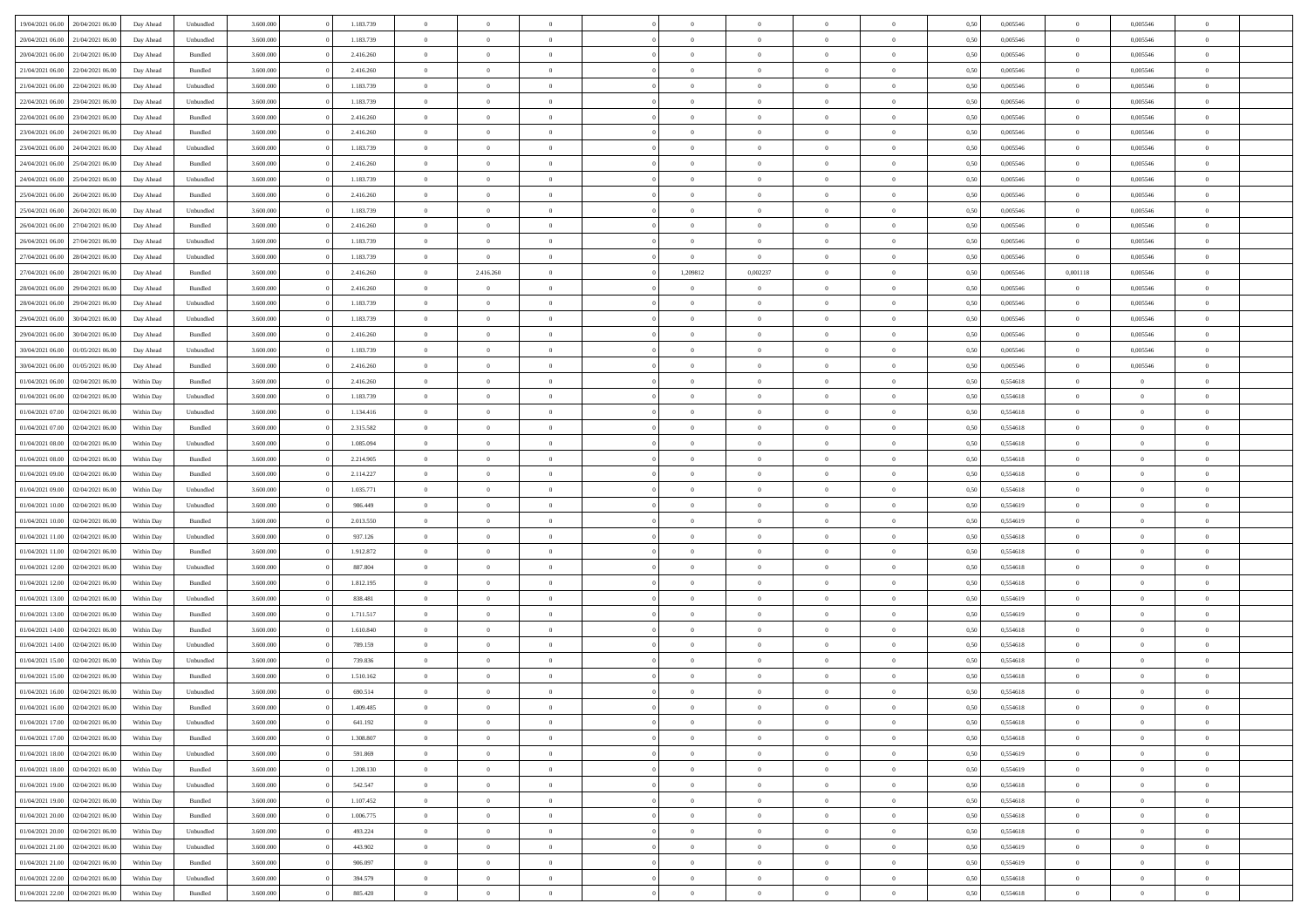| | | | | | | | | | | | | | | | | | | | | |
|---|---|---|---|---|---|---|---|---|---|---|---|---|---|---|---|---|---|---|---|---|
| 19/04/2021 06:00 | 20/04/2021 06:00 | Day Ahead | Unbundled | 3.600.000 | 0 | 1.183.739 | 0 | 0 | 0 | | 0 | 0 | 0 | 0 | 0,50 | 0,005546 | 0 | 0,005546 | 0 | |
| 20/04/2021 06:00 | 21/04/2021 06:00 | Day Ahead | Unbundled | 3.600.000 | 0 | 1.183.739 | 0 | 0 | 0 | | 0 | 0 | 0 | 0 | 0,50 | 0,005546 | 0 | 0,005546 | 0 | |
| 20/04/2021 06:00 | 21/04/2021 06:00 | Day Ahead | Bundled | 3.600.000 | 0 | 2.416.260 | 0 | 0 | 0 | | 0 | 0 | 0 | 0 | 0,50 | 0,005546 | 0 | 0,005546 | 0 | |
| 21/04/2021 06:00 | 22/04/2021 06:00 | Day Ahead | Bundled | 3.600.000 | 0 | 2.416.260 | 0 | 0 | 0 | | 0 | 0 | 0 | 0 | 0,50 | 0,005546 | 0 | 0,005546 | 0 | |
| 21/04/2021 06:00 | 22/04/2021 06:00 | Day Ahead | Unbundled | 3.600.000 | 0 | 1.183.739 | 0 | 0 | 0 | | 0 | 0 | 0 | 0 | 0,50 | 0,005546 | 0 | 0,005546 | 0 | |
| 22/04/2021 06:00 | 23/04/2021 06:00 | Day Ahead | Unbundled | 3.600.000 | 0 | 1.183.739 | 0 | 0 | 0 | | 0 | 0 | 0 | 0 | 0,50 | 0,005546 | 0 | 0,005546 | 0 | |
| 22/04/2021 06:00 | 23/04/2021 06:00 | Day Ahead | Bundled | 3.600.000 | 0 | 2.416.260 | 0 | 0 | 0 | | 0 | 0 | 0 | 0 | 0,50 | 0,005546 | 0 | 0,005546 | 0 | |
| 23/04/2021 06:00 | 24/04/2021 06:00 | Day Ahead | Bundled | 3.600.000 | 0 | 2.416.260 | 0 | 0 | 0 | | 0 | 0 | 0 | 0 | 0,50 | 0,005546 | 0 | 0,005546 | 0 | |
| 23/04/2021 06:00 | 24/04/2021 06:00 | Day Ahead | Unbundled | 3.600.000 | 0 | 1.183.739 | 0 | 0 | 0 | | 0 | 0 | 0 | 0 | 0,50 | 0,005546 | 0 | 0,005546 | 0 | |
| 24/04/2021 06:00 | 25/04/2021 06:00 | Day Ahead | Bundled | 3.600.000 | 0 | 2.416.260 | 0 | 0 | 0 | | 0 | 0 | 0 | 0 | 0,50 | 0,005546 | 0 | 0,005546 | 0 | |
| 24/04/2021 06:00 | 25/04/2021 06:00 | Day Ahead | Unbundled | 3.600.000 | 0 | 1.183.739 | 0 | 0 | 0 | | 0 | 0 | 0 | 0 | 0,50 | 0,005546 | 0 | 0,005546 | 0 | |
| 25/04/2021 06:00 | 26/04/2021 06:00 | Day Ahead | Bundled | 3.600.000 | 0 | 2.416.260 | 0 | 0 | 0 | | 0 | 0 | 0 | 0 | 0,50 | 0,005546 | 0 | 0,005546 | 0 | |
| 25/04/2021 06:00 | 26/04/2021 06:00 | Day Ahead | Unbundled | 3.600.000 | 0 | 1.183.739 | 0 | 0 | 0 | | 0 | 0 | 0 | 0 | 0,50 | 0,005546 | 0 | 0,005546 | 0 | |
| 26/04/2021 06:00 | 27/04/2021 06:00 | Day Ahead | Bundled | 3.600.000 | 0 | 2.416.260 | 0 | 0 | 0 | | 0 | 0 | 0 | 0 | 0,50 | 0,005546 | 0 | 0,005546 | 0 | |
| 26/04/2021 06:00 | 27/04/2021 06:00 | Day Ahead | Unbundled | 3.600.000 | 0 | 1.183.739 | 0 | 0 | 0 | | 0 | 0 | 0 | 0 | 0,50 | 0,005546 | 0 | 0,005546 | 0 | |
| 27/04/2021 06:00 | 28/04/2021 06:00 | Day Ahead | Unbundled | 3.600.000 | 0 | 1.183.739 | 0 | 0 | 0 | | 0 | 0 | 0 | 0 | 0,50 | 0,005546 | 0 | 0,005546 | 0 | |
| 27/04/2021 06:00 | 28/04/2021 06:00 | Day Ahead | Bundled | 3.600.000 | 0 | 2.416.260 | 0 | 2.416.260 | 0 | | 1,209812 | 0,002237 | 0 | 0 | 0,50 | 0,005546 | 0,001118 | 0,005546 | 0 | |
| 28/04/2021 06:00 | 29/04/2021 06:00 | Day Ahead | Bundled | 3.600.000 | 0 | 2.416.260 | 0 | 0 | 0 | | 0 | 0 | 0 | 0 | 0,50 | 0,005546 | 0 | 0,005546 | 0 | |
| 28/04/2021 06:00 | 29/04/2021 06:00 | Day Ahead | Unbundled | 3.600.000 | 0 | 1.183.739 | 0 | 0 | 0 | | 0 | 0 | 0 | 0 | 0,50 | 0,005546 | 0 | 0,005546 | 0 | |
| 29/04/2021 06:00 | 30/04/2021 06:00 | Day Ahead | Unbundled | 3.600.000 | 0 | 1.183.739 | 0 | 0 | 0 | | 0 | 0 | 0 | 0 | 0,50 | 0,005546 | 0 | 0,005546 | 0 | |
| 29/04/2021 06:00 | 30/04/2021 06:00 | Day Ahead | Bundled | 3.600.000 | 0 | 2.416.260 | 0 | 0 | 0 | | 0 | 0 | 0 | 0 | 0,50 | 0,005546 | 0 | 0,005546 | 0 | |
| 30/04/2021 06:00 | 01/05/2021 06:00 | Day Ahead | Unbundled | 3.600.000 | 0 | 1.183.739 | 0 | 0 | 0 | | 0 | 0 | 0 | 0 | 0,50 | 0,005546 | 0 | 0,005546 | 0 | |
| 30/04/2021 06:00 | 01/05/2021 06:00 | Day Ahead | Bundled | 3.600.000 | 0 | 2.416.260 | 0 | 0 | 0 | | 0 | 0 | 0 | 0 | 0,50 | 0,005546 | 0 | 0,005546 | 0 | |
| 01/04/2021 06:00 | 02/04/2021 06:00 | Within Day | Bundled | 3.600.000 | 0 | 2.416.260 | 0 | 0 | 0 | | 0 | 0 | 0 | 0 | 0,50 | 0,554618 | 0 | 0 | 0 | |
| 01/04/2021 06:00 | 02/04/2021 06:00 | Within Day | Unbundled | 3.600.000 | 0 | 1.183.739 | 0 | 0 | 0 | | 0 | 0 | 0 | 0 | 0,50 | 0,554618 | 0 | 0 | 0 | |
| 01/04/2021 07:00 | 02/04/2021 06:00 | Within Day | Unbundled | 3.600.000 | 0 | 1.134.416 | 0 | 0 | 0 | | 0 | 0 | 0 | 0 | 0,50 | 0,554618 | 0 | 0 | 0 | |
| 01/04/2021 07:00 | 02/04/2021 06:00 | Within Day | Bundled | 3.600.000 | 0 | 2.315.582 | 0 | 0 | 0 | | 0 | 0 | 0 | 0 | 0,50 | 0,554618 | 0 | 0 | 0 | |
| 01/04/2021 08:00 | 02/04/2021 06:00 | Within Day | Unbundled | 3.600.000 | 0 | 1.085.094 | 0 | 0 | 0 | | 0 | 0 | 0 | 0 | 0,50 | 0,554618 | 0 | 0 | 0 | |
| 01/04/2021 08:00 | 02/04/2021 06:00 | Within Day | Bundled | 3.600.000 | 0 | 2.214.905 | 0 | 0 | 0 | | 0 | 0 | 0 | 0 | 0,50 | 0,554618 | 0 | 0 | 0 | |
| 01/04/2021 09:00 | 02/04/2021 06:00 | Within Day | Bundled | 3.600.000 | 0 | 2.114.227 | 0 | 0 | 0 | | 0 | 0 | 0 | 0 | 0,50 | 0,554618 | 0 | 0 | 0 | |
| 01/04/2021 09:00 | 02/04/2021 06:00 | Within Day | Unbundled | 3.600.000 | 0 | 1.035.771 | 0 | 0 | 0 | | 0 | 0 | 0 | 0 | 0,50 | 0,554618 | 0 | 0 | 0 | |
| 01/04/2021 10:00 | 02/04/2021 06:00 | Within Day | Unbundled | 3.600.000 | 0 | 986.449 | 0 | 0 | 0 | | 0 | 0 | 0 | 0 | 0,50 | 0,554619 | 0 | 0 | 0 | |
| 01/04/2021 10:00 | 02/04/2021 06:00 | Within Day | Bundled | 3.600.000 | 0 | 2.013.550 | 0 | 0 | 0 | | 0 | 0 | 0 | 0 | 0,50 | 0,554619 | 0 | 0 | 0 | |
| 01/04/2021 11:00 | 02/04/2021 06:00 | Within Day | Unbundled | 3.600.000 | 0 | 937.126 | 0 | 0 | 0 | | 0 | 0 | 0 | 0 | 0,50 | 0,554618 | 0 | 0 | 0 | |
| 01/04/2021 11:00 | 02/04/2021 06:00 | Within Day | Bundled | 3.600.000 | 0 | 1.912.872 | 0 | 0 | 0 | | 0 | 0 | 0 | 0 | 0,50 | 0,554618 | 0 | 0 | 0 | |
| 01/04/2021 12:00 | 02/04/2021 06:00 | Within Day | Unbundled | 3.600.000 | 0 | 887.804 | 0 | 0 | 0 | | 0 | 0 | 0 | 0 | 0,50 | 0,554618 | 0 | 0 | 0 | |
| 01/04/2021 12:00 | 02/04/2021 06:00 | Within Day | Bundled | 3.600.000 | 0 | 1.812.195 | 0 | 0 | 0 | | 0 | 0 | 0 | 0 | 0,50 | 0,554618 | 0 | 0 | 0 | |
| 01/04/2021 13:00 | 02/04/2021 06:00 | Within Day | Unbundled | 3.600.000 | 0 | 838.481 | 0 | 0 | 0 | | 0 | 0 | 0 | 0 | 0,50 | 0,554619 | 0 | 0 | 0 | |
| 01/04/2021 13:00 | 02/04/2021 06:00 | Within Day | Bundled | 3.600.000 | 0 | 1.711.517 | 0 | 0 | 0 | | 0 | 0 | 0 | 0 | 0,50 | 0,554619 | 0 | 0 | 0 | |
| 01/04/2021 14:00 | 02/04/2021 06:00 | Within Day | Bundled | 3.600.000 | 0 | 1.610.840 | 0 | 0 | 0 | | 0 | 0 | 0 | 0 | 0,50 | 0,554618 | 0 | 0 | 0 | |
| 01/04/2021 14:00 | 02/04/2021 06:00 | Within Day | Unbundled | 3.600.000 | 0 | 789.159 | 0 | 0 | 0 | | 0 | 0 | 0 | 0 | 0,50 | 0,554618 | 0 | 0 | 0 | |
| 01/04/2021 15:00 | 02/04/2021 06:00 | Within Day | Unbundled | 3.600.000 | 0 | 739.836 | 0 | 0 | 0 | | 0 | 0 | 0 | 0 | 0,50 | 0,554618 | 0 | 0 | 0 | |
| 01/04/2021 15:00 | 02/04/2021 06:00 | Within Day | Bundled | 3.600.000 | 0 | 1.510.162 | 0 | 0 | 0 | | 0 | 0 | 0 | 0 | 0,50 | 0,554618 | 0 | 0 | 0 | |
| 01/04/2021 16:00 | 02/04/2021 06:00 | Within Day | Unbundled | 3.600.000 | 0 | 690.514 | 0 | 0 | 0 | | 0 | 0 | 0 | 0 | 0,50 | 0,554618 | 0 | 0 | 0 | |
| 01/04/2021 16:00 | 02/04/2021 06:00 | Within Day | Bundled | 3.600.000 | 0 | 1.409.485 | 0 | 0 | 0 | | 0 | 0 | 0 | 0 | 0,50 | 0,554618 | 0 | 0 | 0 | |
| 01/04/2021 17:00 | 02/04/2021 06:00 | Within Day | Unbundled | 3.600.000 | 0 | 641.192 | 0 | 0 | 0 | | 0 | 0 | 0 | 0 | 0,50 | 0,554618 | 0 | 0 | 0 | |
| 01/04/2021 17:00 | 02/04/2021 06:00 | Within Day | Bundled | 3.600.000 | 0 | 1.308.807 | 0 | 0 | 0 | | 0 | 0 | 0 | 0 | 0,50 | 0,554618 | 0 | 0 | 0 | |
| 01/04/2021 18:00 | 02/04/2021 06:00 | Within Day | Unbundled | 3.600.000 | 0 | 591.869 | 0 | 0 | 0 | | 0 | 0 | 0 | 0 | 0,50 | 0,554619 | 0 | 0 | 0 | |
| 01/04/2021 18:00 | 02/04/2021 06:00 | Within Day | Bundled | 3.600.000 | 0 | 1.208.130 | 0 | 0 | 0 | | 0 | 0 | 0 | 0 | 0,50 | 0,554619 | 0 | 0 | 0 | |
| 01/04/2021 19:00 | 02/04/2021 06:00 | Within Day | Unbundled | 3.600.000 | 0 | 542.547 | 0 | 0 | 0 | | 0 | 0 | 0 | 0 | 0,50 | 0,554618 | 0 | 0 | 0 | |
| 01/04/2021 19:00 | 02/04/2021 06:00 | Within Day | Bundled | 3.600.000 | 0 | 1.107.452 | 0 | 0 | 0 | | 0 | 0 | 0 | 0 | 0,50 | 0,554618 | 0 | 0 | 0 | |
| 01/04/2021 20:00 | 02/04/2021 06:00 | Within Day | Bundled | 3.600.000 | 0 | 1.006.775 | 0 | 0 | 0 | | 0 | 0 | 0 | 0 | 0,50 | 0,554618 | 0 | 0 | 0 | |
| 01/04/2021 20:00 | 02/04/2021 06:00 | Within Day | Unbundled | 3.600.000 | 0 | 493.224 | 0 | 0 | 0 | | 0 | 0 | 0 | 0 | 0,50 | 0,554618 | 0 | 0 | 0 | |
| 01/04/2021 21:00 | 02/04/2021 06:00 | Within Day | Unbundled | 3.600.000 | 0 | 443.902 | 0 | 0 | 0 | | 0 | 0 | 0 | 0 | 0,50 | 0,554619 | 0 | 0 | 0 | |
| 01/04/2021 21:00 | 02/04/2021 06:00 | Within Day | Bundled | 3.600.000 | 0 | 906.097 | 0 | 0 | 0 | | 0 | 0 | 0 | 0 | 0,50 | 0,554619 | 0 | 0 | 0 | |
| 01/04/2021 22:00 | 02/04/2021 06:00 | Within Day | Unbundled | 3.600.000 | 0 | 394.579 | 0 | 0 | 0 | | 0 | 0 | 0 | 0 | 0,50 | 0,554618 | 0 | 0 | 0 | |
| 01/04/2021 22:00 | 02/04/2021 06:00 | Within Day | Bundled | 3.600.000 | 0 | 805.420 | 0 | 0 | 0 | | 0 | 0 | 0 | 0 | 0,50 | 0,554618 | 0 | 0 | 0 | |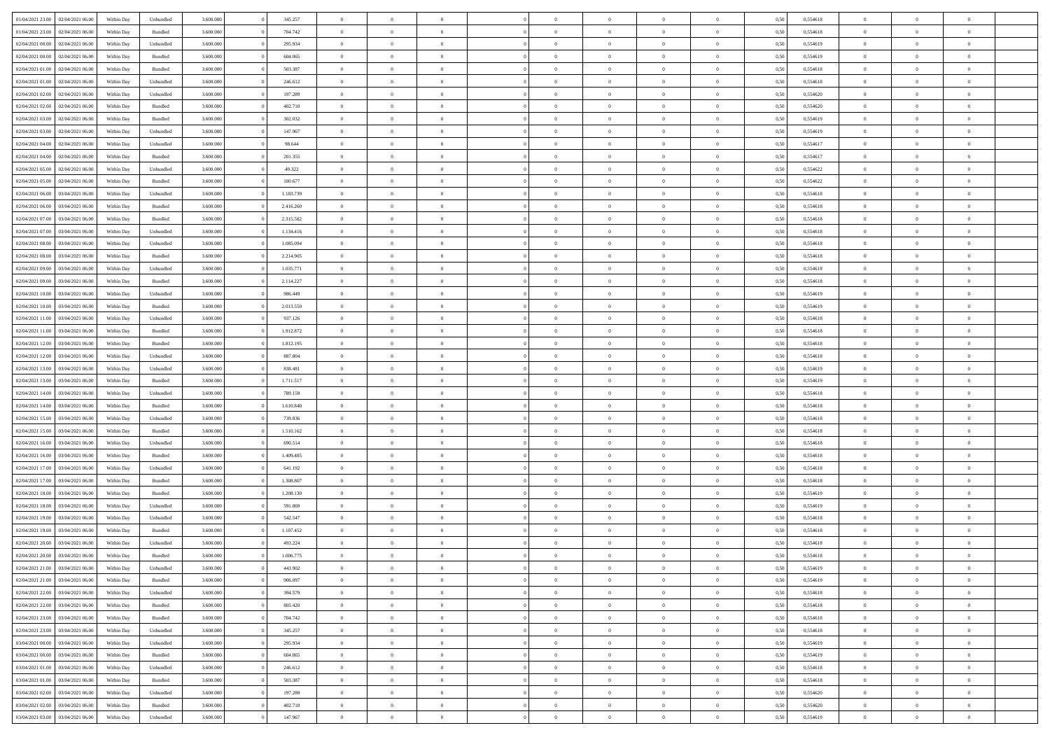| | | | | | | | | | | | | | | | | | | | | | |
|---|---|---|---|---|---|---|---|---|---|---|---|---|---|---|---|---|---|---|---|---|---|
| 01/04/2021 23.00 | 02/04/2021 06.00 | Within Day | Unbundled | 3.600.000 | 0 | 345.257 | 0 | 0 | 0 | | 0 | 0 | 0 | 0 | 0 | 0,50 | 0,554618 | 0 | 0 | 0 | |
| 01/04/2021 23.00 | 02/04/2021 06.00 | Within Day | Bundled | 3.600.000 | 0 | 704.742 | 0 | 0 | 0 | | 0 | 0 | 0 | 0 | 0 | 0,50 | 0,554618 | 0 | 0 | 0 | |
| 02/04/2021 00.00 | 02/04/2021 06.00 | Within Day | Unbundled | 3.600.000 | 0 | 295.934 | 0 | 0 | 0 | | 0 | 0 | 0 | 0 | 0 | 0,50 | 0,554619 | 0 | 0 | 0 | |
| 02/04/2021 00.00 | 02/04/2021 06.00 | Within Day | Bundled | 3.600.000 | 0 | 604.065 | 0 | 0 | 0 | | 0 | 0 | 0 | 0 | 0 | 0,50 | 0,554619 | 0 | 0 | 0 | |
| 02/04/2021 01.00 | 02/04/2021 06.00 | Within Day | Bundled | 3.600.000 | 0 | 503.387 | 0 | 0 | 0 | | 0 | 0 | 0 | 0 | 0 | 0,50 | 0,554618 | 0 | 0 | 0 | |
| 02/04/2021 01.00 | 02/04/2021 06.00 | Within Day | Unbundled | 3.600.000 | 0 | 246.612 | 0 | 0 | 0 | | 0 | 0 | 0 | 0 | 0 | 0,50 | 0,554618 | 0 | 0 | 0 | |
| 02/04/2021 02.00 | 02/04/2021 06.00 | Within Day | Unbundled | 3.600.000 | 0 | 197.289 | 0 | 0 | 0 | | 0 | 0 | 0 | 0 | 0 | 0,50 | 0,554620 | 0 | 0 | 0 | |
| 02/04/2021 02.00 | 02/04/2021 06.00 | Within Day | Bundled | 3.600.000 | 0 | 402.710 | 0 | 0 | 0 | | 0 | 0 | 0 | 0 | 0 | 0,50 | 0,554620 | 0 | 0 | 0 | |
| 02/04/2021 03.00 | 02/04/2021 06.00 | Within Day | Bundled | 3.600.000 | 0 | 302.032 | 0 | 0 | 0 | | 0 | 0 | 0 | 0 | 0 | 0,50 | 0,554619 | 0 | 0 | 0 | |
| 02/04/2021 03.00 | 02/04/2021 06.00 | Within Day | Unbundled | 3.600.000 | 0 | 147.967 | 0 | 0 | 0 | | 0 | 0 | 0 | 0 | 0 | 0,50 | 0,554619 | 0 | 0 | 0 | |
| 02/04/2021 04.00 | 02/04/2021 06.00 | Within Day | Unbundled | 3.600.000 | 0 | 98.644 | 0 | 0 | 0 | | 0 | 0 | 0 | 0 | 0 | 0,50 | 0,554617 | 0 | 0 | 0 | |
| 02/04/2021 04.00 | 02/04/2021 06.00 | Within Day | Bundled | 3.600.000 | 0 | 201.355 | 0 | 0 | 0 | | 0 | 0 | 0 | 0 | 0 | 0,50 | 0,554617 | 0 | 0 | 0 | |
| 02/04/2021 05.00 | 02/04/2021 06.00 | Within Day | Unbundled | 3.600.000 | 0 | 49.322 | 0 | 0 | 0 | | 0 | 0 | 0 | 0 | 0 | 0,50 | 0,554622 | 0 | 0 | 0 | |
| 02/04/2021 05.00 | 02/04/2021 06.00 | Within Day | Bundled | 3.600.000 | 0 | 100.677 | 0 | 0 | 0 | | 0 | 0 | 0 | 0 | 0 | 0,50 | 0,554622 | 0 | 0 | 0 | |
| 02/04/2021 06.00 | 03/04/2021 06.00 | Within Day | Unbundled | 3.600.000 | 0 | 1.183.739 | 0 | 0 | 0 | | 0 | 0 | 0 | 0 | 0 | 0,50 | 0,554618 | 0 | 0 | 0 | |
| 02/04/2021 06.00 | 03/04/2021 06.00 | Within Day | Bundled | 3.600.000 | 0 | 2.416.260 | 0 | 0 | 0 | | 0 | 0 | 0 | 0 | 0 | 0,50 | 0,554618 | 0 | 0 | 0 | |
| 02/04/2021 07.00 | 03/04/2021 06.00 | Within Day | Bundled | 3.600.000 | 0 | 2.315.582 | 0 | 0 | 0 | | 0 | 0 | 0 | 0 | 0 | 0,50 | 0,554618 | 0 | 0 | 0 | |
| 02/04/2021 07.00 | 03/04/2021 06.00 | Within Day | Unbundled | 3.600.000 | 0 | 1.134.416 | 0 | 0 | 0 | | 0 | 0 | 0 | 0 | 0 | 0,50 | 0,554618 | 0 | 0 | 0 | |
| 02/04/2021 08.00 | 03/04/2021 06.00 | Within Day | Unbundled | 3.600.000 | 0 | 1.085.094 | 0 | 0 | 0 | | 0 | 0 | 0 | 0 | 0 | 0,50 | 0,554618 | 0 | 0 | 0 | |
| 02/04/2021 08.00 | 03/04/2021 06.00 | Within Day | Bundled | 3.600.000 | 0 | 2.214.905 | 0 | 0 | 0 | | 0 | 0 | 0 | 0 | 0 | 0,50 | 0,554618 | 0 | 0 | 0 | |
| 02/04/2021 09.00 | 03/04/2021 06.00 | Within Day | Unbundled | 3.600.000 | 0 | 1.035.771 | 0 | 0 | 0 | | 0 | 0 | 0 | 0 | 0 | 0,50 | 0,554618 | 0 | 0 | 0 | |
| 02/04/2021 09.00 | 03/04/2021 06.00 | Within Day | Bundled | 3.600.000 | 0 | 2.114.227 | 0 | 0 | 0 | | 0 | 0 | 0 | 0 | 0 | 0,50 | 0,554618 | 0 | 0 | 0 | |
| 02/04/2021 10.00 | 03/04/2021 06.00 | Within Day | Unbundled | 3.600.000 | 0 | 986.449 | 0 | 0 | 0 | | 0 | 0 | 0 | 0 | 0 | 0,50 | 0,554619 | 0 | 0 | 0 | |
| 02/04/2021 10.00 | 03/04/2021 06.00 | Within Day | Bundled | 3.600.000 | 0 | 2.013.550 | 0 | 0 | 0 | | 0 | 0 | 0 | 0 | 0 | 0,50 | 0,554619 | 0 | 0 | 0 | |
| 02/04/2021 11.00 | 03/04/2021 06.00 | Within Day | Unbundled | 3.600.000 | 0 | 937.126 | 0 | 0 | 0 | | 0 | 0 | 0 | 0 | 0 | 0,50 | 0,554618 | 0 | 0 | 0 | |
| 02/04/2021 11.00 | 03/04/2021 06.00 | Within Day | Bundled | 3.600.000 | 0 | 1.912.872 | 0 | 0 | 0 | | 0 | 0 | 0 | 0 | 0 | 0,50 | 0,554618 | 0 | 0 | 0 | |
| 02/04/2021 12.00 | 03/04/2021 06.00 | Within Day | Bundled | 3.600.000 | 0 | 1.812.195 | 0 | 0 | 0 | | 0 | 0 | 0 | 0 | 0 | 0,50 | 0,554618 | 0 | 0 | 0 | |
| 02/04/2021 12.00 | 03/04/2021 06.00 | Within Day | Unbundled | 3.600.000 | 0 | 887.804 | 0 | 0 | 0 | | 0 | 0 | 0 | 0 | 0 | 0,50 | 0,554618 | 0 | 0 | 0 | |
| 02/04/2021 13.00 | 03/04/2021 06.00 | Within Day | Unbundled | 3.600.000 | 0 | 838.481 | 0 | 0 | 0 | | 0 | 0 | 0 | 0 | 0 | 0,50 | 0,554619 | 0 | 0 | 0 | |
| 02/04/2021 13.00 | 03/04/2021 06.00 | Within Day | Bundled | 3.600.000 | 0 | 1.711.517 | 0 | 0 | 0 | | 0 | 0 | 0 | 0 | 0 | 0,50 | 0,554619 | 0 | 0 | 0 | |
| 02/04/2021 14.00 | 03/04/2021 06.00 | Within Day | Unbundled | 3.600.000 | 0 | 789.159 | 0 | 0 | 0 | | 0 | 0 | 0 | 0 | 0 | 0,50 | 0,554618 | 0 | 0 | 0 | |
| 02/04/2021 14.00 | 03/04/2021 06.00 | Within Day | Bundled | 3.600.000 | 0 | 1.610.840 | 0 | 0 | 0 | | 0 | 0 | 0 | 0 | 0 | 0,50 | 0,554618 | 0 | 0 | 0 | |
| 02/04/2021 15.00 | 03/04/2021 06.00 | Within Day | Unbundled | 3.600.000 | 0 | 739.836 | 0 | 0 | 0 | | 0 | 0 | 0 | 0 | 0 | 0,50 | 0,554618 | 0 | 0 | 0 | |
| 02/04/2021 15.00 | 03/04/2021 06.00 | Within Day | Bundled | 3.600.000 | 0 | 1.510.162 | 0 | 0 | 0 | | 0 | 0 | 0 | 0 | 0 | 0,50 | 0,554618 | 0 | 0 | 0 | |
| 02/04/2021 16.00 | 03/04/2021 06.00 | Within Day | Unbundled | 3.600.000 | 0 | 690.514 | 0 | 0 | 0 | | 0 | 0 | 0 | 0 | 0 | 0,50 | 0,554618 | 0 | 0 | 0 | |
| 02/04/2021 16.00 | 03/04/2021 06.00 | Within Day | Bundled | 3.600.000 | 0 | 1.409.485 | 0 | 0 | 0 | | 0 | 0 | 0 | 0 | 0 | 0,50 | 0,554618 | 0 | 0 | 0 | |
| 02/04/2021 17.00 | 03/04/2021 06.00 | Within Day | Unbundled | 3.600.000 | 0 | 641.192 | 0 | 0 | 0 | | 0 | 0 | 0 | 0 | 0 | 0,50 | 0,554618 | 0 | 0 | 0 | |
| 02/04/2021 17.00 | 03/04/2021 06.00 | Within Day | Bundled | 3.600.000 | 0 | 1.308.807 | 0 | 0 | 0 | | 0 | 0 | 0 | 0 | 0 | 0,50 | 0,554618 | 0 | 0 | 0 | |
| 02/04/2021 18.00 | 03/04/2021 06.00 | Within Day | Bundled | 3.600.000 | 0 | 1.208.130 | 0 | 0 | 0 | | 0 | 0 | 0 | 0 | 0 | 0,50 | 0,554619 | 0 | 0 | 0 | |
| 02/04/2021 18.00 | 03/04/2021 06.00 | Within Day | Unbundled | 3.600.000 | 0 | 591.869 | 0 | 0 | 0 | | 0 | 0 | 0 | 0 | 0 | 0,50 | 0,554619 | 0 | 0 | 0 | |
| 02/04/2021 19.00 | 03/04/2021 06.00 | Within Day | Unbundled | 3.600.000 | 0 | 542.547 | 0 | 0 | 0 | | 0 | 0 | 0 | 0 | 0 | 0,50 | 0,554618 | 0 | 0 | 0 | |
| 02/04/2021 19.00 | 03/04/2021 06.00 | Within Day | Bundled | 3.600.000 | 0 | 1.107.452 | 0 | 0 | 0 | | 0 | 0 | 0 | 0 | 0 | 0,50 | 0,554618 | 0 | 0 | 0 | |
| 02/04/2021 20.00 | 03/04/2021 06.00 | Within Day | Unbundled | 3.600.000 | 0 | 493.224 | 0 | 0 | 0 | | 0 | 0 | 0 | 0 | 0 | 0,50 | 0,554618 | 0 | 0 | 0 | |
| 02/04/2021 20.00 | 03/04/2021 06.00 | Within Day | Bundled | 3.600.000 | 0 | 1.006.775 | 0 | 0 | 0 | | 0 | 0 | 0 | 0 | 0 | 0,50 | 0,554618 | 0 | 0 | 0 | |
| 02/04/2021 21.00 | 03/04/2021 06.00 | Within Day | Unbundled | 3.600.000 | 0 | 443.902 | 0 | 0 | 0 | | 0 | 0 | 0 | 0 | 0 | 0,50 | 0,554619 | 0 | 0 | 0 | |
| 02/04/2021 21.00 | 03/04/2021 06.00 | Within Day | Bundled | 3.600.000 | 0 | 906.097 | 0 | 0 | 0 | | 0 | 0 | 0 | 0 | 0 | 0,50 | 0,554619 | 0 | 0 | 0 | |
| 02/04/2021 22.00 | 03/04/2021 06.00 | Within Day | Unbundled | 3.600.000 | 0 | 394.579 | 0 | 0 | 0 | | 0 | 0 | 0 | 0 | 0 | 0,50 | 0,554618 | 0 | 0 | 0 | |
| 02/04/2021 22.00 | 03/04/2021 06.00 | Within Day | Bundled | 3.600.000 | 0 | 805.420 | 0 | 0 | 0 | | 0 | 0 | 0 | 0 | 0 | 0,50 | 0,554618 | 0 | 0 | 0 | |
| 02/04/2021 23.00 | 03/04/2021 06.00 | Within Day | Bundled | 3.600.000 | 0 | 704.742 | 0 | 0 | 0 | | 0 | 0 | 0 | 0 | 0 | 0,50 | 0,554618 | 0 | 0 | 0 | |
| 02/04/2021 23.00 | 03/04/2021 06.00 | Within Day | Unbundled | 3.600.000 | 0 | 345.257 | 0 | 0 | 0 | | 0 | 0 | 0 | 0 | 0 | 0,50 | 0,554618 | 0 | 0 | 0 | |
| 03/04/2021 00.00 | 03/04/2021 06.00 | Within Day | Unbundled | 3.600.000 | 0 | 295.934 | 0 | 0 | 0 | | 0 | 0 | 0 | 0 | 0 | 0,50 | 0,554619 | 0 | 0 | 0 | |
| 03/04/2021 00.00 | 03/04/2021 06.00 | Within Day | Bundled | 3.600.000 | 0 | 604.065 | 0 | 0 | 0 | | 0 | 0 | 0 | 0 | 0 | 0,50 | 0,554619 | 0 | 0 | 0 | |
| 03/04/2021 01.00 | 03/04/2021 06.00 | Within Day | Unbundled | 3.600.000 | 0 | 246.612 | 0 | 0 | 0 | | 0 | 0 | 0 | 0 | 0 | 0,50 | 0,554618 | 0 | 0 | 0 | |
| 03/04/2021 01.00 | 03/04/2021 06.00 | Within Day | Bundled | 3.600.000 | 0 | 503.387 | 0 | 0 | 0 | | 0 | 0 | 0 | 0 | 0 | 0,50 | 0,554618 | 0 | 0 | 0 | |
| 03/04/2021 02.00 | 03/04/2021 06.00 | Within Day | Unbundled | 3.600.000 | 0 | 197.289 | 0 | 0 | 0 | | 0 | 0 | 0 | 0 | 0 | 0,50 | 0,554620 | 0 | 0 | 0 | |
| 03/04/2021 02.00 | 03/04/2021 06.00 | Within Day | Bundled | 3.600.000 | 0 | 402.710 | 0 | 0 | 0 | | 0 | 0 | 0 | 0 | 0 | 0,50 | 0,554620 | 0 | 0 | 0 | |
| 03/04/2021 03.00 | 03/04/2021 06.00 | Within Day | Unbundled | 3.600.000 | 0 | 147.967 | 0 | 0 | 0 | | 0 | 0 | 0 | 0 | 0 | 0,50 | 0,554619 | 0 | 0 | 0 | |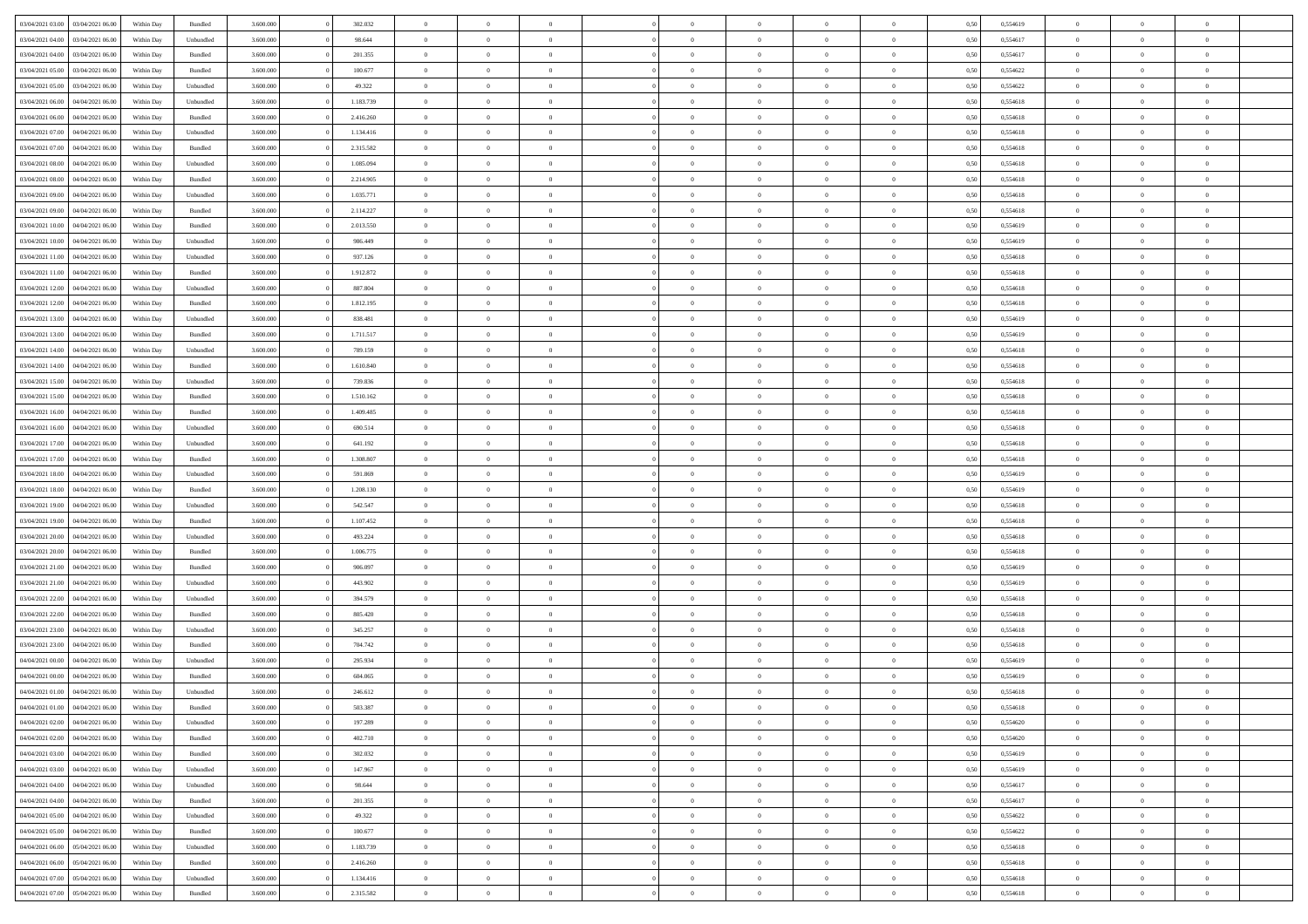| | | | | | | | | | | | | | | | | | | | | |
|---|---|---|---|---|---|---|---|---|---|---|---|---|---|---|---|---|---|---|---|---|
| 03/04/2021 03:00 | 03/04/2021 06:00 | Within Day | Bundled | 3.600.000 | 0 | 302.032 | 0 | 0 | 0 | | 0 | 0 | 0 | 0 | 0,50 | 0,554619 | 0 | 0 | 0 | |
| 03/04/2021 04:00 | 03/04/2021 06:00 | Within Day | Unbundled | 3.600.000 | 0 | 98.644 | 0 | 0 | 0 | | 0 | 0 | 0 | 0 | 0,50 | 0,554617 | 0 | 0 | 0 | |
| 03/04/2021 04:00 | 03/04/2021 06:00 | Within Day | Bundled | 3.600.000 | 0 | 201.355 | 0 | 0 | 0 | | 0 | 0 | 0 | 0 | 0,50 | 0,554617 | 0 | 0 | 0 | |
| 03/04/2021 05:00 | 03/04/2021 06:00 | Within Day | Bundled | 3.600.000 | 0 | 100.677 | 0 | 0 | 0 | | 0 | 0 | 0 | 0 | 0,50 | 0,554622 | 0 | 0 | 0 | |
| 03/04/2021 05:00 | 03/04/2021 06:00 | Within Day | Unbundled | 3.600.000 | 0 | 49.322 | 0 | 0 | 0 | | 0 | 0 | 0 | 0 | 0,50 | 0,554622 | 0 | 0 | 0 | |
| 03/04/2021 06:00 | 04/04/2021 06:00 | Within Day | Unbundled | 3.600.000 | 0 | 1.183.739 | 0 | 0 | 0 | | 0 | 0 | 0 | 0 | 0,50 | 0,554618 | 0 | 0 | 0 | |
| 03/04/2021 06:00 | 04/04/2021 06:00 | Within Day | Bundled | 3.600.000 | 0 | 2.416.260 | 0 | 0 | 0 | | 0 | 0 | 0 | 0 | 0,50 | 0,554618 | 0 | 0 | 0 | |
| 03/04/2021 07:00 | 04/04/2021 06:00 | Within Day | Unbundled | 3.600.000 | 0 | 1.134.416 | 0 | 0 | 0 | | 0 | 0 | 0 | 0 | 0,50 | 0,554618 | 0 | 0 | 0 | |
| 03/04/2021 07:00 | 04/04/2021 06:00 | Within Day | Bundled | 3.600.000 | 0 | 2.315.582 | 0 | 0 | 0 | | 0 | 0 | 0 | 0 | 0,50 | 0,554618 | 0 | 0 | 0 | |
| 03/04/2021 08:00 | 04/04/2021 06:00 | Within Day | Unbundled | 3.600.000 | 0 | 1.085.094 | 0 | 0 | 0 | | 0 | 0 | 0 | 0 | 0,50 | 0,554618 | 0 | 0 | 0 | |
| 03/04/2021 08:00 | 04/04/2021 06:00 | Within Day | Bundled | 3.600.000 | 0 | 2.214.905 | 0 | 0 | 0 | | 0 | 0 | 0 | 0 | 0,50 | 0,554618 | 0 | 0 | 0 | |
| 03/04/2021 09:00 | 04/04/2021 06:00 | Within Day | Unbundled | 3.600.000 | 0 | 1.035.771 | 0 | 0 | 0 | | 0 | 0 | 0 | 0 | 0,50 | 0,554618 | 0 | 0 | 0 | |
| 03/04/2021 09:00 | 04/04/2021 06:00 | Within Day | Bundled | 3.600.000 | 0 | 2.114.227 | 0 | 0 | 0 | | 0 | 0 | 0 | 0 | 0,50 | 0,554618 | 0 | 0 | 0 | |
| 03/04/2021 10:00 | 04/04/2021 06:00 | Within Day | Bundled | 3.600.000 | 0 | 2.013.550 | 0 | 0 | 0 | | 0 | 0 | 0 | 0 | 0,50 | 0,554619 | 0 | 0 | 0 | |
| 03/04/2021 10:00 | 04/04/2021 06:00 | Within Day | Unbundled | 3.600.000 | 0 | 986.449 | 0 | 0 | 0 | | 0 | 0 | 0 | 0 | 0,50 | 0,554619 | 0 | 0 | 0 | |
| 03/04/2021 11:00 | 04/04/2021 06:00 | Within Day | Unbundled | 3.600.000 | 0 | 937.126 | 0 | 0 | 0 | | 0 | 0 | 0 | 0 | 0,50 | 0,554618 | 0 | 0 | 0 | |
| 03/04/2021 11:00 | 04/04/2021 06:00 | Within Day | Bundled | 3.600.000 | 0 | 1.912.872 | 0 | 0 | 0 | | 0 | 0 | 0 | 0 | 0,50 | 0,554618 | 0 | 0 | 0 | |
| 03/04/2021 12:00 | 04/04/2021 06:00 | Within Day | Unbundled | 3.600.000 | 0 | 887.804 | 0 | 0 | 0 | | 0 | 0 | 0 | 0 | 0,50 | 0,554618 | 0 | 0 | 0 | |
| 03/04/2021 12:00 | 04/04/2021 06:00 | Within Day | Bundled | 3.600.000 | 0 | 1.812.195 | 0 | 0 | 0 | | 0 | 0 | 0 | 0 | 0,50 | 0,554618 | 0 | 0 | 0 | |
| 03/04/2021 13:00 | 04/04/2021 06:00 | Within Day | Unbundled | 3.600.000 | 0 | 838.481 | 0 | 0 | 0 | | 0 | 0 | 0 | 0 | 0,50 | 0,554619 | 0 | 0 | 0 | |
| 03/04/2021 13:00 | 04/04/2021 06:00 | Within Day | Bundled | 3.600.000 | 0 | 1.711.517 | 0 | 0 | 0 | | 0 | 0 | 0 | 0 | 0,50 | 0,554619 | 0 | 0 | 0 | |
| 03/04/2021 14:00 | 04/04/2021 06:00 | Within Day | Unbundled | 3.600.000 | 0 | 789.159 | 0 | 0 | 0 | | 0 | 0 | 0 | 0 | 0,50 | 0,554618 | 0 | 0 | 0 | |
| 03/04/2021 14:00 | 04/04/2021 06:00 | Within Day | Bundled | 3.600.000 | 0 | 1.610.840 | 0 | 0 | 0 | | 0 | 0 | 0 | 0 | 0,50 | 0,554618 | 0 | 0 | 0 | |
| 03/04/2021 15:00 | 04/04/2021 06:00 | Within Day | Unbundled | 3.600.000 | 0 | 739.836 | 0 | 0 | 0 | | 0 | 0 | 0 | 0 | 0,50 | 0,554618 | 0 | 0 | 0 | |
| 03/04/2021 15:00 | 04/04/2021 06:00 | Within Day | Bundled | 3.600.000 | 0 | 1.510.162 | 0 | 0 | 0 | | 0 | 0 | 0 | 0 | 0,50 | 0,554618 | 0 | 0 | 0 | |
| 03/04/2021 16:00 | 04/04/2021 06:00 | Within Day | Bundled | 3.600.000 | 0 | 1.409.485 | 0 | 0 | 0 | | 0 | 0 | 0 | 0 | 0,50 | 0,554618 | 0 | 0 | 0 | |
| 03/04/2021 16:00 | 04/04/2021 06:00 | Within Day | Unbundled | 3.600.000 | 0 | 690.514 | 0 | 0 | 0 | | 0 | 0 | 0 | 0 | 0,50 | 0,554618 | 0 | 0 | 0 | |
| 03/04/2021 17:00 | 04/04/2021 06:00 | Within Day | Unbundled | 3.600.000 | 0 | 641.192 | 0 | 0 | 0 | | 0 | 0 | 0 | 0 | 0,50 | 0,554618 | 0 | 0 | 0 | |
| 03/04/2021 17:00 | 04/04/2021 06:00 | Within Day | Bundled | 3.600.000 | 0 | 1.308.807 | 0 | 0 | 0 | | 0 | 0 | 0 | 0 | 0,50 | 0,554618 | 0 | 0 | 0 | |
| 03/04/2021 18:00 | 04/04/2021 06:00 | Within Day | Unbundled | 3.600.000 | 0 | 591.869 | 0 | 0 | 0 | | 0 | 0 | 0 | 0 | 0,50 | 0,554619 | 0 | 0 | 0 | |
| 03/04/2021 18:00 | 04/04/2021 06:00 | Within Day | Bundled | 3.600.000 | 0 | 1.208.130 | 0 | 0 | 0 | | 0 | 0 | 0 | 0 | 0,50 | 0,554619 | 0 | 0 | 0 | |
| 03/04/2021 19:00 | 04/04/2021 06:00 | Within Day | Unbundled | 3.600.000 | 0 | 542.547 | 0 | 0 | 0 | | 0 | 0 | 0 | 0 | 0,50 | 0,554618 | 0 | 0 | 0 | |
| 03/04/2021 19:00 | 04/04/2021 06:00 | Within Day | Bundled | 3.600.000 | 0 | 1.107.452 | 0 | 0 | 0 | | 0 | 0 | 0 | 0 | 0,50 | 0,554618 | 0 | 0 | 0 | |
| 03/04/2021 20:00 | 04/04/2021 06:00 | Within Day | Unbundled | 3.600.000 | 0 | 493.224 | 0 | 0 | 0 | | 0 | 0 | 0 | 0 | 0,50 | 0,554618 | 0 | 0 | 0 | |
| 03/04/2021 20:00 | 04/04/2021 06:00 | Within Day | Bundled | 3.600.000 | 0 | 1.006.775 | 0 | 0 | 0 | | 0 | 0 | 0 | 0 | 0,50 | 0,554618 | 0 | 0 | 0 | |
| 03/04/2021 21:00 | 04/04/2021 06:00 | Within Day | Bundled | 3.600.000 | 0 | 906.097 | 0 | 0 | 0 | | 0 | 0 | 0 | 0 | 0,50 | 0,554619 | 0 | 0 | 0 | |
| 03/04/2021 21:00 | 04/04/2021 06:00 | Within Day | Unbundled | 3.600.000 | 0 | 443.902 | 0 | 0 | 0 | | 0 | 0 | 0 | 0 | 0,50 | 0,554619 | 0 | 0 | 0 | |
| 03/04/2021 22:00 | 04/04/2021 06:00 | Within Day | Unbundled | 3.600.000 | 0 | 394.579 | 0 | 0 | 0 | | 0 | 0 | 0 | 0 | 0,50 | 0,554618 | 0 | 0 | 0 | |
| 03/04/2021 22:00 | 04/04/2021 06:00 | Within Day | Bundled | 3.600.000 | 0 | 805.420 | 0 | 0 | 0 | | 0 | 0 | 0 | 0 | 0,50 | 0,554618 | 0 | 0 | 0 | |
| 03/04/2021 23:00 | 04/04/2021 06:00 | Within Day | Unbundled | 3.600.000 | 0 | 345.257 | 0 | 0 | 0 | | 0 | 0 | 0 | 0 | 0,50 | 0,554618 | 0 | 0 | 0 | |
| 03/04/2021 23:00 | 04/04/2021 06:00 | Within Day | Bundled | 3.600.000 | 0 | 704.742 | 0 | 0 | 0 | | 0 | 0 | 0 | 0 | 0,50 | 0,554618 | 0 | 0 | 0 | |
| 04/04/2021 00:00 | 04/04/2021 06:00 | Within Day | Unbundled | 3.600.000 | 0 | 295.934 | 0 | 0 | 0 | | 0 | 0 | 0 | 0 | 0,50 | 0,554619 | 0 | 0 | 0 | |
| 04/04/2021 00:00 | 04/04/2021 06:00 | Within Day | Bundled | 3.600.000 | 0 | 604.065 | 0 | 0 | 0 | | 0 | 0 | 0 | 0 | 0,50 | 0,554619 | 0 | 0 | 0 | |
| 04/04/2021 01:00 | 04/04/2021 06:00 | Within Day | Unbundled | 3.600.000 | 0 | 246.612 | 0 | 0 | 0 | | 0 | 0 | 0 | 0 | 0,50 | 0,554618 | 0 | 0 | 0 | |
| 04/04/2021 01:00 | 04/04/2021 06:00 | Within Day | Bundled | 3.600.000 | 0 | 503.387 | 0 | 0 | 0 | | 0 | 0 | 0 | 0 | 0,50 | 0,554618 | 0 | 0 | 0 | |
| 04/04/2021 02:00 | 04/04/2021 06:00 | Within Day | Unbundled | 3.600.000 | 0 | 197.289 | 0 | 0 | 0 | | 0 | 0 | 0 | 0 | 0,50 | 0,554620 | 0 | 0 | 0 | |
| 04/04/2021 02:00 | 04/04/2021 06:00 | Within Day | Bundled | 3.600.000 | 0 | 402.710 | 0 | 0 | 0 | | 0 | 0 | 0 | 0 | 0,50 | 0,554620 | 0 | 0 | 0 | |
| 04/04/2021 03:00 | 04/04/2021 06:00 | Within Day | Bundled | 3.600.000 | 0 | 302.032 | 0 | 0 | 0 | | 0 | 0 | 0 | 0 | 0,50 | 0,554619 | 0 | 0 | 0 | |
| 04/04/2021 03:00 | 04/04/2021 06:00 | Within Day | Unbundled | 3.600.000 | 0 | 147.967 | 0 | 0 | 0 | | 0 | 0 | 0 | 0 | 0,50 | 0,554619 | 0 | 0 | 0 | |
| 04/04/2021 04:00 | 04/04/2021 06:00 | Within Day | Unbundled | 3.600.000 | 0 | 98.644 | 0 | 0 | 0 | | 0 | 0 | 0 | 0 | 0,50 | 0,554617 | 0 | 0 | 0 | |
| 04/04/2021 04:00 | 04/04/2021 06:00 | Within Day | Bundled | 3.600.000 | 0 | 201.355 | 0 | 0 | 0 | | 0 | 0 | 0 | 0 | 0,50 | 0,554617 | 0 | 0 | 0 | |
| 04/04/2021 05:00 | 04/04/2021 06:00 | Within Day | Unbundled | 3.600.000 | 0 | 49.322 | 0 | 0 | 0 | | 0 | 0 | 0 | 0 | 0,50 | 0,554622 | 0 | 0 | 0 | |
| 04/04/2021 05:00 | 04/04/2021 06:00 | Within Day | Bundled | 3.600.000 | 0 | 100.677 | 0 | 0 | 0 | | 0 | 0 | 0 | 0 | 0,50 | 0,554622 | 0 | 0 | 0 | |
| 04/04/2021 06:00 | 05/04/2021 06:00 | Within Day | Unbundled | 3.600.000 | 0 | 1.183.739 | 0 | 0 | 0 | | 0 | 0 | 0 | 0 | 0,50 | 0,554618 | 0 | 0 | 0 | |
| 04/04/2021 06:00 | 05/04/2021 06:00 | Within Day | Bundled | 3.600.000 | 0 | 2.416.260 | 0 | 0 | 0 | | 0 | 0 | 0 | 0 | 0,50 | 0,554618 | 0 | 0 | 0 | |
| 04/04/2021 07:00 | 05/04/2021 06:00 | Within Day | Unbundled | 3.600.000 | 0 | 1.134.416 | 0 | 0 | 0 | | 0 | 0 | 0 | 0 | 0,50 | 0,554618 | 0 | 0 | 0 | |
| 04/04/2021 07:00 | 05/04/2021 06:00 | Within Day | Bundled | 3.600.000 | 0 | 2.315.582 | 0 | 0 | 0 | | 0 | 0 | 0 | 0 | 0,50 | 0,554618 | 0 | 0 | 0 | |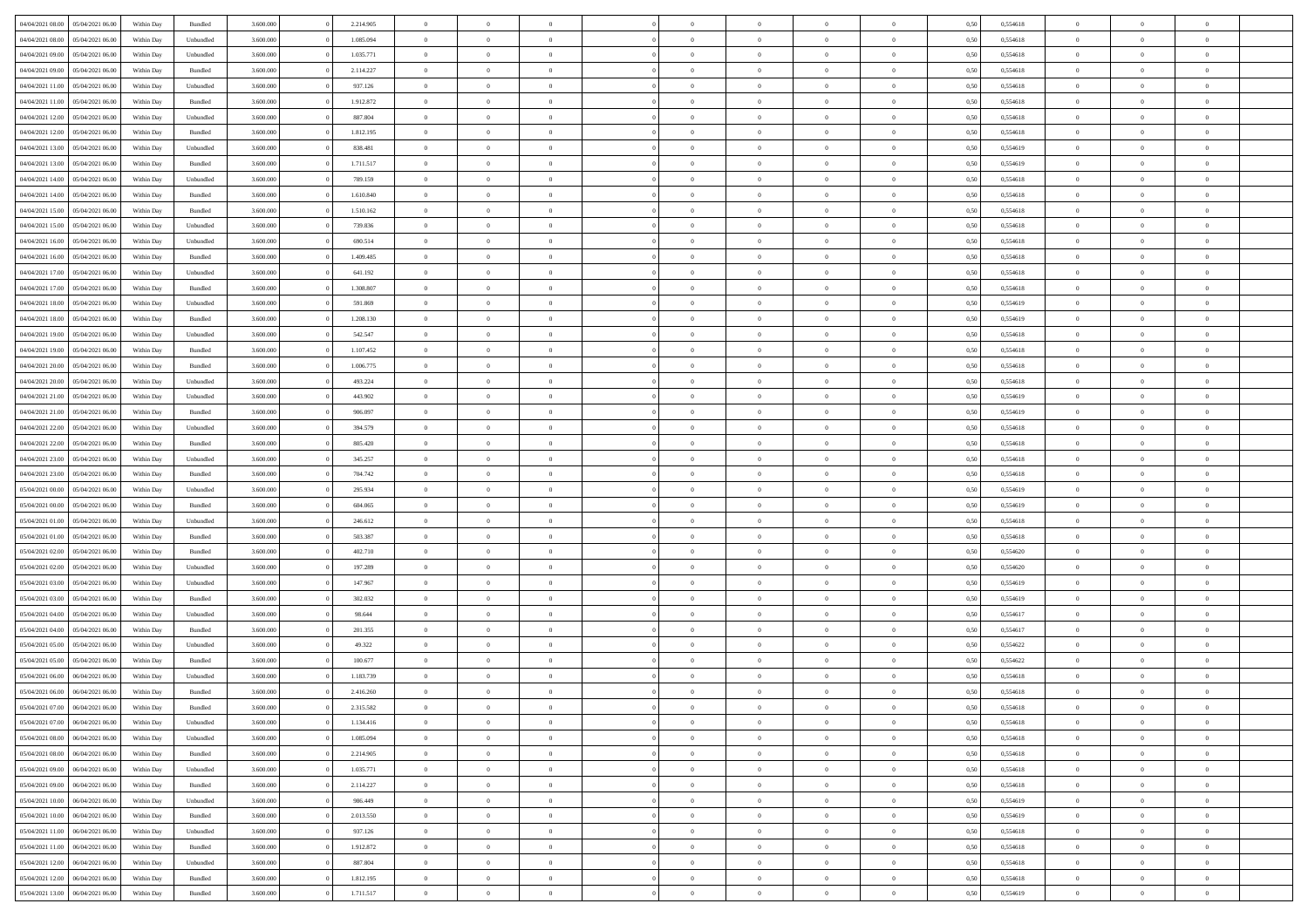| | | | | | | | | | | | | | | | | | | | | |
|---|---|---|---|---|---|---|---|---|---|---|---|---|---|---|---|---|---|---|---|---|
| 04/04/2021 08:00 | 05/04/2021 06:00 | Within Day | Bundled | 3.600.000 | 0 | 2.214.905 | 0 | 0 | 0 | | 0 | 0 | 0 | 0 | 0,50 | 0,554618 | 0 | 0 | 0 | |
| 04/04/2021 08:00 | 05/04/2021 06:00 | Within Day | Unbundled | 3.600.000 | 0 | 1.085.094 | 0 | 0 | 0 | | 0 | 0 | 0 | 0 | 0,50 | 0,554618 | 0 | 0 | 0 | |
| 04/04/2021 09:00 | 05/04/2021 06:00 | Within Day | Unbundled | 3.600.000 | 0 | 1.035.771 | 0 | 0 | 0 | | 0 | 0 | 0 | 0 | 0,50 | 0,554618 | 0 | 0 | 0 | |
| 04/04/2021 09:00 | 05/04/2021 06:00 | Within Day | Bundled | 3.600.000 | 0 | 2.114.227 | 0 | 0 | 0 | | 0 | 0 | 0 | 0 | 0,50 | 0,554618 | 0 | 0 | 0 | |
| 04/04/2021 11:00 | 05/04/2021 06:00 | Within Day | Unbundled | 3.600.000 | 0 | 937.126 | 0 | 0 | 0 | | 0 | 0 | 0 | 0 | 0,50 | 0,554618 | 0 | 0 | 0 | |
| 04/04/2021 11:00 | 05/04/2021 06:00 | Within Day | Bundled | 3.600.000 | 0 | 1.912.872 | 0 | 0 | 0 | | 0 | 0 | 0 | 0 | 0,50 | 0,554618 | 0 | 0 | 0 | |
| 04/04/2021 12:00 | 05/04/2021 06:00 | Within Day | Unbundled | 3.600.000 | 0 | 887.804 | 0 | 0 | 0 | | 0 | 0 | 0 | 0 | 0,50 | 0,554618 | 0 | 0 | 0 | |
| 04/04/2021 12:00 | 05/04/2021 06:00 | Within Day | Bundled | 3.600.000 | 0 | 1.812.195 | 0 | 0 | 0 | | 0 | 0 | 0 | 0 | 0,50 | 0,554618 | 0 | 0 | 0 | |
| 04/04/2021 13:00 | 05/04/2021 06:00 | Within Day | Unbundled | 3.600.000 | 0 | 838.481 | 0 | 0 | 0 | | 0 | 0 | 0 | 0 | 0,50 | 0,554619 | 0 | 0 | 0 | |
| 04/04/2021 13:00 | 05/04/2021 06:00 | Within Day | Bundled | 3.600.000 | 0 | 1.711.517 | 0 | 0 | 0 | | 0 | 0 | 0 | 0 | 0,50 | 0,554619 | 0 | 0 | 0 | |
| 04/04/2021 14:00 | 05/04/2021 06:00 | Within Day | Unbundled | 3.600.000 | 0 | 789.159 | 0 | 0 | 0 | | 0 | 0 | 0 | 0 | 0,50 | 0,554618 | 0 | 0 | 0 | |
| 04/04/2021 14:00 | 05/04/2021 06:00 | Within Day | Bundled | 3.600.000 | 0 | 1.610.840 | 0 | 0 | 0 | | 0 | 0 | 0 | 0 | 0,50 | 0,554618 | 0 | 0 | 0 | |
| 04/04/2021 15:00 | 05/04/2021 06:00 | Within Day | Bundled | 3.600.000 | 0 | 1.510.162 | 0 | 0 | 0 | | 0 | 0 | 0 | 0 | 0,50 | 0,554618 | 0 | 0 | 0 | |
| 04/04/2021 15:00 | 05/04/2021 06:00 | Within Day | Unbundled | 3.600.000 | 0 | 739.836 | 0 | 0 | 0 | | 0 | 0 | 0 | 0 | 0,50 | 0,554618 | 0 | 0 | 0 | |
| 04/04/2021 16:00 | 05/04/2021 06:00 | Within Day | Unbundled | 3.600.000 | 0 | 690.514 | 0 | 0 | 0 | | 0 | 0 | 0 | 0 | 0,50 | 0,554618 | 0 | 0 | 0 | |
| 04/04/2021 16:00 | 05/04/2021 06:00 | Within Day | Bundled | 3.600.000 | 0 | 1.409.485 | 0 | 0 | 0 | | 0 | 0 | 0 | 0 | 0,50 | 0,554618 | 0 | 0 | 0 | |
| 04/04/2021 17:00 | 05/04/2021 06:00 | Within Day | Unbundled | 3.600.000 | 0 | 641.192 | 0 | 0 | 0 | | 0 | 0 | 0 | 0 | 0,50 | 0,554618 | 0 | 0 | 0 | |
| 04/04/2021 17:00 | 05/04/2021 06:00 | Within Day | Bundled | 3.600.000 | 0 | 1.308.807 | 0 | 0 | 0 | | 0 | 0 | 0 | 0 | 0,50 | 0,554618 | 0 | 0 | 0 | |
| 04/04/2021 18:00 | 05/04/2021 06:00 | Within Day | Unbundled | 3.600.000 | 0 | 591.869 | 0 | 0 | 0 | | 0 | 0 | 0 | 0 | 0,50 | 0,554619 | 0 | 0 | 0 | |
| 04/04/2021 18:00 | 05/04/2021 06:00 | Within Day | Bundled | 3.600.000 | 0 | 1.208.130 | 0 | 0 | 0 | | 0 | 0 | 0 | 0 | 0,50 | 0,554619 | 0 | 0 | 0 | |
| 04/04/2021 19:00 | 05/04/2021 06:00 | Within Day | Unbundled | 3.600.000 | 0 | 542.547 | 0 | 0 | 0 | | 0 | 0 | 0 | 0 | 0,50 | 0,554618 | 0 | 0 | 0 | |
| 04/04/2021 19:00 | 05/04/2021 06:00 | Within Day | Bundled | 3.600.000 | 0 | 1.107.452 | 0 | 0 | 0 | | 0 | 0 | 0 | 0 | 0,50 | 0,554618 | 0 | 0 | 0 | |
| 04/04/2021 20:00 | 05/04/2021 06:00 | Within Day | Bundled | 3.600.000 | 0 | 1.006.775 | 0 | 0 | 0 | | 0 | 0 | 0 | 0 | 0,50 | 0,554618 | 0 | 0 | 0 | |
| 04/04/2021 20:00 | 05/04/2021 06:00 | Within Day | Unbundled | 3.600.000 | 0 | 493.224 | 0 | 0 | 0 | | 0 | 0 | 0 | 0 | 0,50 | 0,554618 | 0 | 0 | 0 | |
| 04/04/2021 21:00 | 05/04/2021 06:00 | Within Day | Unbundled | 3.600.000 | 0 | 443.902 | 0 | 0 | 0 | | 0 | 0 | 0 | 0 | 0,50 | 0,554619 | 0 | 0 | 0 | |
| 04/04/2021 21:00 | 05/04/2021 06:00 | Within Day | Bundled | 3.600.000 | 0 | 906.097 | 0 | 0 | 0 | | 0 | 0 | 0 | 0 | 0,50 | 0,554619 | 0 | 0 | 0 | |
| 04/04/2021 22:00 | 05/04/2021 06:00 | Within Day | Unbundled | 3.600.000 | 0 | 394.579 | 0 | 0 | 0 | | 0 | 0 | 0 | 0 | 0,50 | 0,554618 | 0 | 0 | 0 | |
| 04/04/2021 22:00 | 05/04/2021 06:00 | Within Day | Bundled | 3.600.000 | 0 | 805.420 | 0 | 0 | 0 | | 0 | 0 | 0 | 0 | 0,50 | 0,554618 | 0 | 0 | 0 | |
| 04/04/2021 23:00 | 05/04/2021 06:00 | Within Day | Unbundled | 3.600.000 | 0 | 345.257 | 0 | 0 | 0 | | 0 | 0 | 0 | 0 | 0,50 | 0,554618 | 0 | 0 | 0 | |
| 04/04/2021 23:00 | 05/04/2021 06:00 | Within Day | Bundled | 3.600.000 | 0 | 704.742 | 0 | 0 | 0 | | 0 | 0 | 0 | 0 | 0,50 | 0,554618 | 0 | 0 | 0 | |
| 05/04/2021 00:00 | 05/04/2021 06:00 | Within Day | Unbundled | 3.600.000 | 0 | 295.934 | 0 | 0 | 0 | | 0 | 0 | 0 | 0 | 0,50 | 0,554619 | 0 | 0 | 0 | |
| 05/04/2021 00:00 | 05/04/2021 06:00 | Within Day | Bundled | 3.600.000 | 0 | 604.065 | 0 | 0 | 0 | | 0 | 0 | 0 | 0 | 0,50 | 0,554619 | 0 | 0 | 0 | |
| 05/04/2021 01:00 | 05/04/2021 06:00 | Within Day | Unbundled | 3.600.000 | 0 | 246.612 | 0 | 0 | 0 | | 0 | 0 | 0 | 0 | 0,50 | 0,554618 | 0 | 0 | 0 | |
| 05/04/2021 01:00 | 05/04/2021 06:00 | Within Day | Bundled | 3.600.000 | 0 | 503.387 | 0 | 0 | 0 | | 0 | 0 | 0 | 0 | 0,50 | 0,554618 | 0 | 0 | 0 | |
| 05/04/2021 02:00 | 05/04/2021 06:00 | Within Day | Bundled | 3.600.000 | 0 | 402.710 | 0 | 0 | 0 | | 0 | 0 | 0 | 0 | 0,50 | 0,554620 | 0 | 0 | 0 | |
| 05/04/2021 02:00 | 05/04/2021 06:00 | Within Day | Unbundled | 3.600.000 | 0 | 197.289 | 0 | 0 | 0 | | 0 | 0 | 0 | 0 | 0,50 | 0,554620 | 0 | 0 | 0 | |
| 05/04/2021 03:00 | 05/04/2021 06:00 | Within Day | Unbundled | 3.600.000 | 0 | 147.967 | 0 | 0 | 0 | | 0 | 0 | 0 | 0 | 0,50 | 0,554619 | 0 | 0 | 0 | |
| 05/04/2021 03:00 | 05/04/2021 06:00 | Within Day | Bundled | 3.600.000 | 0 | 302.032 | 0 | 0 | 0 | | 0 | 0 | 0 | 0 | 0,50 | 0,554619 | 0 | 0 | 0 | |
| 05/04/2021 04:00 | 05/04/2021 06:00 | Within Day | Unbundled | 3.600.000 | 0 | 98.644 | 0 | 0 | 0 | | 0 | 0 | 0 | 0 | 0,50 | 0,554617 | 0 | 0 | 0 | |
| 05/04/2021 04:00 | 05/04/2021 06:00 | Within Day | Bundled | 3.600.000 | 0 | 201.355 | 0 | 0 | 0 | | 0 | 0 | 0 | 0 | 0,50 | 0,554617 | 0 | 0 | 0 | |
| 05/04/2021 05:00 | 05/04/2021 06:00 | Within Day | Unbundled | 3.600.000 | 0 | 49.322 | 0 | 0 | 0 | | 0 | 0 | 0 | 0 | 0,50 | 0,554622 | 0 | 0 | 0 | |
| 05/04/2021 05:00 | 05/04/2021 06:00 | Within Day | Bundled | 3.600.000 | 0 | 100.677 | 0 | 0 | 0 | | 0 | 0 | 0 | 0 | 0,50 | 0,554622 | 0 | 0 | 0 | |
| 05/04/2021 06:00 | 06/04/2021 06:00 | Within Day | Unbundled | 3.600.000 | 0 | 1.183.739 | 0 | 0 | 0 | | 0 | 0 | 0 | 0 | 0,50 | 0,554618 | 0 | 0 | 0 | |
| 05/04/2021 06:00 | 06/04/2021 06:00 | Within Day | Bundled | 3.600.000 | 0 | 2.416.260 | 0 | 0 | 0 | | 0 | 0 | 0 | 0 | 0,50 | 0,554618 | 0 | 0 | 0 | |
| 05/04/2021 07:00 | 06/04/2021 06:00 | Within Day | Bundled | 3.600.000 | 0 | 2.315.582 | 0 | 0 | 0 | | 0 | 0 | 0 | 0 | 0,50 | 0,554618 | 0 | 0 | 0 | |
| 05/04/2021 07:00 | 06/04/2021 06:00 | Within Day | Unbundled | 3.600.000 | 0 | 1.134.416 | 0 | 0 | 0 | | 0 | 0 | 0 | 0 | 0,50 | 0,554618 | 0 | 0 | 0 | |
| 05/04/2021 08:00 | 06/04/2021 06:00 | Within Day | Unbundled | 3.600.000 | 0 | 1.085.094 | 0 | 0 | 0 | | 0 | 0 | 0 | 0 | 0,50 | 0,554618 | 0 | 0 | 0 | |
| 05/04/2021 08:00 | 06/04/2021 06:00 | Within Day | Bundled | 3.600.000 | 0 | 2.214.905 | 0 | 0 | 0 | | 0 | 0 | 0 | 0 | 0,50 | 0,554618 | 0 | 0 | 0 | |
| 05/04/2021 09:00 | 06/04/2021 06:00 | Within Day | Unbundled | 3.600.000 | 0 | 1.035.771 | 0 | 0 | 0 | | 0 | 0 | 0 | 0 | 0,50 | 0,554618 | 0 | 0 | 0 | |
| 05/04/2021 09:00 | 06/04/2021 06:00 | Within Day | Bundled | 3.600.000 | 0 | 2.114.227 | 0 | 0 | 0 | | 0 | 0 | 0 | 0 | 0,50 | 0,554618 | 0 | 0 | 0 | |
| 05/04/2021 10:00 | 06/04/2021 06:00 | Within Day | Unbundled | 3.600.000 | 0 | 986.449 | 0 | 0 | 0 | | 0 | 0 | 0 | 0 | 0,50 | 0,554619 | 0 | 0 | 0 | |
| 05/04/2021 10:00 | 06/04/2021 06:00 | Within Day | Bundled | 3.600.000 | 0 | 2.013.550 | 0 | 0 | 0 | | 0 | 0 | 0 | 0 | 0,50 | 0,554619 | 0 | 0 | 0 | |
| 05/04/2021 11:00 | 06/04/2021 06:00 | Within Day | Unbundled | 3.600.000 | 0 | 937.126 | 0 | 0 | 0 | | 0 | 0 | 0 | 0 | 0,50 | 0,554618 | 0 | 0 | 0 | |
| 05/04/2021 11:00 | 06/04/2021 06:00 | Within Day | Bundled | 3.600.000 | 0 | 1.912.872 | 0 | 0 | 0 | | 0 | 0 | 0 | 0 | 0,50 | 0,554618 | 0 | 0 | 0 | |
| 05/04/2021 12:00 | 06/04/2021 06:00 | Within Day | Unbundled | 3.600.000 | 0 | 887.804 | 0 | 0 | 0 | | 0 | 0 | 0 | 0 | 0,50 | 0,554618 | 0 | 0 | 0 | |
| 05/04/2021 12:00 | 06/04/2021 06:00 | Within Day | Bundled | 3.600.000 | 0 | 1.812.195 | 0 | 0 | 0 | | 0 | 0 | 0 | 0 | 0,50 | 0,554618 | 0 | 0 | 0 | |
| 05/04/2021 13:00 | 06/04/2021 06:00 | Within Day | Bundled | 3.600.000 | 0 | 1.711.517 | 0 | 0 | 0 | | 0 | 0 | 0 | 0 | 0,50 | 0,554619 | 0 | 0 | 0 | |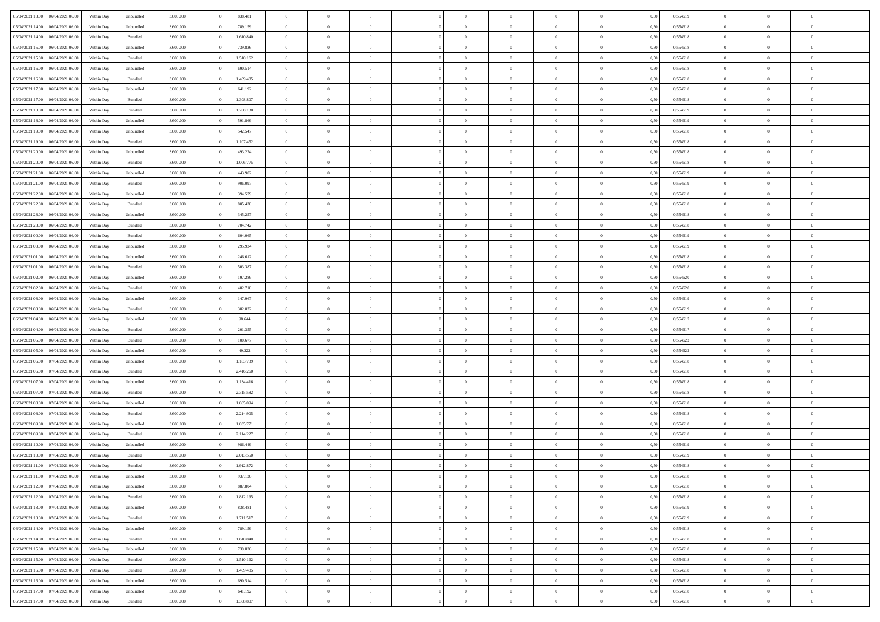| | | | | | | | | | | | | | | | | | | | | |
|---|---|---|---|---|---|---|---|---|---|---|---|---|---|---|---|---|---|---|---|---|
| 05/04/2021 13:00 | 06/04/2021 06:00 | Within Day | Unbundled | 3.600.000 | 0 | 838.481 | 0 | 0 | 0 | 0 | 0 | 0 | 0 | 0 | 0,50 | 0,554619 | 0 | 0 | 0 | |
| 05/04/2021 14:00 | 06/04/2021 06:00 | Within Day | Unbundled | 3.600.000 | 0 | 789.159 | 0 | 0 | 0 | 0 | 0 | 0 | 0 | 0 | 0,50 | 0,554618 | 0 | 0 | 0 | |
| 05/04/2021 14:00 | 06/04/2021 06:00 | Within Day | Bundled | 3.600.000 | 0 | 1.610.840 | 0 | 0 | 0 | 0 | 0 | 0 | 0 | 0 | 0,50 | 0,554618 | 0 | 0 | 0 | |
| 05/04/2021 15:00 | 06/04/2021 06:00 | Within Day | Unbundled | 3.600.000 | 0 | 739.836 | 0 | 0 | 0 | 0 | 0 | 0 | 0 | 0 | 0,50 | 0,554618 | 0 | 0 | 0 | |
| 05/04/2021 15:00 | 06/04/2021 06:00 | Within Day | Bundled | 3.600.000 | 0 | 1.510.162 | 0 | 0 | 0 | 0 | 0 | 0 | 0 | 0 | 0,50 | 0,554618 | 0 | 0 | 0 | |
| 05/04/2021 16:00 | 06/04/2021 06:00 | Within Day | Unbundled | 3.600.000 | 0 | 690.514 | 0 | 0 | 0 | 0 | 0 | 0 | 0 | 0 | 0,50 | 0,554618 | 0 | 0 | 0 | |
| 05/04/2021 16:00 | 06/04/2021 06:00 | Within Day | Bundled | 3.600.000 | 0 | 1.409.485 | 0 | 0 | 0 | 0 | 0 | 0 | 0 | 0 | 0,50 | 0,554618 | 0 | 0 | 0 | |
| 05/04/2021 17:00 | 06/04/2021 06:00 | Within Day | Unbundled | 3.600.000 | 0 | 641.192 | 0 | 0 | 0 | 0 | 0 | 0 | 0 | 0 | 0,50 | 0,554618 | 0 | 0 | 0 | |
| 05/04/2021 17:00 | 06/04/2021 06:00 | Within Day | Bundled | 3.600.000 | 0 | 1.308.807 | 0 | 0 | 0 | 0 | 0 | 0 | 0 | 0 | 0,50 | 0,554618 | 0 | 0 | 0 | |
| 05/04/2021 18:00 | 06/04/2021 06:00 | Within Day | Bundled | 3.600.000 | 0 | 1.208.130 | 0 | 0 | 0 | 0 | 0 | 0 | 0 | 0 | 0,50 | 0,554619 | 0 | 0 | 0 | |
| 05/04/2021 18:00 | 06/04/2021 06:00 | Within Day | Unbundled | 3.600.000 | 0 | 591.869 | 0 | 0 | 0 | 0 | 0 | 0 | 0 | 0 | 0,50 | 0,554619 | 0 | 0 | 0 | |
| 05/04/2021 19:00 | 06/04/2021 06:00 | Within Day | Unbundled | 3.600.000 | 0 | 542.547 | 0 | 0 | 0 | 0 | 0 | 0 | 0 | 0 | 0,50 | 0,554618 | 0 | 0 | 0 | |
| 05/04/2021 19:00 | 06/04/2021 06:00 | Within Day | Bundled | 3.600.000 | 0 | 1.107.452 | 0 | 0 | 0 | 0 | 0 | 0 | 0 | 0 | 0,50 | 0,554618 | 0 | 0 | 0 | |
| 05/04/2021 20:00 | 06/04/2021 06:00 | Within Day | Unbundled | 3.600.000 | 0 | 493.224 | 0 | 0 | 0 | 0 | 0 | 0 | 0 | 0 | 0,50 | 0,554618 | 0 | 0 | 0 | |
| 05/04/2021 20:00 | 06/04/2021 06:00 | Within Day | Bundled | 3.600.000 | 0 | 1.006.775 | 0 | 0 | 0 | 0 | 0 | 0 | 0 | 0 | 0,50 | 0,554618 | 0 | 0 | 0 | |
| 05/04/2021 21:00 | 06/04/2021 06:00 | Within Day | Unbundled | 3.600.000 | 0 | 443.902 | 0 | 0 | 0 | 0 | 0 | 0 | 0 | 0 | 0,50 | 0,554619 | 0 | 0 | 0 | |
| 05/04/2021 21:00 | 06/04/2021 06:00 | Within Day | Bundled | 3.600.000 | 0 | 906.097 | 0 | 0 | 0 | 0 | 0 | 0 | 0 | 0 | 0,50 | 0,554619 | 0 | 0 | 0 | |
| 05/04/2021 22:00 | 06/04/2021 06:00 | Within Day | Unbundled | 3.600.000 | 0 | 394.579 | 0 | 0 | 0 | 0 | 0 | 0 | 0 | 0 | 0,50 | 0,554618 | 0 | 0 | 0 | |
| 05/04/2021 22:00 | 06/04/2021 06:00 | Within Day | Bundled | 3.600.000 | 0 | 805.420 | 0 | 0 | 0 | 0 | 0 | 0 | 0 | 0 | 0,50 | 0,554618 | 0 | 0 | 0 | |
| 05/04/2021 23:00 | 06/04/2021 06:00 | Within Day | Unbundled | 3.600.000 | 0 | 345.257 | 0 | 0 | 0 | 0 | 0 | 0 | 0 | 0 | 0,50 | 0,554618 | 0 | 0 | 0 | |
| 05/04/2021 23:00 | 06/04/2021 06:00 | Within Day | Bundled | 3.600.000 | 0 | 704.742 | 0 | 0 | 0 | 0 | 0 | 0 | 0 | 0 | 0,50 | 0,554618 | 0 | 0 | 0 | |
| 06/04/2021 00:00 | 06/04/2021 06:00 | Within Day | Bundled | 3.600.000 | 0 | 604.065 | 0 | 0 | 0 | 0 | 0 | 0 | 0 | 0 | 0,50 | 0,554619 | 0 | 0 | 0 | |
| 06/04/2021 00:00 | 06/04/2021 06:00 | Within Day | Unbundled | 3.600.000 | 0 | 295.934 | 0 | 0 | 0 | 0 | 0 | 0 | 0 | 0 | 0,50 | 0,554619 | 0 | 0 | 0 | |
| 06/04/2021 01:00 | 06/04/2021 06:00 | Within Day | Unbundled | 3.600.000 | 0 | 246.612 | 0 | 0 | 0 | 0 | 0 | 0 | 0 | 0 | 0,50 | 0,554618 | 0 | 0 | 0 | |
| 06/04/2021 01:00 | 06/04/2021 06:00 | Within Day | Bundled | 3.600.000 | 0 | 503.387 | 0 | 0 | 0 | 0 | 0 | 0 | 0 | 0 | 0,50 | 0,554618 | 0 | 0 | 0 | |
| 06/04/2021 02:00 | 06/04/2021 06:00 | Within Day | Unbundled | 3.600.000 | 0 | 197.289 | 0 | 0 | 0 | 0 | 0 | 0 | 0 | 0 | 0,50 | 0,554620 | 0 | 0 | 0 | |
| 06/04/2021 02:00 | 06/04/2021 06:00 | Within Day | Bundled | 3.600.000 | 0 | 402.710 | 0 | 0 | 0 | 0 | 0 | 0 | 0 | 0 | 0,50 | 0,554620 | 0 | 0 | 0 | |
| 06/04/2021 03:00 | 06/04/2021 06:00 | Within Day | Unbundled | 3.600.000 | 0 | 147.967 | 0 | 0 | 0 | 0 | 0 | 0 | 0 | 0 | 0,50 | 0,554619 | 0 | 0 | 0 | |
| 06/04/2021 03:00 | 06/04/2021 06:00 | Within Day | Bundled | 3.600.000 | 0 | 302.032 | 0 | 0 | 0 | 0 | 0 | 0 | 0 | 0 | 0,50 | 0,554619 | 0 | 0 | 0 | |
| 06/04/2021 04:00 | 06/04/2021 06:00 | Within Day | Unbundled | 3.600.000 | 0 | 98.644 | 0 | 0 | 0 | 0 | 0 | 0 | 0 | 0 | 0,50 | 0,554617 | 0 | 0 | 0 | |
| 06/04/2021 04:00 | 06/04/2021 06:00 | Within Day | Bundled | 3.600.000 | 0 | 201.355 | 0 | 0 | 0 | 0 | 0 | 0 | 0 | 0 | 0,50 | 0,554617 | 0 | 0 | 0 | |
| 06/04/2021 05:00 | 06/04/2021 06:00 | Within Day | Bundled | 3.600.000 | 0 | 100.677 | 0 | 0 | 0 | 0 | 0 | 0 | 0 | 0 | 0,50 | 0,554622 | 0 | 0 | 0 | |
| 06/04/2021 05:00 | 06/04/2021 06:00 | Within Day | Unbundled | 3.600.000 | 0 | 49.322 | 0 | 0 | 0 | 0 | 0 | 0 | 0 | 0 | 0,50 | 0,554622 | 0 | 0 | 0 | |
| 06/04/2021 06:00 | 07/04/2021 06:00 | Within Day | Unbundled | 3.600.000 | 0 | 1.183.739 | 0 | 0 | 0 | 0 | 0 | 0 | 0 | 0 | 0,50 | 0,554618 | 0 | 0 | 0 | |
| 06/04/2021 06:00 | 07/04/2021 06:00 | Within Day | Bundled | 3.600.000 | 0 | 2.416.260 | 0 | 0 | 0 | 0 | 0 | 0 | 0 | 0 | 0,50 | 0,554618 | 0 | 0 | 0 | |
| 06/04/2021 07:00 | 07/04/2021 06:00 | Within Day | Unbundled | 3.600.000 | 0 | 1.134.416 | 0 | 0 | 0 | 0 | 0 | 0 | 0 | 0 | 0,50 | 0,554618 | 0 | 0 | 0 | |
| 06/04/2021 07:00 | 07/04/2021 06:00 | Within Day | Bundled | 3.600.000 | 0 | 2.315.582 | 0 | 0 | 0 | 0 | 0 | 0 | 0 | 0 | 0,50 | 0,554618 | 0 | 0 | 0 | |
| 06/04/2021 08:00 | 07/04/2021 06:00 | Within Day | Unbundled | 3.600.000 | 0 | 1.085.094 | 0 | 0 | 0 | 0 | 0 | 0 | 0 | 0 | 0,50 | 0,554618 | 0 | 0 | 0 | |
| 06/04/2021 08:00 | 07/04/2021 06:00 | Within Day | Bundled | 3.600.000 | 0 | 2.214.905 | 0 | 0 | 0 | 0 | 0 | 0 | 0 | 0 | 0,50 | 0,554618 | 0 | 0 | 0 | |
| 06/04/2021 09:00 | 07/04/2021 06:00 | Within Day | Unbundled | 3.600.000 | 0 | 1.035.771 | 0 | 0 | 0 | 0 | 0 | 0 | 0 | 0 | 0,50 | 0,554618 | 0 | 0 | 0 | |
| 06/04/2021 09:00 | 07/04/2021 06:00 | Within Day | Bundled | 3.600.000 | 0 | 2.114.227 | 0 | 0 | 0 | 0 | 0 | 0 | 0 | 0 | 0,50 | 0,554618 | 0 | 0 | 0 | |
| 06/04/2021 10:00 | 07/04/2021 06:00 | Within Day | Unbundled | 3.600.000 | 0 | 986.449 | 0 | 0 | 0 | 0 | 0 | 0 | 0 | 0 | 0,50 | 0,554619 | 0 | 0 | 0 | |
| 06/04/2021 10:00 | 07/04/2021 06:00 | Within Day | Bundled | 3.600.000 | 0 | 2.013.550 | 0 | 0 | 0 | 0 | 0 | 0 | 0 | 0 | 0,50 | 0,554619 | 0 | 0 | 0 | |
| 06/04/2021 11:00 | 07/04/2021 06:00 | Within Day | Bundled | 3.600.000 | 0 | 1.912.872 | 0 | 0 | 0 | 0 | 0 | 0 | 0 | 0 | 0,50 | 0,554618 | 0 | 0 | 0 | |
| 06/04/2021 11:00 | 07/04/2021 06:00 | Within Day | Unbundled | 3.600.000 | 0 | 937.126 | 0 | 0 | 0 | 0 | 0 | 0 | 0 | 0 | 0,50 | 0,554618 | 0 | 0 | 0 | |
| 06/04/2021 12:00 | 07/04/2021 06:00 | Within Day | Unbundled | 3.600.000 | 0 | 887.804 | 0 | 0 | 0 | 0 | 0 | 0 | 0 | 0 | 0,50 | 0,554618 | 0 | 0 | 0 | |
| 06/04/2021 12:00 | 07/04/2021 06:00 | Within Day | Bundled | 3.600.000 | 0 | 1.812.195 | 0 | 0 | 0 | 0 | 0 | 0 | 0 | 0 | 0,50 | 0,554618 | 0 | 0 | 0 | |
| 06/04/2021 13:00 | 07/04/2021 06:00 | Within Day | Unbundled | 3.600.000 | 0 | 838.481 | 0 | 0 | 0 | 0 | 0 | 0 | 0 | 0 | 0,50 | 0,554619 | 0 | 0 | 0 | |
| 06/04/2021 13:00 | 07/04/2021 06:00 | Within Day | Bundled | 3.600.000 | 0 | 1.711.517 | 0 | 0 | 0 | 0 | 0 | 0 | 0 | 0 | 0,50 | 0,554619 | 0 | 0 | 0 | |
| 06/04/2021 14:00 | 07/04/2021 06:00 | Within Day | Unbundled | 3.600.000 | 0 | 789.159 | 0 | 0 | 0 | 0 | 0 | 0 | 0 | 0 | 0,50 | 0,554618 | 0 | 0 | 0 | |
| 06/04/2021 14:00 | 07/04/2021 06:00 | Within Day | Bundled | 3.600.000 | 0 | 1.610.840 | 0 | 0 | 0 | 0 | 0 | 0 | 0 | 0 | 0,50 | 0,554618 | 0 | 0 | 0 | |
| 06/04/2021 15:00 | 07/04/2021 06:00 | Within Day | Unbundled | 3.600.000 | 0 | 739.836 | 0 | 0 | 0 | 0 | 0 | 0 | 0 | 0 | 0,50 | 0,554618 | 0 | 0 | 0 | |
| 06/04/2021 15:00 | 07/04/2021 06:00 | Within Day | Bundled | 3.600.000 | 0 | 1.510.162 | 0 | 0 | 0 | 0 | 0 | 0 | 0 | 0 | 0,50 | 0,554618 | 0 | 0 | 0 | |
| 06/04/2021 16:00 | 07/04/2021 06:00 | Within Day | Bundled | 3.600.000 | 0 | 1.409.485 | 0 | 0 | 0 | 0 | 0 | 0 | 0 | 0 | 0,50 | 0,554618 | 0 | 0 | 0 | |
| 06/04/2021 16:00 | 07/04/2021 06:00 | Within Day | Unbundled | 3.600.000 | 0 | 690.514 | 0 | 0 | 0 | 0 | 0 | 0 | 0 | 0 | 0,50 | 0,554618 | 0 | 0 | 0 | |
| 06/04/2021 17:00 | 07/04/2021 06:00 | Within Day | Unbundled | 3.600.000 | 0 | 641.192 | 0 | 0 | 0 | 0 | 0 | 0 | 0 | 0 | 0,50 | 0,554618 | 0 | 0 | 0 | |
| 06/04/2021 17:00 | 07/04/2021 06:00 | Within Day | Bundled | 3.600.000 | 0 | 1.308.807 | 0 | 0 | 0 | 0 | 0 | 0 | 0 | 0 | 0,50 | 0,554618 | 0 | 0 | 0 | |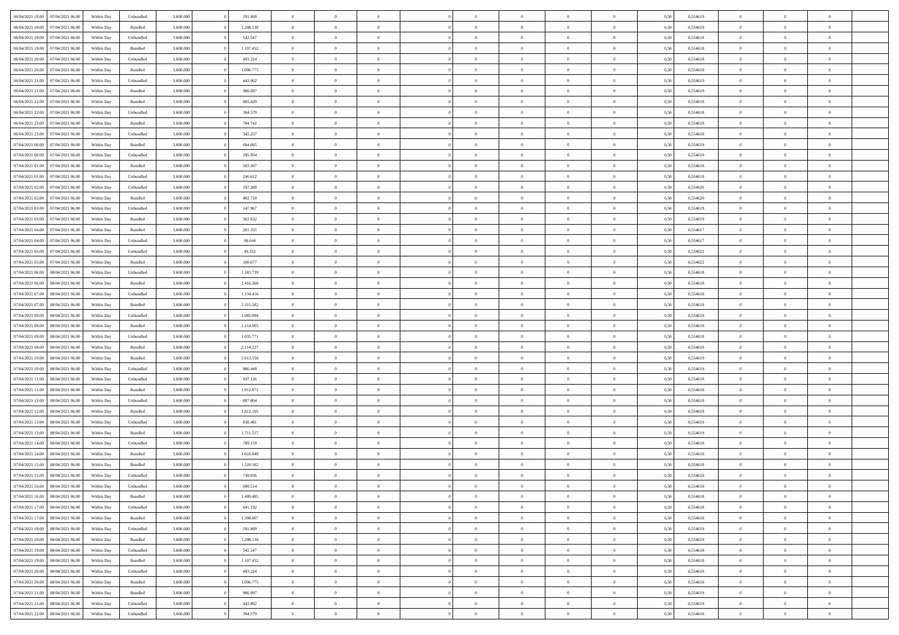| | | | | | | | | | | | | | | | | | | | | |
|---|---|---|---|---|---|---|---|---|---|---|---|---|---|---|---|---|---|---|---|---|
| 06/04/2021 18:00 | 07/04/2021 06:00 | Within Day | Unbundled | 3.600.000 | 0 | 591.869 | 0 | 0 | 0 | | 0 | 0 | 0 | 0 | 0,50 | 0,554619 | 0 | 0 | 0 | |
| 06/04/2021 18:00 | 07/04/2021 06:00 | Within Day | Bundled | 3.600.000 | 0 | 1.208.130 | 0 | 0 | 0 | | 0 | 0 | 0 | 0 | 0,50 | 0,554619 | 0 | 0 | 0 | |
| 06/04/2021 19:00 | 07/04/2021 06:00 | Within Day | Unbundled | 3.600.000 | 0 | 542.547 | 0 | 0 | 0 | | 0 | 0 | 0 | 0 | 0,50 | 0,554618 | 0 | 0 | 0 | |
| 06/04/2021 19:00 | 07/04/2021 06:00 | Within Day | Bundled | 3.600.000 | 0 | 1.107.452 | 0 | 0 | 0 | | 0 | 0 | 0 | 0 | 0,50 | 0,554618 | 0 | 0 | 0 | |
| 06/04/2021 20:00 | 07/04/2021 06:00 | Within Day | Unbundled | 3.600.000 | 0 | 493.224 | 0 | 0 | 0 | | 0 | 0 | 0 | 0 | 0,50 | 0,554618 | 0 | 0 | 0 | |
| 06/04/2021 20:00 | 07/04/2021 06:00 | Within Day | Bundled | 3.600.000 | 0 | 1.006.775 | 0 | 0 | 0 | | 0 | 0 | 0 | 0 | 0,50 | 0,554618 | 0 | 0 | 0 | |
| 06/04/2021 21:00 | 07/04/2021 06:00 | Within Day | Unbundled | 3.600.000 | 0 | 443.902 | 0 | 0 | 0 | | 0 | 0 | 0 | 0 | 0,50 | 0,554619 | 0 | 0 | 0 | |
| 06/04/2021 21:00 | 07/04/2021 06:00 | Within Day | Bundled | 3.600.000 | 0 | 906.097 | 0 | 0 | 0 | | 0 | 0 | 0 | 0 | 0,50 | 0,554619 | 0 | 0 | 0 | |
| 06/04/2021 22:00 | 07/04/2021 06:00 | Within Day | Bundled | 3.600.000 | 0 | 805.420 | 0 | 0 | 0 | | 0 | 0 | 0 | 0 | 0,50 | 0,554618 | 0 | 0 | 0 | |
| 06/04/2021 22:00 | 07/04/2021 06:00 | Within Day | Unbundled | 3.600.000 | 0 | 394.579 | 0 | 0 | 0 | | 0 | 0 | 0 | 0 | 0,50 | 0,554618 | 0 | 0 | 0 | |
| 06/04/2021 23:00 | 07/04/2021 06:00 | Within Day | Bundled | 3.600.000 | 0 | 704.742 | 0 | 0 | 0 | | 0 | 0 | 0 | 0 | 0,50 | 0,554618 | 0 | 0 | 0 | |
| 06/04/2021 23:00 | 07/04/2021 06:00 | Within Day | Unbundled | 3.600.000 | 0 | 345.257 | 0 | 0 | 0 | | 0 | 0 | 0 | 0 | 0,50 | 0,554618 | 0 | 0 | 0 | |
| 07/04/2021 00:00 | 07/04/2021 06:00 | Within Day | Bundled | 3.600.000 | 0 | 604.065 | 0 | 0 | 0 | | 0 | 0 | 0 | 0 | 0,50 | 0,554619 | 0 | 0 | 0 | |
| 07/04/2021 00:00 | 07/04/2021 06:00 | Within Day | Unbundled | 3.600.000 | 0 | 295.934 | 0 | 0 | 0 | | 0 | 0 | 0 | 0 | 0,50 | 0,554619 | 0 | 0 | 0 | |
| 07/04/2021 01:00 | 07/04/2021 06:00 | Within Day | Bundled | 3.600.000 | 0 | 503.387 | 0 | 0 | 0 | | 0 | 0 | 0 | 0 | 0,50 | 0,554618 | 0 | 0 | 0 | |
| 07/04/2021 01:00 | 07/04/2021 06:00 | Within Day | Unbundled | 3.600.000 | 0 | 246.612 | 0 | 0 | 0 | | 0 | 0 | 0 | 0 | 0,50 | 0,554618 | 0 | 0 | 0 | |
| 07/04/2021 02:00 | 07/04/2021 06:00 | Within Day | Unbundled | 3.600.000 | 0 | 197.289 | 0 | 0 | 0 | | 0 | 0 | 0 | 0 | 0,50 | 0,554620 | 0 | 0 | 0 | |
| 07/04/2021 02:00 | 07/04/2021 06:00 | Within Day | Bundled | 3.600.000 | 0 | 402.710 | 0 | 0 | 0 | | 0 | 0 | 0 | 0 | 0,50 | 0,554620 | 0 | 0 | 0 | |
| 07/04/2021 03:00 | 07/04/2021 06:00 | Within Day | Unbundled | 3.600.000 | 0 | 147.967 | 0 | 0 | 0 | | 0 | 0 | 0 | 0 | 0,50 | 0,554619 | 0 | 0 | 0 | |
| 07/04/2021 03:00 | 07/04/2021 06:00 | Within Day | Bundled | 3.600.000 | 0 | 302.032 | 0 | 0 | 0 | | 0 | 0 | 0 | 0 | 0,50 | 0,554619 | 0 | 0 | 0 | |
| 07/04/2021 04:00 | 07/04/2021 06:00 | Within Day | Bundled | 3.600.000 | 0 | 201.355 | 0 | 0 | 0 | | 0 | 0 | 0 | 0 | 0,50 | 0,554617 | 0 | 0 | 0 | |
| 07/04/2021 04:00 | 07/04/2021 06:00 | Within Day | Unbundled | 3.600.000 | 0 | 98.644 | 0 | 0 | 0 | | 0 | 0 | 0 | 0 | 0,50 | 0,554617 | 0 | 0 | 0 | |
| 07/04/2021 05:00 | 07/04/2021 06:00 | Within Day | Unbundled | 3.600.000 | 0 | 49.322 | 0 | 0 | 0 | | 0 | 0 | 0 | 0 | 0,50 | 0,554622 | 0 | 0 | 0 | |
| 07/04/2021 05:00 | 07/04/2021 06:00 | Within Day | Bundled | 3.600.000 | 0 | 100.677 | 0 | 0 | 0 | | 0 | 0 | 0 | 0 | 0,50 | 0,554622 | 0 | 0 | 0 | |
| 07/04/2021 06:00 | 08/04/2021 06:00 | Within Day | Unbundled | 3.600.000 | 0 | 1.183.739 | 0 | 0 | 0 | | 0 | 0 | 0 | 0 | 0,50 | 0,554618 | 0 | 0 | 0 | |
| 07/04/2021 06:00 | 08/04/2021 06:00 | Within Day | Bundled | 3.600.000 | 0 | 2.416.260 | 0 | 0 | 0 | | 0 | 0 | 0 | 0 | 0,50 | 0,554618 | 0 | 0 | 0 | |
| 07/04/2021 07:00 | 08/04/2021 06:00 | Within Day | Unbundled | 3.600.000 | 0 | 1.134.416 | 0 | 0 | 0 | | 0 | 0 | 0 | 0 | 0,50 | 0,554618 | 0 | 0 | 0 | |
| 07/04/2021 07:00 | 08/04/2021 06:00 | Within Day | Bundled | 3.600.000 | 0 | 2.315.582 | 0 | 0 | 0 | | 0 | 0 | 0 | 0 | 0,50 | 0,554618 | 0 | 0 | 0 | |
| 07/04/2021 08:00 | 08/04/2021 06:00 | Within Day | Unbundled | 3.600.000 | 0 | 1.085.094 | 0 | 0 | 0 | | 0 | 0 | 0 | 0 | 0,50 | 0,554618 | 0 | 0 | 0 | |
| 07/04/2021 08:00 | 08/04/2021 06:00 | Within Day | Bundled | 3.600.000 | 0 | 2.214.905 | 0 | 0 | 0 | | 0 | 0 | 0 | 0 | 0,50 | 0,554618 | 0 | 0 | 0 | |
| 07/04/2021 09:00 | 08/04/2021 06:00 | Within Day | Unbundled | 3.600.000 | 0 | 1.035.771 | 0 | 0 | 0 | | 0 | 0 | 0 | 0 | 0,50 | 0,554618 | 0 | 0 | 0 | |
| 07/04/2021 09:00 | 08/04/2021 06:00 | Within Day | Bundled | 3.600.000 | 0 | 2.114.227 | 0 | 0 | 0 | | 0 | 0 | 0 | 0 | 0,50 | 0,554618 | 0 | 0 | 0 | |
| 07/04/2021 10:00 | 08/04/2021 06:00 | Within Day | Bundled | 3.600.000 | 0 | 2.013.550 | 0 | 0 | 0 | | 0 | 0 | 0 | 0 | 0,50 | 0,554619 | 0 | 0 | 0 | |
| 07/04/2021 10:00 | 08/04/2021 06:00 | Within Day | Unbundled | 3.600.000 | 0 | 986.449 | 0 | 0 | 0 | | 0 | 0 | 0 | 0 | 0,50 | 0,554619 | 0 | 0 | 0 | |
| 07/04/2021 11:00 | 08/04/2021 06:00 | Within Day | Unbundled | 3.600.000 | 0 | 937.126 | 0 | 0 | 0 | | 0 | 0 | 0 | 0 | 0,50 | 0,554618 | 0 | 0 | 0 | |
| 07/04/2021 11:00 | 08/04/2021 06:00 | Within Day | Bundled | 3.600.000 | 0 | 1.912.872 | 0 | 0 | 0 | | 0 | 0 | 0 | 0 | 0,50 | 0,554618 | 0 | 0 | 0 | |
| 07/04/2021 12:00 | 08/04/2021 06:00 | Within Day | Unbundled | 3.600.000 | 0 | 887.804 | 0 | 0 | 0 | | 0 | 0 | 0 | 0 | 0,50 | 0,554618 | 0 | 0 | 0 | |
| 07/04/2021 12:00 | 08/04/2021 06:00 | Within Day | Bundled | 3.600.000 | 0 | 1.812.195 | 0 | 0 | 0 | | 0 | 0 | 0 | 0 | 0,50 | 0,554618 | 0 | 0 | 0 | |
| 07/04/2021 13:00 | 08/04/2021 06:00 | Within Day | Unbundled | 3.600.000 | 0 | 838.481 | 0 | 0 | 0 | | 0 | 0 | 0 | 0 | 0,50 | 0,554619 | 0 | 0 | 0 | |
| 07/04/2021 13:00 | 08/04/2021 06:00 | Within Day | Bundled | 3.600.000 | 0 | 1.711.517 | 0 | 0 | 0 | | 0 | 0 | 0 | 0 | 0,50 | 0,554619 | 0 | 0 | 0 | |
| 07/04/2021 14:00 | 08/04/2021 06:00 | Within Day | Unbundled | 3.600.000 | 0 | 789.159 | 0 | 0 | 0 | | 0 | 0 | 0 | 0 | 0,50 | 0,554618 | 0 | 0 | 0 | |
| 07/04/2021 14:00 | 08/04/2021 06:00 | Within Day | Bundled | 3.600.000 | 0 | 1.610.840 | 0 | 0 | 0 | | 0 | 0 | 0 | 0 | 0,50 | 0,554618 | 0 | 0 | 0 | |
| 07/04/2021 15:00 | 08/04/2021 06:00 | Within Day | Bundled | 3.600.000 | 0 | 1.510.162 | 0 | 0 | 0 | | 0 | 0 | 0 | 0 | 0,50 | 0,554618 | 0 | 0 | 0 | |
| 07/04/2021 15:00 | 08/04/2021 06:00 | Within Day | Unbundled | 3.600.000 | 0 | 739.836 | 0 | 0 | 0 | | 0 | 0 | 0 | 0 | 0,50 | 0,554618 | 0 | 0 | 0 | |
| 07/04/2021 16:00 | 08/04/2021 06:00 | Within Day | Unbundled | 3.600.000 | 0 | 690.514 | 0 | 0 | 0 | | 0 | 0 | 0 | 0 | 0,50 | 0,554618 | 0 | 0 | 0 | |
| 07/04/2021 16:00 | 08/04/2021 06:00 | Within Day | Bundled | 3.600.000 | 0 | 1.409.485 | 0 | 0 | 0 | | 0 | 0 | 0 | 0 | 0,50 | 0,554618 | 0 | 0 | 0 | |
| 07/04/2021 17:00 | 08/04/2021 06:00 | Within Day | Unbundled | 3.600.000 | 0 | 641.192 | 0 | 0 | 0 | | 0 | 0 | 0 | 0 | 0,50 | 0,554618 | 0 | 0 | 0 | |
| 07/04/2021 17:00 | 08/04/2021 06:00 | Within Day | Bundled | 3.600.000 | 0 | 1.308.807 | 0 | 0 | 0 | | 0 | 0 | 0 | 0 | 0,50 | 0,554618 | 0 | 0 | 0 | |
| 07/04/2021 18:00 | 08/04/2021 06:00 | Within Day | Unbundled | 3.600.000 | 0 | 591.869 | 0 | 0 | 0 | | 0 | 0 | 0 | 0 | 0,50 | 0,554619 | 0 | 0 | 0 | |
| 07/04/2021 18:00 | 08/04/2021 06:00 | Within Day | Bundled | 3.600.000 | 0 | 1.208.130 | 0 | 0 | 0 | | 0 | 0 | 0 | 0 | 0,50 | 0,554619 | 0 | 0 | 0 | |
| 07/04/2021 19:00 | 08/04/2021 06:00 | Within Day | Unbundled | 3.600.000 | 0 | 542.547 | 0 | 0 | 0 | | 0 | 0 | 0 | 0 | 0,50 | 0,554618 | 0 | 0 | 0 | |
| 07/04/2021 19:00 | 08/04/2021 06:00 | Within Day | Bundled | 3.600.000 | 0 | 1.107.452 | 0 | 0 | 0 | | 0 | 0 | 0 | 0 | 0,50 | 0,554618 | 0 | 0 | 0 | |
| 07/04/2021 20:00 | 08/04/2021 06:00 | Within Day | Unbundled | 3.600.000 | 0 | 493.224 | 0 | 0 | 0 | | 0 | 0 | 0 | 0 | 0,50 | 0,554618 | 0 | 0 | 0 | |
| 07/04/2021 20:00 | 08/04/2021 06:00 | Within Day | Bundled | 3.600.000 | 0 | 1.006.775 | 0 | 0 | 0 | | 0 | 0 | 0 | 0 | 0,50 | 0,554618 | 0 | 0 | 0 | |
| 07/04/2021 21:00 | 08/04/2021 06:00 | Within Day | Bundled | 3.600.000 | 0 | 906.097 | 0 | 0 | 0 | | 0 | 0 | 0 | 0 | 0,50 | 0,554619 | 0 | 0 | 0 | |
| 07/04/2021 21:00 | 08/04/2021 06:00 | Within Day | Unbundled | 3.600.000 | 0 | 443.902 | 0 | 0 | 0 | | 0 | 0 | 0 | 0 | 0,50 | 0,554619 | 0 | 0 | 0 | |
| 07/04/2021 22:00 | 08/04/2021 06:00 | Within Day | Unbundled | 3.600.000 | 0 | 394.579 | 0 | 0 | 0 | | 0 | 0 | 0 | 0 | 0,50 | 0,554618 | 0 | 0 | 0 | |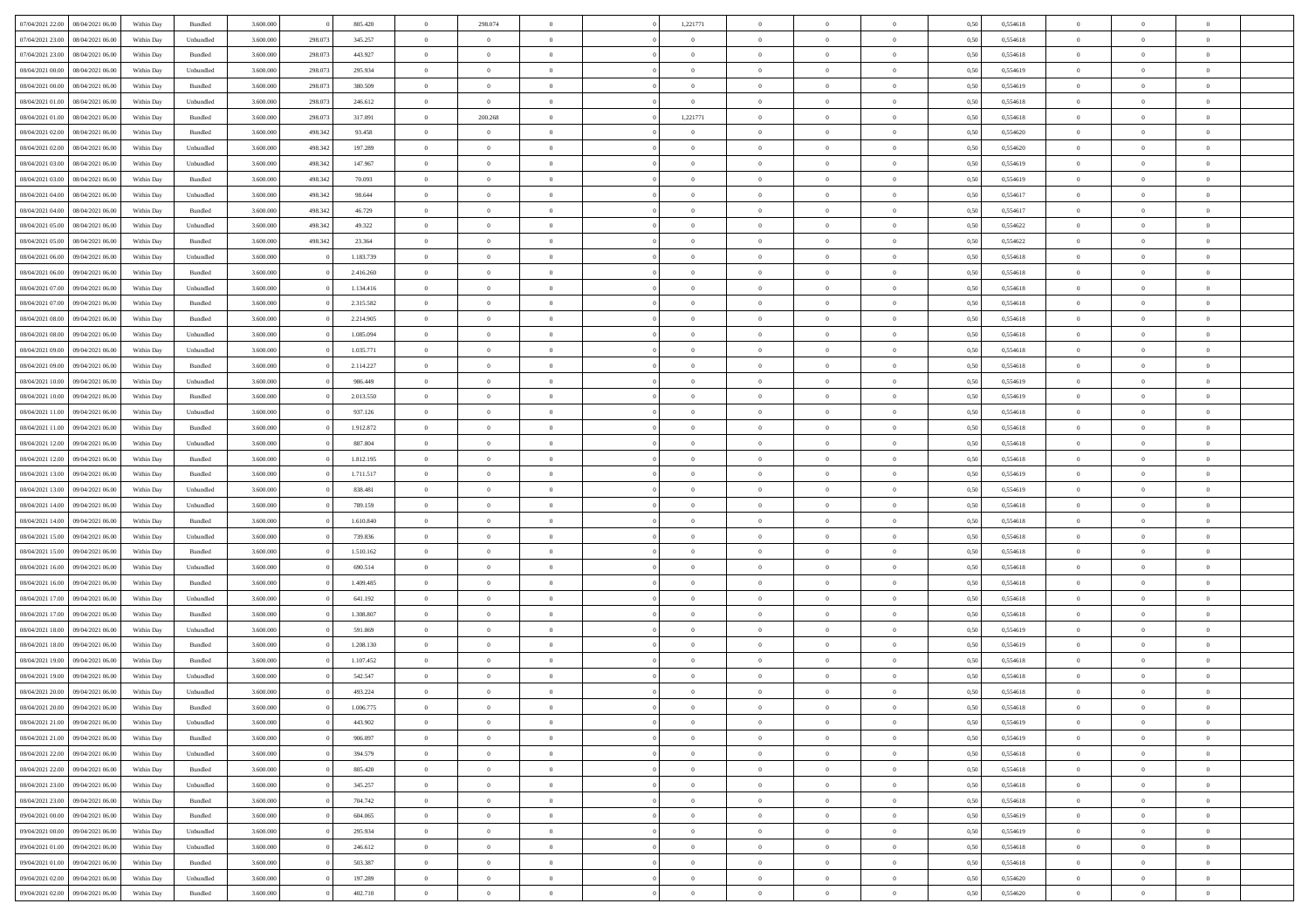| | | | | | | | | | | | | | | | | | | | | | |
|---|---|---|---|---|---|---|---|---|---|---|---|---|---|---|---|---|---|---|---|---|---|
| 07/04/2021 22.00 | 08/04/2021 06.00 | Within Day | Bundled | 3.600.000 | 0 | 805.420 | 0 | 298.074 | 0 | | 1,221771 | 0 | 0 | 0 | 0,50 | 0,554618 | 0 | 0 | 0 | |
| 07/04/2021 23.00 | 08/04/2021 06.00 | Within Day | Unbundled | 3.600.000 | 298.073 | 345.257 | 0 | 0 | 0 | | 0 | 0 | 0 | 0 | 0,50 | 0,554618 | 0 | 0 | 0 | |
| 07/04/2021 23.00 | 08/04/2021 06.00 | Within Day | Bundled | 3.600.000 | 298.073 | 443.927 | 0 | 0 | 0 | | 0 | 0 | 0 | 0 | 0,50 | 0,554618 | 0 | 0 | 0 | |
| 08/04/2021 00.00 | 08/04/2021 06.00 | Within Day | Unbundled | 3.600.000 | 298.073 | 295.934 | 0 | 0 | 0 | | 0 | 0 | 0 | 0 | 0,50 | 0,554619 | 0 | 0 | 0 | |
| 08/04/2021 00.00 | 08/04/2021 06.00 | Within Day | Bundled | 3.600.000 | 298.073 | 380.509 | 0 | 0 | 0 | | 0 | 0 | 0 | 0 | 0,50 | 0,554619 | 0 | 0 | 0 | |
| 08/04/2021 01.00 | 08/04/2021 06.00 | Within Day | Unbundled | 3.600.000 | 298.073 | 246.612 | 0 | 0 | 0 | | 0 | 0 | 0 | 0 | 0,50 | 0,554618 | 0 | 0 | 0 | |
| 08/04/2021 01.00 | 08/04/2021 06.00 | Within Day | Bundled | 3.600.000 | 298.073 | 317.091 | 0 | 200.268 | 0 | | 1,221771 | 0 | 0 | 0 | 0,50 | 0,554618 | 0 | 0 | 0 | |
| 08/04/2021 02.00 | 08/04/2021 06.00 | Within Day | Bundled | 3.600.000 | 498.342 | 93.458 | 0 | 0 | 0 | | 0 | 0 | 0 | 0 | 0,50 | 0,554620 | 0 | 0 | 0 | |
| 08/04/2021 02.00 | 08/04/2021 06.00 | Within Day | Unbundled | 3.600.000 | 498.342 | 197.289 | 0 | 0 | 0 | | 0 | 0 | 0 | 0 | 0,50 | 0,554620 | 0 | 0 | 0 | |
| 08/04/2021 03.00 | 08/04/2021 06.00 | Within Day | Unbundled | 3.600.000 | 498.342 | 147.967 | 0 | 0 | 0 | | 0 | 0 | 0 | 0 | 0,50 | 0,554619 | 0 | 0 | 0 | |
| 08/04/2021 03.00 | 08/04/2021 06.00 | Within Day | Bundled | 3.600.000 | 498.342 | 70.093 | 0 | 0 | 0 | | 0 | 0 | 0 | 0 | 0,50 | 0,554619 | 0 | 0 | 0 | |
| 08/04/2021 04.00 | 08/04/2021 06.00 | Within Day | Unbundled | 3.600.000 | 498.342 | 98.644 | 0 | 0 | 0 | | 0 | 0 | 0 | 0 | 0,50 | 0,554617 | 0 | 0 | 0 | |
| 08/04/2021 04.00 | 08/04/2021 06.00 | Within Day | Bundled | 3.600.000 | 498.342 | 46.729 | 0 | 0 | 0 | | 0 | 0 | 0 | 0 | 0,50 | 0,554617 | 0 | 0 | 0 | |
| 08/04/2021 05.00 | 08/04/2021 06.00 | Within Day | Unbundled | 3.600.000 | 498.342 | 49.322 | 0 | 0 | 0 | | 0 | 0 | 0 | 0 | 0,50 | 0,554622 | 0 | 0 | 0 | |
| 08/04/2021 05.00 | 08/04/2021 06.00 | Within Day | Bundled | 3.600.000 | 498.342 | 23.364 | 0 | 0 | 0 | | 0 | 0 | 0 | 0 | 0,50 | 0,554622 | 0 | 0 | 0 | |
| 08/04/2021 06.00 | 09/04/2021 06.00 | Within Day | Unbundled | 3.600.000 | 0 | 1.183.739 | 0 | 0 | 0 | | 0 | 0 | 0 | 0 | 0,50 | 0,554618 | 0 | 0 | 0 | |
| 08/04/2021 06.00 | 09/04/2021 06.00 | Within Day | Bundled | 3.600.000 | 0 | 2.416.260 | 0 | 0 | 0 | | 0 | 0 | 0 | 0 | 0,50 | 0,554618 | 0 | 0 | 0 | |
| 08/04/2021 07.00 | 09/04/2021 06.00 | Within Day | Unbundled | 3.600.000 | 0 | 1.134.416 | 0 | 0 | 0 | | 0 | 0 | 0 | 0 | 0,50 | 0,554618 | 0 | 0 | 0 | |
| 08/04/2021 07.00 | 09/04/2021 06.00 | Within Day | Bundled | 3.600.000 | 0 | 2.315.582 | 0 | 0 | 0 | | 0 | 0 | 0 | 0 | 0,50 | 0,554618 | 0 | 0 | 0 | |
| 08/04/2021 08.00 | 09/04/2021 06.00 | Within Day | Bundled | 3.600.000 | 0 | 2.214.905 | 0 | 0 | 0 | | 0 | 0 | 0 | 0 | 0,50 | 0,554618 | 0 | 0 | 0 | |
| 08/04/2021 08.00 | 09/04/2021 06.00 | Within Day | Unbundled | 3.600.000 | 0 | 1.085.094 | 0 | 0 | 0 | | 0 | 0 | 0 | 0 | 0,50 | 0,554618 | 0 | 0 | 0 | |
| 08/04/2021 09.00 | 09/04/2021 06.00 | Within Day | Unbundled | 3.600.000 | 0 | 1.035.771 | 0 | 0 | 0 | | 0 | 0 | 0 | 0 | 0,50 | 0,554618 | 0 | 0 | 0 | |
| 08/04/2021 09.00 | 09/04/2021 06.00 | Within Day | Bundled | 3.600.000 | 0 | 2.114.227 | 0 | 0 | 0 | | 0 | 0 | 0 | 0 | 0,50 | 0,554618 | 0 | 0 | 0 | |
| 08/04/2021 10.00 | 09/04/2021 06.00 | Within Day | Unbundled | 3.600.000 | 0 | 986.449 | 0 | 0 | 0 | | 0 | 0 | 0 | 0 | 0,50 | 0,554619 | 0 | 0 | 0 | |
| 08/04/2021 10.00 | 09/04/2021 06.00 | Within Day | Bundled | 3.600.000 | 0 | 2.013.550 | 0 | 0 | 0 | | 0 | 0 | 0 | 0 | 0,50 | 0,554619 | 0 | 0 | 0 | |
| 08/04/2021 11.00 | 09/04/2021 06.00 | Within Day | Unbundled | 3.600.000 | 0 | 937.126 | 0 | 0 | 0 | | 0 | 0 | 0 | 0 | 0,50 | 0,554618 | 0 | 0 | 0 | |
| 08/04/2021 11.00 | 09/04/2021 06.00 | Within Day | Bundled | 3.600.000 | 0 | 1.912.872 | 0 | 0 | 0 | | 0 | 0 | 0 | 0 | 0,50 | 0,554618 | 0 | 0 | 0 | |
| 08/04/2021 12.00 | 09/04/2021 06.00 | Within Day | Unbundled | 3.600.000 | 0 | 887.804 | 0 | 0 | 0 | | 0 | 0 | 0 | 0 | 0,50 | 0,554618 | 0 | 0 | 0 | |
| 08/04/2021 12.00 | 09/04/2021 06.00 | Within Day | Bundled | 3.600.000 | 0 | 1.812.195 | 0 | 0 | 0 | | 0 | 0 | 0 | 0 | 0,50 | 0,554618 | 0 | 0 | 0 | |
| 08/04/2021 13.00 | 09/04/2021 06.00 | Within Day | Bundled | 3.600.000 | 0 | 1.711.517 | 0 | 0 | 0 | | 0 | 0 | 0 | 0 | 0,50 | 0,554619 | 0 | 0 | 0 | |
| 08/04/2021 13.00 | 09/04/2021 06.00 | Within Day | Unbundled | 3.600.000 | 0 | 838.481 | 0 | 0 | 0 | | 0 | 0 | 0 | 0 | 0,50 | 0,554619 | 0 | 0 | 0 | |
| 08/04/2021 14.00 | 09/04/2021 06.00 | Within Day | Unbundled | 3.600.000 | 0 | 789.159 | 0 | 0 | 0 | | 0 | 0 | 0 | 0 | 0,50 | 0,554618 | 0 | 0 | 0 | |
| 08/04/2021 14.00 | 09/04/2021 06.00 | Within Day | Bundled | 3.600.000 | 0 | 1.610.840 | 0 | 0 | 0 | | 0 | 0 | 0 | 0 | 0,50 | 0,554618 | 0 | 0 | 0 | |
| 08/04/2021 15.00 | 09/04/2021 06.00 | Within Day | Unbundled | 3.600.000 | 0 | 739.836 | 0 | 0 | 0 | | 0 | 0 | 0 | 0 | 0,50 | 0,554618 | 0 | 0 | 0 | |
| 08/04/2021 15.00 | 09/04/2021 06.00 | Within Day | Bundled | 3.600.000 | 0 | 1.510.162 | 0 | 0 | 0 | | 0 | 0 | 0 | 0 | 0,50 | 0,554618 | 0 | 0 | 0 | |
| 08/04/2021 16.00 | 09/04/2021 06.00 | Within Day | Unbundled | 3.600.000 | 0 | 690.514 | 0 | 0 | 0 | | 0 | 0 | 0 | 0 | 0,50 | 0,554618 | 0 | 0 | 0 | |
| 08/04/2021 16.00 | 09/04/2021 06.00 | Within Day | Bundled | 3.600.000 | 0 | 1.409.485 | 0 | 0 | 0 | | 0 | 0 | 0 | 0 | 0,50 | 0,554618 | 0 | 0 | 0 | |
| 08/04/2021 17.00 | 09/04/2021 06.00 | Within Day | Unbundled | 3.600.000 | 0 | 641.192 | 0 | 0 | 0 | | 0 | 0 | 0 | 0 | 0,50 | 0,554618 | 0 | 0 | 0 | |
| 08/04/2021 17.00 | 09/04/2021 06.00 | Within Day | Bundled | 3.600.000 | 0 | 1.308.807 | 0 | 0 | 0 | | 0 | 0 | 0 | 0 | 0,50 | 0,554618 | 0 | 0 | 0 | |
| 08/04/2021 18.00 | 09/04/2021 06.00 | Within Day | Unbundled | 3.600.000 | 0 | 591.869 | 0 | 0 | 0 | | 0 | 0 | 0 | 0 | 0,50 | 0,554619 | 0 | 0 | 0 | |
| 08/04/2021 18.00 | 09/04/2021 06.00 | Within Day | Bundled | 3.600.000 | 0 | 1.208.130 | 0 | 0 | 0 | | 0 | 0 | 0 | 0 | 0,50 | 0,554619 | 0 | 0 | 0 | |
| 08/04/2021 19.00 | 09/04/2021 06.00 | Within Day | Bundled | 3.600.000 | 0 | 1.107.452 | 0 | 0 | 0 | | 0 | 0 | 0 | 0 | 0,50 | 0,554618 | 0 | 0 | 0 | |
| 08/04/2021 19.00 | 09/04/2021 06.00 | Within Day | Unbundled | 3.600.000 | 0 | 542.547 | 0 | 0 | 0 | | 0 | 0 | 0 | 0 | 0,50 | 0,554618 | 0 | 0 | 0 | |
| 08/04/2021 20.00 | 09/04/2021 06.00 | Within Day | Unbundled | 3.600.000 | 0 | 493.224 | 0 | 0 | 0 | | 0 | 0 | 0 | 0 | 0,50 | 0,554618 | 0 | 0 | 0 | |
| 08/04/2021 20.00 | 09/04/2021 06.00 | Within Day | Bundled | 3.600.000 | 0 | 1.006.775 | 0 | 0 | 0 | | 0 | 0 | 0 | 0 | 0,50 | 0,554618 | 0 | 0 | 0 | |
| 08/04/2021 21.00 | 09/04/2021 06.00 | Within Day | Unbundled | 3.600.000 | 0 | 443.902 | 0 | 0 | 0 | | 0 | 0 | 0 | 0 | 0,50 | 0,554619 | 0 | 0 | 0 | |
| 08/04/2021 21.00 | 09/04/2021 06.00 | Within Day | Bundled | 3.600.000 | 0 | 906.097 | 0 | 0 | 0 | | 0 | 0 | 0 | 0 | 0,50 | 0,554619 | 0 | 0 | 0 | |
| 08/04/2021 22.00 | 09/04/2021 06.00 | Within Day | Unbundled | 3.600.000 | 0 | 394.579 | 0 | 0 | 0 | | 0 | 0 | 0 | 0 | 0,50 | 0,554618 | 0 | 0 | 0 | |
| 08/04/2021 22.00 | 09/04/2021 06.00 | Within Day | Bundled | 3.600.000 | 0 | 805.420 | 0 | 0 | 0 | | 0 | 0 | 0 | 0 | 0,50 | 0,554618 | 0 | 0 | 0 | |
| 08/04/2021 23.00 | 09/04/2021 06.00 | Within Day | Unbundled | 3.600.000 | 0 | 345.257 | 0 | 0 | 0 | | 0 | 0 | 0 | 0 | 0,50 | 0,554618 | 0 | 0 | 0 | |
| 08/04/2021 23.00 | 09/04/2021 06.00 | Within Day | Bundled | 3.600.000 | 0 | 704.742 | 0 | 0 | 0 | | 0 | 0 | 0 | 0 | 0,50 | 0,554618 | 0 | 0 | 0 | |
| 09/04/2021 00.00 | 09/04/2021 06.00 | Within Day | Bundled | 3.600.000 | 0 | 604.065 | 0 | 0 | 0 | | 0 | 0 | 0 | 0 | 0,50 | 0,554619 | 0 | 0 | 0 | |
| 09/04/2021 00.00 | 09/04/2021 06.00 | Within Day | Unbundled | 3.600.000 | 0 | 295.934 | 0 | 0 | 0 | | 0 | 0 | 0 | 0 | 0,50 | 0,554619 | 0 | 0 | 0 | |
| 09/04/2021 01.00 | 09/04/2021 06.00 | Within Day | Unbundled | 3.600.000 | 0 | 246.612 | 0 | 0 | 0 | | 0 | 0 | 0 | 0 | 0,50 | 0,554618 | 0 | 0 | 0 | |
| 09/04/2021 01.00 | 09/04/2021 06.00 | Within Day | Bundled | 3.600.000 | 0 | 503.387 | 0 | 0 | 0 | | 0 | 0 | 0 | 0 | 0,50 | 0,554618 | 0 | 0 | 0 | |
| 09/04/2021 02.00 | 09/04/2021 06.00 | Within Day | Unbundled | 3.600.000 | 0 | 197.289 | 0 | 0 | 0 | | 0 | 0 | 0 | 0 | 0,50 | 0,554620 | 0 | 0 | 0 | |
| 09/04/2021 02.00 | 09/04/2021 06.00 | Within Day | Bundled | 3.600.000 | 0 | 402.710 | 0 | 0 | 0 | | 0 | 0 | 0 | 0 | 0,50 | 0,554620 | 0 | 0 | 0 | |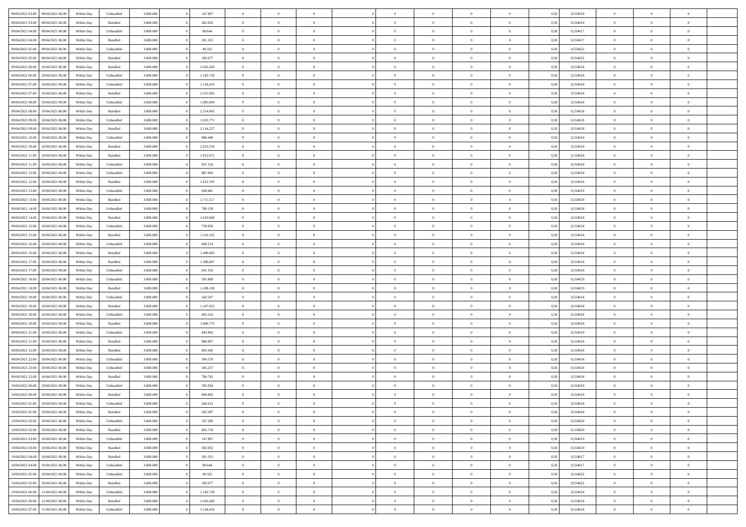| | | | | | | | | | | | | | | | | | | | | |
|---|---|---|---|---|---|---|---|---|---|---|---|---|---|---|---|---|---|---|---|---|
| 09/04/2021 03.00 | 09/04/2021 06.00 | Within Day | Unbundled | 3.600.000 | 0 | 147.967 | 0 | 0 | 0 | | 0 | 0 | 0 | 0 | 0,50 | 0,554619 | 0 | 0 | 0 | |
| 09/04/2021 03.00 | 09/04/2021 06.00 | Within Day | Bundled | 3.600.000 | 0 | 302.032 | 0 | 0 | 0 | | 0 | 0 | 0 | 0 | 0,50 | 0,554619 | 0 | 0 | 0 | |
| 09/04/2021 04.00 | 09/04/2021 06.00 | Within Day | Unbundled | 3.600.000 | 0 | 98.644 | 0 | 0 | 0 | | 0 | 0 | 0 | 0 | 0,50 | 0,554617 | 0 | 0 | 0 | |
| 09/04/2021 04.00 | 09/04/2021 06.00 | Within Day | Bundled | 3.600.000 | 0 | 201.355 | 0 | 0 | 0 | | 0 | 0 | 0 | 0 | 0,50 | 0,554617 | 0 | 0 | 0 | |
| 09/04/2021 05.00 | 09/04/2021 06.00 | Within Day | Unbundled | 3.600.000 | 0 | 49.322 | 0 | 0 | 0 | | 0 | 0 | 0 | 0 | 0,50 | 0,554622 | 0 | 0 | 0 | |
| 09/04/2021 05.00 | 09/04/2021 06.00 | Within Day | Bundled | 3.600.000 | 0 | 100.677 | 0 | 0 | 0 | | 0 | 0 | 0 | 0 | 0,50 | 0,554622 | 0 | 0 | 0 | |
| 09/04/2021 06.00 | 10/04/2021 06.00 | Within Day | Bundled | 3.600.000 | 0 | 2.416.260 | 0 | 0 | 0 | | 0 | 0 | 0 | 0 | 0,50 | 0,554618 | 0 | 0 | 0 | |
| 09/04/2021 06.00 | 10/04/2021 06.00 | Within Day | Unbundled | 3.600.000 | 0 | 1.183.739 | 0 | 0 | 0 | | 0 | 0 | 0 | 0 | 0,50 | 0,554618 | 0 | 0 | 0 | |
| 09/04/2021 07.00 | 10/04/2021 06.00 | Within Day | Unbundled | 3.600.000 | 0 | 1.134.416 | 0 | 0 | 0 | | 0 | 0 | 0 | 0 | 0,50 | 0,554618 | 0 | 0 | 0 | |
| 09/04/2021 07.00 | 10/04/2021 06.00 | Within Day | Bundled | 3.600.000 | 0 | 2.315.582 | 0 | 0 | 0 | | 0 | 0 | 0 | 0 | 0,50 | 0,554618 | 0 | 0 | 0 | |
| 09/04/2021 08.00 | 10/04/2021 06.00 | Within Day | Unbundled | 3.600.000 | 0 | 1.085.094 | 0 | 0 | 0 | | 0 | 0 | 0 | 0 | 0,50 | 0,554618 | 0 | 0 | 0 | |
| 09/04/2021 08.00 | 10/04/2021 06.00 | Within Day | Bundled | 3.600.000 | 0 | 2.214.905 | 0 | 0 | 0 | | 0 | 0 | 0 | 0 | 0,50 | 0,554618 | 0 | 0 | 0 | |
| 09/04/2021 09.00 | 10/04/2021 06.00 | Within Day | Unbundled | 3.600.000 | 0 | 1.035.771 | 0 | 0 | 0 | | 0 | 0 | 0 | 0 | 0,50 | 0,554618 | 0 | 0 | 0 | |
| 09/04/2021 09.00 | 10/04/2021 06.00 | Within Day | Bundled | 3.600.000 | 0 | 2.114.227 | 0 | 0 | 0 | | 0 | 0 | 0 | 0 | 0,50 | 0,554618 | 0 | 0 | 0 | |
| 09/04/2021 10.00 | 10/04/2021 06.00 | Within Day | Unbundled | 3.600.000 | 0 | 986.449 | 0 | 0 | 0 | | 0 | 0 | 0 | 0 | 0,50 | 0,554619 | 0 | 0 | 0 | |
| 09/04/2021 10.00 | 10/04/2021 06.00 | Within Day | Bundled | 3.600.000 | 0 | 2.013.550 | 0 | 0 | 0 | | 0 | 0 | 0 | 0 | 0,50 | 0,554619 | 0 | 0 | 0 | |
| 09/04/2021 11.00 | 10/04/2021 06.00 | Within Day | Bundled | 3.600.000 | 0 | 1.912.872 | 0 | 0 | 0 | | 0 | 0 | 0 | 0 | 0,50 | 0,554618 | 0 | 0 | 0 | |
| 09/04/2021 11.00 | 10/04/2021 06.00 | Within Day | Unbundled | 3.600.000 | 0 | 937.126 | 0 | 0 | 0 | | 0 | 0 | 0 | 0 | 0,50 | 0,554618 | 0 | 0 | 0 | |
| 09/04/2021 12.00 | 10/04/2021 06.00 | Within Day | Unbundled | 3.600.000 | 0 | 887.804 | 0 | 0 | 0 | | 0 | 0 | 0 | 0 | 0,50 | 0,554618 | 0 | 0 | 0 | |
| 09/04/2021 12.00 | 10/04/2021 06.00 | Within Day | Bundled | 3.600.000 | 0 | 1.812.195 | 0 | 0 | 0 | | 0 | 0 | 0 | 0 | 0,50 | 0,554618 | 0 | 0 | 0 | |
| 09/04/2021 13.00 | 10/04/2021 06.00 | Within Day | Unbundled | 3.600.000 | 0 | 838.481 | 0 | 0 | 0 | | 0 | 0 | 0 | 0 | 0,50 | 0,554619 | 0 | 0 | 0 | |
| 09/04/2021 13.00 | 10/04/2021 06.00 | Within Day | Bundled | 3.600.000 | 0 | 1.711.517 | 0 | 0 | 0 | | 0 | 0 | 0 | 0 | 0,50 | 0,554619 | 0 | 0 | 0 | |
| 09/04/2021 14.00 | 10/04/2021 06.00 | Within Day | Unbundled | 3.600.000 | 0 | 789.159 | 0 | 0 | 0 | | 0 | 0 | 0 | 0 | 0,50 | 0,554618 | 0 | 0 | 0 | |
| 09/04/2021 14.00 | 10/04/2021 06.00 | Within Day | Bundled | 3.600.000 | 0 | 1.610.840 | 0 | 0 | 0 | | 0 | 0 | 0 | 0 | 0,50 | 0,554618 | 0 | 0 | 0 | |
| 09/04/2021 15.00 | 10/04/2021 06.00 | Within Day | Unbundled | 3.600.000 | 0 | 739.836 | 0 | 0 | 0 | | 0 | 0 | 0 | 0 | 0,50 | 0,554618 | 0 | 0 | 0 | |
| 09/04/2021 15.00 | 10/04/2021 06.00 | Within Day | Bundled | 3.600.000 | 0 | 1.510.162 | 0 | 0 | 0 | | 0 | 0 | 0 | 0 | 0,50 | 0,554618 | 0 | 0 | 0 | |
| 09/04/2021 16.00 | 10/04/2021 06.00 | Within Day | Unbundled | 3.600.000 | 0 | 690.514 | 0 | 0 | 0 | | 0 | 0 | 0 | 0 | 0,50 | 0,554618 | 0 | 0 | 0 | |
| 09/04/2021 16.00 | 10/04/2021 06.00 | Within Day | Bundled | 3.600.000 | 0 | 1.409.485 | 0 | 0 | 0 | | 0 | 0 | 0 | 0 | 0,50 | 0,554618 | 0 | 0 | 0 | |
| 09/04/2021 17.00 | 10/04/2021 06.00 | Within Day | Bundled | 3.600.000 | 0 | 1.308.807 | 0 | 0 | 0 | | 0 | 0 | 0 | 0 | 0,50 | 0,554618 | 0 | 0 | 0 | |
| 09/04/2021 17.00 | 10/04/2021 06.00 | Within Day | Unbundled | 3.600.000 | 0 | 641.192 | 0 | 0 | 0 | | 0 | 0 | 0 | 0 | 0,50 | 0,554618 | 0 | 0 | 0 | |
| 09/04/2021 18.00 | 10/04/2021 06.00 | Within Day | Unbundled | 3.600.000 | 0 | 591.869 | 0 | 0 | 0 | | 0 | 0 | 0 | 0 | 0,50 | 0,554619 | 0 | 0 | 0 | |
| 09/04/2021 18.00 | 10/04/2021 06.00 | Within Day | Bundled | 3.600.000 | 0 | 1.208.130 | 0 | 0 | 0 | | 0 | 0 | 0 | 0 | 0,50 | 0,554619 | 0 | 0 | 0 | |
| 09/04/2021 19.00 | 10/04/2021 06.00 | Within Day | Unbundled | 3.600.000 | 0 | 542.547 | 0 | 0 | 0 | | 0 | 0 | 0 | 0 | 0,50 | 0,554618 | 0 | 0 | 0 | |
| 09/04/2021 19.00 | 10/04/2021 06.00 | Within Day | Bundled | 3.600.000 | 0 | 1.107.452 | 0 | 0 | 0 | | 0 | 0 | 0 | 0 | 0,50 | 0,554618 | 0 | 0 | 0 | |
| 09/04/2021 20.00 | 10/04/2021 06.00 | Within Day | Unbundled | 3.600.000 | 0 | 493.224 | 0 | 0 | 0 | | 0 | 0 | 0 | 0 | 0,50 | 0,554618 | 0 | 0 | 0 | |
| 09/04/2021 20.00 | 10/04/2021 06.00 | Within Day | Bundled | 3.600.000 | 0 | 1.006.775 | 0 | 0 | 0 | | 0 | 0 | 0 | 0 | 0,50 | 0,554618 | 0 | 0 | 0 | |
| 09/04/2021 21.00 | 10/04/2021 06.00 | Within Day | Unbundled | 3.600.000 | 0 | 443.902 | 0 | 0 | 0 | | 0 | 0 | 0 | 0 | 0,50 | 0,554619 | 0 | 0 | 0 | |
| 09/04/2021 21.00 | 10/04/2021 06.00 | Within Day | Bundled | 3.600.000 | 0 | 906.097 | 0 | 0 | 0 | | 0 | 0 | 0 | 0 | 0,50 | 0,554619 | 0 | 0 | 0 | |
| 09/04/2021 22.00 | 10/04/2021 06.00 | Within Day | Bundled | 3.600.000 | 0 | 805.420 | 0 | 0 | 0 | | 0 | 0 | 0 | 0 | 0,50 | 0,554618 | 0 | 0 | 0 | |
| 09/04/2021 22.00 | 10/04/2021 06.00 | Within Day | Unbundled | 3.600.000 | 0 | 394.579 | 0 | 0 | 0 | | 0 | 0 | 0 | 0 | 0,50 | 0,554618 | 0 | 0 | 0 | |
| 09/04/2021 23.00 | 10/04/2021 06.00 | Within Day | Unbundled | 3.600.000 | 0 | 345.257 | 0 | 0 | 0 | | 0 | 0 | 0 | 0 | 0,50 | 0,554618 | 0 | 0 | 0 | |
| 09/04/2021 23.00 | 10/04/2021 06.00 | Within Day | Bundled | 3.600.000 | 0 | 704.742 | 0 | 0 | 0 | | 0 | 0 | 0 | 0 | 0,50 | 0,554618 | 0 | 0 | 0 | |
| 10/04/2021 00.00 | 10/04/2021 06.00 | Within Day | Unbundled | 3.600.000 | 0 | 295.934 | 0 | 0 | 0 | | 0 | 0 | 0 | 0 | 0,50 | 0,554619 | 0 | 0 | 0 | |
| 10/04/2021 00.00 | 10/04/2021 06.00 | Within Day | Bundled | 3.600.000 | 0 | 604.065 | 0 | 0 | 0 | | 0 | 0 | 0 | 0 | 0,50 | 0,554619 | 0 | 0 | 0 | |
| 10/04/2021 01.00 | 10/04/2021 06.00 | Within Day | Unbundled | 3.600.000 | 0 | 246.612 | 0 | 0 | 0 | | 0 | 0 | 0 | 0 | 0,50 | 0,554618 | 0 | 0 | 0 | |
| 10/04/2021 01.00 | 10/04/2021 06.00 | Within Day | Bundled | 3.600.000 | 0 | 503.387 | 0 | 0 | 0 | | 0 | 0 | 0 | 0 | 0,50 | 0,554618 | 0 | 0 | 0 | |
| 10/04/2021 02.00 | 10/04/2021 06.00 | Within Day | Unbundled | 3.600.000 | 0 | 197.289 | 0 | 0 | 0 | | 0 | 0 | 0 | 0 | 0,50 | 0,554620 | 0 | 0 | 0 | |
| 10/04/2021 02.00 | 10/04/2021 06.00 | Within Day | Bundled | 3.600.000 | 0 | 402.710 | 0 | 0 | 0 | | 0 | 0 | 0 | 0 | 0,50 | 0,554620 | 0 | 0 | 0 | |
| 10/04/2021 03.00 | 10/04/2021 06.00 | Within Day | Unbundled | 3.600.000 | 0 | 147.967 | 0 | 0 | 0 | | 0 | 0 | 0 | 0 | 0,50 | 0,554619 | 0 | 0 | 0 | |
| 10/04/2021 03.00 | 10/04/2021 06.00 | Within Day | Bundled | 3.600.000 | 0 | 302.032 | 0 | 0 | 0 | | 0 | 0 | 0 | 0 | 0,50 | 0,554619 | 0 | 0 | 0 | |
| 10/04/2021 04.00 | 10/04/2021 06.00 | Within Day | Bundled | 3.600.000 | 0 | 201.355 | 0 | 0 | 0 | | 0 | 0 | 0 | 0 | 0,50 | 0,554617 | 0 | 0 | 0 | |
| 10/04/2021 04.00 | 10/04/2021 06.00 | Within Day | Unbundled | 3.600.000 | 0 | 98.644 | 0 | 0 | 0 | | 0 | 0 | 0 | 0 | 0,50 | 0,554617 | 0 | 0 | 0 | |
| 10/04/2021 05.00 | 10/04/2021 06.00 | Within Day | Unbundled | 3.600.000 | 0 | 49.322 | 0 | 0 | 0 | | 0 | 0 | 0 | 0 | 0,50 | 0,554622 | 0 | 0 | 0 | |
| 10/04/2021 05.00 | 10/04/2021 06.00 | Within Day | Bundled | 3.600.000 | 0 | 100.677 | 0 | 0 | 0 | | 0 | 0 | 0 | 0 | 0,50 | 0,554622 | 0 | 0 | 0 | |
| 10/04/2021 06.00 | 11/04/2021 06.00 | Within Day | Unbundled | 3.600.000 | 0 | 1.183.739 | 0 | 0 | 0 | | 0 | 0 | 0 | 0 | 0,50 | 0,554618 | 0 | 0 | 0 | |
| 10/04/2021 06.00 | 11/04/2021 06.00 | Within Day | Bundled | 3.600.000 | 0 | 2.416.260 | 0 | 0 | 0 | | 0 | 0 | 0 | 0 | 0,50 | 0,554618 | 0 | 0 | 0 | |
| 10/04/2021 07.00 | 11/04/2021 06.00 | Within Day | Unbundled | 3.600.000 | 0 | 1.134.416 | 0 | 0 | 0 | | 0 | 0 | 0 | 0 | 0,50 | 0,554618 | 0 | 0 | 0 | |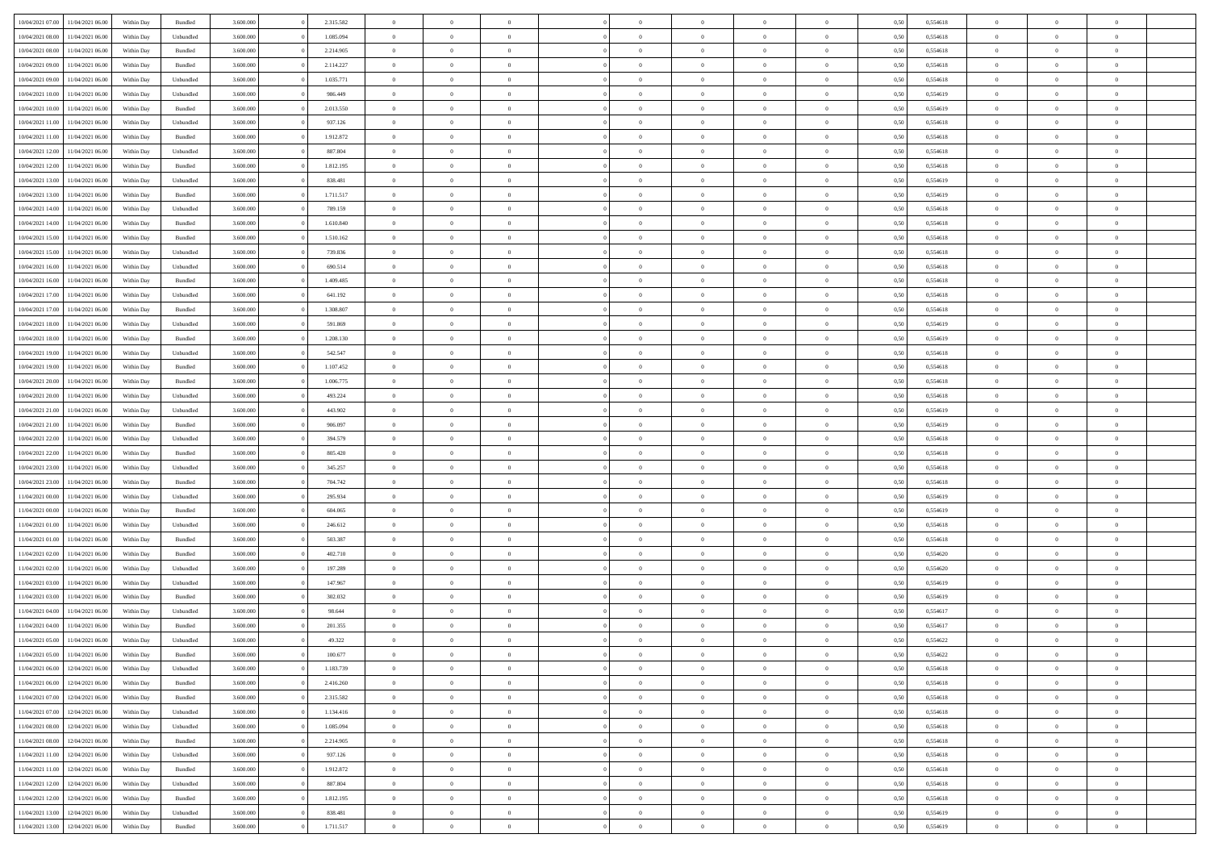| | | | | | | | | | | | | | | | | | | | | | |
|---|---|---|---|---|---|---|---|---|---|---|---|---|---|---|---|---|---|---|---|---|---|
| 10/04/2021 07:00 | 11/04/2021 06:00 | Within Day | Bundled | 3.600.000 | 0 | 2.315.582 | 0 | 0 | 0 | | 0 | 0 | 0 | 0 | 0,50 | 0,554618 | 0 | 0 | 0 | |
| 10/04/2021 08:00 | 11/04/2021 06:00 | Within Day | Unbundled | 3.600.000 | 0 | 1.085.094 | 0 | 0 | 0 | | 0 | 0 | 0 | 0 | 0,50 | 0,554618 | 0 | 0 | 0 | |
| 10/04/2021 08:00 | 11/04/2021 06:00 | Within Day | Bundled | 3.600.000 | 0 | 2.214.905 | 0 | 0 | 0 | | 0 | 0 | 0 | 0 | 0,50 | 0,554618 | 0 | 0 | 0 | |
| 10/04/2021 09:00 | 11/04/2021 06:00 | Within Day | Bundled | 3.600.000 | 0 | 2.114.227 | 0 | 0 | 0 | | 0 | 0 | 0 | 0 | 0,50 | 0,554618 | 0 | 0 | 0 | |
| 10/04/2021 09:00 | 11/04/2021 06:00 | Within Day | Unbundled | 3.600.000 | 0 | 1.035.771 | 0 | 0 | 0 | | 0 | 0 | 0 | 0 | 0,50 | 0,554618 | 0 | 0 | 0 | |
| 10/04/2021 10:00 | 11/04/2021 06:00 | Within Day | Unbundled | 3.600.000 | 0 | 986.449 | 0 | 0 | 0 | | 0 | 0 | 0 | 0 | 0,50 | 0,554619 | 0 | 0 | 0 | |
| 10/04/2021 10:00 | 11/04/2021 06:00 | Within Day | Bundled | 3.600.000 | 0 | 2.013.550 | 0 | 0 | 0 | | 0 | 0 | 0 | 0 | 0,50 | 0,554619 | 0 | 0 | 0 | |
| 10/04/2021 11:00 | 11/04/2021 06:00 | Within Day | Unbundled | 3.600.000 | 0 | 937.126 | 0 | 0 | 0 | | 0 | 0 | 0 | 0 | 0,50 | 0,554618 | 0 | 0 | 0 | |
| 10/04/2021 11:00 | 11/04/2021 06:00 | Within Day | Bundled | 3.600.000 | 0 | 1.912.872 | 0 | 0 | 0 | | 0 | 0 | 0 | 0 | 0,50 | 0,554618 | 0 | 0 | 0 | |
| 10/04/2021 12:00 | 11/04/2021 06:00 | Within Day | Unbundled | 3.600.000 | 0 | 887.804 | 0 | 0 | 0 | | 0 | 0 | 0 | 0 | 0,50 | 0,554618 | 0 | 0 | 0 | |
| 10/04/2021 12:00 | 11/04/2021 06:00 | Within Day | Bundled | 3.600.000 | 0 | 1.812.195 | 0 | 0 | 0 | | 0 | 0 | 0 | 0 | 0,50 | 0,554618 | 0 | 0 | 0 | |
| 10/04/2021 13:00 | 11/04/2021 06:00 | Within Day | Unbundled | 3.600.000 | 0 | 838.481 | 0 | 0 | 0 | | 0 | 0 | 0 | 0 | 0,50 | 0,554619 | 0 | 0 | 0 | |
| 10/04/2021 13:00 | 11/04/2021 06:00 | Within Day | Bundled | 3.600.000 | 0 | 1.711.517 | 0 | 0 | 0 | | 0 | 0 | 0 | 0 | 0,50 | 0,554619 | 0 | 0 | 0 | |
| 10/04/2021 14:00 | 11/04/2021 06:00 | Within Day | Unbundled | 3.600.000 | 0 | 789.159 | 0 | 0 | 0 | | 0 | 0 | 0 | 0 | 0,50 | 0,554618 | 0 | 0 | 0 | |
| 10/04/2021 14:00 | 11/04/2021 06:00 | Within Day | Bundled | 3.600.000 | 0 | 1.610.840 | 0 | 0 | 0 | | 0 | 0 | 0 | 0 | 0,50 | 0,554618 | 0 | 0 | 0 | |
| 10/04/2021 15:00 | 11/04/2021 06:00 | Within Day | Bundled | 3.600.000 | 0 | 1.510.162 | 0 | 0 | 0 | | 0 | 0 | 0 | 0 | 0,50 | 0,554618 | 0 | 0 | 0 | |
| 10/04/2021 15:00 | 11/04/2021 06:00 | Within Day | Unbundled | 3.600.000 | 0 | 739.836 | 0 | 0 | 0 | | 0 | 0 | 0 | 0 | 0,50 | 0,554618 | 0 | 0 | 0 | |
| 10/04/2021 16:00 | 11/04/2021 06:00 | Within Day | Unbundled | 3.600.000 | 0 | 690.514 | 0 | 0 | 0 | | 0 | 0 | 0 | 0 | 0,50 | 0,554618 | 0 | 0 | 0 | |
| 10/04/2021 16:00 | 11/04/2021 06:00 | Within Day | Bundled | 3.600.000 | 0 | 1.409.485 | 0 | 0 | 0 | | 0 | 0 | 0 | 0 | 0,50 | 0,554618 | 0 | 0 | 0 | |
| 10/04/2021 17:00 | 11/04/2021 06:00 | Within Day | Unbundled | 3.600.000 | 0 | 641.192 | 0 | 0 | 0 | | 0 | 0 | 0 | 0 | 0,50 | 0,554618 | 0 | 0 | 0 | |
| 10/04/2021 17:00 | 11/04/2021 06:00 | Within Day | Bundled | 3.600.000 | 0 | 1.308.807 | 0 | 0 | 0 | | 0 | 0 | 0 | 0 | 0,50 | 0,554618 | 0 | 0 | 0 | |
| 10/04/2021 18:00 | 11/04/2021 06:00 | Within Day | Unbundled | 3.600.000 | 0 | 591.869 | 0 | 0 | 0 | | 0 | 0 | 0 | 0 | 0,50 | 0,554619 | 0 | 0 | 0 | |
| 10/04/2021 18:00 | 11/04/2021 06:00 | Within Day | Bundled | 3.600.000 | 0 | 1.208.130 | 0 | 0 | 0 | | 0 | 0 | 0 | 0 | 0,50 | 0,554619 | 0 | 0 | 0 | |
| 10/04/2021 19:00 | 11/04/2021 06:00 | Within Day | Unbundled | 3.600.000 | 0 | 542.547 | 0 | 0 | 0 | | 0 | 0 | 0 | 0 | 0,50 | 0,554618 | 0 | 0 | 0 | |
| 10/04/2021 19:00 | 11/04/2021 06:00 | Within Day | Bundled | 3.600.000 | 0 | 1.107.452 | 0 | 0 | 0 | | 0 | 0 | 0 | 0 | 0,50 | 0,554618 | 0 | 0 | 0 | |
| 10/04/2021 20:00 | 11/04/2021 06:00 | Within Day | Bundled | 3.600.000 | 0 | 1.006.775 | 0 | 0 | 0 | | 0 | 0 | 0 | 0 | 0,50 | 0,554618 | 0 | 0 | 0 | |
| 10/04/2021 20:00 | 11/04/2021 06:00 | Within Day | Unbundled | 3.600.000 | 0 | 493.224 | 0 | 0 | 0 | | 0 | 0 | 0 | 0 | 0,50 | 0,554618 | 0 | 0 | 0 | |
| 10/04/2021 21:00 | 11/04/2021 06:00 | Within Day | Unbundled | 3.600.000 | 0 | 443.902 | 0 | 0 | 0 | | 0 | 0 | 0 | 0 | 0,50 | 0,554619 | 0 | 0 | 0 | |
| 10/04/2021 21:00 | 11/04/2021 06:00 | Within Day | Bundled | 3.600.000 | 0 | 906.097 | 0 | 0 | 0 | | 0 | 0 | 0 | 0 | 0,50 | 0,554619 | 0 | 0 | 0 | |
| 10/04/2021 22:00 | 11/04/2021 06:00 | Within Day | Unbundled | 3.600.000 | 0 | 394.579 | 0 | 0 | 0 | | 0 | 0 | 0 | 0 | 0,50 | 0,554618 | 0 | 0 | 0 | |
| 10/04/2021 22:00 | 11/04/2021 06:00 | Within Day | Bundled | 3.600.000 | 0 | 805.420 | 0 | 0 | 0 | | 0 | 0 | 0 | 0 | 0,50 | 0,554618 | 0 | 0 | 0 | |
| 10/04/2021 23:00 | 11/04/2021 06:00 | Within Day | Unbundled | 3.600.000 | 0 | 345.257 | 0 | 0 | 0 | | 0 | 0 | 0 | 0 | 0,50 | 0,554618 | 0 | 0 | 0 | |
| 10/04/2021 23:00 | 11/04/2021 06:00 | Within Day | Bundled | 3.600.000 | 0 | 704.742 | 0 | 0 | 0 | | 0 | 0 | 0 | 0 | 0,50 | 0,554618 | 0 | 0 | 0 | |
| 11/04/2021 00:00 | 11/04/2021 06:00 | Within Day | Unbundled | 3.600.000 | 0 | 295.934 | 0 | 0 | 0 | | 0 | 0 | 0 | 0 | 0,50 | 0,554619 | 0 | 0 | 0 | |
| 11/04/2021 00:00 | 11/04/2021 06:00 | Within Day | Bundled | 3.600.000 | 0 | 604.065 | 0 | 0 | 0 | | 0 | 0 | 0 | 0 | 0,50 | 0,554619 | 0 | 0 | 0 | |
| 11/04/2021 01:00 | 11/04/2021 06:00 | Within Day | Unbundled | 3.600.000 | 0 | 246.612 | 0 | 0 | 0 | | 0 | 0 | 0 | 0 | 0,50 | 0,554618 | 0 | 0 | 0 | |
| 11/04/2021 01:00 | 11/04/2021 06:00 | Within Day | Bundled | 3.600.000 | 0 | 503.387 | 0 | 0 | 0 | | 0 | 0 | 0 | 0 | 0,50 | 0,554618 | 0 | 0 | 0 | |
| 11/04/2021 02:00 | 11/04/2021 06:00 | Within Day | Bundled | 3.600.000 | 0 | 402.710 | 0 | 0 | 0 | | 0 | 0 | 0 | 0 | 0,50 | 0,554620 | 0 | 0 | 0 | |
| 11/04/2021 02:00 | 11/04/2021 06:00 | Within Day | Unbundled | 3.600.000 | 0 | 197.289 | 0 | 0 | 0 | | 0 | 0 | 0 | 0 | 0,50 | 0,554620 | 0 | 0 | 0 | |
| 11/04/2021 03:00 | 11/04/2021 06:00 | Within Day | Unbundled | 3.600.000 | 0 | 147.967 | 0 | 0 | 0 | | 0 | 0 | 0 | 0 | 0,50 | 0,554619 | 0 | 0 | 0 | |
| 11/04/2021 03:00 | 11/04/2021 06:00 | Within Day | Bundled | 3.600.000 | 0 | 302.032 | 0 | 0 | 0 | | 0 | 0 | 0 | 0 | 0,50 | 0,554619 | 0 | 0 | 0 | |
| 11/04/2021 04:00 | 11/04/2021 06:00 | Within Day | Unbundled | 3.600.000 | 0 | 98.644 | 0 | 0 | 0 | | 0 | 0 | 0 | 0 | 0,50 | 0,554617 | 0 | 0 | 0 | |
| 11/04/2021 04:00 | 11/04/2021 06:00 | Within Day | Bundled | 3.600.000 | 0 | 201.355 | 0 | 0 | 0 | | 0 | 0 | 0 | 0 | 0,50 | 0,554617 | 0 | 0 | 0 | |
| 11/04/2021 05:00 | 11/04/2021 06:00 | Within Day | Unbundled | 3.600.000 | 0 | 49.322 | 0 | 0 | 0 | | 0 | 0 | 0 | 0 | 0,50 | 0,554622 | 0 | 0 | 0 | |
| 11/04/2021 05:00 | 11/04/2021 06:00 | Within Day | Bundled | 3.600.000 | 0 | 100.677 | 0 | 0 | 0 | | 0 | 0 | 0 | 0 | 0,50 | 0,554622 | 0 | 0 | 0 | |
| 11/04/2021 06:00 | 12/04/2021 06:00 | Within Day | Unbundled | 3.600.000 | 0 | 1.183.739 | 0 | 0 | 0 | | 0 | 0 | 0 | 0 | 0,50 | 0,554618 | 0 | 0 | 0 | |
| 11/04/2021 06:00 | 12/04/2021 06:00 | Within Day | Bundled | 3.600.000 | 0 | 2.416.260 | 0 | 0 | 0 | | 0 | 0 | 0 | 0 | 0,50 | 0,554618 | 0 | 0 | 0 | |
| 11/04/2021 07:00 | 12/04/2021 06:00 | Within Day | Bundled | 3.600.000 | 0 | 2.315.582 | 0 | 0 | 0 | | 0 | 0 | 0 | 0 | 0,50 | 0,554618 | 0 | 0 | 0 | |
| 11/04/2021 07:00 | 12/04/2021 06:00 | Within Day | Unbundled | 3.600.000 | 0 | 1.134.416 | 0 | 0 | 0 | | 0 | 0 | 0 | 0 | 0,50 | 0,554618 | 0 | 0 | 0 | |
| 11/04/2021 08:00 | 12/04/2021 06:00 | Within Day | Unbundled | 3.600.000 | 0 | 1.085.094 | 0 | 0 | 0 | | 0 | 0 | 0 | 0 | 0,50 | 0,554618 | 0 | 0 | 0 | |
| 11/04/2021 08:00 | 12/04/2021 06:00 | Within Day | Bundled | 3.600.000 | 0 | 2.214.905 | 0 | 0 | 0 | | 0 | 0 | 0 | 0 | 0,50 | 0,554618 | 0 | 0 | 0 | |
| 11/04/2021 11:00 | 12/04/2021 06:00 | Within Day | Unbundled | 3.600.000 | 0 | 937.126 | 0 | 0 | 0 | | 0 | 0 | 0 | 0 | 0,50 | 0,554618 | 0 | 0 | 0 | |
| 11/04/2021 11:00 | 12/04/2021 06:00 | Within Day | Bundled | 3.600.000 | 0 | 1.912.872 | 0 | 0 | 0 | | 0 | 0 | 0 | 0 | 0,50 | 0,554618 | 0 | 0 | 0 | |
| 11/04/2021 12:00 | 12/04/2021 06:00 | Within Day | Unbundled | 3.600.000 | 0 | 887.804 | 0 | 0 | 0 | | 0 | 0 | 0 | 0 | 0,50 | 0,554618 | 0 | 0 | 0 | |
| 11/04/2021 12:00 | 12/04/2021 06:00 | Within Day | Bundled | 3.600.000 | 0 | 1.812.195 | 0 | 0 | 0 | | 0 | 0 | 0 | 0 | 0,50 | 0,554618 | 0 | 0 | 0 | |
| 11/04/2021 13:00 | 12/04/2021 06:00 | Within Day | Unbundled | 3.600.000 | 0 | 838.481 | 0 | 0 | 0 | | 0 | 0 | 0 | 0 | 0,50 | 0,554619 | 0 | 0 | 0 | |
| 11/04/2021 13:00 | 12/04/2021 06:00 | Within Day | Bundled | 3.600.000 | 0 | 1.711.517 | 0 | 0 | 0 | | 0 | 0 | 0 | 0 | 0,50 | 0,554619 | 0 | 0 | 0 | |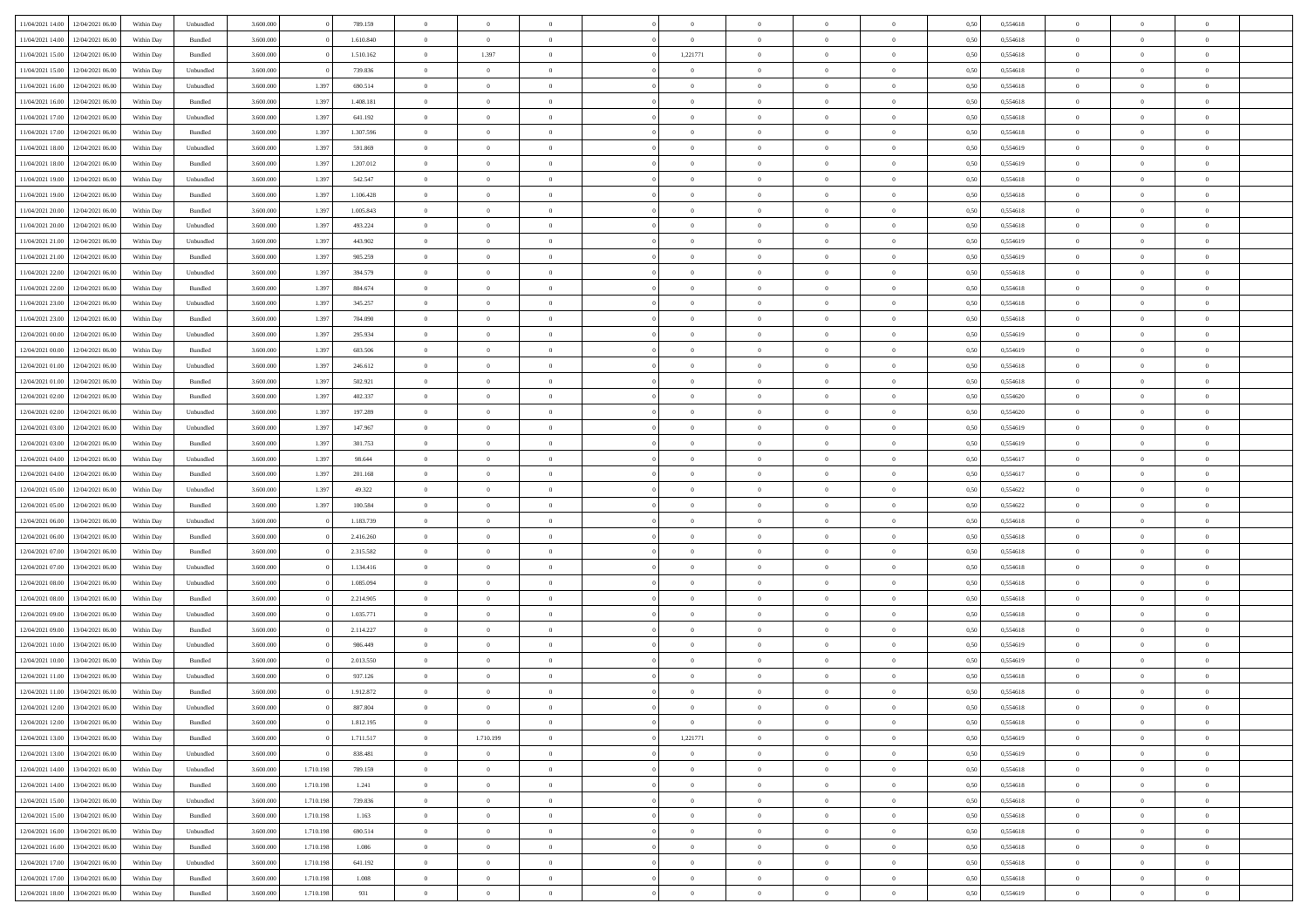| | | | | | | | | | | | | | | | | | | | | | |
|---|---|---|---|---|---|---|---|---|---|---|---|---|---|---|---|---|---|---|---|---|---|
| 11/04/2021 14:00 | 12/04/2021 06:00 | Within Day | Unbundled | 3.600.000 | 0 | 789.159 | 0 | 0 | 0 | | 0 | 0 | 0 | 0 | 0 | 0,50 | 0,554618 | 0 | 0 | 0 | |
| 11/04/2021 14:00 | 12/04/2021 06:00 | Within Day | Bundled | 3.600.000 | 0 | 1.610.840 | 0 | 0 | 0 | | 0 | 0 | 0 | 0 | 0 | 0,50 | 0,554618 | 0 | 0 | 0 | |
| 11/04/2021 15:00 | 12/04/2021 06:00 | Within Day | Bundled | 3.600.000 | 0 | 1.510.162 | 0 | 1.397 | 0 | | 1,221771 | 0 | 0 | 0 | 0 | 0,50 | 0,554618 | 0 | 0 | 0 | |
| 11/04/2021 15:00 | 12/04/2021 06:00 | Within Day | Unbundled | 3.600.000 | 0 | 739.836 | 0 | 0 | 0 | | 0 | 0 | 0 | 0 | 0 | 0,50 | 0,554618 | 0 | 0 | 0 | |
| 11/04/2021 16:00 | 12/04/2021 06:00 | Within Day | Unbundled | 3.600.000 | 1.397 | 690.514 | 0 | 0 | 0 | | 0 | 0 | 0 | 0 | 0 | 0,50 | 0,554618 | 0 | 0 | 0 | |
| 11/04/2021 16:00 | 12/04/2021 06:00 | Within Day | Bundled | 3.600.000 | 1.397 | 1.408.181 | 0 | 0 | 0 | | 0 | 0 | 0 | 0 | 0 | 0,50 | 0,554618 | 0 | 0 | 0 | |
| 11/04/2021 17:00 | 12/04/2021 06:00 | Within Day | Unbundled | 3.600.000 | 1.397 | 641.192 | 0 | 0 | 0 | | 0 | 0 | 0 | 0 | 0 | 0,50 | 0,554618 | 0 | 0 | 0 | |
| 11/04/2021 17:00 | 12/04/2021 06:00 | Within Day | Bundled | 3.600.000 | 1.397 | 1.307.596 | 0 | 0 | 0 | | 0 | 0 | 0 | 0 | 0 | 0,50 | 0,554618 | 0 | 0 | 0 | |
| 11/04/2021 18:00 | 12/04/2021 06:00 | Within Day | Unbundled | 3.600.000 | 1.397 | 591.869 | 0 | 0 | 0 | | 0 | 0 | 0 | 0 | 0 | 0,50 | 0,554619 | 0 | 0 | 0 | |
| 11/04/2021 18:00 | 12/04/2021 06:00 | Within Day | Bundled | 3.600.000 | 1.397 | 1.207.012 | 0 | 0 | 0 | | 0 | 0 | 0 | 0 | 0 | 0,50 | 0,554619 | 0 | 0 | 0 | |
| 11/04/2021 19:00 | 12/04/2021 06:00 | Within Day | Unbundled | 3.600.000 | 1.397 | 542.547 | 0 | 0 | 0 | | 0 | 0 | 0 | 0 | 0 | 0,50 | 0,554618 | 0 | 0 | 0 | |
| 11/04/2021 19:00 | 12/04/2021 06:00 | Within Day | Bundled | 3.600.000 | 1.397 | 1.106.428 | 0 | 0 | 0 | | 0 | 0 | 0 | 0 | 0 | 0,50 | 0,554618 | 0 | 0 | 0 | |
| 11/04/2021 20:00 | 12/04/2021 06:00 | Within Day | Bundled | 3.600.000 | 1.397 | 1.005.843 | 0 | 0 | 0 | | 0 | 0 | 0 | 0 | 0 | 0,50 | 0,554618 | 0 | 0 | 0 | |
| 11/04/2021 20:00 | 12/04/2021 06:00 | Within Day | Unbundled | 3.600.000 | 1.397 | 493.224 | 0 | 0 | 0 | | 0 | 0 | 0 | 0 | 0 | 0,50 | 0,554618 | 0 | 0 | 0 | |
| 11/04/2021 21:00 | 12/04/2021 06:00 | Within Day | Unbundled | 3.600.000 | 1.397 | 443.902 | 0 | 0 | 0 | | 0 | 0 | 0 | 0 | 0 | 0,50 | 0,554619 | 0 | 0 | 0 | |
| 11/04/2021 21:00 | 12/04/2021 06:00 | Within Day | Bundled | 3.600.000 | 1.397 | 905.259 | 0 | 0 | 0 | | 0 | 0 | 0 | 0 | 0 | 0,50 | 0,554619 | 0 | 0 | 0 | |
| 11/04/2021 22:00 | 12/04/2021 06:00 | Within Day | Unbundled | 3.600.000 | 1.397 | 394.579 | 0 | 0 | 0 | | 0 | 0 | 0 | 0 | 0 | 0,50 | 0,554618 | 0 | 0 | 0 | |
| 11/04/2021 22:00 | 12/04/2021 06:00 | Within Day | Bundled | 3.600.000 | 1.397 | 804.674 | 0 | 0 | 0 | | 0 | 0 | 0 | 0 | 0 | 0,50 | 0,554618 | 0 | 0 | 0 | |
| 11/04/2021 23:00 | 12/04/2021 06:00 | Within Day | Unbundled | 3.600.000 | 1.397 | 345.257 | 0 | 0 | 0 | | 0 | 0 | 0 | 0 | 0 | 0,50 | 0,554618 | 0 | 0 | 0 | |
| 11/04/2021 23:00 | 12/04/2021 06:00 | Within Day | Bundled | 3.600.000 | 1.397 | 704.090 | 0 | 0 | 0 | | 0 | 0 | 0 | 0 | 0 | 0,50 | 0,554618 | 0 | 0 | 0 | |
| 12/04/2021 00:00 | 12/04/2021 06:00 | Within Day | Unbundled | 3.600.000 | 1.397 | 295.934 | 0 | 0 | 0 | | 0 | 0 | 0 | 0 | 0 | 0,50 | 0,554619 | 0 | 0 | 0 | |
| 12/04/2021 00:00 | 12/04/2021 06:00 | Within Day | Bundled | 3.600.000 | 1.397 | 603.506 | 0 | 0 | 0 | | 0 | 0 | 0 | 0 | 0 | 0,50 | 0,554619 | 0 | 0 | 0 | |
| 12/04/2021 01:00 | 12/04/2021 06:00 | Within Day | Unbundled | 3.600.000 | 1.397 | 246.612 | 0 | 0 | 0 | | 0 | 0 | 0 | 0 | 0 | 0,50 | 0,554618 | 0 | 0 | 0 | |
| 12/04/2021 01:00 | 12/04/2021 06:00 | Within Day | Bundled | 3.600.000 | 1.397 | 502.921 | 0 | 0 | 0 | | 0 | 0 | 0 | 0 | 0 | 0,50 | 0,554618 | 0 | 0 | 0 | |
| 12/04/2021 02:00 | 12/04/2021 06:00 | Within Day | Bundled | 3.600.000 | 1.397 | 402.337 | 0 | 0 | 0 | | 0 | 0 | 0 | 0 | 0 | 0,50 | 0,554620 | 0 | 0 | 0 | |
| 12/04/2021 02:00 | 12/04/2021 06:00 | Within Day | Unbundled | 3.600.000 | 1.397 | 197.289 | 0 | 0 | 0 | | 0 | 0 | 0 | 0 | 0 | 0,50 | 0,554620 | 0 | 0 | 0 | |
| 12/04/2021 03:00 | 12/04/2021 06:00 | Within Day | Unbundled | 3.600.000 | 1.397 | 147.967 | 0 | 0 | 0 | | 0 | 0 | 0 | 0 | 0 | 0,50 | 0,554619 | 0 | 0 | 0 | |
| 12/04/2021 03:00 | 12/04/2021 06:00 | Within Day | Bundled | 3.600.000 | 1.397 | 301.753 | 0 | 0 | 0 | | 0 | 0 | 0 | 0 | 0 | 0,50 | 0,554619 | 0 | 0 | 0 | |
| 12/04/2021 04:00 | 12/04/2021 06:00 | Within Day | Unbundled | 3.600.000 | 1.397 | 98.644 | 0 | 0 | 0 | | 0 | 0 | 0 | 0 | 0 | 0,50 | 0,554617 | 0 | 0 | 0 | |
| 12/04/2021 04:00 | 12/04/2021 06:00 | Within Day | Bundled | 3.600.000 | 1.397 | 201.168 | 0 | 0 | 0 | | 0 | 0 | 0 | 0 | 0 | 0,50 | 0,554617 | 0 | 0 | 0 | |
| 12/04/2021 05:00 | 12/04/2021 06:00 | Within Day | Unbundled | 3.600.000 | 1.397 | 49.322 | 0 | 0 | 0 | | 0 | 0 | 0 | 0 | 0 | 0,50 | 0,554622 | 0 | 0 | 0 | |
| 12/04/2021 05:00 | 12/04/2021 06:00 | Within Day | Bundled | 3.600.000 | 1.397 | 100.584 | 0 | 0 | 0 | | 0 | 0 | 0 | 0 | 0 | 0,50 | 0,554622 | 0 | 0 | 0 | |
| 12/04/2021 06:00 | 13/04/2021 06:00 | Within Day | Unbundled | 3.600.000 | 0 | 1.183.739 | 0 | 0 | 0 | | 0 | 0 | 0 | 0 | 0 | 0,50 | 0,554618 | 0 | 0 | 0 | |
| 12/04/2021 06:00 | 13/04/2021 06:00 | Within Day | Bundled | 3.600.000 | 0 | 2.416.260 | 0 | 0 | 0 | | 0 | 0 | 0 | 0 | 0 | 0,50 | 0,554618 | 0 | 0 | 0 | |
| 12/04/2021 07:00 | 13/04/2021 06:00 | Within Day | Bundled | 3.600.000 | 0 | 2.315.582 | 0 | 0 | 0 | | 0 | 0 | 0 | 0 | 0 | 0,50 | 0,554618 | 0 | 0 | 0 | |
| 12/04/2021 07:00 | 13/04/2021 06:00 | Within Day | Unbundled | 3.600.000 | 0 | 1.134.416 | 0 | 0 | 0 | | 0 | 0 | 0 | 0 | 0 | 0,50 | 0,554618 | 0 | 0 | 0 | |
| 12/04/2021 08:00 | 13/04/2021 06:00 | Within Day | Unbundled | 3.600.000 | 0 | 1.085.094 | 0 | 0 | 0 | | 0 | 0 | 0 | 0 | 0 | 0,50 | 0,554618 | 0 | 0 | 0 | |
| 12/04/2021 08:00 | 13/04/2021 06:00 | Within Day | Bundled | 3.600.000 | 0 | 2.214.905 | 0 | 0 | 0 | | 0 | 0 | 0 | 0 | 0 | 0,50 | 0,554618 | 0 | 0 | 0 | |
| 12/04/2021 09:00 | 13/04/2021 06:00 | Within Day | Unbundled | 3.600.000 | 0 | 1.035.771 | 0 | 0 | 0 | | 0 | 0 | 0 | 0 | 0 | 0,50 | 0,554618 | 0 | 0 | 0 | |
| 12/04/2021 09:00 | 13/04/2021 06:00 | Within Day | Bundled | 3.600.000 | 0 | 2.114.227 | 0 | 0 | 0 | | 0 | 0 | 0 | 0 | 0 | 0,50 | 0,554618 | 0 | 0 | 0 | |
| 12/04/2021 10:00 | 13/04/2021 06:00 | Within Day | Unbundled | 3.600.000 | 0 | 986.449 | 0 | 0 | 0 | | 0 | 0 | 0 | 0 | 0 | 0,50 | 0,554619 | 0 | 0 | 0 | |
| 12/04/2021 10:00 | 13/04/2021 06:00 | Within Day | Bundled | 3.600.000 | 0 | 2.013.550 | 0 | 0 | 0 | | 0 | 0 | 0 | 0 | 0 | 0,50 | 0,554619 | 0 | 0 | 0 | |
| 12/04/2021 11:00 | 13/04/2021 06:00 | Within Day | Unbundled | 3.600.000 | 0 | 937.126 | 0 | 0 | 0 | | 0 | 0 | 0 | 0 | 0 | 0,50 | 0,554618 | 0 | 0 | 0 | |
| 12/04/2021 11:00 | 13/04/2021 06:00 | Within Day | Bundled | 3.600.000 | 0 | 1.912.872 | 0 | 0 | 0 | | 0 | 0 | 0 | 0 | 0 | 0,50 | 0,554618 | 0 | 0 | 0 | |
| 12/04/2021 12:00 | 13/04/2021 06:00 | Within Day | Unbundled | 3.600.000 | 0 | 887.804 | 0 | 0 | 0 | | 0 | 0 | 0 | 0 | 0 | 0,50 | 0,554618 | 0 | 0 | 0 | |
| 12/04/2021 12:00 | 13/04/2021 06:00 | Within Day | Bundled | 3.600.000 | 0 | 1.812.195 | 0 | 0 | 0 | | 0 | 0 | 0 | 0 | 0 | 0,50 | 0,554618 | 0 | 0 | 0 | |
| 12/04/2021 13:00 | 13/04/2021 06:00 | Within Day | Bundled | 3.600.000 | 0 | 1.711.517 | 0 | 1.710.199 | 0 | | 1,221771 | 0 | 0 | 0 | 0 | 0,50 | 0,554619 | 0 | 0 | 0 | |
| 12/04/2021 13:00 | 13/04/2021 06:00 | Within Day | Unbundled | 3.600.000 | 0 | 838.481 | 0 | 0 | 0 | | 0 | 0 | 0 | 0 | 0 | 0,50 | 0,554619 | 0 | 0 | 0 | |
| 12/04/2021 14:00 | 13/04/2021 06:00 | Within Day | Unbundled | 3.600.000 | 1.710.198 | 789.159 | 0 | 0 | 0 | | 0 | 0 | 0 | 0 | 0 | 0,50 | 0,554618 | 0 | 0 | 0 | |
| 12/04/2021 14:00 | 13/04/2021 06:00 | Within Day | Bundled | 3.600.000 | 1.710.198 | 1.241 | 0 | 0 | 0 | | 0 | 0 | 0 | 0 | 0 | 0,50 | 0,554618 | 0 | 0 | 0 | |
| 12/04/2021 15:00 | 13/04/2021 06:00 | Within Day | Unbundled | 3.600.000 | 1.710.198 | 739.836 | 0 | 0 | 0 | | 0 | 0 | 0 | 0 | 0 | 0,50 | 0,554618 | 0 | 0 | 0 | |
| 12/04/2021 15:00 | 13/04/2021 06:00 | Within Day | Bundled | 3.600.000 | 1.710.198 | 1.163 | 0 | 0 | 0 | | 0 | 0 | 0 | 0 | 0 | 0,50 | 0,554618 | 0 | 0 | 0 | |
| 12/04/2021 16:00 | 13/04/2021 06:00 | Within Day | Unbundled | 3.600.000 | 1.710.198 | 690.514 | 0 | 0 | 0 | | 0 | 0 | 0 | 0 | 0 | 0,50 | 0,554618 | 0 | 0 | 0 | |
| 12/04/2021 16:00 | 13/04/2021 06:00 | Within Day | Bundled | 3.600.000 | 1.710.198 | 1.086 | 0 | 0 | 0 | | 0 | 0 | 0 | 0 | 0 | 0,50 | 0,554618 | 0 | 0 | 0 | |
| 12/04/2021 17:00 | 13/04/2021 06:00 | Within Day | Unbundled | 3.600.000 | 1.710.198 | 641.192 | 0 | 0 | 0 | | 0 | 0 | 0 | 0 | 0 | 0,50 | 0,554618 | 0 | 0 | 0 | |
| 12/04/2021 17:00 | 13/04/2021 06:00 | Within Day | Bundled | 3.600.000 | 1.710.198 | 1.008 | 0 | 0 | 0 | | 0 | 0 | 0 | 0 | 0 | 0,50 | 0,554618 | 0 | 0 | 0 | |
| 12/04/2021 18:00 | 13/04/2021 06:00 | Within Day | Bundled | 3.600.000 | 1.710.198 | 931 | 0 | 0 | 0 | | 0 | 0 | 0 | 0 | 0 | 0,50 | 0,554619 | 0 | 0 | 0 | |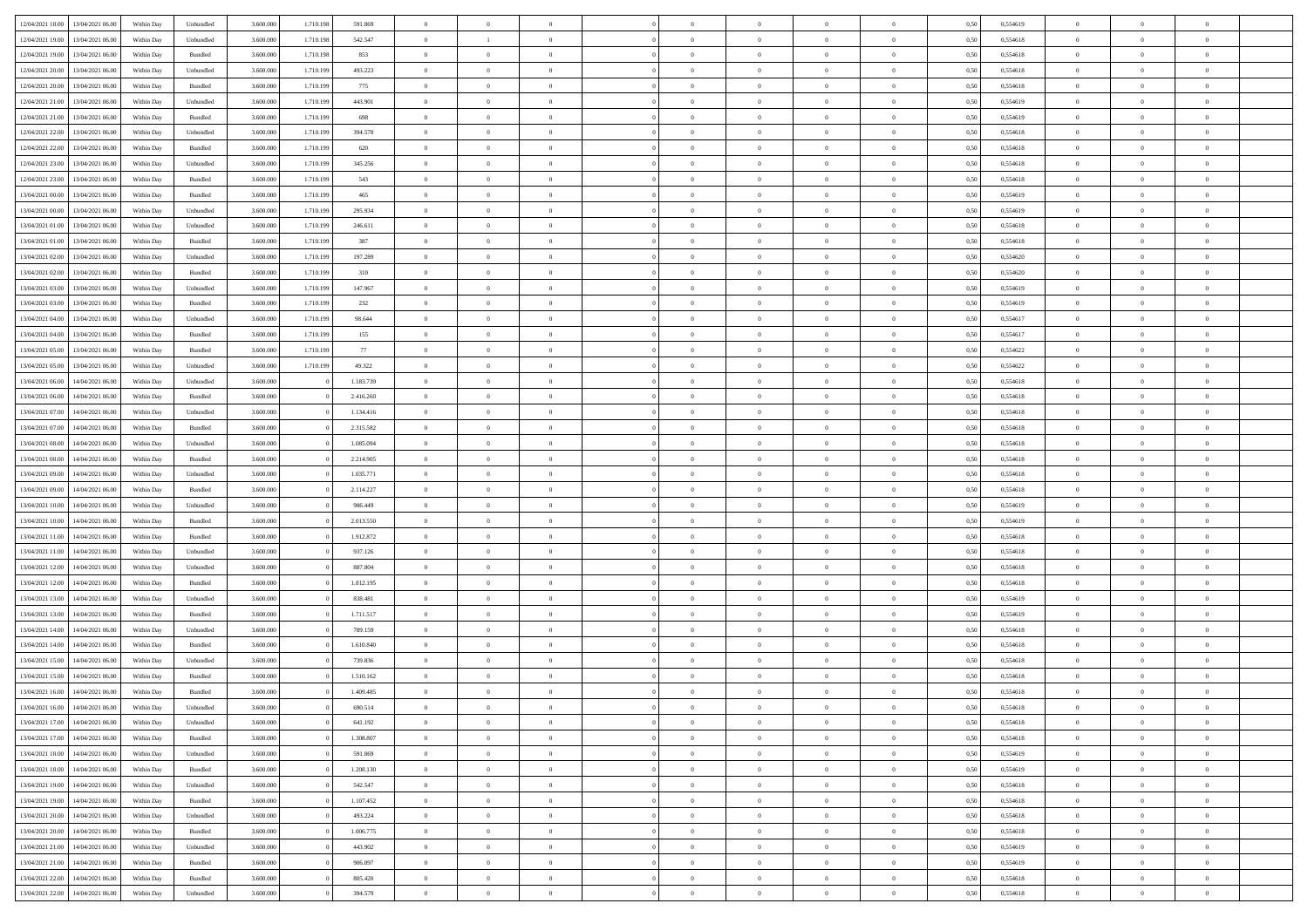| | | | | | | | | | | | | | | | | | | | | | |
|---|---|---|---|---|---|---|---|---|---|---|---|---|---|---|---|---|---|---|---|---|---|
| 12/04/2021 18:00 | 13/04/2021 06:00 | Within Day | Unbundled | 3.600.000 | 1.710.198 | 591.869 | 0 | 0 | 0 | | 0 | 0 | 0 | 0 | 0 | 0,50 | 0,554619 | 0 | 0 | 0 | |
| 12/04/2021 19:00 | 13/04/2021 06:00 | Within Day | Unbundled | 3.600.000 | 1.710.198 | 542.547 | 0 | 1 | 0 | | 0 | 0 | 0 | 0 | 0 | 0,50 | 0,554618 | 0 | 0 | 0 | |
| 12/04/2021 19:00 | 13/04/2021 06:00 | Within Day | Bundled | 3.600.000 | 1.710.198 | 853 | 0 | 0 | 0 | | 0 | 0 | 0 | 0 | 0 | 0,50 | 0,554618 | 0 | 0 | 0 | |
| 12/04/2021 20:00 | 13/04/2021 06:00 | Within Day | Unbundled | 3.600.000 | 1.710.199 | 493.223 | 0 | 0 | 0 | | 0 | 0 | 0 | 0 | 0 | 0,50 | 0,554618 | 0 | 0 | 0 | |
| 12/04/2021 20:00 | 13/04/2021 06:00 | Within Day | Bundled | 3.600.000 | 1.710.199 | 775 | 0 | 0 | 0 | | 0 | 0 | 0 | 0 | 0 | 0,50 | 0,554618 | 0 | 0 | 0 | |
| 12/04/2021 21:00 | 13/04/2021 06:00 | Within Day | Unbundled | 3.600.000 | 1.710.199 | 443.901 | 0 | 0 | 0 | | 0 | 0 | 0 | 0 | 0 | 0,50 | 0,554619 | 0 | 0 | 0 | |
| 12/04/2021 21:00 | 13/04/2021 06:00 | Within Day | Bundled | 3.600.000 | 1.710.199 | 698 | 0 | 0 | 0 | | 0 | 0 | 0 | 0 | 0 | 0,50 | 0,554619 | 0 | 0 | 0 | |
| 12/04/2021 22:00 | 13/04/2021 06:00 | Within Day | Unbundled | 3.600.000 | 1.710.199 | 394.578 | 0 | 0 | 0 | | 0 | 0 | 0 | 0 | 0 | 0,50 | 0,554618 | 0 | 0 | 0 | |
| 12/04/2021 22:00 | 13/04/2021 06:00 | Within Day | Bundled | 3.600.000 | 1.710.199 | 620 | 0 | 0 | 0 | | 0 | 0 | 0 | 0 | 0 | 0,50 | 0,554618 | 0 | 0 | 0 | |
| 12/04/2021 23:00 | 13/04/2021 06:00 | Within Day | Unbundled | 3.600.000 | 1.710.199 | 345.256 | 0 | 0 | 0 | | 0 | 0 | 0 | 0 | 0 | 0,50 | 0,554618 | 0 | 0 | 0 | |
| 12/04/2021 23:00 | 13/04/2021 06:00 | Within Day | Bundled | 3.600.000 | 1.710.199 | 543 | 0 | 0 | 0 | | 0 | 0 | 0 | 0 | 0 | 0,50 | 0,554618 | 0 | 0 | 0 | |
| 13/04/2021 00:00 | 13/04/2021 06:00 | Within Day | Bundled | 3.600.000 | 1.710.199 | 465 | 0 | 0 | 0 | | 0 | 0 | 0 | 0 | 0 | 0,50 | 0,554619 | 0 | 0 | 0 | |
| 13/04/2021 00:00 | 13/04/2021 06:00 | Within Day | Unbundled | 3.600.000 | 1.710.199 | 295.934 | 0 | 0 | 0 | | 0 | 0 | 0 | 0 | 0 | 0,50 | 0,554619 | 0 | 0 | 0 | |
| 13/04/2021 01:00 | 13/04/2021 06:00 | Within Day | Unbundled | 3.600.000 | 1.710.199 | 246.611 | 0 | 0 | 0 | | 0 | 0 | 0 | 0 | 0 | 0,50 | 0,554618 | 0 | 0 | 0 | |
| 13/04/2021 01:00 | 13/04/2021 06:00 | Within Day | Bundled | 3.600.000 | 1.710.199 | 387 | 0 | 0 | 0 | | 0 | 0 | 0 | 0 | 0 | 0,50 | 0,554618 | 0 | 0 | 0 | |
| 13/04/2021 02:00 | 13/04/2021 06:00 | Within Day | Unbundled | 3.600.000 | 1.710.199 | 197.289 | 0 | 0 | 0 | | 0 | 0 | 0 | 0 | 0 | 0,50 | 0,554620 | 0 | 0 | 0 | |
| 13/04/2021 02:00 | 13/04/2021 06:00 | Within Day | Bundled | 3.600.000 | 1.710.199 | 310 | 0 | 0 | 0 | | 0 | 0 | 0 | 0 | 0 | 0,50 | 0,554620 | 0 | 0 | 0 | |
| 13/04/2021 03:00 | 13/04/2021 06:00 | Within Day | Unbundled | 3.600.000 | 1.710.199 | 147.967 | 0 | 0 | 0 | | 0 | 0 | 0 | 0 | 0 | 0,50 | 0,554619 | 0 | 0 | 0 | |
| 13/04/2021 03:00 | 13/04/2021 06:00 | Within Day | Bundled | 3.600.000 | 1.710.199 | 232 | 0 | 0 | 0 | | 0 | 0 | 0 | 0 | 0 | 0,50 | 0,554619 | 0 | 0 | 0 | |
| 13/04/2021 04:00 | 13/04/2021 06:00 | Within Day | Unbundled | 3.600.000 | 1.710.199 | 98.644 | 0 | 0 | 0 | | 0 | 0 | 0 | 0 | 0 | 0,50 | 0,554617 | 0 | 0 | 0 | |
| 13/04/2021 04:00 | 13/04/2021 06:00 | Within Day | Bundled | 3.600.000 | 1.710.199 | 155 | 0 | 0 | 0 | | 0 | 0 | 0 | 0 | 0 | 0,50 | 0,554617 | 0 | 0 | 0 | |
| 13/04/2021 05:00 | 13/04/2021 06:00 | Within Day | Bundled | 3.600.000 | 1.710.199 | 77 | 0 | 0 | 0 | | 0 | 0 | 0 | 0 | 0 | 0,50 | 0,554622 | 0 | 0 | 0 | |
| 13/04/2021 05:00 | 13/04/2021 06:00 | Within Day | Unbundled | 3.600.000 | 1.710.199 | 49.322 | 0 | 0 | 0 | | 0 | 0 | 0 | 0 | 0 | 0,50 | 0,554622 | 0 | 0 | 0 | |
| 13/04/2021 06:00 | 14/04/2021 06:00 | Within Day | Unbundled | 3.600.000 | 0 | 1.183.739 | 0 | 0 | 0 | | 0 | 0 | 0 | 0 | 0 | 0,50 | 0,554618 | 0 | 0 | 0 | |
| 13/04/2021 06:00 | 14/04/2021 06:00 | Within Day | Bundled | 3.600.000 | 0 | 2.416.260 | 0 | 0 | 0 | | 0 | 0 | 0 | 0 | 0 | 0,50 | 0,554618 | 0 | 0 | 0 | |
| 13/04/2021 07:00 | 14/04/2021 06:00 | Within Day | Unbundled | 3.600.000 | 0 | 1.134.416 | 0 | 0 | 0 | | 0 | 0 | 0 | 0 | 0 | 0,50 | 0,554618 | 0 | 0 | 0 | |
| 13/04/2021 07:00 | 14/04/2021 06:00 | Within Day | Bundled | 3.600.000 | 0 | 2.315.582 | 0 | 0 | 0 | | 0 | 0 | 0 | 0 | 0 | 0,50 | 0,554618 | 0 | 0 | 0 | |
| 13/04/2021 08:00 | 14/04/2021 06:00 | Within Day | Unbundled | 3.600.000 | 0 | 1.085.094 | 0 | 0 | 0 | | 0 | 0 | 0 | 0 | 0 | 0,50 | 0,554618 | 0 | 0 | 0 | |
| 13/04/2021 08:00 | 14/04/2021 06:00 | Within Day | Bundled | 3.600.000 | 0 | 2.214.905 | 0 | 0 | 0 | | 0 | 0 | 0 | 0 | 0 | 0,50 | 0,554618 | 0 | 0 | 0 | |
| 13/04/2021 09:00 | 14/04/2021 06:00 | Within Day | Unbundled | 3.600.000 | 0 | 1.035.771 | 0 | 0 | 0 | | 0 | 0 | 0 | 0 | 0 | 0,50 | 0,554618 | 0 | 0 | 0 | |
| 13/04/2021 09:00 | 14/04/2021 06:00 | Within Day | Bundled | 3.600.000 | 0 | 2.114.227 | 0 | 0 | 0 | | 0 | 0 | 0 | 0 | 0 | 0,50 | 0,554618 | 0 | 0 | 0 | |
| 13/04/2021 10:00 | 14/04/2021 06:00 | Within Day | Unbundled | 3.600.000 | 0 | 986.449 | 0 | 0 | 0 | | 0 | 0 | 0 | 0 | 0 | 0,50 | 0,554619 | 0 | 0 | 0 | |
| 13/04/2021 10:00 | 14/04/2021 06:00 | Within Day | Bundled | 3.600.000 | 0 | 2.013.550 | 0 | 0 | 0 | | 0 | 0 | 0 | 0 | 0 | 0,50 | 0,554619 | 0 | 0 | 0 | |
| 13/04/2021 11:00 | 14/04/2021 06:00 | Within Day | Bundled | 3.600.000 | 0 | 1.912.872 | 0 | 0 | 0 | | 0 | 0 | 0 | 0 | 0 | 0,50 | 0,554618 | 0 | 0 | 0 | |
| 13/04/2021 11:00 | 14/04/2021 06:00 | Within Day | Unbundled | 3.600.000 | 0 | 937.126 | 0 | 0 | 0 | | 0 | 0 | 0 | 0 | 0 | 0,50 | 0,554618 | 0 | 0 | 0 | |
| 13/04/2021 12:00 | 14/04/2021 06:00 | Within Day | Unbundled | 3.600.000 | 0 | 887.804 | 0 | 0 | 0 | | 0 | 0 | 0 | 0 | 0 | 0,50 | 0,554618 | 0 | 0 | 0 | |
| 13/04/2021 12:00 | 14/04/2021 06:00 | Within Day | Bundled | 3.600.000 | 0 | 1.812.195 | 0 | 0 | 0 | | 0 | 0 | 0 | 0 | 0 | 0,50 | 0,554618 | 0 | 0 | 0 | |
| 13/04/2021 13:00 | 14/04/2021 06:00 | Within Day | Unbundled | 3.600.000 | 0 | 838.481 | 0 | 0 | 0 | | 0 | 0 | 0 | 0 | 0 | 0,50 | 0,554619 | 0 | 0 | 0 | |
| 13/04/2021 13:00 | 14/04/2021 06:00 | Within Day | Bundled | 3.600.000 | 0 | 1.711.517 | 0 | 0 | 0 | | 0 | 0 | 0 | 0 | 0 | 0,50 | 0,554619 | 0 | 0 | 0 | |
| 13/04/2021 14:00 | 14/04/2021 06:00 | Within Day | Unbundled | 3.600.000 | 0 | 789.159 | 0 | 0 | 0 | | 0 | 0 | 0 | 0 | 0 | 0,50 | 0,554618 | 0 | 0 | 0 | |
| 13/04/2021 14:00 | 14/04/2021 06:00 | Within Day | Bundled | 3.600.000 | 0 | 1.610.840 | 0 | 0 | 0 | | 0 | 0 | 0 | 0 | 0 | 0,50 | 0,554618 | 0 | 0 | 0 | |
| 13/04/2021 15:00 | 14/04/2021 06:00 | Within Day | Unbundled | 3.600.000 | 0 | 739.836 | 0 | 0 | 0 | | 0 | 0 | 0 | 0 | 0 | 0,50 | 0,554618 | 0 | 0 | 0 | |
| 13/04/2021 15:00 | 14/04/2021 06:00 | Within Day | Bundled | 3.600.000 | 0 | 1.510.162 | 0 | 0 | 0 | | 0 | 0 | 0 | 0 | 0 | 0,50 | 0,554618 | 0 | 0 | 0 | |
| 13/04/2021 16:00 | 14/04/2021 06:00 | Within Day | Bundled | 3.600.000 | 0 | 1.409.485 | 0 | 0 | 0 | | 0 | 0 | 0 | 0 | 0 | 0,50 | 0,554618 | 0 | 0 | 0 | |
| 13/04/2021 16:00 | 14/04/2021 06:00 | Within Day | Unbundled | 3.600.000 | 0 | 690.514 | 0 | 0 | 0 | | 0 | 0 | 0 | 0 | 0 | 0,50 | 0,554618 | 0 | 0 | 0 | |
| 13/04/2021 17:00 | 14/04/2021 06:00 | Within Day | Unbundled | 3.600.000 | 0 | 641.192 | 0 | 0 | 0 | | 0 | 0 | 0 | 0 | 0 | 0,50 | 0,554618 | 0 | 0 | 0 | |
| 13/04/2021 17:00 | 14/04/2021 06:00 | Within Day | Bundled | 3.600.000 | 0 | 1.308.807 | 0 | 0 | 0 | | 0 | 0 | 0 | 0 | 0 | 0,50 | 0,554618 | 0 | 0 | 0 | |
| 13/04/2021 18:00 | 14/04/2021 06:00 | Within Day | Unbundled | 3.600.000 | 0 | 591.869 | 0 | 0 | 0 | | 0 | 0 | 0 | 0 | 0 | 0,50 | 0,554619 | 0 | 0 | 0 | |
| 13/04/2021 18:00 | 14/04/2021 06:00 | Within Day | Bundled | 3.600.000 | 0 | 1.208.130 | 0 | 0 | 0 | | 0 | 0 | 0 | 0 | 0 | 0,50 | 0,554619 | 0 | 0 | 0 | |
| 13/04/2021 19:00 | 14/04/2021 06:00 | Within Day | Unbundled | 3.600.000 | 0 | 542.547 | 0 | 0 | 0 | | 0 | 0 | 0 | 0 | 0 | 0,50 | 0,554618 | 0 | 0 | 0 | |
| 13/04/2021 19:00 | 14/04/2021 06:00 | Within Day | Bundled | 3.600.000 | 0 | 1.107.452 | 0 | 0 | 0 | | 0 | 0 | 0 | 0 | 0 | 0,50 | 0,554618 | 0 | 0 | 0 | |
| 13/04/2021 20:00 | 14/04/2021 06:00 | Within Day | Unbundled | 3.600.000 | 0 | 493.224 | 0 | 0 | 0 | | 0 | 0 | 0 | 0 | 0 | 0,50 | 0,554618 | 0 | 0 | 0 | |
| 13/04/2021 20:00 | 14/04/2021 06:00 | Within Day | Bundled | 3.600.000 | 0 | 1.006.775 | 0 | 0 | 0 | | 0 | 0 | 0 | 0 | 0 | 0,50 | 0,554618 | 0 | 0 | 0 | |
| 13/04/2021 21:00 | 14/04/2021 06:00 | Within Day | Unbundled | 3.600.000 | 0 | 443.902 | 0 | 0 | 0 | | 0 | 0 | 0 | 0 | 0 | 0,50 | 0,554619 | 0 | 0 | 0 | |
| 13/04/2021 21:00 | 14/04/2021 06:00 | Within Day | Bundled | 3.600.000 | 0 | 906.097 | 0 | 0 | 0 | | 0 | 0 | 0 | 0 | 0 | 0,50 | 0,554619 | 0 | 0 | 0 | |
| 13/04/2021 22:00 | 14/04/2021 06:00 | Within Day | Bundled | 3.600.000 | 0 | 805.420 | 0 | 0 | 0 | | 0 | 0 | 0 | 0 | 0 | 0,50 | 0,554618 | 0 | 0 | 0 | |
| 13/04/2021 22:00 | 14/04/2021 06:00 | Within Day | Unbundled | 3.600.000 | 0 | 394.579 | 0 | 0 | 0 | | 0 | 0 | 0 | 0 | 0 | 0,50 | 0,554618 | 0 | 0 | 0 | |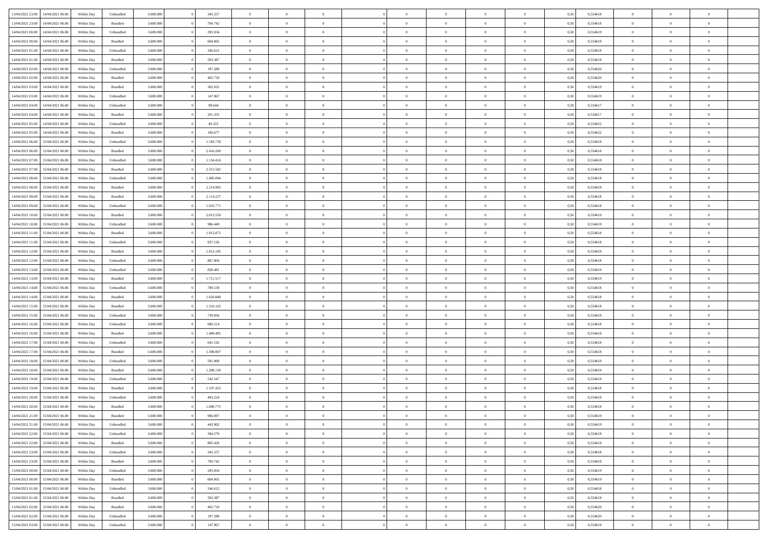| | | | | | | | | | | | | | | | | | | | | |
|---|---|---|---|---|---|---|---|---|---|---|---|---|---|---|---|---|---|---|---|---|
| 13/04/2021 23.00 | 14/04/2021 06.00 | Within Day | Unbundled | 3.600.000 | 0 | 345.257 | 0 | 0 | 0 | | 0 | 0 | 0 | 0 | 0,50 | 0,554618 | 0 | 0 | 0 | |
| 13/04/2021 23.00 | 14/04/2021 06.00 | Within Day | Bundled | 3.600.000 | 0 | 704.742 | 0 | 0 | 0 | | 0 | 0 | 0 | 0 | 0,50 | 0,554618 | 0 | 0 | 0 | |
| 14/04/2021 00.00 | 14/04/2021 06.00 | Within Day | Unbundled | 3.600.000 | 0 | 295.934 | 0 | 0 | 0 | | 0 | 0 | 0 | 0 | 0,50 | 0,554619 | 0 | 0 | 0 | |
| 14/04/2021 00.00 | 14/04/2021 06.00 | Within Day | Bundled | 3.600.000 | 0 | 604.065 | 0 | 0 | 0 | | 0 | 0 | 0 | 0 | 0,50 | 0,554619 | 0 | 0 | 0 | |
| 14/04/2021 01.00 | 14/04/2021 06.00 | Within Day | Unbundled | 3.600.000 | 0 | 246.612 | 0 | 0 | 0 | | 0 | 0 | 0 | 0 | 0,50 | 0,554618 | 0 | 0 | 0 | |
| 14/04/2021 01.00 | 14/04/2021 06.00 | Within Day | Bundled | 3.600.000 | 0 | 503.387 | 0 | 0 | 0 | | 0 | 0 | 0 | 0 | 0,50 | 0,554618 | 0 | 0 | 0 | |
| 14/04/2021 02.00 | 14/04/2021 06.00 | Within Day | Unbundled | 3.600.000 | 0 | 197.289 | 0 | 0 | 0 | | 0 | 0 | 0 | 0 | 0,50 | 0,554620 | 0 | 0 | 0 | |
| 14/04/2021 02.00 | 14/04/2021 06.00 | Within Day | Bundled | 3.600.000 | 0 | 402.710 | 0 | 0 | 0 | | 0 | 0 | 0 | 0 | 0,50 | 0,554620 | 0 | 0 | 0 | |
| 14/04/2021 03.00 | 14/04/2021 06.00 | Within Day | Bundled | 3.600.000 | 0 | 302.032 | 0 | 0 | 0 | | 0 | 0 | 0 | 0 | 0,50 | 0,554619 | 0 | 0 | 0 | |
| 14/04/2021 03.00 | 14/04/2021 06.00 | Within Day | Unbundled | 3.600.000 | 0 | 147.967 | 0 | 0 | 0 | | 0 | 0 | 0 | 0 | 0,50 | 0,554619 | 0 | 0 | 0 | |
| 14/04/2021 04.00 | 14/04/2021 06.00 | Within Day | Unbundled | 3.600.000 | 0 | 98.644 | 0 | 0 | 0 | | 0 | 0 | 0 | 0 | 0,50 | 0,554617 | 0 | 0 | 0 | |
| 14/04/2021 04.00 | 14/04/2021 06.00 | Within Day | Bundled | 3.600.000 | 0 | 201.355 | 0 | 0 | 0 | | 0 | 0 | 0 | 0 | 0,50 | 0,554617 | 0 | 0 | 0 | |
| 14/04/2021 05.00 | 14/04/2021 06.00 | Within Day | Unbundled | 3.600.000 | 0 | 49.322 | 0 | 0 | 0 | | 0 | 0 | 0 | 0 | 0,50 | 0,554622 | 0 | 0 | 0 | |
| 14/04/2021 05.00 | 14/04/2021 06.00 | Within Day | Bundled | 3.600.000 | 0 | 100.677 | 0 | 0 | 0 | | 0 | 0 | 0 | 0 | 0,50 | 0,554622 | 0 | 0 | 0 | |
| 14/04/2021 06.00 | 15/04/2021 06.00 | Within Day | Unbundled | 3.600.000 | 0 | 1.183.739 | 0 | 0 | 0 | | 0 | 0 | 0 | 0 | 0,50 | 0,554618 | 0 | 0 | 0 | |
| 14/04/2021 06.00 | 15/04/2021 06.00 | Within Day | Bundled | 3.600.000 | 0 | 2.416.260 | 0 | 0 | 0 | | 0 | 0 | 0 | 0 | 0,50 | 0,554618 | 0 | 0 | 0 | |
| 14/04/2021 07.00 | 15/04/2021 06.00 | Within Day | Unbundled | 3.600.000 | 0 | 1.134.416 | 0 | 0 | 0 | | 0 | 0 | 0 | 0 | 0,50 | 0,554618 | 0 | 0 | 0 | |
| 14/04/2021 07.00 | 15/04/2021 06.00 | Within Day | Bundled | 3.600.000 | 0 | 2.315.582 | 0 | 0 | 0 | | 0 | 0 | 0 | 0 | 0,50 | 0,554618 | 0 | 0 | 0 | |
| 14/04/2021 08.00 | 15/04/2021 06.00 | Within Day | Unbundled | 3.600.000 | 0 | 1.085.094 | 0 | 0 | 0 | | 0 | 0 | 0 | 0 | 0,50 | 0,554618 | 0 | 0 | 0 | |
| 14/04/2021 08.00 | 15/04/2021 06.00 | Within Day | Bundled | 3.600.000 | 0 | 2.214.905 | 0 | 0 | 0 | | 0 | 0 | 0 | 0 | 0,50 | 0,554618 | 0 | 0 | 0 | |
| 14/04/2021 09.00 | 15/04/2021 06.00 | Within Day | Bundled | 3.600.000 | 0 | 2.114.227 | 0 | 0 | 0 | | 0 | 0 | 0 | 0 | 0,50 | 0,554618 | 0 | 0 | 0 | |
| 14/04/2021 09.00 | 15/04/2021 06.00 | Within Day | Unbundled | 3.600.000 | 0 | 1.035.771 | 0 | 0 | 0 | | 0 | 0 | 0 | 0 | 0,50 | 0,554618 | 0 | 0 | 0 | |
| 14/04/2021 10.00 | 15/04/2021 06.00 | Within Day | Bundled | 3.600.000 | 0 | 2.013.550 | 0 | 0 | 0 | | 0 | 0 | 0 | 0 | 0,50 | 0,554619 | 0 | 0 | 0 | |
| 14/04/2021 10.00 | 15/04/2021 06.00 | Within Day | Unbundled | 3.600.000 | 0 | 986.449 | 0 | 0 | 0 | | 0 | 0 | 0 | 0 | 0,50 | 0,554619 | 0 | 0 | 0 | |
| 14/04/2021 11.00 | 15/04/2021 06.00 | Within Day | Bundled | 3.600.000 | 0 | 1.912.872 | 0 | 0 | 0 | | 0 | 0 | 0 | 0 | 0,50 | 0,554618 | 0 | 0 | 0 | |
| 14/04/2021 11.00 | 15/04/2021 06.00 | Within Day | Unbundled | 3.600.000 | 0 | 937.126 | 0 | 0 | 0 | | 0 | 0 | 0 | 0 | 0,50 | 0,554618 | 0 | 0 | 0 | |
| 14/04/2021 12.00 | 15/04/2021 06.00 | Within Day | Bundled | 3.600.000 | 0 | 1.812.195 | 0 | 0 | 0 | | 0 | 0 | 0 | 0 | 0,50 | 0,554618 | 0 | 0 | 0 | |
| 14/04/2021 12.00 | 15/04/2021 06.00 | Within Day | Unbundled | 3.600.000 | 0 | 887.804 | 0 | 0 | 0 | | 0 | 0 | 0 | 0 | 0,50 | 0,554618 | 0 | 0 | 0 | |
| 14/04/2021 13.00 | 15/04/2021 06.00 | Within Day | Unbundled | 3.600.000 | 0 | 838.481 | 0 | 0 | 0 | | 0 | 0 | 0 | 0 | 0,50 | 0,554619 | 0 | 0 | 0 | |
| 14/04/2021 13.00 | 15/04/2021 06.00 | Within Day | Bundled | 3.600.000 | 0 | 1.711.517 | 0 | 0 | 0 | | 0 | 0 | 0 | 0 | 0,50 | 0,554619 | 0 | 0 | 0 | |
| 14/04/2021 14.00 | 15/04/2021 06.00 | Within Day | Unbundled | 3.600.000 | 0 | 789.159 | 0 | 0 | 0 | | 0 | 0 | 0 | 0 | 0,50 | 0,554618 | 0 | 0 | 0 | |
| 14/04/2021 14.00 | 15/04/2021 06.00 | Within Day | Bundled | 3.600.000 | 0 | 1.610.840 | 0 | 0 | 0 | | 0 | 0 | 0 | 0 | 0,50 | 0,554618 | 0 | 0 | 0 | |
| 14/04/2021 15.00 | 15/04/2021 06.00 | Within Day | Bundled | 3.600.000 | 0 | 1.510.162 | 0 | 0 | 0 | | 0 | 0 | 0 | 0 | 0,50 | 0,554618 | 0 | 0 | 0 | |
| 14/04/2021 15.00 | 15/04/2021 06.00 | Within Day | Unbundled | 3.600.000 | 0 | 739.836 | 0 | 0 | 0 | | 0 | 0 | 0 | 0 | 0,50 | 0,554618 | 0 | 0 | 0 | |
| 14/04/2021 16.00 | 15/04/2021 06.00 | Within Day | Unbundled | 3.600.000 | 0 | 690.514 | 0 | 0 | 0 | | 0 | 0 | 0 | 0 | 0,50 | 0,554618 | 0 | 0 | 0 | |
| 14/04/2021 16.00 | 15/04/2021 06.00 | Within Day | Bundled | 3.600.000 | 0 | 1.409.485 | 0 | 0 | 0 | | 0 | 0 | 0 | 0 | 0,50 | 0,554618 | 0 | 0 | 0 | |
| 14/04/2021 17.00 | 15/04/2021 06.00 | Within Day | Unbundled | 3.600.000 | 0 | 641.192 | 0 | 0 | 0 | | 0 | 0 | 0 | 0 | 0,50 | 0,554618 | 0 | 0 | 0 | |
| 14/04/2021 17.00 | 15/04/2021 06.00 | Within Day | Bundled | 3.600.000 | 0 | 1.308.807 | 0 | 0 | 0 | | 0 | 0 | 0 | 0 | 0,50 | 0,554618 | 0 | 0 | 0 | |
| 14/04/2021 18.00 | 15/04/2021 06.00 | Within Day | Unbundled | 3.600.000 | 0 | 591.869 | 0 | 0 | 0 | | 0 | 0 | 0 | 0 | 0,50 | 0,554619 | 0 | 0 | 0 | |
| 14/04/2021 18.00 | 15/04/2021 06.00 | Within Day | Bundled | 3.600.000 | 0 | 1.208.130 | 0 | 0 | 0 | | 0 | 0 | 0 | 0 | 0,50 | 0,554619 | 0 | 0 | 0 | |
| 14/04/2021 19.00 | 15/04/2021 06.00 | Within Day | Unbundled | 3.600.000 | 0 | 542.547 | 0 | 0 | 0 | | 0 | 0 | 0 | 0 | 0,50 | 0,554618 | 0 | 0 | 0 | |
| 14/04/2021 19.00 | 15/04/2021 06.00 | Within Day | Bundled | 3.600.000 | 0 | 1.107.452 | 0 | 0 | 0 | | 0 | 0 | 0 | 0 | 0,50 | 0,554618 | 0 | 0 | 0 | |
| 14/04/2021 20.00 | 15/04/2021 06.00 | Within Day | Unbundled | 3.600.000 | 0 | 493.224 | 0 | 0 | 0 | | 0 | 0 | 0 | 0 | 0,50 | 0,554618 | 0 | 0 | 0 | |
| 14/04/2021 20.00 | 15/04/2021 06.00 | Within Day | Bundled | 3.600.000 | 0 | 1.006.775 | 0 | 0 | 0 | | 0 | 0 | 0 | 0 | 0,50 | 0,554618 | 0 | 0 | 0 | |
| 14/04/2021 21.00 | 15/04/2021 06.00 | Within Day | Bundled | 3.600.000 | 0 | 906.097 | 0 | 0 | 0 | | 0 | 0 | 0 | 0 | 0,50 | 0,554619 | 0 | 0 | 0 | |
| 14/04/2021 21.00 | 15/04/2021 06.00 | Within Day | Unbundled | 3.600.000 | 0 | 443.902 | 0 | 0 | 0 | | 0 | 0 | 0 | 0 | 0,50 | 0,554619 | 0 | 0 | 0 | |
| 14/04/2021 22.00 | 15/04/2021 06.00 | Within Day | Unbundled | 3.600.000 | 0 | 394.579 | 0 | 0 | 0 | | 0 | 0 | 0 | 0 | 0,50 | 0,554618 | 0 | 0 | 0 | |
| 14/04/2021 22.00 | 15/04/2021 06.00 | Within Day | Bundled | 3.600.000 | 0 | 805.420 | 0 | 0 | 0 | | 0 | 0 | 0 | 0 | 0,50 | 0,554618 | 0 | 0 | 0 | |
| 14/04/2021 23.00 | 15/04/2021 06.00 | Within Day | Unbundled | 3.600.000 | 0 | 345.257 | 0 | 0 | 0 | | 0 | 0 | 0 | 0 | 0,50 | 0,554618 | 0 | 0 | 0 | |
| 14/04/2021 23.00 | 15/04/2021 06.00 | Within Day | Bundled | 3.600.000 | 0 | 704.742 | 0 | 0 | 0 | | 0 | 0 | 0 | 0 | 0,50 | 0,554618 | 0 | 0 | 0 | |
| 15/04/2021 00.00 | 15/04/2021 06.00 | Within Day | Unbundled | 3.600.000 | 0 | 295.934 | 0 | 0 | 0 | | 0 | 0 | 0 | 0 | 0,50 | 0,554619 | 0 | 0 | 0 | |
| 15/04/2021 00.00 | 15/04/2021 06.00 | Within Day | Bundled | 3.600.000 | 0 | 604.065 | 0 | 0 | 0 | | 0 | 0 | 0 | 0 | 0,50 | 0,554619 | 0 | 0 | 0 | |
| 15/04/2021 01.00 | 15/04/2021 06.00 | Within Day | Unbundled | 3.600.000 | 0 | 246.612 | 0 | 0 | 0 | | 0 | 0 | 0 | 0 | 0,50 | 0,554618 | 0 | 0 | 0 | |
| 15/04/2021 01.00 | 15/04/2021 06.00 | Within Day | Bundled | 3.600.000 | 0 | 503.387 | 0 | 0 | 0 | | 0 | 0 | 0 | 0 | 0,50 | 0,554618 | 0 | 0 | 0 | |
| 15/04/2021 02.00 | 15/04/2021 06.00 | Within Day | Bundled | 3.600.000 | 0 | 402.710 | 0 | 0 | 0 | | 0 | 0 | 0 | 0 | 0,50 | 0,554620 | 0 | 0 | 0 | |
| 15/04/2021 02.00 | 15/04/2021 06.00 | Within Day | Unbundled | 3.600.000 | 0 | 197.289 | 0 | 0 | 0 | | 0 | 0 | 0 | 0 | 0,50 | 0,554620 | 0 | 0 | 0 | |
| 15/04/2021 03.00 | 15/04/2021 06.00 | Within Day | Unbundled | 3.600.000 | 0 | 147.967 | 0 | 0 | 0 | | 0 | 0 | 0 | 0 | 0,50 | 0,554619 | 0 | 0 | 0 | |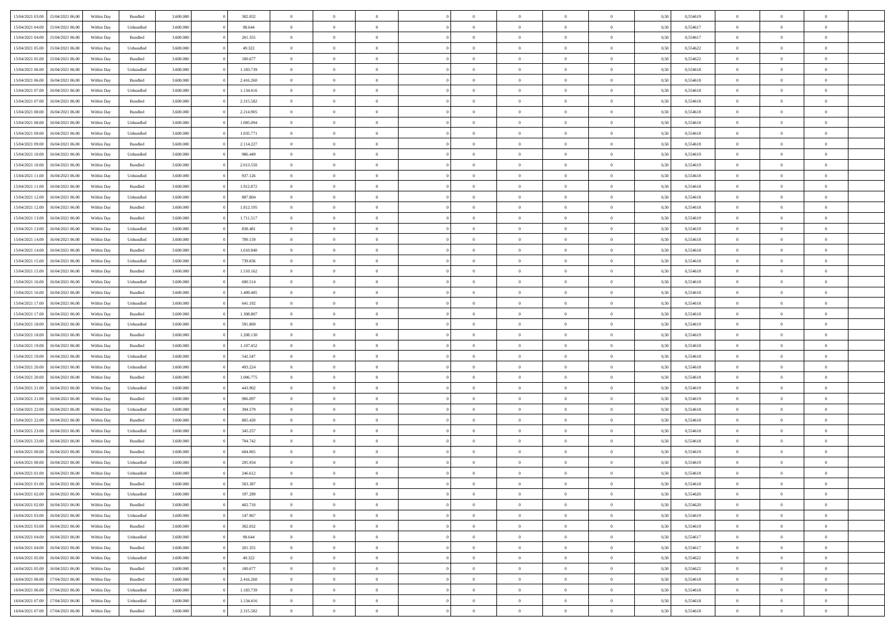| | | | | | | | | | | | | | | | | | | | | |
|---|---|---|---|---|---|---|---|---|---|---|---|---|---|---|---|---|---|---|---|---|
| 15/04/2021 03.00 | 15/04/2021 06.00 | Within Day | Bundled | 3.600.000 | 0 | 302.032 | 0 | 0 | 0 | | 0 | 0 | 0 | 0 | 0,50 | 0,554619 | 0 | 0 | 0 | |
| 15/04/2021 04.00 | 15/04/2021 06.00 | Within Day | Unbundled | 3.600.000 | 0 | 98.644 | 0 | 0 | 0 | | 0 | 0 | 0 | 0 | 0,50 | 0,554617 | 0 | 0 | 0 | |
| 15/04/2021 04.00 | 15/04/2021 06.00 | Within Day | Bundled | 3.600.000 | 0 | 201.355 | 0 | 0 | 0 | | 0 | 0 | 0 | 0 | 0,50 | 0,554617 | 0 | 0 | 0 | |
| 15/04/2021 05.00 | 15/04/2021 06.00 | Within Day | Unbundled | 3.600.000 | 0 | 49.322 | 0 | 0 | 0 | | 0 | 0 | 0 | 0 | 0,50 | 0,554622 | 0 | 0 | 0 | |
| 15/04/2021 05.00 | 15/04/2021 06.00 | Within Day | Bundled | 3.600.000 | 0 | 100.677 | 0 | 0 | 0 | | 0 | 0 | 0 | 0 | 0,50 | 0,554622 | 0 | 0 | 0 | |
| 15/04/2021 06.00 | 16/04/2021 06.00 | Within Day | Unbundled | 3.600.000 | 0 | 1.183.739 | 0 | 0 | 0 | | 0 | 0 | 0 | 0 | 0,50 | 0,554618 | 0 | 0 | 0 | |
| 15/04/2021 06.00 | 16/04/2021 06.00 | Within Day | Bundled | 3.600.000 | 0 | 2.416.260 | 0 | 0 | 0 | | 0 | 0 | 0 | 0 | 0,50 | 0,554618 | 0 | 0 | 0 | |
| 15/04/2021 07.00 | 16/04/2021 06.00 | Within Day | Unbundled | 3.600.000 | 0 | 1.134.416 | 0 | 0 | 0 | | 0 | 0 | 0 | 0 | 0,50 | 0,554618 | 0 | 0 | 0 | |
| 15/04/2021 07.00 | 16/04/2021 06.00 | Within Day | Bundled | 3.600.000 | 0 | 2.315.582 | 0 | 0 | 0 | | 0 | 0 | 0 | 0 | 0,50 | 0,554618 | 0 | 0 | 0 | |
| 15/04/2021 08.00 | 16/04/2021 06.00 | Within Day | Bundled | 3.600.000 | 0 | 2.214.905 | 0 | 0 | 0 | | 0 | 0 | 0 | 0 | 0,50 | 0,554618 | 0 | 0 | 0 | |
| 15/04/2021 08.00 | 16/04/2021 06.00 | Within Day | Unbundled | 3.600.000 | 0 | 1.085.094 | 0 | 0 | 0 | | 0 | 0 | 0 | 0 | 0,50 | 0,554618 | 0 | 0 | 0 | |
| 15/04/2021 09.00 | 16/04/2021 06.00 | Within Day | Unbundled | 3.600.000 | 0 | 1.035.771 | 0 | 0 | 0 | | 0 | 0 | 0 | 0 | 0,50 | 0,554618 | 0 | 0 | 0 | |
| 15/04/2021 09.00 | 16/04/2021 06.00 | Within Day | Bundled | 3.600.000 | 0 | 2.114.227 | 0 | 0 | 0 | | 0 | 0 | 0 | 0 | 0,50 | 0,554618 | 0 | 0 | 0 | |
| 15/04/2021 10.00 | 16/04/2021 06.00 | Within Day | Unbundled | 3.600.000 | 0 | 986.449 | 0 | 0 | 0 | | 0 | 0 | 0 | 0 | 0,50 | 0,554619 | 0 | 0 | 0 | |
| 15/04/2021 10.00 | 16/04/2021 06.00 | Within Day | Bundled | 3.600.000 | 0 | 2.013.550 | 0 | 0 | 0 | | 0 | 0 | 0 | 0 | 0,50 | 0,554619 | 0 | 0 | 0 | |
| 15/04/2021 11.00 | 16/04/2021 06.00 | Within Day | Unbundled | 3.600.000 | 0 | 937.126 | 0 | 0 | 0 | | 0 | 0 | 0 | 0 | 0,50 | 0,554618 | 0 | 0 | 0 | |
| 15/04/2021 11.00 | 16/04/2021 06.00 | Within Day | Bundled | 3.600.000 | 0 | 1.912.872 | 0 | 0 | 0 | | 0 | 0 | 0 | 0 | 0,50 | 0,554618 | 0 | 0 | 0 | |
| 15/04/2021 12.00 | 16/04/2021 06.00 | Within Day | Unbundled | 3.600.000 | 0 | 887.804 | 0 | 0 | 0 | | 0 | 0 | 0 | 0 | 0,50 | 0,554618 | 0 | 0 | 0 | |
| 15/04/2021 12.00 | 16/04/2021 06.00 | Within Day | Bundled | 3.600.000 | 0 | 1.812.195 | 0 | 0 | 0 | | 0 | 0 | 0 | 0 | 0,50 | 0,554618 | 0 | 0 | 0 | |
| 15/04/2021 13.00 | 16/04/2021 06.00 | Within Day | Bundled | 3.600.000 | 0 | 1.711.517 | 0 | 0 | 0 | | 0 | 0 | 0 | 0 | 0,50 | 0,554619 | 0 | 0 | 0 | |
| 15/04/2021 13.00 | 16/04/2021 06.00 | Within Day | Unbundled | 3.600.000 | 0 | 838.481 | 0 | 0 | 0 | | 0 | 0 | 0 | 0 | 0,50 | 0,554619 | 0 | 0 | 0 | |
| 15/04/2021 14.00 | 16/04/2021 06.00 | Within Day | Unbundled | 3.600.000 | 0 | 789.159 | 0 | 0 | 0 | | 0 | 0 | 0 | 0 | 0,50 | 0,554618 | 0 | 0 | 0 | |
| 15/04/2021 14.00 | 16/04/2021 06.00 | Within Day | Bundled | 3.600.000 | 0 | 1.610.840 | 0 | 0 | 0 | | 0 | 0 | 0 | 0 | 0,50 | 0,554618 | 0 | 0 | 0 | |
| 15/04/2021 15.00 | 16/04/2021 06.00 | Within Day | Unbundled | 3.600.000 | 0 | 739.836 | 0 | 0 | 0 | | 0 | 0 | 0 | 0 | 0,50 | 0,554618 | 0 | 0 | 0 | |
| 15/04/2021 15.00 | 16/04/2021 06.00 | Within Day | Bundled | 3.600.000 | 0 | 1.510.162 | 0 | 0 | 0 | | 0 | 0 | 0 | 0 | 0,50 | 0,554618 | 0 | 0 | 0 | |
| 15/04/2021 16.00 | 16/04/2021 06.00 | Within Day | Unbundled | 3.600.000 | 0 | 690.514 | 0 | 0 | 0 | | 0 | 0 | 0 | 0 | 0,50 | 0,554618 | 0 | 0 | 0 | |
| 15/04/2021 16.00 | 16/04/2021 06.00 | Within Day | Bundled | 3.600.000 | 0 | 1.409.485 | 0 | 0 | 0 | | 0 | 0 | 0 | 0 | 0,50 | 0,554618 | 0 | 0 | 0 | |
| 15/04/2021 17.00 | 16/04/2021 06.00 | Within Day | Unbundled | 3.600.000 | 0 | 641.192 | 0 | 0 | 0 | | 0 | 0 | 0 | 0 | 0,50 | 0,554618 | 0 | 0 | 0 | |
| 15/04/2021 17.00 | 16/04/2021 06.00 | Within Day | Bundled | 3.600.000 | 0 | 1.308.807 | 0 | 0 | 0 | | 0 | 0 | 0 | 0 | 0,50 | 0,554618 | 0 | 0 | 0 | |
| 15/04/2021 18.00 | 16/04/2021 06.00 | Within Day | Unbundled | 3.600.000 | 0 | 591.869 | 0 | 0 | 0 | | 0 | 0 | 0 | 0 | 0,50 | 0,554619 | 0 | 0 | 0 | |
| 15/04/2021 18.00 | 16/04/2021 06.00 | Within Day | Bundled | 3.600.000 | 0 | 1.208.130 | 0 | 0 | 0 | | 0 | 0 | 0 | 0 | 0,50 | 0,554619 | 0 | 0 | 0 | |
| 15/04/2021 19.00 | 16/04/2021 06.00 | Within Day | Bundled | 3.600.000 | 0 | 1.107.452 | 0 | 0 | 0 | | 0 | 0 | 0 | 0 | 0,50 | 0,554618 | 0 | 0 | 0 | |
| 15/04/2021 19.00 | 16/04/2021 06.00 | Within Day | Unbundled | 3.600.000 | 0 | 542.547 | 0 | 0 | 0 | | 0 | 0 | 0 | 0 | 0,50 | 0,554618 | 0 | 0 | 0 | |
| 15/04/2021 20.00 | 16/04/2021 06.00 | Within Day | Unbundled | 3.600.000 | 0 | 493.224 | 0 | 0 | 0 | | 0 | 0 | 0 | 0 | 0,50 | 0,554618 | 0 | 0 | 0 | |
| 15/04/2021 20.00 | 16/04/2021 06.00 | Within Day | Bundled | 3.600.000 | 0 | 1.006.775 | 0 | 0 | 0 | | 0 | 0 | 0 | 0 | 0,50 | 0,554618 | 0 | 0 | 0 | |
| 15/04/2021 21.00 | 16/04/2021 06.00 | Within Day | Unbundled | 3.600.000 | 0 | 443.902 | 0 | 0 | 0 | | 0 | 0 | 0 | 0 | 0,50 | 0,554619 | 0 | 0 | 0 | |
| 15/04/2021 21.00 | 16/04/2021 06.00 | Within Day | Bundled | 3.600.000 | 0 | 906.097 | 0 | 0 | 0 | | 0 | 0 | 0 | 0 | 0,50 | 0,554619 | 0 | 0 | 0 | |
| 15/04/2021 22.00 | 16/04/2021 06.00 | Within Day | Unbundled | 3.600.000 | 0 | 394.579 | 0 | 0 | 0 | | 0 | 0 | 0 | 0 | 0,50 | 0,554618 | 0 | 0 | 0 | |
| 15/04/2021 22.00 | 16/04/2021 06.00 | Within Day | Bundled | 3.600.000 | 0 | 805.420 | 0 | 0 | 0 | | 0 | 0 | 0 | 0 | 0,50 | 0,554618 | 0 | 0 | 0 | |
| 15/04/2021 23.00 | 16/04/2021 06.00 | Within Day | Unbundled | 3.600.000 | 0 | 345.257 | 0 | 0 | 0 | | 0 | 0 | 0 | 0 | 0,50 | 0,554618 | 0 | 0 | 0 | |
| 15/04/2021 23.00 | 16/04/2021 06.00 | Within Day | Bundled | 3.600.000 | 0 | 704.742 | 0 | 0 | 0 | | 0 | 0 | 0 | 0 | 0,50 | 0,554618 | 0 | 0 | 0 | |
| 16/04/2021 00.00 | 16/04/2021 06.00 | Within Day | Bundled | 3.600.000 | 0 | 604.065 | 0 | 0 | 0 | | 0 | 0 | 0 | 0 | 0,50 | 0,554619 | 0 | 0 | 0 | |
| 16/04/2021 00.00 | 16/04/2021 06.00 | Within Day | Unbundled | 3.600.000 | 0 | 295.934 | 0 | 0 | 0 | | 0 | 0 | 0 | 0 | 0,50 | 0,554619 | 0 | 0 | 0 | |
| 16/04/2021 01.00 | 16/04/2021 06.00 | Within Day | Unbundled | 3.600.000 | 0 | 246.612 | 0 | 0 | 0 | | 0 | 0 | 0 | 0 | 0,50 | 0,554618 | 0 | 0 | 0 | |
| 16/04/2021 01.00 | 16/04/2021 06.00 | Within Day | Bundled | 3.600.000 | 0 | 503.387 | 0 | 0 | 0 | | 0 | 0 | 0 | 0 | 0,50 | 0,554618 | 0 | 0 | 0 | |
| 16/04/2021 02.00 | 16/04/2021 06.00 | Within Day | Unbundled | 3.600.000 | 0 | 197.289 | 0 | 0 | 0 | | 0 | 0 | 0 | 0 | 0,50 | 0,554620 | 0 | 0 | 0 | |
| 16/04/2021 02.00 | 16/04/2021 06.00 | Within Day | Bundled | 3.600.000 | 0 | 402.710 | 0 | 0 | 0 | | 0 | 0 | 0 | 0 | 0,50 | 0,554620 | 0 | 0 | 0 | |
| 16/04/2021 03.00 | 16/04/2021 06.00 | Within Day | Unbundled | 3.600.000 | 0 | 147.967 | 0 | 0 | 0 | | 0 | 0 | 0 | 0 | 0,50 | 0,554619 | 0 | 0 | 0 | |
| 16/04/2021 03.00 | 16/04/2021 06.00 | Within Day | Bundled | 3.600.000 | 0 | 302.032 | 0 | 0 | 0 | | 0 | 0 | 0 | 0 | 0,50 | 0,554619 | 0 | 0 | 0 | |
| 16/04/2021 04.00 | 16/04/2021 06.00 | Within Day | Unbundled | 3.600.000 | 0 | 98.644 | 0 | 0 | 0 | | 0 | 0 | 0 | 0 | 0,50 | 0,554617 | 0 | 0 | 0 | |
| 16/04/2021 04.00 | 16/04/2021 06.00 | Within Day | Bundled | 3.600.000 | 0 | 201.355 | 0 | 0 | 0 | | 0 | 0 | 0 | 0 | 0,50 | 0,554617 | 0 | 0 | 0 | |
| 16/04/2021 05.00 | 16/04/2021 06.00 | Within Day | Unbundled | 3.600.000 | 0 | 49.322 | 0 | 0 | 0 | | 0 | 0 | 0 | 0 | 0,50 | 0,554622 | 0 | 0 | 0 | |
| 16/04/2021 05.00 | 16/04/2021 06.00 | Within Day | Bundled | 3.600.000 | 0 | 100.677 | 0 | 0 | 0 | | 0 | 0 | 0 | 0 | 0,50 | 0,554622 | 0 | 0 | 0 | |
| 16/04/2021 06.00 | 17/04/2021 06.00 | Within Day | Bundled | 3.600.000 | 0 | 2.416.260 | 0 | 0 | 0 | | 0 | 0 | 0 | 0 | 0,50 | 0,554618 | 0 | 0 | 0 | |
| 16/04/2021 06.00 | 17/04/2021 06.00 | Within Day | Unbundled | 3.600.000 | 0 | 1.183.739 | 0 | 0 | 0 | | 0 | 0 | 0 | 0 | 0,50 | 0,554618 | 0 | 0 | 0 | |
| 16/04/2021 07.00 | 17/04/2021 06.00 | Within Day | Unbundled | 3.600.000 | 0 | 1.134.416 | 0 | 0 | 0 | | 0 | 0 | 0 | 0 | 0,50 | 0,554618 | 0 | 0 | 0 | |
| 16/04/2021 07.00 | 17/04/2021 06.00 | Within Day | Bundled | 3.600.000 | 0 | 2.315.582 | 0 | 0 | 0 | | 0 | 0 | 0 | 0 | 0,50 | 0,554618 | 0 | 0 | 0 | |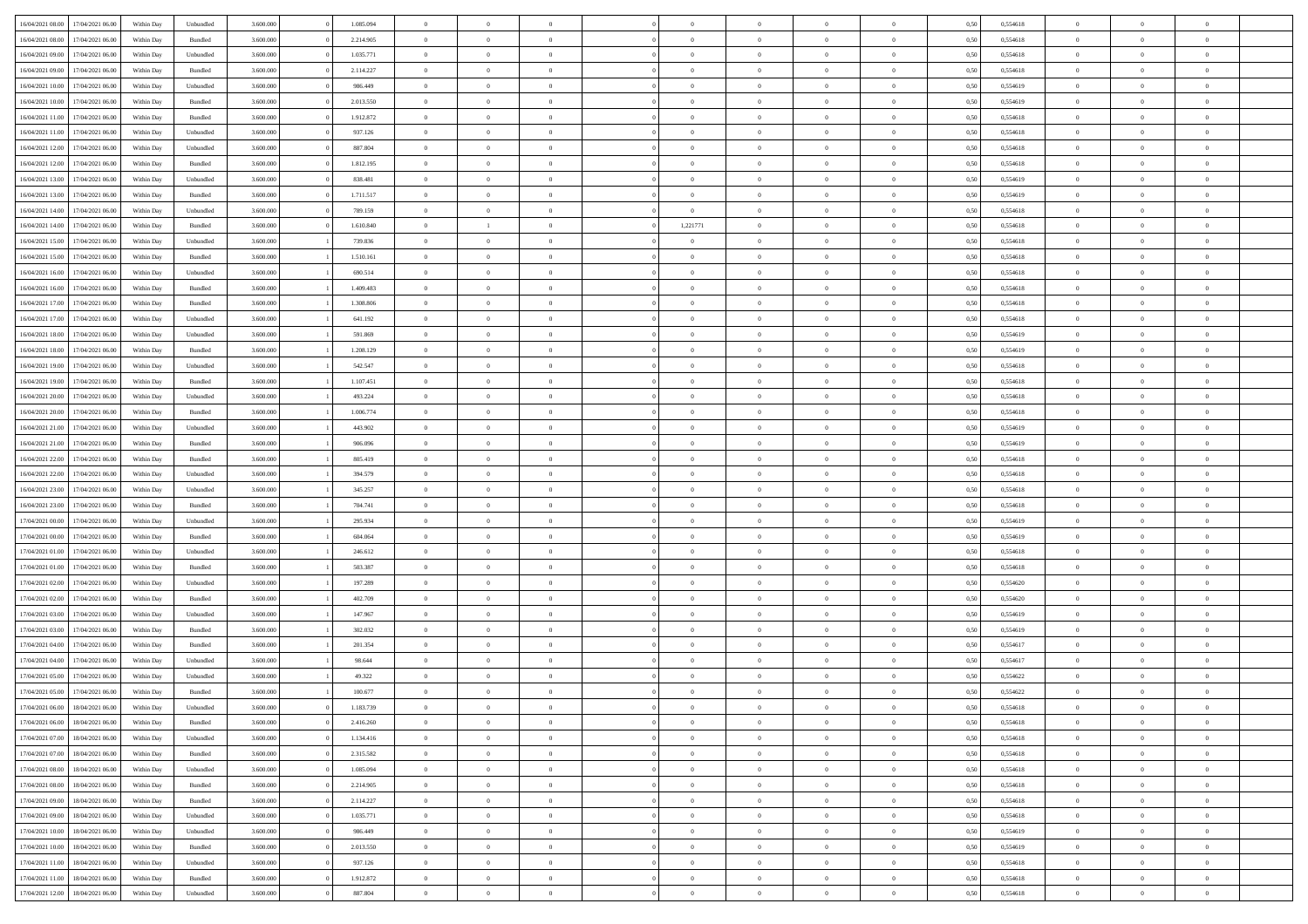| | | | | | | | | | | | | | | | | | | | | | |
|---|---|---|---|---|---|---|---|---|---|---|---|---|---|---|---|---|---|---|---|---|---|
| 16/04/2021 08:00 | 17/04/2021 06:00 | Within Day | Unbundled | 3.600.000 | 0 | 1.085.094 | 0 | 0 | 0 | | 0 | 0 | 0 | 0 | 0 | 0,50 | 0,554618 | 0 | 0 | 0 | |
| 16/04/2021 08:00 | 17/04/2021 06:00 | Within Day | Bundled | 3.600.000 | 0 | 2.214.905 | 0 | 0 | 0 | | 0 | 0 | 0 | 0 | 0 | 0,50 | 0,554618 | 0 | 0 | 0 | |
| 16/04/2021 09:00 | 17/04/2021 06:00 | Within Day | Unbundled | 3.600.000 | 0 | 1.035.771 | 0 | 0 | 0 | | 0 | 0 | 0 | 0 | 0 | 0,50 | 0,554618 | 0 | 0 | 0 | |
| 16/04/2021 09:00 | 17/04/2021 06:00 | Within Day | Bundled | 3.600.000 | 0 | 2.114.227 | 0 | 0 | 0 | | 0 | 0 | 0 | 0 | 0 | 0,50 | 0,554618 | 0 | 0 | 0 | |
| 16/04/2021 10:00 | 17/04/2021 06:00 | Within Day | Unbundled | 3.600.000 | 0 | 986.449 | 0 | 0 | 0 | | 0 | 0 | 0 | 0 | 0 | 0,50 | 0,554619 | 0 | 0 | 0 | |
| 16/04/2021 10:00 | 17/04/2021 06:00 | Within Day | Bundled | 3.600.000 | 0 | 2.013.550 | 0 | 0 | 0 | | 0 | 0 | 0 | 0 | 0 | 0,50 | 0,554619 | 0 | 0 | 0 | |
| 16/04/2021 11:00 | 17/04/2021 06:00 | Within Day | Bundled | 3.600.000 | 0 | 1.912.872 | 0 | 0 | 0 | | 0 | 0 | 0 | 0 | 0 | 0,50 | 0,554618 | 0 | 0 | 0 | |
| 16/04/2021 11:00 | 17/04/2021 06:00 | Within Day | Unbundled | 3.600.000 | 0 | 937.126 | 0 | 0 | 0 | | 0 | 0 | 0 | 0 | 0 | 0,50 | 0,554618 | 0 | 0 | 0 | |
| 16/04/2021 12:00 | 17/04/2021 06:00 | Within Day | Unbundled | 3.600.000 | 0 | 887.804 | 0 | 0 | 0 | | 0 | 0 | 0 | 0 | 0 | 0,50 | 0,554618 | 0 | 0 | 0 | |
| 16/04/2021 12:00 | 17/04/2021 06:00 | Within Day | Bundled | 3.600.000 | 0 | 1.812.195 | 0 | 0 | 0 | | 0 | 0 | 0 | 0 | 0 | 0,50 | 0,554618 | 0 | 0 | 0 | |
| 16/04/2021 13:00 | 17/04/2021 06:00 | Within Day | Unbundled | 3.600.000 | 0 | 838.481 | 0 | 0 | 0 | | 0 | 0 | 0 | 0 | 0 | 0,50 | 0,554619 | 0 | 0 | 0 | |
| 16/04/2021 13:00 | 17/04/2021 06:00 | Within Day | Bundled | 3.600.000 | 0 | 1.711.517 | 0 | 0 | 0 | | 0 | 0 | 0 | 0 | 0 | 0,50 | 0,554619 | 0 | 0 | 0 | |
| 16/04/2021 14:00 | 17/04/2021 06:00 | Within Day | Unbundled | 3.600.000 | 0 | 789.159 | 0 | 0 | 0 | | 0 | 0 | 0 | 0 | 0 | 0,50 | 0,554618 | 0 | 0 | 0 | |
| 16/04/2021 14:00 | 17/04/2021 06:00 | Within Day | Bundled | 3.600.000 | 0 | 1.610.840 | 0 | 1 | 0 | | 1,221771 | 0 | 0 | 0 | 0 | 0,50 | 0,554618 | 0 | 0 | 0 | |
| 16/04/2021 15:00 | 17/04/2021 06:00 | Within Day | Unbundled | 3.600.000 | 1 | 739.836 | 0 | 0 | 0 | | 0 | 0 | 0 | 0 | 0 | 0,50 | 0,554618 | 0 | 0 | 0 | |
| 16/04/2021 15:00 | 17/04/2021 06:00 | Within Day | Bundled | 3.600.000 | 1 | 1.510.161 | 0 | 0 | 0 | | 0 | 0 | 0 | 0 | 0 | 0,50 | 0,554618 | 0 | 0 | 0 | |
| 16/04/2021 16:00 | 17/04/2021 06:00 | Within Day | Unbundled | 3.600.000 | 1 | 690.514 | 0 | 0 | 0 | | 0 | 0 | 0 | 0 | 0 | 0,50 | 0,554618 | 0 | 0 | 0 | |
| 16/04/2021 16:00 | 17/04/2021 06:00 | Within Day | Bundled | 3.600.000 | 1 | 1.409.483 | 0 | 0 | 0 | | 0 | 0 | 0 | 0 | 0 | 0,50 | 0,554618 | 0 | 0 | 0 | |
| 16/04/2021 17:00 | 17/04/2021 06:00 | Within Day | Bundled | 3.600.000 | 1 | 1.308.806 | 0 | 0 | 0 | | 0 | 0 | 0 | 0 | 0 | 0,50 | 0,554618 | 0 | 0 | 0 | |
| 16/04/2021 17:00 | 17/04/2021 06:00 | Within Day | Unbundled | 3.600.000 | 1 | 641.192 | 0 | 0 | 0 | | 0 | 0 | 0 | 0 | 0 | 0,50 | 0,554618 | 0 | 0 | 0 | |
| 16/04/2021 18:00 | 17/04/2021 06:00 | Within Day | Unbundled | 3.600.000 | 1 | 591.869 | 0 | 0 | 0 | | 0 | 0 | 0 | 0 | 0 | 0,50 | 0,554619 | 0 | 0 | 0 | |
| 16/04/2021 18:00 | 17/04/2021 06:00 | Within Day | Bundled | 3.600.000 | 1 | 1.208.129 | 0 | 0 | 0 | | 0 | 0 | 0 | 0 | 0 | 0,50 | 0,554619 | 0 | 0 | 0 | |
| 16/04/2021 19:00 | 17/04/2021 06:00 | Within Day | Unbundled | 3.600.000 | 1 | 542.547 | 0 | 0 | 0 | | 0 | 0 | 0 | 0 | 0 | 0,50 | 0,554618 | 0 | 0 | 0 | |
| 16/04/2021 19:00 | 17/04/2021 06:00 | Within Day | Bundled | 3.600.000 | 1 | 1.107.451 | 0 | 0 | 0 | | 0 | 0 | 0 | 0 | 0 | 0,50 | 0,554618 | 0 | 0 | 0 | |
| 16/04/2021 20:00 | 17/04/2021 06:00 | Within Day | Unbundled | 3.600.000 | 1 | 493.224 | 0 | 0 | 0 | | 0 | 0 | 0 | 0 | 0 | 0,50 | 0,554618 | 0 | 0 | 0 | |
| 16/04/2021 20:00 | 17/04/2021 06:00 | Within Day | Bundled | 3.600.000 | 1 | 1.006.774 | 0 | 0 | 0 | | 0 | 0 | 0 | 0 | 0 | 0,50 | 0,554618 | 0 | 0 | 0 | |
| 16/04/2021 21:00 | 17/04/2021 06:00 | Within Day | Unbundled | 3.600.000 | 1 | 443.902 | 0 | 0 | 0 | | 0 | 0 | 0 | 0 | 0 | 0,50 | 0,554619 | 0 | 0 | 0 | |
| 16/04/2021 21:00 | 17/04/2021 06:00 | Within Day | Bundled | 3.600.000 | 1 | 906.096 | 0 | 0 | 0 | | 0 | 0 | 0 | 0 | 0 | 0,50 | 0,554619 | 0 | 0 | 0 | |
| 16/04/2021 22:00 | 17/04/2021 06:00 | Within Day | Bundled | 3.600.000 | 1 | 805.419 | 0 | 0 | 0 | | 0 | 0 | 0 | 0 | 0 | 0,50 | 0,554618 | 0 | 0 | 0 | |
| 16/04/2021 22:00 | 17/04/2021 06:00 | Within Day | Unbundled | 3.600.000 | 1 | 394.579 | 0 | 0 | 0 | | 0 | 0 | 0 | 0 | 0 | 0,50 | 0,554618 | 0 | 0 | 0 | |
| 16/04/2021 23:00 | 17/04/2021 06:00 | Within Day | Unbundled | 3.600.000 | 1 | 345.257 | 0 | 0 | 0 | | 0 | 0 | 0 | 0 | 0 | 0,50 | 0,554618 | 0 | 0 | 0 | |
| 16/04/2021 23:00 | 17/04/2021 06:00 | Within Day | Bundled | 3.600.000 | 1 | 704.741 | 0 | 0 | 0 | | 0 | 0 | 0 | 0 | 0 | 0,50 | 0,554618 | 0 | 0 | 0 | |
| 17/04/2021 00:00 | 17/04/2021 06:00 | Within Day | Unbundled | 3.600.000 | 1 | 295.934 | 0 | 0 | 0 | | 0 | 0 | 0 | 0 | 0 | 0,50 | 0,554619 | 0 | 0 | 0 | |
| 17/04/2021 00:00 | 17/04/2021 06:00 | Within Day | Bundled | 3.600.000 | 1 | 604.064 | 0 | 0 | 0 | | 0 | 0 | 0 | 0 | 0 | 0,50 | 0,554619 | 0 | 0 | 0 | |
| 17/04/2021 01:00 | 17/04/2021 06:00 | Within Day | Unbundled | 3.600.000 | 1 | 246.612 | 0 | 0 | 0 | | 0 | 0 | 0 | 0 | 0 | 0,50 | 0,554618 | 0 | 0 | 0 | |
| 17/04/2021 01:00 | 17/04/2021 06:00 | Within Day | Bundled | 3.600.000 | 1 | 503.387 | 0 | 0 | 0 | | 0 | 0 | 0 | 0 | 0 | 0,50 | 0,554618 | 0 | 0 | 0 | |
| 17/04/2021 02:00 | 17/04/2021 06:00 | Within Day | Unbundled | 3.600.000 | 1 | 197.289 | 0 | 0 | 0 | | 0 | 0 | 0 | 0 | 0 | 0,50 | 0,554620 | 0 | 0 | 0 | |
| 17/04/2021 02:00 | 17/04/2021 06:00 | Within Day | Bundled | 3.600.000 | 1 | 402.709 | 0 | 0 | 0 | | 0 | 0 | 0 | 0 | 0 | 0,50 | 0,554620 | 0 | 0 | 0 | |
| 17/04/2021 03:00 | 17/04/2021 06:00 | Within Day | Unbundled | 3.600.000 | 1 | 147.967 | 0 | 0 | 0 | | 0 | 0 | 0 | 0 | 0 | 0,50 | 0,554619 | 0 | 0 | 0 | |
| 17/04/2021 03:00 | 17/04/2021 06:00 | Within Day | Bundled | 3.600.000 | 1 | 302.032 | 0 | 0 | 0 | | 0 | 0 | 0 | 0 | 0 | 0,50 | 0,554619 | 0 | 0 | 0 | |
| 17/04/2021 04:00 | 17/04/2021 06:00 | Within Day | Bundled | 3.600.000 | 1 | 201.354 | 0 | 0 | 0 | | 0 | 0 | 0 | 0 | 0 | 0,50 | 0,554617 | 0 | 0 | 0 | |
| 17/04/2021 04:00 | 17/04/2021 06:00 | Within Day | Unbundled | 3.600.000 | 1 | 98.644 | 0 | 0 | 0 | | 0 | 0 | 0 | 0 | 0 | 0,50 | 0,554617 | 0 | 0 | 0 | |
| 17/04/2021 05:00 | 17/04/2021 06:00 | Within Day | Unbundled | 3.600.000 | 1 | 49.322 | 0 | 0 | 0 | | 0 | 0 | 0 | 0 | 0 | 0,50 | 0,554622 | 0 | 0 | 0 | |
| 17/04/2021 05:00 | 17/04/2021 06:00 | Within Day | Bundled | 3.600.000 | 1 | 100.677 | 0 | 0 | 0 | | 0 | 0 | 0 | 0 | 0 | 0,50 | 0,554622 | 0 | 0 | 0 | |
| 17/04/2021 06:00 | 18/04/2021 06:00 | Within Day | Unbundled | 3.600.000 | 0 | 1.183.739 | 0 | 0 | 0 | | 0 | 0 | 0 | 0 | 0 | 0,50 | 0,554618 | 0 | 0 | 0 | |
| 17/04/2021 06:00 | 18/04/2021 06:00 | Within Day | Bundled | 3.600.000 | 0 | 2.416.260 | 0 | 0 | 0 | | 0 | 0 | 0 | 0 | 0 | 0,50 | 0,554618 | 0 | 0 | 0 | |
| 17/04/2021 07:00 | 18/04/2021 06:00 | Within Day | Unbundled | 3.600.000 | 0 | 1.134.416 | 0 | 0 | 0 | | 0 | 0 | 0 | 0 | 0 | 0,50 | 0,554618 | 0 | 0 | 0 | |
| 17/04/2021 07:00 | 18/04/2021 06:00 | Within Day | Bundled | 3.600.000 | 0 | 2.315.582 | 0 | 0 | 0 | | 0 | 0 | 0 | 0 | 0 | 0,50 | 0,554618 | 0 | 0 | 0 | |
| 17/04/2021 08:00 | 18/04/2021 06:00 | Within Day | Unbundled | 3.600.000 | 0 | 1.085.094 | 0 | 0 | 0 | | 0 | 0 | 0 | 0 | 0 | 0,50 | 0,554618 | 0 | 0 | 0 | |
| 17/04/2021 08:00 | 18/04/2021 06:00 | Within Day | Bundled | 3.600.000 | 0 | 2.214.905 | 0 | 0 | 0 | | 0 | 0 | 0 | 0 | 0 | 0,50 | 0,554618 | 0 | 0 | 0 | |
| 17/04/2021 09:00 | 18/04/2021 06:00 | Within Day | Bundled | 3.600.000 | 0 | 2.114.227 | 0 | 0 | 0 | | 0 | 0 | 0 | 0 | 0 | 0,50 | 0,554618 | 0 | 0 | 0 | |
| 17/04/2021 09:00 | 18/04/2021 06:00 | Within Day | Unbundled | 3.600.000 | 0 | 1.035.771 | 0 | 0 | 0 | | 0 | 0 | 0 | 0 | 0 | 0,50 | 0,554618 | 0 | 0 | 0 | |
| 17/04/2021 10:00 | 18/04/2021 06:00 | Within Day | Unbundled | 3.600.000 | 0 | 986.449 | 0 | 0 | 0 | | 0 | 0 | 0 | 0 | 0 | 0,50 | 0,554619 | 0 | 0 | 0 | |
| 17/04/2021 10:00 | 18/04/2021 06:00 | Within Day | Bundled | 3.600.000 | 0 | 2.013.550 | 0 | 0 | 0 | | 0 | 0 | 0 | 0 | 0 | 0,50 | 0,554619 | 0 | 0 | 0 | |
| 17/04/2021 11:00 | 18/04/2021 06:00 | Within Day | Unbundled | 3.600.000 | 0 | 937.126 | 0 | 0 | 0 | | 0 | 0 | 0 | 0 | 0 | 0,50 | 0,554618 | 0 | 0 | 0 | |
| 17/04/2021 11:00 | 18/04/2021 06:00 | Within Day | Bundled | 3.600.000 | 0 | 1.912.872 | 0 | 0 | 0 | | 0 | 0 | 0 | 0 | 0 | 0,50 | 0,554618 | 0 | 0 | 0 | |
| 17/04/2021 12:00 | 18/04/2021 06:00 | Within Day | Unbundled | 3.600.000 | 0 | 887.804 | 0 | 0 | 0 | | 0 | 0 | 0 | 0 | 0 | 0,50 | 0,554618 | 0 | 0 | 0 | |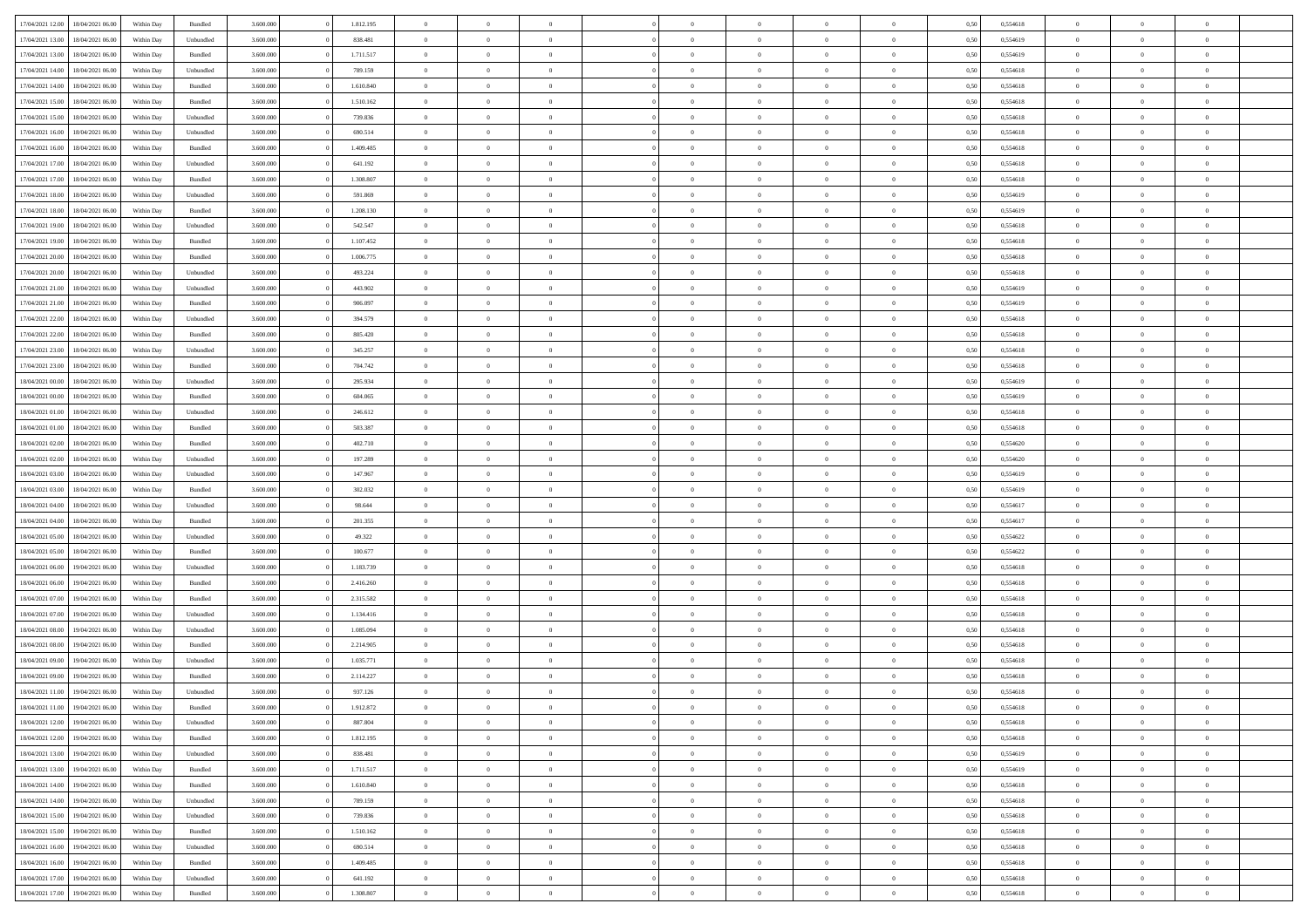| | | | | | | | | | | | | | | | | | | | | | |
|---|---|---|---|---|---|---|---|---|---|---|---|---|---|---|---|---|---|---|---|---|---|
| 17/04/2021 12:00 | 18/04/2021 06:00 | Within Day | Bundled | 3.600.000 | 0 | 1.812.195 | 0 | 0 | 0 | | 0 | 0 | 0 | 0 | 0 | 0,50 | 0,554618 | 0 | 0 | 0 | |
| 17/04/2021 13:00 | 18/04/2021 06:00 | Within Day | Unbundled | 3.600.000 | 0 | 838.481 | 0 | 0 | 0 | | 0 | 0 | 0 | 0 | 0 | 0,50 | 0,554619 | 0 | 0 | 0 | |
| 17/04/2021 13:00 | 18/04/2021 06:00 | Within Day | Bundled | 3.600.000 | 0 | 1.711.517 | 0 | 0 | 0 | | 0 | 0 | 0 | 0 | 0 | 0,50 | 0,554619 | 0 | 0 | 0 | |
| 17/04/2021 14:00 | 18/04/2021 06:00 | Within Day | Unbundled | 3.600.000 | 0 | 789.159 | 0 | 0 | 0 | | 0 | 0 | 0 | 0 | 0 | 0,50 | 0,554618 | 0 | 0 | 0 | |
| 17/04/2021 14:00 | 18/04/2021 06:00 | Within Day | Bundled | 3.600.000 | 0 | 1.610.840 | 0 | 0 | 0 | | 0 | 0 | 0 | 0 | 0 | 0,50 | 0,554618 | 0 | 0 | 0 | |
| 17/04/2021 15:00 | 18/04/2021 06:00 | Within Day | Bundled | 3.600.000 | 0 | 1.510.162 | 0 | 0 | 0 | | 0 | 0 | 0 | 0 | 0 | 0,50 | 0,554618 | 0 | 0 | 0 | |
| 17/04/2021 15:00 | 18/04/2021 06:00 | Within Day | Unbundled | 3.600.000 | 0 | 739.836 | 0 | 0 | 0 | | 0 | 0 | 0 | 0 | 0 | 0,50 | 0,554618 | 0 | 0 | 0 | |
| 17/04/2021 16:00 | 18/04/2021 06:00 | Within Day | Unbundled | 3.600.000 | 0 | 690.514 | 0 | 0 | 0 | | 0 | 0 | 0 | 0 | 0 | 0,50 | 0,554618 | 0 | 0 | 0 | |
| 17/04/2021 16:00 | 18/04/2021 06:00 | Within Day | Bundled | 3.600.000 | 0 | 1.409.485 | 0 | 0 | 0 | | 0 | 0 | 0 | 0 | 0 | 0,50 | 0,554618 | 0 | 0 | 0 | |
| 17/04/2021 17:00 | 18/04/2021 06:00 | Within Day | Unbundled | 3.600.000 | 0 | 641.192 | 0 | 0 | 0 | | 0 | 0 | 0 | 0 | 0 | 0,50 | 0,554618 | 0 | 0 | 0 | |
| 17/04/2021 17:00 | 18/04/2021 06:00 | Within Day | Bundled | 3.600.000 | 0 | 1.308.807 | 0 | 0 | 0 | | 0 | 0 | 0 | 0 | 0 | 0,50 | 0,554618 | 0 | 0 | 0 | |
| 17/04/2021 18:00 | 18/04/2021 06:00 | Within Day | Unbundled | 3.600.000 | 0 | 591.869 | 0 | 0 | 0 | | 0 | 0 | 0 | 0 | 0 | 0,50 | 0,554619 | 0 | 0 | 0 | |
| 17/04/2021 18:00 | 18/04/2021 06:00 | Within Day | Bundled | 3.600.000 | 0 | 1.208.130 | 0 | 0 | 0 | | 0 | 0 | 0 | 0 | 0 | 0,50 | 0,554619 | 0 | 0 | 0 | |
| 17/04/2021 19:00 | 18/04/2021 06:00 | Within Day | Unbundled | 3.600.000 | 0 | 542.547 | 0 | 0 | 0 | | 0 | 0 | 0 | 0 | 0 | 0,50 | 0,554618 | 0 | 0 | 0 | |
| 17/04/2021 19:00 | 18/04/2021 06:00 | Within Day | Bundled | 3.600.000 | 0 | 1.107.452 | 0 | 0 | 0 | | 0 | 0 | 0 | 0 | 0 | 0,50 | 0,554618 | 0 | 0 | 0 | |
| 17/04/2021 20:00 | 18/04/2021 06:00 | Within Day | Bundled | 3.600.000 | 0 | 1.006.775 | 0 | 0 | 0 | | 0 | 0 | 0 | 0 | 0 | 0,50 | 0,554618 | 0 | 0 | 0 | |
| 17/04/2021 20:00 | 18/04/2021 06:00 | Within Day | Unbundled | 3.600.000 | 0 | 493.224 | 0 | 0 | 0 | | 0 | 0 | 0 | 0 | 0 | 0,50 | 0,554618 | 0 | 0 | 0 | |
| 17/04/2021 21:00 | 18/04/2021 06:00 | Within Day | Unbundled | 3.600.000 | 0 | 443.902 | 0 | 0 | 0 | | 0 | 0 | 0 | 0 | 0 | 0,50 | 0,554619 | 0 | 0 | 0 | |
| 17/04/2021 21:00 | 18/04/2021 06:00 | Within Day | Bundled | 3.600.000 | 0 | 906.097 | 0 | 0 | 0 | | 0 | 0 | 0 | 0 | 0 | 0,50 | 0,554619 | 0 | 0 | 0 | |
| 17/04/2021 22:00 | 18/04/2021 06:00 | Within Day | Unbundled | 3.600.000 | 0 | 394.579 | 0 | 0 | 0 | | 0 | 0 | 0 | 0 | 0 | 0,50 | 0,554618 | 0 | 0 | 0 | |
| 17/04/2021 22:00 | 18/04/2021 06:00 | Within Day | Bundled | 3.600.000 | 0 | 805.420 | 0 | 0 | 0 | | 0 | 0 | 0 | 0 | 0 | 0,50 | 0,554618 | 0 | 0 | 0 | |
| 17/04/2021 23:00 | 18/04/2021 06:00 | Within Day | Unbundled | 3.600.000 | 0 | 345.257 | 0 | 0 | 0 | | 0 | 0 | 0 | 0 | 0 | 0,50 | 0,554618 | 0 | 0 | 0 | |
| 17/04/2021 23:00 | 18/04/2021 06:00 | Within Day | Bundled | 3.600.000 | 0 | 704.742 | 0 | 0 | 0 | | 0 | 0 | 0 | 0 | 0 | 0,50 | 0,554618 | 0 | 0 | 0 | |
| 18/04/2021 00:00 | 18/04/2021 06:00 | Within Day | Unbundled | 3.600.000 | 0 | 295.934 | 0 | 0 | 0 | | 0 | 0 | 0 | 0 | 0 | 0,50 | 0,554619 | 0 | 0 | 0 | |
| 18/04/2021 00:00 | 18/04/2021 06:00 | Within Day | Bundled | 3.600.000 | 0 | 604.065 | 0 | 0 | 0 | | 0 | 0 | 0 | 0 | 0 | 0,50 | 0,554619 | 0 | 0 | 0 | |
| 18/04/2021 01:00 | 18/04/2021 06:00 | Within Day | Unbundled | 3.600.000 | 0 | 246.612 | 0 | 0 | 0 | | 0 | 0 | 0 | 0 | 0 | 0,50 | 0,554618 | 0 | 0 | 0 | |
| 18/04/2021 01:00 | 18/04/2021 06:00 | Within Day | Bundled | 3.600.000 | 0 | 503.387 | 0 | 0 | 0 | | 0 | 0 | 0 | 0 | 0 | 0,50 | 0,554618 | 0 | 0 | 0 | |
| 18/04/2021 02:00 | 18/04/2021 06:00 | Within Day | Bundled | 3.600.000 | 0 | 402.710 | 0 | 0 | 0 | | 0 | 0 | 0 | 0 | 0 | 0,50 | 0,554620 | 0 | 0 | 0 | |
| 18/04/2021 02:00 | 18/04/2021 06:00 | Within Day | Unbundled | 3.600.000 | 0 | 197.289 | 0 | 0 | 0 | | 0 | 0 | 0 | 0 | 0 | 0,50 | 0,554620 | 0 | 0 | 0 | |
| 18/04/2021 03:00 | 18/04/2021 06:00 | Within Day | Unbundled | 3.600.000 | 0 | 147.967 | 0 | 0 | 0 | | 0 | 0 | 0 | 0 | 0 | 0,50 | 0,554619 | 0 | 0 | 0 | |
| 18/04/2021 03:00 | 18/04/2021 06:00 | Within Day | Bundled | 3.600.000 | 0 | 302.032 | 0 | 0 | 0 | | 0 | 0 | 0 | 0 | 0 | 0,50 | 0,554619 | 0 | 0 | 0 | |
| 18/04/2021 04:00 | 18/04/2021 06:00 | Within Day | Unbundled | 3.600.000 | 0 | 98.644 | 0 | 0 | 0 | | 0 | 0 | 0 | 0 | 0 | 0,50 | 0,554617 | 0 | 0 | 0 | |
| 18/04/2021 04:00 | 18/04/2021 06:00 | Within Day | Bundled | 3.600.000 | 0 | 201.355 | 0 | 0 | 0 | | 0 | 0 | 0 | 0 | 0 | 0,50 | 0,554617 | 0 | 0 | 0 | |
| 18/04/2021 05:00 | 18/04/2021 06:00 | Within Day | Unbundled | 3.600.000 | 0 | 49.322 | 0 | 0 | 0 | | 0 | 0 | 0 | 0 | 0 | 0,50 | 0,554622 | 0 | 0 | 0 | |
| 18/04/2021 05:00 | 18/04/2021 06:00 | Within Day | Bundled | 3.600.000 | 0 | 100.677 | 0 | 0 | 0 | | 0 | 0 | 0 | 0 | 0 | 0,50 | 0,554622 | 0 | 0 | 0 | |
| 18/04/2021 06:00 | 19/04/2021 06:00 | Within Day | Unbundled | 3.600.000 | 0 | 1.183.739 | 0 | 0 | 0 | | 0 | 0 | 0 | 0 | 0 | 0,50 | 0,554618 | 0 | 0 | 0 | |
| 18/04/2021 06:00 | 19/04/2021 06:00 | Within Day | Bundled | 3.600.000 | 0 | 2.416.260 | 0 | 0 | 0 | | 0 | 0 | 0 | 0 | 0 | 0,50 | 0,554618 | 0 | 0 | 0 | |
| 18/04/2021 07:00 | 19/04/2021 06:00 | Within Day | Bundled | 3.600.000 | 0 | 2.315.582 | 0 | 0 | 0 | | 0 | 0 | 0 | 0 | 0 | 0,50 | 0,554618 | 0 | 0 | 0 | |
| 18/04/2021 07:00 | 19/04/2021 06:00 | Within Day | Unbundled | 3.600.000 | 0 | 1.134.416 | 0 | 0 | 0 | | 0 | 0 | 0 | 0 | 0 | 0,50 | 0,554618 | 0 | 0 | 0 | |
| 18/04/2021 08:00 | 19/04/2021 06:00 | Within Day | Unbundled | 3.600.000 | 0 | 1.085.094 | 0 | 0 | 0 | | 0 | 0 | 0 | 0 | 0 | 0,50 | 0,554618 | 0 | 0 | 0 | |
| 18/04/2021 08:00 | 19/04/2021 06:00 | Within Day | Bundled | 3.600.000 | 0 | 2.214.905 | 0 | 0 | 0 | | 0 | 0 | 0 | 0 | 0 | 0,50 | 0,554618 | 0 | 0 | 0 | |
| 18/04/2021 09:00 | 19/04/2021 06:00 | Within Day | Unbundled | 3.600.000 | 0 | 1.035.771 | 0 | 0 | 0 | | 0 | 0 | 0 | 0 | 0 | 0,50 | 0,554618 | 0 | 0 | 0 | |
| 18/04/2021 09:00 | 19/04/2021 06:00 | Within Day | Bundled | 3.600.000 | 0 | 2.114.227 | 0 | 0 | 0 | | 0 | 0 | 0 | 0 | 0 | 0,50 | 0,554618 | 0 | 0 | 0 | |
| 18/04/2021 11:00 | 19/04/2021 06:00 | Within Day | Unbundled | 3.600.000 | 0 | 937.126 | 0 | 0 | 0 | | 0 | 0 | 0 | 0 | 0 | 0,50 | 0,554618 | 0 | 0 | 0 | |
| 18/04/2021 11:00 | 19/04/2021 06:00 | Within Day | Bundled | 3.600.000 | 0 | 1.912.872 | 0 | 0 | 0 | | 0 | 0 | 0 | 0 | 0 | 0,50 | 0,554618 | 0 | 0 | 0 | |
| 18/04/2021 12:00 | 19/04/2021 06:00 | Within Day | Unbundled | 3.600.000 | 0 | 887.804 | 0 | 0 | 0 | | 0 | 0 | 0 | 0 | 0 | 0,50 | 0,554618 | 0 | 0 | 0 | |
| 18/04/2021 12:00 | 19/04/2021 06:00 | Within Day | Bundled | 3.600.000 | 0 | 1.812.195 | 0 | 0 | 0 | | 0 | 0 | 0 | 0 | 0 | 0,50 | 0,554618 | 0 | 0 | 0 | |
| 18/04/2021 13:00 | 19/04/2021 06:00 | Within Day | Unbundled | 3.600.000 | 0 | 838.481 | 0 | 0 | 0 | | 0 | 0 | 0 | 0 | 0 | 0,50 | 0,554619 | 0 | 0 | 0 | |
| 18/04/2021 13:00 | 19/04/2021 06:00 | Within Day | Bundled | 3.600.000 | 0 | 1.711.517 | 0 | 0 | 0 | | 0 | 0 | 0 | 0 | 0 | 0,50 | 0,554619 | 0 | 0 | 0 | |
| 18/04/2021 14:00 | 19/04/2021 06:00 | Within Day | Bundled | 3.600.000 | 0 | 1.610.840 | 0 | 0 | 0 | | 0 | 0 | 0 | 0 | 0 | 0,50 | 0,554618 | 0 | 0 | 0 | |
| 18/04/2021 14:00 | 19/04/2021 06:00 | Within Day | Unbundled | 3.600.000 | 0 | 789.159 | 0 | 0 | 0 | | 0 | 0 | 0 | 0 | 0 | 0,50 | 0,554618 | 0 | 0 | 0 | |
| 18/04/2021 15:00 | 19/04/2021 06:00 | Within Day | Unbundled | 3.600.000 | 0 | 739.836 | 0 | 0 | 0 | | 0 | 0 | 0 | 0 | 0 | 0,50 | 0,554618 | 0 | 0 | 0 | |
| 18/04/2021 15:00 | 19/04/2021 06:00 | Within Day | Bundled | 3.600.000 | 0 | 1.510.162 | 0 | 0 | 0 | | 0 | 0 | 0 | 0 | 0 | 0,50 | 0,554618 | 0 | 0 | 0 | |
| 18/04/2021 16:00 | 19/04/2021 06:00 | Within Day | Unbundled | 3.600.000 | 0 | 690.514 | 0 | 0 | 0 | | 0 | 0 | 0 | 0 | 0 | 0,50 | 0,554618 | 0 | 0 | 0 | |
| 18/04/2021 16:00 | 19/04/2021 06:00 | Within Day | Bundled | 3.600.000 | 0 | 1.409.485 | 0 | 0 | 0 | | 0 | 0 | 0 | 0 | 0 | 0,50 | 0,554618 | 0 | 0 | 0 | |
| 18/04/2021 17:00 | 19/04/2021 06:00 | Within Day | Unbundled | 3.600.000 | 0 | 641.192 | 0 | 0 | 0 | | 0 | 0 | 0 | 0 | 0 | 0,50 | 0,554618 | 0 | 0 | 0 | |
| 18/04/2021 17:00 | 19/04/2021 06:00 | Within Day | Bundled | 3.600.000 | 0 | 1.308.807 | 0 | 0 | 0 | | 0 | 0 | 0 | 0 | 0 | 0,50 | 0,554618 | 0 | 0 | 0 | |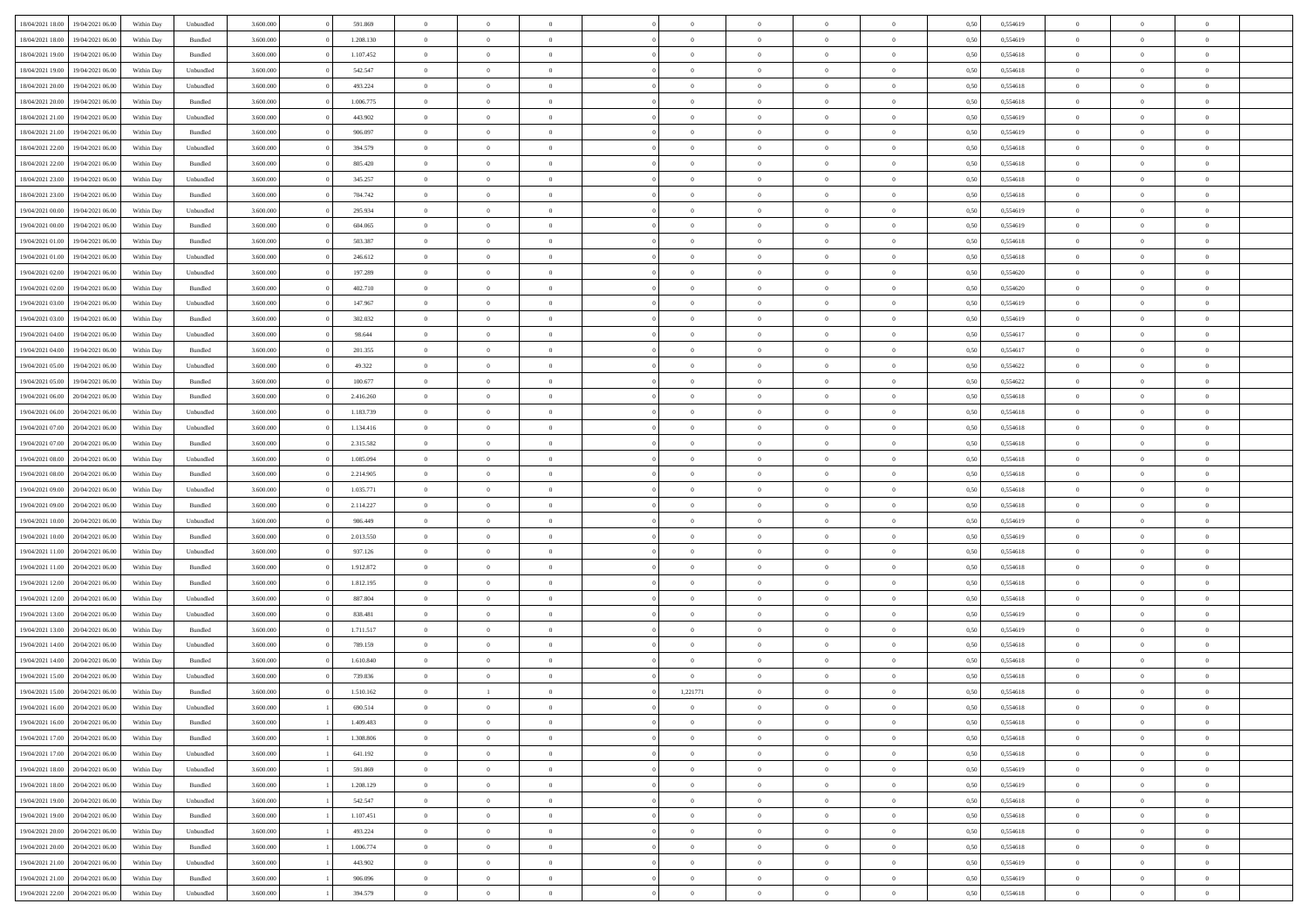| | | | | | | | | | | | | | | | | | | | | |
|---|---|---|---|---|---|---|---|---|---|---|---|---|---|---|---|---|---|---|---|---|
| 18/04/2021 18:00 | 19/04/2021 06:00 | Within Day | Unbundled | 3.600.000 | 0 | 591.869 | 0 | 0 | 0 | | 0 | 0 | 0 | 0 | 0,50 | 0,554619 | 0 | 0 | 0 | |
| 18/04/2021 18:00 | 19/04/2021 06:00 | Within Day | Bundled | 3.600.000 | 0 | 1.208.130 | 0 | 0 | 0 | | 0 | 0 | 0 | 0 | 0,50 | 0,554619 | 0 | 0 | 0 | |
| 18/04/2021 19:00 | 19/04/2021 06:00 | Within Day | Bundled | 3.600.000 | 0 | 1.107.452 | 0 | 0 | 0 | | 0 | 0 | 0 | 0 | 0,50 | 0,554618 | 0 | 0 | 0 | |
| 18/04/2021 19:00 | 19/04/2021 06:00 | Within Day | Unbundled | 3.600.000 | 0 | 542.547 | 0 | 0 | 0 | | 0 | 0 | 0 | 0 | 0,50 | 0,554618 | 0 | 0 | 0 | |
| 18/04/2021 20:00 | 19/04/2021 06:00 | Within Day | Unbundled | 3.600.000 | 0 | 493.224 | 0 | 0 | 0 | | 0 | 0 | 0 | 0 | 0,50 | 0,554618 | 0 | 0 | 0 | |
| 18/04/2021 20:00 | 19/04/2021 06:00 | Within Day | Bundled | 3.600.000 | 0 | 1.006.775 | 0 | 0 | 0 | | 0 | 0 | 0 | 0 | 0,50 | 0,554618 | 0 | 0 | 0 | |
| 18/04/2021 21:00 | 19/04/2021 06:00 | Within Day | Unbundled | 3.600.000 | 0 | 443.902 | 0 | 0 | 0 | | 0 | 0 | 0 | 0 | 0,50 | 0,554619 | 0 | 0 | 0 | |
| 18/04/2021 21:00 | 19/04/2021 06:00 | Within Day | Bundled | 3.600.000 | 0 | 906.097 | 0 | 0 | 0 | | 0 | 0 | 0 | 0 | 0,50 | 0,554619 | 0 | 0 | 0 | |
| 18/04/2021 22:00 | 19/04/2021 06:00 | Within Day | Unbundled | 3.600.000 | 0 | 394.579 | 0 | 0 | 0 | | 0 | 0 | 0 | 0 | 0,50 | 0,554618 | 0 | 0 | 0 | |
| 18/04/2021 22:00 | 19/04/2021 06:00 | Within Day | Bundled | 3.600.000 | 0 | 805.420 | 0 | 0 | 0 | | 0 | 0 | 0 | 0 | 0,50 | 0,554618 | 0 | 0 | 0 | |
| 18/04/2021 23:00 | 19/04/2021 06:00 | Within Day | Unbundled | 3.600.000 | 0 | 345.257 | 0 | 0 | 0 | | 0 | 0 | 0 | 0 | 0,50 | 0,554618 | 0 | 0 | 0 | |
| 18/04/2021 23:00 | 19/04/2021 06:00 | Within Day | Bundled | 3.600.000 | 0 | 704.742 | 0 | 0 | 0 | | 0 | 0 | 0 | 0 | 0,50 | 0,554618 | 0 | 0 | 0 | |
| 19/04/2021 00:00 | 19/04/2021 06:00 | Within Day | Unbundled | 3.600.000 | 0 | 295.934 | 0 | 0 | 0 | | 0 | 0 | 0 | 0 | 0,50 | 0,554619 | 0 | 0 | 0 | |
| 19/04/2021 00:00 | 19/04/2021 06:00 | Within Day | Bundled | 3.600.000 | 0 | 604.065 | 0 | 0 | 0 | | 0 | 0 | 0 | 0 | 0,50 | 0,554619 | 0 | 0 | 0 | |
| 19/04/2021 01:00 | 19/04/2021 06:00 | Within Day | Bundled | 3.600.000 | 0 | 503.387 | 0 | 0 | 0 | | 0 | 0 | 0 | 0 | 0,50 | 0,554618 | 0 | 0 | 0 | |
| 19/04/2021 01:00 | 19/04/2021 06:00 | Within Day | Unbundled | 3.600.000 | 0 | 246.612 | 0 | 0 | 0 | | 0 | 0 | 0 | 0 | 0,50 | 0,554618 | 0 | 0 | 0 | |
| 19/04/2021 02:00 | 19/04/2021 06:00 | Within Day | Unbundled | 3.600.000 | 0 | 197.289 | 0 | 0 | 0 | | 0 | 0 | 0 | 0 | 0,50 | 0,554620 | 0 | 0 | 0 | |
| 19/04/2021 02:00 | 19/04/2021 06:00 | Within Day | Bundled | 3.600.000 | 0 | 402.710 | 0 | 0 | 0 | | 0 | 0 | 0 | 0 | 0,50 | 0,554620 | 0 | 0 | 0 | |
| 19/04/2021 03:00 | 19/04/2021 06:00 | Within Day | Unbundled | 3.600.000 | 0 | 147.967 | 0 | 0 | 0 | | 0 | 0 | 0 | 0 | 0,50 | 0,554619 | 0 | 0 | 0 | |
| 19/04/2021 03:00 | 19/04/2021 06:00 | Within Day | Bundled | 3.600.000 | 0 | 302.032 | 0 | 0 | 0 | | 0 | 0 | 0 | 0 | 0,50 | 0,554619 | 0 | 0 | 0 | |
| 19/04/2021 04:00 | 19/04/2021 06:00 | Within Day | Unbundled | 3.600.000 | 0 | 98.644 | 0 | 0 | 0 | | 0 | 0 | 0 | 0 | 0,50 | 0,554617 | 0 | 0 | 0 | |
| 19/04/2021 04:00 | 19/04/2021 06:00 | Within Day | Bundled | 3.600.000 | 0 | 201.355 | 0 | 0 | 0 | | 0 | 0 | 0 | 0 | 0,50 | 0,554617 | 0 | 0 | 0 | |
| 19/04/2021 05:00 | 19/04/2021 06:00 | Within Day | Unbundled | 3.600.000 | 0 | 49.322 | 0 | 0 | 0 | | 0 | 0 | 0 | 0 | 0,50 | 0,554622 | 0 | 0 | 0 | |
| 19/04/2021 05:00 | 19/04/2021 06:00 | Within Day | Bundled | 3.600.000 | 0 | 100.677 | 0 | 0 | 0 | | 0 | 0 | 0 | 0 | 0,50 | 0,554622 | 0 | 0 | 0 | |
| 19/04/2021 06:00 | 20/04/2021 06:00 | Within Day | Bundled | 3.600.000 | 0 | 2.416.260 | 0 | 0 | 0 | | 0 | 0 | 0 | 0 | 0,50 | 0,554618 | 0 | 0 | 0 | |
| 19/04/2021 06:00 | 20/04/2021 06:00 | Within Day | Unbundled | 3.600.000 | 0 | 1.183.739 | 0 | 0 | 0 | | 0 | 0 | 0 | 0 | 0,50 | 0,554618 | 0 | 0 | 0 | |
| 19/04/2021 07:00 | 20/04/2021 06:00 | Within Day | Unbundled | 3.600.000 | 0 | 1.134.416 | 0 | 0 | 0 | | 0 | 0 | 0 | 0 | 0,50 | 0,554618 | 0 | 0 | 0 | |
| 19/04/2021 07:00 | 20/04/2021 06:00 | Within Day | Bundled | 3.600.000 | 0 | 2.315.582 | 0 | 0 | 0 | | 0 | 0 | 0 | 0 | 0,50 | 0,554618 | 0 | 0 | 0 | |
| 19/04/2021 08:00 | 20/04/2021 06:00 | Within Day | Unbundled | 3.600.000 | 0 | 1.085.094 | 0 | 0 | 0 | | 0 | 0 | 0 | 0 | 0,50 | 0,554618 | 0 | 0 | 0 | |
| 19/04/2021 08:00 | 20/04/2021 06:00 | Within Day | Bundled | 3.600.000 | 0 | 2.214.905 | 0 | 0 | 0 | | 0 | 0 | 0 | 0 | 0,50 | 0,554618 | 0 | 0 | 0 | |
| 19/04/2021 09:00 | 20/04/2021 06:00 | Within Day | Unbundled | 3.600.000 | 0 | 1.035.771 | 0 | 0 | 0 | | 0 | 0 | 0 | 0 | 0,50 | 0,554618 | 0 | 0 | 0 | |
| 19/04/2021 09:00 | 20/04/2021 06:00 | Within Day | Bundled | 3.600.000 | 0 | 2.114.227 | 0 | 0 | 0 | | 0 | 0 | 0 | 0 | 0,50 | 0,554618 | 0 | 0 | 0 | |
| 19/04/2021 10:00 | 20/04/2021 06:00 | Within Day | Unbundled | 3.600.000 | 0 | 986.449 | 0 | 0 | 0 | | 0 | 0 | 0 | 0 | 0,50 | 0,554619 | 0 | 0 | 0 | |
| 19/04/2021 10:00 | 20/04/2021 06:00 | Within Day | Bundled | 3.600.000 | 0 | 2.013.550 | 0 | 0 | 0 | | 0 | 0 | 0 | 0 | 0,50 | 0,554619 | 0 | 0 | 0 | |
| 19/04/2021 11:00 | 20/04/2021 06:00 | Within Day | Unbundled | 3.600.000 | 0 | 937.126 | 0 | 0 | 0 | | 0 | 0 | 0 | 0 | 0,50 | 0,554618 | 0 | 0 | 0 | |
| 19/04/2021 11:00 | 20/04/2021 06:00 | Within Day | Bundled | 3.600.000 | 0 | 1.912.872 | 0 | 0 | 0 | | 0 | 0 | 0 | 0 | 0,50 | 0,554618 | 0 | 0 | 0 | |
| 19/04/2021 12:00 | 20/04/2021 06:00 | Within Day | Bundled | 3.600.000 | 0 | 1.812.195 | 0 | 0 | 0 | | 0 | 0 | 0 | 0 | 0,50 | 0,554618 | 0 | 0 | 0 | |
| 19/04/2021 12:00 | 20/04/2021 06:00 | Within Day | Unbundled | 3.600.000 | 0 | 887.804 | 0 | 0 | 0 | | 0 | 0 | 0 | 0 | 0,50 | 0,554618 | 0 | 0 | 0 | |
| 19/04/2021 13:00 | 20/04/2021 06:00 | Within Day | Unbundled | 3.600.000 | 0 | 838.481 | 0 | 0 | 0 | | 0 | 0 | 0 | 0 | 0,50 | 0,554619 | 0 | 0 | 0 | |
| 19/04/2021 13:00 | 20/04/2021 06:00 | Within Day | Bundled | 3.600.000 | 0 | 1.711.517 | 0 | 0 | 0 | | 0 | 0 | 0 | 0 | 0,50 | 0,554619 | 0 | 0 | 0 | |
| 19/04/2021 14:00 | 20/04/2021 06:00 | Within Day | Unbundled | 3.600.000 | 0 | 789.159 | 0 | 0 | 0 | | 0 | 0 | 0 | 0 | 0,50 | 0,554618 | 0 | 0 | 0 | |
| 19/04/2021 14:00 | 20/04/2021 06:00 | Within Day | Bundled | 3.600.000 | 0 | 1.610.840 | 0 | 0 | 0 | | 0 | 0 | 0 | 0 | 0,50 | 0,554618 | 0 | 0 | 0 | |
| 19/04/2021 15:00 | 20/04/2021 06:00 | Within Day | Unbundled | 3.600.000 | 0 | 739.836 | 0 | 0 | 0 | | 0 | 0 | 0 | 0 | 0,50 | 0,554618 | 0 | 0 | 0 | |
| 19/04/2021 15:00 | 20/04/2021 06:00 | Within Day | Bundled | 3.600.000 | 0 | 1.510.162 | 0 | 1 | 0 | | 1,221771 | 0 | 0 | 0 | 0,50 | 0,554618 | 0 | 0 | 0 | |
| 19/04/2021 16:00 | 20/04/2021 06:00 | Within Day | Unbundled | 3.600.000 | 1 | 690.514 | 0 | 0 | 0 | | 0 | 0 | 0 | 0 | 0,50 | 0,554618 | 0 | 0 | 0 | |
| 19/04/2021 16:00 | 20/04/2021 06:00 | Within Day | Bundled | 3.600.000 | 1 | 1.409.483 | 0 | 0 | 0 | | 0 | 0 | 0 | 0 | 0,50 | 0,554618 | 0 | 0 | 0 | |
| 19/04/2021 17:00 | 20/04/2021 06:00 | Within Day | Bundled | 3.600.000 | 1 | 1.308.806 | 0 | 0 | 0 | | 0 | 0 | 0 | 0 | 0,50 | 0,554618 | 0 | 0 | 0 | |
| 19/04/2021 17:00 | 20/04/2021 06:00 | Within Day | Unbundled | 3.600.000 | 1 | 641.192 | 0 | 0 | 0 | | 0 | 0 | 0 | 0 | 0,50 | 0,554618 | 0 | 0 | 0 | |
| 19/04/2021 18:00 | 20/04/2021 06:00 | Within Day | Unbundled | 3.600.000 | 1 | 591.869 | 0 | 0 | 0 | | 0 | 0 | 0 | 0 | 0,50 | 0,554619 | 0 | 0 | 0 | |
| 19/04/2021 18:00 | 20/04/2021 06:00 | Within Day | Bundled | 3.600.000 | 1 | 1.208.129 | 0 | 0 | 0 | | 0 | 0 | 0 | 0 | 0,50 | 0,554619 | 0 | 0 | 0 | |
| 19/04/2021 19:00 | 20/04/2021 06:00 | Within Day | Unbundled | 3.600.000 | 1 | 542.547 | 0 | 0 | 0 | | 0 | 0 | 0 | 0 | 0,50 | 0,554618 | 0 | 0 | 0 | |
| 19/04/2021 19:00 | 20/04/2021 06:00 | Within Day | Bundled | 3.600.000 | 1 | 1.107.451 | 0 | 0 | 0 | | 0 | 0 | 0 | 0 | 0,50 | 0,554618 | 0 | 0 | 0 | |
| 19/04/2021 20:00 | 20/04/2021 06:00 | Within Day | Unbundled | 3.600.000 | 1 | 493.224 | 0 | 0 | 0 | | 0 | 0 | 0 | 0 | 0,50 | 0,554618 | 0 | 0 | 0 | |
| 19/04/2021 20:00 | 20/04/2021 06:00 | Within Day | Bundled | 3.600.000 | 1 | 1.006.774 | 0 | 0 | 0 | | 0 | 0 | 0 | 0 | 0,50 | 0,554618 | 0 | 0 | 0 | |
| 19/04/2021 21:00 | 20/04/2021 06:00 | Within Day | Unbundled | 3.600.000 | 1 | 443.902 | 0 | 0 | 0 | | 0 | 0 | 0 | 0 | 0,50 | 0,554619 | 0 | 0 | 0 | |
| 19/04/2021 21:00 | 20/04/2021 06:00 | Within Day | Bundled | 3.600.000 | 1 | 906.096 | 0 | 0 | 0 | | 0 | 0 | 0 | 0 | 0,50 | 0,554619 | 0 | 0 | 0 | |
| 19/04/2021 22:00 | 20/04/2021 06:00 | Within Day | Unbundled | 3.600.000 | 1 | 394.579 | 0 | 0 | 0 | | 0 | 0 | 0 | 0 | 0,50 | 0,554618 | 0 | 0 | 0 | |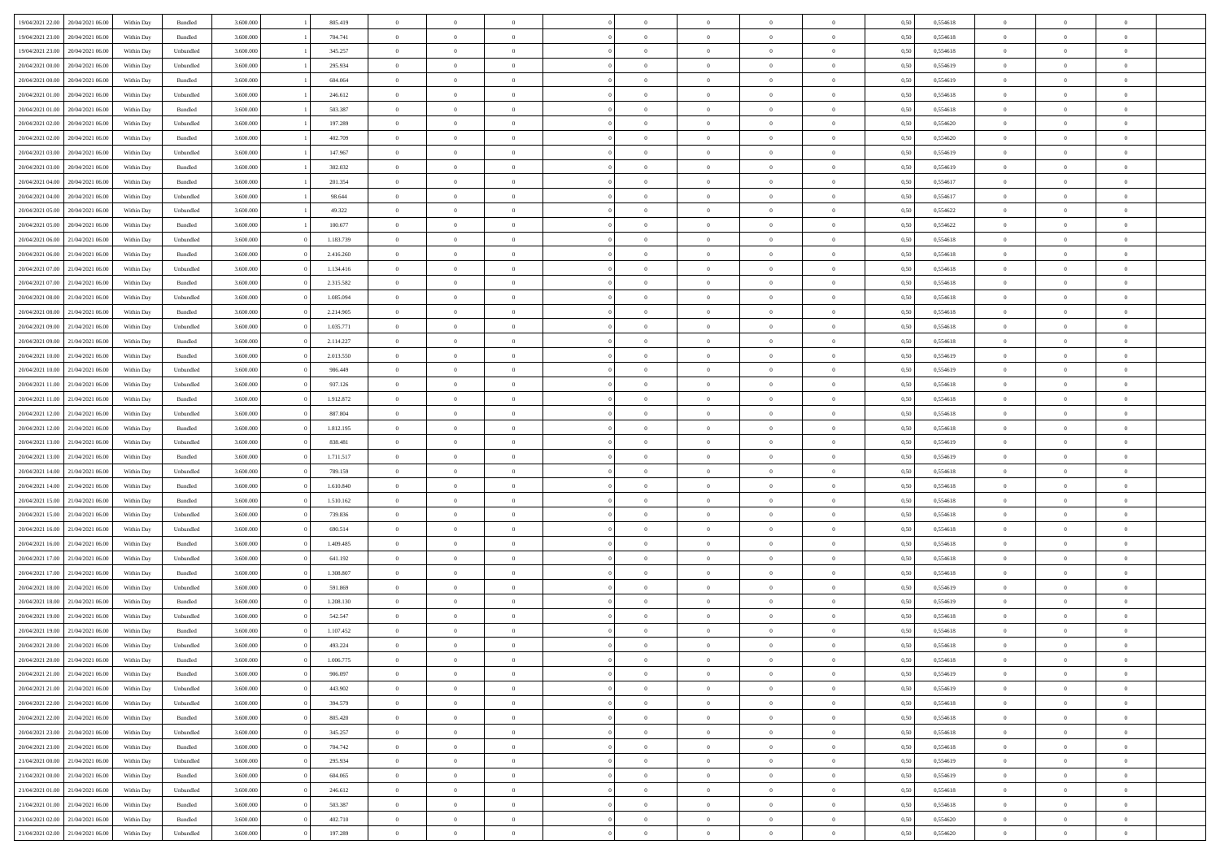| | | | | | | | | | | | | | | | | | | | | |
|---|---|---|---|---|---|---|---|---|---|---|---|---|---|---|---|---|---|---|---|---|
| 19/04/2021 22:00 | 20/04/2021 06:00 | Within Day | Bundled | 3.600.000 | 1 | 805.419 | 0 | 0 | 0 | | 0 | 0 | 0 | 0 | 0,50 | 0,554618 | 0 | 0 | 0 | |
| 19/04/2021 23:00 | 20/04/2021 06:00 | Within Day | Bundled | 3.600.000 | 1 | 704.741 | 0 | 0 | 0 | | 0 | 0 | 0 | 0 | 0,50 | 0,554618 | 0 | 0 | 0 | |
| 19/04/2021 23:00 | 20/04/2021 06:00 | Within Day | Unbundled | 3.600.000 | 1 | 345.257 | 0 | 0 | 0 | | 0 | 0 | 0 | 0 | 0,50 | 0,554618 | 0 | 0 | 0 | |
| 20/04/2021 00:00 | 20/04/2021 06:00 | Within Day | Unbundled | 3.600.000 | 1 | 295.934 | 0 | 0 | 0 | | 0 | 0 | 0 | 0 | 0,50 | 0,554619 | 0 | 0 | 0 | |
| 20/04/2021 00:00 | 20/04/2021 06:00 | Within Day | Bundled | 3.600.000 | 1 | 604.064 | 0 | 0 | 0 | | 0 | 0 | 0 | 0 | 0,50 | 0,554619 | 0 | 0 | 0 | |
| 20/04/2021 01:00 | 20/04/2021 06:00 | Within Day | Unbundled | 3.600.000 | 1 | 246.612 | 0 | 0 | 0 | | 0 | 0 | 0 | 0 | 0,50 | 0,554618 | 0 | 0 | 0 | |
| 20/04/2021 01:00 | 20/04/2021 06:00 | Within Day | Bundled | 3.600.000 | 1 | 503.387 | 0 | 0 | 0 | | 0 | 0 | 0 | 0 | 0,50 | 0,554618 | 0 | 0 | 0 | |
| 20/04/2021 02:00 | 20/04/2021 06:00 | Within Day | Unbundled | 3.600.000 | 1 | 197.289 | 0 | 0 | 0 | | 0 | 0 | 0 | 0 | 0,50 | 0,554620 | 0 | 0 | 0 | |
| 20/04/2021 02:00 | 20/04/2021 06:00 | Within Day | Bundled | 3.600.000 | 1 | 402.709 | 0 | 0 | 0 | | 0 | 0 | 0 | 0 | 0,50 | 0,554620 | 0 | 0 | 0 | |
| 20/04/2021 03:00 | 20/04/2021 06:00 | Within Day | Unbundled | 3.600.000 | 1 | 147.967 | 0 | 0 | 0 | | 0 | 0 | 0 | 0 | 0,50 | 0,554619 | 0 | 0 | 0 | |
| 20/04/2021 03:00 | 20/04/2021 06:00 | Within Day | Bundled | 3.600.000 | 1 | 302.032 | 0 | 0 | 0 | | 0 | 0 | 0 | 0 | 0,50 | 0,554619 | 0 | 0 | 0 | |
| 20/04/2021 04:00 | 20/04/2021 06:00 | Within Day | Bundled | 3.600.000 | 1 | 201.354 | 0 | 0 | 0 | | 0 | 0 | 0 | 0 | 0,50 | 0,554617 | 0 | 0 | 0 | |
| 20/04/2021 04:00 | 20/04/2021 06:00 | Within Day | Unbundled | 3.600.000 | 1 | 98.644 | 0 | 0 | 0 | | 0 | 0 | 0 | 0 | 0,50 | 0,554617 | 0 | 0 | 0 | |
| 20/04/2021 05:00 | 20/04/2021 06:00 | Within Day | Unbundled | 3.600.000 | 1 | 49.322 | 0 | 0 | 0 | | 0 | 0 | 0 | 0 | 0,50 | 0,554622 | 0 | 0 | 0 | |
| 20/04/2021 05:00 | 20/04/2021 06:00 | Within Day | Bundled | 3.600.000 | 1 | 100.677 | 0 | 0 | 0 | | 0 | 0 | 0 | 0 | 0,50 | 0,554622 | 0 | 0 | 0 | |
| 20/04/2021 06:00 | 21/04/2021 06:00 | Within Day | Unbundled | 3.600.000 | 0 | 1.183.739 | 0 | 0 | 0 | | 0 | 0 | 0 | 0 | 0,50 | 0,554618 | 0 | 0 | 0 | |
| 20/04/2021 06:00 | 21/04/2021 06:00 | Within Day | Bundled | 3.600.000 | 0 | 2.416.260 | 0 | 0 | 0 | | 0 | 0 | 0 | 0 | 0,50 | 0,554618 | 0 | 0 | 0 | |
| 20/04/2021 07:00 | 21/04/2021 06:00 | Within Day | Unbundled | 3.600.000 | 0 | 1.134.416 | 0 | 0 | 0 | | 0 | 0 | 0 | 0 | 0,50 | 0,554618 | 0 | 0 | 0 | |
| 20/04/2021 07:00 | 21/04/2021 06:00 | Within Day | Bundled | 3.600.000 | 0 | 2.315.582 | 0 | 0 | 0 | | 0 | 0 | 0 | 0 | 0,50 | 0,554618 | 0 | 0 | 0 | |
| 20/04/2021 08:00 | 21/04/2021 06:00 | Within Day | Unbundled | 3.600.000 | 0 | 1.085.094 | 0 | 0 | 0 | | 0 | 0 | 0 | 0 | 0,50 | 0,554618 | 0 | 0 | 0 | |
| 20/04/2021 08:00 | 21/04/2021 06:00 | Within Day | Bundled | 3.600.000 | 0 | 2.214.905 | 0 | 0 | 0 | | 0 | 0 | 0 | 0 | 0,50 | 0,554618 | 0 | 0 | 0 | |
| 20/04/2021 09:00 | 21/04/2021 06:00 | Within Day | Unbundled | 3.600.000 | 0 | 1.035.771 | 0 | 0 | 0 | | 0 | 0 | 0 | 0 | 0,50 | 0,554618 | 0 | 0 | 0 | |
| 20/04/2021 09:00 | 21/04/2021 06:00 | Within Day | Bundled | 3.600.000 | 0 | 2.114.227 | 0 | 0 | 0 | | 0 | 0 | 0 | 0 | 0,50 | 0,554618 | 0 | 0 | 0 | |
| 20/04/2021 10:00 | 21/04/2021 06:00 | Within Day | Bundled | 3.600.000 | 0 | 2.013.550 | 0 | 0 | 0 | | 0 | 0 | 0 | 0 | 0,50 | 0,554619 | 0 | 0 | 0 | |
| 20/04/2021 10:00 | 21/04/2021 06:00 | Within Day | Unbundled | 3.600.000 | 0 | 986.449 | 0 | 0 | 0 | | 0 | 0 | 0 | 0 | 0,50 | 0,554619 | 0 | 0 | 0 | |
| 20/04/2021 11:00 | 21/04/2021 06:00 | Within Day | Unbundled | 3.600.000 | 0 | 937.126 | 0 | 0 | 0 | | 0 | 0 | 0 | 0 | 0,50 | 0,554618 | 0 | 0 | 0 | |
| 20/04/2021 11:00 | 21/04/2021 06:00 | Within Day | Bundled | 3.600.000 | 0 | 1.912.872 | 0 | 0 | 0 | | 0 | 0 | 0 | 0 | 0,50 | 0,554618 | 0 | 0 | 0 | |
| 20/04/2021 12:00 | 21/04/2021 06:00 | Within Day | Unbundled | 3.600.000 | 0 | 887.804 | 0 | 0 | 0 | | 0 | 0 | 0 | 0 | 0,50 | 0,554618 | 0 | 0 | 0 | |
| 20/04/2021 12:00 | 21/04/2021 06:00 | Within Day | Bundled | 3.600.000 | 0 | 1.812.195 | 0 | 0 | 0 | | 0 | 0 | 0 | 0 | 0,50 | 0,554618 | 0 | 0 | 0 | |
| 20/04/2021 13:00 | 21/04/2021 06:00 | Within Day | Unbundled | 3.600.000 | 0 | 838.481 | 0 | 0 | 0 | | 0 | 0 | 0 | 0 | 0,50 | 0,554619 | 0 | 0 | 0 | |
| 20/04/2021 13:00 | 21/04/2021 06:00 | Within Day | Bundled | 3.600.000 | 0 | 1.711.517 | 0 | 0 | 0 | | 0 | 0 | 0 | 0 | 0,50 | 0,554619 | 0 | 0 | 0 | |
| 20/04/2021 14:00 | 21/04/2021 06:00 | Within Day | Unbundled | 3.600.000 | 0 | 789.159 | 0 | 0 | 0 | | 0 | 0 | 0 | 0 | 0,50 | 0,554618 | 0 | 0 | 0 | |
| 20/04/2021 14:00 | 21/04/2021 06:00 | Within Day | Bundled | 3.600.000 | 0 | 1.610.840 | 0 | 0 | 0 | | 0 | 0 | 0 | 0 | 0,50 | 0,554618 | 0 | 0 | 0 | |
| 20/04/2021 15:00 | 21/04/2021 06:00 | Within Day | Bundled | 3.600.000 | 0 | 1.510.162 | 0 | 0 | 0 | | 0 | 0 | 0 | 0 | 0,50 | 0,554618 | 0 | 0 | 0 | |
| 20/04/2021 15:00 | 21/04/2021 06:00 | Within Day | Unbundled | 3.600.000 | 0 | 739.836 | 0 | 0 | 0 | | 0 | 0 | 0 | 0 | 0,50 | 0,554618 | 0 | 0 | 0 | |
| 20/04/2021 16:00 | 21/04/2021 06:00 | Within Day | Unbundled | 3.600.000 | 0 | 690.514 | 0 | 0 | 0 | | 0 | 0 | 0 | 0 | 0,50 | 0,554618 | 0 | 0 | 0 | |
| 20/04/2021 16:00 | 21/04/2021 06:00 | Within Day | Bundled | 3.600.000 | 0 | 1.409.485 | 0 | 0 | 0 | | 0 | 0 | 0 | 0 | 0,50 | 0,554618 | 0 | 0 | 0 | |
| 20/04/2021 17:00 | 21/04/2021 06:00 | Within Day | Unbundled | 3.600.000 | 0 | 641.192 | 0 | 0 | 0 | | 0 | 0 | 0 | 0 | 0,50 | 0,554618 | 0 | 0 | 0 | |
| 20/04/2021 17:00 | 21/04/2021 06:00 | Within Day | Bundled | 3.600.000 | 0 | 1.308.807 | 0 | 0 | 0 | | 0 | 0 | 0 | 0 | 0,50 | 0,554618 | 0 | 0 | 0 | |
| 20/04/2021 18:00 | 21/04/2021 06:00 | Within Day | Unbundled | 3.600.000 | 0 | 591.869 | 0 | 0 | 0 | | 0 | 0 | 0 | 0 | 0,50 | 0,554619 | 0 | 0 | 0 | |
| 20/04/2021 18:00 | 21/04/2021 06:00 | Within Day | Bundled | 3.600.000 | 0 | 1.208.130 | 0 | 0 | 0 | | 0 | 0 | 0 | 0 | 0,50 | 0,554619 | 0 | 0 | 0 | |
| 20/04/2021 19:00 | 21/04/2021 06:00 | Within Day | Unbundled | 3.600.000 | 0 | 542.547 | 0 | 0 | 0 | | 0 | 0 | 0 | 0 | 0,50 | 0,554618 | 0 | 0 | 0 | |
| 20/04/2021 19:00 | 21/04/2021 06:00 | Within Day | Bundled | 3.600.000 | 0 | 1.107.452 | 0 | 0 | 0 | | 0 | 0 | 0 | 0 | 0,50 | 0,554618 | 0 | 0 | 0 | |
| 20/04/2021 20:00 | 21/04/2021 06:00 | Within Day | Unbundled | 3.600.000 | 0 | 493.224 | 0 | 0 | 0 | | 0 | 0 | 0 | 0 | 0,50 | 0,554618 | 0 | 0 | 0 | |
| 20/04/2021 20:00 | 21/04/2021 06:00 | Within Day | Bundled | 3.600.000 | 0 | 1.006.775 | 0 | 0 | 0 | | 0 | 0 | 0 | 0 | 0,50 | 0,554618 | 0 | 0 | 0 | |
| 20/04/2021 21:00 | 21/04/2021 06:00 | Within Day | Bundled | 3.600.000 | 0 | 906.097 | 0 | 0 | 0 | | 0 | 0 | 0 | 0 | 0,50 | 0,554619 | 0 | 0 | 0 | |
| 20/04/2021 21:00 | 21/04/2021 06:00 | Within Day | Unbundled | 3.600.000 | 0 | 443.902 | 0 | 0 | 0 | | 0 | 0 | 0 | 0 | 0,50 | 0,554619 | 0 | 0 | 0 | |
| 20/04/2021 22:00 | 21/04/2021 06:00 | Within Day | Unbundled | 3.600.000 | 0 | 394.579 | 0 | 0 | 0 | | 0 | 0 | 0 | 0 | 0,50 | 0,554618 | 0 | 0 | 0 | |
| 20/04/2021 22:00 | 21/04/2021 06:00 | Within Day | Bundled | 3.600.000 | 0 | 805.420 | 0 | 0 | 0 | | 0 | 0 | 0 | 0 | 0,50 | 0,554618 | 0 | 0 | 0 | |
| 20/04/2021 23:00 | 21/04/2021 06:00 | Within Day | Unbundled | 3.600.000 | 0 | 345.257 | 0 | 0 | 0 | | 0 | 0 | 0 | 0 | 0,50 | 0,554618 | 0 | 0 | 0 | |
| 20/04/2021 23:00 | 21/04/2021 06:00 | Within Day | Bundled | 3.600.000 | 0 | 704.742 | 0 | 0 | 0 | | 0 | 0 | 0 | 0 | 0,50 | 0,554618 | 0 | 0 | 0 | |
| 21/04/2021 00:00 | 21/04/2021 06:00 | Within Day | Unbundled | 3.600.000 | 0 | 295.934 | 0 | 0 | 0 | | 0 | 0 | 0 | 0 | 0,50 | 0,554619 | 0 | 0 | 0 | |
| 21/04/2021 00:00 | 21/04/2021 06:00 | Within Day | Bundled | 3.600.000 | 0 | 604.065 | 0 | 0 | 0 | | 0 | 0 | 0 | 0 | 0,50 | 0,554619 | 0 | 0 | 0 | |
| 21/04/2021 01:00 | 21/04/2021 06:00 | Within Day | Unbundled | 3.600.000 | 0 | 246.612 | 0 | 0 | 0 | | 0 | 0 | 0 | 0 | 0,50 | 0,554618 | 0 | 0 | 0 | |
| 21/04/2021 01:00 | 21/04/2021 06:00 | Within Day | Bundled | 3.600.000 | 0 | 503.387 | 0 | 0 | 0 | | 0 | 0 | 0 | 0 | 0,50 | 0,554618 | 0 | 0 | 0 | |
| 21/04/2021 02:00 | 21/04/2021 06:00 | Within Day | Bundled | 3.600.000 | 0 | 402.710 | 0 | 0 | 0 | | 0 | 0 | 0 | 0 | 0,50 | 0,554620 | 0 | 0 | 0 | |
| 21/04/2021 02:00 | 21/04/2021 06:00 | Within Day | Unbundled | 3.600.000 | 0 | 197.289 | 0 | 0 | 0 | | 0 | 0 | 0 | 0 | 0,50 | 0,554620 | 0 | 0 | 0 | |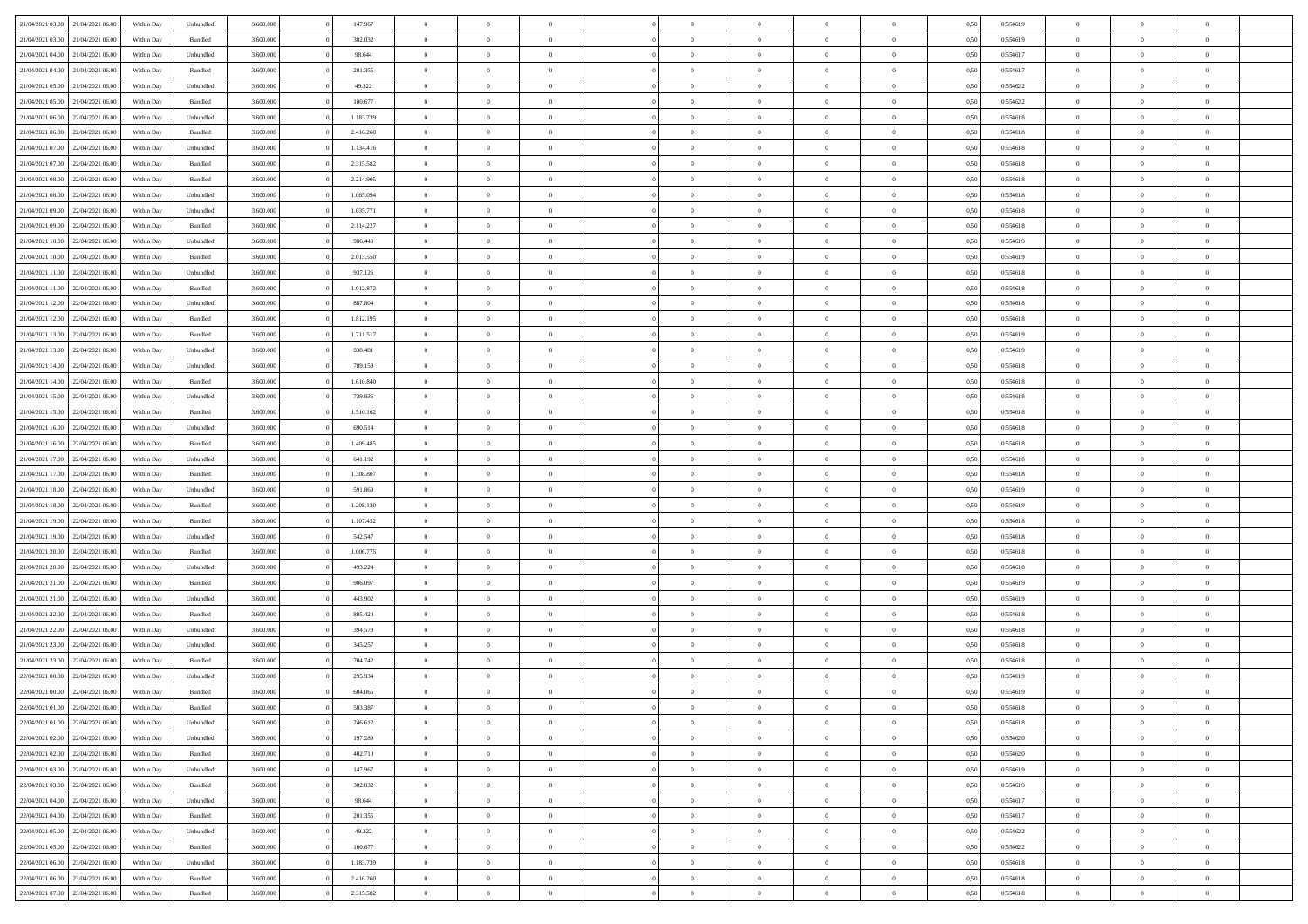| | | | | | | | | | | | | | | | | | | | | |
|---|---|---|---|---|---|---|---|---|---|---|---|---|---|---|---|---|---|---|---|---|
| 21/04/2021 03:00 | 21/04/2021 06:00 | Within Day | Unbundled | 3.600.000 | 0 | 147.967 | 0 | 0 | 0 | | 0 | 0 | 0 | 0 | 0,50 | 0,554619 | 0 | 0 | 0 | |
| 21/04/2021 03:00 | 21/04/2021 06:00 | Within Day | Bundled | 3.600.000 | 0 | 302.032 | 0 | 0 | 0 | | 0 | 0 | 0 | 0 | 0,50 | 0,554619 | 0 | 0 | 0 | |
| 21/04/2021 04:00 | 21/04/2021 06:00 | Within Day | Unbundled | 3.600.000 | 0 | 98.644 | 0 | 0 | 0 | | 0 | 0 | 0 | 0 | 0,50 | 0,554617 | 0 | 0 | 0 | |
| 21/04/2021 04:00 | 21/04/2021 06:00 | Within Day | Bundled | 3.600.000 | 0 | 201.355 | 0 | 0 | 0 | | 0 | 0 | 0 | 0 | 0,50 | 0,554617 | 0 | 0 | 0 | |
| 21/04/2021 05:00 | 21/04/2021 06:00 | Within Day | Unbundled | 3.600.000 | 0 | 49.322 | 0 | 0 | 0 | | 0 | 0 | 0 | 0 | 0,50 | 0,554622 | 0 | 0 | 0 | |
| 21/04/2021 05:00 | 21/04/2021 06:00 | Within Day | Bundled | 3.600.000 | 0 | 100.677 | 0 | 0 | 0 | | 0 | 0 | 0 | 0 | 0,50 | 0,554622 | 0 | 0 | 0 | |
| 21/04/2021 06:00 | 22/04/2021 06:00 | Within Day | Unbundled | 3.600.000 | 0 | 1.183.739 | 0 | 0 | 0 | | 0 | 0 | 0 | 0 | 0,50 | 0,554618 | 0 | 0 | 0 | |
| 21/04/2021 06:00 | 22/04/2021 06:00 | Within Day | Bundled | 3.600.000 | 0 | 2.416.260 | 0 | 0 | 0 | | 0 | 0 | 0 | 0 | 0,50 | 0,554618 | 0 | 0 | 0 | |
| 21/04/2021 07:00 | 22/04/2021 06:00 | Within Day | Unbundled | 3.600.000 | 0 | 1.134.416 | 0 | 0 | 0 | | 0 | 0 | 0 | 0 | 0,50 | 0,554618 | 0 | 0 | 0 | |
| 21/04/2021 07:00 | 22/04/2021 06:00 | Within Day | Bundled | 3.600.000 | 0 | 2.315.582 | 0 | 0 | 0 | | 0 | 0 | 0 | 0 | 0,50 | 0,554618 | 0 | 0 | 0 | |
| 21/04/2021 08:00 | 22/04/2021 06:00 | Within Day | Bundled | 3.600.000 | 0 | 2.214.905 | 0 | 0 | 0 | | 0 | 0 | 0 | 0 | 0,50 | 0,554618 | 0 | 0 | 0 | |
| 21/04/2021 08:00 | 22/04/2021 06:00 | Within Day | Unbundled | 3.600.000 | 0 | 1.085.094 | 0 | 0 | 0 | | 0 | 0 | 0 | 0 | 0,50 | 0,554618 | 0 | 0 | 0 | |
| 21/04/2021 09:00 | 22/04/2021 06:00 | Within Day | Unbundled | 3.600.000 | 0 | 1.035.771 | 0 | 0 | 0 | | 0 | 0 | 0 | 0 | 0,50 | 0,554618 | 0 | 0 | 0 | |
| 21/04/2021 09:00 | 22/04/2021 06:00 | Within Day | Bundled | 3.600.000 | 0 | 2.114.227 | 0 | 0 | 0 | | 0 | 0 | 0 | 0 | 0,50 | 0,554618 | 0 | 0 | 0 | |
| 21/04/2021 10:00 | 22/04/2021 06:00 | Within Day | Unbundled | 3.600.000 | 0 | 986.449 | 0 | 0 | 0 | | 0 | 0 | 0 | 0 | 0,50 | 0,554619 | 0 | 0 | 0 | |
| 21/04/2021 10:00 | 22/04/2021 06:00 | Within Day | Bundled | 3.600.000 | 0 | 2.013.550 | 0 | 0 | 0 | | 0 | 0 | 0 | 0 | 0,50 | 0,554619 | 0 | 0 | 0 | |
| 21/04/2021 11:00 | 22/04/2021 06:00 | Within Day | Unbundled | 3.600.000 | 0 | 937.126 | 0 | 0 | 0 | | 0 | 0 | 0 | 0 | 0,50 | 0,554618 | 0 | 0 | 0 | |
| 21/04/2021 11:00 | 22/04/2021 06:00 | Within Day | Bundled | 3.600.000 | 0 | 1.912.872 | 0 | 0 | 0 | | 0 | 0 | 0 | 0 | 0,50 | 0,554618 | 0 | 0 | 0 | |
| 21/04/2021 12:00 | 22/04/2021 06:00 | Within Day | Unbundled | 3.600.000 | 0 | 887.804 | 0 | 0 | 0 | | 0 | 0 | 0 | 0 | 0,50 | 0,554618 | 0 | 0 | 0 | |
| 21/04/2021 12:00 | 22/04/2021 06:00 | Within Day | Bundled | 3.600.000 | 0 | 1.812.195 | 0 | 0 | 0 | | 0 | 0 | 0 | 0 | 0,50 | 0,554618 | 0 | 0 | 0 | |
| 21/04/2021 13:00 | 22/04/2021 06:00 | Within Day | Bundled | 3.600.000 | 0 | 1.711.517 | 0 | 0 | 0 | | 0 | 0 | 0 | 0 | 0,50 | 0,554619 | 0 | 0 | 0 | |
| 21/04/2021 13:00 | 22/04/2021 06:00 | Within Day | Unbundled | 3.600.000 | 0 | 838.481 | 0 | 0 | 0 | | 0 | 0 | 0 | 0 | 0,50 | 0,554619 | 0 | 0 | 0 | |
| 21/04/2021 14:00 | 22/04/2021 06:00 | Within Day | Unbundled | 3.600.000 | 0 | 789.159 | 0 | 0 | 0 | | 0 | 0 | 0 | 0 | 0,50 | 0,554618 | 0 | 0 | 0 | |
| 21/04/2021 14:00 | 22/04/2021 06:00 | Within Day | Bundled | 3.600.000 | 0 | 1.610.840 | 0 | 0 | 0 | | 0 | 0 | 0 | 0 | 0,50 | 0,554618 | 0 | 0 | 0 | |
| 21/04/2021 15:00 | 22/04/2021 06:00 | Within Day | Unbundled | 3.600.000 | 0 | 739.836 | 0 | 0 | 0 | | 0 | 0 | 0 | 0 | 0,50 | 0,554618 | 0 | 0 | 0 | |
| 21/04/2021 15:00 | 22/04/2021 06:00 | Within Day | Bundled | 3.600.000 | 0 | 1.510.162 | 0 | 0 | 0 | | 0 | 0 | 0 | 0 | 0,50 | 0,554618 | 0 | 0 | 0 | |
| 21/04/2021 16:00 | 22/04/2021 06:00 | Within Day | Unbundled | 3.600.000 | 0 | 690.514 | 0 | 0 | 0 | | 0 | 0 | 0 | 0 | 0,50 | 0,554618 | 0 | 0 | 0 | |
| 21/04/2021 16:00 | 22/04/2021 06:00 | Within Day | Bundled | 3.600.000 | 0 | 1.409.485 | 0 | 0 | 0 | | 0 | 0 | 0 | 0 | 0,50 | 0,554618 | 0 | 0 | 0 | |
| 21/04/2021 17:00 | 22/04/2021 06:00 | Within Day | Unbundled | 3.600.000 | 0 | 641.192 | 0 | 0 | 0 | | 0 | 0 | 0 | 0 | 0,50 | 0,554618 | 0 | 0 | 0 | |
| 21/04/2021 17:00 | 22/04/2021 06:00 | Within Day | Bundled | 3.600.000 | 0 | 1.308.807 | 0 | 0 | 0 | | 0 | 0 | 0 | 0 | 0,50 | 0,554618 | 0 | 0 | 0 | |
| 21/04/2021 18:00 | 22/04/2021 06:00 | Within Day | Unbundled | 3.600.000 | 0 | 591.869 | 0 | 0 | 0 | | 0 | 0 | 0 | 0 | 0,50 | 0,554619 | 0 | 0 | 0 | |
| 21/04/2021 18:00 | 22/04/2021 06:00 | Within Day | Bundled | 3.600.000 | 0 | 1.208.130 | 0 | 0 | 0 | | 0 | 0 | 0 | 0 | 0,50 | 0,554619 | 0 | 0 | 0 | |
| 21/04/2021 19:00 | 22/04/2021 06:00 | Within Day | Bundled | 3.600.000 | 0 | 1.107.452 | 0 | 0 | 0 | | 0 | 0 | 0 | 0 | 0,50 | 0,554618 | 0 | 0 | 0 | |
| 21/04/2021 19:00 | 22/04/2021 06:00 | Within Day | Unbundled | 3.600.000 | 0 | 542.547 | 0 | 0 | 0 | | 0 | 0 | 0 | 0 | 0,50 | 0,554618 | 0 | 0 | 0 | |
| 21/04/2021 20:00 | 22/04/2021 06:00 | Within Day | Bundled | 3.600.000 | 0 | 1.006.775 | 0 | 0 | 0 | | 0 | 0 | 0 | 0 | 0,50 | 0,554618 | 0 | 0 | 0 | |
| 21/04/2021 20:00 | 22/04/2021 06:00 | Within Day | Unbundled | 3.600.000 | 0 | 493.224 | 0 | 0 | 0 | | 0 | 0 | 0 | 0 | 0,50 | 0,554618 | 0 | 0 | 0 | |
| 21/04/2021 21:00 | 22/04/2021 06:00 | Within Day | Bundled | 3.600.000 | 0 | 906.097 | 0 | 0 | 0 | | 0 | 0 | 0 | 0 | 0,50 | 0,554619 | 0 | 0 | 0 | |
| 21/04/2021 21:00 | 22/04/2021 06:00 | Within Day | Unbundled | 3.600.000 | 0 | 443.902 | 0 | 0 | 0 | | 0 | 0 | 0 | 0 | 0,50 | 0,554619 | 0 | 0 | 0 | |
| 21/04/2021 22:00 | 22/04/2021 06:00 | Within Day | Bundled | 3.600.000 | 0 | 805.420 | 0 | 0 | 0 | | 0 | 0 | 0 | 0 | 0,50 | 0,554618 | 0 | 0 | 0 | |
| 21/04/2021 22:00 | 22/04/2021 06:00 | Within Day | Unbundled | 3.600.000 | 0 | 394.579 | 0 | 0 | 0 | | 0 | 0 | 0 | 0 | 0,50 | 0,554618 | 0 | 0 | 0 | |
| 21/04/2021 23:00 | 22/04/2021 06:00 | Within Day | Unbundled | 3.600.000 | 0 | 345.257 | 0 | 0 | 0 | | 0 | 0 | 0 | 0 | 0,50 | 0,554618 | 0 | 0 | 0 | |
| 21/04/2021 23:00 | 22/04/2021 06:00 | Within Day | Bundled | 3.600.000 | 0 | 704.742 | 0 | 0 | 0 | | 0 | 0 | 0 | 0 | 0,50 | 0,554618 | 0 | 0 | 0 | |
| 22/04/2021 00:00 | 22/04/2021 06:00 | Within Day | Unbundled | 3.600.000 | 0 | 295.934 | 0 | 0 | 0 | | 0 | 0 | 0 | 0 | 0,50 | 0,554619 | 0 | 0 | 0 | |
| 22/04/2021 00:00 | 22/04/2021 06:00 | Within Day | Bundled | 3.600.000 | 0 | 604.065 | 0 | 0 | 0 | | 0 | 0 | 0 | 0 | 0,50 | 0,554619 | 0 | 0 | 0 | |
| 22/04/2021 01:00 | 22/04/2021 06:00 | Within Day | Bundled | 3.600.000 | 0 | 503.387 | 0 | 0 | 0 | | 0 | 0 | 0 | 0 | 0,50 | 0,554618 | 0 | 0 | 0 | |
| 22/04/2021 01:00 | 22/04/2021 06:00 | Within Day | Unbundled | 3.600.000 | 0 | 246.612 | 0 | 0 | 0 | | 0 | 0 | 0 | 0 | 0,50 | 0,554618 | 0 | 0 | 0 | |
| 22/04/2021 02:00 | 22/04/2021 06:00 | Within Day | Unbundled | 3.600.000 | 0 | 197.289 | 0 | 0 | 0 | | 0 | 0 | 0 | 0 | 0,50 | 0,554620 | 0 | 0 | 0 | |
| 22/04/2021 02:00 | 22/04/2021 06:00 | Within Day | Bundled | 3.600.000 | 0 | 402.710 | 0 | 0 | 0 | | 0 | 0 | 0 | 0 | 0,50 | 0,554620 | 0 | 0 | 0 | |
| 22/04/2021 03:00 | 22/04/2021 06:00 | Within Day | Unbundled | 3.600.000 | 0 | 147.967 | 0 | 0 | 0 | | 0 | 0 | 0 | 0 | 0,50 | 0,554619 | 0 | 0 | 0 | |
| 22/04/2021 03:00 | 22/04/2021 06:00 | Within Day | Bundled | 3.600.000 | 0 | 302.032 | 0 | 0 | 0 | | 0 | 0 | 0 | 0 | 0,50 | 0,554619 | 0 | 0 | 0 | |
| 22/04/2021 04:00 | 22/04/2021 06:00 | Within Day | Unbundled | 3.600.000 | 0 | 98.644 | 0 | 0 | 0 | | 0 | 0 | 0 | 0 | 0,50 | 0,554617 | 0 | 0 | 0 | |
| 22/04/2021 04:00 | 22/04/2021 06:00 | Within Day | Bundled | 3.600.000 | 0 | 201.355 | 0 | 0 | 0 | | 0 | 0 | 0 | 0 | 0,50 | 0,554617 | 0 | 0 | 0 | |
| 22/04/2021 05:00 | 22/04/2021 06:00 | Within Day | Unbundled | 3.600.000 | 0 | 49.322 | 0 | 0 | 0 | | 0 | 0 | 0 | 0 | 0,50 | 0,554622 | 0 | 0 | 0 | |
| 22/04/2021 05:00 | 22/04/2021 06:00 | Within Day | Bundled | 3.600.000 | 0 | 100.677 | 0 | 0 | 0 | | 0 | 0 | 0 | 0 | 0,50 | 0,554622 | 0 | 0 | 0 | |
| 22/04/2021 06:00 | 23/04/2021 06:00 | Within Day | Unbundled | 3.600.000 | 0 | 1.183.739 | 0 | 0 | 0 | | 0 | 0 | 0 | 0 | 0,50 | 0,554618 | 0 | 0 | 0 | |
| 22/04/2021 06:00 | 23/04/2021 06:00 | Within Day | Bundled | 3.600.000 | 0 | 2.416.260 | 0 | 0 | 0 | | 0 | 0 | 0 | 0 | 0,50 | 0,554618 | 0 | 0 | 0 | |
| 22/04/2021 07:00 | 23/04/2021 06:00 | Within Day | Bundled | 3.600.000 | 0 | 2.315.582 | 0 | 0 | 0 | | 0 | 0 | 0 | 0 | 0,50 | 0,554618 | 0 | 0 | 0 | |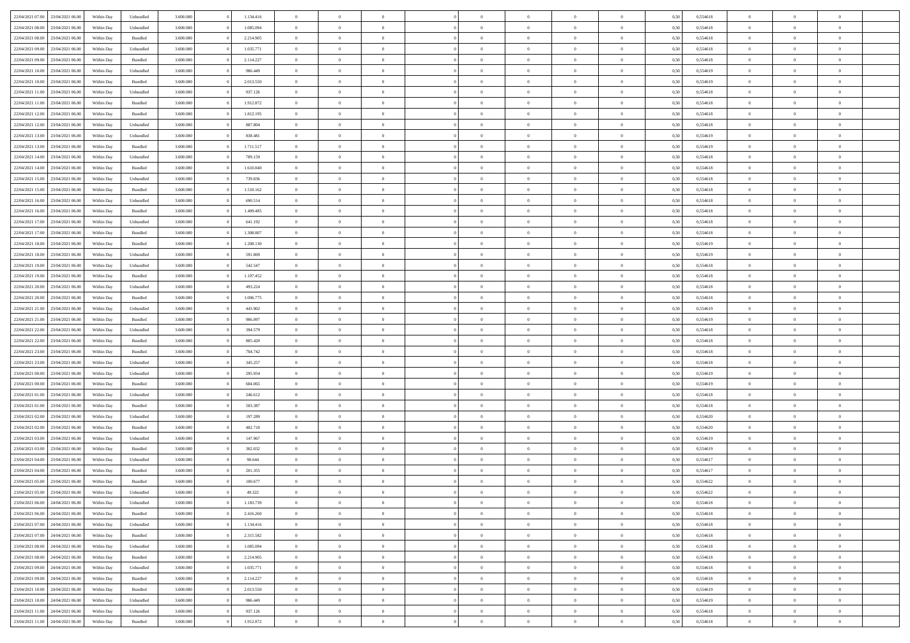| | | | | | | | | | | | | | | | | | | | | | |
|---|---|---|---|---|---|---|---|---|---|---|---|---|---|---|---|---|---|---|---|---|---|
| 22/04/2021 07:00 | 23/04/2021 06:00 | Within Day | Unbundled | 3.600.000 | 0 | 1.134.416 | 0 | 0 | 0 | | 0 | 0 | 0 | 0 | 0,50 | 0,554618 | 0 | 0 | 0 | |
| 22/04/2021 08:00 | 23/04/2021 06:00 | Within Day | Unbundled | 3.600.000 | 0 | 1.085.094 | 0 | 0 | 0 | | 0 | 0 | 0 | 0 | 0,50 | 0,554618 | 0 | 0 | 0 | |
| 22/04/2021 08:00 | 23/04/2021 06:00 | Within Day | Bundled | 3.600.000 | 0 | 2.214.905 | 0 | 0 | 0 | | 0 | 0 | 0 | 0 | 0,50 | 0,554618 | 0 | 0 | 0 | |
| 22/04/2021 09:00 | 23/04/2021 06:00 | Within Day | Unbundled | 3.600.000 | 0 | 1.035.771 | 0 | 0 | 0 | | 0 | 0 | 0 | 0 | 0,50 | 0,554618 | 0 | 0 | 0 | |
| 22/04/2021 09:00 | 23/04/2021 06:00 | Within Day | Bundled | 3.600.000 | 0 | 2.114.227 | 0 | 0 | 0 | | 0 | 0 | 0 | 0 | 0,50 | 0,554618 | 0 | 0 | 0 | |
| 22/04/2021 10:00 | 23/04/2021 06:00 | Within Day | Unbundled | 3.600.000 | 0 | 986.449 | 0 | 0 | 0 | | 0 | 0 | 0 | 0 | 0,50 | 0,554619 | 0 | 0 | 0 | |
| 22/04/2021 10:00 | 23/04/2021 06:00 | Within Day | Bundled | 3.600.000 | 0 | 2.013.550 | 0 | 0 | 0 | | 0 | 0 | 0 | 0 | 0,50 | 0,554619 | 0 | 0 | 0 | |
| 22/04/2021 11:00 | 23/04/2021 06:00 | Within Day | Unbundled | 3.600.000 | 0 | 937.126 | 0 | 0 | 0 | | 0 | 0 | 0 | 0 | 0,50 | 0,554618 | 0 | 0 | 0 | |
| 22/04/2021 11:00 | 23/04/2021 06:00 | Within Day | Bundled | 3.600.000 | 0 | 1.912.872 | 0 | 0 | 0 | | 0 | 0 | 0 | 0 | 0,50 | 0,554618 | 0 | 0 | 0 | |
| 22/04/2021 12:00 | 23/04/2021 06:00 | Within Day | Bundled | 3.600.000 | 0 | 1.812.195 | 0 | 0 | 0 | | 0 | 0 | 0 | 0 | 0,50 | 0,554618 | 0 | 0 | 0 | |
| 22/04/2021 12:00 | 23/04/2021 06:00 | Within Day | Unbundled | 3.600.000 | 0 | 887.804 | 0 | 0 | 0 | | 0 | 0 | 0 | 0 | 0,50 | 0,554618 | 0 | 0 | 0 | |
| 22/04/2021 13:00 | 23/04/2021 06:00 | Within Day | Unbundled | 3.600.000 | 0 | 838.481 | 0 | 0 | 0 | | 0 | 0 | 0 | 0 | 0,50 | 0,554619 | 0 | 0 | 0 | |
| 22/04/2021 13:00 | 23/04/2021 06:00 | Within Day | Bundled | 3.600.000 | 0 | 1.711.517 | 0 | 0 | 0 | | 0 | 0 | 0 | 0 | 0,50 | 0,554619 | 0 | 0 | 0 | |
| 22/04/2021 14:00 | 23/04/2021 06:00 | Within Day | Unbundled | 3.600.000 | 0 | 789.159 | 0 | 0 | 0 | | 0 | 0 | 0 | 0 | 0,50 | 0,554618 | 0 | 0 | 0 | |
| 22/04/2021 14:00 | 23/04/2021 06:00 | Within Day | Bundled | 3.600.000 | 0 | 1.610.840 | 0 | 0 | 0 | | 0 | 0 | 0 | 0 | 0,50 | 0,554618 | 0 | 0 | 0 | |
| 22/04/2021 15:00 | 23/04/2021 06:00 | Within Day | Unbundled | 3.600.000 | 0 | 739.836 | 0 | 0 | 0 | | 0 | 0 | 0 | 0 | 0,50 | 0,554618 | 0 | 0 | 0 | |
| 22/04/2021 15:00 | 23/04/2021 06:00 | Within Day | Bundled | 3.600.000 | 0 | 1.510.162 | 0 | 0 | 0 | | 0 | 0 | 0 | 0 | 0,50 | 0,554618 | 0 | 0 | 0 | |
| 22/04/2021 16:00 | 23/04/2021 06:00 | Within Day | Unbundled | 3.600.000 | 0 | 690.514 | 0 | 0 | 0 | | 0 | 0 | 0 | 0 | 0,50 | 0,554618 | 0 | 0 | 0 | |
| 22/04/2021 16:00 | 23/04/2021 06:00 | Within Day | Bundled | 3.600.000 | 0 | 1.409.485 | 0 | 0 | 0 | | 0 | 0 | 0 | 0 | 0,50 | 0,554618 | 0 | 0 | 0 | |
| 22/04/2021 17:00 | 23/04/2021 06:00 | Within Day | Unbundled | 3.600.000 | 0 | 641.192 | 0 | 0 | 0 | | 0 | 0 | 0 | 0 | 0,50 | 0,554618 | 0 | 0 | 0 | |
| 22/04/2021 17:00 | 23/04/2021 06:00 | Within Day | Bundled | 3.600.000 | 0 | 1.308.807 | 0 | 0 | 0 | | 0 | 0 | 0 | 0 | 0,50 | 0,554618 | 0 | 0 | 0 | |
| 22/04/2021 18:00 | 23/04/2021 06:00 | Within Day | Bundled | 3.600.000 | 0 | 1.208.130 | 0 | 0 | 0 | | 0 | 0 | 0 | 0 | 0,50 | 0,554619 | 0 | 0 | 0 | |
| 22/04/2021 18:00 | 23/04/2021 06:00 | Within Day | Unbundled | 3.600.000 | 0 | 591.869 | 0 | 0 | 0 | | 0 | 0 | 0 | 0 | 0,50 | 0,554619 | 0 | 0 | 0 | |
| 22/04/2021 19:00 | 23/04/2021 06:00 | Within Day | Unbundled | 3.600.000 | 0 | 542.547 | 0 | 0 | 0 | | 0 | 0 | 0 | 0 | 0,50 | 0,554618 | 0 | 0 | 0 | |
| 22/04/2021 19:00 | 23/04/2021 06:00 | Within Day | Bundled | 3.600.000 | 0 | 1.107.452 | 0 | 0 | 0 | | 0 | 0 | 0 | 0 | 0,50 | 0,554618 | 0 | 0 | 0 | |
| 22/04/2021 20:00 | 23/04/2021 06:00 | Within Day | Unbundled | 3.600.000 | 0 | 493.224 | 0 | 0 | 0 | | 0 | 0 | 0 | 0 | 0,50 | 0,554618 | 0 | 0 | 0 | |
| 22/04/2021 20:00 | 23/04/2021 06:00 | Within Day | Bundled | 3.600.000 | 0 | 1.006.775 | 0 | 0 | 0 | | 0 | 0 | 0 | 0 | 0,50 | 0,554618 | 0 | 0 | 0 | |
| 22/04/2021 21:00 | 23/04/2021 06:00 | Within Day | Unbundled | 3.600.000 | 0 | 443.902 | 0 | 0 | 0 | | 0 | 0 | 0 | 0 | 0,50 | 0,554619 | 0 | 0 | 0 | |
| 22/04/2021 21:00 | 23/04/2021 06:00 | Within Day | Bundled | 3.600.000 | 0 | 906.097 | 0 | 0 | 0 | | 0 | 0 | 0 | 0 | 0,50 | 0,554619 | 0 | 0 | 0 | |
| 22/04/2021 22:00 | 23/04/2021 06:00 | Within Day | Unbundled | 3.600.000 | 0 | 394.579 | 0 | 0 | 0 | | 0 | 0 | 0 | 0 | 0,50 | 0,554618 | 0 | 0 | 0 | |
| 22/04/2021 22:00 | 23/04/2021 06:00 | Within Day | Bundled | 3.600.000 | 0 | 805.420 | 0 | 0 | 0 | | 0 | 0 | 0 | 0 | 0,50 | 0,554618 | 0 | 0 | 0 | |
| 22/04/2021 23:00 | 23/04/2021 06:00 | Within Day | Bundled | 3.600.000 | 0 | 704.742 | 0 | 0 | 0 | | 0 | 0 | 0 | 0 | 0,50 | 0,554618 | 0 | 0 | 0 | |
| 22/04/2021 23:00 | 23/04/2021 06:00 | Within Day | Unbundled | 3.600.000 | 0 | 345.257 | 0 | 0 | 0 | | 0 | 0 | 0 | 0 | 0,50 | 0,554618 | 0 | 0 | 0 | |
| 23/04/2021 00:00 | 23/04/2021 06:00 | Within Day | Unbundled | 3.600.000 | 0 | 295.934 | 0 | 0 | 0 | | 0 | 0 | 0 | 0 | 0,50 | 0,554619 | 0 | 0 | 0 | |
| 23/04/2021 00:00 | 23/04/2021 06:00 | Within Day | Bundled | 3.600.000 | 0 | 604.065 | 0 | 0 | 0 | | 0 | 0 | 0 | 0 | 0,50 | 0,554619 | 0 | 0 | 0 | |
| 23/04/2021 01:00 | 23/04/2021 06:00 | Within Day | Unbundled | 3.600.000 | 0 | 246.612 | 0 | 0 | 0 | | 0 | 0 | 0 | 0 | 0,50 | 0,554618 | 0 | 0 | 0 | |
| 23/04/2021 01:00 | 23/04/2021 06:00 | Within Day | Bundled | 3.600.000 | 0 | 503.387 | 0 | 0 | 0 | | 0 | 0 | 0 | 0 | 0,50 | 0,554618 | 0 | 0 | 0 | |
| 23/04/2021 02:00 | 23/04/2021 06:00 | Within Day | Unbundled | 3.600.000 | 0 | 197.289 | 0 | 0 | 0 | | 0 | 0 | 0 | 0 | 0,50 | 0,554620 | 0 | 0 | 0 | |
| 23/04/2021 02:00 | 23/04/2021 06:00 | Within Day | Bundled | 3.600.000 | 0 | 402.710 | 0 | 0 | 0 | | 0 | 0 | 0 | 0 | 0,50 | 0,554620 | 0 | 0 | 0 | |
| 23/04/2021 03:00 | 23/04/2021 06:00 | Within Day | Unbundled | 3.600.000 | 0 | 147.967 | 0 | 0 | 0 | | 0 | 0 | 0 | 0 | 0,50 | 0,554619 | 0 | 0 | 0 | |
| 23/04/2021 03:00 | 23/04/2021 06:00 | Within Day | Bundled | 3.600.000 | 0 | 302.032 | 0 | 0 | 0 | | 0 | 0 | 0 | 0 | 0,50 | 0,554619 | 0 | 0 | 0 | |
| 23/04/2021 04:00 | 23/04/2021 06:00 | Within Day | Unbundled | 3.600.000 | 0 | 98.644 | 0 | 0 | 0 | | 0 | 0 | 0 | 0 | 0,50 | 0,554617 | 0 | 0 | 0 | |
| 23/04/2021 04:00 | 23/04/2021 06:00 | Within Day | Bundled | 3.600.000 | 0 | 201.355 | 0 | 0 | 0 | | 0 | 0 | 0 | 0 | 0,50 | 0,554617 | 0 | 0 | 0 | |
| 23/04/2021 05:00 | 23/04/2021 06:00 | Within Day | Bundled | 3.600.000 | 0 | 100.677 | 0 | 0 | 0 | | 0 | 0 | 0 | 0 | 0,50 | 0,554622 | 0 | 0 | 0 | |
| 23/04/2021 05:00 | 23/04/2021 06:00 | Within Day | Unbundled | 3.600.000 | 0 | 49.322 | 0 | 0 | 0 | | 0 | 0 | 0 | 0 | 0,50 | 0,554622 | 0 | 0 | 0 | |
| 23/04/2021 06:00 | 24/04/2021 06:00 | Within Day | Unbundled | 3.600.000 | 0 | 1.183.739 | 0 | 0 | 0 | | 0 | 0 | 0 | 0 | 0,50 | 0,554618 | 0 | 0 | 0 | |
| 23/04/2021 06:00 | 24/04/2021 06:00 | Within Day | Bundled | 3.600.000 | 0 | 2.416.260 | 0 | 0 | 0 | | 0 | 0 | 0 | 0 | 0,50 | 0,554618 | 0 | 0 | 0 | |
| 23/04/2021 07:00 | 24/04/2021 06:00 | Within Day | Unbundled | 3.600.000 | 0 | 1.134.416 | 0 | 0 | 0 | | 0 | 0 | 0 | 0 | 0,50 | 0,554618 | 0 | 0 | 0 | |
| 23/04/2021 07:00 | 24/04/2021 06:00 | Within Day | Bundled | 3.600.000 | 0 | 2.315.582 | 0 | 0 | 0 | | 0 | 0 | 0 | 0 | 0,50 | 0,554618 | 0 | 0 | 0 | |
| 23/04/2021 08:00 | 24/04/2021 06:00 | Within Day | Unbundled | 3.600.000 | 0 | 1.085.094 | 0 | 0 | 0 | | 0 | 0 | 0 | 0 | 0,50 | 0,554618 | 0 | 0 | 0 | |
| 23/04/2021 08:00 | 24/04/2021 06:00 | Within Day | Bundled | 3.600.000 | 0 | 2.214.905 | 0 | 0 | 0 | | 0 | 0 | 0 | 0 | 0,50 | 0,554618 | 0 | 0 | 0 | |
| 23/04/2021 09:00 | 24/04/2021 06:00 | Within Day | Unbundled | 3.600.000 | 0 | 1.035.771 | 0 | 0 | 0 | | 0 | 0 | 0 | 0 | 0,50 | 0,554618 | 0 | 0 | 0 | |
| 23/04/2021 09:00 | 24/04/2021 06:00 | Within Day | Bundled | 3.600.000 | 0 | 2.114.227 | 0 | 0 | 0 | | 0 | 0 | 0 | 0 | 0,50 | 0,554618 | 0 | 0 | 0 | |
| 23/04/2021 10:00 | 24/04/2021 06:00 | Within Day | Bundled | 3.600.000 | 0 | 2.013.550 | 0 | 0 | 0 | | 0 | 0 | 0 | 0 | 0,50 | 0,554619 | 0 | 0 | 0 | |
| 23/04/2021 10:00 | 24/04/2021 06:00 | Within Day | Unbundled | 3.600.000 | 0 | 986.449 | 0 | 0 | 0 | | 0 | 0 | 0 | 0 | 0,50 | 0,554619 | 0 | 0 | 0 | |
| 23/04/2021 11:00 | 24/04/2021 06:00 | Within Day | Unbundled | 3.600.000 | 0 | 937.126 | 0 | 0 | 0 | | 0 | 0 | 0 | 0 | 0,50 | 0,554618 | 0 | 0 | 0 | |
| 23/04/2021 11:00 | 24/04/2021 06:00 | Within Day | Bundled | 3.600.000 | 0 | 1.912.872 | 0 | 0 | 0 | | 0 | 0 | 0 | 0 | 0,50 | 0,554618 | 0 | 0 | 0 | |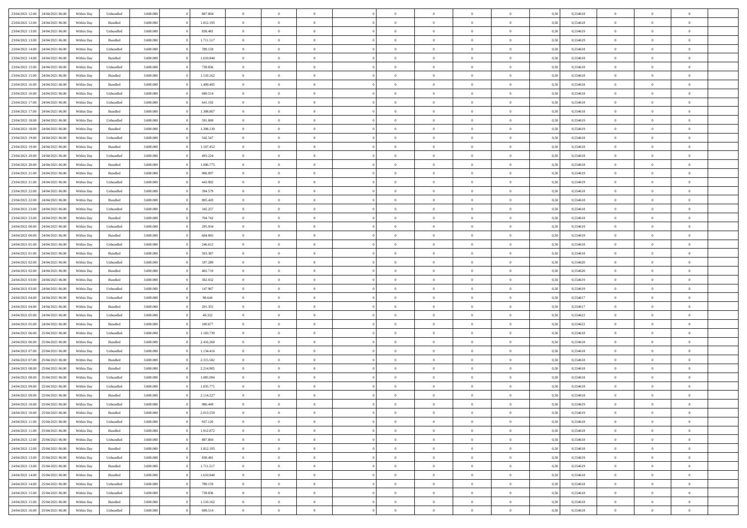| | | | | | | | | | | | | | | | | | | | | | |
|---|---|---|---|---|---|---|---|---|---|---|---|---|---|---|---|---|---|---|---|---|---|
| 23/04/2021 12:00 | 24/04/2021 06:00 | Within Day | Unbundled | 3.600.000 | 0 | 887.804 | 0 | 0 | 0 | | 0 | 0 | 0 | 0 | 0,50 | 0,554618 | 0 | 0 | 0 | |
| 23/04/2021 12:00 | 24/04/2021 06:00 | Within Day | Bundled | 3.600.000 | 0 | 1.812.195 | 0 | 0 | 0 | | 0 | 0 | 0 | 0 | 0,50 | 0,554618 | 0 | 0 | 0 | |
| 23/04/2021 13:00 | 24/04/2021 06:00 | Within Day | Unbundled | 3.600.000 | 0 | 838.481 | 0 | 0 | 0 | | 0 | 0 | 0 | 0 | 0,50 | 0,554619 | 0 | 0 | 0 | |
| 23/04/2021 13:00 | 24/04/2021 06:00 | Within Day | Bundled | 3.600.000 | 0 | 1.711.517 | 0 | 0 | 0 | | 0 | 0 | 0 | 0 | 0,50 | 0,554619 | 0 | 0 | 0 | |
| 23/04/2021 14:00 | 24/04/2021 06:00 | Within Day | Unbundled | 3.600.000 | 0 | 789.159 | 0 | 0 | 0 | | 0 | 0 | 0 | 0 | 0,50 | 0,554618 | 0 | 0 | 0 | |
| 23/04/2021 14:00 | 24/04/2021 06:00 | Within Day | Bundled | 3.600.000 | 0 | 1.610.840 | 0 | 0 | 0 | | 0 | 0 | 0 | 0 | 0,50 | 0,554618 | 0 | 0 | 0 | |
| 23/04/2021 15:00 | 24/04/2021 06:00 | Within Day | Unbundled | 3.600.000 | 0 | 739.836 | 0 | 0 | 0 | | 0 | 0 | 0 | 0 | 0,50 | 0,554618 | 0 | 0 | 0 | |
| 23/04/2021 15:00 | 24/04/2021 06:00 | Within Day | Bundled | 3.600.000 | 0 | 1.510.162 | 0 | 0 | 0 | | 0 | 0 | 0 | 0 | 0,50 | 0,554618 | 0 | 0 | 0 | |
| 23/04/2021 16:00 | 24/04/2021 06:00 | Within Day | Bundled | 3.600.000 | 0 | 1.409.485 | 0 | 0 | 0 | | 0 | 0 | 0 | 0 | 0,50 | 0,554618 | 0 | 0 | 0 | |
| 23/04/2021 16:00 | 24/04/2021 06:00 | Within Day | Unbundled | 3.600.000 | 0 | 690.514 | 0 | 0 | 0 | | 0 | 0 | 0 | 0 | 0,50 | 0,554618 | 0 | 0 | 0 | |
| 23/04/2021 17:00 | 24/04/2021 06:00 | Within Day | Unbundled | 3.600.000 | 0 | 641.192 | 0 | 0 | 0 | | 0 | 0 | 0 | 0 | 0,50 | 0,554618 | 0 | 0 | 0 | |
| 23/04/2021 17:00 | 24/04/2021 06:00 | Within Day | Bundled | 3.600.000 | 0 | 1.308.807 | 0 | 0 | 0 | | 0 | 0 | 0 | 0 | 0,50 | 0,554618 | 0 | 0 | 0 | |
| 23/04/2021 18:00 | 24/04/2021 06:00 | Within Day | Unbundled | 3.600.000 | 0 | 591.869 | 0 | 0 | 0 | | 0 | 0 | 0 | 0 | 0,50 | 0,554619 | 0 | 0 | 0 | |
| 23/04/2021 18:00 | 24/04/2021 06:00 | Within Day | Bundled | 3.600.000 | 0 | 1.208.130 | 0 | 0 | 0 | | 0 | 0 | 0 | 0 | 0,50 | 0,554619 | 0 | 0 | 0 | |
| 23/04/2021 19:00 | 24/04/2021 06:00 | Within Day | Unbundled | 3.600.000 | 0 | 542.547 | 0 | 0 | 0 | | 0 | 0 | 0 | 0 | 0,50 | 0,554618 | 0 | 0 | 0 | |
| 23/04/2021 19:00 | 24/04/2021 06:00 | Within Day | Bundled | 3.600.000 | 0 | 1.107.452 | 0 | 0 | 0 | | 0 | 0 | 0 | 0 | 0,50 | 0,554618 | 0 | 0 | 0 | |
| 23/04/2021 20:00 | 24/04/2021 06:00 | Within Day | Unbundled | 3.600.000 | 0 | 493.224 | 0 | 0 | 0 | | 0 | 0 | 0 | 0 | 0,50 | 0,554618 | 0 | 0 | 0 | |
| 23/04/2021 20:00 | 24/04/2021 06:00 | Within Day | Bundled | 3.600.000 | 0 | 1.006.775 | 0 | 0 | 0 | | 0 | 0 | 0 | 0 | 0,50 | 0,554618 | 0 | 0 | 0 | |
| 23/04/2021 21:00 | 24/04/2021 06:00 | Within Day | Bundled | 3.600.000 | 0 | 906.097 | 0 | 0 | 0 | | 0 | 0 | 0 | 0 | 0,50 | 0,554619 | 0 | 0 | 0 | |
| 23/04/2021 21:00 | 24/04/2021 06:00 | Within Day | Unbundled | 3.600.000 | 0 | 443.902 | 0 | 0 | 0 | | 0 | 0 | 0 | 0 | 0,50 | 0,554619 | 0 | 0 | 0 | |
| 23/04/2021 22:00 | 24/04/2021 06:00 | Within Day | Unbundled | 3.600.000 | 0 | 394.579 | 0 | 0 | 0 | | 0 | 0 | 0 | 0 | 0,50 | 0,554618 | 0 | 0 | 0 | |
| 23/04/2021 22:00 | 24/04/2021 06:00 | Within Day | Bundled | 3.600.000 | 0 | 805.420 | 0 | 0 | 0 | | 0 | 0 | 0 | 0 | 0,50 | 0,554618 | 0 | 0 | 0 | |
| 23/04/2021 23:00 | 24/04/2021 06:00 | Within Day | Unbundled | 3.600.000 | 0 | 345.257 | 0 | 0 | 0 | | 0 | 0 | 0 | 0 | 0,50 | 0,554618 | 0 | 0 | 0 | |
| 23/04/2021 23:00 | 24/04/2021 06:00 | Within Day | Bundled | 3.600.000 | 0 | 704.742 | 0 | 0 | 0 | | 0 | 0 | 0 | 0 | 0,50 | 0,554618 | 0 | 0 | 0 | |
| 24/04/2021 00:00 | 24/04/2021 06:00 | Within Day | Unbundled | 3.600.000 | 0 | 295.934 | 0 | 0 | 0 | | 0 | 0 | 0 | 0 | 0,50 | 0,554619 | 0 | 0 | 0 | |
| 24/04/2021 00:00 | 24/04/2021 06:00 | Within Day | Bundled | 3.600.000 | 0 | 604.065 | 0 | 0 | 0 | | 0 | 0 | 0 | 0 | 0,50 | 0,554619 | 0 | 0 | 0 | |
| 24/04/2021 01:00 | 24/04/2021 06:00 | Within Day | Unbundled | 3.600.000 | 0 | 246.612 | 0 | 0 | 0 | | 0 | 0 | 0 | 0 | 0,50 | 0,554618 | 0 | 0 | 0 | |
| 24/04/2021 01:00 | 24/04/2021 06:00 | Within Day | Bundled | 3.600.000 | 0 | 503.387 | 0 | 0 | 0 | | 0 | 0 | 0 | 0 | 0,50 | 0,554618 | 0 | 0 | 0 | |
| 24/04/2021 02:00 | 24/04/2021 06:00 | Within Day | Unbundled | 3.600.000 | 0 | 197.289 | 0 | 0 | 0 | | 0 | 0 | 0 | 0 | 0,50 | 0,554620 | 0 | 0 | 0 | |
| 24/04/2021 02:00 | 24/04/2021 06:00 | Within Day | Bundled | 3.600.000 | 0 | 402.710 | 0 | 0 | 0 | | 0 | 0 | 0 | 0 | 0,50 | 0,554620 | 0 | 0 | 0 | |
| 24/04/2021 03:00 | 24/04/2021 06:00 | Within Day | Bundled | 3.600.000 | 0 | 302.032 | 0 | 0 | 0 | | 0 | 0 | 0 | 0 | 0,50 | 0,554619 | 0 | 0 | 0 | |
| 24/04/2021 03:00 | 24/04/2021 06:00 | Within Day | Unbundled | 3.600.000 | 0 | 147.967 | 0 | 0 | 0 | | 0 | 0 | 0 | 0 | 0,50 | 0,554619 | 0 | 0 | 0 | |
| 24/04/2021 04:00 | 24/04/2021 06:00 | Within Day | Unbundled | 3.600.000 | 0 | 98.644 | 0 | 0 | 0 | | 0 | 0 | 0 | 0 | 0,50 | 0,554617 | 0 | 0 | 0 | |
| 24/04/2021 04:00 | 24/04/2021 06:00 | Within Day | Bundled | 3.600.000 | 0 | 201.355 | 0 | 0 | 0 | | 0 | 0 | 0 | 0 | 0,50 | 0,554617 | 0 | 0 | 0 | |
| 24/04/2021 05:00 | 24/04/2021 06:00 | Within Day | Unbundled | 3.600.000 | 0 | 49.322 | 0 | 0 | 0 | | 0 | 0 | 0 | 0 | 0,50 | 0,554622 | 0 | 0 | 0 | |
| 24/04/2021 05:00 | 24/04/2021 06:00 | Within Day | Bundled | 3.600.000 | 0 | 100.677 | 0 | 0 | 0 | | 0 | 0 | 0 | 0 | 0,50 | 0,554622 | 0 | 0 | 0 | |
| 24/04/2021 06:00 | 25/04/2021 06:00 | Within Day | Unbundled | 3.600.000 | 0 | 1.183.739 | 0 | 0 | 0 | | 0 | 0 | 0 | 0 | 0,50 | 0,554618 | 0 | 0 | 0 | |
| 24/04/2021 06:00 | 25/04/2021 06:00 | Within Day | Bundled | 3.600.000 | 0 | 2.416.260 | 0 | 0 | 0 | | 0 | 0 | 0 | 0 | 0,50 | 0,554618 | 0 | 0 | 0 | |
| 24/04/2021 07:00 | 25/04/2021 06:00 | Within Day | Unbundled | 3.600.000 | 0 | 1.134.416 | 0 | 0 | 0 | | 0 | 0 | 0 | 0 | 0,50 | 0,554618 | 0 | 0 | 0 | |
| 24/04/2021 07:00 | 25/04/2021 06:00 | Within Day | Bundled | 3.600.000 | 0 | 2.315.582 | 0 | 0 | 0 | | 0 | 0 | 0 | 0 | 0,50 | 0,554618 | 0 | 0 | 0 | |
| 24/04/2021 08:00 | 25/04/2021 06:00 | Within Day | Bundled | 3.600.000 | 0 | 2.214.905 | 0 | 0 | 0 | | 0 | 0 | 0 | 0 | 0,50 | 0,554618 | 0 | 0 | 0 | |
| 24/04/2021 08:00 | 25/04/2021 06:00 | Within Day | Unbundled | 3.600.000 | 0 | 1.085.094 | 0 | 0 | 0 | | 0 | 0 | 0 | 0 | 0,50 | 0,554618 | 0 | 0 | 0 | |
| 24/04/2021 09:00 | 25/04/2021 06:00 | Within Day | Unbundled | 3.600.000 | 0 | 1.035.771 | 0 | 0 | 0 | | 0 | 0 | 0 | 0 | 0,50 | 0,554618 | 0 | 0 | 0 | |
| 24/04/2021 09:00 | 25/04/2021 06:00 | Within Day | Bundled | 3.600.000 | 0 | 2.114.227 | 0 | 0 | 0 | | 0 | 0 | 0 | 0 | 0,50 | 0,554618 | 0 | 0 | 0 | |
| 24/04/2021 10:00 | 25/04/2021 06:00 | Within Day | Unbundled | 3.600.000 | 0 | 986.449 | 0 | 0 | 0 | | 0 | 0 | 0 | 0 | 0,50 | 0,554619 | 0 | 0 | 0 | |
| 24/04/2021 10:00 | 25/04/2021 06:00 | Within Day | Bundled | 3.600.000 | 0 | 2.013.550 | 0 | 0 | 0 | | 0 | 0 | 0 | 0 | 0,50 | 0,554619 | 0 | 0 | 0 | |
| 24/04/2021 11:00 | 25/04/2021 06:00 | Within Day | Unbundled | 3.600.000 | 0 | 937.126 | 0 | 0 | 0 | | 0 | 0 | 0 | 0 | 0,50 | 0,554618 | 0 | 0 | 0 | |
| 24/04/2021 11:00 | 25/04/2021 06:00 | Within Day | Bundled | 3.600.000 | 0 | 1.912.872 | 0 | 0 | 0 | | 0 | 0 | 0 | 0 | 0,50 | 0,554618 | 0 | 0 | 0 | |
| 24/04/2021 12:00 | 25/04/2021 06:00 | Within Day | Unbundled | 3.600.000 | 0 | 887.804 | 0 | 0 | 0 | | 0 | 0 | 0 | 0 | 0,50 | 0,554618 | 0 | 0 | 0 | |
| 24/04/2021 12:00 | 25/04/2021 06:00 | Within Day | Bundled | 3.600.000 | 0 | 1.812.195 | 0 | 0 | 0 | | 0 | 0 | 0 | 0 | 0,50 | 0,554618 | 0 | 0 | 0 | |
| 24/04/2021 13:00 | 25/04/2021 06:00 | Within Day | Unbundled | 3.600.000 | 0 | 838.481 | 0 | 0 | 0 | | 0 | 0 | 0 | 0 | 0,50 | 0,554619 | 0 | 0 | 0 | |
| 24/04/2021 13:00 | 25/04/2021 06:00 | Within Day | Bundled | 3.600.000 | 0 | 1.711.517 | 0 | 0 | 0 | | 0 | 0 | 0 | 0 | 0,50 | 0,554619 | 0 | 0 | 0 | |
| 24/04/2021 14:00 | 25/04/2021 06:00 | Within Day | Bundled | 3.600.000 | 0 | 1.610.840 | 0 | 0 | 0 | | 0 | 0 | 0 | 0 | 0,50 | 0,554618 | 0 | 0 | 0 | |
| 24/04/2021 14:00 | 25/04/2021 06:00 | Within Day | Unbundled | 3.600.000 | 0 | 789.159 | 0 | 0 | 0 | | 0 | 0 | 0 | 0 | 0,50 | 0,554618 | 0 | 0 | 0 | |
| 24/04/2021 15:00 | 25/04/2021 06:00 | Within Day | Unbundled | 3.600.000 | 0 | 739.836 | 0 | 0 | 0 | | 0 | 0 | 0 | 0 | 0,50 | 0,554618 | 0 | 0 | 0 | |
| 24/04/2021 15:00 | 25/04/2021 06:00 | Within Day | Bundled | 3.600.000 | 0 | 1.510.162 | 0 | 0 | 0 | | 0 | 0 | 0 | 0 | 0,50 | 0,554618 | 0 | 0 | 0 | |
| 24/04/2021 16:00 | 25/04/2021 06:00 | Within Day | Unbundled | 3.600.000 | 0 | 690.514 | 0 | 0 | 0 | | 0 | 0 | 0 | 0 | 0,50 | 0,554618 | 0 | 0 | 0 | |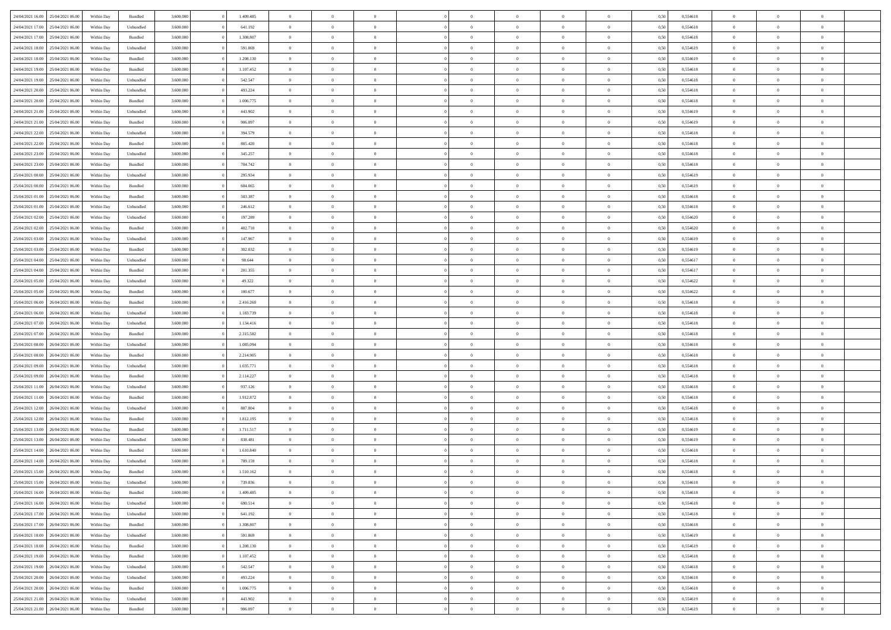| | | | | | | | | | | | | | | | | | | | | |
|---|---|---|---|---|---|---|---|---|---|---|---|---|---|---|---|---|---|---|---|---|
| 24/04/2021 16.00 | 25/04/2021 06.00 | Within Day | Bundled | 3.600.000 | 0 | 1.409.485 | 0 | 0 | 0 | | 0 | 0 | 0 | 0 | 0,50 | 0,554618 | 0 | 0 | 0 | |
| 24/04/2021 17.00 | 25/04/2021 06.00 | Within Day | Unbundled | 3.600.000 | 0 | 641.192 | 0 | 0 | 0 | | 0 | 0 | 0 | 0 | 0,50 | 0,554618 | 0 | 0 | 0 | |
| 24/04/2021 17.00 | 25/04/2021 06.00 | Within Day | Bundled | 3.600.000 | 0 | 1.308.807 | 0 | 0 | 0 | | 0 | 0 | 0 | 0 | 0,50 | 0,554618 | 0 | 0 | 0 | |
| 24/04/2021 18.00 | 25/04/2021 06.00 | Within Day | Unbundled | 3.600.000 | 0 | 591.869 | 0 | 0 | 0 | | 0 | 0 | 0 | 0 | 0,50 | 0,554619 | 0 | 0 | 0 | |
| 24/04/2021 18.00 | 25/04/2021 06.00 | Within Day | Bundled | 3.600.000 | 0 | 1.208.130 | 0 | 0 | 0 | | 0 | 0 | 0 | 0 | 0,50 | 0,554619 | 0 | 0 | 0 | |
| 24/04/2021 19.00 | 25/04/2021 06.00 | Within Day | Bundled | 3.600.000 | 0 | 1.107.452 | 0 | 0 | 0 | | 0 | 0 | 0 | 0 | 0,50 | 0,554618 | 0 | 0 | 0 | |
| 24/04/2021 19.00 | 25/04/2021 06.00 | Within Day | Unbundled | 3.600.000 | 0 | 542.547 | 0 | 0 | 0 | | 0 | 0 | 0 | 0 | 0,50 | 0,554618 | 0 | 0 | 0 | |
| 24/04/2021 20.00 | 25/04/2021 06.00 | Within Day | Unbundled | 3.600.000 | 0 | 493.224 | 0 | 0 | 0 | | 0 | 0 | 0 | 0 | 0,50 | 0,554618 | 0 | 0 | 0 | |
| 24/04/2021 20.00 | 25/04/2021 06.00 | Within Day | Bundled | 3.600.000 | 0 | 1.006.775 | 0 | 0 | 0 | | 0 | 0 | 0 | 0 | 0,50 | 0,554618 | 0 | 0 | 0 | |
| 24/04/2021 21.00 | 25/04/2021 06.00 | Within Day | Unbundled | 3.600.000 | 0 | 443.902 | 0 | 0 | 0 | | 0 | 0 | 0 | 0 | 0,50 | 0,554619 | 0 | 0 | 0 | |
| 24/04/2021 21.00 | 25/04/2021 06.00 | Within Day | Bundled | 3.600.000 | 0 | 906.097 | 0 | 0 | 0 | | 0 | 0 | 0 | 0 | 0,50 | 0,554619 | 0 | 0 | 0 | |
| 24/04/2021 22.00 | 25/04/2021 06.00 | Within Day | Unbundled | 3.600.000 | 0 | 394.579 | 0 | 0 | 0 | | 0 | 0 | 0 | 0 | 0,50 | 0,554618 | 0 | 0 | 0 | |
| 24/04/2021 22.00 | 25/04/2021 06.00 | Within Day | Bundled | 3.600.000 | 0 | 805.420 | 0 | 0 | 0 | | 0 | 0 | 0 | 0 | 0,50 | 0,554618 | 0 | 0 | 0 | |
| 24/04/2021 23.00 | 25/04/2021 06.00 | Within Day | Unbundled | 3.600.000 | 0 | 345.257 | 0 | 0 | 0 | | 0 | 0 | 0 | 0 | 0,50 | 0,554618 | 0 | 0 | 0 | |
| 24/04/2021 23.00 | 25/04/2021 06.00 | Within Day | Bundled | 3.600.000 | 0 | 704.742 | 0 | 0 | 0 | | 0 | 0 | 0 | 0 | 0,50 | 0,554618 | 0 | 0 | 0 | |
| 25/04/2021 00.00 | 25/04/2021 06.00 | Within Day | Unbundled | 3.600.000 | 0 | 295.934 | 0 | 0 | 0 | | 0 | 0 | 0 | 0 | 0,50 | 0,554619 | 0 | 0 | 0 | |
| 25/04/2021 00.00 | 25/04/2021 06.00 | Within Day | Bundled | 3.600.000 | 0 | 604.065 | 0 | 0 | 0 | | 0 | 0 | 0 | 0 | 0,50 | 0,554619 | 0 | 0 | 0 | |
| 25/04/2021 01.00 | 25/04/2021 06.00 | Within Day | Bundled | 3.600.000 | 0 | 503.387 | 0 | 0 | 0 | | 0 | 0 | 0 | 0 | 0,50 | 0,554618 | 0 | 0 | 0 | |
| 25/04/2021 01.00 | 25/04/2021 06.00 | Within Day | Unbundled | 3.600.000 | 0 | 246.612 | 0 | 0 | 0 | | 0 | 0 | 0 | 0 | 0,50 | 0,554618 | 0 | 0 | 0 | |
| 25/04/2021 02.00 | 25/04/2021 06.00 | Within Day | Unbundled | 3.600.000 | 0 | 197.289 | 0 | 0 | 0 | | 0 | 0 | 0 | 0 | 0,50 | 0,554620 | 0 | 0 | 0 | |
| 25/04/2021 02.00 | 25/04/2021 06.00 | Within Day | Bundled | 3.600.000 | 0 | 402.710 | 0 | 0 | 0 | | 0 | 0 | 0 | 0 | 0,50 | 0,554620 | 0 | 0 | 0 | |
| 25/04/2021 03.00 | 25/04/2021 06.00 | Within Day | Unbundled | 3.600.000 | 0 | 147.967 | 0 | 0 | 0 | | 0 | 0 | 0 | 0 | 0,50 | 0,554619 | 0 | 0 | 0 | |
| 25/04/2021 03.00 | 25/04/2021 06.00 | Within Day | Bundled | 3.600.000 | 0 | 302.032 | 0 | 0 | 0 | | 0 | 0 | 0 | 0 | 0,50 | 0,554619 | 0 | 0 | 0 | |
| 25/04/2021 04.00 | 25/04/2021 06.00 | Within Day | Unbundled | 3.600.000 | 0 | 98.644 | 0 | 0 | 0 | | 0 | 0 | 0 | 0 | 0,50 | 0,554617 | 0 | 0 | 0 | |
| 25/04/2021 04.00 | 25/04/2021 06.00 | Within Day | Bundled | 3.600.000 | 0 | 201.355 | 0 | 0 | 0 | | 0 | 0 | 0 | 0 | 0,50 | 0,554617 | 0 | 0 | 0 | |
| 25/04/2021 05.00 | 25/04/2021 06.00 | Within Day | Unbundled | 3.600.000 | 0 | 49.322 | 0 | 0 | 0 | | 0 | 0 | 0 | 0 | 0,50 | 0,554622 | 0 | 0 | 0 | |
| 25/04/2021 05.00 | 25/04/2021 06.00 | Within Day | Bundled | 3.600.000 | 0 | 100.677 | 0 | 0 | 0 | | 0 | 0 | 0 | 0 | 0,50 | 0,554622 | 0 | 0 | 0 | |
| 25/04/2021 06.00 | 26/04/2021 06.00 | Within Day | Bundled | 3.600.000 | 0 | 2.416.260 | 0 | 0 | 0 | | 0 | 0 | 0 | 0 | 0,50 | 0,554618 | 0 | 0 | 0 | |
| 25/04/2021 06.00 | 26/04/2021 06.00 | Within Day | Unbundled | 3.600.000 | 0 | 1.183.739 | 0 | 0 | 0 | | 0 | 0 | 0 | 0 | 0,50 | 0,554618 | 0 | 0 | 0 | |
| 25/04/2021 07.00 | 26/04/2021 06.00 | Within Day | Unbundled | 3.600.000 | 0 | 1.134.416 | 0 | 0 | 0 | | 0 | 0 | 0 | 0 | 0,50 | 0,554618 | 0 | 0 | 0 | |
| 25/04/2021 07.00 | 26/04/2021 06.00 | Within Day | Bundled | 3.600.000 | 0 | 2.315.582 | 0 | 0 | 0 | | 0 | 0 | 0 | 0 | 0,50 | 0,554618 | 0 | 0 | 0 | |
| 25/04/2021 08.00 | 26/04/2021 06.00 | Within Day | Unbundled | 3.600.000 | 0 | 1.085.094 | 0 | 0 | 0 | | 0 | 0 | 0 | 0 | 0,50 | 0,554618 | 0 | 0 | 0 | |
| 25/04/2021 08.00 | 26/04/2021 06.00 | Within Day | Bundled | 3.600.000 | 0 | 2.214.905 | 0 | 0 | 0 | | 0 | 0 | 0 | 0 | 0,50 | 0,554618 | 0 | 0 | 0 | |
| 25/04/2021 09.00 | 26/04/2021 06.00 | Within Day | Unbundled | 3.600.000 | 0 | 1.035.771 | 0 | 0 | 0 | | 0 | 0 | 0 | 0 | 0,50 | 0,554618 | 0 | 0 | 0 | |
| 25/04/2021 09.00 | 26/04/2021 06.00 | Within Day | Bundled | 3.600.000 | 0 | 2.114.227 | 0 | 0 | 0 | | 0 | 0 | 0 | 0 | 0,50 | 0,554618 | 0 | 0 | 0 | |
| 25/04/2021 11.00 | 26/04/2021 06.00 | Within Day | Unbundled | 3.600.000 | 0 | 937.126 | 0 | 0 | 0 | | 0 | 0 | 0 | 0 | 0,50 | 0,554618 | 0 | 0 | 0 | |
| 25/04/2021 11.00 | 26/04/2021 06.00 | Within Day | Bundled | 3.600.000 | 0 | 1.912.872 | 0 | 0 | 0 | | 0 | 0 | 0 | 0 | 0,50 | 0,554618 | 0 | 0 | 0 | |
| 25/04/2021 12.00 | 26/04/2021 06.00 | Within Day | Unbundled | 3.600.000 | 0 | 887.804 | 0 | 0 | 0 | | 0 | 0 | 0 | 0 | 0,50 | 0,554618 | 0 | 0 | 0 | |
| 25/04/2021 12.00 | 26/04/2021 06.00 | Within Day | Bundled | 3.600.000 | 0 | 1.812.195 | 0 | 0 | 0 | | 0 | 0 | 0 | 0 | 0,50 | 0,554618 | 0 | 0 | 0 | |
| 25/04/2021 13.00 | 26/04/2021 06.00 | Within Day | Bundled | 3.600.000 | 0 | 1.711.517 | 0 | 0 | 0 | | 0 | 0 | 0 | 0 | 0,50 | 0,554619 | 0 | 0 | 0 | |
| 25/04/2021 13.00 | 26/04/2021 06.00 | Within Day | Unbundled | 3.600.000 | 0 | 838.481 | 0 | 0 | 0 | | 0 | 0 | 0 | 0 | 0,50 | 0,554619 | 0 | 0 | 0 | |
| 25/04/2021 14.00 | 26/04/2021 06.00 | Within Day | Bundled | 3.600.000 | 0 | 1.610.840 | 0 | 0 | 0 | | 0 | 0 | 0 | 0 | 0,50 | 0,554618 | 0 | 0 | 0 | |
| 25/04/2021 14.00 | 26/04/2021 06.00 | Within Day | Unbundled | 3.600.000 | 0 | 789.159 | 0 | 0 | 0 | | 0 | 0 | 0 | 0 | 0,50 | 0,554618 | 0 | 0 | 0 | |
| 25/04/2021 15.00 | 26/04/2021 06.00 | Within Day | Bundled | 3.600.000 | 0 | 1.510.162 | 0 | 0 | 0 | | 0 | 0 | 0 | 0 | 0,50 | 0,554618 | 0 | 0 | 0 | |
| 25/04/2021 15.00 | 26/04/2021 06.00 | Within Day | Unbundled | 3.600.000 | 0 | 739.836 | 0 | 0 | 0 | | 0 | 0 | 0 | 0 | 0,50 | 0,554618 | 0 | 0 | 0 | |
| 25/04/2021 16.00 | 26/04/2021 06.00 | Within Day | Bundled | 3.600.000 | 0 | 1.409.485 | 0 | 0 | 0 | | 0 | 0 | 0 | 0 | 0,50 | 0,554618 | 0 | 0 | 0 | |
| 25/04/2021 16.00 | 26/04/2021 06.00 | Within Day | Unbundled | 3.600.000 | 0 | 690.514 | 0 | 0 | 0 | | 0 | 0 | 0 | 0 | 0,50 | 0,554618 | 0 | 0 | 0 | |
| 25/04/2021 17.00 | 26/04/2021 06.00 | Within Day | Unbundled | 3.600.000 | 0 | 641.192 | 0 | 0 | 0 | | 0 | 0 | 0 | 0 | 0,50 | 0,554618 | 0 | 0 | 0 | |
| 25/04/2021 17.00 | 26/04/2021 06.00 | Within Day | Bundled | 3.600.000 | 0 | 1.308.807 | 0 | 0 | 0 | | 0 | 0 | 0 | 0 | 0,50 | 0,554618 | 0 | 0 | 0 | |
| 25/04/2021 18.00 | 26/04/2021 06.00 | Within Day | Unbundled | 3.600.000 | 0 | 591.869 | 0 | 0 | 0 | | 0 | 0 | 0 | 0 | 0,50 | 0,554619 | 0 | 0 | 0 | |
| 25/04/2021 18.00 | 26/04/2021 06.00 | Within Day | Bundled | 3.600.000 | 0 | 1.208.130 | 0 | 0 | 0 | | 0 | 0 | 0 | 0 | 0,50 | 0,554619 | 0 | 0 | 0 | |
| 25/04/2021 19.00 | 26/04/2021 06.00 | Within Day | Bundled | 3.600.000 | 0 | 1.107.452 | 0 | 0 | 0 | | 0 | 0 | 0 | 0 | 0,50 | 0,554618 | 0 | 0 | 0 | |
| 25/04/2021 19.00 | 26/04/2021 06.00 | Within Day | Unbundled | 3.600.000 | 0 | 542.547 | 0 | 0 | 0 | | 0 | 0 | 0 | 0 | 0,50 | 0,554618 | 0 | 0 | 0 | |
| 25/04/2021 20.00 | 26/04/2021 06.00 | Within Day | Unbundled | 3.600.000 | 0 | 493.224 | 0 | 0 | 0 | | 0 | 0 | 0 | 0 | 0,50 | 0,554618 | 0 | 0 | 0 | |
| 25/04/2021 20.00 | 26/04/2021 06.00 | Within Day | Bundled | 3.600.000 | 0 | 1.006.775 | 0 | 0 | 0 | | 0 | 0 | 0 | 0 | 0,50 | 0,554618 | 0 | 0 | 0 | |
| 25/04/2021 21.00 | 26/04/2021 06.00 | Within Day | Unbundled | 3.600.000 | 0 | 443.902 | 0 | 0 | 0 | | 0 | 0 | 0 | 0 | 0,50 | 0,554619 | 0 | 0 | 0 | |
| 25/04/2021 21.00 | 26/04/2021 06.00 | Within Day | Bundled | 3.600.000 | 0 | 906.097 | 0 | 0 | 0 | | 0 | 0 | 0 | 0 | 0,50 | 0,554619 | 0 | 0 | 0 | |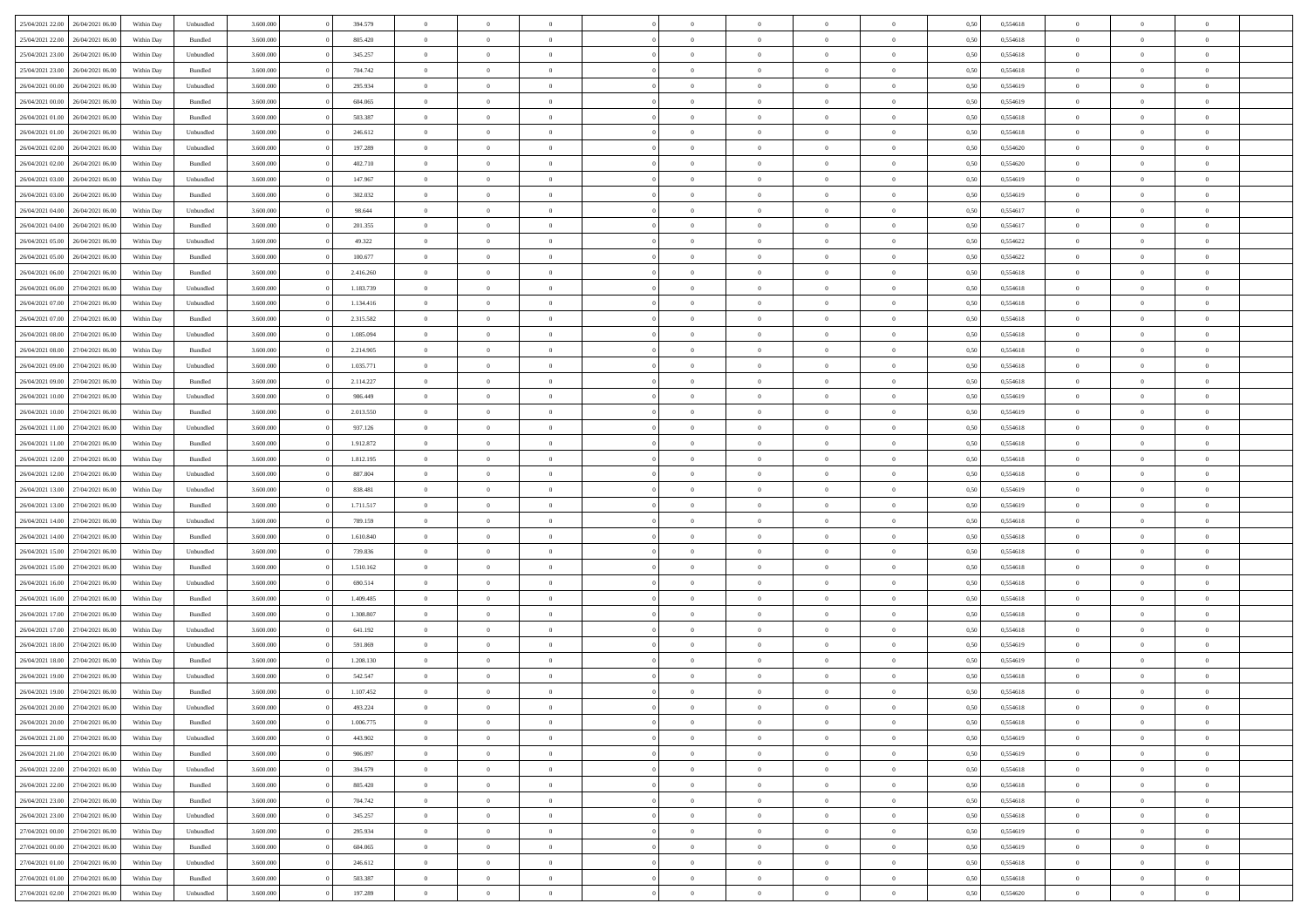| | | | | | | | | | | | | | | | | | | | | |
|---|---|---|---|---|---|---|---|---|---|---|---|---|---|---|---|---|---|---|---|---|
| 25/04/2021 22:00 | 26/04/2021 06:00 | Within Day | Unbundled | 3.600.000 | 0 | 394.579 | 0 | 0 | 0 | | 0 | 0 | 0 | 0 | 0,50 | 0,554618 | 0 | 0 | 0 | |
| 25/04/2021 22:00 | 26/04/2021 06:00 | Within Day | Bundled | 3.600.000 | 0 | 805.420 | 0 | 0 | 0 | | 0 | 0 | 0 | 0 | 0,50 | 0,554618 | 0 | 0 | 0 | |
| 25/04/2021 23:00 | 26/04/2021 06:00 | Within Day | Unbundled | 3.600.000 | 0 | 345.257 | 0 | 0 | 0 | | 0 | 0 | 0 | 0 | 0,50 | 0,554618 | 0 | 0 | 0 | |
| 25/04/2021 23:00 | 26/04/2021 06:00 | Within Day | Bundled | 3.600.000 | 0 | 704.742 | 0 | 0 | 0 | | 0 | 0 | 0 | 0 | 0,50 | 0,554618 | 0 | 0 | 0 | |
| 26/04/2021 00:00 | 26/04/2021 06:00 | Within Day | Unbundled | 3.600.000 | 0 | 295.934 | 0 | 0 | 0 | | 0 | 0 | 0 | 0 | 0,50 | 0,554619 | 0 | 0 | 0 | |
| 26/04/2021 00:00 | 26/04/2021 06:00 | Within Day | Bundled | 3.600.000 | 0 | 604.065 | 0 | 0 | 0 | | 0 | 0 | 0 | 0 | 0,50 | 0,554619 | 0 | 0 | 0 | |
| 26/04/2021 01:00 | 26/04/2021 06:00 | Within Day | Bundled | 3.600.000 | 0 | 503.387 | 0 | 0 | 0 | | 0 | 0 | 0 | 0 | 0,50 | 0,554618 | 0 | 0 | 0 | |
| 26/04/2021 01:00 | 26/04/2021 06:00 | Within Day | Unbundled | 3.600.000 | 0 | 246.612 | 0 | 0 | 0 | | 0 | 0 | 0 | 0 | 0,50 | 0,554618 | 0 | 0 | 0 | |
| 26/04/2021 02:00 | 26/04/2021 06:00 | Within Day | Unbundled | 3.600.000 | 0 | 197.289 | 0 | 0 | 0 | | 0 | 0 | 0 | 0 | 0,50 | 0,554620 | 0 | 0 | 0 | |
| 26/04/2021 02:00 | 26/04/2021 06:00 | Within Day | Bundled | 3.600.000 | 0 | 402.710 | 0 | 0 | 0 | | 0 | 0 | 0 | 0 | 0,50 | 0,554620 | 0 | 0 | 0 | |
| 26/04/2021 03:00 | 26/04/2021 06:00 | Within Day | Unbundled | 3.600.000 | 0 | 147.967 | 0 | 0 | 0 | | 0 | 0 | 0 | 0 | 0,50 | 0,554619 | 0 | 0 | 0 | |
| 26/04/2021 03:00 | 26/04/2021 06:00 | Within Day | Bundled | 3.600.000 | 0 | 302.032 | 0 | 0 | 0 | | 0 | 0 | 0 | 0 | 0,50 | 0,554619 | 0 | 0 | 0 | |
| 26/04/2021 04:00 | 26/04/2021 06:00 | Within Day | Unbundled | 3.600.000 | 0 | 98.644 | 0 | 0 | 0 | | 0 | 0 | 0 | 0 | 0,50 | 0,554617 | 0 | 0 | 0 | |
| 26/04/2021 04:00 | 26/04/2021 06:00 | Within Day | Bundled | 3.600.000 | 0 | 201.355 | 0 | 0 | 0 | | 0 | 0 | 0 | 0 | 0,50 | 0,554617 | 0 | 0 | 0 | |
| 26/04/2021 05:00 | 26/04/2021 06:00 | Within Day | Unbundled | 3.600.000 | 0 | 49.322 | 0 | 0 | 0 | | 0 | 0 | 0 | 0 | 0,50 | 0,554622 | 0 | 0 | 0 | |
| 26/04/2021 05:00 | 26/04/2021 06:00 | Within Day | Bundled | 3.600.000 | 0 | 100.677 | 0 | 0 | 0 | | 0 | 0 | 0 | 0 | 0,50 | 0,554622 | 0 | 0 | 0 | |
| 26/04/2021 06:00 | 27/04/2021 06:00 | Within Day | Bundled | 3.600.000 | 0 | 2.416.260 | 0 | 0 | 0 | | 0 | 0 | 0 | 0 | 0,50 | 0,554618 | 0 | 0 | 0 | |
| 26/04/2021 06:00 | 27/04/2021 06:00 | Within Day | Unbundled | 3.600.000 | 0 | 1.183.739 | 0 | 0 | 0 | | 0 | 0 | 0 | 0 | 0,50 | 0,554618 | 0 | 0 | 0 | |
| 26/04/2021 07:00 | 27/04/2021 06:00 | Within Day | Unbundled | 3.600.000 | 0 | 1.134.416 | 0 | 0 | 0 | | 0 | 0 | 0 | 0 | 0,50 | 0,554618 | 0 | 0 | 0 | |
| 26/04/2021 07:00 | 27/04/2021 06:00 | Within Day | Bundled | 3.600.000 | 0 | 2.315.582 | 0 | 0 | 0 | | 0 | 0 | 0 | 0 | 0,50 | 0,554618 | 0 | 0 | 0 | |
| 26/04/2021 08:00 | 27/04/2021 06:00 | Within Day | Unbundled | 3.600.000 | 0 | 1.085.094 | 0 | 0 | 0 | | 0 | 0 | 0 | 0 | 0,50 | 0,554618 | 0 | 0 | 0 | |
| 26/04/2021 08:00 | 27/04/2021 06:00 | Within Day | Bundled | 3.600.000 | 0 | 2.214.905 | 0 | 0 | 0 | | 0 | 0 | 0 | 0 | 0,50 | 0,554618 | 0 | 0 | 0 | |
| 26/04/2021 09:00 | 27/04/2021 06:00 | Within Day | Unbundled | 3.600.000 | 0 | 1.035.771 | 0 | 0 | 0 | | 0 | 0 | 0 | 0 | 0,50 | 0,554618 | 0 | 0 | 0 | |
| 26/04/2021 09:00 | 27/04/2021 06:00 | Within Day | Bundled | 3.600.000 | 0 | 2.114.227 | 0 | 0 | 0 | | 0 | 0 | 0 | 0 | 0,50 | 0,554618 | 0 | 0 | 0 | |
| 26/04/2021 10:00 | 27/04/2021 06:00 | Within Day | Unbundled | 3.600.000 | 0 | 986.449 | 0 | 0 | 0 | | 0 | 0 | 0 | 0 | 0,50 | 0,554619 | 0 | 0 | 0 | |
| 26/04/2021 10:00 | 27/04/2021 06:00 | Within Day | Bundled | 3.600.000 | 0 | 2.013.550 | 0 | 0 | 0 | | 0 | 0 | 0 | 0 | 0,50 | 0,554619 | 0 | 0 | 0 | |
| 26/04/2021 11:00 | 27/04/2021 06:00 | Within Day | Unbundled | 3.600.000 | 0 | 937.126 | 0 | 0 | 0 | | 0 | 0 | 0 | 0 | 0,50 | 0,554618 | 0 | 0 | 0 | |
| 26/04/2021 11:00 | 27/04/2021 06:00 | Within Day | Bundled | 3.600.000 | 0 | 1.912.872 | 0 | 0 | 0 | | 0 | 0 | 0 | 0 | 0,50 | 0,554618 | 0 | 0 | 0 | |
| 26/04/2021 12:00 | 27/04/2021 06:00 | Within Day | Bundled | 3.600.000 | 0 | 1.812.195 | 0 | 0 | 0 | | 0 | 0 | 0 | 0 | 0,50 | 0,554618 | 0 | 0 | 0 | |
| 26/04/2021 12:00 | 27/04/2021 06:00 | Within Day | Unbundled | 3.600.000 | 0 | 887.804 | 0 | 0 | 0 | | 0 | 0 | 0 | 0 | 0,50 | 0,554618 | 0 | 0 | 0 | |
| 26/04/2021 13:00 | 27/04/2021 06:00 | Within Day | Unbundled | 3.600.000 | 0 | 838.481 | 0 | 0 | 0 | | 0 | 0 | 0 | 0 | 0,50 | 0,554619 | 0 | 0 | 0 | |
| 26/04/2021 13:00 | 27/04/2021 06:00 | Within Day | Bundled | 3.600.000 | 0 | 1.711.517 | 0 | 0 | 0 | | 0 | 0 | 0 | 0 | 0,50 | 0,554619 | 0 | 0 | 0 | |
| 26/04/2021 14:00 | 27/04/2021 06:00 | Within Day | Unbundled | 3.600.000 | 0 | 789.159 | 0 | 0 | 0 | | 0 | 0 | 0 | 0 | 0,50 | 0,554618 | 0 | 0 | 0 | |
| 26/04/2021 14:00 | 27/04/2021 06:00 | Within Day | Bundled | 3.600.000 | 0 | 1.610.840 | 0 | 0 | 0 | | 0 | 0 | 0 | 0 | 0,50 | 0,554618 | 0 | 0 | 0 | |
| 26/04/2021 15:00 | 27/04/2021 06:00 | Within Day | Unbundled | 3.600.000 | 0 | 739.836 | 0 | 0 | 0 | | 0 | 0 | 0 | 0 | 0,50 | 0,554618 | 0 | 0 | 0 | |
| 26/04/2021 15:00 | 27/04/2021 06:00 | Within Day | Bundled | 3.600.000 | 0 | 1.510.162 | 0 | 0 | 0 | | 0 | 0 | 0 | 0 | 0,50 | 0,554618 | 0 | 0 | 0 | |
| 26/04/2021 16:00 | 27/04/2021 06:00 | Within Day | Unbundled | 3.600.000 | 0 | 690.514 | 0 | 0 | 0 | | 0 | 0 | 0 | 0 | 0,50 | 0,554618 | 0 | 0 | 0 | |
| 26/04/2021 16:00 | 27/04/2021 06:00 | Within Day | Bundled | 3.600.000 | 0 | 1.409.485 | 0 | 0 | 0 | | 0 | 0 | 0 | 0 | 0,50 | 0,554618 | 0 | 0 | 0 | |
| 26/04/2021 17:00 | 27/04/2021 06:00 | Within Day | Bundled | 3.600.000 | 0 | 1.308.807 | 0 | 0 | 0 | | 0 | 0 | 0 | 0 | 0,50 | 0,554618 | 0 | 0 | 0 | |
| 26/04/2021 17:00 | 27/04/2021 06:00 | Within Day | Unbundled | 3.600.000 | 0 | 641.192 | 0 | 0 | 0 | | 0 | 0 | 0 | 0 | 0,50 | 0,554618 | 0 | 0 | 0 | |
| 26/04/2021 18:00 | 27/04/2021 06:00 | Within Day | Unbundled | 3.600.000 | 0 | 591.869 | 0 | 0 | 0 | | 0 | 0 | 0 | 0 | 0,50 | 0,554619 | 0 | 0 | 0 | |
| 26/04/2021 18:00 | 27/04/2021 06:00 | Within Day | Bundled | 3.600.000 | 0 | 1.208.130 | 0 | 0 | 0 | | 0 | 0 | 0 | 0 | 0,50 | 0,554619 | 0 | 0 | 0 | |
| 26/04/2021 19:00 | 27/04/2021 06:00 | Within Day | Unbundled | 3.600.000 | 0 | 542.547 | 0 | 0 | 0 | | 0 | 0 | 0 | 0 | 0,50 | 0,554618 | 0 | 0 | 0 | |
| 26/04/2021 19:00 | 27/04/2021 06:00 | Within Day | Bundled | 3.600.000 | 0 | 1.107.452 | 0 | 0 | 0 | | 0 | 0 | 0 | 0 | 0,50 | 0,554618 | 0 | 0 | 0 | |
| 26/04/2021 20:00 | 27/04/2021 06:00 | Within Day | Unbundled | 3.600.000 | 0 | 493.224 | 0 | 0 | 0 | | 0 | 0 | 0 | 0 | 0,50 | 0,554618 | 0 | 0 | 0 | |
| 26/04/2021 20:00 | 27/04/2021 06:00 | Within Day | Bundled | 3.600.000 | 0 | 1.006.775 | 0 | 0 | 0 | | 0 | 0 | 0 | 0 | 0,50 | 0,554618 | 0 | 0 | 0 | |
| 26/04/2021 21:00 | 27/04/2021 06:00 | Within Day | Unbundled | 3.600.000 | 0 | 443.902 | 0 | 0 | 0 | | 0 | 0 | 0 | 0 | 0,50 | 0,554619 | 0 | 0 | 0 | |
| 26/04/2021 21:00 | 27/04/2021 06:00 | Within Day | Bundled | 3.600.000 | 0 | 906.097 | 0 | 0 | 0 | | 0 | 0 | 0 | 0 | 0,50 | 0,554619 | 0 | 0 | 0 | |
| 26/04/2021 22:00 | 27/04/2021 06:00 | Within Day | Unbundled | 3.600.000 | 0 | 394.579 | 0 | 0 | 0 | | 0 | 0 | 0 | 0 | 0,50 | 0,554618 | 0 | 0 | 0 | |
| 26/04/2021 22:00 | 27/04/2021 06:00 | Within Day | Bundled | 3.600.000 | 0 | 805.420 | 0 | 0 | 0 | | 0 | 0 | 0 | 0 | 0,50 | 0,554618 | 0 | 0 | 0 | |
| 26/04/2021 23:00 | 27/04/2021 06:00 | Within Day | Bundled | 3.600.000 | 0 | 704.742 | 0 | 0 | 0 | | 0 | 0 | 0 | 0 | 0,50 | 0,554618 | 0 | 0 | 0 | |
| 26/04/2021 23:00 | 27/04/2021 06:00 | Within Day | Unbundled | 3.600.000 | 0 | 345.257 | 0 | 0 | 0 | | 0 | 0 | 0 | 0 | 0,50 | 0,554618 | 0 | 0 | 0 | |
| 27/04/2021 00:00 | 27/04/2021 06:00 | Within Day | Unbundled | 3.600.000 | 0 | 295.934 | 0 | 0 | 0 | | 0 | 0 | 0 | 0 | 0,50 | 0,554619 | 0 | 0 | 0 | |
| 27/04/2021 00:00 | 27/04/2021 06:00 | Within Day | Bundled | 3.600.000 | 0 | 604.065 | 0 | 0 | 0 | | 0 | 0 | 0 | 0 | 0,50 | 0,554619 | 0 | 0 | 0 | |
| 27/04/2021 01:00 | 27/04/2021 06:00 | Within Day | Unbundled | 3.600.000 | 0 | 246.612 | 0 | 0 | 0 | | 0 | 0 | 0 | 0 | 0,50 | 0,554618 | 0 | 0 | 0 | |
| 27/04/2021 01:00 | 27/04/2021 06:00 | Within Day | Bundled | 3.600.000 | 0 | 503.387 | 0 | 0 | 0 | | 0 | 0 | 0 | 0 | 0,50 | 0,554618 | 0 | 0 | 0 | |
| 27/04/2021 02:00 | 27/04/2021 06:00 | Within Day | Unbundled | 3.600.000 | 0 | 197.289 | 0 | 0 | 0 | | 0 | 0 | 0 | 0 | 0,50 | 0,554620 | 0 | 0 | 0 | |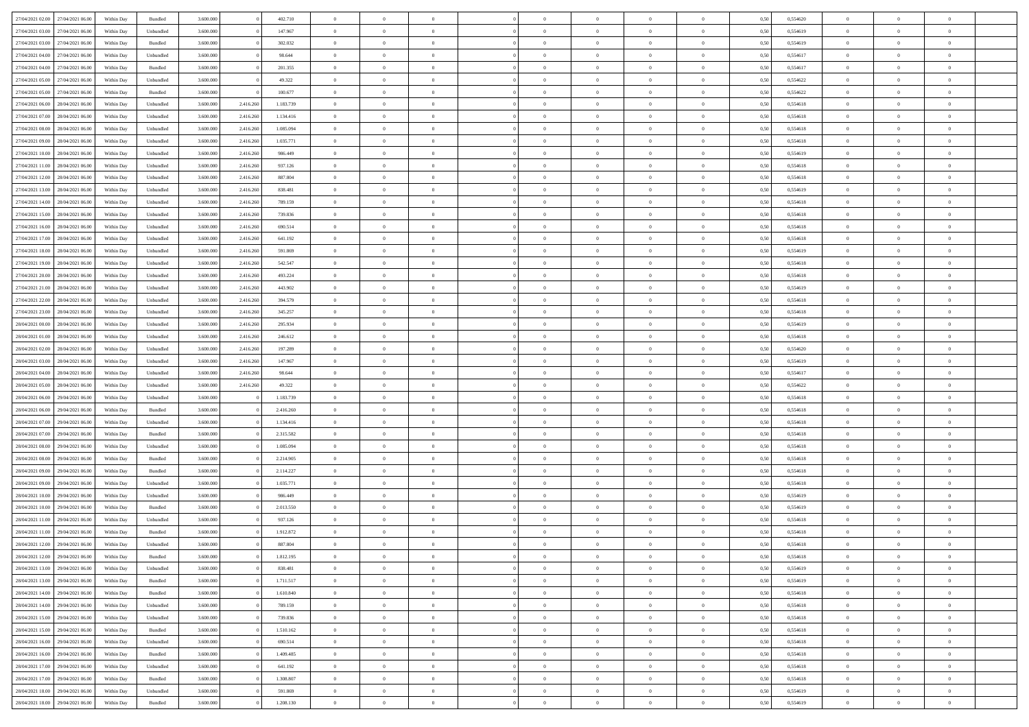| | | | | | | | | | | | | | | | | | | | | |
|---|---|---|---|---|---|---|---|---|---|---|---|---|---|---|---|---|---|---|---|---|
| 27/04/2021 02:00 | 27/04/2021 06:00 | Within Day | Bundled | 3.600.000 | 0 | 402.710 | 0 | 0 | 0 | | 0 | 0 | 0 | 0 | 0,50 | 0,554620 | 0 | 0 | 0 | |
| 27/04/2021 03:00 | 27/04/2021 06:00 | Within Day | Unbundled | 3.600.000 | 0 | 147.967 | 0 | 0 | 0 | | 0 | 0 | 0 | 0 | 0,50 | 0,554619 | 0 | 0 | 0 | |
| 27/04/2021 03:00 | 27/04/2021 06:00 | Within Day | Bundled | 3.600.000 | 0 | 302.032 | 0 | 0 | 0 | | 0 | 0 | 0 | 0 | 0,50 | 0,554619 | 0 | 0 | 0 | |
| 27/04/2021 04:00 | 27/04/2021 06:00 | Within Day | Unbundled | 3.600.000 | 0 | 98.644 | 0 | 0 | 0 | | 0 | 0 | 0 | 0 | 0,50 | 0,554617 | 0 | 0 | 0 | |
| 27/04/2021 04:00 | 27/04/2021 06:00 | Within Day | Bundled | 3.600.000 | 0 | 201.355 | 0 | 0 | 0 | | 0 | 0 | 0 | 0 | 0,50 | 0,554617 | 0 | 0 | 0 | |
| 27/04/2021 05:00 | 27/04/2021 06:00 | Within Day | Unbundled | 3.600.000 | 0 | 49.322 | 0 | 0 | 0 | | 0 | 0 | 0 | 0 | 0,50 | 0,554622 | 0 | 0 | 0 | |
| 27/04/2021 05:00 | 27/04/2021 06:00 | Within Day | Bundled | 3.600.000 | 0 | 100.677 | 0 | 0 | 0 | | 0 | 0 | 0 | 0 | 0,50 | 0,554622 | 0 | 0 | 0 | |
| 27/04/2021 06:00 | 28/04/2021 06:00 | Within Day | Unbundled | 3.600.000 | 2.416.260 | 1.183.739 | 0 | 0 | 0 | | 0 | 0 | 0 | 0 | 0,50 | 0,554618 | 0 | 0 | 0 | |
| 27/04/2021 07:00 | 28/04/2021 06:00 | Within Day | Unbundled | 3.600.000 | 2.416.260 | 1.134.416 | 0 | 0 | 0 | | 0 | 0 | 0 | 0 | 0,50 | 0,554618 | 0 | 0 | 0 | |
| 27/04/2021 08:00 | 28/04/2021 06:00 | Within Day | Unbundled | 3.600.000 | 2.416.260 | 1.085.094 | 0 | 0 | 0 | | 0 | 0 | 0 | 0 | 0,50 | 0,554618 | 0 | 0 | 0 | |
| 27/04/2021 09:00 | 28/04/2021 06:00 | Within Day | Unbundled | 3.600.000 | 2.416.260 | 1.035.771 | 0 | 0 | 0 | | 0 | 0 | 0 | 0 | 0,50 | 0,554618 | 0 | 0 | 0 | |
| 27/04/2021 10:00 | 28/04/2021 06:00 | Within Day | Unbundled | 3.600.000 | 2.416.260 | 986.449 | 0 | 0 | 0 | | 0 | 0 | 0 | 0 | 0,50 | 0,554619 | 0 | 0 | 0 | |
| 27/04/2021 11:00 | 28/04/2021 06:00 | Within Day | Unbundled | 3.600.000 | 2.416.260 | 937.126 | 0 | 0 | 0 | | 0 | 0 | 0 | 0 | 0,50 | 0,554618 | 0 | 0 | 0 | |
| 27/04/2021 12:00 | 28/04/2021 06:00 | Within Day | Unbundled | 3.600.000 | 2.416.260 | 887.804 | 0 | 0 | 0 | | 0 | 0 | 0 | 0 | 0,50 | 0,554618 | 0 | 0 | 0 | |
| 27/04/2021 13:00 | 28/04/2021 06:00 | Within Day | Unbundled | 3.600.000 | 2.416.260 | 838.481 | 0 | 0 | 0 | | 0 | 0 | 0 | 0 | 0,50 | 0,554619 | 0 | 0 | 0 | |
| 27/04/2021 14:00 | 28/04/2021 06:00 | Within Day | Unbundled | 3.600.000 | 2.416.260 | 789.159 | 0 | 0 | 0 | | 0 | 0 | 0 | 0 | 0,50 | 0,554618 | 0 | 0 | 0 | |
| 27/04/2021 15:00 | 28/04/2021 06:00 | Within Day | Unbundled | 3.600.000 | 2.416.260 | 739.836 | 0 | 0 | 0 | | 0 | 0 | 0 | 0 | 0,50 | 0,554618 | 0 | 0 | 0 | |
| 27/04/2021 16:00 | 28/04/2021 06:00 | Within Day | Unbundled | 3.600.000 | 2.416.260 | 690.514 | 0 | 0 | 0 | | 0 | 0 | 0 | 0 | 0,50 | 0,554618 | 0 | 0 | 0 | |
| 27/04/2021 17:00 | 28/04/2021 06:00 | Within Day | Unbundled | 3.600.000 | 2.416.260 | 641.192 | 0 | 0 | 0 | | 0 | 0 | 0 | 0 | 0,50 | 0,554618 | 0 | 0 | 0 | |
| 27/04/2021 18:00 | 28/04/2021 06:00 | Within Day | Unbundled | 3.600.000 | 2.416.260 | 591.869 | 0 | 0 | 0 | | 0 | 0 | 0 | 0 | 0,50 | 0,554619 | 0 | 0 | 0 | |
| 27/04/2021 19:00 | 28/04/2021 06:00 | Within Day | Unbundled | 3.600.000 | 2.416.260 | 542.547 | 0 | 0 | 0 | | 0 | 0 | 0 | 0 | 0,50 | 0,554618 | 0 | 0 | 0 | |
| 27/04/2021 20:00 | 28/04/2021 06:00 | Within Day | Unbundled | 3.600.000 | 2.416.260 | 493.224 | 0 | 0 | 0 | | 0 | 0 | 0 | 0 | 0,50 | 0,554618 | 0 | 0 | 0 | |
| 27/04/2021 21:00 | 28/04/2021 06:00 | Within Day | Unbundled | 3.600.000 | 2.416.260 | 443.902 | 0 | 0 | 0 | | 0 | 0 | 0 | 0 | 0,50 | 0,554619 | 0 | 0 | 0 | |
| 27/04/2021 22:00 | 28/04/2021 06:00 | Within Day | Unbundled | 3.600.000 | 2.416.260 | 394.579 | 0 | 0 | 0 | | 0 | 0 | 0 | 0 | 0,50 | 0,554618 | 0 | 0 | 0 | |
| 27/04/2021 23:00 | 28/04/2021 06:00 | Within Day | Unbundled | 3.600.000 | 2.416.260 | 345.257 | 0 | 0 | 0 | | 0 | 0 | 0 | 0 | 0,50 | 0,554618 | 0 | 0 | 0 | |
| 28/04/2021 00:00 | 28/04/2021 06:00 | Within Day | Unbundled | 3.600.000 | 2.416.260 | 295.934 | 0 | 0 | 0 | | 0 | 0 | 0 | 0 | 0,50 | 0,554619 | 0 | 0 | 0 | |
| 28/04/2021 01:00 | 28/04/2021 06:00 | Within Day | Unbundled | 3.600.000 | 2.416.260 | 246.612 | 0 | 0 | 0 | | 0 | 0 | 0 | 0 | 0,50 | 0,554618 | 0 | 0 | 0 | |
| 28/04/2021 02:00 | 28/04/2021 06:00 | Within Day | Unbundled | 3.600.000 | 2.416.260 | 197.289 | 0 | 0 | 0 | | 0 | 0 | 0 | 0 | 0,50 | 0,554620 | 0 | 0 | 0 | |
| 28/04/2021 03:00 | 28/04/2021 06:00 | Within Day | Unbundled | 3.600.000 | 2.416.260 | 147.967 | 0 | 0 | 0 | | 0 | 0 | 0 | 0 | 0,50 | 0,554619 | 0 | 0 | 0 | |
| 28/04/2021 04:00 | 28/04/2021 06:00 | Within Day | Unbundled | 3.600.000 | 2.416.260 | 98.644 | 0 | 0 | 0 | | 0 | 0 | 0 | 0 | 0,50 | 0,554617 | 0 | 0 | 0 | |
| 28/04/2021 05:00 | 28/04/2021 06:00 | Within Day | Unbundled | 3.600.000 | 2.416.260 | 49.322 | 0 | 0 | 0 | | 0 | 0 | 0 | 0 | 0,50 | 0,554622 | 0 | 0 | 0 | |
| 28/04/2021 06:00 | 29/04/2021 06:00 | Within Day | Unbundled | 3.600.000 | 0 | 1.183.739 | 0 | 0 | 0 | | 0 | 0 | 0 | 0 | 0,50 | 0,554618 | 0 | 0 | 0 | |
| 28/04/2021 06:00 | 29/04/2021 06:00 | Within Day | Bundled | 3.600.000 | 0 | 2.416.260 | 0 | 0 | 0 | | 0 | 0 | 0 | 0 | 0,50 | 0,554618 | 0 | 0 | 0 | |
| 28/04/2021 07:00 | 29/04/2021 06:00 | Within Day | Unbundled | 3.600.000 | 0 | 1.134.416 | 0 | 0 | 0 | | 0 | 0 | 0 | 0 | 0,50 | 0,554618 | 0 | 0 | 0 | |
| 28/04/2021 07:00 | 29/04/2021 06:00 | Within Day | Bundled | 3.600.000 | 0 | 2.315.582 | 0 | 0 | 0 | | 0 | 0 | 0 | 0 | 0,50 | 0,554618 | 0 | 0 | 0 | |
| 28/04/2021 08:00 | 29/04/2021 06:00 | Within Day | Unbundled | 3.600.000 | 0 | 1.085.094 | 0 | 0 | 0 | | 0 | 0 | 0 | 0 | 0,50 | 0,554618 | 0 | 0 | 0 | |
| 28/04/2021 08:00 | 29/04/2021 06:00 | Within Day | Bundled | 3.600.000 | 0 | 2.214.905 | 0 | 0 | 0 | | 0 | 0 | 0 | 0 | 0,50 | 0,554618 | 0 | 0 | 0 | |
| 28/04/2021 09:00 | 29/04/2021 06:00 | Within Day | Bundled | 3.600.000 | 0 | 2.114.227 | 0 | 0 | 0 | | 0 | 0 | 0 | 0 | 0,50 | 0,554618 | 0 | 0 | 0 | |
| 28/04/2021 09:00 | 29/04/2021 06:00 | Within Day | Unbundled | 3.600.000 | 0 | 1.035.771 | 0 | 0 | 0 | | 0 | 0 | 0 | 0 | 0,50 | 0,554618 | 0 | 0 | 0 | |
| 28/04/2021 10:00 | 29/04/2021 06:00 | Within Day | Unbundled | 3.600.000 | 0 | 986.449 | 0 | 0 | 0 | | 0 | 0 | 0 | 0 | 0,50 | 0,554619 | 0 | 0 | 0 | |
| 28/04/2021 10:00 | 29/04/2021 06:00 | Within Day | Bundled | 3.600.000 | 0 | 2.013.550 | 0 | 0 | 0 | | 0 | 0 | 0 | 0 | 0,50 | 0,554619 | 0 | 0 | 0 | |
| 28/04/2021 11:00 | 29/04/2021 06:00 | Within Day | Unbundled | 3.600.000 | 0 | 937.126 | 0 | 0 | 0 | | 0 | 0 | 0 | 0 | 0,50 | 0,554618 | 0 | 0 | 0 | |
| 28/04/2021 11:00 | 29/04/2021 06:00 | Within Day | Bundled | 3.600.000 | 0 | 1.912.872 | 0 | 0 | 0 | | 0 | 0 | 0 | 0 | 0,50 | 0,554618 | 0 | 0 | 0 | |
| 28/04/2021 12:00 | 29/04/2021 06:00 | Within Day | Unbundled | 3.600.000 | 0 | 887.804 | 0 | 0 | 0 | | 0 | 0 | 0 | 0 | 0,50 | 0,554618 | 0 | 0 | 0 | |
| 28/04/2021 12:00 | 29/04/2021 06:00 | Within Day | Bundled | 3.600.000 | 0 | 1.812.195 | 0 | 0 | 0 | | 0 | 0 | 0 | 0 | 0,50 | 0,554618 | 0 | 0 | 0 | |
| 28/04/2021 13:00 | 29/04/2021 06:00 | Within Day | Unbundled | 3.600.000 | 0 | 838.481 | 0 | 0 | 0 | | 0 | 0 | 0 | 0 | 0,50 | 0,554619 | 0 | 0 | 0 | |
| 28/04/2021 13:00 | 29/04/2021 06:00 | Within Day | Bundled | 3.600.000 | 0 | 1.711.517 | 0 | 0 | 0 | | 0 | 0 | 0 | 0 | 0,50 | 0,554619 | 0 | 0 | 0 | |
| 28/04/2021 14:00 | 29/04/2021 06:00 | Within Day | Bundled | 3.600.000 | 0 | 1.610.840 | 0 | 0 | 0 | | 0 | 0 | 0 | 0 | 0,50 | 0,554618 | 0 | 0 | 0 | |
| 28/04/2021 14:00 | 29/04/2021 06:00 | Within Day | Unbundled | 3.600.000 | 0 | 789.159 | 0 | 0 | 0 | | 0 | 0 | 0 | 0 | 0,50 | 0,554618 | 0 | 0 | 0 | |
| 28/04/2021 15:00 | 29/04/2021 06:00 | Within Day | Unbundled | 3.600.000 | 0 | 739.836 | 0 | 0 | 0 | | 0 | 0 | 0 | 0 | 0,50 | 0,554618 | 0 | 0 | 0 | |
| 28/04/2021 15:00 | 29/04/2021 06:00 | Within Day | Bundled | 3.600.000 | 0 | 1.510.162 | 0 | 0 | 0 | | 0 | 0 | 0 | 0 | 0,50 | 0,554618 | 0 | 0 | 0 | |
| 28/04/2021 16:00 | 29/04/2021 06:00 | Within Day | Unbundled | 3.600.000 | 0 | 690.514 | 0 | 0 | 0 | | 0 | 0 | 0 | 0 | 0,50 | 0,554618 | 0 | 0 | 0 | |
| 28/04/2021 16:00 | 29/04/2021 06:00 | Within Day | Bundled | 3.600.000 | 0 | 1.409.485 | 0 | 0 | 0 | | 0 | 0 | 0 | 0 | 0,50 | 0,554618 | 0 | 0 | 0 | |
| 28/04/2021 17:00 | 29/04/2021 06:00 | Within Day | Unbundled | 3.600.000 | 0 | 641.192 | 0 | 0 | 0 | | 0 | 0 | 0 | 0 | 0,50 | 0,554618 | 0 | 0 | 0 | |
| 28/04/2021 17:00 | 29/04/2021 06:00 | Within Day | Bundled | 3.600.000 | 0 | 1.308.807 | 0 | 0 | 0 | | 0 | 0 | 0 | 0 | 0,50 | 0,554618 | 0 | 0 | 0 | |
| 28/04/2021 18:00 | 29/04/2021 06:00 | Within Day | Unbundled | 3.600.000 | 0 | 591.869 | 0 | 0 | 0 | | 0 | 0 | 0 | 0 | 0,50 | 0,554619 | 0 | 0 | 0 | |
| 28/04/2021 18:00 | 29/04/2021 06:00 | Within Day | Bundled | 3.600.000 | 0 | 1.208.130 | 0 | 0 | 0 | | 0 | 0 | 0 | 0 | 0,50 | 0,554619 | 0 | 0 | 0 | |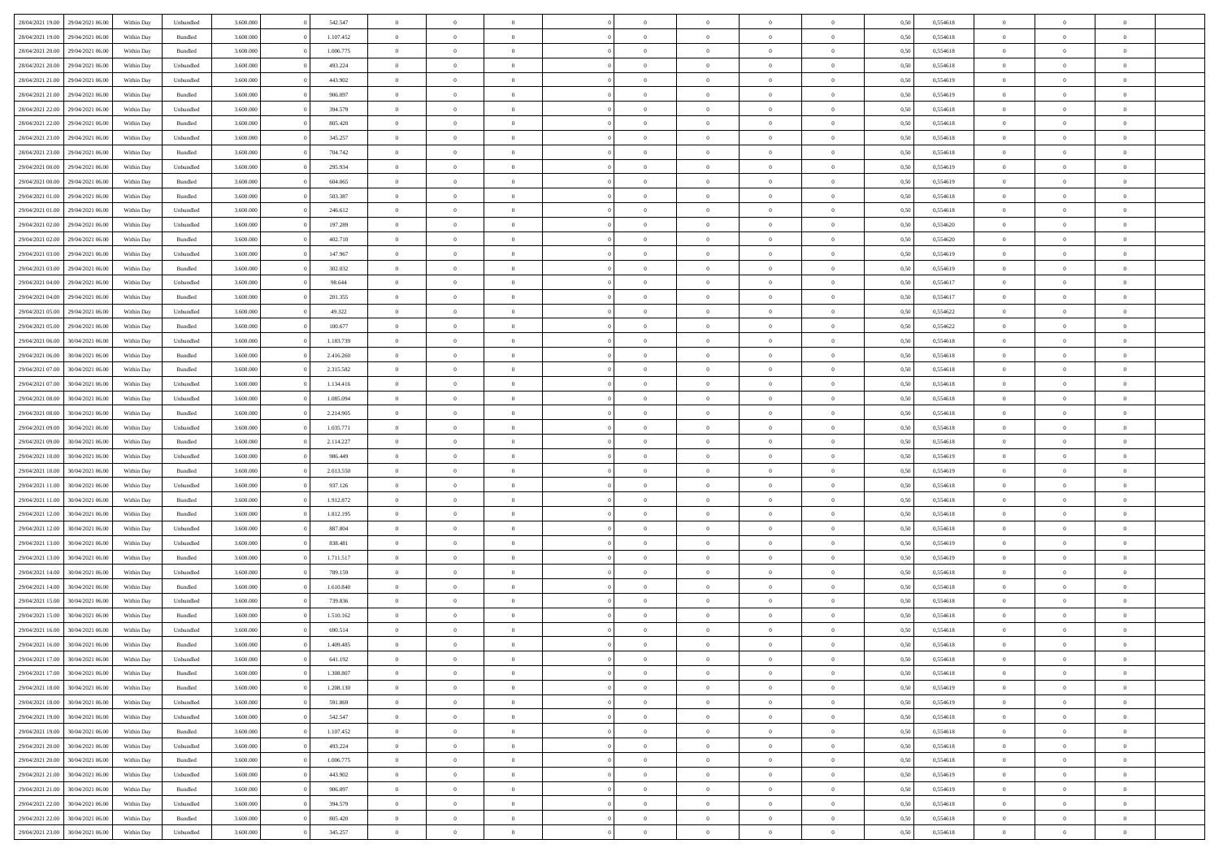| | | | | | | | | | | | | | | | | | | | | |
|---|---|---|---|---|---|---|---|---|---|---|---|---|---|---|---|---|---|---|---|---|
| 28/04/2021 19:00 | 29/04/2021 06:00 | Within Day | Unbundled | 3.600.000 | 0 | 542.547 | 0 | 0 | 0 | | 0 | 0 | 0 | 0 | 0,50 | 0,554618 | 0 | 0 | 0 | |
| 28/04/2021 19:00 | 29/04/2021 06:00 | Within Day | Bundled | 3.600.000 | 0 | 1.107.452 | 0 | 0 | 0 | | 0 | 0 | 0 | 0 | 0,50 | 0,554618 | 0 | 0 | 0 | |
| 28/04/2021 20:00 | 29/04/2021 06:00 | Within Day | Bundled | 3.600.000 | 0 | 1.006.775 | 0 | 0 | 0 | | 0 | 0 | 0 | 0 | 0,50 | 0,554618 | 0 | 0 | 0 | |
| 28/04/2021 20:00 | 29/04/2021 06:00 | Within Day | Unbundled | 3.600.000 | 0 | 493.224 | 0 | 0 | 0 | | 0 | 0 | 0 | 0 | 0,50 | 0,554618 | 0 | 0 | 0 | |
| 28/04/2021 21:00 | 29/04/2021 06:00 | Within Day | Unbundled | 3.600.000 | 0 | 443.902 | 0 | 0 | 0 | | 0 | 0 | 0 | 0 | 0,50 | 0,554619 | 0 | 0 | 0 | |
| 28/04/2021 21:00 | 29/04/2021 06:00 | Within Day | Bundled | 3.600.000 | 0 | 906.097 | 0 | 0 | 0 | | 0 | 0 | 0 | 0 | 0,50 | 0,554619 | 0 | 0 | 0 | |
| 28/04/2021 22:00 | 29/04/2021 06:00 | Within Day | Unbundled | 3.600.000 | 0 | 394.579 | 0 | 0 | 0 | | 0 | 0 | 0 | 0 | 0,50 | 0,554618 | 0 | 0 | 0 | |
| 28/04/2021 22:00 | 29/04/2021 06:00 | Within Day | Bundled | 3.600.000 | 0 | 805.420 | 0 | 0 | 0 | | 0 | 0 | 0 | 0 | 0,50 | 0,554618 | 0 | 0 | 0 | |
| 28/04/2021 23:00 | 29/04/2021 06:00 | Within Day | Unbundled | 3.600.000 | 0 | 345.257 | 0 | 0 | 0 | | 0 | 0 | 0 | 0 | 0,50 | 0,554618 | 0 | 0 | 0 | |
| 28/04/2021 23:00 | 29/04/2021 06:00 | Within Day | Bundled | 3.600.000 | 0 | 704.742 | 0 | 0 | 0 | | 0 | 0 | 0 | 0 | 0,50 | 0,554618 | 0 | 0 | 0 | |
| 29/04/2021 00:00 | 29/04/2021 06:00 | Within Day | Unbundled | 3.600.000 | 0 | 295.934 | 0 | 0 | 0 | | 0 | 0 | 0 | 0 | 0,50 | 0,554619 | 0 | 0 | 0 | |
| 29/04/2021 00:00 | 29/04/2021 06:00 | Within Day | Bundled | 3.600.000 | 0 | 604.065 | 0 | 0 | 0 | | 0 | 0 | 0 | 0 | 0,50 | 0,554619 | 0 | 0 | 0 | |
| 29/04/2021 01:00 | 29/04/2021 06:00 | Within Day | Bundled | 3.600.000 | 0 | 503.387 | 0 | 0 | 0 | | 0 | 0 | 0 | 0 | 0,50 | 0,554618 | 0 | 0 | 0 | |
| 29/04/2021 01:00 | 29/04/2021 06:00 | Within Day | Unbundled | 3.600.000 | 0 | 246.612 | 0 | 0 | 0 | | 0 | 0 | 0 | 0 | 0,50 | 0,554618 | 0 | 0 | 0 | |
| 29/04/2021 02:00 | 29/04/2021 06:00 | Within Day | Unbundled | 3.600.000 | 0 | 197.289 | 0 | 0 | 0 | | 0 | 0 | 0 | 0 | 0,50 | 0,554620 | 0 | 0 | 0 | |
| 29/04/2021 02:00 | 29/04/2021 06:00 | Within Day | Bundled | 3.600.000 | 0 | 402.710 | 0 | 0 | 0 | | 0 | 0 | 0 | 0 | 0,50 | 0,554620 | 0 | 0 | 0 | |
| 29/04/2021 03:00 | 29/04/2021 06:00 | Within Day | Unbundled | 3.600.000 | 0 | 147.967 | 0 | 0 | 0 | | 0 | 0 | 0 | 0 | 0,50 | 0,554619 | 0 | 0 | 0 | |
| 29/04/2021 03:00 | 29/04/2021 06:00 | Within Day | Bundled | 3.600.000 | 0 | 302.032 | 0 | 0 | 0 | | 0 | 0 | 0 | 0 | 0,50 | 0,554619 | 0 | 0 | 0 | |
| 29/04/2021 04:00 | 29/04/2021 06:00 | Within Day | Unbundled | 3.600.000 | 0 | 98.644 | 0 | 0 | 0 | | 0 | 0 | 0 | 0 | 0,50 | 0,554617 | 0 | 0 | 0 | |
| 29/04/2021 04:00 | 29/04/2021 06:00 | Within Day | Bundled | 3.600.000 | 0 | 201.355 | 0 | 0 | 0 | | 0 | 0 | 0 | 0 | 0,50 | 0,554617 | 0 | 0 | 0 | |
| 29/04/2021 05:00 | 29/04/2021 06:00 | Within Day | Unbundled | 3.600.000 | 0 | 49.322 | 0 | 0 | 0 | | 0 | 0 | 0 | 0 | 0,50 | 0,554622 | 0 | 0 | 0 | |
| 29/04/2021 05:00 | 29/04/2021 06:00 | Within Day | Bundled | 3.600.000 | 0 | 100.677 | 0 | 0 | 0 | | 0 | 0 | 0 | 0 | 0,50 | 0,554622 | 0 | 0 | 0 | |
| 29/04/2021 06:00 | 30/04/2021 06:00 | Within Day | Unbundled | 3.600.000 | 0 | 1.183.739 | 0 | 0 | 0 | | 0 | 0 | 0 | 0 | 0,50 | 0,554618 | 0 | 0 | 0 | |
| 29/04/2021 06:00 | 30/04/2021 06:00 | Within Day | Bundled | 3.600.000 | 0 | 2.416.260 | 0 | 0 | 0 | | 0 | 0 | 0 | 0 | 0,50 | 0,554618 | 0 | 0 | 0 | |
| 29/04/2021 07:00 | 30/04/2021 06:00 | Within Day | Bundled | 3.600.000 | 0 | 2.315.582 | 0 | 0 | 0 | | 0 | 0 | 0 | 0 | 0,50 | 0,554618 | 0 | 0 | 0 | |
| 29/04/2021 07:00 | 30/04/2021 06:00 | Within Day | Unbundled | 3.600.000 | 0 | 1.134.416 | 0 | 0 | 0 | | 0 | 0 | 0 | 0 | 0,50 | 0,554618 | 0 | 0 | 0 | |
| 29/04/2021 08:00 | 30/04/2021 06:00 | Within Day | Unbundled | 3.600.000 | 0 | 1.085.094 | 0 | 0 | 0 | | 0 | 0 | 0 | 0 | 0,50 | 0,554618 | 0 | 0 | 0 | |
| 29/04/2021 08:00 | 30/04/2021 06:00 | Within Day | Bundled | 3.600.000 | 0 | 2.214.905 | 0 | 0 | 0 | | 0 | 0 | 0 | 0 | 0,50 | 0,554618 | 0 | 0 | 0 | |
| 29/04/2021 09:00 | 30/04/2021 06:00 | Within Day | Unbundled | 3.600.000 | 0 | 1.035.771 | 0 | 0 | 0 | | 0 | 0 | 0 | 0 | 0,50 | 0,554618 | 0 | 0 | 0 | |
| 29/04/2021 09:00 | 30/04/2021 06:00 | Within Day | Bundled | 3.600.000 | 0 | 2.114.227 | 0 | 0 | 0 | | 0 | 0 | 0 | 0 | 0,50 | 0,554618 | 0 | 0 | 0 | |
| 29/04/2021 10:00 | 30/04/2021 06:00 | Within Day | Unbundled | 3.600.000 | 0 | 986.449 | 0 | 0 | 0 | | 0 | 0 | 0 | 0 | 0,50 | 0,554619 | 0 | 0 | 0 | |
| 29/04/2021 10:00 | 30/04/2021 06:00 | Within Day | Bundled | 3.600.000 | 0 | 2.013.550 | 0 | 0 | 0 | | 0 | 0 | 0 | 0 | 0,50 | 0,554619 | 0 | 0 | 0 | |
| 29/04/2021 11:00 | 30/04/2021 06:00 | Within Day | Unbundled | 3.600.000 | 0 | 937.126 | 0 | 0 | 0 | | 0 | 0 | 0 | 0 | 0,50 | 0,554618 | 0 | 0 | 0 | |
| 29/04/2021 11:00 | 30/04/2021 06:00 | Within Day | Bundled | 3.600.000 | 0 | 1.912.872 | 0 | 0 | 0 | | 0 | 0 | 0 | 0 | 0,50 | 0,554618 | 0 | 0 | 0 | |
| 29/04/2021 12:00 | 30/04/2021 06:00 | Within Day | Bundled | 3.600.000 | 0 | 1.812.195 | 0 | 0 | 0 | | 0 | 0 | 0 | 0 | 0,50 | 0,554618 | 0 | 0 | 0 | |
| 29/04/2021 12:00 | 30/04/2021 06:00 | Within Day | Unbundled | 3.600.000 | 0 | 887.804 | 0 | 0 | 0 | | 0 | 0 | 0 | 0 | 0,50 | 0,554618 | 0 | 0 | 0 | |
| 29/04/2021 13:00 | 30/04/2021 06:00 | Within Day | Unbundled | 3.600.000 | 0 | 838.481 | 0 | 0 | 0 | | 0 | 0 | 0 | 0 | 0,50 | 0,554619 | 0 | 0 | 0 | |
| 29/04/2021 13:00 | 30/04/2021 06:00 | Within Day | Bundled | 3.600.000 | 0 | 1.711.517 | 0 | 0 | 0 | | 0 | 0 | 0 | 0 | 0,50 | 0,554619 | 0 | 0 | 0 | |
| 29/04/2021 14:00 | 30/04/2021 06:00 | Within Day | Unbundled | 3.600.000 | 0 | 789.159 | 0 | 0 | 0 | | 0 | 0 | 0 | 0 | 0,50 | 0,554618 | 0 | 0 | 0 | |
| 29/04/2021 14:00 | 30/04/2021 06:00 | Within Day | Bundled | 3.600.000 | 0 | 1.610.840 | 0 | 0 | 0 | | 0 | 0 | 0 | 0 | 0,50 | 0,554618 | 0 | 0 | 0 | |
| 29/04/2021 15:00 | 30/04/2021 06:00 | Within Day | Unbundled | 3.600.000 | 0 | 739.836 | 0 | 0 | 0 | | 0 | 0 | 0 | 0 | 0,50 | 0,554618 | 0 | 0 | 0 | |
| 29/04/2021 15:00 | 30/04/2021 06:00 | Within Day | Bundled | 3.600.000 | 0 | 1.510.162 | 0 | 0 | 0 | | 0 | 0 | 0 | 0 | 0,50 | 0,554618 | 0 | 0 | 0 | |
| 29/04/2021 16:00 | 30/04/2021 06:00 | Within Day | Unbundled | 3.600.000 | 0 | 690.514 | 0 | 0 | 0 | | 0 | 0 | 0 | 0 | 0,50 | 0,554618 | 0 | 0 | 0 | |
| 29/04/2021 16:00 | 30/04/2021 06:00 | Within Day | Bundled | 3.600.000 | 0 | 1.409.485 | 0 | 0 | 0 | | 0 | 0 | 0 | 0 | 0,50 | 0,554618 | 0 | 0 | 0 | |
| 29/04/2021 17:00 | 30/04/2021 06:00 | Within Day | Unbundled | 3.600.000 | 0 | 641.192 | 0 | 0 | 0 | | 0 | 0 | 0 | 0 | 0,50 | 0,554618 | 0 | 0 | 0 | |
| 29/04/2021 17:00 | 30/04/2021 06:00 | Within Day | Bundled | 3.600.000 | 0 | 1.308.807 | 0 | 0 | 0 | | 0 | 0 | 0 | 0 | 0,50 | 0,554618 | 0 | 0 | 0 | |
| 29/04/2021 18:00 | 30/04/2021 06:00 | Within Day | Bundled | 3.600.000 | 0 | 1.208.130 | 0 | 0 | 0 | | 0 | 0 | 0 | 0 | 0,50 | 0,554619 | 0 | 0 | 0 | |
| 29/04/2021 18:00 | 30/04/2021 06:00 | Within Day | Unbundled | 3.600.000 | 0 | 591.869 | 0 | 0 | 0 | | 0 | 0 | 0 | 0 | 0,50 | 0,554619 | 0 | 0 | 0 | |
| 29/04/2021 19:00 | 30/04/2021 06:00 | Within Day | Unbundled | 3.600.000 | 0 | 542.547 | 0 | 0 | 0 | | 0 | 0 | 0 | 0 | 0,50 | 0,554618 | 0 | 0 | 0 | |
| 29/04/2021 19:00 | 30/04/2021 06:00 | Within Day | Bundled | 3.600.000 | 0 | 1.107.452 | 0 | 0 | 0 | | 0 | 0 | 0 | 0 | 0,50 | 0,554618 | 0 | 0 | 0 | |
| 29/04/2021 20:00 | 30/04/2021 06:00 | Within Day | Unbundled | 3.600.000 | 0 | 493.224 | 0 | 0 | 0 | | 0 | 0 | 0 | 0 | 0,50 | 0,554618 | 0 | 0 | 0 | |
| 29/04/2021 20:00 | 30/04/2021 06:00 | Within Day | Bundled | 3.600.000 | 0 | 1.006.775 | 0 | 0 | 0 | | 0 | 0 | 0 | 0 | 0,50 | 0,554618 | 0 | 0 | 0 | |
| 29/04/2021 21:00 | 30/04/2021 06:00 | Within Day | Unbundled | 3.600.000 | 0 | 443.902 | 0 | 0 | 0 | | 0 | 0 | 0 | 0 | 0,50 | 0,554619 | 0 | 0 | 0 | |
| 29/04/2021 21:00 | 30/04/2021 06:00 | Within Day | Bundled | 3.600.000 | 0 | 906.097 | 0 | 0 | 0 | | 0 | 0 | 0 | 0 | 0,50 | 0,554619 | 0 | 0 | 0 | |
| 29/04/2021 22:00 | 30/04/2021 06:00 | Within Day | Unbundled | 3.600.000 | 0 | 394.579 | 0 | 0 | 0 | | 0 | 0 | 0 | 0 | 0,50 | 0,554618 | 0 | 0 | 0 | |
| 29/04/2021 22:00 | 30/04/2021 06:00 | Within Day | Bundled | 3.600.000 | 0 | 805.420 | 0 | 0 | 0 | | 0 | 0 | 0 | 0 | 0,50 | 0,554618 | 0 | 0 | 0 | |
| 29/04/2021 23:00 | 30/04/2021 06:00 | Within Day | Unbundled | 3.600.000 | 0 | 345.257 | 0 | 0 | 0 | | 0 | 0 | 0 | 0 | 0,50 | 0,554618 | 0 | 0 | 0 | |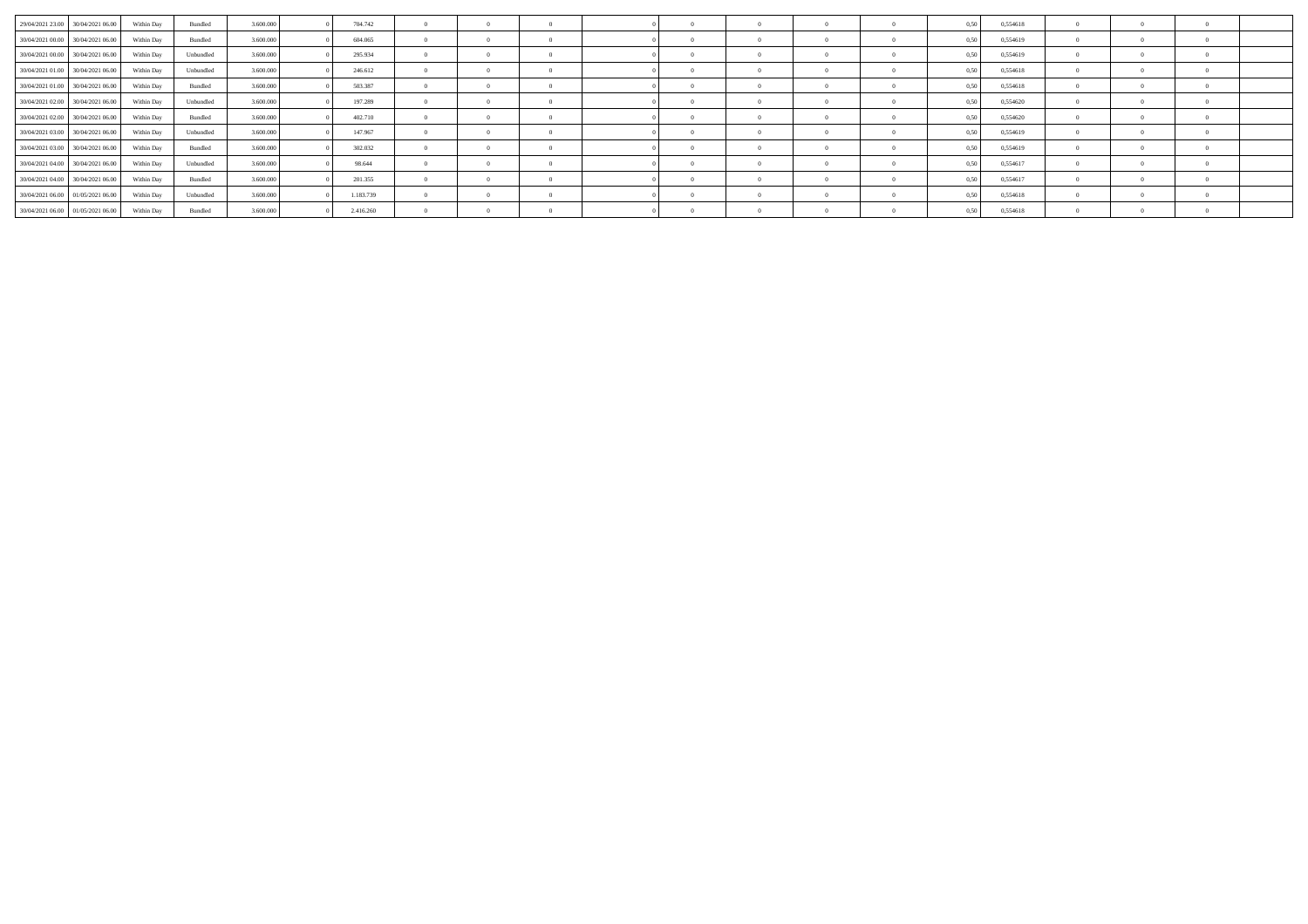| | | | | | | | | | | | | | | | | | | | | |
|---|---|---|---|---|---|---|---|---|---|---|---|---|---|---|---|---|---|---|---|---|
| 29/04/2021 23.00 | 30/04/2021 06.00 | Within Day | Bundled | 3.600.000 | 0 | 704.742 | 0 | 0 | 0 | 0 | 0 | 0 | 0 | 0 | 0,50 | 0,554618 | 0 | 0 | 0 | |
| 30/04/2021 00.00 | 30/04/2021 06.00 | Within Day | Bundled | 3.600.000 | 0 | 604.065 | 0 | 0 | 0 | 0 | 0 | 0 | 0 | 0 | 0,50 | 0,554619 | 0 | 0 | 0 | |
| 30/04/2021 00.00 | 30/04/2021 06.00 | Within Day | Unbundled | 3.600.000 | 0 | 295.934 | 0 | 0 | 0 | 0 | 0 | 0 | 0 | 0 | 0,50 | 0,554619 | 0 | 0 | 0 | |
| 30/04/2021 01.00 | 30/04/2021 06.00 | Within Day | Unbundled | 3.600.000 | 0 | 246.612 | 0 | 0 | 0 | 0 | 0 | 0 | 0 | 0 | 0,50 | 0,554618 | 0 | 0 | 0 | |
| 30/04/2021 01.00 | 30/04/2021 06.00 | Within Day | Bundled | 3.600.000 | 0 | 503.387 | 0 | 0 | 0 | 0 | 0 | 0 | 0 | 0 | 0,50 | 0,554618 | 0 | 0 | 0 | |
| 30/04/2021 02.00 | 30/04/2021 06.00 | Within Day | Unbundled | 3.600.000 | 0 | 197.289 | 0 | 0 | 0 | 0 | 0 | 0 | 0 | 0 | 0,50 | 0,554620 | 0 | 0 | 0 | |
| 30/04/2021 02.00 | 30/04/2021 06.00 | Within Day | Bundled | 3.600.000 | 0 | 402.710 | 0 | 0 | 0 | 0 | 0 | 0 | 0 | 0 | 0,50 | 0,554620 | 0 | 0 | 0 | |
| 30/04/2021 03.00 | 30/04/2021 06.00 | Within Day | Unbundled | 3.600.000 | 0 | 147.967 | 0 | 0 | 0 | 0 | 0 | 0 | 0 | 0 | 0,50 | 0,554619 | 0 | 0 | 0 | |
| 30/04/2021 03.00 | 30/04/2021 06.00 | Within Day | Bundled | 3.600.000 | 0 | 302.032 | 0 | 0 | 0 | 0 | 0 | 0 | 0 | 0 | 0,50 | 0,554619 | 0 | 0 | 0 | |
| 30/04/2021 04.00 | 30/04/2021 06.00 | Within Day | Unbundled | 3.600.000 | 0 | 98.644 | 0 | 0 | 0 | 0 | 0 | 0 | 0 | 0 | 0,50 | 0,554617 | 0 | 0 | 0 | |
| 30/04/2021 04.00 | 30/04/2021 06.00 | Within Day | Bundled | 3.600.000 | 0 | 201.355 | 0 | 0 | 0 | 0 | 0 | 0 | 0 | 0 | 0,50 | 0,554617 | 0 | 0 | 0 | |
| 30/04/2021 06.00 | 01/05/2021 06.00 | Within Day | Unbundled | 3.600.000 | 0 | 1.183.739 | 0 | 0 | 0 | 0 | 0 | 0 | 0 | 0 | 0,50 | 0,554618 | 0 | 0 | 0 | |
| 30/04/2021 06.00 | 01/05/2021 06.00 | Within Day | Bundled | 3.600.000 | 0 | 2.416.260 | 0 | 0 | 0 | 0 | 0 | 0 | 0 | 0 | 0,50 | 0,554618 | 0 | 0 | 0 | |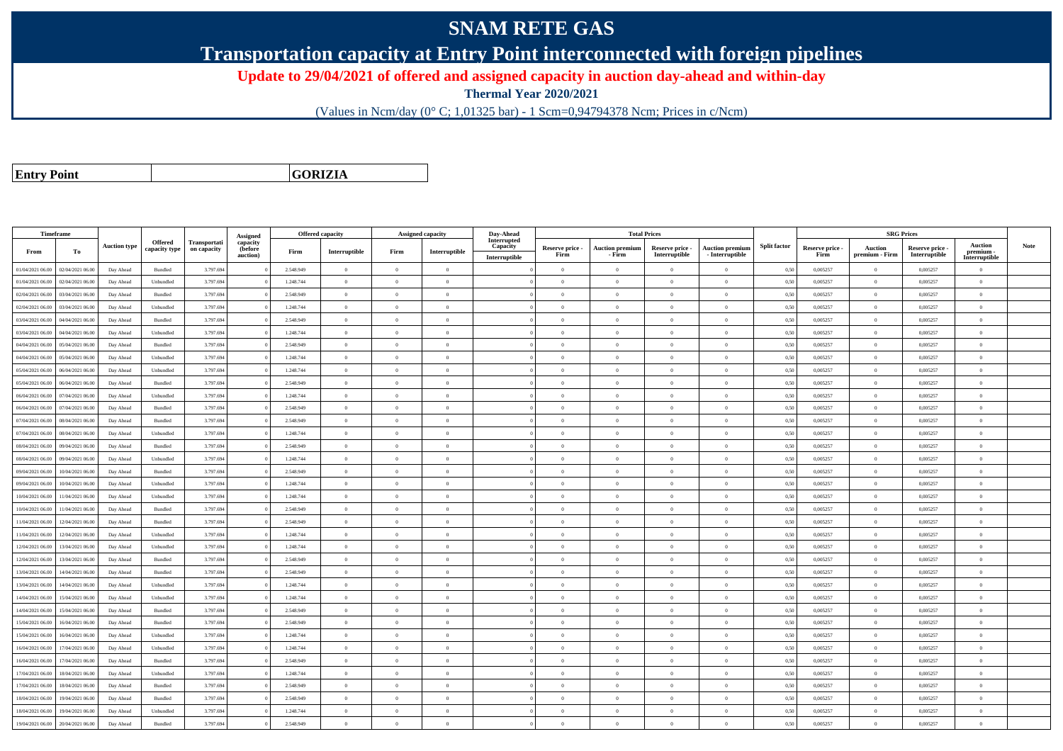# SNAM RETE GAS

## Transportation capacity at Entry Point interconnected with foreign pipelines

**Update to 29/04/2021 of offered and assigned capacity in auction day-ahead and within-day**

**Thermal Year 2020/2021**

(Values in Ncm/day (0° C; 1,01325 bar) - 1 Scm=0,94794378 Ncm; Prices in c/Ncm)

| Entry Point | GORIZIA |
|---|---|

| Timeframe | | Auction type | Offered capacity type | Transportation capacity | Assigned capacity (before auction) | Offered capacity | | Assigned capacity | | Day-Ahead Interrupted Capacity | Total Prices | | | | Split factor | SRG Prices | | | | Note |
|---|---|---|---|---|---|---|---|---|---|---|---|---|---|---|---|---|---|---|---|---|
| From | To | | | | | Firm | Interruptible | Firm | Interruptible | Interruptible | Reserve price - Firm | Auction premium - Firm | Reserve price - Interruptible | Auction premium - Interruptible | | Reserve price - Firm | Auction premium - Firm | Reserve price - Interruptible | Auction premium - Interruptible | |
| 01/04/2021 06.00 | 02/04/2021 06.00 | Day Ahead | Bundled | 3.797.694 | 0 | 2.548.949 | 0 | 0 | 0 | 0 | 0 | 0 | 0 | 0 | 0,50 | 0,005257 | 0 | 0,005257 | 0 | |
| 01/04/2021 06.00 | 02/04/2021 06.00 | Day Ahead | Unbundled | 3.797.694 | 0 | 1.248.744 | 0 | 0 | 0 | 0 | 0 | 0 | 0 | 0 | 0,50 | 0,005257 | 0 | 0,005257 | 0 | |
| 02/04/2021 06.00 | 03/04/2021 06.00 | Day Ahead | Bundled | 3.797.694 | 0 | 2.548.949 | 0 | 0 | 0 | 0 | 0 | 0 | 0 | 0 | 0,50 | 0,005257 | 0 | 0,005257 | 0 | |
| 02/04/2021 06.00 | 03/04/2021 06.00 | Day Ahead | Unbundled | 3.797.694 | 0 | 1.248.744 | 0 | 0 | 0 | 0 | 0 | 0 | 0 | 0 | 0,50 | 0,005257 | 0 | 0,005257 | 0 | |
| 03/04/2021 06.00 | 04/04/2021 06.00 | Day Ahead | Bundled | 3.797.694 | 0 | 2.548.949 | 0 | 0 | 0 | 0 | 0 | 0 | 0 | 0 | 0,50 | 0,005257 | 0 | 0,005257 | 0 | |
| 03/04/2021 06.00 | 04/04/2021 06.00 | Day Ahead | Unbundled | 3.797.694 | 0 | 1.248.744 | 0 | 0 | 0 | 0 | 0 | 0 | 0 | 0 | 0,50 | 0,005257 | 0 | 0,005257 | 0 | |
| 04/04/2021 06.00 | 05/04/2021 06.00 | Day Ahead | Bundled | 3.797.694 | 0 | 2.548.949 | 0 | 0 | 0 | 0 | 0 | 0 | 0 | 0 | 0,50 | 0,005257 | 0 | 0,005257 | 0 | |
| 04/04/2021 06.00 | 05/04/2021 06.00 | Day Ahead | Unbundled | 3.797.694 | 0 | 1.248.744 | 0 | 0 | 0 | 0 | 0 | 0 | 0 | 0 | 0,50 | 0,005257 | 0 | 0,005257 | 0 | |
| 05/04/2021 06.00 | 06/04/2021 06.00 | Day Ahead | Unbundled | 3.797.694 | 0 | 1.248.744 | 0 | 0 | 0 | 0 | 0 | 0 | 0 | 0 | 0,50 | 0,005257 | 0 | 0,005257 | 0 | |
| 05/04/2021 06.00 | 06/04/2021 06.00 | Day Ahead | Bundled | 3.797.694 | 0 | 2.548.949 | 0 | 0 | 0 | 0 | 0 | 0 | 0 | 0 | 0,50 | 0,005257 | 0 | 0,005257 | 0 | |
| 06/04/2021 06.00 | 07/04/2021 06.00 | Day Ahead | Unbundled | 3.797.694 | 0 | 1.248.744 | 0 | 0 | 0 | 0 | 0 | 0 | 0 | 0 | 0,50 | 0,005257 | 0 | 0,005257 | 0 | |
| 06/04/2021 06.00 | 07/04/2021 06.00 | Day Ahead | Bundled | 3.797.694 | 0 | 2.548.949 | 0 | 0 | 0 | 0 | 0 | 0 | 0 | 0 | 0,50 | 0,005257 | 0 | 0,005257 | 0 | |
| 07/04/2021 06.00 | 08/04/2021 06.00 | Day Ahead | Bundled | 3.797.694 | 0 | 2.548.949 | 0 | 0 | 0 | 0 | 0 | 0 | 0 | 0 | 0,50 | 0,005257 | 0 | 0,005257 | 0 | |
| 07/04/2021 06.00 | 08/04/2021 06.00 | Day Ahead | Unbundled | 3.797.694 | 0 | 1.248.744 | 0 | 0 | 0 | 0 | 0 | 0 | 0 | 0 | 0,50 | 0,005257 | 0 | 0,005257 | 0 | |
| 08/04/2021 06.00 | 09/04/2021 06.00 | Day Ahead | Bundled | 3.797.694 | 0 | 2.548.949 | 0 | 0 | 0 | 0 | 0 | 0 | 0 | 0 | 0,50 | 0,005257 | 0 | 0,005257 | 0 | |
| 08/04/2021 06.00 | 09/04/2021 06.00 | Day Ahead | Unbundled | 3.797.694 | 0 | 1.248.744 | 0 | 0 | 0 | 0 | 0 | 0 | 0 | 0 | 0,50 | 0,005257 | 0 | 0,005257 | 0 | |
| 09/04/2021 06.00 | 10/04/2021 06.00 | Day Ahead | Bundled | 3.797.694 | 0 | 2.548.949 | 0 | 0 | 0 | 0 | 0 | 0 | 0 | 0 | 0,50 | 0,005257 | 0 | 0,005257 | 0 | |
| 09/04/2021 06.00 | 10/04/2021 06.00 | Day Ahead | Unbundled | 3.797.694 | 0 | 1.248.744 | 0 | 0 | 0 | 0 | 0 | 0 | 0 | 0 | 0,50 | 0,005257 | 0 | 0,005257 | 0 | |
| 10/04/2021 06.00 | 11/04/2021 06.00 | Day Ahead | Unbundled | 3.797.694 | 0 | 1.248.744 | 0 | 0 | 0 | 0 | 0 | 0 | 0 | 0 | 0,50 | 0,005257 | 0 | 0,005257 | 0 | |
| 10/04/2021 06.00 | 11/04/2021 06.00 | Day Ahead | Bundled | 3.797.694 | 0 | 2.548.949 | 0 | 0 | 0 | 0 | 0 | 0 | 0 | 0 | 0,50 | 0,005257 | 0 | 0,005257 | 0 | |
| 11/04/2021 06.00 | 12/04/2021 06.00 | Day Ahead | Bundled | 3.797.694 | 0 | 2.548.949 | 0 | 0 | 0 | 0 | 0 | 0 | 0 | 0 | 0,50 | 0,005257 | 0 | 0,005257 | 0 | |
| 11/04/2021 06.00 | 12/04/2021 06.00 | Day Ahead | Unbundled | 3.797.694 | 0 | 1.248.744 | 0 | 0 | 0 | 0 | 0 | 0 | 0 | 0 | 0,50 | 0,005257 | 0 | 0,005257 | 0 | |
| 12/04/2021 06.00 | 13/04/2021 06.00 | Day Ahead | Unbundled | 3.797.694 | 0 | 1.248.744 | 0 | 0 | 0 | 0 | 0 | 0 | 0 | 0 | 0,50 | 0,005257 | 0 | 0,005257 | 0 | |
| 12/04/2021 06.00 | 13/04/2021 06.00 | Day Ahead | Bundled | 3.797.694 | 0 | 2.548.949 | 0 | 0 | 0 | 0 | 0 | 0 | 0 | 0 | 0,50 | 0,005257 | 0 | 0,005257 | 0 | |
| 13/04/2021 06.00 | 14/04/2021 06.00 | Day Ahead | Bundled | 3.797.694 | 0 | 2.548.949 | 0 | 0 | 0 | 0 | 0 | 0 | 0 | 0 | 0,50 | 0,005257 | 0 | 0,005257 | 0 | |
| 13/04/2021 06.00 | 14/04/2021 06.00 | Day Ahead | Unbundled | 3.797.694 | 0 | 1.248.744 | 0 | 0 | 0 | 0 | 0 | 0 | 0 | 0 | 0,50 | 0,005257 | 0 | 0,005257 | 0 | |
| 14/04/2021 06.00 | 15/04/2021 06.00 | Day Ahead | Unbundled | 3.797.694 | 0 | 1.248.744 | 0 | 0 | 0 | 0 | 0 | 0 | 0 | 0 | 0,50 | 0,005257 | 0 | 0,005257 | 0 | |
| 14/04/2021 06.00 | 15/04/2021 06.00 | Day Ahead | Bundled | 3.797.694 | 0 | 2.548.949 | 0 | 0 | 0 | 0 | 0 | 0 | 0 | 0 | 0,50 | 0,005257 | 0 | 0,005257 | 0 | |
| 15/04/2021 06.00 | 16/04/2021 06.00 | Day Ahead | Bundled | 3.797.694 | 0 | 2.548.949 | 0 | 0 | 0 | 0 | 0 | 0 | 0 | 0 | 0,50 | 0,005257 | 0 | 0,005257 | 0 | |
| 15/04/2021 06.00 | 16/04/2021 06.00 | Day Ahead | Unbundled | 3.797.694 | 0 | 1.248.744 | 0 | 0 | 0 | 0 | 0 | 0 | 0 | 0 | 0,50 | 0,005257 | 0 | 0,005257 | 0 | |
| 16/04/2021 06.00 | 17/04/2021 06.00 | Day Ahead | Unbundled | 3.797.694 | 0 | 1.248.744 | 0 | 0 | 0 | 0 | 0 | 0 | 0 | 0 | 0,50 | 0,005257 | 0 | 0,005257 | 0 | |
| 16/04/2021 06.00 | 17/04/2021 06.00 | Day Ahead | Bundled | 3.797.694 | 0 | 2.548.949 | 0 | 0 | 0 | 0 | 0 | 0 | 0 | 0 | 0,50 | 0,005257 | 0 | 0,005257 | 0 | |
| 17/04/2021 06.00 | 18/04/2021 06.00 | Day Ahead | Unbundled | 3.797.694 | 0 | 1.248.744 | 0 | 0 | 0 | 0 | 0 | 0 | 0 | 0 | 0,50 | 0,005257 | 0 | 0,005257 | 0 | |
| 17/04/2021 06.00 | 18/04/2021 06.00 | Day Ahead | Bundled | 3.797.694 | 0 | 2.548.949 | 0 | 0 | 0 | 0 | 0 | 0 | 0 | 0 | 0,50 | 0,005257 | 0 | 0,005257 | 0 | |
| 18/04/2021 06.00 | 19/04/2021 06.00 | Day Ahead | Bundled | 3.797.694 | 0 | 2.548.949 | 0 | 0 | 0 | 0 | 0 | 0 | 0 | 0 | 0,50 | 0,005257 | 0 | 0,005257 | 0 | |
| 18/04/2021 06.00 | 19/04/2021 06.00 | Day Ahead | Unbundled | 3.797.694 | 0 | 1.248.744 | 0 | 0 | 0 | 0 | 0 | 0 | 0 | 0 | 0,50 | 0,005257 | 0 | 0,005257 | 0 | |
| 19/04/2021 06.00 | 20/04/2021 06.00 | Day Ahead | Bundled | 3.797.694 | 0 | 2.548.949 | 0 | 0 | 0 | 0 | 0 | 0 | 0 | 0 | 0,50 | 0,005257 | 0 | 0,005257 | 0 | |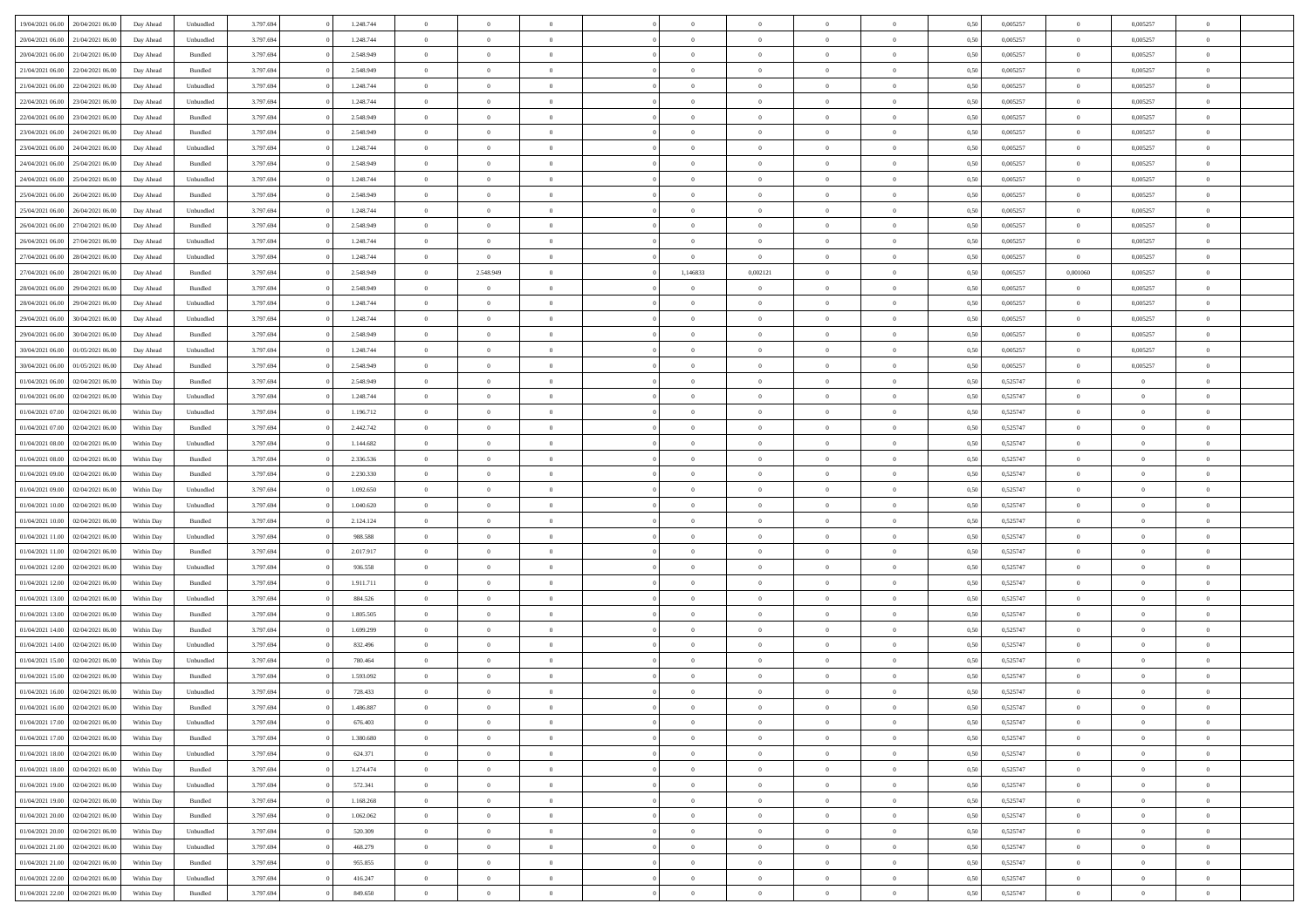| | | | | | | | | | | | | | | | | | | | | |
|---|---|---|---|---|---|---|---|---|---|---|---|---|---|---|---|---|---|---|---|---|
| 19/04/2021 06.00 | 20/04/2021 06.00 | Day Ahead | Unbundled | 3.797.694 | 0 | 1.248.744 | 0 | 0 | 0 | | 0 | 0 | 0 | 0 | 0,50 | 0,005257 | 0 | 0,005257 | 0 | |
| 20/04/2021 06.00 | 21/04/2021 06.00 | Day Ahead | Unbundled | 3.797.694 | 0 | 1.248.744 | 0 | 0 | 0 | | 0 | 0 | 0 | 0 | 0,50 | 0,005257 | 0 | 0,005257 | 0 | |
| 20/04/2021 06.00 | 21/04/2021 06.00 | Day Ahead | Bundled | 3.797.694 | 0 | 2.548.949 | 0 | 0 | 0 | | 0 | 0 | 0 | 0 | 0,50 | 0,005257 | 0 | 0,005257 | 0 | |
| 21/04/2021 06.00 | 22/04/2021 06.00 | Day Ahead | Bundled | 3.797.694 | 0 | 2.548.949 | 0 | 0 | 0 | | 0 | 0 | 0 | 0 | 0,50 | 0,005257 | 0 | 0,005257 | 0 | |
| 21/04/2021 06.00 | 22/04/2021 06.00 | Day Ahead | Unbundled | 3.797.694 | 0 | 1.248.744 | 0 | 0 | 0 | | 0 | 0 | 0 | 0 | 0,50 | 0,005257 | 0 | 0,005257 | 0 | |
| 22/04/2021 06.00 | 23/04/2021 06.00 | Day Ahead | Unbundled | 3.797.694 | 0 | 1.248.744 | 0 | 0 | 0 | | 0 | 0 | 0 | 0 | 0,50 | 0,005257 | 0 | 0,005257 | 0 | |
| 22/04/2021 06.00 | 23/04/2021 06.00 | Day Ahead | Bundled | 3.797.694 | 0 | 2.548.949 | 0 | 0 | 0 | | 0 | 0 | 0 | 0 | 0,50 | 0,005257 | 0 | 0,005257 | 0 | |
| 23/04/2021 06.00 | 24/04/2021 06.00 | Day Ahead | Bundled | 3.797.694 | 0 | 2.548.949 | 0 | 0 | 0 | | 0 | 0 | 0 | 0 | 0,50 | 0,005257 | 0 | 0,005257 | 0 | |
| 23/04/2021 06.00 | 24/04/2021 06.00 | Day Ahead | Unbundled | 3.797.694 | 0 | 1.248.744 | 0 | 0 | 0 | | 0 | 0 | 0 | 0 | 0,50 | 0,005257 | 0 | 0,005257 | 0 | |
| 24/04/2021 06.00 | 25/04/2021 06.00 | Day Ahead | Bundled | 3.797.694 | 0 | 2.548.949 | 0 | 0 | 0 | | 0 | 0 | 0 | 0 | 0,50 | 0,005257 | 0 | 0,005257 | 0 | |
| 24/04/2021 06.00 | 25/04/2021 06.00 | Day Ahead | Unbundled | 3.797.694 | 0 | 1.248.744 | 0 | 0 | 0 | | 0 | 0 | 0 | 0 | 0,50 | 0,005257 | 0 | 0,005257 | 0 | |
| 25/04/2021 06.00 | 26/04/2021 06.00 | Day Ahead | Bundled | 3.797.694 | 0 | 2.548.949 | 0 | 0 | 0 | | 0 | 0 | 0 | 0 | 0,50 | 0,005257 | 0 | 0,005257 | 0 | |
| 25/04/2021 06.00 | 26/04/2021 06.00 | Day Ahead | Unbundled | 3.797.694 | 0 | 1.248.744 | 0 | 0 | 0 | | 0 | 0 | 0 | 0 | 0,50 | 0,005257 | 0 | 0,005257 | 0 | |
| 26/04/2021 06.00 | 27/04/2021 06.00 | Day Ahead | Bundled | 3.797.694 | 0 | 2.548.949 | 0 | 0 | 0 | | 0 | 0 | 0 | 0 | 0,50 | 0,005257 | 0 | 0,005257 | 0 | |
| 26/04/2021 06.00 | 27/04/2021 06.00 | Day Ahead | Unbundled | 3.797.694 | 0 | 1.248.744 | 0 | 0 | 0 | | 0 | 0 | 0 | 0 | 0,50 | 0,005257 | 0 | 0,005257 | 0 | |
| 27/04/2021 06.00 | 28/04/2021 06.00 | Day Ahead | Unbundled | 3.797.694 | 0 | 1.248.744 | 0 | 0 | 0 | | 0 | 0 | 0 | 0 | 0,50 | 0,005257 | 0 | 0,005257 | 0 | |
| 27/04/2021 06.00 | 28/04/2021 06.00 | Day Ahead | Bundled | 3.797.694 | 0 | 2.548.949 | 0 | 2.548.949 | 0 | | 1,146833 | 0,002121 | 0 | 0 | 0,50 | 0,005257 | 0,001060 | 0,005257 | 0 | |
| 28/04/2021 06.00 | 29/04/2021 06.00 | Day Ahead | Bundled | 3.797.694 | 0 | 2.548.949 | 0 | 0 | 0 | | 0 | 0 | 0 | 0 | 0,50 | 0,005257 | 0 | 0,005257 | 0 | |
| 28/04/2021 06.00 | 29/04/2021 06.00 | Day Ahead | Unbundled | 3.797.694 | 0 | 1.248.744 | 0 | 0 | 0 | | 0 | 0 | 0 | 0 | 0,50 | 0,005257 | 0 | 0,005257 | 0 | |
| 29/04/2021 06.00 | 30/04/2021 06.00 | Day Ahead | Unbundled | 3.797.694 | 0 | 1.248.744 | 0 | 0 | 0 | | 0 | 0 | 0 | 0 | 0,50 | 0,005257 | 0 | 0,005257 | 0 | |
| 29/04/2021 06.00 | 30/04/2021 06.00 | Day Ahead | Bundled | 3.797.694 | 0 | 2.548.949 | 0 | 0 | 0 | | 0 | 0 | 0 | 0 | 0,50 | 0,005257 | 0 | 0,005257 | 0 | |
| 30/04/2021 06.00 | 01/05/2021 06.00 | Day Ahead | Unbundled | 3.797.694 | 0 | 1.248.744 | 0 | 0 | 0 | | 0 | 0 | 0 | 0 | 0,50 | 0,005257 | 0 | 0,005257 | 0 | |
| 30/04/2021 06.00 | 01/05/2021 06.00 | Day Ahead | Bundled | 3.797.694 | 0 | 2.548.949 | 0 | 0 | 0 | | 0 | 0 | 0 | 0 | 0,50 | 0,005257 | 0 | 0,005257 | 0 | |
| 01/04/2021 06.00 | 02/04/2021 06.00 | Within Day | Bundled | 3.797.694 | 0 | 2.548.949 | 0 | 0 | 0 | | 0 | 0 | 0 | 0 | 0,50 | 0,525747 | 0 | 0 | 0 | |
| 01/04/2021 06.00 | 02/04/2021 06.00 | Within Day | Unbundled | 3.797.694 | 0 | 1.248.744 | 0 | 0 | 0 | | 0 | 0 | 0 | 0 | 0,50 | 0,525747 | 0 | 0 | 0 | |
| 01/04/2021 07.00 | 02/04/2021 06.00 | Within Day | Unbundled | 3.797.694 | 0 | 1.196.712 | 0 | 0 | 0 | | 0 | 0 | 0 | 0 | 0,50 | 0,525747 | 0 | 0 | 0 | |
| 01/04/2021 07.00 | 02/04/2021 06.00 | Within Day | Bundled | 3.797.694 | 0 | 2.442.742 | 0 | 0 | 0 | | 0 | 0 | 0 | 0 | 0,50 | 0,525747 | 0 | 0 | 0 | |
| 01/04/2021 08.00 | 02/04/2021 06.00 | Within Day | Unbundled | 3.797.694 | 0 | 1.144.682 | 0 | 0 | 0 | | 0 | 0 | 0 | 0 | 0,50 | 0,525747 | 0 | 0 | 0 | |
| 01/04/2021 08.00 | 02/04/2021 06.00 | Within Day | Bundled | 3.797.694 | 0 | 2.336.536 | 0 | 0 | 0 | | 0 | 0 | 0 | 0 | 0,50 | 0,525747 | 0 | 0 | 0 | |
| 01/04/2021 09.00 | 02/04/2021 06.00 | Within Day | Bundled | 3.797.694 | 0 | 2.230.330 | 0 | 0 | 0 | | 0 | 0 | 0 | 0 | 0,50 | 0,525747 | 0 | 0 | 0 | |
| 01/04/2021 09.00 | 02/04/2021 06.00 | Within Day | Unbundled | 3.797.694 | 0 | 1.092.650 | 0 | 0 | 0 | | 0 | 0 | 0 | 0 | 0,50 | 0,525747 | 0 | 0 | 0 | |
| 01/04/2021 10.00 | 02/04/2021 06.00 | Within Day | Unbundled | 3.797.694 | 0 | 1.040.620 | 0 | 0 | 0 | | 0 | 0 | 0 | 0 | 0,50 | 0,525747 | 0 | 0 | 0 | |
| 01/04/2021 10.00 | 02/04/2021 06.00 | Within Day | Bundled | 3.797.694 | 0 | 2.124.124 | 0 | 0 | 0 | | 0 | 0 | 0 | 0 | 0,50 | 0,525747 | 0 | 0 | 0 | |
| 01/04/2021 11.00 | 02/04/2021 06.00 | Within Day | Unbundled | 3.797.694 | 0 | 988.588 | 0 | 0 | 0 | | 0 | 0 | 0 | 0 | 0,50 | 0,525747 | 0 | 0 | 0 | |
| 01/04/2021 11.00 | 02/04/2021 06.00 | Within Day | Bundled | 3.797.694 | 0 | 2.017.917 | 0 | 0 | 0 | | 0 | 0 | 0 | 0 | 0,50 | 0,525747 | 0 | 0 | 0 | |
| 01/04/2021 12.00 | 02/04/2021 06.00 | Within Day | Unbundled | 3.797.694 | 0 | 936.558 | 0 | 0 | 0 | | 0 | 0 | 0 | 0 | 0,50 | 0,525747 | 0 | 0 | 0 | |
| 01/04/2021 12.00 | 02/04/2021 06.00 | Within Day | Bundled | 3.797.694 | 0 | 1.911.711 | 0 | 0 | 0 | | 0 | 0 | 0 | 0 | 0,50 | 0,525747 | 0 | 0 | 0 | |
| 01/04/2021 13.00 | 02/04/2021 06.00 | Within Day | Unbundled | 3.797.694 | 0 | 884.526 | 0 | 0 | 0 | | 0 | 0 | 0 | 0 | 0,50 | 0,525747 | 0 | 0 | 0 | |
| 01/04/2021 13.00 | 02/04/2021 06.00 | Within Day | Bundled | 3.797.694 | 0 | 1.805.505 | 0 | 0 | 0 | | 0 | 0 | 0 | 0 | 0,50 | 0,525747 | 0 | 0 | 0 | |
| 01/04/2021 14.00 | 02/04/2021 06.00 | Within Day | Bundled | 3.797.694 | 0 | 1.699.299 | 0 | 0 | 0 | | 0 | 0 | 0 | 0 | 0,50 | 0,525747 | 0 | 0 | 0 | |
| 01/04/2021 14.00 | 02/04/2021 06.00 | Within Day | Unbundled | 3.797.694 | 0 | 832.496 | 0 | 0 | 0 | | 0 | 0 | 0 | 0 | 0,50 | 0,525747 | 0 | 0 | 0 | |
| 01/04/2021 15.00 | 02/04/2021 06.00 | Within Day | Unbundled | 3.797.694 | 0 | 780.464 | 0 | 0 | 0 | | 0 | 0 | 0 | 0 | 0,50 | 0,525747 | 0 | 0 | 0 | |
| 01/04/2021 15.00 | 02/04/2021 06.00 | Within Day | Bundled | 3.797.694 | 0 | 1.593.092 | 0 | 0 | 0 | | 0 | 0 | 0 | 0 | 0,50 | 0,525747 | 0 | 0 | 0 | |
| 01/04/2021 16.00 | 02/04/2021 06.00 | Within Day | Unbundled | 3.797.694 | 0 | 728.433 | 0 | 0 | 0 | | 0 | 0 | 0 | 0 | 0,50 | 0,525747 | 0 | 0 | 0 | |
| 01/04/2021 16.00 | 02/04/2021 06.00 | Within Day | Bundled | 3.797.694 | 0 | 1.486.887 | 0 | 0 | 0 | | 0 | 0 | 0 | 0 | 0,50 | 0,525747 | 0 | 0 | 0 | |
| 01/04/2021 17.00 | 02/04/2021 06.00 | Within Day | Unbundled | 3.797.694 | 0 | 676.403 | 0 | 0 | 0 | | 0 | 0 | 0 | 0 | 0,50 | 0,525747 | 0 | 0 | 0 | |
| 01/04/2021 17.00 | 02/04/2021 06.00 | Within Day | Bundled | 3.797.694 | 0 | 1.380.680 | 0 | 0 | 0 | | 0 | 0 | 0 | 0 | 0,50 | 0,525747 | 0 | 0 | 0 | |
| 01/04/2021 18.00 | 02/04/2021 06.00 | Within Day | Unbundled | 3.797.694 | 0 | 624.371 | 0 | 0 | 0 | | 0 | 0 | 0 | 0 | 0,50 | 0,525747 | 0 | 0 | 0 | |
| 01/04/2021 18.00 | 02/04/2021 06.00 | Within Day | Bundled | 3.797.694 | 0 | 1.274.474 | 0 | 0 | 0 | | 0 | 0 | 0 | 0 | 0,50 | 0,525747 | 0 | 0 | 0 | |
| 01/04/2021 19.00 | 02/04/2021 06.00 | Within Day | Unbundled | 3.797.694 | 0 | 572.341 | 0 | 0 | 0 | | 0 | 0 | 0 | 0 | 0,50 | 0,525747 | 0 | 0 | 0 | |
| 01/04/2021 19.00 | 02/04/2021 06.00 | Within Day | Bundled | 3.797.694 | 0 | 1.168.268 | 0 | 0 | 0 | | 0 | 0 | 0 | 0 | 0,50 | 0,525747 | 0 | 0 | 0 | |
| 01/04/2021 20.00 | 02/04/2021 06.00 | Within Day | Bundled | 3.797.694 | 0 | 1.062.062 | 0 | 0 | 0 | | 0 | 0 | 0 | 0 | 0,50 | 0,525747 | 0 | 0 | 0 | |
| 01/04/2021 20.00 | 02/04/2021 06.00 | Within Day | Unbundled | 3.797.694 | 0 | 520.309 | 0 | 0 | 0 | | 0 | 0 | 0 | 0 | 0,50 | 0,525747 | 0 | 0 | 0 | |
| 01/04/2021 21.00 | 02/04/2021 06.00 | Within Day | Unbundled | 3.797.694 | 0 | 468.279 | 0 | 0 | 0 | | 0 | 0 | 0 | 0 | 0,50 | 0,525747 | 0 | 0 | 0 | |
| 01/04/2021 21.00 | 02/04/2021 06.00 | Within Day | Bundled | 3.797.694 | 0 | 955.855 | 0 | 0 | 0 | | 0 | 0 | 0 | 0 | 0,50 | 0,525747 | 0 | 0 | 0 | |
| 01/04/2021 22.00 | 02/04/2021 06.00 | Within Day | Unbundled | 3.797.694 | 0 | 416.247 | 0 | 0 | 0 | | 0 | 0 | 0 | 0 | 0,50 | 0,525747 | 0 | 0 | 0 | |
| 01/04/2021 22.00 | 02/04/2021 06.00 | Within Day | Bundled | 3.797.694 | 0 | 849.650 | 0 | 0 | 0 | | 0 | 0 | 0 | 0 | 0,50 | 0,525747 | 0 | 0 | 0 | |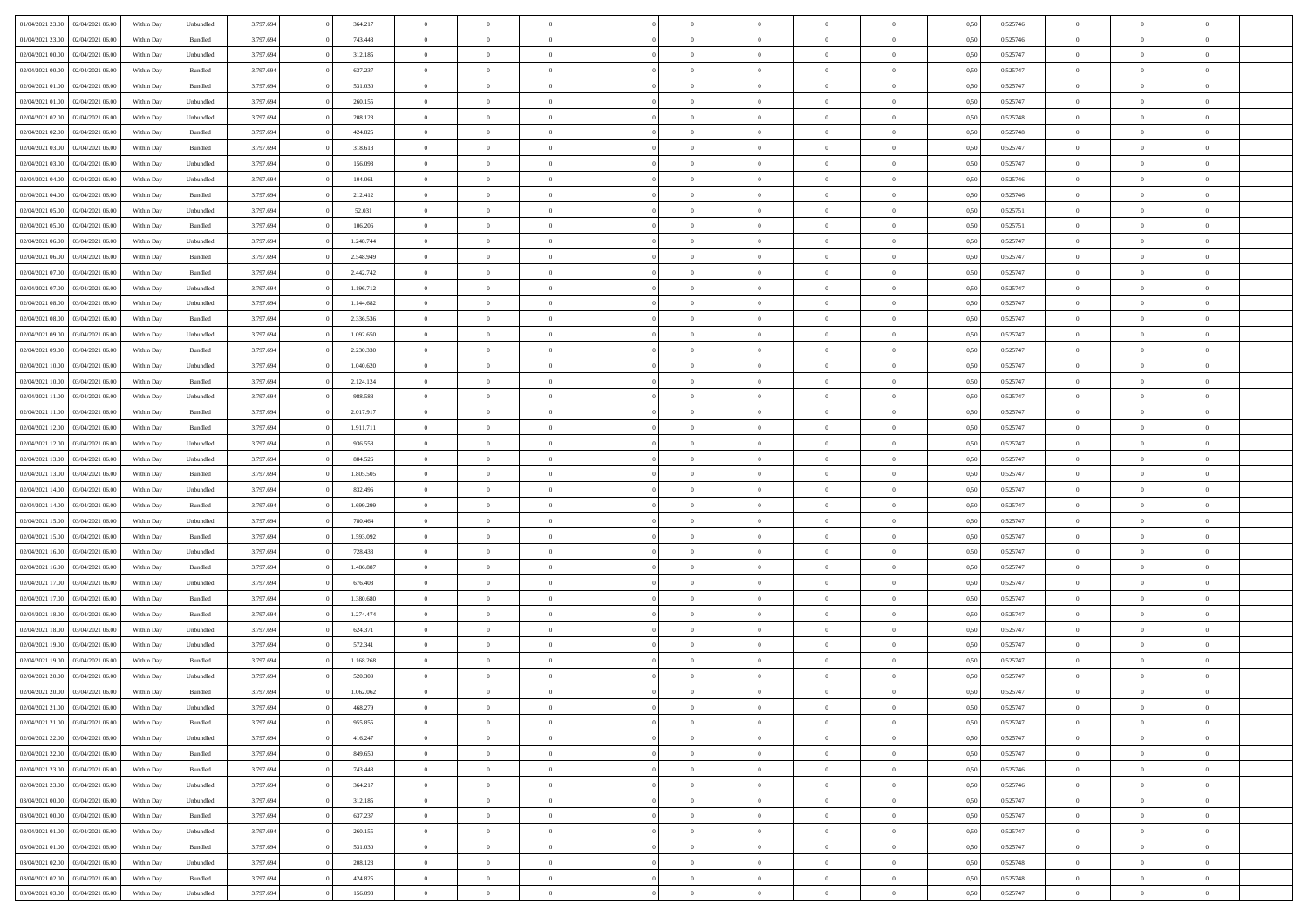| | | | | | | | | | | | | | | | | | | | | |
|---|---|---|---|---|---|---|---|---|---|---|---|---|---|---|---|---|---|---|---|---|
| 01/04/2021 23.00 | 02/04/2021 06.00 | Within Day | Unbundled | 3.797.694 | 0 | 364.217 | 0 | 0 | 0 | | 0 | 0 | 0 | 0 | 0,50 | 0,525746 | 0 | 0 | 0 | |
| 01/04/2021 23.00 | 02/04/2021 06.00 | Within Day | Bundled | 3.797.694 | 0 | 743.443 | 0 | 0 | 0 | | 0 | 0 | 0 | 0 | 0,50 | 0,525746 | 0 | 0 | 0 | |
| 02/04/2021 00.00 | 02/04/2021 06.00 | Within Day | Unbundled | 3.797.694 | 0 | 312.185 | 0 | 0 | 0 | | 0 | 0 | 0 | 0 | 0,50 | 0,525747 | 0 | 0 | 0 | |
| 02/04/2021 00.00 | 02/04/2021 06.00 | Within Day | Bundled | 3.797.694 | 0 | 637.237 | 0 | 0 | 0 | | 0 | 0 | 0 | 0 | 0,50 | 0,525747 | 0 | 0 | 0 | |
| 02/04/2021 01.00 | 02/04/2021 06.00 | Within Day | Bundled | 3.797.694 | 0 | 531.030 | 0 | 0 | 0 | | 0 | 0 | 0 | 0 | 0,50 | 0,525747 | 0 | 0 | 0 | |
| 02/04/2021 01.00 | 02/04/2021 06.00 | Within Day | Unbundled | 3.797.694 | 0 | 260.155 | 0 | 0 | 0 | | 0 | 0 | 0 | 0 | 0,50 | 0,525747 | 0 | 0 | 0 | |
| 02/04/2021 02.00 | 02/04/2021 06.00 | Within Day | Unbundled | 3.797.694 | 0 | 208.123 | 0 | 0 | 0 | | 0 | 0 | 0 | 0 | 0,50 | 0,525748 | 0 | 0 | 0 | |
| 02/04/2021 02.00 | 02/04/2021 06.00 | Within Day | Bundled | 3.797.694 | 0 | 424.825 | 0 | 0 | 0 | | 0 | 0 | 0 | 0 | 0,50 | 0,525748 | 0 | 0 | 0 | |
| 02/04/2021 03.00 | 02/04/2021 06.00 | Within Day | Bundled | 3.797.694 | 0 | 318.618 | 0 | 0 | 0 | | 0 | 0 | 0 | 0 | 0,50 | 0,525747 | 0 | 0 | 0 | |
| 02/04/2021 03.00 | 02/04/2021 06.00 | Within Day | Unbundled | 3.797.694 | 0 | 156.093 | 0 | 0 | 0 | | 0 | 0 | 0 | 0 | 0,50 | 0,525747 | 0 | 0 | 0 | |
| 02/04/2021 04.00 | 02/04/2021 06.00 | Within Day | Unbundled | 3.797.694 | 0 | 104.061 | 0 | 0 | 0 | | 0 | 0 | 0 | 0 | 0,50 | 0,525746 | 0 | 0 | 0 | |
| 02/04/2021 04.00 | 02/04/2021 06.00 | Within Day | Bundled | 3.797.694 | 0 | 212.412 | 0 | 0 | 0 | | 0 | 0 | 0 | 0 | 0,50 | 0,525746 | 0 | 0 | 0 | |
| 02/04/2021 05.00 | 02/04/2021 06.00 | Within Day | Unbundled | 3.797.694 | 0 | 52.031 | 0 | 0 | 0 | | 0 | 0 | 0 | 0 | 0,50 | 0,525751 | 0 | 0 | 0 | |
| 02/04/2021 05.00 | 02/04/2021 06.00 | Within Day | Bundled | 3.797.694 | 0 | 106.206 | 0 | 0 | 0 | | 0 | 0 | 0 | 0 | 0,50 | 0,525751 | 0 | 0 | 0 | |
| 02/04/2021 06.00 | 03/04/2021 06.00 | Within Day | Unbundled | 3.797.694 | 0 | 1.248.744 | 0 | 0 | 0 | | 0 | 0 | 0 | 0 | 0,50 | 0,525747 | 0 | 0 | 0 | |
| 02/04/2021 06.00 | 03/04/2021 06.00 | Within Day | Bundled | 3.797.694 | 0 | 2.548.949 | 0 | 0 | 0 | | 0 | 0 | 0 | 0 | 0,50 | 0,525747 | 0 | 0 | 0 | |
| 02/04/2021 07.00 | 03/04/2021 06.00 | Within Day | Bundled | 3.797.694 | 0 | 2.442.742 | 0 | 0 | 0 | | 0 | 0 | 0 | 0 | 0,50 | 0,525747 | 0 | 0 | 0 | |
| 02/04/2021 07.00 | 03/04/2021 06.00 | Within Day | Unbundled | 3.797.694 | 0 | 1.196.712 | 0 | 0 | 0 | | 0 | 0 | 0 | 0 | 0,50 | 0,525747 | 0 | 0 | 0 | |
| 02/04/2021 08.00 | 03/04/2021 06.00 | Within Day | Unbundled | 3.797.694 | 0 | 1.144.682 | 0 | 0 | 0 | | 0 | 0 | 0 | 0 | 0,50 | 0,525747 | 0 | 0 | 0 | |
| 02/04/2021 08.00 | 03/04/2021 06.00 | Within Day | Bundled | 3.797.694 | 0 | 2.336.536 | 0 | 0 | 0 | | 0 | 0 | 0 | 0 | 0,50 | 0,525747 | 0 | 0 | 0 | |
| 02/04/2021 09.00 | 03/04/2021 06.00 | Within Day | Unbundled | 3.797.694 | 0 | 1.092.650 | 0 | 0 | 0 | | 0 | 0 | 0 | 0 | 0,50 | 0,525747 | 0 | 0 | 0 | |
| 02/04/2021 09.00 | 03/04/2021 06.00 | Within Day | Bundled | 3.797.694 | 0 | 2.230.330 | 0 | 0 | 0 | | 0 | 0 | 0 | 0 | 0,50 | 0,525747 | 0 | 0 | 0 | |
| 02/04/2021 10.00 | 03/04/2021 06.00 | Within Day | Unbundled | 3.797.694 | 0 | 1.040.620 | 0 | 0 | 0 | | 0 | 0 | 0 | 0 | 0,50 | 0,525747 | 0 | 0 | 0 | |
| 02/04/2021 10.00 | 03/04/2021 06.00 | Within Day | Bundled | 3.797.694 | 0 | 2.124.124 | 0 | 0 | 0 | | 0 | 0 | 0 | 0 | 0,50 | 0,525747 | 0 | 0 | 0 | |
| 02/04/2021 11.00 | 03/04/2021 06.00 | Within Day | Unbundled | 3.797.694 | 0 | 988.588 | 0 | 0 | 0 | | 0 | 0 | 0 | 0 | 0,50 | 0,525747 | 0 | 0 | 0 | |
| 02/04/2021 11.00 | 03/04/2021 06.00 | Within Day | Bundled | 3.797.694 | 0 | 2.017.917 | 0 | 0 | 0 | | 0 | 0 | 0 | 0 | 0,50 | 0,525747 | 0 | 0 | 0 | |
| 02/04/2021 12.00 | 03/04/2021 06.00 | Within Day | Bundled | 3.797.694 | 0 | 1.911.711 | 0 | 0 | 0 | | 0 | 0 | 0 | 0 | 0,50 | 0,525747 | 0 | 0 | 0 | |
| 02/04/2021 12.00 | 03/04/2021 06.00 | Within Day | Unbundled | 3.797.694 | 0 | 936.558 | 0 | 0 | 0 | | 0 | 0 | 0 | 0 | 0,50 | 0,525747 | 0 | 0 | 0 | |
| 02/04/2021 13.00 | 03/04/2021 06.00 | Within Day | Unbundled | 3.797.694 | 0 | 884.526 | 0 | 0 | 0 | | 0 | 0 | 0 | 0 | 0,50 | 0,525747 | 0 | 0 | 0 | |
| 02/04/2021 13.00 | 03/04/2021 06.00 | Within Day | Bundled | 3.797.694 | 0 | 1.805.505 | 0 | 0 | 0 | | 0 | 0 | 0 | 0 | 0,50 | 0,525747 | 0 | 0 | 0 | |
| 02/04/2021 14.00 | 03/04/2021 06.00 | Within Day | Unbundled | 3.797.694 | 0 | 832.496 | 0 | 0 | 0 | | 0 | 0 | 0 | 0 | 0,50 | 0,525747 | 0 | 0 | 0 | |
| 02/04/2021 14.00 | 03/04/2021 06.00 | Within Day | Bundled | 3.797.694 | 0 | 1.699.299 | 0 | 0 | 0 | | 0 | 0 | 0 | 0 | 0,50 | 0,525747 | 0 | 0 | 0 | |
| 02/04/2021 15.00 | 03/04/2021 06.00 | Within Day | Unbundled | 3.797.694 | 0 | 780.464 | 0 | 0 | 0 | | 0 | 0 | 0 | 0 | 0,50 | 0,525747 | 0 | 0 | 0 | |
| 02/04/2021 15.00 | 03/04/2021 06.00 | Within Day | Bundled | 3.797.694 | 0 | 1.593.092 | 0 | 0 | 0 | | 0 | 0 | 0 | 0 | 0,50 | 0,525747 | 0 | 0 | 0 | |
| 02/04/2021 16.00 | 03/04/2021 06.00 | Within Day | Unbundled | 3.797.694 | 0 | 728.433 | 0 | 0 | 0 | | 0 | 0 | 0 | 0 | 0,50 | 0,525747 | 0 | 0 | 0 | |
| 02/04/2021 16.00 | 03/04/2021 06.00 | Within Day | Bundled | 3.797.694 | 0 | 1.486.887 | 0 | 0 | 0 | | 0 | 0 | 0 | 0 | 0,50 | 0,525747 | 0 | 0 | 0 | |
| 02/04/2021 17.00 | 03/04/2021 06.00 | Within Day | Unbundled | 3.797.694 | 0 | 676.403 | 0 | 0 | 0 | | 0 | 0 | 0 | 0 | 0,50 | 0,525747 | 0 | 0 | 0 | |
| 02/04/2021 17.00 | 03/04/2021 06.00 | Within Day | Bundled | 3.797.694 | 0 | 1.380.680 | 0 | 0 | 0 | | 0 | 0 | 0 | 0 | 0,50 | 0,525747 | 0 | 0 | 0 | |
| 02/04/2021 18.00 | 03/04/2021 06.00 | Within Day | Bundled | 3.797.694 | 0 | 1.274.474 | 0 | 0 | 0 | | 0 | 0 | 0 | 0 | 0,50 | 0,525747 | 0 | 0 | 0 | |
| 02/04/2021 18.00 | 03/04/2021 06.00 | Within Day | Unbundled | 3.797.694 | 0 | 624.371 | 0 | 0 | 0 | | 0 | 0 | 0 | 0 | 0,50 | 0,525747 | 0 | 0 | 0 | |
| 02/04/2021 19.00 | 03/04/2021 06.00 | Within Day | Unbundled | 3.797.694 | 0 | 572.341 | 0 | 0 | 0 | | 0 | 0 | 0 | 0 | 0,50 | 0,525747 | 0 | 0 | 0 | |
| 02/04/2021 19.00 | 03/04/2021 06.00 | Within Day | Bundled | 3.797.694 | 0 | 1.168.268 | 0 | 0 | 0 | | 0 | 0 | 0 | 0 | 0,50 | 0,525747 | 0 | 0 | 0 | |
| 02/04/2021 20.00 | 03/04/2021 06.00 | Within Day | Unbundled | 3.797.694 | 0 | 520.309 | 0 | 0 | 0 | | 0 | 0 | 0 | 0 | 0,50 | 0,525747 | 0 | 0 | 0 | |
| 02/04/2021 20.00 | 03/04/2021 06.00 | Within Day | Bundled | 3.797.694 | 0 | 1.062.062 | 0 | 0 | 0 | | 0 | 0 | 0 | 0 | 0,50 | 0,525747 | 0 | 0 | 0 | |
| 02/04/2021 21.00 | 03/04/2021 06.00 | Within Day | Unbundled | 3.797.694 | 0 | 468.279 | 0 | 0 | 0 | | 0 | 0 | 0 | 0 | 0,50 | 0,525747 | 0 | 0 | 0 | |
| 02/04/2021 21.00 | 03/04/2021 06.00 | Within Day | Bundled | 3.797.694 | 0 | 955.855 | 0 | 0 | 0 | | 0 | 0 | 0 | 0 | 0,50 | 0,525747 | 0 | 0 | 0 | |
| 02/04/2021 22.00 | 03/04/2021 06.00 | Within Day | Unbundled | 3.797.694 | 0 | 416.247 | 0 | 0 | 0 | | 0 | 0 | 0 | 0 | 0,50 | 0,525747 | 0 | 0 | 0 | |
| 02/04/2021 22.00 | 03/04/2021 06.00 | Within Day | Bundled | 3.797.694 | 0 | 849.650 | 0 | 0 | 0 | | 0 | 0 | 0 | 0 | 0,50 | 0,525747 | 0 | 0 | 0 | |
| 02/04/2021 23.00 | 03/04/2021 06.00 | Within Day | Bundled | 3.797.694 | 0 | 743.443 | 0 | 0 | 0 | | 0 | 0 | 0 | 0 | 0,50 | 0,525746 | 0 | 0 | 0 | |
| 02/04/2021 23.00 | 03/04/2021 06.00 | Within Day | Unbundled | 3.797.694 | 0 | 364.217 | 0 | 0 | 0 | | 0 | 0 | 0 | 0 | 0,50 | 0,525746 | 0 | 0 | 0 | |
| 03/04/2021 00.00 | 03/04/2021 06.00 | Within Day | Unbundled | 3.797.694 | 0 | 312.185 | 0 | 0 | 0 | | 0 | 0 | 0 | 0 | 0,50 | 0,525747 | 0 | 0 | 0 | |
| 03/04/2021 00.00 | 03/04/2021 06.00 | Within Day | Bundled | 3.797.694 | 0 | 637.237 | 0 | 0 | 0 | | 0 | 0 | 0 | 0 | 0,50 | 0,525747 | 0 | 0 | 0 | |
| 03/04/2021 01.00 | 03/04/2021 06.00 | Within Day | Unbundled | 3.797.694 | 0 | 260.155 | 0 | 0 | 0 | | 0 | 0 | 0 | 0 | 0,50 | 0,525747 | 0 | 0 | 0 | |
| 03/04/2021 01.00 | 03/04/2021 06.00 | Within Day | Bundled | 3.797.694 | 0 | 531.030 | 0 | 0 | 0 | | 0 | 0 | 0 | 0 | 0,50 | 0,525747 | 0 | 0 | 0 | |
| 03/04/2021 02.00 | 03/04/2021 06.00 | Within Day | Unbundled | 3.797.694 | 0 | 208.123 | 0 | 0 | 0 | | 0 | 0 | 0 | 0 | 0,50 | 0,525748 | 0 | 0 | 0 | |
| 03/04/2021 02.00 | 03/04/2021 06.00 | Within Day | Bundled | 3.797.694 | 0 | 424.825 | 0 | 0 | 0 | | 0 | 0 | 0 | 0 | 0,50 | 0,525748 | 0 | 0 | 0 | |
| 03/04/2021 03.00 | 03/04/2021 06.00 | Within Day | Unbundled | 3.797.694 | 0 | 156.093 | 0 | 0 | 0 | | 0 | 0 | 0 | 0 | 0,50 | 0,525747 | 0 | 0 | 0 | |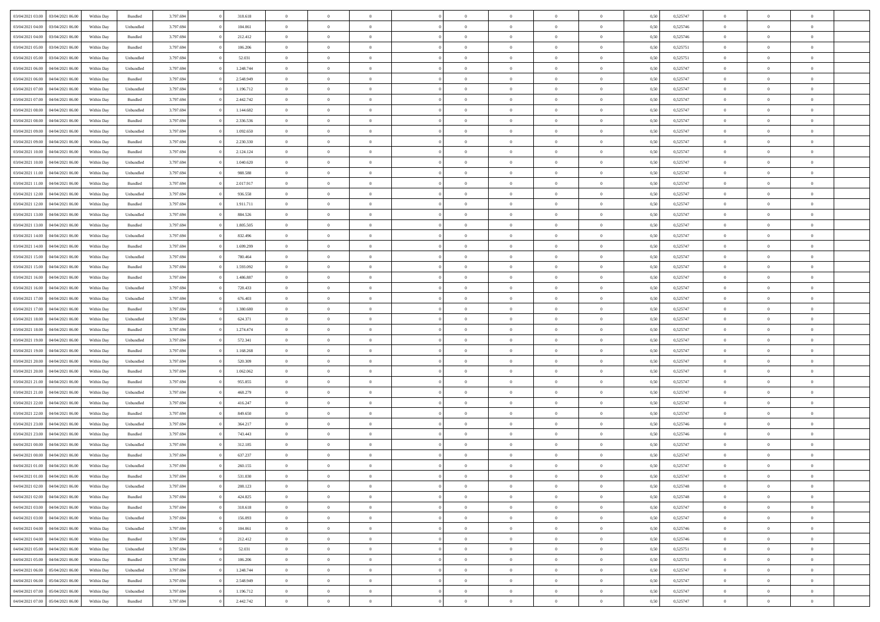| | | | | | | | | | | | | | | | | | | | | |
|---|---|---|---|---|---|---|---|---|---|---|---|---|---|---|---|---|---|---|---|---|
| 03/04/2021 03:00 | 03/04/2021 06:00 | Within Day | Bundled | 3.797.694 | 0 | 318.618 | 0 | 0 | 0 | | 0 | 0 | 0 | 0 | 0,50 | 0,525747 | 0 | 0 | 0 | |
| 03/04/2021 04:00 | 03/04/2021 06:00 | Within Day | Unbundled | 3.797.694 | 0 | 104.061 | 0 | 0 | 0 | | 0 | 0 | 0 | 0 | 0,50 | 0,525746 | 0 | 0 | 0 | |
| 03/04/2021 04:00 | 03/04/2021 06:00 | Within Day | Bundled | 3.797.694 | 0 | 212.412 | 0 | 0 | 0 | | 0 | 0 | 0 | 0 | 0,50 | 0,525746 | 0 | 0 | 0 | |
| 03/04/2021 05:00 | 03/04/2021 06:00 | Within Day | Bundled | 3.797.694 | 0 | 106.206 | 0 | 0 | 0 | | 0 | 0 | 0 | 0 | 0,50 | 0,525751 | 0 | 0 | 0 | |
| 03/04/2021 05:00 | 03/04/2021 06:00 | Within Day | Unbundled | 3.797.694 | 0 | 52.031 | 0 | 0 | 0 | | 0 | 0 | 0 | 0 | 0,50 | 0,525751 | 0 | 0 | 0 | |
| 03/04/2021 06:00 | 04/04/2021 06:00 | Within Day | Unbundled | 3.797.694 | 0 | 1.248.744 | 0 | 0 | 0 | | 0 | 0 | 0 | 0 | 0,50 | 0,525747 | 0 | 0 | 0 | |
| 03/04/2021 06:00 | 04/04/2021 06:00 | Within Day | Bundled | 3.797.694 | 0 | 2.548.949 | 0 | 0 | 0 | | 0 | 0 | 0 | 0 | 0,50 | 0,525747 | 0 | 0 | 0 | |
| 03/04/2021 07:00 | 04/04/2021 06:00 | Within Day | Unbundled | 3.797.694 | 0 | 1.196.712 | 0 | 0 | 0 | | 0 | 0 | 0 | 0 | 0,50 | 0,525747 | 0 | 0 | 0 | |
| 03/04/2021 07:00 | 04/04/2021 06:00 | Within Day | Bundled | 3.797.694 | 0 | 2.442.742 | 0 | 0 | 0 | | 0 | 0 | 0 | 0 | 0,50 | 0,525747 | 0 | 0 | 0 | |
| 03/04/2021 08:00 | 04/04/2021 06:00 | Within Day | Unbundled | 3.797.694 | 0 | 1.144.682 | 0 | 0 | 0 | | 0 | 0 | 0 | 0 | 0,50 | 0,525747 | 0 | 0 | 0 | |
| 03/04/2021 08:00 | 04/04/2021 06:00 | Within Day | Bundled | 3.797.694 | 0 | 2.336.536 | 0 | 0 | 0 | | 0 | 0 | 0 | 0 | 0,50 | 0,525747 | 0 | 0 | 0 | |
| 03/04/2021 09:00 | 04/04/2021 06:00 | Within Day | Unbundled | 3.797.694 | 0 | 1.092.650 | 0 | 0 | 0 | | 0 | 0 | 0 | 0 | 0,50 | 0,525747 | 0 | 0 | 0 | |
| 03/04/2021 09:00 | 04/04/2021 06:00 | Within Day | Bundled | 3.797.694 | 0 | 2.230.330 | 0 | 0 | 0 | | 0 | 0 | 0 | 0 | 0,50 | 0,525747 | 0 | 0 | 0 | |
| 03/04/2021 10:00 | 04/04/2021 06:00 | Within Day | Bundled | 3.797.694 | 0 | 2.124.124 | 0 | 0 | 0 | | 0 | 0 | 0 | 0 | 0,50 | 0,525747 | 0 | 0 | 0 | |
| 03/04/2021 10:00 | 04/04/2021 06:00 | Within Day | Unbundled | 3.797.694 | 0 | 1.040.620 | 0 | 0 | 0 | | 0 | 0 | 0 | 0 | 0,50 | 0,525747 | 0 | 0 | 0 | |
| 03/04/2021 11:00 | 04/04/2021 06:00 | Within Day | Unbundled | 3.797.694 | 0 | 988.588 | 0 | 0 | 0 | | 0 | 0 | 0 | 0 | 0,50 | 0,525747 | 0 | 0 | 0 | |
| 03/04/2021 11:00 | 04/04/2021 06:00 | Within Day | Bundled | 3.797.694 | 0 | 2.017.917 | 0 | 0 | 0 | | 0 | 0 | 0 | 0 | 0,50 | 0,525747 | 0 | 0 | 0 | |
| 03/04/2021 12:00 | 04/04/2021 06:00 | Within Day | Unbundled | 3.797.694 | 0 | 936.558 | 0 | 0 | 0 | | 0 | 0 | 0 | 0 | 0,50 | 0,525747 | 0 | 0 | 0 | |
| 03/04/2021 12:00 | 04/04/2021 06:00 | Within Day | Bundled | 3.797.694 | 0 | 1.911.711 | 0 | 0 | 0 | | 0 | 0 | 0 | 0 | 0,50 | 0,525747 | 0 | 0 | 0 | |
| 03/04/2021 13:00 | 04/04/2021 06:00 | Within Day | Unbundled | 3.797.694 | 0 | 884.526 | 0 | 0 | 0 | | 0 | 0 | 0 | 0 | 0,50 | 0,525747 | 0 | 0 | 0 | |
| 03/04/2021 13:00 | 04/04/2021 06:00 | Within Day | Bundled | 3.797.694 | 0 | 1.805.505 | 0 | 0 | 0 | | 0 | 0 | 0 | 0 | 0,50 | 0,525747 | 0 | 0 | 0 | |
| 03/04/2021 14:00 | 04/04/2021 06:00 | Within Day | Unbundled | 3.797.694 | 0 | 832.496 | 0 | 0 | 0 | | 0 | 0 | 0 | 0 | 0,50 | 0,525747 | 0 | 0 | 0 | |
| 03/04/2021 14:00 | 04/04/2021 06:00 | Within Day | Bundled | 3.797.694 | 0 | 1.699.299 | 0 | 0 | 0 | | 0 | 0 | 0 | 0 | 0,50 | 0,525747 | 0 | 0 | 0 | |
| 03/04/2021 15:00 | 04/04/2021 06:00 | Within Day | Unbundled | 3.797.694 | 0 | 780.464 | 0 | 0 | 0 | | 0 | 0 | 0 | 0 | 0,50 | 0,525747 | 0 | 0 | 0 | |
| 03/04/2021 15:00 | 04/04/2021 06:00 | Within Day | Bundled | 3.797.694 | 0 | 1.593.092 | 0 | 0 | 0 | | 0 | 0 | 0 | 0 | 0,50 | 0,525747 | 0 | 0 | 0 | |
| 03/04/2021 16:00 | 04/04/2021 06:00 | Within Day | Bundled | 3.797.694 | 0 | 1.486.887 | 0 | 0 | 0 | | 0 | 0 | 0 | 0 | 0,50 | 0,525747 | 0 | 0 | 0 | |
| 03/04/2021 16:00 | 04/04/2021 06:00 | Within Day | Unbundled | 3.797.694 | 0 | 728.433 | 0 | 0 | 0 | | 0 | 0 | 0 | 0 | 0,50 | 0,525747 | 0 | 0 | 0 | |
| 03/04/2021 17:00 | 04/04/2021 06:00 | Within Day | Unbundled | 3.797.694 | 0 | 676.403 | 0 | 0 | 0 | | 0 | 0 | 0 | 0 | 0,50 | 0,525747 | 0 | 0 | 0 | |
| 03/04/2021 17:00 | 04/04/2021 06:00 | Within Day | Bundled | 3.797.694 | 0 | 1.380.680 | 0 | 0 | 0 | | 0 | 0 | 0 | 0 | 0,50 | 0,525747 | 0 | 0 | 0 | |
| 03/04/2021 18:00 | 04/04/2021 06:00 | Within Day | Unbundled | 3.797.694 | 0 | 624.371 | 0 | 0 | 0 | | 0 | 0 | 0 | 0 | 0,50 | 0,525747 | 0 | 0 | 0 | |
| 03/04/2021 18:00 | 04/04/2021 06:00 | Within Day | Bundled | 3.797.694 | 0 | 1.274.474 | 0 | 0 | 0 | | 0 | 0 | 0 | 0 | 0,50 | 0,525747 | 0 | 0 | 0 | |
| 03/04/2021 19:00 | 04/04/2021 06:00 | Within Day | Unbundled | 3.797.694 | 0 | 572.341 | 0 | 0 | 0 | | 0 | 0 | 0 | 0 | 0,50 | 0,525747 | 0 | 0 | 0 | |
| 03/04/2021 19:00 | 04/04/2021 06:00 | Within Day | Bundled | 3.797.694 | 0 | 1.168.268 | 0 | 0 | 0 | | 0 | 0 | 0 | 0 | 0,50 | 0,525747 | 0 | 0 | 0 | |
| 03/04/2021 20:00 | 04/04/2021 06:00 | Within Day | Unbundled | 3.797.694 | 0 | 520.309 | 0 | 0 | 0 | | 0 | 0 | 0 | 0 | 0,50 | 0,525747 | 0 | 0 | 0 | |
| 03/04/2021 20:00 | 04/04/2021 06:00 | Within Day | Bundled | 3.797.694 | 0 | 1.062.062 | 0 | 0 | 0 | | 0 | 0 | 0 | 0 | 0,50 | 0,525747 | 0 | 0 | 0 | |
| 03/04/2021 21:00 | 04/04/2021 06:00 | Within Day | Bundled | 3.797.694 | 0 | 955.855 | 0 | 0 | 0 | | 0 | 0 | 0 | 0 | 0,50 | 0,525747 | 0 | 0 | 0 | |
| 03/04/2021 21:00 | 04/04/2021 06:00 | Within Day | Unbundled | 3.797.694 | 0 | 468.279 | 0 | 0 | 0 | | 0 | 0 | 0 | 0 | 0,50 | 0,525747 | 0 | 0 | 0 | |
| 03/04/2021 22:00 | 04/04/2021 06:00 | Within Day | Unbundled | 3.797.694 | 0 | 416.247 | 0 | 0 | 0 | | 0 | 0 | 0 | 0 | 0,50 | 0,525747 | 0 | 0 | 0 | |
| 03/04/2021 22:00 | 04/04/2021 06:00 | Within Day | Bundled | 3.797.694 | 0 | 849.650 | 0 | 0 | 0 | | 0 | 0 | 0 | 0 | 0,50 | 0,525747 | 0 | 0 | 0 | |
| 03/04/2021 23:00 | 04/04/2021 06:00 | Within Day | Unbundled | 3.797.694 | 0 | 364.217 | 0 | 0 | 0 | | 0 | 0 | 0 | 0 | 0,50 | 0,525746 | 0 | 0 | 0 | |
| 03/04/2021 23:00 | 04/04/2021 06:00 | Within Day | Bundled | 3.797.694 | 0 | 743.443 | 0 | 0 | 0 | | 0 | 0 | 0 | 0 | 0,50 | 0,525746 | 0 | 0 | 0 | |
| 04/04/2021 00:00 | 04/04/2021 06:00 | Within Day | Unbundled | 3.797.694 | 0 | 312.185 | 0 | 0 | 0 | | 0 | 0 | 0 | 0 | 0,50 | 0,525747 | 0 | 0 | 0 | |
| 04/04/2021 00:00 | 04/04/2021 06:00 | Within Day | Bundled | 3.797.694 | 0 | 637.237 | 0 | 0 | 0 | | 0 | 0 | 0 | 0 | 0,50 | 0,525747 | 0 | 0 | 0 | |
| 04/04/2021 01:00 | 04/04/2021 06:00 | Within Day | Unbundled | 3.797.694 | 0 | 260.155 | 0 | 0 | 0 | | 0 | 0 | 0 | 0 | 0,50 | 0,525747 | 0 | 0 | 0 | |
| 04/04/2021 01:00 | 04/04/2021 06:00 | Within Day | Bundled | 3.797.694 | 0 | 531.030 | 0 | 0 | 0 | | 0 | 0 | 0 | 0 | 0,50 | 0,525747 | 0 | 0 | 0 | |
| 04/04/2021 02:00 | 04/04/2021 06:00 | Within Day | Unbundled | 3.797.694 | 0 | 208.123 | 0 | 0 | 0 | | 0 | 0 | 0 | 0 | 0,50 | 0,525748 | 0 | 0 | 0 | |
| 04/04/2021 02:00 | 04/04/2021 06:00 | Within Day | Bundled | 3.797.694 | 0 | 424.825 | 0 | 0 | 0 | | 0 | 0 | 0 | 0 | 0,50 | 0,525748 | 0 | 0 | 0 | |
| 04/04/2021 03:00 | 04/04/2021 06:00 | Within Day | Bundled | 3.797.694 | 0 | 318.618 | 0 | 0 | 0 | | 0 | 0 | 0 | 0 | 0,50 | 0,525747 | 0 | 0 | 0 | |
| 04/04/2021 03:00 | 04/04/2021 06:00 | Within Day | Unbundled | 3.797.694 | 0 | 156.093 | 0 | 0 | 0 | | 0 | 0 | 0 | 0 | 0,50 | 0,525747 | 0 | 0 | 0 | |
| 04/04/2021 04:00 | 04/04/2021 06:00 | Within Day | Unbundled | 3.797.694 | 0 | 104.061 | 0 | 0 | 0 | | 0 | 0 | 0 | 0 | 0,50 | 0,525746 | 0 | 0 | 0 | |
| 04/04/2021 04:00 | 04/04/2021 06:00 | Within Day | Bundled | 3.797.694 | 0 | 212.412 | 0 | 0 | 0 | | 0 | 0 | 0 | 0 | 0,50 | 0,525746 | 0 | 0 | 0 | |
| 04/04/2021 05:00 | 04/04/2021 06:00 | Within Day | Unbundled | 3.797.694 | 0 | 52.031 | 0 | 0 | 0 | | 0 | 0 | 0 | 0 | 0,50 | 0,525751 | 0 | 0 | 0 | |
| 04/04/2021 05:00 | 04/04/2021 06:00 | Within Day | Bundled | 3.797.694 | 0 | 106.206 | 0 | 0 | 0 | | 0 | 0 | 0 | 0 | 0,50 | 0,525751 | 0 | 0 | 0 | |
| 04/04/2021 06:00 | 05/04/2021 06:00 | Within Day | Unbundled | 3.797.694 | 0 | 1.248.744 | 0 | 0 | 0 | | 0 | 0 | 0 | 0 | 0,50 | 0,525747 | 0 | 0 | 0 | |
| 04/04/2021 06:00 | 05/04/2021 06:00 | Within Day | Bundled | 3.797.694 | 0 | 2.548.949 | 0 | 0 | 0 | | 0 | 0 | 0 | 0 | 0,50 | 0,525747 | 0 | 0 | 0 | |
| 04/04/2021 07:00 | 05/04/2021 06:00 | Within Day | Unbundled | 3.797.694 | 0 | 1.196.712 | 0 | 0 | 0 | | 0 | 0 | 0 | 0 | 0,50 | 0,525747 | 0 | 0 | 0 | |
| 04/04/2021 07:00 | 05/04/2021 06:00 | Within Day | Bundled | 3.797.694 | 0 | 2.442.742 | 0 | 0 | 0 | | 0 | 0 | 0 | 0 | 0,50 | 0,525747 | 0 | 0 | 0 | |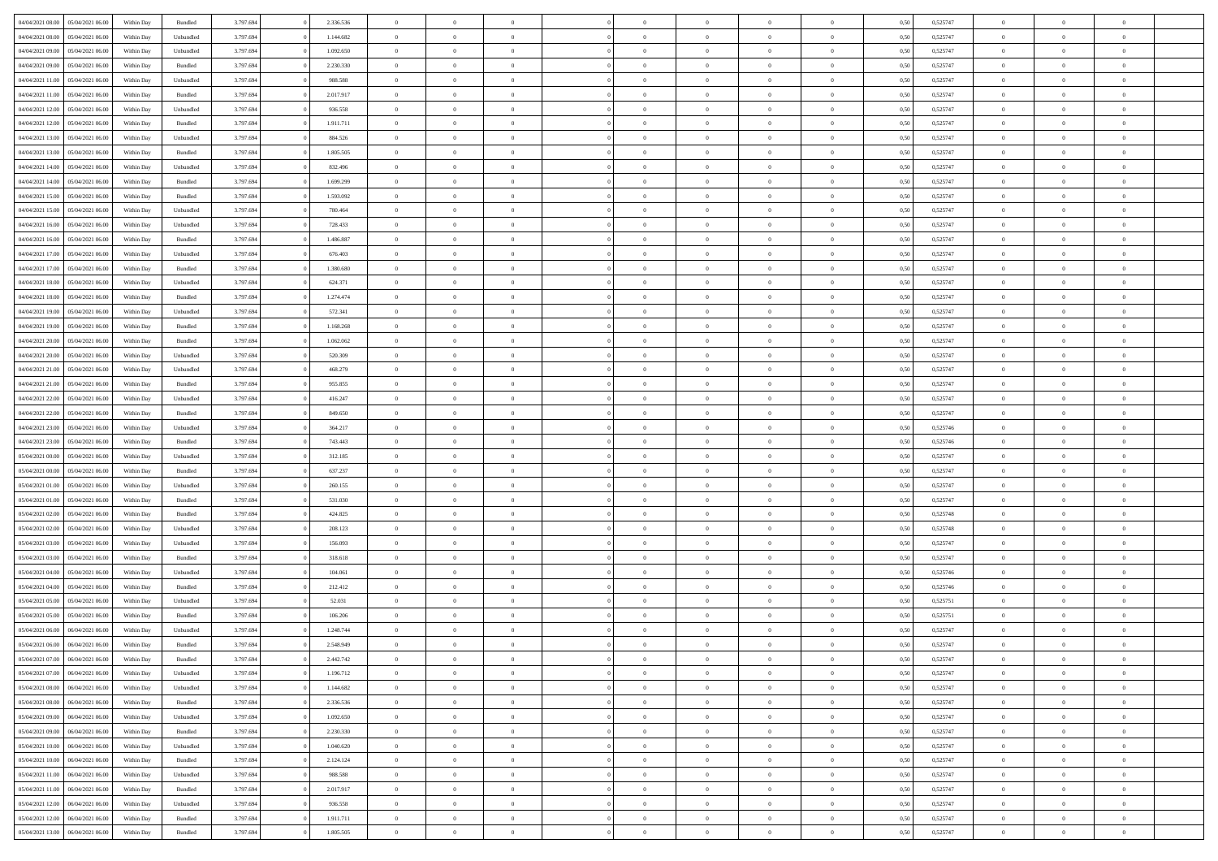| | | | | | | | | | | | | | | | | | | | | |
|---|---|---|---|---|---|---|---|---|---|---|---|---|---|---|---|---|---|---|---|---|
| 04/04/2021 08:00 | 05/04/2021 06:00 | Within Day | Bundled | 3.797.694 | 0 | 2.336.536 | 0 | 0 | 0 | | 0 | 0 | 0 | 0 | 0,50 | 0,525747 | 0 | 0 | 0 | |
| 04/04/2021 08:00 | 05/04/2021 06:00 | Within Day | Unbundled | 3.797.694 | 0 | 1.144.682 | 0 | 0 | 0 | | 0 | 0 | 0 | 0 | 0,50 | 0,525747 | 0 | 0 | 0 | |
| 04/04/2021 09:00 | 05/04/2021 06:00 | Within Day | Unbundled | 3.797.694 | 0 | 1.092.650 | 0 | 0 | 0 | | 0 | 0 | 0 | 0 | 0,50 | 0,525747 | 0 | 0 | 0 | |
| 04/04/2021 09:00 | 05/04/2021 06:00 | Within Day | Bundled | 3.797.694 | 0 | 2.230.330 | 0 | 0 | 0 | | 0 | 0 | 0 | 0 | 0,50 | 0,525747 | 0 | 0 | 0 | |
| 04/04/2021 11:00 | 05/04/2021 06:00 | Within Day | Unbundled | 3.797.694 | 0 | 988.588 | 0 | 0 | 0 | | 0 | 0 | 0 | 0 | 0,50 | 0,525747 | 0 | 0 | 0 | |
| 04/04/2021 11:00 | 05/04/2021 06:00 | Within Day | Bundled | 3.797.694 | 0 | 2.017.917 | 0 | 0 | 0 | | 0 | 0 | 0 | 0 | 0,50 | 0,525747 | 0 | 0 | 0 | |
| 04/04/2021 12:00 | 05/04/2021 06:00 | Within Day | Unbundled | 3.797.694 | 0 | 936.558 | 0 | 0 | 0 | | 0 | 0 | 0 | 0 | 0,50 | 0,525747 | 0 | 0 | 0 | |
| 04/04/2021 12:00 | 05/04/2021 06:00 | Within Day | Bundled | 3.797.694 | 0 | 1.911.711 | 0 | 0 | 0 | | 0 | 0 | 0 | 0 | 0,50 | 0,525747 | 0 | 0 | 0 | |
| 04/04/2021 13:00 | 05/04/2021 06:00 | Within Day | Unbundled | 3.797.694 | 0 | 884.526 | 0 | 0 | 0 | | 0 | 0 | 0 | 0 | 0,50 | 0,525747 | 0 | 0 | 0 | |
| 04/04/2021 13:00 | 05/04/2021 06:00 | Within Day | Bundled | 3.797.694 | 0 | 1.805.505 | 0 | 0 | 0 | | 0 | 0 | 0 | 0 | 0,50 | 0,525747 | 0 | 0 | 0 | |
| 04/04/2021 14:00 | 05/04/2021 06:00 | Within Day | Unbundled | 3.797.694 | 0 | 832.496 | 0 | 0 | 0 | | 0 | 0 | 0 | 0 | 0,50 | 0,525747 | 0 | 0 | 0 | |
| 04/04/2021 14:00 | 05/04/2021 06:00 | Within Day | Bundled | 3.797.694 | 0 | 1.699.299 | 0 | 0 | 0 | | 0 | 0 | 0 | 0 | 0,50 | 0,525747 | 0 | 0 | 0 | |
| 04/04/2021 15:00 | 05/04/2021 06:00 | Within Day | Bundled | 3.797.694 | 0 | 1.593.092 | 0 | 0 | 0 | | 0 | 0 | 0 | 0 | 0,50 | 0,525747 | 0 | 0 | 0 | |
| 04/04/2021 15:00 | 05/04/2021 06:00 | Within Day | Unbundled | 3.797.694 | 0 | 780.464 | 0 | 0 | 0 | | 0 | 0 | 0 | 0 | 0,50 | 0,525747 | 0 | 0 | 0 | |
| 04/04/2021 16:00 | 05/04/2021 06:00 | Within Day | Unbundled | 3.797.694 | 0 | 728.433 | 0 | 0 | 0 | | 0 | 0 | 0 | 0 | 0,50 | 0,525747 | 0 | 0 | 0 | |
| 04/04/2021 16:00 | 05/04/2021 06:00 | Within Day | Bundled | 3.797.694 | 0 | 1.486.887 | 0 | 0 | 0 | | 0 | 0 | 0 | 0 | 0,50 | 0,525747 | 0 | 0 | 0 | |
| 04/04/2021 17:00 | 05/04/2021 06:00 | Within Day | Unbundled | 3.797.694 | 0 | 676.403 | 0 | 0 | 0 | | 0 | 0 | 0 | 0 | 0,50 | 0,525747 | 0 | 0 | 0 | |
| 04/04/2021 17:00 | 05/04/2021 06:00 | Within Day | Bundled | 3.797.694 | 0 | 1.380.680 | 0 | 0 | 0 | | 0 | 0 | 0 | 0 | 0,50 | 0,525747 | 0 | 0 | 0 | |
| 04/04/2021 18:00 | 05/04/2021 06:00 | Within Day | Unbundled | 3.797.694 | 0 | 624.371 | 0 | 0 | 0 | | 0 | 0 | 0 | 0 | 0,50 | 0,525747 | 0 | 0 | 0 | |
| 04/04/2021 18:00 | 05/04/2021 06:00 | Within Day | Bundled | 3.797.694 | 0 | 1.274.474 | 0 | 0 | 0 | | 0 | 0 | 0 | 0 | 0,50 | 0,525747 | 0 | 0 | 0 | |
| 04/04/2021 19:00 | 05/04/2021 06:00 | Within Day | Unbundled | 3.797.694 | 0 | 572.341 | 0 | 0 | 0 | | 0 | 0 | 0 | 0 | 0,50 | 0,525747 | 0 | 0 | 0 | |
| 04/04/2021 19:00 | 05/04/2021 06:00 | Within Day | Bundled | 3.797.694 | 0 | 1.168.268 | 0 | 0 | 0 | | 0 | 0 | 0 | 0 | 0,50 | 0,525747 | 0 | 0 | 0 | |
| 04/04/2021 20:00 | 05/04/2021 06:00 | Within Day | Bundled | 3.797.694 | 0 | 1.062.062 | 0 | 0 | 0 | | 0 | 0 | 0 | 0 | 0,50 | 0,525747 | 0 | 0 | 0 | |
| 04/04/2021 20:00 | 05/04/2021 06:00 | Within Day | Unbundled | 3.797.694 | 0 | 520.309 | 0 | 0 | 0 | | 0 | 0 | 0 | 0 | 0,50 | 0,525747 | 0 | 0 | 0 | |
| 04/04/2021 21:00 | 05/04/2021 06:00 | Within Day | Unbundled | 3.797.694 | 0 | 468.279 | 0 | 0 | 0 | | 0 | 0 | 0 | 0 | 0,50 | 0,525747 | 0 | 0 | 0 | |
| 04/04/2021 21:00 | 05/04/2021 06:00 | Within Day | Bundled | 3.797.694 | 0 | 955.855 | 0 | 0 | 0 | | 0 | 0 | 0 | 0 | 0,50 | 0,525747 | 0 | 0 | 0 | |
| 04/04/2021 22:00 | 05/04/2021 06:00 | Within Day | Unbundled | 3.797.694 | 0 | 416.247 | 0 | 0 | 0 | | 0 | 0 | 0 | 0 | 0,50 | 0,525747 | 0 | 0 | 0 | |
| 04/04/2021 22:00 | 05/04/2021 06:00 | Within Day | Bundled | 3.797.694 | 0 | 849.650 | 0 | 0 | 0 | | 0 | 0 | 0 | 0 | 0,50 | 0,525747 | 0 | 0 | 0 | |
| 04/04/2021 23:00 | 05/04/2021 06:00 | Within Day | Unbundled | 3.797.694 | 0 | 364.217 | 0 | 0 | 0 | | 0 | 0 | 0 | 0 | 0,50 | 0,525746 | 0 | 0 | 0 | |
| 04/04/2021 23:00 | 05/04/2021 06:00 | Within Day | Bundled | 3.797.694 | 0 | 743.443 | 0 | 0 | 0 | | 0 | 0 | 0 | 0 | 0,50 | 0,525746 | 0 | 0 | 0 | |
| 05/04/2021 00:00 | 05/04/2021 06:00 | Within Day | Unbundled | 3.797.694 | 0 | 312.185 | 0 | 0 | 0 | | 0 | 0 | 0 | 0 | 0,50 | 0,525747 | 0 | 0 | 0 | |
| 05/04/2021 00:00 | 05/04/2021 06:00 | Within Day | Bundled | 3.797.694 | 0 | 637.237 | 0 | 0 | 0 | | 0 | 0 | 0 | 0 | 0,50 | 0,525747 | 0 | 0 | 0 | |
| 05/04/2021 01:00 | 05/04/2021 06:00 | Within Day | Unbundled | 3.797.694 | 0 | 260.155 | 0 | 0 | 0 | | 0 | 0 | 0 | 0 | 0,50 | 0,525747 | 0 | 0 | 0 | |
| 05/04/2021 01:00 | 05/04/2021 06:00 | Within Day | Bundled | 3.797.694 | 0 | 531.030 | 0 | 0 | 0 | | 0 | 0 | 0 | 0 | 0,50 | 0,525747 | 0 | 0 | 0 | |
| 05/04/2021 02:00 | 05/04/2021 06:00 | Within Day | Bundled | 3.797.694 | 0 | 424.825 | 0 | 0 | 0 | | 0 | 0 | 0 | 0 | 0,50 | 0,525748 | 0 | 0 | 0 | |
| 05/04/2021 02:00 | 05/04/2021 06:00 | Within Day | Unbundled | 3.797.694 | 0 | 208.123 | 0 | 0 | 0 | | 0 | 0 | 0 | 0 | 0,50 | 0,525748 | 0 | 0 | 0 | |
| 05/04/2021 03:00 | 05/04/2021 06:00 | Within Day | Unbundled | 3.797.694 | 0 | 156.093 | 0 | 0 | 0 | | 0 | 0 | 0 | 0 | 0,50 | 0,525747 | 0 | 0 | 0 | |
| 05/04/2021 03:00 | 05/04/2021 06:00 | Within Day | Bundled | 3.797.694 | 0 | 318.618 | 0 | 0 | 0 | | 0 | 0 | 0 | 0 | 0,50 | 0,525747 | 0 | 0 | 0 | |
| 05/04/2021 04:00 | 05/04/2021 06:00 | Within Day | Unbundled | 3.797.694 | 0 | 104.061 | 0 | 0 | 0 | | 0 | 0 | 0 | 0 | 0,50 | 0,525746 | 0 | 0 | 0 | |
| 05/04/2021 04:00 | 05/04/2021 06:00 | Within Day | Bundled | 3.797.694 | 0 | 212.412 | 0 | 0 | 0 | | 0 | 0 | 0 | 0 | 0,50 | 0,525746 | 0 | 0 | 0 | |
| 05/04/2021 05:00 | 05/04/2021 06:00 | Within Day | Unbundled | 3.797.694 | 0 | 52.031 | 0 | 0 | 0 | | 0 | 0 | 0 | 0 | 0,50 | 0,525751 | 0 | 0 | 0 | |
| 05/04/2021 05:00 | 05/04/2021 06:00 | Within Day | Bundled | 3.797.694 | 0 | 106.206 | 0 | 0 | 0 | | 0 | 0 | 0 | 0 | 0,50 | 0,525751 | 0 | 0 | 0 | |
| 05/04/2021 06:00 | 06/04/2021 06:00 | Within Day | Unbundled | 3.797.694 | 0 | 1.248.744 | 0 | 0 | 0 | | 0 | 0 | 0 | 0 | 0,50 | 0,525747 | 0 | 0 | 0 | |
| 05/04/2021 06:00 | 06/04/2021 06:00 | Within Day | Bundled | 3.797.694 | 0 | 2.548.949 | 0 | 0 | 0 | | 0 | 0 | 0 | 0 | 0,50 | 0,525747 | 0 | 0 | 0 | |
| 05/04/2021 07:00 | 06/04/2021 06:00 | Within Day | Bundled | 3.797.694 | 0 | 2.442.742 | 0 | 0 | 0 | | 0 | 0 | 0 | 0 | 0,50 | 0,525747 | 0 | 0 | 0 | |
| 05/04/2021 07:00 | 06/04/2021 06:00 | Within Day | Unbundled | 3.797.694 | 0 | 1.196.712 | 0 | 0 | 0 | | 0 | 0 | 0 | 0 | 0,50 | 0,525747 | 0 | 0 | 0 | |
| 05/04/2021 08:00 | 06/04/2021 06:00 | Within Day | Unbundled | 3.797.694 | 0 | 1.144.682 | 0 | 0 | 0 | | 0 | 0 | 0 | 0 | 0,50 | 0,525747 | 0 | 0 | 0 | |
| 05/04/2021 08:00 | 06/04/2021 06:00 | Within Day | Bundled | 3.797.694 | 0 | 2.336.536 | 0 | 0 | 0 | | 0 | 0 | 0 | 0 | 0,50 | 0,525747 | 0 | 0 | 0 | |
| 05/04/2021 09:00 | 06/04/2021 06:00 | Within Day | Unbundled | 3.797.694 | 0 | 1.092.650 | 0 | 0 | 0 | | 0 | 0 | 0 | 0 | 0,50 | 0,525747 | 0 | 0 | 0 | |
| 05/04/2021 09:00 | 06/04/2021 06:00 | Within Day | Bundled | 3.797.694 | 0 | 2.230.330 | 0 | 0 | 0 | | 0 | 0 | 0 | 0 | 0,50 | 0,525747 | 0 | 0 | 0 | |
| 05/04/2021 10:00 | 06/04/2021 06:00 | Within Day | Unbundled | 3.797.694 | 0 | 1.040.620 | 0 | 0 | 0 | | 0 | 0 | 0 | 0 | 0,50 | 0,525747 | 0 | 0 | 0 | |
| 05/04/2021 10:00 | 06/04/2021 06:00 | Within Day | Bundled | 3.797.694 | 0 | 2.124.124 | 0 | 0 | 0 | | 0 | 0 | 0 | 0 | 0,50 | 0,525747 | 0 | 0 | 0 | |
| 05/04/2021 11:00 | 06/04/2021 06:00 | Within Day | Unbundled | 3.797.694 | 0 | 988.588 | 0 | 0 | 0 | | 0 | 0 | 0 | 0 | 0,50 | 0,525747 | 0 | 0 | 0 | |
| 05/04/2021 11:00 | 06/04/2021 06:00 | Within Day | Bundled | 3.797.694 | 0 | 2.017.917 | 0 | 0 | 0 | | 0 | 0 | 0 | 0 | 0,50 | 0,525747 | 0 | 0 | 0 | |
| 05/04/2021 12:00 | 06/04/2021 06:00 | Within Day | Unbundled | 3.797.694 | 0 | 936.558 | 0 | 0 | 0 | | 0 | 0 | 0 | 0 | 0,50 | 0,525747 | 0 | 0 | 0 | |
| 05/04/2021 12:00 | 06/04/2021 06:00 | Within Day | Bundled | 3.797.694 | 0 | 1.911.711 | 0 | 0 | 0 | | 0 | 0 | 0 | 0 | 0,50 | 0,525747 | 0 | 0 | 0 | |
| 05/04/2021 13:00 | 06/04/2021 06:00 | Within Day | Bundled | 3.797.694 | 0 | 1.805.505 | 0 | 0 | 0 | | 0 | 0 | 0 | 0 | 0,50 | 0,525747 | 0 | 0 | 0 | |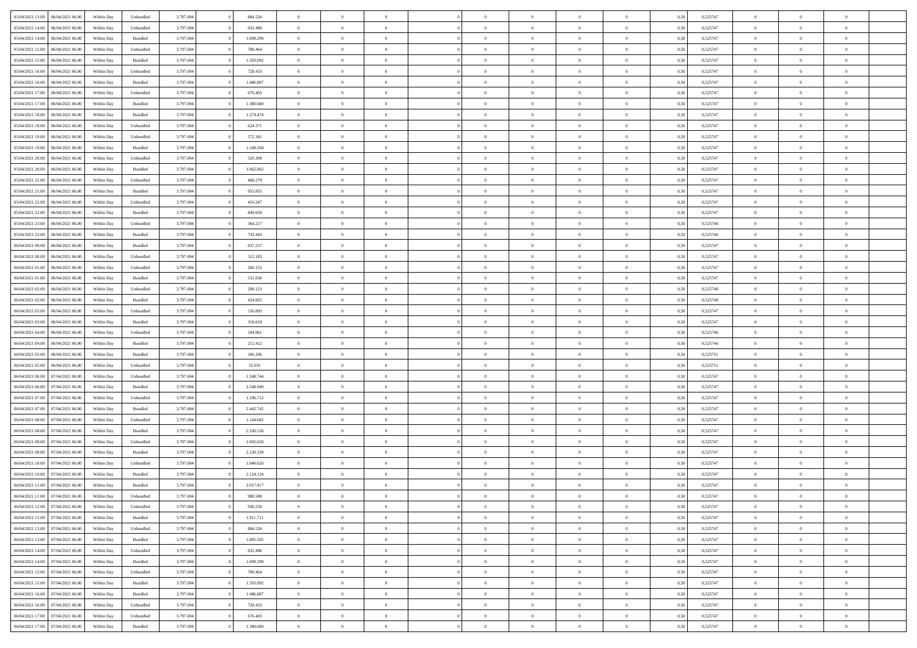| | | | | | | | | | | | | | | | | | | | | |
|---|---|---|---|---|---|---|---|---|---|---|---|---|---|---|---|---|---|---|---|---|
| 05/04/2021 13:00 | 06/04/2021 06:00 | Within Day | Unbundled | 3.797.694 | 0 | 884.526 | 0 | 0 | 0 | | 0 | 0 | 0 | 0 | 0,50 | 0,525747 | 0 | 0 | 0 | |
| 05/04/2021 14:00 | 06/04/2021 06:00 | Within Day | Unbundled | 3.797.694 | 0 | 832.496 | 0 | 0 | 0 | | 0 | 0 | 0 | 0 | 0,50 | 0,525747 | 0 | 0 | 0 | |
| 05/04/2021 14:00 | 06/04/2021 06:00 | Within Day | Bundled | 3.797.694 | 0 | 1.699.299 | 0 | 0 | 0 | | 0 | 0 | 0 | 0 | 0,50 | 0,525747 | 0 | 0 | 0 | |
| 05/04/2021 15:00 | 06/04/2021 06:00 | Within Day | Unbundled | 3.797.694 | 0 | 780.464 | 0 | 0 | 0 | | 0 | 0 | 0 | 0 | 0,50 | 0,525747 | 0 | 0 | 0 | |
| 05/04/2021 15:00 | 06/04/2021 06:00 | Within Day | Bundled | 3.797.694 | 0 | 1.593.092 | 0 | 0 | 0 | | 0 | 0 | 0 | 0 | 0,50 | 0,525747 | 0 | 0 | 0 | |
| 05/04/2021 16:00 | 06/04/2021 06:00 | Within Day | Unbundled | 3.797.694 | 0 | 728.433 | 0 | 0 | 0 | | 0 | 0 | 0 | 0 | 0,50 | 0,525747 | 0 | 0 | 0 | |
| 05/04/2021 16:00 | 06/04/2021 06:00 | Within Day | Bundled | 3.797.694 | 0 | 1.486.887 | 0 | 0 | 0 | | 0 | 0 | 0 | 0 | 0,50 | 0,525747 | 0 | 0 | 0 | |
| 05/04/2021 17:00 | 06/04/2021 06:00 | Within Day | Unbundled | 3.797.694 | 0 | 676.403 | 0 | 0 | 0 | | 0 | 0 | 0 | 0 | 0,50 | 0,525747 | 0 | 0 | 0 | |
| 05/04/2021 17:00 | 06/04/2021 06:00 | Within Day | Bundled | 3.797.694 | 0 | 1.380.680 | 0 | 0 | 0 | | 0 | 0 | 0 | 0 | 0,50 | 0,525747 | 0 | 0 | 0 | |
| 05/04/2021 18:00 | 06/04/2021 06:00 | Within Day | Bundled | 3.797.694 | 0 | 1.274.474 | 0 | 0 | 0 | | 0 | 0 | 0 | 0 | 0,50 | 0,525747 | 0 | 0 | 0 | |
| 05/04/2021 18:00 | 06/04/2021 06:00 | Within Day | Unbundled | 3.797.694 | 0 | 624.371 | 0 | 0 | 0 | | 0 | 0 | 0 | 0 | 0,50 | 0,525747 | 0 | 0 | 0 | |
| 05/04/2021 19:00 | 06/04/2021 06:00 | Within Day | Unbundled | 3.797.694 | 0 | 572.341 | 0 | 0 | 0 | | 0 | 0 | 0 | 0 | 0,50 | 0,525747 | 0 | 0 | 0 | |
| 05/04/2021 19:00 | 06/04/2021 06:00 | Within Day | Bundled | 3.797.694 | 0 | 1.168.268 | 0 | 0 | 0 | | 0 | 0 | 0 | 0 | 0,50 | 0,525747 | 0 | 0 | 0 | |
| 05/04/2021 20:00 | 06/04/2021 06:00 | Within Day | Unbundled | 3.797.694 | 0 | 520.309 | 0 | 0 | 0 | | 0 | 0 | 0 | 0 | 0,50 | 0,525747 | 0 | 0 | 0 | |
| 05/04/2021 20:00 | 06/04/2021 06:00 | Within Day | Bundled | 3.797.694 | 0 | 1.062.062 | 0 | 0 | 0 | | 0 | 0 | 0 | 0 | 0,50 | 0,525747 | 0 | 0 | 0 | |
| 05/04/2021 21:00 | 06/04/2021 06:00 | Within Day | Unbundled | 3.797.694 | 0 | 468.279 | 0 | 0 | 0 | | 0 | 0 | 0 | 0 | 0,50 | 0,525747 | 0 | 0 | 0 | |
| 05/04/2021 21:00 | 06/04/2021 06:00 | Within Day | Bundled | 3.797.694 | 0 | 955.855 | 0 | 0 | 0 | | 0 | 0 | 0 | 0 | 0,50 | 0,525747 | 0 | 0 | 0 | |
| 05/04/2021 22:00 | 06/04/2021 06:00 | Within Day | Unbundled | 3.797.694 | 0 | 416.247 | 0 | 0 | 0 | | 0 | 0 | 0 | 0 | 0,50 | 0,525747 | 0 | 0 | 0 | |
| 05/04/2021 22:00 | 06/04/2021 06:00 | Within Day | Bundled | 3.797.694 | 0 | 849.650 | 0 | 0 | 0 | | 0 | 0 | 0 | 0 | 0,50 | 0,525747 | 0 | 0 | 0 | |
| 05/04/2021 23:00 | 06/04/2021 06:00 | Within Day | Unbundled | 3.797.694 | 0 | 364.217 | 0 | 0 | 0 | | 0 | 0 | 0 | 0 | 0,50 | 0,525746 | 0 | 0 | 0 | |
| 05/04/2021 23:00 | 06/04/2021 06:00 | Within Day | Bundled | 3.797.694 | 0 | 743.443 | 0 | 0 | 0 | | 0 | 0 | 0 | 0 | 0,50 | 0,525746 | 0 | 0 | 0 | |
| 06/04/2021 00:00 | 06/04/2021 06:00 | Within Day | Bundled | 3.797.694 | 0 | 637.237 | 0 | 0 | 0 | | 0 | 0 | 0 | 0 | 0,50 | 0,525747 | 0 | 0 | 0 | |
| 06/04/2021 00:00 | 06/04/2021 06:00 | Within Day | Unbundled | 3.797.694 | 0 | 312.185 | 0 | 0 | 0 | | 0 | 0 | 0 | 0 | 0,50 | 0,525747 | 0 | 0 | 0 | |
| 06/04/2021 01:00 | 06/04/2021 06:00 | Within Day | Unbundled | 3.797.694 | 0 | 260.155 | 0 | 0 | 0 | | 0 | 0 | 0 | 0 | 0,50 | 0,525747 | 0 | 0 | 0 | |
| 06/04/2021 01:00 | 06/04/2021 06:00 | Within Day | Bundled | 3.797.694 | 0 | 531.030 | 0 | 0 | 0 | | 0 | 0 | 0 | 0 | 0,50 | 0,525747 | 0 | 0 | 0 | |
| 06/04/2021 02:00 | 06/04/2021 06:00 | Within Day | Unbundled | 3.797.694 | 0 | 208.123 | 0 | 0 | 0 | | 0 | 0 | 0 | 0 | 0,50 | 0,525748 | 0 | 0 | 0 | |
| 06/04/2021 02:00 | 06/04/2021 06:00 | Within Day | Bundled | 3.797.694 | 0 | 424.825 | 0 | 0 | 0 | | 0 | 0 | 0 | 0 | 0,50 | 0,525748 | 0 | 0 | 0 | |
| 06/04/2021 03:00 | 06/04/2021 06:00 | Within Day | Unbundled | 3.797.694 | 0 | 156.093 | 0 | 0 | 0 | | 0 | 0 | 0 | 0 | 0,50 | 0,525747 | 0 | 0 | 0 | |
| 06/04/2021 03:00 | 06/04/2021 06:00 | Within Day | Bundled | 3.797.694 | 0 | 318.618 | 0 | 0 | 0 | | 0 | 0 | 0 | 0 | 0,50 | 0,525747 | 0 | 0 | 0 | |
| 06/04/2021 04:00 | 06/04/2021 06:00 | Within Day | Unbundled | 3.797.694 | 0 | 104.061 | 0 | 0 | 0 | | 0 | 0 | 0 | 0 | 0,50 | 0,525746 | 0 | 0 | 0 | |
| 06/04/2021 04:00 | 06/04/2021 06:00 | Within Day | Bundled | 3.797.694 | 0 | 212.412 | 0 | 0 | 0 | | 0 | 0 | 0 | 0 | 0,50 | 0,525746 | 0 | 0 | 0 | |
| 06/04/2021 05:00 | 06/04/2021 06:00 | Within Day | Bundled | 3.797.694 | 0 | 106.206 | 0 | 0 | 0 | | 0 | 0 | 0 | 0 | 0,50 | 0,525751 | 0 | 0 | 0 | |
| 06/04/2021 05:00 | 06/04/2021 06:00 | Within Day | Unbundled | 3.797.694 | 0 | 52.031 | 0 | 0 | 0 | | 0 | 0 | 0 | 0 | 0,50 | 0,525751 | 0 | 0 | 0 | |
| 06/04/2021 06:00 | 07/04/2021 06:00 | Within Day | Unbundled | 3.797.694 | 0 | 1.248.744 | 0 | 0 | 0 | | 0 | 0 | 0 | 0 | 0,50 | 0,525747 | 0 | 0 | 0 | |
| 06/04/2021 06:00 | 07/04/2021 06:00 | Within Day | Bundled | 3.797.694 | 0 | 2.548.949 | 0 | 0 | 0 | | 0 | 0 | 0 | 0 | 0,50 | 0,525747 | 0 | 0 | 0 | |
| 06/04/2021 07:00 | 07/04/2021 06:00 | Within Day | Unbundled | 3.797.694 | 0 | 1.196.712 | 0 | 0 | 0 | | 0 | 0 | 0 | 0 | 0,50 | 0,525747 | 0 | 0 | 0 | |
| 06/04/2021 07:00 | 07/04/2021 06:00 | Within Day | Bundled | 3.797.694 | 0 | 2.442.742 | 0 | 0 | 0 | | 0 | 0 | 0 | 0 | 0,50 | 0,525747 | 0 | 0 | 0 | |
| 06/04/2021 08:00 | 07/04/2021 06:00 | Within Day | Unbundled | 3.797.694 | 0 | 1.144.682 | 0 | 0 | 0 | | 0 | 0 | 0 | 0 | 0,50 | 0,525747 | 0 | 0 | 0 | |
| 06/04/2021 08:00 | 07/04/2021 06:00 | Within Day | Bundled | 3.797.694 | 0 | 2.336.536 | 0 | 0 | 0 | | 0 | 0 | 0 | 0 | 0,50 | 0,525747 | 0 | 0 | 0 | |
| 06/04/2021 09:00 | 07/04/2021 06:00 | Within Day | Unbundled | 3.797.694 | 0 | 1.092.650 | 0 | 0 | 0 | | 0 | 0 | 0 | 0 | 0,50 | 0,525747 | 0 | 0 | 0 | |
| 06/04/2021 09:00 | 07/04/2021 06:00 | Within Day | Bundled | 3.797.694 | 0 | 2.230.330 | 0 | 0 | 0 | | 0 | 0 | 0 | 0 | 0,50 | 0,525747 | 0 | 0 | 0 | |
| 06/04/2021 10:00 | 07/04/2021 06:00 | Within Day | Unbundled | 3.797.694 | 0 | 1.040.620 | 0 | 0 | 0 | | 0 | 0 | 0 | 0 | 0,50 | 0,525747 | 0 | 0 | 0 | |
| 06/04/2021 10:00 | 07/04/2021 06:00 | Within Day | Bundled | 3.797.694 | 0 | 2.124.124 | 0 | 0 | 0 | | 0 | 0 | 0 | 0 | 0,50 | 0,525747 | 0 | 0 | 0 | |
| 06/04/2021 11:00 | 07/04/2021 06:00 | Within Day | Bundled | 3.797.694 | 0 | 2.017.917 | 0 | 0 | 0 | | 0 | 0 | 0 | 0 | 0,50 | 0,525747 | 0 | 0 | 0 | |
| 06/04/2021 11:00 | 07/04/2021 06:00 | Within Day | Unbundled | 3.797.694 | 0 | 988.588 | 0 | 0 | 0 | | 0 | 0 | 0 | 0 | 0,50 | 0,525747 | 0 | 0 | 0 | |
| 06/04/2021 12:00 | 07/04/2021 06:00 | Within Day | Unbundled | 3.797.694 | 0 | 936.558 | 0 | 0 | 0 | | 0 | 0 | 0 | 0 | 0,50 | 0,525747 | 0 | 0 | 0 | |
| 06/04/2021 12:00 | 07/04/2021 06:00 | Within Day | Bundled | 3.797.694 | 0 | 1.911.711 | 0 | 0 | 0 | | 0 | 0 | 0 | 0 | 0,50 | 0,525747 | 0 | 0 | 0 | |
| 06/04/2021 13:00 | 07/04/2021 06:00 | Within Day | Unbundled | 3.797.694 | 0 | 884.526 | 0 | 0 | 0 | | 0 | 0 | 0 | 0 | 0,50 | 0,525747 | 0 | 0 | 0 | |
| 06/04/2021 13:00 | 07/04/2021 06:00 | Within Day | Bundled | 3.797.694 | 0 | 1.805.505 | 0 | 0 | 0 | | 0 | 0 | 0 | 0 | 0,50 | 0,525747 | 0 | 0 | 0 | |
| 06/04/2021 14:00 | 07/04/2021 06:00 | Within Day | Unbundled | 3.797.694 | 0 | 832.496 | 0 | 0 | 0 | | 0 | 0 | 0 | 0 | 0,50 | 0,525747 | 0 | 0 | 0 | |
| 06/04/2021 14:00 | 07/04/2021 06:00 | Within Day | Bundled | 3.797.694 | 0 | 1.699.299 | 0 | 0 | 0 | | 0 | 0 | 0 | 0 | 0,50 | 0,525747 | 0 | 0 | 0 | |
| 06/04/2021 15:00 | 07/04/2021 06:00 | Within Day | Unbundled | 3.797.694 | 0 | 780.464 | 0 | 0 | 0 | | 0 | 0 | 0 | 0 | 0,50 | 0,525747 | 0 | 0 | 0 | |
| 06/04/2021 15:00 | 07/04/2021 06:00 | Within Day | Bundled | 3.797.694 | 0 | 1.593.092 | 0 | 0 | 0 | | 0 | 0 | 0 | 0 | 0,50 | 0,525747 | 0 | 0 | 0 | |
| 06/04/2021 16:00 | 07/04/2021 06:00 | Within Day | Bundled | 3.797.694 | 0 | 1.486.887 | 0 | 0 | 0 | | 0 | 0 | 0 | 0 | 0,50 | 0,525747 | 0 | 0 | 0 | |
| 06/04/2021 16:00 | 07/04/2021 06:00 | Within Day | Unbundled | 3.797.694 | 0 | 728.433 | 0 | 0 | 0 | | 0 | 0 | 0 | 0 | 0,50 | 0,525747 | 0 | 0 | 0 | |
| 06/04/2021 17:00 | 07/04/2021 06:00 | Within Day | Unbundled | 3.797.694 | 0 | 676.403 | 0 | 0 | 0 | | 0 | 0 | 0 | 0 | 0,50 | 0,525747 | 0 | 0 | 0 | |
| 06/04/2021 17:00 | 07/04/2021 06:00 | Within Day | Bundled | 3.797.694 | 0 | 1.380.680 | 0 | 0 | 0 | | 0 | 0 | 0 | 0 | 0,50 | 0,525747 | 0 | 0 | 0 | |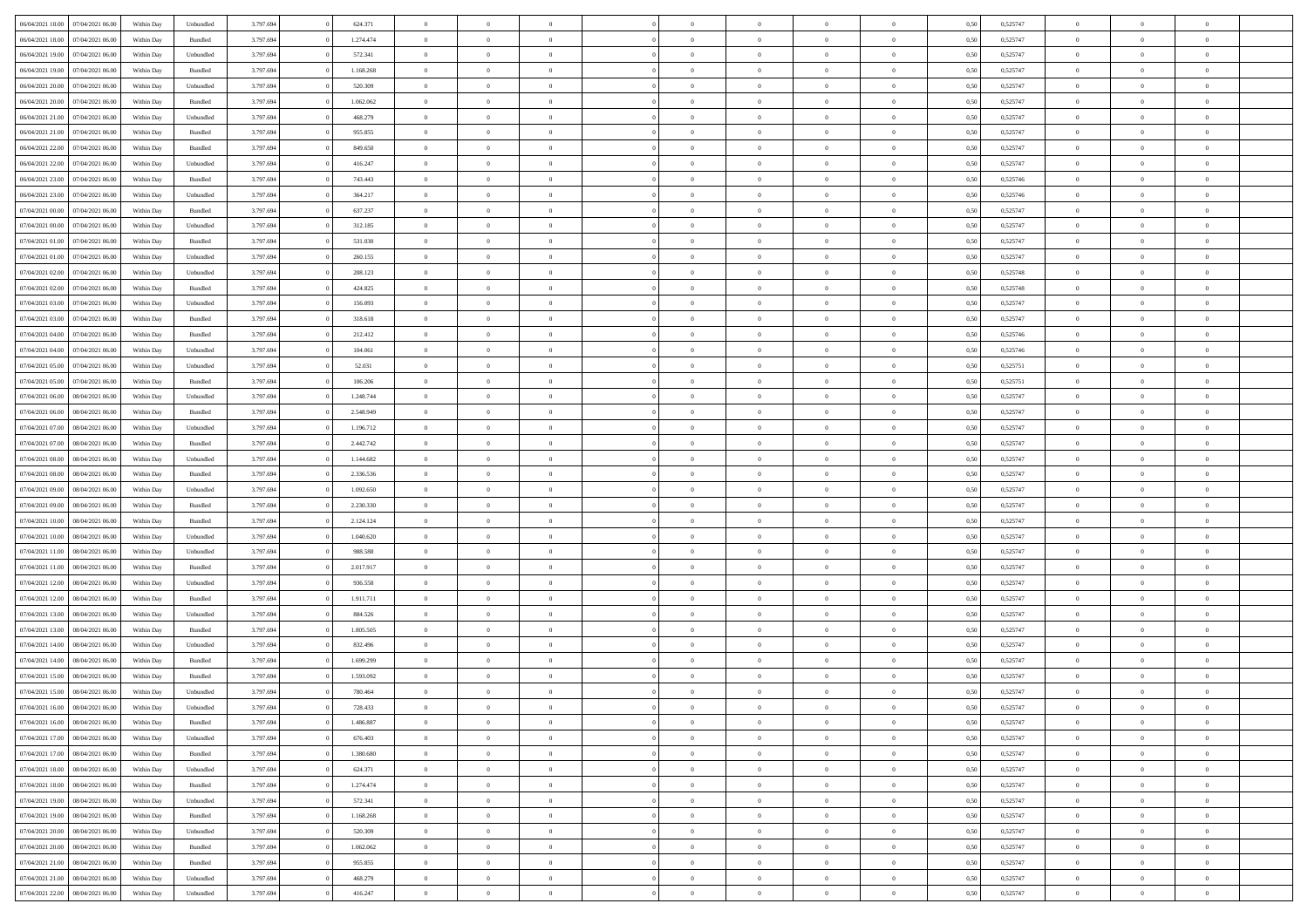| | | | | | | | | | | | | | | | | | | | | |
|---|---|---|---|---|---|---|---|---|---|---|---|---|---|---|---|---|---|---|---|---|
| 06/04/2021 18:00 | 07/04/2021 06:00 | Within Day | Unbundled | 3.797.694 | 0 | 624.371 | 0 | 0 | 0 | | 0 | 0 | 0 | 0 | 0,50 | 0,525747 | 0 | 0 | 0 | |
| 06/04/2021 18:00 | 07/04/2021 06:00 | Within Day | Bundled | 3.797.694 | 0 | 1.274.474 | 0 | 0 | 0 | | 0 | 0 | 0 | 0 | 0,50 | 0,525747 | 0 | 0 | 0 | |
| 06/04/2021 19:00 | 07/04/2021 06:00 | Within Day | Unbundled | 3.797.694 | 0 | 572.341 | 0 | 0 | 0 | | 0 | 0 | 0 | 0 | 0,50 | 0,525747 | 0 | 0 | 0 | |
| 06/04/2021 19:00 | 07/04/2021 06:00 | Within Day | Bundled | 3.797.694 | 0 | 1.168.268 | 0 | 0 | 0 | | 0 | 0 | 0 | 0 | 0,50 | 0,525747 | 0 | 0 | 0 | |
| 06/04/2021 20:00 | 07/04/2021 06:00 | Within Day | Unbundled | 3.797.694 | 0 | 520.309 | 0 | 0 | 0 | | 0 | 0 | 0 | 0 | 0,50 | 0,525747 | 0 | 0 | 0 | |
| 06/04/2021 20:00 | 07/04/2021 06:00 | Within Day | Bundled | 3.797.694 | 0 | 1.062.062 | 0 | 0 | 0 | | 0 | 0 | 0 | 0 | 0,50 | 0,525747 | 0 | 0 | 0 | |
| 06/04/2021 21:00 | 07/04/2021 06:00 | Within Day | Unbundled | 3.797.694 | 0 | 468.279 | 0 | 0 | 0 | | 0 | 0 | 0 | 0 | 0,50 | 0,525747 | 0 | 0 | 0 | |
| 06/04/2021 21:00 | 07/04/2021 06:00 | Within Day | Bundled | 3.797.694 | 0 | 955.855 | 0 | 0 | 0 | | 0 | 0 | 0 | 0 | 0,50 | 0,525747 | 0 | 0 | 0 | |
| 06/04/2021 22:00 | 07/04/2021 06:00 | Within Day | Bundled | 3.797.694 | 0 | 849.650 | 0 | 0 | 0 | | 0 | 0 | 0 | 0 | 0,50 | 0,525747 | 0 | 0 | 0 | |
| 06/04/2021 22:00 | 07/04/2021 06:00 | Within Day | Unbundled | 3.797.694 | 0 | 416.247 | 0 | 0 | 0 | | 0 | 0 | 0 | 0 | 0,50 | 0,525747 | 0 | 0 | 0 | |
| 06/04/2021 23:00 | 07/04/2021 06:00 | Within Day | Bundled | 3.797.694 | 0 | 743.443 | 0 | 0 | 0 | | 0 | 0 | 0 | 0 | 0,50 | 0,525746 | 0 | 0 | 0 | |
| 06/04/2021 23:00 | 07/04/2021 06:00 | Within Day | Unbundled | 3.797.694 | 0 | 364.217 | 0 | 0 | 0 | | 0 | 0 | 0 | 0 | 0,50 | 0,525746 | 0 | 0 | 0 | |
| 07/04/2021 00:00 | 07/04/2021 06:00 | Within Day | Bundled | 3.797.694 | 0 | 637.237 | 0 | 0 | 0 | | 0 | 0 | 0 | 0 | 0,50 | 0,525747 | 0 | 0 | 0 | |
| 07/04/2021 00:00 | 07/04/2021 06:00 | Within Day | Unbundled | 3.797.694 | 0 | 312.185 | 0 | 0 | 0 | | 0 | 0 | 0 | 0 | 0,50 | 0,525747 | 0 | 0 | 0 | |
| 07/04/2021 01:00 | 07/04/2021 06:00 | Within Day | Bundled | 3.797.694 | 0 | 531.030 | 0 | 0 | 0 | | 0 | 0 | 0 | 0 | 0,50 | 0,525747 | 0 | 0 | 0 | |
| 07/04/2021 01:00 | 07/04/2021 06:00 | Within Day | Unbundled | 3.797.694 | 0 | 260.155 | 0 | 0 | 0 | | 0 | 0 | 0 | 0 | 0,50 | 0,525747 | 0 | 0 | 0 | |
| 07/04/2021 02:00 | 07/04/2021 06:00 | Within Day | Unbundled | 3.797.694 | 0 | 208.123 | 0 | 0 | 0 | | 0 | 0 | 0 | 0 | 0,50 | 0,525748 | 0 | 0 | 0 | |
| 07/04/2021 02:00 | 07/04/2021 06:00 | Within Day | Bundled | 3.797.694 | 0 | 424.825 | 0 | 0 | 0 | | 0 | 0 | 0 | 0 | 0,50 | 0,525748 | 0 | 0 | 0 | |
| 07/04/2021 03:00 | 07/04/2021 06:00 | Within Day | Unbundled | 3.797.694 | 0 | 156.093 | 0 | 0 | 0 | | 0 | 0 | 0 | 0 | 0,50 | 0,525747 | 0 | 0 | 0 | |
| 07/04/2021 03:00 | 07/04/2021 06:00 | Within Day | Bundled | 3.797.694 | 0 | 318.618 | 0 | 0 | 0 | | 0 | 0 | 0 | 0 | 0,50 | 0,525747 | 0 | 0 | 0 | |
| 07/04/2021 04:00 | 07/04/2021 06:00 | Within Day | Bundled | 3.797.694 | 0 | 212.412 | 0 | 0 | 0 | | 0 | 0 | 0 | 0 | 0,50 | 0,525746 | 0 | 0 | 0 | |
| 07/04/2021 04:00 | 07/04/2021 06:00 | Within Day | Unbundled | 3.797.694 | 0 | 104.061 | 0 | 0 | 0 | | 0 | 0 | 0 | 0 | 0,50 | 0,525746 | 0 | 0 | 0 | |
| 07/04/2021 05:00 | 07/04/2021 06:00 | Within Day | Unbundled | 3.797.694 | 0 | 52.031 | 0 | 0 | 0 | | 0 | 0 | 0 | 0 | 0,50 | 0,525751 | 0 | 0 | 0 | |
| 07/04/2021 05:00 | 07/04/2021 06:00 | Within Day | Bundled | 3.797.694 | 0 | 106.206 | 0 | 0 | 0 | | 0 | 0 | 0 | 0 | 0,50 | 0,525751 | 0 | 0 | 0 | |
| 07/04/2021 06:00 | 08/04/2021 06:00 | Within Day | Unbundled | 3.797.694 | 0 | 1.248.744 | 0 | 0 | 0 | | 0 | 0 | 0 | 0 | 0,50 | 0,525747 | 0 | 0 | 0 | |
| 07/04/2021 06:00 | 08/04/2021 06:00 | Within Day | Bundled | 3.797.694 | 0 | 2.548.949 | 0 | 0 | 0 | | 0 | 0 | 0 | 0 | 0,50 | 0,525747 | 0 | 0 | 0 | |
| 07/04/2021 07:00 | 08/04/2021 06:00 | Within Day | Unbundled | 3.797.694 | 0 | 1.196.712 | 0 | 0 | 0 | | 0 | 0 | 0 | 0 | 0,50 | 0,525747 | 0 | 0 | 0 | |
| 07/04/2021 07:00 | 08/04/2021 06:00 | Within Day | Bundled | 3.797.694 | 0 | 2.442.742 | 0 | 0 | 0 | | 0 | 0 | 0 | 0 | 0,50 | 0,525747 | 0 | 0 | 0 | |
| 07/04/2021 08:00 | 08/04/2021 06:00 | Within Day | Unbundled | 3.797.694 | 0 | 1.144.682 | 0 | 0 | 0 | | 0 | 0 | 0 | 0 | 0,50 | 0,525747 | 0 | 0 | 0 | |
| 07/04/2021 08:00 | 08/04/2021 06:00 | Within Day | Bundled | 3.797.694 | 0 | 2.336.536 | 0 | 0 | 0 | | 0 | 0 | 0 | 0 | 0,50 | 0,525747 | 0 | 0 | 0 | |
| 07/04/2021 09:00 | 08/04/2021 06:00 | Within Day | Unbundled | 3.797.694 | 0 | 1.092.650 | 0 | 0 | 0 | | 0 | 0 | 0 | 0 | 0,50 | 0,525747 | 0 | 0 | 0 | |
| 07/04/2021 09:00 | 08/04/2021 06:00 | Within Day | Bundled | 3.797.694 | 0 | 2.230.330 | 0 | 0 | 0 | | 0 | 0 | 0 | 0 | 0,50 | 0,525747 | 0 | 0 | 0 | |
| 07/04/2021 10:00 | 08/04/2021 06:00 | Within Day | Bundled | 3.797.694 | 0 | 2.124.124 | 0 | 0 | 0 | | 0 | 0 | 0 | 0 | 0,50 | 0,525747 | 0 | 0 | 0 | |
| 07/04/2021 10:00 | 08/04/2021 06:00 | Within Day | Unbundled | 3.797.694 | 0 | 1.040.620 | 0 | 0 | 0 | | 0 | 0 | 0 | 0 | 0,50 | 0,525747 | 0 | 0 | 0 | |
| 07/04/2021 11:00 | 08/04/2021 06:00 | Within Day | Unbundled | 3.797.694 | 0 | 988.588 | 0 | 0 | 0 | | 0 | 0 | 0 | 0 | 0,50 | 0,525747 | 0 | 0 | 0 | |
| 07/04/2021 11:00 | 08/04/2021 06:00 | Within Day | Bundled | 3.797.694 | 0 | 2.017.917 | 0 | 0 | 0 | | 0 | 0 | 0 | 0 | 0,50 | 0,525747 | 0 | 0 | 0 | |
| 07/04/2021 12:00 | 08/04/2021 06:00 | Within Day | Unbundled | 3.797.694 | 0 | 936.558 | 0 | 0 | 0 | | 0 | 0 | 0 | 0 | 0,50 | 0,525747 | 0 | 0 | 0 | |
| 07/04/2021 12:00 | 08/04/2021 06:00 | Within Day | Bundled | 3.797.694 | 0 | 1.911.711 | 0 | 0 | 0 | | 0 | 0 | 0 | 0 | 0,50 | 0,525747 | 0 | 0 | 0 | |
| 07/04/2021 13:00 | 08/04/2021 06:00 | Within Day | Unbundled | 3.797.694 | 0 | 884.526 | 0 | 0 | 0 | | 0 | 0 | 0 | 0 | 0,50 | 0,525747 | 0 | 0 | 0 | |
| 07/04/2021 13:00 | 08/04/2021 06:00 | Within Day | Bundled | 3.797.694 | 0 | 1.805.505 | 0 | 0 | 0 | | 0 | 0 | 0 | 0 | 0,50 | 0,525747 | 0 | 0 | 0 | |
| 07/04/2021 14:00 | 08/04/2021 06:00 | Within Day | Unbundled | 3.797.694 | 0 | 832.496 | 0 | 0 | 0 | | 0 | 0 | 0 | 0 | 0,50 | 0,525747 | 0 | 0 | 0 | |
| 07/04/2021 14:00 | 08/04/2021 06:00 | Within Day | Bundled | 3.797.694 | 0 | 1.699.299 | 0 | 0 | 0 | | 0 | 0 | 0 | 0 | 0,50 | 0,525747 | 0 | 0 | 0 | |
| 07/04/2021 15:00 | 08/04/2021 06:00 | Within Day | Bundled | 3.797.694 | 0 | 1.593.092 | 0 | 0 | 0 | | 0 | 0 | 0 | 0 | 0,50 | 0,525747 | 0 | 0 | 0 | |
| 07/04/2021 15:00 | 08/04/2021 06:00 | Within Day | Unbundled | 3.797.694 | 0 | 780.464 | 0 | 0 | 0 | | 0 | 0 | 0 | 0 | 0,50 | 0,525747 | 0 | 0 | 0 | |
| 07/04/2021 16:00 | 08/04/2021 06:00 | Within Day | Unbundled | 3.797.694 | 0 | 728.433 | 0 | 0 | 0 | | 0 | 0 | 0 | 0 | 0,50 | 0,525747 | 0 | 0 | 0 | |
| 07/04/2021 16:00 | 08/04/2021 06:00 | Within Day | Bundled | 3.797.694 | 0 | 1.486.887 | 0 | 0 | 0 | | 0 | 0 | 0 | 0 | 0,50 | 0,525747 | 0 | 0 | 0 | |
| 07/04/2021 17:00 | 08/04/2021 06:00 | Within Day | Unbundled | 3.797.694 | 0 | 676.403 | 0 | 0 | 0 | | 0 | 0 | 0 | 0 | 0,50 | 0,525747 | 0 | 0 | 0 | |
| 07/04/2021 17:00 | 08/04/2021 06:00 | Within Day | Bundled | 3.797.694 | 0 | 1.380.680 | 0 | 0 | 0 | | 0 | 0 | 0 | 0 | 0,50 | 0,525747 | 0 | 0 | 0 | |
| 07/04/2021 18:00 | 08/04/2021 06:00 | Within Day | Unbundled | 3.797.694 | 0 | 624.371 | 0 | 0 | 0 | | 0 | 0 | 0 | 0 | 0,50 | 0,525747 | 0 | 0 | 0 | |
| 07/04/2021 18:00 | 08/04/2021 06:00 | Within Day | Bundled | 3.797.694 | 0 | 1.274.474 | 0 | 0 | 0 | | 0 | 0 | 0 | 0 | 0,50 | 0,525747 | 0 | 0 | 0 | |
| 07/04/2021 19:00 | 08/04/2021 06:00 | Within Day | Unbundled | 3.797.694 | 0 | 572.341 | 0 | 0 | 0 | | 0 | 0 | 0 | 0 | 0,50 | 0,525747 | 0 | 0 | 0 | |
| 07/04/2021 19:00 | 08/04/2021 06:00 | Within Day | Bundled | 3.797.694 | 0 | 1.168.268 | 0 | 0 | 0 | | 0 | 0 | 0 | 0 | 0,50 | 0,525747 | 0 | 0 | 0 | |
| 07/04/2021 20:00 | 08/04/2021 06:00 | Within Day | Unbundled | 3.797.694 | 0 | 520.309 | 0 | 0 | 0 | | 0 | 0 | 0 | 0 | 0,50 | 0,525747 | 0 | 0 | 0 | |
| 07/04/2021 20:00 | 08/04/2021 06:00 | Within Day | Bundled | 3.797.694 | 0 | 1.062.062 | 0 | 0 | 0 | | 0 | 0 | 0 | 0 | 0,50 | 0,525747 | 0 | 0 | 0 | |
| 07/04/2021 21:00 | 08/04/2021 06:00 | Within Day | Bundled | 3.797.694 | 0 | 955.855 | 0 | 0 | 0 | | 0 | 0 | 0 | 0 | 0,50 | 0,525747 | 0 | 0 | 0 | |
| 07/04/2021 21:00 | 08/04/2021 06:00 | Within Day | Unbundled | 3.797.694 | 0 | 468.279 | 0 | 0 | 0 | | 0 | 0 | 0 | 0 | 0,50 | 0,525747 | 0 | 0 | 0 | |
| 07/04/2021 22:00 | 08/04/2021 06:00 | Within Day | Unbundled | 3.797.694 | 0 | 416.247 | 0 | 0 | 0 | | 0 | 0 | 0 | 0 | 0,50 | 0,525747 | 0 | 0 | 0 | |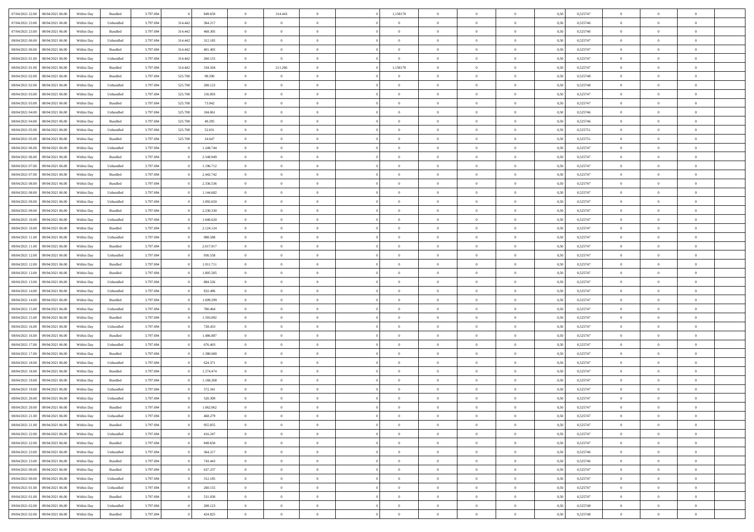| | | | | | | | | | | | | | | | | | | | | | |
|---|---|---|---|---|---|---|---|---|---|---|---|---|---|---|---|---|---|---|---|---|---|
| 07/04/2021 22.00 | 08/04/2021 06.00 | Within Day | Bundled | 3.797.694 | 0 | 849.650 | 0 | 314.443 | 0 | | 1,158170 | 0 | 0 | 0 | 0,50 | 0,525747 | 0 | 0 | 0 | |
| 07/04/2021 23.00 | 08/04/2021 06.00 | Within Day | Unbundled | 3.797.694 | 314.442 | 364.217 | 0 | 0 | 0 | | 0 | 0 | 0 | 0 | 0,50 | 0,525746 | 0 | 0 | 0 | |
| 07/04/2021 23.00 | 08/04/2021 06.00 | Within Day | Bundled | 3.797.694 | 314.442 | 468.305 | 0 | 0 | 0 | | 0 | 0 | 0 | 0 | 0,50 | 0,525746 | 0 | 0 | 0 | |
| 08/04/2021 00.00 | 08/04/2021 06.00 | Within Day | Unbundled | 3.797.694 | 314.442 | 312.185 | 0 | 0 | 0 | | 0 | 0 | 0 | 0 | 0,50 | 0,525747 | 0 | 0 | 0 | |
| 08/04/2021 00.00 | 08/04/2021 06.00 | Within Day | Bundled | 3.797.694 | 314.442 | 401.405 | 0 | 0 | 0 | | 0 | 0 | 0 | 0 | 0,50 | 0,525747 | 0 | 0 | 0 | |
| 08/04/2021 01.00 | 08/04/2021 06.00 | Within Day | Unbundled | 3.797.694 | 314.442 | 260.155 | 0 | 0 | 0 | | 0 | 0 | 0 | 0 | 0,50 | 0,525747 | 0 | 0 | 0 | |
| 08/04/2021 01.00 | 08/04/2021 06.00 | Within Day | Bundled | 3.797.694 | 314.442 | 334.504 | 0 | 211.266 | 0 | | 1,158170 | 0 | 0 | 0 | 0,50 | 0,525747 | 0 | 0 | 0 | |
| 08/04/2021 02.00 | 08/04/2021 06.00 | Within Day | Bundled | 3.797.694 | 525.708 | 98.590 | 0 | 0 | 0 | | 0 | 0 | 0 | 0 | 0,50 | 0,525748 | 0 | 0 | 0 | |
| 08/04/2021 02.00 | 08/04/2021 06.00 | Within Day | Unbundled | 3.797.694 | 525.708 | 208.123 | 0 | 0 | 0 | | 0 | 0 | 0 | 0 | 0,50 | 0,525748 | 0 | 0 | 0 | |
| 08/04/2021 03.00 | 08/04/2021 06.00 | Within Day | Unbundled | 3.797.694 | 525.708 | 156.093 | 0 | 0 | 0 | | 0 | 0 | 0 | 0 | 0,50 | 0,525747 | 0 | 0 | 0 | |
| 08/04/2021 03.00 | 08/04/2021 06.00 | Within Day | Bundled | 3.797.694 | 525.708 | 73.942 | 0 | 0 | 0 | | 0 | 0 | 0 | 0 | 0,50 | 0,525747 | 0 | 0 | 0 | |
| 08/04/2021 04.00 | 08/04/2021 06.00 | Within Day | Unbundled | 3.797.694 | 525.708 | 104.061 | 0 | 0 | 0 | | 0 | 0 | 0 | 0 | 0,50 | 0,525746 | 0 | 0 | 0 | |
| 08/04/2021 04.00 | 08/04/2021 06.00 | Within Day | Bundled | 3.797.694 | 525.708 | 49.295 | 0 | 0 | 0 | | 0 | 0 | 0 | 0 | 0,50 | 0,525746 | 0 | 0 | 0 | |
| 08/04/2021 05.00 | 08/04/2021 06.00 | Within Day | Unbundled | 3.797.694 | 525.708 | 52.031 | 0 | 0 | 0 | | 0 | 0 | 0 | 0 | 0,50 | 0,525751 | 0 | 0 | 0 | |
| 08/04/2021 05.00 | 08/04/2021 06.00 | Within Day | Bundled | 3.797.694 | 525.708 | 24.647 | 0 | 0 | 0 | | 0 | 0 | 0 | 0 | 0,50 | 0,525751 | 0 | 0 | 0 | |
| 08/04/2021 06.00 | 09/04/2021 06.00 | Within Day | Unbundled | 3.797.694 | 0 | 1.248.744 | 0 | 0 | 0 | | 0 | 0 | 0 | 0 | 0,50 | 0,525747 | 0 | 0 | 0 | |
| 08/04/2021 06.00 | 09/04/2021 06.00 | Within Day | Bundled | 3.797.694 | 0 | 2.548.949 | 0 | 0 | 0 | | 0 | 0 | 0 | 0 | 0,50 | 0,525747 | 0 | 0 | 0 | |
| 08/04/2021 07.00 | 09/04/2021 06.00 | Within Day | Unbundled | 3.797.694 | 0 | 1.196.712 | 0 | 0 | 0 | | 0 | 0 | 0 | 0 | 0,50 | 0,525747 | 0 | 0 | 0 | |
| 08/04/2021 07.00 | 09/04/2021 06.00 | Within Day | Bundled | 3.797.694 | 0 | 2.442.742 | 0 | 0 | 0 | | 0 | 0 | 0 | 0 | 0,50 | 0,525747 | 0 | 0 | 0 | |
| 08/04/2021 08.00 | 09/04/2021 06.00 | Within Day | Bundled | 3.797.694 | 0 | 2.336.536 | 0 | 0 | 0 | | 0 | 0 | 0 | 0 | 0,50 | 0,525747 | 0 | 0 | 0 | |
| 08/04/2021 08.00 | 09/04/2021 06.00 | Within Day | Unbundled | 3.797.694 | 0 | 1.144.682 | 0 | 0 | 0 | | 0 | 0 | 0 | 0 | 0,50 | 0,525747 | 0 | 0 | 0 | |
| 08/04/2021 09.00 | 09/04/2021 06.00 | Within Day | Unbundled | 3.797.694 | 0 | 1.092.650 | 0 | 0 | 0 | | 0 | 0 | 0 | 0 | 0,50 | 0,525747 | 0 | 0 | 0 | |
| 08/04/2021 09.00 | 09/04/2021 06.00 | Within Day | Bundled | 3.797.694 | 0 | 2.230.330 | 0 | 0 | 0 | | 0 | 0 | 0 | 0 | 0,50 | 0,525747 | 0 | 0 | 0 | |
| 08/04/2021 10.00 | 09/04/2021 06.00 | Within Day | Unbundled | 3.797.694 | 0 | 1.040.620 | 0 | 0 | 0 | | 0 | 0 | 0 | 0 | 0,50 | 0,525747 | 0 | 0 | 0 | |
| 08/04/2021 10.00 | 09/04/2021 06.00 | Within Day | Bundled | 3.797.694 | 0 | 2.124.124 | 0 | 0 | 0 | | 0 | 0 | 0 | 0 | 0,50 | 0,525747 | 0 | 0 | 0 | |
| 08/04/2021 11.00 | 09/04/2021 06.00 | Within Day | Unbundled | 3.797.694 | 0 | 988.588 | 0 | 0 | 0 | | 0 | 0 | 0 | 0 | 0,50 | 0,525747 | 0 | 0 | 0 | |
| 08/04/2021 11.00 | 09/04/2021 06.00 | Within Day | Bundled | 3.797.694 | 0 | 2.017.917 | 0 | 0 | 0 | | 0 | 0 | 0 | 0 | 0,50 | 0,525747 | 0 | 0 | 0 | |
| 08/04/2021 12.00 | 09/04/2021 06.00 | Within Day | Unbundled | 3.797.694 | 0 | 936.558 | 0 | 0 | 0 | | 0 | 0 | 0 | 0 | 0,50 | 0,525747 | 0 | 0 | 0 | |
| 08/04/2021 12.00 | 09/04/2021 06.00 | Within Day | Bundled | 3.797.694 | 0 | 1.911.711 | 0 | 0 | 0 | | 0 | 0 | 0 | 0 | 0,50 | 0,525747 | 0 | 0 | 0 | |
| 08/04/2021 13.00 | 09/04/2021 06.00 | Within Day | Bundled | 3.797.694 | 0 | 1.805.505 | 0 | 0 | 0 | | 0 | 0 | 0 | 0 | 0,50 | 0,525747 | 0 | 0 | 0 | |
| 08/04/2021 13.00 | 09/04/2021 06.00 | Within Day | Unbundled | 3.797.694 | 0 | 884.526 | 0 | 0 | 0 | | 0 | 0 | 0 | 0 | 0,50 | 0,525747 | 0 | 0 | 0 | |
| 08/04/2021 14.00 | 09/04/2021 06.00 | Within Day | Unbundled | 3.797.694 | 0 | 832.496 | 0 | 0 | 0 | | 0 | 0 | 0 | 0 | 0,50 | 0,525747 | 0 | 0 | 0 | |
| 08/04/2021 14.00 | 09/04/2021 06.00 | Within Day | Bundled | 3.797.694 | 0 | 1.699.299 | 0 | 0 | 0 | | 0 | 0 | 0 | 0 | 0,50 | 0,525747 | 0 | 0 | 0 | |
| 08/04/2021 15.00 | 09/04/2021 06.00 | Within Day | Unbundled | 3.797.694 | 0 | 780.464 | 0 | 0 | 0 | | 0 | 0 | 0 | 0 | 0,50 | 0,525747 | 0 | 0 | 0 | |
| 08/04/2021 15.00 | 09/04/2021 06.00 | Within Day | Bundled | 3.797.694 | 0 | 1.593.092 | 0 | 0 | 0 | | 0 | 0 | 0 | 0 | 0,50 | 0,525747 | 0 | 0 | 0 | |
| 08/04/2021 16.00 | 09/04/2021 06.00 | Within Day | Unbundled | 3.797.694 | 0 | 728.433 | 0 | 0 | 0 | | 0 | 0 | 0 | 0 | 0,50 | 0,525747 | 0 | 0 | 0 | |
| 08/04/2021 16.00 | 09/04/2021 06.00 | Within Day | Bundled | 3.797.694 | 0 | 1.486.887 | 0 | 0 | 0 | | 0 | 0 | 0 | 0 | 0,50 | 0,525747 | 0 | 0 | 0 | |
| 08/04/2021 17.00 | 09/04/2021 06.00 | Within Day | Unbundled | 3.797.694 | 0 | 676.403 | 0 | 0 | 0 | | 0 | 0 | 0 | 0 | 0,50 | 0,525747 | 0 | 0 | 0 | |
| 08/04/2021 17.00 | 09/04/2021 06.00 | Within Day | Bundled | 3.797.694 | 0 | 1.380.680 | 0 | 0 | 0 | | 0 | 0 | 0 | 0 | 0,50 | 0,525747 | 0 | 0 | 0 | |
| 08/04/2021 18.00 | 09/04/2021 06.00 | Within Day | Unbundled | 3.797.694 | 0 | 624.371 | 0 | 0 | 0 | | 0 | 0 | 0 | 0 | 0,50 | 0,525747 | 0 | 0 | 0 | |
| 08/04/2021 18.00 | 09/04/2021 06.00 | Within Day | Bundled | 3.797.694 | 0 | 1.274.474 | 0 | 0 | 0 | | 0 | 0 | 0 | 0 | 0,50 | 0,525747 | 0 | 0 | 0 | |
| 08/04/2021 19.00 | 09/04/2021 06.00 | Within Day | Bundled | 3.797.694 | 0 | 1.168.268 | 0 | 0 | 0 | | 0 | 0 | 0 | 0 | 0,50 | 0,525747 | 0 | 0 | 0 | |
| 08/04/2021 19.00 | 09/04/2021 06.00 | Within Day | Unbundled | 3.797.694 | 0 | 572.341 | 0 | 0 | 0 | | 0 | 0 | 0 | 0 | 0,50 | 0,525747 | 0 | 0 | 0 | |
| 08/04/2021 20.00 | 09/04/2021 06.00 | Within Day | Unbundled | 3.797.694 | 0 | 520.309 | 0 | 0 | 0 | | 0 | 0 | 0 | 0 | 0,50 | 0,525747 | 0 | 0 | 0 | |
| 08/04/2021 20.00 | 09/04/2021 06.00 | Within Day | Bundled | 3.797.694 | 0 | 1.062.062 | 0 | 0 | 0 | | 0 | 0 | 0 | 0 | 0,50 | 0,525747 | 0 | 0 | 0 | |
| 08/04/2021 21.00 | 09/04/2021 06.00 | Within Day | Unbundled | 3.797.694 | 0 | 468.279 | 0 | 0 | 0 | | 0 | 0 | 0 | 0 | 0,50 | 0,525747 | 0 | 0 | 0 | |
| 08/04/2021 21.00 | 09/04/2021 06.00 | Within Day | Bundled | 3.797.694 | 0 | 955.855 | 0 | 0 | 0 | | 0 | 0 | 0 | 0 | 0,50 | 0,525747 | 0 | 0 | 0 | |
| 08/04/2021 22.00 | 09/04/2021 06.00 | Within Day | Unbundled | 3.797.694 | 0 | 416.247 | 0 | 0 | 0 | | 0 | 0 | 0 | 0 | 0,50 | 0,525747 | 0 | 0 | 0 | |
| 08/04/2021 22.00 | 09/04/2021 06.00 | Within Day | Bundled | 3.797.694 | 0 | 849.650 | 0 | 0 | 0 | | 0 | 0 | 0 | 0 | 0,50 | 0,525747 | 0 | 0 | 0 | |
| 08/04/2021 23.00 | 09/04/2021 06.00 | Within Day | Unbundled | 3.797.694 | 0 | 364.217 | 0 | 0 | 0 | | 0 | 0 | 0 | 0 | 0,50 | 0,525746 | 0 | 0 | 0 | |
| 08/04/2021 23.00 | 09/04/2021 06.00 | Within Day | Bundled | 3.797.694 | 0 | 743.443 | 0 | 0 | 0 | | 0 | 0 | 0 | 0 | 0,50 | 0,525746 | 0 | 0 | 0 | |
| 09/04/2021 00.00 | 09/04/2021 06.00 | Within Day | Bundled | 3.797.694 | 0 | 637.237 | 0 | 0 | 0 | | 0 | 0 | 0 | 0 | 0,50 | 0,525747 | 0 | 0 | 0 | |
| 09/04/2021 00.00 | 09/04/2021 06.00 | Within Day | Unbundled | 3.797.694 | 0 | 312.185 | 0 | 0 | 0 | | 0 | 0 | 0 | 0 | 0,50 | 0,525747 | 0 | 0 | 0 | |
| 09/04/2021 01.00 | 09/04/2021 06.00 | Within Day | Unbundled | 3.797.694 | 0 | 260.155 | 0 | 0 | 0 | | 0 | 0 | 0 | 0 | 0,50 | 0,525747 | 0 | 0 | 0 | |
| 09/04/2021 01.00 | 09/04/2021 06.00 | Within Day | Bundled | 3.797.694 | 0 | 531.030 | 0 | 0 | 0 | | 0 | 0 | 0 | 0 | 0,50 | 0,525747 | 0 | 0 | 0 | |
| 09/04/2021 02.00 | 09/04/2021 06.00 | Within Day | Unbundled | 3.797.694 | 0 | 208.123 | 0 | 0 | 0 | | 0 | 0 | 0 | 0 | 0,50 | 0,525748 | 0 | 0 | 0 | |
| 09/04/2021 02.00 | 09/04/2021 06.00 | Within Day | Bundled | 3.797.694 | 0 | 424.825 | 0 | 0 | 0 | | 0 | 0 | 0 | 0 | 0,50 | 0,525748 | 0 | 0 | 0 | |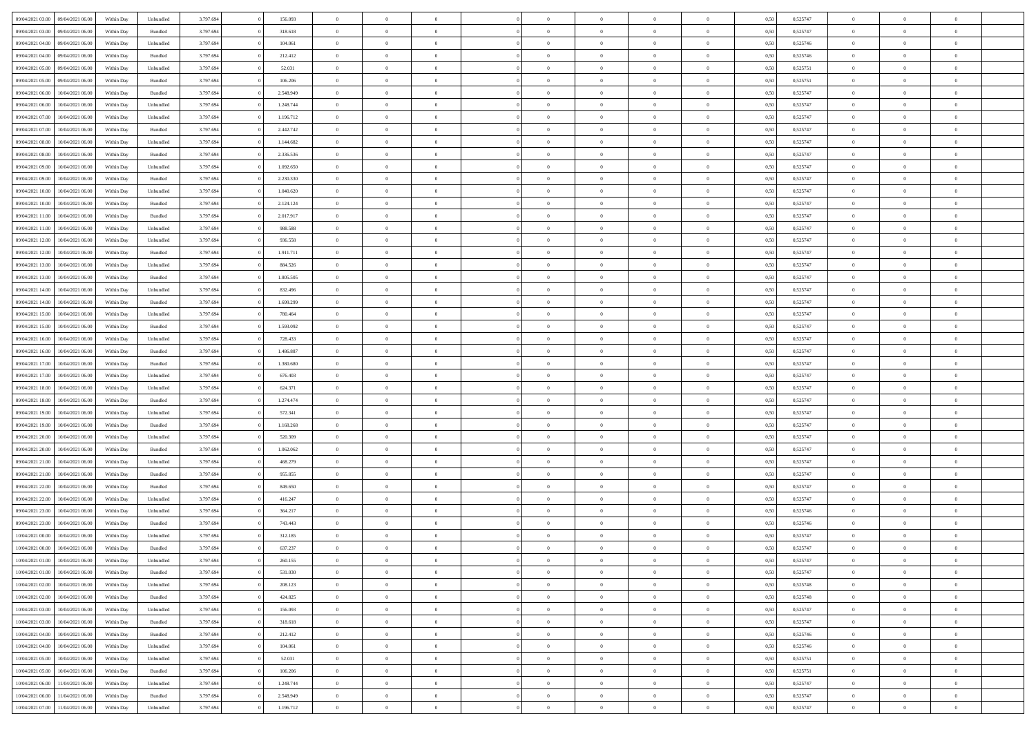| | | | | | | | | | | | | | | | | | | | | |
|---|---|---|---|---|---|---|---|---|---|---|---|---|---|---|---|---|---|---|---|---|
| 09/04/2021 03:00 | 09/04/2021 06:00 | Within Day | Unbundled | 3.797.694 | 0 | 156.093 | 0 | 0 | 0 | | 0 | 0 | 0 | 0 | 0,50 | 0,525747 | 0 | 0 | 0 | |
| 09/04/2021 03:00 | 09/04/2021 06:00 | Within Day | Bundled | 3.797.694 | 0 | 318.618 | 0 | 0 | 0 | | 0 | 0 | 0 | 0 | 0,50 | 0,525747 | 0 | 0 | 0 | |
| 09/04/2021 04:00 | 09/04/2021 06:00 | Within Day | Unbundled | 3.797.694 | 0 | 104.061 | 0 | 0 | 0 | | 0 | 0 | 0 | 0 | 0,50 | 0,525746 | 0 | 0 | 0 | |
| 09/04/2021 04:00 | 09/04/2021 06:00 | Within Day | Bundled | 3.797.694 | 0 | 212.412 | 0 | 0 | 0 | | 0 | 0 | 0 | 0 | 0,50 | 0,525746 | 0 | 0 | 0 | |
| 09/04/2021 05:00 | 09/04/2021 06:00 | Within Day | Unbundled | 3.797.694 | 0 | 52.031 | 0 | 0 | 0 | | 0 | 0 | 0 | 0 | 0,50 | 0,525751 | 0 | 0 | 0 | |
| 09/04/2021 05:00 | 09/04/2021 06:00 | Within Day | Bundled | 3.797.694 | 0 | 106.206 | 0 | 0 | 0 | | 0 | 0 | 0 | 0 | 0,50 | 0,525751 | 0 | 0 | 0 | |
| 09/04/2021 06:00 | 10/04/2021 06:00 | Within Day | Bundled | 3.797.694 | 0 | 2.548.949 | 0 | 0 | 0 | | 0 | 0 | 0 | 0 | 0,50 | 0,525747 | 0 | 0 | 0 | |
| 09/04/2021 06:00 | 10/04/2021 06:00 | Within Day | Unbundled | 3.797.694 | 0 | 1.248.744 | 0 | 0 | 0 | | 0 | 0 | 0 | 0 | 0,50 | 0,525747 | 0 | 0 | 0 | |
| 09/04/2021 07:00 | 10/04/2021 06:00 | Within Day | Unbundled | 3.797.694 | 0 | 1.196.712 | 0 | 0 | 0 | | 0 | 0 | 0 | 0 | 0,50 | 0,525747 | 0 | 0 | 0 | |
| 09/04/2021 07:00 | 10/04/2021 06:00 | Within Day | Bundled | 3.797.694 | 0 | 2.442.742 | 0 | 0 | 0 | | 0 | 0 | 0 | 0 | 0,50 | 0,525747 | 0 | 0 | 0 | |
| 09/04/2021 08:00 | 10/04/2021 06:00 | Within Day | Unbundled | 3.797.694 | 0 | 1.144.682 | 0 | 0 | 0 | | 0 | 0 | 0 | 0 | 0,50 | 0,525747 | 0 | 0 | 0 | |
| 09/04/2021 08:00 | 10/04/2021 06:00 | Within Day | Bundled | 3.797.694 | 0 | 2.336.536 | 0 | 0 | 0 | | 0 | 0 | 0 | 0 | 0,50 | 0,525747 | 0 | 0 | 0 | |
| 09/04/2021 09:00 | 10/04/2021 06:00 | Within Day | Unbundled | 3.797.694 | 0 | 1.092.650 | 0 | 0 | 0 | | 0 | 0 | 0 | 0 | 0,50 | 0,525747 | 0 | 0 | 0 | |
| 09/04/2021 09:00 | 10/04/2021 06:00 | Within Day | Bundled | 3.797.694 | 0 | 2.230.330 | 0 | 0 | 0 | | 0 | 0 | 0 | 0 | 0,50 | 0,525747 | 0 | 0 | 0 | |
| 09/04/2021 10:00 | 10/04/2021 06:00 | Within Day | Unbundled | 3.797.694 | 0 | 1.040.620 | 0 | 0 | 0 | | 0 | 0 | 0 | 0 | 0,50 | 0,525747 | 0 | 0 | 0 | |
| 09/04/2021 10:00 | 10/04/2021 06:00 | Within Day | Bundled | 3.797.694 | 0 | 2.124.124 | 0 | 0 | 0 | | 0 | 0 | 0 | 0 | 0,50 | 0,525747 | 0 | 0 | 0 | |
| 09/04/2021 11:00 | 10/04/2021 06:00 | Within Day | Bundled | 3.797.694 | 0 | 2.017.917 | 0 | 0 | 0 | | 0 | 0 | 0 | 0 | 0,50 | 0,525747 | 0 | 0 | 0 | |
| 09/04/2021 11:00 | 10/04/2021 06:00 | Within Day | Unbundled | 3.797.694 | 0 | 988.588 | 0 | 0 | 0 | | 0 | 0 | 0 | 0 | 0,50 | 0,525747 | 0 | 0 | 0 | |
| 09/04/2021 12:00 | 10/04/2021 06:00 | Within Day | Unbundled | 3.797.694 | 0 | 936.558 | 0 | 0 | 0 | | 0 | 0 | 0 | 0 | 0,50 | 0,525747 | 0 | 0 | 0 | |
| 09/04/2021 12:00 | 10/04/2021 06:00 | Within Day | Bundled | 3.797.694 | 0 | 1.911.711 | 0 | 0 | 0 | | 0 | 0 | 0 | 0 | 0,50 | 0,525747 | 0 | 0 | 0 | |
| 09/04/2021 13:00 | 10/04/2021 06:00 | Within Day | Unbundled | 3.797.694 | 0 | 884.526 | 0 | 0 | 0 | | 0 | 0 | 0 | 0 | 0,50 | 0,525747 | 0 | 0 | 0 | |
| 09/04/2021 13:00 | 10/04/2021 06:00 | Within Day | Bundled | 3.797.694 | 0 | 1.805.505 | 0 | 0 | 0 | | 0 | 0 | 0 | 0 | 0,50 | 0,525747 | 0 | 0 | 0 | |
| 09/04/2021 14:00 | 10/04/2021 06:00 | Within Day | Unbundled | 3.797.694 | 0 | 832.496 | 0 | 0 | 0 | | 0 | 0 | 0 | 0 | 0,50 | 0,525747 | 0 | 0 | 0 | |
| 09/04/2021 14:00 | 10/04/2021 06:00 | Within Day | Bundled | 3.797.694 | 0 | 1.699.299 | 0 | 0 | 0 | | 0 | 0 | 0 | 0 | 0,50 | 0,525747 | 0 | 0 | 0 | |
| 09/04/2021 15:00 | 10/04/2021 06:00 | Within Day | Unbundled | 3.797.694 | 0 | 780.464 | 0 | 0 | 0 | | 0 | 0 | 0 | 0 | 0,50 | 0,525747 | 0 | 0 | 0 | |
| 09/04/2021 15:00 | 10/04/2021 06:00 | Within Day | Bundled | 3.797.694 | 0 | 1.593.092 | 0 | 0 | 0 | | 0 | 0 | 0 | 0 | 0,50 | 0,525747 | 0 | 0 | 0 | |
| 09/04/2021 16:00 | 10/04/2021 06:00 | Within Day | Unbundled | 3.797.694 | 0 | 728.433 | 0 | 0 | 0 | | 0 | 0 | 0 | 0 | 0,50 | 0,525747 | 0 | 0 | 0 | |
| 09/04/2021 16:00 | 10/04/2021 06:00 | Within Day | Bundled | 3.797.694 | 0 | 1.486.887 | 0 | 0 | 0 | | 0 | 0 | 0 | 0 | 0,50 | 0,525747 | 0 | 0 | 0 | |
| 09/04/2021 17:00 | 10/04/2021 06:00 | Within Day | Bundled | 3.797.694 | 0 | 1.380.680 | 0 | 0 | 0 | | 0 | 0 | 0 | 0 | 0,50 | 0,525747 | 0 | 0 | 0 | |
| 09/04/2021 17:00 | 10/04/2021 06:00 | Within Day | Unbundled | 3.797.694 | 0 | 676.403 | 0 | 0 | 0 | | 0 | 0 | 0 | 0 | 0,50 | 0,525747 | 0 | 0 | 0 | |
| 09/04/2021 18:00 | 10/04/2021 06:00 | Within Day | Unbundled | 3.797.694 | 0 | 624.371 | 0 | 0 | 0 | | 0 | 0 | 0 | 0 | 0,50 | 0,525747 | 0 | 0 | 0 | |
| 09/04/2021 18:00 | 10/04/2021 06:00 | Within Day | Bundled | 3.797.694 | 0 | 1.274.474 | 0 | 0 | 0 | | 0 | 0 | 0 | 0 | 0,50 | 0,525747 | 0 | 0 | 0 | |
| 09/04/2021 19:00 | 10/04/2021 06:00 | Within Day | Unbundled | 3.797.694 | 0 | 572.341 | 0 | 0 | 0 | | 0 | 0 | 0 | 0 | 0,50 | 0,525747 | 0 | 0 | 0 | |
| 09/04/2021 19:00 | 10/04/2021 06:00 | Within Day | Bundled | 3.797.694 | 0 | 1.168.268 | 0 | 0 | 0 | | 0 | 0 | 0 | 0 | 0,50 | 0,525747 | 0 | 0 | 0 | |
| 09/04/2021 20:00 | 10/04/2021 06:00 | Within Day | Unbundled | 3.797.694 | 0 | 520.309 | 0 | 0 | 0 | | 0 | 0 | 0 | 0 | 0,50 | 0,525747 | 0 | 0 | 0 | |
| 09/04/2021 20:00 | 10/04/2021 06:00 | Within Day | Bundled | 3.797.694 | 0 | 1.062.062 | 0 | 0 | 0 | | 0 | 0 | 0 | 0 | 0,50 | 0,525747 | 0 | 0 | 0 | |
| 09/04/2021 21:00 | 10/04/2021 06:00 | Within Day | Unbundled | 3.797.694 | 0 | 468.279 | 0 | 0 | 0 | | 0 | 0 | 0 | 0 | 0,50 | 0,525747 | 0 | 0 | 0 | |
| 09/04/2021 21:00 | 10/04/2021 06:00 | Within Day | Bundled | 3.797.694 | 0 | 955.855 | 0 | 0 | 0 | | 0 | 0 | 0 | 0 | 0,50 | 0,525747 | 0 | 0 | 0 | |
| 09/04/2021 22:00 | 10/04/2021 06:00 | Within Day | Bundled | 3.797.694 | 0 | 849.650 | 0 | 0 | 0 | | 0 | 0 | 0 | 0 | 0,50 | 0,525747 | 0 | 0 | 0 | |
| 09/04/2021 22:00 | 10/04/2021 06:00 | Within Day | Unbundled | 3.797.694 | 0 | 416.247 | 0 | 0 | 0 | | 0 | 0 | 0 | 0 | 0,50 | 0,525747 | 0 | 0 | 0 | |
| 09/04/2021 23:00 | 10/04/2021 06:00 | Within Day | Unbundled | 3.797.694 | 0 | 364.217 | 0 | 0 | 0 | | 0 | 0 | 0 | 0 | 0,50 | 0,525746 | 0 | 0 | 0 | |
| 09/04/2021 23:00 | 10/04/2021 06:00 | Within Day | Bundled | 3.797.694 | 0 | 743.443 | 0 | 0 | 0 | | 0 | 0 | 0 | 0 | 0,50 | 0,525746 | 0 | 0 | 0 | |
| 10/04/2021 00:00 | 10/04/2021 06:00 | Within Day | Unbundled | 3.797.694 | 0 | 312.185 | 0 | 0 | 0 | | 0 | 0 | 0 | 0 | 0,50 | 0,525747 | 0 | 0 | 0 | |
| 10/04/2021 00:00 | 10/04/2021 06:00 | Within Day | Bundled | 3.797.694 | 0 | 637.237 | 0 | 0 | 0 | | 0 | 0 | 0 | 0 | 0,50 | 0,525747 | 0 | 0 | 0 | |
| 10/04/2021 01:00 | 10/04/2021 06:00 | Within Day | Unbundled | 3.797.694 | 0 | 260.155 | 0 | 0 | 0 | | 0 | 0 | 0 | 0 | 0,50 | 0,525747 | 0 | 0 | 0 | |
| 10/04/2021 01:00 | 10/04/2021 06:00 | Within Day | Bundled | 3.797.694 | 0 | 531.030 | 0 | 0 | 0 | | 0 | 0 | 0 | 0 | 0,50 | 0,525747 | 0 | 0 | 0 | |
| 10/04/2021 02:00 | 10/04/2021 06:00 | Within Day | Unbundled | 3.797.694 | 0 | 208.123 | 0 | 0 | 0 | | 0 | 0 | 0 | 0 | 0,50 | 0,525748 | 0 | 0 | 0 | |
| 10/04/2021 02:00 | 10/04/2021 06:00 | Within Day | Bundled | 3.797.694 | 0 | 424.825 | 0 | 0 | 0 | | 0 | 0 | 0 | 0 | 0,50 | 0,525748 | 0 | 0 | 0 | |
| 10/04/2021 03:00 | 10/04/2021 06:00 | Within Day | Unbundled | 3.797.694 | 0 | 156.093 | 0 | 0 | 0 | | 0 | 0 | 0 | 0 | 0,50 | 0,525747 | 0 | 0 | 0 | |
| 10/04/2021 03:00 | 10/04/2021 06:00 | Within Day | Bundled | 3.797.694 | 0 | 318.618 | 0 | 0 | 0 | | 0 | 0 | 0 | 0 | 0,50 | 0,525747 | 0 | 0 | 0 | |
| 10/04/2021 04:00 | 10/04/2021 06:00 | Within Day | Bundled | 3.797.694 | 0 | 212.412 | 0 | 0 | 0 | | 0 | 0 | 0 | 0 | 0,50 | 0,525746 | 0 | 0 | 0 | |
| 10/04/2021 04:00 | 10/04/2021 06:00 | Within Day | Unbundled | 3.797.694 | 0 | 104.061 | 0 | 0 | 0 | | 0 | 0 | 0 | 0 | 0,50 | 0,525746 | 0 | 0 | 0 | |
| 10/04/2021 05:00 | 10/04/2021 06:00 | Within Day | Unbundled | 3.797.694 | 0 | 52.031 | 0 | 0 | 0 | | 0 | 0 | 0 | 0 | 0,50 | 0,525751 | 0 | 0 | 0 | |
| 10/04/2021 05:00 | 10/04/2021 06:00 | Within Day | Bundled | 3.797.694 | 0 | 106.206 | 0 | 0 | 0 | | 0 | 0 | 0 | 0 | 0,50 | 0,525751 | 0 | 0 | 0 | |
| 10/04/2021 06:00 | 11/04/2021 06:00 | Within Day | Unbundled | 3.797.694 | 0 | 1.248.744 | 0 | 0 | 0 | | 0 | 0 | 0 | 0 | 0,50 | 0,525747 | 0 | 0 | 0 | |
| 10/04/2021 06:00 | 11/04/2021 06:00 | Within Day | Bundled | 3.797.694 | 0 | 2.548.949 | 0 | 0 | 0 | | 0 | 0 | 0 | 0 | 0,50 | 0,525747 | 0 | 0 | 0 | |
| 10/04/2021 07:00 | 11/04/2021 06:00 | Within Day | Unbundled | 3.797.694 | 0 | 1.196.712 | 0 | 0 | 0 | | 0 | 0 | 0 | 0 | 0,50 | 0,525747 | 0 | 0 | 0 | |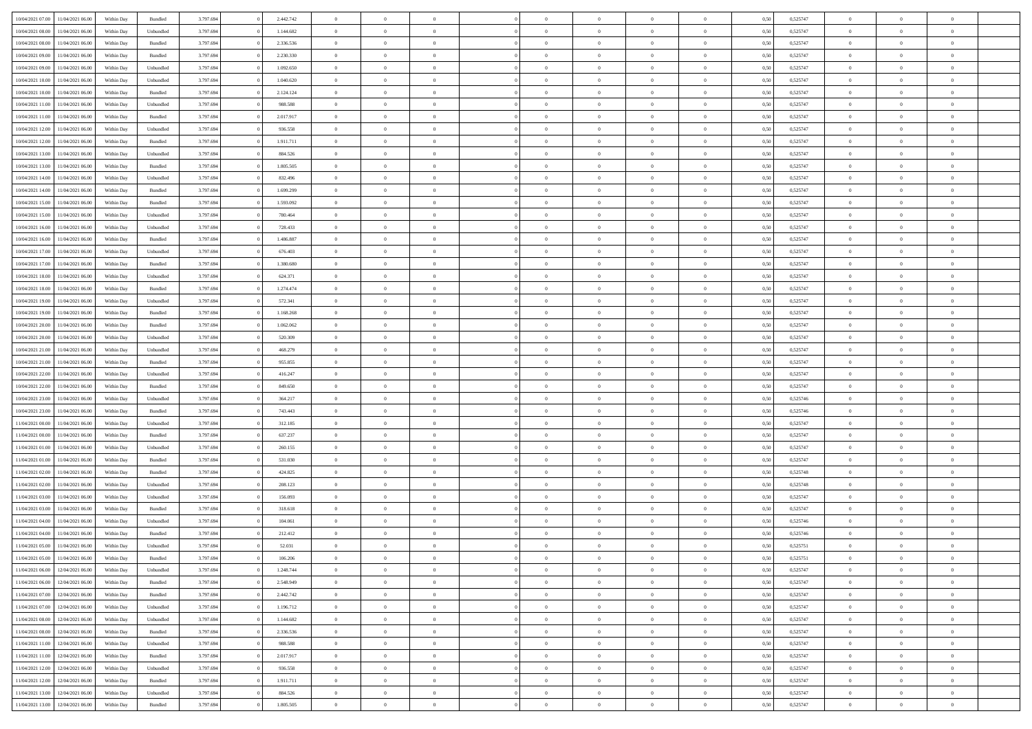| | | | | | | | | | | | | | | | | | | | | | |
|---|---|---|---|---|---|---|---|---|---|---|---|---|---|---|---|---|---|---|---|---|---|
| 10/04/2021 07:00 | 11/04/2021 06:00 | Within Day | Bundled | 3.797.694 | 0 | 2.442.742 | 0 | 0 | 0 | | 0 | 0 | 0 | 0 | 0,50 | 0,525747 | 0 | 0 | 0 | |
| 10/04/2021 08:00 | 11/04/2021 06:00 | Within Day | Unbundled | 3.797.694 | 0 | 1.144.682 | 0 | 0 | 0 | | 0 | 0 | 0 | 0 | 0,50 | 0,525747 | 0 | 0 | 0 | |
| 10/04/2021 08:00 | 11/04/2021 06:00 | Within Day | Bundled | 3.797.694 | 0 | 2.336.536 | 0 | 0 | 0 | | 0 | 0 | 0 | 0 | 0,50 | 0,525747 | 0 | 0 | 0 | |
| 10/04/2021 09:00 | 11/04/2021 06:00 | Within Day | Bundled | 3.797.694 | 0 | 2.230.330 | 0 | 0 | 0 | | 0 | 0 | 0 | 0 | 0,50 | 0,525747 | 0 | 0 | 0 | |
| 10/04/2021 09:00 | 11/04/2021 06:00 | Within Day | Unbundled | 3.797.694 | 0 | 1.092.650 | 0 | 0 | 0 | | 0 | 0 | 0 | 0 | 0,50 | 0,525747 | 0 | 0 | 0 | |
| 10/04/2021 10:00 | 11/04/2021 06:00 | Within Day | Unbundled | 3.797.694 | 0 | 1.040.620 | 0 | 0 | 0 | | 0 | 0 | 0 | 0 | 0,50 | 0,525747 | 0 | 0 | 0 | |
| 10/04/2021 10:00 | 11/04/2021 06:00 | Within Day | Bundled | 3.797.694 | 0 | 2.124.124 | 0 | 0 | 0 | | 0 | 0 | 0 | 0 | 0,50 | 0,525747 | 0 | 0 | 0 | |
| 10/04/2021 11:00 | 11/04/2021 06:00 | Within Day | Unbundled | 3.797.694 | 0 | 988.588 | 0 | 0 | 0 | | 0 | 0 | 0 | 0 | 0,50 | 0,525747 | 0 | 0 | 0 | |
| 10/04/2021 11:00 | 11/04/2021 06:00 | Within Day | Bundled | 3.797.694 | 0 | 2.017.917 | 0 | 0 | 0 | | 0 | 0 | 0 | 0 | 0,50 | 0,525747 | 0 | 0 | 0 | |
| 10/04/2021 12:00 | 11/04/2021 06:00 | Within Day | Unbundled | 3.797.694 | 0 | 936.558 | 0 | 0 | 0 | | 0 | 0 | 0 | 0 | 0,50 | 0,525747 | 0 | 0 | 0 | |
| 10/04/2021 12:00 | 11/04/2021 06:00 | Within Day | Bundled | 3.797.694 | 0 | 1.911.711 | 0 | 0 | 0 | | 0 | 0 | 0 | 0 | 0,50 | 0,525747 | 0 | 0 | 0 | |
| 10/04/2021 13:00 | 11/04/2021 06:00 | Within Day | Unbundled | 3.797.694 | 0 | 884.526 | 0 | 0 | 0 | | 0 | 0 | 0 | 0 | 0,50 | 0,525747 | 0 | 0 | 0 | |
| 10/04/2021 13:00 | 11/04/2021 06:00 | Within Day | Bundled | 3.797.694 | 0 | 1.805.505 | 0 | 0 | 0 | | 0 | 0 | 0 | 0 | 0,50 | 0,525747 | 0 | 0 | 0 | |
| 10/04/2021 14:00 | 11/04/2021 06:00 | Within Day | Unbundled | 3.797.694 | 0 | 832.496 | 0 | 0 | 0 | | 0 | 0 | 0 | 0 | 0,50 | 0,525747 | 0 | 0 | 0 | |
| 10/04/2021 14:00 | 11/04/2021 06:00 | Within Day | Bundled | 3.797.694 | 0 | 1.699.299 | 0 | 0 | 0 | | 0 | 0 | 0 | 0 | 0,50 | 0,525747 | 0 | 0 | 0 | |
| 10/04/2021 15:00 | 11/04/2021 06:00 | Within Day | Bundled | 3.797.694 | 0 | 1.593.092 | 0 | 0 | 0 | | 0 | 0 | 0 | 0 | 0,50 | 0,525747 | 0 | 0 | 0 | |
| 10/04/2021 15:00 | 11/04/2021 06:00 | Within Day | Unbundled | 3.797.694 | 0 | 780.464 | 0 | 0 | 0 | | 0 | 0 | 0 | 0 | 0,50 | 0,525747 | 0 | 0 | 0 | |
| 10/04/2021 16:00 | 11/04/2021 06:00 | Within Day | Unbundled | 3.797.694 | 0 | 728.433 | 0 | 0 | 0 | | 0 | 0 | 0 | 0 | 0,50 | 0,525747 | 0 | 0 | 0 | |
| 10/04/2021 16:00 | 11/04/2021 06:00 | Within Day | Bundled | 3.797.694 | 0 | 1.486.887 | 0 | 0 | 0 | | 0 | 0 | 0 | 0 | 0,50 | 0,525747 | 0 | 0 | 0 | |
| 10/04/2021 17:00 | 11/04/2021 06:00 | Within Day | Unbundled | 3.797.694 | 0 | 676.403 | 0 | 0 | 0 | | 0 | 0 | 0 | 0 | 0,50 | 0,525747 | 0 | 0 | 0 | |
| 10/04/2021 17:00 | 11/04/2021 06:00 | Within Day | Bundled | 3.797.694 | 0 | 1.380.680 | 0 | 0 | 0 | | 0 | 0 | 0 | 0 | 0,50 | 0,525747 | 0 | 0 | 0 | |
| 10/04/2021 18:00 | 11/04/2021 06:00 | Within Day | Unbundled | 3.797.694 | 0 | 624.371 | 0 | 0 | 0 | | 0 | 0 | 0 | 0 | 0,50 | 0,525747 | 0 | 0 | 0 | |
| 10/04/2021 18:00 | 11/04/2021 06:00 | Within Day | Bundled | 3.797.694 | 0 | 1.274.474 | 0 | 0 | 0 | | 0 | 0 | 0 | 0 | 0,50 | 0,525747 | 0 | 0 | 0 | |
| 10/04/2021 19:00 | 11/04/2021 06:00 | Within Day | Unbundled | 3.797.694 | 0 | 572.341 | 0 | 0 | 0 | | 0 | 0 | 0 | 0 | 0,50 | 0,525747 | 0 | 0 | 0 | |
| 10/04/2021 19:00 | 11/04/2021 06:00 | Within Day | Bundled | 3.797.694 | 0 | 1.168.268 | 0 | 0 | 0 | | 0 | 0 | 0 | 0 | 0,50 | 0,525747 | 0 | 0 | 0 | |
| 10/04/2021 20:00 | 11/04/2021 06:00 | Within Day | Bundled | 3.797.694 | 0 | 1.062.062 | 0 | 0 | 0 | | 0 | 0 | 0 | 0 | 0,50 | 0,525747 | 0 | 0 | 0 | |
| 10/04/2021 20:00 | 11/04/2021 06:00 | Within Day | Unbundled | 3.797.694 | 0 | 520.309 | 0 | 0 | 0 | | 0 | 0 | 0 | 0 | 0,50 | 0,525747 | 0 | 0 | 0 | |
| 10/04/2021 21:00 | 11/04/2021 06:00 | Within Day | Unbundled | 3.797.694 | 0 | 468.279 | 0 | 0 | 0 | | 0 | 0 | 0 | 0 | 0,50 | 0,525747 | 0 | 0 | 0 | |
| 10/04/2021 21:00 | 11/04/2021 06:00 | Within Day | Bundled | 3.797.694 | 0 | 955.855 | 0 | 0 | 0 | | 0 | 0 | 0 | 0 | 0,50 | 0,525747 | 0 | 0 | 0 | |
| 10/04/2021 22:00 | 11/04/2021 06:00 | Within Day | Unbundled | 3.797.694 | 0 | 416.247 | 0 | 0 | 0 | | 0 | 0 | 0 | 0 | 0,50 | 0,525747 | 0 | 0 | 0 | |
| 10/04/2021 22:00 | 11/04/2021 06:00 | Within Day | Bundled | 3.797.694 | 0 | 849.650 | 0 | 0 | 0 | | 0 | 0 | 0 | 0 | 0,50 | 0,525747 | 0 | 0 | 0 | |
| 10/04/2021 23:00 | 11/04/2021 06:00 | Within Day | Unbundled | 3.797.694 | 0 | 364.217 | 0 | 0 | 0 | | 0 | 0 | 0 | 0 | 0,50 | 0,525746 | 0 | 0 | 0 | |
| 10/04/2021 23:00 | 11/04/2021 06:00 | Within Day | Bundled | 3.797.694 | 0 | 743.443 | 0 | 0 | 0 | | 0 | 0 | 0 | 0 | 0,50 | 0,525746 | 0 | 0 | 0 | |
| 11/04/2021 00:00 | 11/04/2021 06:00 | Within Day | Unbundled | 3.797.694 | 0 | 312.185 | 0 | 0 | 0 | | 0 | 0 | 0 | 0 | 0,50 | 0,525747 | 0 | 0 | 0 | |
| 11/04/2021 00:00 | 11/04/2021 06:00 | Within Day | Bundled | 3.797.694 | 0 | 637.237 | 0 | 0 | 0 | | 0 | 0 | 0 | 0 | 0,50 | 0,525747 | 0 | 0 | 0 | |
| 11/04/2021 01:00 | 11/04/2021 06:00 | Within Day | Unbundled | 3.797.694 | 0 | 260.155 | 0 | 0 | 0 | | 0 | 0 | 0 | 0 | 0,50 | 0,525747 | 0 | 0 | 0 | |
| 11/04/2021 01:00 | 11/04/2021 06:00 | Within Day | Bundled | 3.797.694 | 0 | 531.030 | 0 | 0 | 0 | | 0 | 0 | 0 | 0 | 0,50 | 0,525747 | 0 | 0 | 0 | |
| 11/04/2021 02:00 | 11/04/2021 06:00 | Within Day | Bundled | 3.797.694 | 0 | 424.825 | 0 | 0 | 0 | | 0 | 0 | 0 | 0 | 0,50 | 0,525748 | 0 | 0 | 0 | |
| 11/04/2021 02:00 | 11/04/2021 06:00 | Within Day | Unbundled | 3.797.694 | 0 | 208.123 | 0 | 0 | 0 | | 0 | 0 | 0 | 0 | 0,50 | 0,525748 | 0 | 0 | 0 | |
| 11/04/2021 03:00 | 11/04/2021 06:00 | Within Day | Unbundled | 3.797.694 | 0 | 156.093 | 0 | 0 | 0 | | 0 | 0 | 0 | 0 | 0,50 | 0,525747 | 0 | 0 | 0 | |
| 11/04/2021 03:00 | 11/04/2021 06:00 | Within Day | Bundled | 3.797.694 | 0 | 318.618 | 0 | 0 | 0 | | 0 | 0 | 0 | 0 | 0,50 | 0,525747 | 0 | 0 | 0 | |
| 11/04/2021 04:00 | 11/04/2021 06:00 | Within Day | Unbundled | 3.797.694 | 0 | 104.061 | 0 | 0 | 0 | | 0 | 0 | 0 | 0 | 0,50 | 0,525746 | 0 | 0 | 0 | |
| 11/04/2021 04:00 | 11/04/2021 06:00 | Within Day | Bundled | 3.797.694 | 0 | 212.412 | 0 | 0 | 0 | | 0 | 0 | 0 | 0 | 0,50 | 0,525746 | 0 | 0 | 0 | |
| 11/04/2021 05:00 | 11/04/2021 06:00 | Within Day | Unbundled | 3.797.694 | 0 | 52.031 | 0 | 0 | 0 | | 0 | 0 | 0 | 0 | 0,50 | 0,525751 | 0 | 0 | 0 | |
| 11/04/2021 05:00 | 11/04/2021 06:00 | Within Day | Bundled | 3.797.694 | 0 | 106.206 | 0 | 0 | 0 | | 0 | 0 | 0 | 0 | 0,50 | 0,525751 | 0 | 0 | 0 | |
| 11/04/2021 06:00 | 12/04/2021 06:00 | Within Day | Unbundled | 3.797.694 | 0 | 1.248.744 | 0 | 0 | 0 | | 0 | 0 | 0 | 0 | 0,50 | 0,525747 | 0 | 0 | 0 | |
| 11/04/2021 06:00 | 12/04/2021 06:00 | Within Day | Bundled | 3.797.694 | 0 | 2.548.949 | 0 | 0 | 0 | | 0 | 0 | 0 | 0 | 0,50 | 0,525747 | 0 | 0 | 0 | |
| 11/04/2021 07:00 | 12/04/2021 06:00 | Within Day | Bundled | 3.797.694 | 0 | 2.442.742 | 0 | 0 | 0 | | 0 | 0 | 0 | 0 | 0,50 | 0,525747 | 0 | 0 | 0 | |
| 11/04/2021 07:00 | 12/04/2021 06:00 | Within Day | Unbundled | 3.797.694 | 0 | 1.196.712 | 0 | 0 | 0 | | 0 | 0 | 0 | 0 | 0,50 | 0,525747 | 0 | 0 | 0 | |
| 11/04/2021 08:00 | 12/04/2021 06:00 | Within Day | Unbundled | 3.797.694 | 0 | 1.144.682 | 0 | 0 | 0 | | 0 | 0 | 0 | 0 | 0,50 | 0,525747 | 0 | 0 | 0 | |
| 11/04/2021 08:00 | 12/04/2021 06:00 | Within Day | Bundled | 3.797.694 | 0 | 2.336.536 | 0 | 0 | 0 | | 0 | 0 | 0 | 0 | 0,50 | 0,525747 | 0 | 0 | 0 | |
| 11/04/2021 11:00 | 12/04/2021 06:00 | Within Day | Unbundled | 3.797.694 | 0 | 988.588 | 0 | 0 | 0 | | 0 | 0 | 0 | 0 | 0,50 | 0,525747 | 0 | 0 | 0 | |
| 11/04/2021 11:00 | 12/04/2021 06:00 | Within Day | Bundled | 3.797.694 | 0 | 2.017.917 | 0 | 0 | 0 | | 0 | 0 | 0 | 0 | 0,50 | 0,525747 | 0 | 0 | 0 | |
| 11/04/2021 12:00 | 12/04/2021 06:00 | Within Day | Unbundled | 3.797.694 | 0 | 936.558 | 0 | 0 | 0 | | 0 | 0 | 0 | 0 | 0,50 | 0,525747 | 0 | 0 | 0 | |
| 11/04/2021 12:00 | 12/04/2021 06:00 | Within Day | Bundled | 3.797.694 | 0 | 1.911.711 | 0 | 0 | 0 | | 0 | 0 | 0 | 0 | 0,50 | 0,525747 | 0 | 0 | 0 | |
| 11/04/2021 13:00 | 12/04/2021 06:00 | Within Day | Unbundled | 3.797.694 | 0 | 884.526 | 0 | 0 | 0 | | 0 | 0 | 0 | 0 | 0,50 | 0,525747 | 0 | 0 | 0 | |
| 11/04/2021 13:00 | 12/04/2021 06:00 | Within Day | Bundled | 3.797.694 | 0 | 1.805.505 | 0 | 0 | 0 | | 0 | 0 | 0 | 0 | 0,50 | 0,525747 | 0 | 0 | 0 | |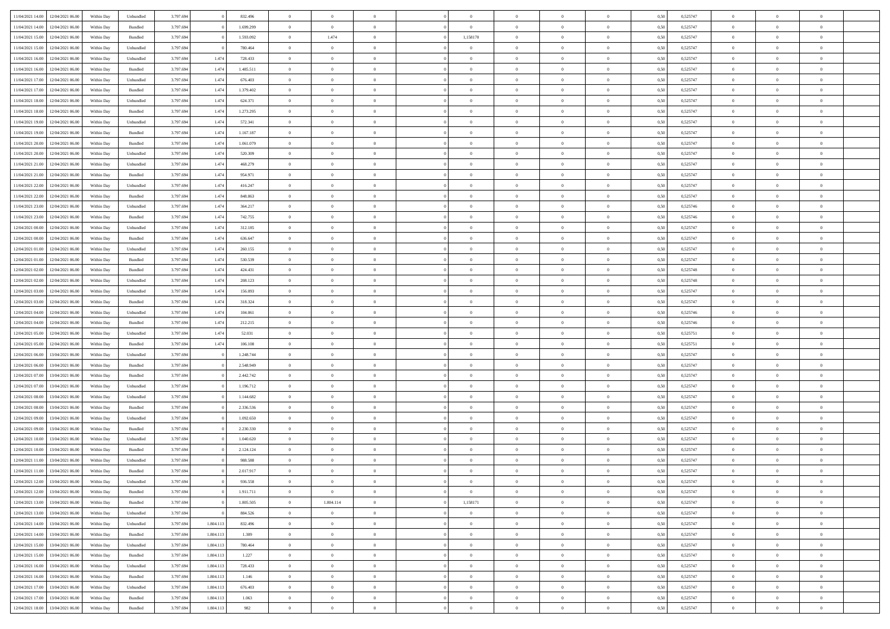| | | | | | | | | | | | | | | | | | | | | |
|---|---|---|---|---|---|---|---|---|---|---|---|---|---|---|---|---|---|---|---|---|
| 11/04/2021 14:00 | 12/04/2021 06:00 | Within Day | Unbundled | 3.797.694 | 0 | 832.496 | 0 | 0 | 0 | | 0 | 0 | 0 | 0 | 0,50 | 0,525747 | 0 | 0 | 0 | |
| 11/04/2021 14:00 | 12/04/2021 06:00 | Within Day | Bundled | 3.797.694 | 0 | 1.699.299 | 0 | 0 | 0 | | 0 | 0 | 0 | 0 | 0,50 | 0,525747 | 0 | 0 | 0 | |
| 11/04/2021 15:00 | 12/04/2021 06:00 | Within Day | Bundled | 3.797.694 | 0 | 1.593.092 | 0 | 1.474 | 0 | | 1,158170 | 0 | 0 | 0 | 0,50 | 0,525747 | 0 | 0 | 0 | |
| 11/04/2021 15:00 | 12/04/2021 06:00 | Within Day | Unbundled | 3.797.694 | 0 | 780.464 | 0 | 0 | 0 | | 0 | 0 | 0 | 0 | 0,50 | 0,525747 | 0 | 0 | 0 | |
| 11/04/2021 16:00 | 12/04/2021 06:00 | Within Day | Unbundled | 3.797.694 | 1.474 | 728.433 | 0 | 0 | 0 | | 0 | 0 | 0 | 0 | 0,50 | 0,525747 | 0 | 0 | 0 | |
| 11/04/2021 16:00 | 12/04/2021 06:00 | Within Day | Bundled | 3.797.694 | 1.474 | 1.485.511 | 0 | 0 | 0 | | 0 | 0 | 0 | 0 | 0,50 | 0,525747 | 0 | 0 | 0 | |
| 11/04/2021 17:00 | 12/04/2021 06:00 | Within Day | Unbundled | 3.797.694 | 1.474 | 676.403 | 0 | 0 | 0 | | 0 | 0 | 0 | 0 | 0,50 | 0,525747 | 0 | 0 | 0 | |
| 11/04/2021 17:00 | 12/04/2021 06:00 | Within Day | Bundled | 3.797.694 | 1.474 | 1.379.402 | 0 | 0 | 0 | | 0 | 0 | 0 | 0 | 0,50 | 0,525747 | 0 | 0 | 0 | |
| 11/04/2021 18:00 | 12/04/2021 06:00 | Within Day | Unbundled | 3.797.694 | 1.474 | 624.371 | 0 | 0 | 0 | | 0 | 0 | 0 | 0 | 0,50 | 0,525747 | 0 | 0 | 0 | |
| 11/04/2021 18:00 | 12/04/2021 06:00 | Within Day | Bundled | 3.797.694 | 1.474 | 1.273.295 | 0 | 0 | 0 | | 0 | 0 | 0 | 0 | 0,50 | 0,525747 | 0 | 0 | 0 | |
| 11/04/2021 19:00 | 12/04/2021 06:00 | Within Day | Unbundled | 3.797.694 | 1.474 | 572.341 | 0 | 0 | 0 | | 0 | 0 | 0 | 0 | 0,50 | 0,525747 | 0 | 0 | 0 | |
| 11/04/2021 19:00 | 12/04/2021 06:00 | Within Day | Bundled | 3.797.694 | 1.474 | 1.167.187 | 0 | 0 | 0 | | 0 | 0 | 0 | 0 | 0,50 | 0,525747 | 0 | 0 | 0 | |
| 11/04/2021 20:00 | 12/04/2021 06:00 | Within Day | Bundled | 3.797.694 | 1.474 | 1.061.079 | 0 | 0 | 0 | | 0 | 0 | 0 | 0 | 0,50 | 0,525747 | 0 | 0 | 0 | |
| 11/04/2021 20:00 | 12/04/2021 06:00 | Within Day | Unbundled | 3.797.694 | 1.474 | 520.309 | 0 | 0 | 0 | | 0 | 0 | 0 | 0 | 0,50 | 0,525747 | 0 | 0 | 0 | |
| 11/04/2021 21:00 | 12/04/2021 06:00 | Within Day | Unbundled | 3.797.694 | 1.474 | 468.279 | 0 | 0 | 0 | | 0 | 0 | 0 | 0 | 0,50 | 0,525747 | 0 | 0 | 0 | |
| 11/04/2021 21:00 | 12/04/2021 06:00 | Within Day | Bundled | 3.797.694 | 1.474 | 954.971 | 0 | 0 | 0 | | 0 | 0 | 0 | 0 | 0,50 | 0,525747 | 0 | 0 | 0 | |
| 11/04/2021 22:00 | 12/04/2021 06:00 | Within Day | Unbundled | 3.797.694 | 1.474 | 416.247 | 0 | 0 | 0 | | 0 | 0 | 0 | 0 | 0,50 | 0,525747 | 0 | 0 | 0 | |
| 11/04/2021 22:00 | 12/04/2021 06:00 | Within Day | Bundled | 3.797.694 | 1.474 | 848.863 | 0 | 0 | 0 | | 0 | 0 | 0 | 0 | 0,50 | 0,525747 | 0 | 0 | 0 | |
| 11/04/2021 23:00 | 12/04/2021 06:00 | Within Day | Unbundled | 3.797.694 | 1.474 | 364.217 | 0 | 0 | 0 | | 0 | 0 | 0 | 0 | 0,50 | 0,525746 | 0 | 0 | 0 | |
| 11/04/2021 23:00 | 12/04/2021 06:00 | Within Day | Bundled | 3.797.694 | 1.474 | 742.755 | 0 | 0 | 0 | | 0 | 0 | 0 | 0 | 0,50 | 0,525746 | 0 | 0 | 0 | |
| 12/04/2021 00:00 | 12/04/2021 06:00 | Within Day | Unbundled | 3.797.694 | 1.474 | 312.185 | 0 | 0 | 0 | | 0 | 0 | 0 | 0 | 0,50 | 0,525747 | 0 | 0 | 0 | |
| 12/04/2021 00:00 | 12/04/2021 06:00 | Within Day | Bundled | 3.797.694 | 1.474 | 636.647 | 0 | 0 | 0 | | 0 | 0 | 0 | 0 | 0,50 | 0,525747 | 0 | 0 | 0 | |
| 12/04/2021 01:00 | 12/04/2021 06:00 | Within Day | Unbundled | 3.797.694 | 1.474 | 260.155 | 0 | 0 | 0 | | 0 | 0 | 0 | 0 | 0,50 | 0,525747 | 0 | 0 | 0 | |
| 12/04/2021 01:00 | 12/04/2021 06:00 | Within Day | Bundled | 3.797.694 | 1.474 | 530.539 | 0 | 0 | 0 | | 0 | 0 | 0 | 0 | 0,50 | 0,525747 | 0 | 0 | 0 | |
| 12/04/2021 02:00 | 12/04/2021 06:00 | Within Day | Bundled | 3.797.694 | 1.474 | 424.431 | 0 | 0 | 0 | | 0 | 0 | 0 | 0 | 0,50 | 0,525748 | 0 | 0 | 0 | |
| 12/04/2021 02:00 | 12/04/2021 06:00 | Within Day | Unbundled | 3.797.694 | 1.474 | 208.123 | 0 | 0 | 0 | | 0 | 0 | 0 | 0 | 0,50 | 0,525748 | 0 | 0 | 0 | |
| 12/04/2021 03:00 | 12/04/2021 06:00 | Within Day | Unbundled | 3.797.694 | 1.474 | 156.093 | 0 | 0 | 0 | | 0 | 0 | 0 | 0 | 0,50 | 0,525747 | 0 | 0 | 0 | |
| 12/04/2021 03:00 | 12/04/2021 06:00 | Within Day | Bundled | 3.797.694 | 1.474 | 318.324 | 0 | 0 | 0 | | 0 | 0 | 0 | 0 | 0,50 | 0,525747 | 0 | 0 | 0 | |
| 12/04/2021 04:00 | 12/04/2021 06:00 | Within Day | Unbundled | 3.797.694 | 1.474 | 104.061 | 0 | 0 | 0 | | 0 | 0 | 0 | 0 | 0,50 | 0,525746 | 0 | 0 | 0 | |
| 12/04/2021 04:00 | 12/04/2021 06:00 | Within Day | Bundled | 3.797.694 | 1.474 | 212.215 | 0 | 0 | 0 | | 0 | 0 | 0 | 0 | 0,50 | 0,525746 | 0 | 0 | 0 | |
| 12/04/2021 05:00 | 12/04/2021 06:00 | Within Day | Unbundled | 3.797.694 | 1.474 | 52.031 | 0 | 0 | 0 | | 0 | 0 | 0 | 0 | 0,50 | 0,525751 | 0 | 0 | 0 | |
| 12/04/2021 05:00 | 12/04/2021 06:00 | Within Day | Bundled | 3.797.694 | 1.474 | 106.108 | 0 | 0 | 0 | | 0 | 0 | 0 | 0 | 0,50 | 0,525751 | 0 | 0 | 0 | |
| 12/04/2021 06:00 | 13/04/2021 06:00 | Within Day | Unbundled | 3.797.694 | 0 | 1.248.744 | 0 | 0 | 0 | | 0 | 0 | 0 | 0 | 0,50 | 0,525747 | 0 | 0 | 0 | |
| 12/04/2021 06:00 | 13/04/2021 06:00 | Within Day | Bundled | 3.797.694 | 0 | 2.548.949 | 0 | 0 | 0 | | 0 | 0 | 0 | 0 | 0,50 | 0,525747 | 0 | 0 | 0 | |
| 12/04/2021 07:00 | 13/04/2021 06:00 | Within Day | Bundled | 3.797.694 | 0 | 2.442.742 | 0 | 0 | 0 | | 0 | 0 | 0 | 0 | 0,50 | 0,525747 | 0 | 0 | 0 | |
| 12/04/2021 07:00 | 13/04/2021 06:00 | Within Day | Unbundled | 3.797.694 | 0 | 1.196.712 | 0 | 0 | 0 | | 0 | 0 | 0 | 0 | 0,50 | 0,525747 | 0 | 0 | 0 | |
| 12/04/2021 08:00 | 13/04/2021 06:00 | Within Day | Unbundled | 3.797.694 | 0 | 1.144.682 | 0 | 0 | 0 | | 0 | 0 | 0 | 0 | 0,50 | 0,525747 | 0 | 0 | 0 | |
| 12/04/2021 08:00 | 13/04/2021 06:00 | Within Day | Bundled | 3.797.694 | 0 | 2.336.536 | 0 | 0 | 0 | | 0 | 0 | 0 | 0 | 0,50 | 0,525747 | 0 | 0 | 0 | |
| 12/04/2021 09:00 | 13/04/2021 06:00 | Within Day | Unbundled | 3.797.694 | 0 | 1.092.650 | 0 | 0 | 0 | | 0 | 0 | 0 | 0 | 0,50 | 0,525747 | 0 | 0 | 0 | |
| 12/04/2021 09:00 | 13/04/2021 06:00 | Within Day | Bundled | 3.797.694 | 0 | 2.230.330 | 0 | 0 | 0 | | 0 | 0 | 0 | 0 | 0,50 | 0,525747 | 0 | 0 | 0 | |
| 12/04/2021 10:00 | 13/04/2021 06:00 | Within Day | Unbundled | 3.797.694 | 0 | 1.040.620 | 0 | 0 | 0 | | 0 | 0 | 0 | 0 | 0,50 | 0,525747 | 0 | 0 | 0 | |
| 12/04/2021 10:00 | 13/04/2021 06:00 | Within Day | Bundled | 3.797.694 | 0 | 2.124.124 | 0 | 0 | 0 | | 0 | 0 | 0 | 0 | 0,50 | 0,525747 | 0 | 0 | 0 | |
| 12/04/2021 11:00 | 13/04/2021 06:00 | Within Day | Unbundled | 3.797.694 | 0 | 988.588 | 0 | 0 | 0 | | 0 | 0 | 0 | 0 | 0,50 | 0,525747 | 0 | 0 | 0 | |
| 12/04/2021 11:00 | 13/04/2021 06:00 | Within Day | Bundled | 3.797.694 | 0 | 2.017.917 | 0 | 0 | 0 | | 0 | 0 | 0 | 0 | 0,50 | 0,525747 | 0 | 0 | 0 | |
| 12/04/2021 12:00 | 13/04/2021 06:00 | Within Day | Unbundled | 3.797.694 | 0 | 936.558 | 0 | 0 | 0 | | 0 | 0 | 0 | 0 | 0,50 | 0,525747 | 0 | 0 | 0 | |
| 12/04/2021 12:00 | 13/04/2021 06:00 | Within Day | Bundled | 3.797.694 | 0 | 1.911.711 | 0 | 0 | 0 | | 0 | 0 | 0 | 0 | 0,50 | 0,525747 | 0 | 0 | 0 | |
| 12/04/2021 13:00 | 13/04/2021 06:00 | Within Day | Bundled | 3.797.694 | 0 | 1.805.505 | 0 | 1.804.114 | 0 | | 1,158171 | 0 | 0 | 0 | 0,50 | 0,525747 | 0 | 0 | 0 | |
| 12/04/2021 13:00 | 13/04/2021 06:00 | Within Day | Unbundled | 3.797.694 | 0 | 884.526 | 0 | 0 | 0 | | 0 | 0 | 0 | 0 | 0,50 | 0,525747 | 0 | 0 | 0 | |
| 12/04/2021 14:00 | 13/04/2021 06:00 | Within Day | Unbundled | 3.797.694 | 1.804.113 | 832.496 | 0 | 0 | 0 | | 0 | 0 | 0 | 0 | 0,50 | 0,525747 | 0 | 0 | 0 | |
| 12/04/2021 14:00 | 13/04/2021 06:00 | Within Day | Bundled | 3.797.694 | 1.804.113 | 1.309 | 0 | 0 | 0 | | 0 | 0 | 0 | 0 | 0,50 | 0,525747 | 0 | 0 | 0 | |
| 12/04/2021 15:00 | 13/04/2021 06:00 | Within Day | Unbundled | 3.797.694 | 1.804.113 | 780.464 | 0 | 0 | 0 | | 0 | 0 | 0 | 0 | 0,50 | 0,525747 | 0 | 0 | 0 | |
| 12/04/2021 15:00 | 13/04/2021 06:00 | Within Day | Bundled | 3.797.694 | 1.804.113 | 1.227 | 0 | 0 | 0 | | 0 | 0 | 0 | 0 | 0,50 | 0,525747 | 0 | 0 | 0 | |
| 12/04/2021 16:00 | 13/04/2021 06:00 | Within Day | Unbundled | 3.797.694 | 1.804.113 | 728.433 | 0 | 0 | 0 | | 0 | 0 | 0 | 0 | 0,50 | 0,525747 | 0 | 0 | 0 | |
| 12/04/2021 16:00 | 13/04/2021 06:00 | Within Day | Bundled | 3.797.694 | 1.804.113 | 1.146 | 0 | 0 | 0 | | 0 | 0 | 0 | 0 | 0,50 | 0,525747 | 0 | 0 | 0 | |
| 12/04/2021 17:00 | 13/04/2021 06:00 | Within Day | Unbundled | 3.797.694 | 1.804.113 | 676.403 | 0 | 0 | 0 | | 0 | 0 | 0 | 0 | 0,50 | 0,525747 | 0 | 0 | 0 | |
| 12/04/2021 17:00 | 13/04/2021 06:00 | Within Day | Bundled | 3.797.694 | 1.804.113 | 1.063 | 0 | 0 | 0 | | 0 | 0 | 0 | 0 | 0,50 | 0,525747 | 0 | 0 | 0 | |
| 12/04/2021 18:00 | 13/04/2021 06:00 | Within Day | Bundled | 3.797.694 | 1.804.113 | 982 | 0 | 0 | 0 | | 0 | 0 | 0 | 0 | 0,50 | 0,525747 | 0 | 0 | 0 | |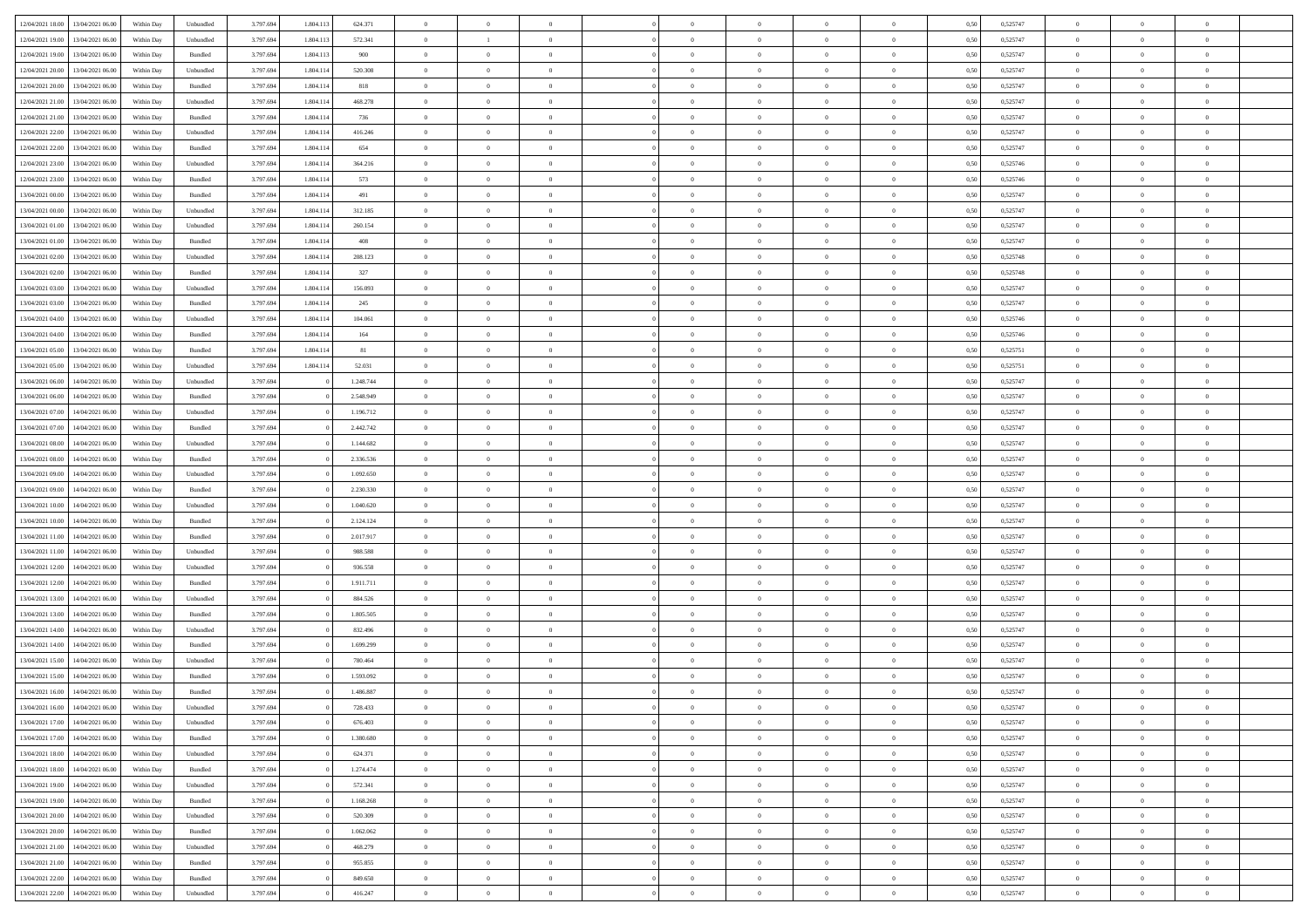| | | | | | | | | | | | | | | | | | | | | |
|---|---|---|---|---|---|---|---|---|---|---|---|---|---|---|---|---|---|---|---|---|
| 12/04/2021 18:00 | 13/04/2021 06:00 | Within Day | Unbundled | 3.797.694 | 1.804.113 | 624.371 | 0 | 0 | 0 | | 0 | 0 | 0 | 0 | 0,50 | 0,525747 | 0 | 0 | 0 | |
| 12/04/2021 19:00 | 13/04/2021 06:00 | Within Day | Unbundled | 3.797.694 | 1.804.113 | 572.341 | 0 | 1 | 0 | | 0 | 0 | 0 | 0 | 0,50 | 0,525747 | 0 | 0 | 0 | |
| 12/04/2021 19:00 | 13/04/2021 06:00 | Within Day | Bundled | 3.797.694 | 1.804.113 | 900 | 0 | 0 | 0 | | 0 | 0 | 0 | 0 | 0,50 | 0,525747 | 0 | 0 | 0 | |
| 12/04/2021 20:00 | 13/04/2021 06:00 | Within Day | Unbundled | 3.797.694 | 1.804.114 | 520.308 | 0 | 0 | 0 | | 0 | 0 | 0 | 0 | 0,50 | 0,525747 | 0 | 0 | 0 | |
| 12/04/2021 20:00 | 13/04/2021 06:00 | Within Day | Bundled | 3.797.694 | 1.804.114 | 818 | 0 | 0 | 0 | | 0 | 0 | 0 | 0 | 0,50 | 0,525747 | 0 | 0 | 0 | |
| 12/04/2021 21:00 | 13/04/2021 06:00 | Within Day | Unbundled | 3.797.694 | 1.804.114 | 468.278 | 0 | 0 | 0 | | 0 | 0 | 0 | 0 | 0,50 | 0,525747 | 0 | 0 | 0 | |
| 12/04/2021 21:00 | 13/04/2021 06:00 | Within Day | Bundled | 3.797.694 | 1.804.114 | 736 | 0 | 0 | 0 | | 0 | 0 | 0 | 0 | 0,50 | 0,525747 | 0 | 0 | 0 | |
| 12/04/2021 22:00 | 13/04/2021 06:00 | Within Day | Unbundled | 3.797.694 | 1.804.114 | 416.246 | 0 | 0 | 0 | | 0 | 0 | 0 | 0 | 0,50 | 0,525747 | 0 | 0 | 0 | |
| 12/04/2021 22:00 | 13/04/2021 06:00 | Within Day | Bundled | 3.797.694 | 1.804.114 | 654 | 0 | 0 | 0 | | 0 | 0 | 0 | 0 | 0,50 | 0,525747 | 0 | 0 | 0 | |
| 12/04/2021 23:00 | 13/04/2021 06:00 | Within Day | Unbundled | 3.797.694 | 1.804.114 | 364.216 | 0 | 0 | 0 | | 0 | 0 | 0 | 0 | 0,50 | 0,525746 | 0 | 0 | 0 | |
| 12/04/2021 23:00 | 13/04/2021 06:00 | Within Day | Bundled | 3.797.694 | 1.804.114 | 573 | 0 | 0 | 0 | | 0 | 0 | 0 | 0 | 0,50 | 0,525746 | 0 | 0 | 0 | |
| 13/04/2021 00:00 | 13/04/2021 06:00 | Within Day | Bundled | 3.797.694 | 1.804.114 | 491 | 0 | 0 | 0 | | 0 | 0 | 0 | 0 | 0,50 | 0,525747 | 0 | 0 | 0 | |
| 13/04/2021 00:00 | 13/04/2021 06:00 | Within Day | Unbundled | 3.797.694 | 1.804.114 | 312.185 | 0 | 0 | 0 | | 0 | 0 | 0 | 0 | 0,50 | 0,525747 | 0 | 0 | 0 | |
| 13/04/2021 01:00 | 13/04/2021 06:00 | Within Day | Unbundled | 3.797.694 | 1.804.114 | 260.154 | 0 | 0 | 0 | | 0 | 0 | 0 | 0 | 0,50 | 0,525747 | 0 | 0 | 0 | |
| 13/04/2021 01:00 | 13/04/2021 06:00 | Within Day | Bundled | 3.797.694 | 1.804.114 | 408 | 0 | 0 | 0 | | 0 | 0 | 0 | 0 | 0,50 | 0,525747 | 0 | 0 | 0 | |
| 13/04/2021 02:00 | 13/04/2021 06:00 | Within Day | Unbundled | 3.797.694 | 1.804.114 | 208.123 | 0 | 0 | 0 | | 0 | 0 | 0 | 0 | 0,50 | 0,525748 | 0 | 0 | 0 | |
| 13/04/2021 02:00 | 13/04/2021 06:00 | Within Day | Bundled | 3.797.694 | 1.804.114 | 327 | 0 | 0 | 0 | | 0 | 0 | 0 | 0 | 0,50 | 0,525748 | 0 | 0 | 0 | |
| 13/04/2021 03:00 | 13/04/2021 06:00 | Within Day | Unbundled | 3.797.694 | 1.804.114 | 156.093 | 0 | 0 | 0 | | 0 | 0 | 0 | 0 | 0,50 | 0,525747 | 0 | 0 | 0 | |
| 13/04/2021 03:00 | 13/04/2021 06:00 | Within Day | Bundled | 3.797.694 | 1.804.114 | 245 | 0 | 0 | 0 | | 0 | 0 | 0 | 0 | 0,50 | 0,525747 | 0 | 0 | 0 | |
| 13/04/2021 04:00 | 13/04/2021 06:00 | Within Day | Unbundled | 3.797.694 | 1.804.114 | 104.061 | 0 | 0 | 0 | | 0 | 0 | 0 | 0 | 0,50 | 0,525746 | 0 | 0 | 0 | |
| 13/04/2021 04:00 | 13/04/2021 06:00 | Within Day | Bundled | 3.797.694 | 1.804.114 | 164 | 0 | 0 | 0 | | 0 | 0 | 0 | 0 | 0,50 | 0,525746 | 0 | 0 | 0 | |
| 13/04/2021 05:00 | 13/04/2021 06:00 | Within Day | Bundled | 3.797.694 | 1.804.114 | 81 | 0 | 0 | 0 | | 0 | 0 | 0 | 0 | 0,50 | 0,525751 | 0 | 0 | 0 | |
| 13/04/2021 05:00 | 13/04/2021 06:00 | Within Day | Unbundled | 3.797.694 | 1.804.114 | 52.031 | 0 | 0 | 0 | | 0 | 0 | 0 | 0 | 0,50 | 0,525751 | 0 | 0 | 0 | |
| 13/04/2021 06:00 | 14/04/2021 06:00 | Within Day | Unbundled | 3.797.694 | 0 | 1.248.744 | 0 | 0 | 0 | | 0 | 0 | 0 | 0 | 0,50 | 0,525747 | 0 | 0 | 0 | |
| 13/04/2021 06:00 | 14/04/2021 06:00 | Within Day | Bundled | 3.797.694 | 0 | 2.548.949 | 0 | 0 | 0 | | 0 | 0 | 0 | 0 | 0,50 | 0,525747 | 0 | 0 | 0 | |
| 13/04/2021 07:00 | 14/04/2021 06:00 | Within Day | Unbundled | 3.797.694 | 0 | 1.196.712 | 0 | 0 | 0 | | 0 | 0 | 0 | 0 | 0,50 | 0,525747 | 0 | 0 | 0 | |
| 13/04/2021 07:00 | 14/04/2021 06:00 | Within Day | Bundled | 3.797.694 | 0 | 2.442.742 | 0 | 0 | 0 | | 0 | 0 | 0 | 0 | 0,50 | 0,525747 | 0 | 0 | 0 | |
| 13/04/2021 08:00 | 14/04/2021 06:00 | Within Day | Unbundled | 3.797.694 | 0 | 1.144.682 | 0 | 0 | 0 | | 0 | 0 | 0 | 0 | 0,50 | 0,525747 | 0 | 0 | 0 | |
| 13/04/2021 08:00 | 14/04/2021 06:00 | Within Day | Bundled | 3.797.694 | 0 | 2.336.536 | 0 | 0 | 0 | | 0 | 0 | 0 | 0 | 0,50 | 0,525747 | 0 | 0 | 0 | |
| 13/04/2021 09:00 | 14/04/2021 06:00 | Within Day | Unbundled | 3.797.694 | 0 | 1.092.650 | 0 | 0 | 0 | | 0 | 0 | 0 | 0 | 0,50 | 0,525747 | 0 | 0 | 0 | |
| 13/04/2021 09:00 | 14/04/2021 06:00 | Within Day | Bundled | 3.797.694 | 0 | 2.230.330 | 0 | 0 | 0 | | 0 | 0 | 0 | 0 | 0,50 | 0,525747 | 0 | 0 | 0 | |
| 13/04/2021 10:00 | 14/04/2021 06:00 | Within Day | Unbundled | 3.797.694 | 0 | 1.040.620 | 0 | 0 | 0 | | 0 | 0 | 0 | 0 | 0,50 | 0,525747 | 0 | 0 | 0 | |
| 13/04/2021 10:00 | 14/04/2021 06:00 | Within Day | Bundled | 3.797.694 | 0 | 2.124.124 | 0 | 0 | 0 | | 0 | 0 | 0 | 0 | 0,50 | 0,525747 | 0 | 0 | 0 | |
| 13/04/2021 11:00 | 14/04/2021 06:00 | Within Day | Bundled | 3.797.694 | 0 | 2.017.917 | 0 | 0 | 0 | | 0 | 0 | 0 | 0 | 0,50 | 0,525747 | 0 | 0 | 0 | |
| 13/04/2021 11:00 | 14/04/2021 06:00 | Within Day | Unbundled | 3.797.694 | 0 | 988.588 | 0 | 0 | 0 | | 0 | 0 | 0 | 0 | 0,50 | 0,525747 | 0 | 0 | 0 | |
| 13/04/2021 12:00 | 14/04/2021 06:00 | Within Day | Unbundled | 3.797.694 | 0 | 936.558 | 0 | 0 | 0 | | 0 | 0 | 0 | 0 | 0,50 | 0,525747 | 0 | 0 | 0 | |
| 13/04/2021 12:00 | 14/04/2021 06:00 | Within Day | Bundled | 3.797.694 | 0 | 1.911.711 | 0 | 0 | 0 | | 0 | 0 | 0 | 0 | 0,50 | 0,525747 | 0 | 0 | 0 | |
| 13/04/2021 13:00 | 14/04/2021 06:00 | Within Day | Unbundled | 3.797.694 | 0 | 884.526 | 0 | 0 | 0 | | 0 | 0 | 0 | 0 | 0,50 | 0,525747 | 0 | 0 | 0 | |
| 13/04/2021 13:00 | 14/04/2021 06:00 | Within Day | Bundled | 3.797.694 | 0 | 1.805.505 | 0 | 0 | 0 | | 0 | 0 | 0 | 0 | 0,50 | 0,525747 | 0 | 0 | 0 | |
| 13/04/2021 14:00 | 14/04/2021 06:00 | Within Day | Unbundled | 3.797.694 | 0 | 832.496 | 0 | 0 | 0 | | 0 | 0 | 0 | 0 | 0,50 | 0,525747 | 0 | 0 | 0 | |
| 13/04/2021 14:00 | 14/04/2021 06:00 | Within Day | Bundled | 3.797.694 | 0 | 1.699.299 | 0 | 0 | 0 | | 0 | 0 | 0 | 0 | 0,50 | 0,525747 | 0 | 0 | 0 | |
| 13/04/2021 15:00 | 14/04/2021 06:00 | Within Day | Unbundled | 3.797.694 | 0 | 780.464 | 0 | 0 | 0 | | 0 | 0 | 0 | 0 | 0,50 | 0,525747 | 0 | 0 | 0 | |
| 13/04/2021 15:00 | 14/04/2021 06:00 | Within Day | Bundled | 3.797.694 | 0 | 1.593.092 | 0 | 0 | 0 | | 0 | 0 | 0 | 0 | 0,50 | 0,525747 | 0 | 0 | 0 | |
| 13/04/2021 16:00 | 14/04/2021 06:00 | Within Day | Bundled | 3.797.694 | 0 | 1.486.887 | 0 | 0 | 0 | | 0 | 0 | 0 | 0 | 0,50 | 0,525747 | 0 | 0 | 0 | |
| 13/04/2021 16:00 | 14/04/2021 06:00 | Within Day | Unbundled | 3.797.694 | 0 | 728.433 | 0 | 0 | 0 | | 0 | 0 | 0 | 0 | 0,50 | 0,525747 | 0 | 0 | 0 | |
| 13/04/2021 17:00 | 14/04/2021 06:00 | Within Day | Unbundled | 3.797.694 | 0 | 676.403 | 0 | 0 | 0 | | 0 | 0 | 0 | 0 | 0,50 | 0,525747 | 0 | 0 | 0 | |
| 13/04/2021 17:00 | 14/04/2021 06:00 | Within Day | Bundled | 3.797.694 | 0 | 1.380.680 | 0 | 0 | 0 | | 0 | 0 | 0 | 0 | 0,50 | 0,525747 | 0 | 0 | 0 | |
| 13/04/2021 18:00 | 14/04/2021 06:00 | Within Day | Unbundled | 3.797.694 | 0 | 624.371 | 0 | 0 | 0 | | 0 | 0 | 0 | 0 | 0,50 | 0,525747 | 0 | 0 | 0 | |
| 13/04/2021 18:00 | 14/04/2021 06:00 | Within Day | Bundled | 3.797.694 | 0 | 1.274.474 | 0 | 0 | 0 | | 0 | 0 | 0 | 0 | 0,50 | 0,525747 | 0 | 0 | 0 | |
| 13/04/2021 19:00 | 14/04/2021 06:00 | Within Day | Unbundled | 3.797.694 | 0 | 572.341 | 0 | 0 | 0 | | 0 | 0 | 0 | 0 | 0,50 | 0,525747 | 0 | 0 | 0 | |
| 13/04/2021 19:00 | 14/04/2021 06:00 | Within Day | Bundled | 3.797.694 | 0 | 1.168.268 | 0 | 0 | 0 | | 0 | 0 | 0 | 0 | 0,50 | 0,525747 | 0 | 0 | 0 | |
| 13/04/2021 20:00 | 14/04/2021 06:00 | Within Day | Unbundled | 3.797.694 | 0 | 520.309 | 0 | 0 | 0 | | 0 | 0 | 0 | 0 | 0,50 | 0,525747 | 0 | 0 | 0 | |
| 13/04/2021 20:00 | 14/04/2021 06:00 | Within Day | Bundled | 3.797.694 | 0 | 1.062.062 | 0 | 0 | 0 | | 0 | 0 | 0 | 0 | 0,50 | 0,525747 | 0 | 0 | 0 | |
| 13/04/2021 21:00 | 14/04/2021 06:00 | Within Day | Unbundled | 3.797.694 | 0 | 468.279 | 0 | 0 | 0 | | 0 | 0 | 0 | 0 | 0,50 | 0,525747 | 0 | 0 | 0 | |
| 13/04/2021 21:00 | 14/04/2021 06:00 | Within Day | Bundled | 3.797.694 | 0 | 955.855 | 0 | 0 | 0 | | 0 | 0 | 0 | 0 | 0,50 | 0,525747 | 0 | 0 | 0 | |
| 13/04/2021 22:00 | 14/04/2021 06:00 | Within Day | Bundled | 3.797.694 | 0 | 849.650 | 0 | 0 | 0 | | 0 | 0 | 0 | 0 | 0,50 | 0,525747 | 0 | 0 | 0 | |
| 13/04/2021 22:00 | 14/04/2021 06:00 | Within Day | Unbundled | 3.797.694 | 0 | 416.247 | 0 | 0 | 0 | | 0 | 0 | 0 | 0 | 0,50 | 0,525747 | 0 | 0 | 0 | |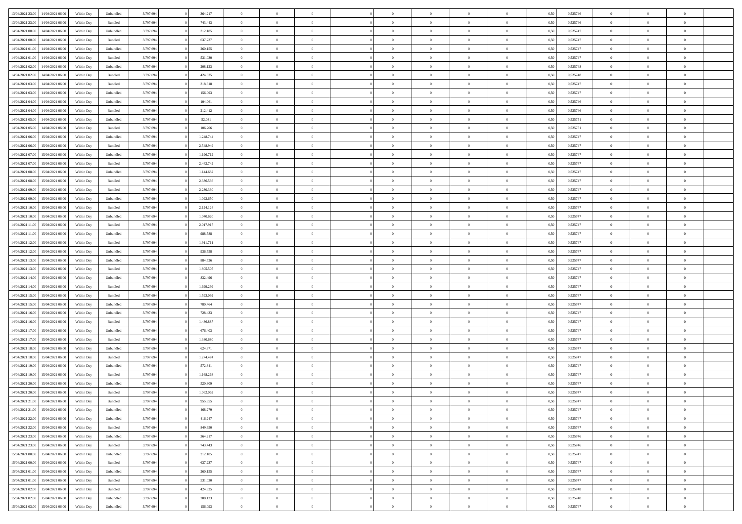| | | | | | | | | | | | | | | | | | | | | |
|---|---|---|---|---|---|---|---|---|---|---|---|---|---|---|---|---|---|---|---|---|
| 13/04/2021 23.00 | 14/04/2021 06.00 | Within Day | Unbundled | 3.797.694 | 0 | 364.217 | 0 | 0 | 0 | | 0 | 0 | 0 | 0 | 0,50 | 0,525746 | 0 | 0 | 0 | |
| 13/04/2021 23.00 | 14/04/2021 06.00 | Within Day | Bundled | 3.797.694 | 0 | 743.443 | 0 | 0 | 0 | | 0 | 0 | 0 | 0 | 0,50 | 0,525746 | 0 | 0 | 0 | |
| 14/04/2021 00.00 | 14/04/2021 06.00 | Within Day | Unbundled | 3.797.694 | 0 | 312.185 | 0 | 0 | 0 | | 0 | 0 | 0 | 0 | 0,50 | 0,525747 | 0 | 0 | 0 | |
| 14/04/2021 00.00 | 14/04/2021 06.00 | Within Day | Bundled | 3.797.694 | 0 | 637.237 | 0 | 0 | 0 | | 0 | 0 | 0 | 0 | 0,50 | 0,525747 | 0 | 0 | 0 | |
| 14/04/2021 01.00 | 14/04/2021 06.00 | Within Day | Unbundled | 3.797.694 | 0 | 260.155 | 0 | 0 | 0 | | 0 | 0 | 0 | 0 | 0,50 | 0,525747 | 0 | 0 | 0 | |
| 14/04/2021 01.00 | 14/04/2021 06.00 | Within Day | Bundled | 3.797.694 | 0 | 531.030 | 0 | 0 | 0 | | 0 | 0 | 0 | 0 | 0,50 | 0,525747 | 0 | 0 | 0 | |
| 14/04/2021 02.00 | 14/04/2021 06.00 | Within Day | Unbundled | 3.797.694 | 0 | 208.123 | 0 | 0 | 0 | | 0 | 0 | 0 | 0 | 0,50 | 0,525748 | 0 | 0 | 0 | |
| 14/04/2021 02.00 | 14/04/2021 06.00 | Within Day | Bundled | 3.797.694 | 0 | 424.825 | 0 | 0 | 0 | | 0 | 0 | 0 | 0 | 0,50 | 0,525748 | 0 | 0 | 0 | |
| 14/04/2021 03.00 | 14/04/2021 06.00 | Within Day | Bundled | 3.797.694 | 0 | 318.618 | 0 | 0 | 0 | | 0 | 0 | 0 | 0 | 0,50 | 0,525747 | 0 | 0 | 0 | |
| 14/04/2021 03.00 | 14/04/2021 06.00 | Within Day | Unbundled | 3.797.694 | 0 | 156.093 | 0 | 0 | 0 | | 0 | 0 | 0 | 0 | 0,50 | 0,525747 | 0 | 0 | 0 | |
| 14/04/2021 04.00 | 14/04/2021 06.00 | Within Day | Unbundled | 3.797.694 | 0 | 104.061 | 0 | 0 | 0 | | 0 | 0 | 0 | 0 | 0,50 | 0,525746 | 0 | 0 | 0 | |
| 14/04/2021 04.00 | 14/04/2021 06.00 | Within Day | Bundled | 3.797.694 | 0 | 212.412 | 0 | 0 | 0 | | 0 | 0 | 0 | 0 | 0,50 | 0,525746 | 0 | 0 | 0 | |
| 14/04/2021 05.00 | 14/04/2021 06.00 | Within Day | Unbundled | 3.797.694 | 0 | 52.031 | 0 | 0 | 0 | | 0 | 0 | 0 | 0 | 0,50 | 0,525751 | 0 | 0 | 0 | |
| 14/04/2021 05.00 | 14/04/2021 06.00 | Within Day | Bundled | 3.797.694 | 0 | 106.206 | 0 | 0 | 0 | | 0 | 0 | 0 | 0 | 0,50 | 0,525751 | 0 | 0 | 0 | |
| 14/04/2021 06.00 | 15/04/2021 06.00 | Within Day | Unbundled | 3.797.694 | 0 | 1.248.744 | 0 | 0 | 0 | | 0 | 0 | 0 | 0 | 0,50 | 0,525747 | 0 | 0 | 0 | |
| 14/04/2021 06.00 | 15/04/2021 06.00 | Within Day | Bundled | 3.797.694 | 0 | 2.548.949 | 0 | 0 | 0 | | 0 | 0 | 0 | 0 | 0,50 | 0,525747 | 0 | 0 | 0 | |
| 14/04/2021 07.00 | 15/04/2021 06.00 | Within Day | Unbundled | 3.797.694 | 0 | 1.196.712 | 0 | 0 | 0 | | 0 | 0 | 0 | 0 | 0,50 | 0,525747 | 0 | 0 | 0 | |
| 14/04/2021 07.00 | 15/04/2021 06.00 | Within Day | Bundled | 3.797.694 | 0 | 2.442.742 | 0 | 0 | 0 | | 0 | 0 | 0 | 0 | 0,50 | 0,525747 | 0 | 0 | 0 | |
| 14/04/2021 08.00 | 15/04/2021 06.00 | Within Day | Unbundled | 3.797.694 | 0 | 1.144.682 | 0 | 0 | 0 | | 0 | 0 | 0 | 0 | 0,50 | 0,525747 | 0 | 0 | 0 | |
| 14/04/2021 08.00 | 15/04/2021 06.00 | Within Day | Bundled | 3.797.694 | 0 | 2.336.536 | 0 | 0 | 0 | | 0 | 0 | 0 | 0 | 0,50 | 0,525747 | 0 | 0 | 0 | |
| 14/04/2021 09.00 | 15/04/2021 06.00 | Within Day | Bundled | 3.797.694 | 0 | 2.230.330 | 0 | 0 | 0 | | 0 | 0 | 0 | 0 | 0,50 | 0,525747 | 0 | 0 | 0 | |
| 14/04/2021 09.00 | 15/04/2021 06.00 | Within Day | Unbundled | 3.797.694 | 0 | 1.092.650 | 0 | 0 | 0 | | 0 | 0 | 0 | 0 | 0,50 | 0,525747 | 0 | 0 | 0 | |
| 14/04/2021 10.00 | 15/04/2021 06.00 | Within Day | Bundled | 3.797.694 | 0 | 2.124.124 | 0 | 0 | 0 | | 0 | 0 | 0 | 0 | 0,50 | 0,525747 | 0 | 0 | 0 | |
| 14/04/2021 10.00 | 15/04/2021 06.00 | Within Day | Unbundled | 3.797.694 | 0 | 1.040.620 | 0 | 0 | 0 | | 0 | 0 | 0 | 0 | 0,50 | 0,525747 | 0 | 0 | 0 | |
| 14/04/2021 11.00 | 15/04/2021 06.00 | Within Day | Bundled | 3.797.694 | 0 | 2.017.917 | 0 | 0 | 0 | | 0 | 0 | 0 | 0 | 0,50 | 0,525747 | 0 | 0 | 0 | |
| 14/04/2021 11.00 | 15/04/2021 06.00 | Within Day | Unbundled | 3.797.694 | 0 | 988.588 | 0 | 0 | 0 | | 0 | 0 | 0 | 0 | 0,50 | 0,525747 | 0 | 0 | 0 | |
| 14/04/2021 12.00 | 15/04/2021 06.00 | Within Day | Bundled | 3.797.694 | 0 | 1.911.711 | 0 | 0 | 0 | | 0 | 0 | 0 | 0 | 0,50 | 0,525747 | 0 | 0 | 0 | |
| 14/04/2021 12.00 | 15/04/2021 06.00 | Within Day | Unbundled | 3.797.694 | 0 | 936.558 | 0 | 0 | 0 | | 0 | 0 | 0 | 0 | 0,50 | 0,525747 | 0 | 0 | 0 | |
| 14/04/2021 13.00 | 15/04/2021 06.00 | Within Day | Unbundled | 3.797.694 | 0 | 884.526 | 0 | 0 | 0 | | 0 | 0 | 0 | 0 | 0,50 | 0,525747 | 0 | 0 | 0 | |
| 14/04/2021 13.00 | 15/04/2021 06.00 | Within Day | Bundled | 3.797.694 | 0 | 1.805.505 | 0 | 0 | 0 | | 0 | 0 | 0 | 0 | 0,50 | 0,525747 | 0 | 0 | 0 | |
| 14/04/2021 14.00 | 15/04/2021 06.00 | Within Day | Unbundled | 3.797.694 | 0 | 832.496 | 0 | 0 | 0 | | 0 | 0 | 0 | 0 | 0,50 | 0,525747 | 0 | 0 | 0 | |
| 14/04/2021 14.00 | 15/04/2021 06.00 | Within Day | Bundled | 3.797.694 | 0 | 1.699.299 | 0 | 0 | 0 | | 0 | 0 | 0 | 0 | 0,50 | 0,525747 | 0 | 0 | 0 | |
| 14/04/2021 15.00 | 15/04/2021 06.00 | Within Day | Bundled | 3.797.694 | 0 | 1.593.092 | 0 | 0 | 0 | | 0 | 0 | 0 | 0 | 0,50 | 0,525747 | 0 | 0 | 0 | |
| 14/04/2021 15.00 | 15/04/2021 06.00 | Within Day | Unbundled | 3.797.694 | 0 | 780.464 | 0 | 0 | 0 | | 0 | 0 | 0 | 0 | 0,50 | 0,525747 | 0 | 0 | 0 | |
| 14/04/2021 16.00 | 15/04/2021 06.00 | Within Day | Unbundled | 3.797.694 | 0 | 728.433 | 0 | 0 | 0 | | 0 | 0 | 0 | 0 | 0,50 | 0,525747 | 0 | 0 | 0 | |
| 14/04/2021 16.00 | 15/04/2021 06.00 | Within Day | Bundled | 3.797.694 | 0 | 1.486.887 | 0 | 0 | 0 | | 0 | 0 | 0 | 0 | 0,50 | 0,525747 | 0 | 0 | 0 | |
| 14/04/2021 17.00 | 15/04/2021 06.00 | Within Day | Unbundled | 3.797.694 | 0 | 676.403 | 0 | 0 | 0 | | 0 | 0 | 0 | 0 | 0,50 | 0,525747 | 0 | 0 | 0 | |
| 14/04/2021 17.00 | 15/04/2021 06.00 | Within Day | Bundled | 3.797.694 | 0 | 1.380.680 | 0 | 0 | 0 | | 0 | 0 | 0 | 0 | 0,50 | 0,525747 | 0 | 0 | 0 | |
| 14/04/2021 18.00 | 15/04/2021 06.00 | Within Day | Unbundled | 3.797.694 | 0 | 624.371 | 0 | 0 | 0 | | 0 | 0 | 0 | 0 | 0,50 | 0,525747 | 0 | 0 | 0 | |
| 14/04/2021 18.00 | 15/04/2021 06.00 | Within Day | Bundled | 3.797.694 | 0 | 1.274.474 | 0 | 0 | 0 | | 0 | 0 | 0 | 0 | 0,50 | 0,525747 | 0 | 0 | 0 | |
| 14/04/2021 19.00 | 15/04/2021 06.00 | Within Day | Unbundled | 3.797.694 | 0 | 572.341 | 0 | 0 | 0 | | 0 | 0 | 0 | 0 | 0,50 | 0,525747 | 0 | 0 | 0 | |
| 14/04/2021 19.00 | 15/04/2021 06.00 | Within Day | Bundled | 3.797.694 | 0 | 1.168.268 | 0 | 0 | 0 | | 0 | 0 | 0 | 0 | 0,50 | 0,525747 | 0 | 0 | 0 | |
| 14/04/2021 20.00 | 15/04/2021 06.00 | Within Day | Unbundled | 3.797.694 | 0 | 520.309 | 0 | 0 | 0 | | 0 | 0 | 0 | 0 | 0,50 | 0,525747 | 0 | 0 | 0 | |
| 14/04/2021 20.00 | 15/04/2021 06.00 | Within Day | Bundled | 3.797.694 | 0 | 1.062.062 | 0 | 0 | 0 | | 0 | 0 | 0 | 0 | 0,50 | 0,525747 | 0 | 0 | 0 | |
| 14/04/2021 21.00 | 15/04/2021 06.00 | Within Day | Bundled | 3.797.694 | 0 | 955.855 | 0 | 0 | 0 | | 0 | 0 | 0 | 0 | 0,50 | 0,525747 | 0 | 0 | 0 | |
| 14/04/2021 21.00 | 15/04/2021 06.00 | Within Day | Unbundled | 3.797.694 | 0 | 468.279 | 0 | 0 | 0 | | 0 | 0 | 0 | 0 | 0,50 | 0,525747 | 0 | 0 | 0 | |
| 14/04/2021 22.00 | 15/04/2021 06.00 | Within Day | Unbundled | 3.797.694 | 0 | 416.247 | 0 | 0 | 0 | | 0 | 0 | 0 | 0 | 0,50 | 0,525747 | 0 | 0 | 0 | |
| 14/04/2021 22.00 | 15/04/2021 06.00 | Within Day | Bundled | 3.797.694 | 0 | 849.650 | 0 | 0 | 0 | | 0 | 0 | 0 | 0 | 0,50 | 0,525747 | 0 | 0 | 0 | |
| 14/04/2021 23.00 | 15/04/2021 06.00 | Within Day | Unbundled | 3.797.694 | 0 | 364.217 | 0 | 0 | 0 | | 0 | 0 | 0 | 0 | 0,50 | 0,525746 | 0 | 0 | 0 | |
| 14/04/2021 23.00 | 15/04/2021 06.00 | Within Day | Bundled | 3.797.694 | 0 | 743.443 | 0 | 0 | 0 | | 0 | 0 | 0 | 0 | 0,50 | 0,525746 | 0 | 0 | 0 | |
| 15/04/2021 00.00 | 15/04/2021 06.00 | Within Day | Unbundled | 3.797.694 | 0 | 312.185 | 0 | 0 | 0 | | 0 | 0 | 0 | 0 | 0,50 | 0,525747 | 0 | 0 | 0 | |
| 15/04/2021 00.00 | 15/04/2021 06.00 | Within Day | Bundled | 3.797.694 | 0 | 637.237 | 0 | 0 | 0 | | 0 | 0 | 0 | 0 | 0,50 | 0,525747 | 0 | 0 | 0 | |
| 15/04/2021 01.00 | 15/04/2021 06.00 | Within Day | Unbundled | 3.797.694 | 0 | 260.155 | 0 | 0 | 0 | | 0 | 0 | 0 | 0 | 0,50 | 0,525747 | 0 | 0 | 0 | |
| 15/04/2021 01.00 | 15/04/2021 06.00 | Within Day | Bundled | 3.797.694 | 0 | 531.030 | 0 | 0 | 0 | | 0 | 0 | 0 | 0 | 0,50 | 0,525747 | 0 | 0 | 0 | |
| 15/04/2021 02.00 | 15/04/2021 06.00 | Within Day | Bundled | 3.797.694 | 0 | 424.825 | 0 | 0 | 0 | | 0 | 0 | 0 | 0 | 0,50 | 0,525748 | 0 | 0 | 0 | |
| 15/04/2021 02.00 | 15/04/2021 06.00 | Within Day | Unbundled | 3.797.694 | 0 | 208.123 | 0 | 0 | 0 | | 0 | 0 | 0 | 0 | 0,50 | 0,525748 | 0 | 0 | 0 | |
| 15/04/2021 03.00 | 15/04/2021 06.00 | Within Day | Unbundled | 3.797.694 | 0 | 156.093 | 0 | 0 | 0 | | 0 | 0 | 0 | 0 | 0,50 | 0,525747 | 0 | 0 | 0 | |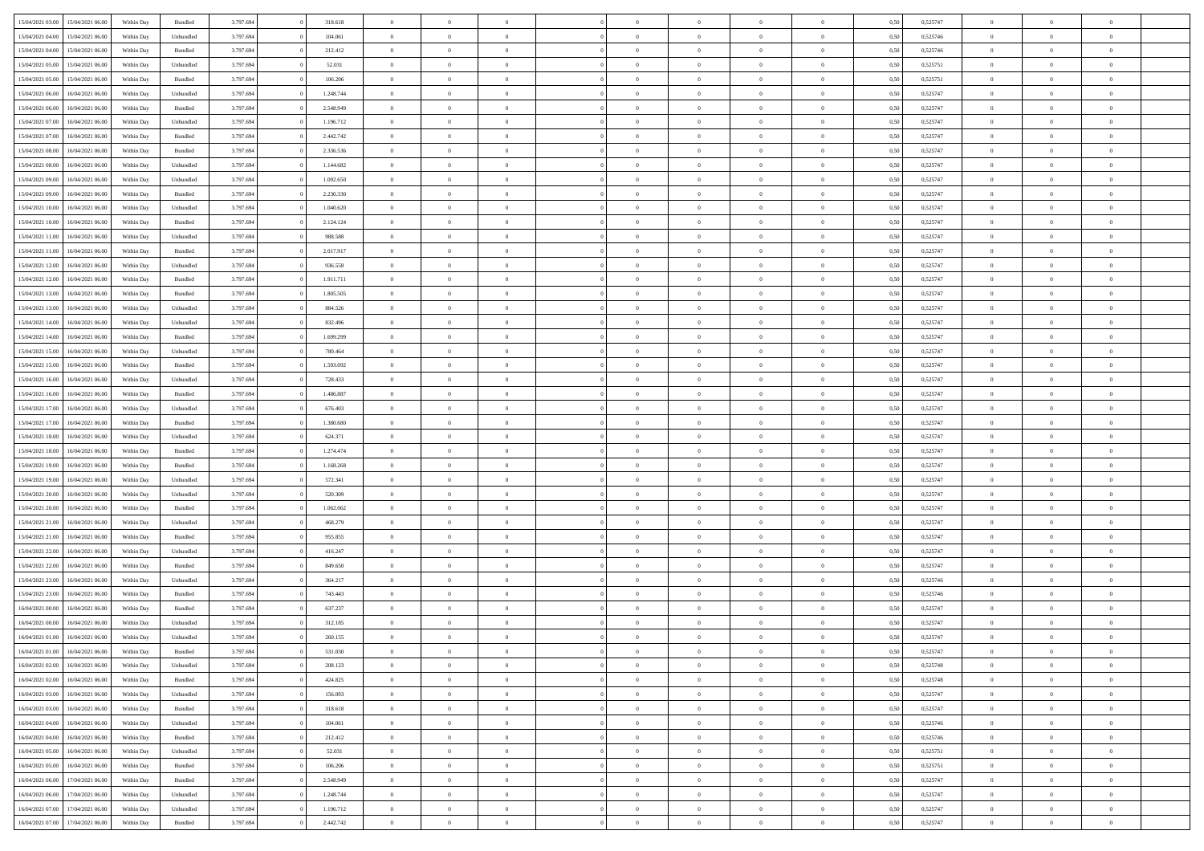| | | | | | | | | | | | | | | | | | | | | | |
|---|---|---|---|---|---|---|---|---|---|---|---|---|---|---|---|---|---|---|---|---|---|
| 15/04/2021 03:00 | 15/04/2021 06:00 | Within Day | Bundled | 3.797.694 | 0 | 318.618 | 0 | 0 | 0 | | 0 | 0 | 0 | 0 | 0,50 | 0,525747 | 0 | 0 | 0 | |
| 15/04/2021 04:00 | 15/04/2021 06:00 | Within Day | Unbundled | 3.797.694 | 0 | 104.061 | 0 | 0 | 0 | | 0 | 0 | 0 | 0 | 0,50 | 0,525746 | 0 | 0 | 0 | |
| 15/04/2021 04:00 | 15/04/2021 06:00 | Within Day | Bundled | 3.797.694 | 0 | 212.412 | 0 | 0 | 0 | | 0 | 0 | 0 | 0 | 0,50 | 0,525746 | 0 | 0 | 0 | |
| 15/04/2021 05:00 | 15/04/2021 06:00 | Within Day | Unbundled | 3.797.694 | 0 | 52.031 | 0 | 0 | 0 | | 0 | 0 | 0 | 0 | 0,50 | 0,525751 | 0 | 0 | 0 | |
| 15/04/2021 05:00 | 15/04/2021 06:00 | Within Day | Bundled | 3.797.694 | 0 | 106.206 | 0 | 0 | 0 | | 0 | 0 | 0 | 0 | 0,50 | 0,525751 | 0 | 0 | 0 | |
| 15/04/2021 06:00 | 16/04/2021 06:00 | Within Day | Unbundled | 3.797.694 | 0 | 1.248.744 | 0 | 0 | 0 | | 0 | 0 | 0 | 0 | 0,50 | 0,525747 | 0 | 0 | 0 | |
| 15/04/2021 06:00 | 16/04/2021 06:00 | Within Day | Bundled | 3.797.694 | 0 | 2.548.949 | 0 | 0 | 0 | | 0 | 0 | 0 | 0 | 0,50 | 0,525747 | 0 | 0 | 0 | |
| 15/04/2021 07:00 | 16/04/2021 06:00 | Within Day | Unbundled | 3.797.694 | 0 | 1.196.712 | 0 | 0 | 0 | | 0 | 0 | 0 | 0 | 0,50 | 0,525747 | 0 | 0 | 0 | |
| 15/04/2021 07:00 | 16/04/2021 06:00 | Within Day | Bundled | 3.797.694 | 0 | 2.442.742 | 0 | 0 | 0 | | 0 | 0 | 0 | 0 | 0,50 | 0,525747 | 0 | 0 | 0 | |
| 15/04/2021 08:00 | 16/04/2021 06:00 | Within Day | Bundled | 3.797.694 | 0 | 2.336.536 | 0 | 0 | 0 | | 0 | 0 | 0 | 0 | 0,50 | 0,525747 | 0 | 0 | 0 | |
| 15/04/2021 08:00 | 16/04/2021 06:00 | Within Day | Unbundled | 3.797.694 | 0 | 1.144.682 | 0 | 0 | 0 | | 0 | 0 | 0 | 0 | 0,50 | 0,525747 | 0 | 0 | 0 | |
| 15/04/2021 09:00 | 16/04/2021 06:00 | Within Day | Unbundled | 3.797.694 | 0 | 1.092.650 | 0 | 0 | 0 | | 0 | 0 | 0 | 0 | 0,50 | 0,525747 | 0 | 0 | 0 | |
| 15/04/2021 09:00 | 16/04/2021 06:00 | Within Day | Bundled | 3.797.694 | 0 | 2.230.330 | 0 | 0 | 0 | | 0 | 0 | 0 | 0 | 0,50 | 0,525747 | 0 | 0 | 0 | |
| 15/04/2021 10:00 | 16/04/2021 06:00 | Within Day | Unbundled | 3.797.694 | 0 | 1.040.620 | 0 | 0 | 0 | | 0 | 0 | 0 | 0 | 0,50 | 0,525747 | 0 | 0 | 0 | |
| 15/04/2021 10:00 | 16/04/2021 06:00 | Within Day | Bundled | 3.797.694 | 0 | 2.124.124 | 0 | 0 | 0 | | 0 | 0 | 0 | 0 | 0,50 | 0,525747 | 0 | 0 | 0 | |
| 15/04/2021 11:00 | 16/04/2021 06:00 | Within Day | Unbundled | 3.797.694 | 0 | 988.588 | 0 | 0 | 0 | | 0 | 0 | 0 | 0 | 0,50 | 0,525747 | 0 | 0 | 0 | |
| 15/04/2021 11:00 | 16/04/2021 06:00 | Within Day | Bundled | 3.797.694 | 0 | 2.017.917 | 0 | 0 | 0 | | 0 | 0 | 0 | 0 | 0,50 | 0,525747 | 0 | 0 | 0 | |
| 15/04/2021 12:00 | 16/04/2021 06:00 | Within Day | Unbundled | 3.797.694 | 0 | 936.558 | 0 | 0 | 0 | | 0 | 0 | 0 | 0 | 0,50 | 0,525747 | 0 | 0 | 0 | |
| 15/04/2021 12:00 | 16/04/2021 06:00 | Within Day | Bundled | 3.797.694 | 0 | 1.911.711 | 0 | 0 | 0 | | 0 | 0 | 0 | 0 | 0,50 | 0,525747 | 0 | 0 | 0 | |
| 15/04/2021 13:00 | 16/04/2021 06:00 | Within Day | Bundled | 3.797.694 | 0 | 1.805.505 | 0 | 0 | 0 | | 0 | 0 | 0 | 0 | 0,50 | 0,525747 | 0 | 0 | 0 | |
| 15/04/2021 13:00 | 16/04/2021 06:00 | Within Day | Unbundled | 3.797.694 | 0 | 884.526 | 0 | 0 | 0 | | 0 | 0 | 0 | 0 | 0,50 | 0,525747 | 0 | 0 | 0 | |
| 15/04/2021 14:00 | 16/04/2021 06:00 | Within Day | Unbundled | 3.797.694 | 0 | 832.496 | 0 | 0 | 0 | | 0 | 0 | 0 | 0 | 0,50 | 0,525747 | 0 | 0 | 0 | |
| 15/04/2021 14:00 | 16/04/2021 06:00 | Within Day | Bundled | 3.797.694 | 0 | 1.699.299 | 0 | 0 | 0 | | 0 | 0 | 0 | 0 | 0,50 | 0,525747 | 0 | 0 | 0 | |
| 15/04/2021 15:00 | 16/04/2021 06:00 | Within Day | Unbundled | 3.797.694 | 0 | 780.464 | 0 | 0 | 0 | | 0 | 0 | 0 | 0 | 0,50 | 0,525747 | 0 | 0 | 0 | |
| 15/04/2021 15:00 | 16/04/2021 06:00 | Within Day | Bundled | 3.797.694 | 0 | 1.593.092 | 0 | 0 | 0 | | 0 | 0 | 0 | 0 | 0,50 | 0,525747 | 0 | 0 | 0 | |
| 15/04/2021 16:00 | 16/04/2021 06:00 | Within Day | Unbundled | 3.797.694 | 0 | 728.433 | 0 | 0 | 0 | | 0 | 0 | 0 | 0 | 0,50 | 0,525747 | 0 | 0 | 0 | |
| 15/04/2021 16:00 | 16/04/2021 06:00 | Within Day | Bundled | 3.797.694 | 0 | 1.486.887 | 0 | 0 | 0 | | 0 | 0 | 0 | 0 | 0,50 | 0,525747 | 0 | 0 | 0 | |
| 15/04/2021 17:00 | 16/04/2021 06:00 | Within Day | Unbundled | 3.797.694 | 0 | 676.403 | 0 | 0 | 0 | | 0 | 0 | 0 | 0 | 0,50 | 0,525747 | 0 | 0 | 0 | |
| 15/04/2021 17:00 | 16/04/2021 06:00 | Within Day | Bundled | 3.797.694 | 0 | 1.380.680 | 0 | 0 | 0 | | 0 | 0 | 0 | 0 | 0,50 | 0,525747 | 0 | 0 | 0 | |
| 15/04/2021 18:00 | 16/04/2021 06:00 | Within Day | Unbundled | 3.797.694 | 0 | 624.371 | 0 | 0 | 0 | | 0 | 0 | 0 | 0 | 0,50 | 0,525747 | 0 | 0 | 0 | |
| 15/04/2021 18:00 | 16/04/2021 06:00 | Within Day | Bundled | 3.797.694 | 0 | 1.274.474 | 0 | 0 | 0 | | 0 | 0 | 0 | 0 | 0,50 | 0,525747 | 0 | 0 | 0 | |
| 15/04/2021 19:00 | 16/04/2021 06:00 | Within Day | Bundled | 3.797.694 | 0 | 1.168.268 | 0 | 0 | 0 | | 0 | 0 | 0 | 0 | 0,50 | 0,525747 | 0 | 0 | 0 | |
| 15/04/2021 19:00 | 16/04/2021 06:00 | Within Day | Unbundled | 3.797.694 | 0 | 572.341 | 0 | 0 | 0 | | 0 | 0 | 0 | 0 | 0,50 | 0,525747 | 0 | 0 | 0 | |
| 15/04/2021 20:00 | 16/04/2021 06:00 | Within Day | Unbundled | 3.797.694 | 0 | 520.309 | 0 | 0 | 0 | | 0 | 0 | 0 | 0 | 0,50 | 0,525747 | 0 | 0 | 0 | |
| 15/04/2021 20:00 | 16/04/2021 06:00 | Within Day | Bundled | 3.797.694 | 0 | 1.062.062 | 0 | 0 | 0 | | 0 | 0 | 0 | 0 | 0,50 | 0,525747 | 0 | 0 | 0 | |
| 15/04/2021 21:00 | 16/04/2021 06:00 | Within Day | Unbundled | 3.797.694 | 0 | 468.279 | 0 | 0 | 0 | | 0 | 0 | 0 | 0 | 0,50 | 0,525747 | 0 | 0 | 0 | |
| 15/04/2021 21:00 | 16/04/2021 06:00 | Within Day | Bundled | 3.797.694 | 0 | 955.855 | 0 | 0 | 0 | | 0 | 0 | 0 | 0 | 0,50 | 0,525747 | 0 | 0 | 0 | |
| 15/04/2021 22:00 | 16/04/2021 06:00 | Within Day | Unbundled | 3.797.694 | 0 | 416.247 | 0 | 0 | 0 | | 0 | 0 | 0 | 0 | 0,50 | 0,525747 | 0 | 0 | 0 | |
| 15/04/2021 22:00 | 16/04/2021 06:00 | Within Day | Bundled | 3.797.694 | 0 | 849.650 | 0 | 0 | 0 | | 0 | 0 | 0 | 0 | 0,50 | 0,525747 | 0 | 0 | 0 | |
| 15/04/2021 23:00 | 16/04/2021 06:00 | Within Day | Unbundled | 3.797.694 | 0 | 364.217 | 0 | 0 | 0 | | 0 | 0 | 0 | 0 | 0,50 | 0,525746 | 0 | 0 | 0 | |
| 15/04/2021 23:00 | 16/04/2021 06:00 | Within Day | Bundled | 3.797.694 | 0 | 743.443 | 0 | 0 | 0 | | 0 | 0 | 0 | 0 | 0,50 | 0,525746 | 0 | 0 | 0 | |
| 16/04/2021 00:00 | 16/04/2021 06:00 | Within Day | Bundled | 3.797.694 | 0 | 637.237 | 0 | 0 | 0 | | 0 | 0 | 0 | 0 | 0,50 | 0,525747 | 0 | 0 | 0 | |
| 16/04/2021 00:00 | 16/04/2021 06:00 | Within Day | Unbundled | 3.797.694 | 0 | 312.185 | 0 | 0 | 0 | | 0 | 0 | 0 | 0 | 0,50 | 0,525747 | 0 | 0 | 0 | |
| 16/04/2021 01:00 | 16/04/2021 06:00 | Within Day | Unbundled | 3.797.694 | 0 | 260.155 | 0 | 0 | 0 | | 0 | 0 | 0 | 0 | 0,50 | 0,525747 | 0 | 0 | 0 | |
| 16/04/2021 01:00 | 16/04/2021 06:00 | Within Day | Bundled | 3.797.694 | 0 | 531.030 | 0 | 0 | 0 | | 0 | 0 | 0 | 0 | 0,50 | 0,525747 | 0 | 0 | 0 | |
| 16/04/2021 02:00 | 16/04/2021 06:00 | Within Day | Unbundled | 3.797.694 | 0 | 208.123 | 0 | 0 | 0 | | 0 | 0 | 0 | 0 | 0,50 | 0,525748 | 0 | 0 | 0 | |
| 16/04/2021 02:00 | 16/04/2021 06:00 | Within Day | Bundled | 3.797.694 | 0 | 424.825 | 0 | 0 | 0 | | 0 | 0 | 0 | 0 | 0,50 | 0,525748 | 0 | 0 | 0 | |
| 16/04/2021 03:00 | 16/04/2021 06:00 | Within Day | Unbundled | 3.797.694 | 0 | 156.093 | 0 | 0 | 0 | | 0 | 0 | 0 | 0 | 0,50 | 0,525747 | 0 | 0 | 0 | |
| 16/04/2021 03:00 | 16/04/2021 06:00 | Within Day | Bundled | 3.797.694 | 0 | 318.618 | 0 | 0 | 0 | | 0 | 0 | 0 | 0 | 0,50 | 0,525747 | 0 | 0 | 0 | |
| 16/04/2021 04:00 | 16/04/2021 06:00 | Within Day | Unbundled | 3.797.694 | 0 | 104.061 | 0 | 0 | 0 | | 0 | 0 | 0 | 0 | 0,50 | 0,525746 | 0 | 0 | 0 | |
| 16/04/2021 04:00 | 16/04/2021 06:00 | Within Day | Bundled | 3.797.694 | 0 | 212.412 | 0 | 0 | 0 | | 0 | 0 | 0 | 0 | 0,50 | 0,525746 | 0 | 0 | 0 | |
| 16/04/2021 05:00 | 16/04/2021 06:00 | Within Day | Unbundled | 3.797.694 | 0 | 52.031 | 0 | 0 | 0 | | 0 | 0 | 0 | 0 | 0,50 | 0,525751 | 0 | 0 | 0 | |
| 16/04/2021 05:00 | 16/04/2021 06:00 | Within Day | Bundled | 3.797.694 | 0 | 106.206 | 0 | 0 | 0 | | 0 | 0 | 0 | 0 | 0,50 | 0,525751 | 0 | 0 | 0 | |
| 16/04/2021 06:00 | 17/04/2021 06:00 | Within Day | Bundled | 3.797.694 | 0 | 2.548.949 | 0 | 0 | 0 | | 0 | 0 | 0 | 0 | 0,50 | 0,525747 | 0 | 0 | 0 | |
| 16/04/2021 06:00 | 17/04/2021 06:00 | Within Day | Unbundled | 3.797.694 | 0 | 1.248.744 | 0 | 0 | 0 | | 0 | 0 | 0 | 0 | 0,50 | 0,525747 | 0 | 0 | 0 | |
| 16/04/2021 07:00 | 17/04/2021 06:00 | Within Day | Unbundled | 3.797.694 | 0 | 1.196.712 | 0 | 0 | 0 | | 0 | 0 | 0 | 0 | 0,50 | 0,525747 | 0 | 0 | 0 | |
| 16/04/2021 07:00 | 17/04/2021 06:00 | Within Day | Bundled | 3.797.694 | 0 | 2.442.742 | 0 | 0 | 0 | | 0 | 0 | 0 | 0 | 0,50 | 0,525747 | 0 | 0 | 0 | |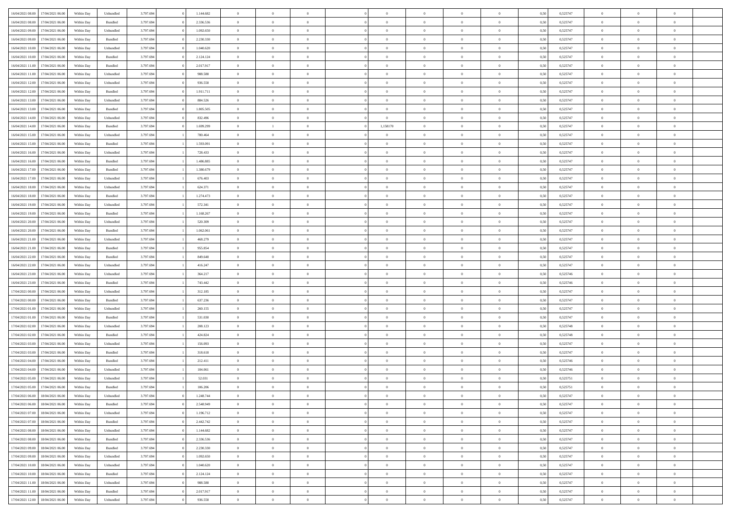| | | | | | | | | | | | | | | | | | | | | | |
|---|---|---|---|---|---|---|---|---|---|---|---|---|---|---|---|---|---|---|---|---|---|
| 16/04/2021 08:00 | 17/04/2021 06:00 | Within Day | Unbundled | 3.797.694 | 0 | 1.144.682 | 0 | 0 | 0 | | 0 | 0 | 0 | 0 | 0 | 0,50 | 0,525747 | 0 | 0 | 0 | |
| 16/04/2021 08:00 | 17/04/2021 06:00 | Within Day | Bundled | 3.797.694 | 0 | 2.336.536 | 0 | 0 | 0 | | 0 | 0 | 0 | 0 | 0 | 0,50 | 0,525747 | 0 | 0 | 0 | |
| 16/04/2021 09:00 | 17/04/2021 06:00 | Within Day | Unbundled | 3.797.694 | 0 | 1.092.650 | 0 | 0 | 0 | | 0 | 0 | 0 | 0 | 0 | 0,50 | 0,525747 | 0 | 0 | 0 | |
| 16/04/2021 09:00 | 17/04/2021 06:00 | Within Day | Bundled | 3.797.694 | 0 | 2.230.330 | 0 | 0 | 0 | | 0 | 0 | 0 | 0 | 0 | 0,50 | 0,525747 | 0 | 0 | 0 | |
| 16/04/2021 10:00 | 17/04/2021 06:00 | Within Day | Unbundled | 3.797.694 | 0 | 1.040.620 | 0 | 0 | 0 | | 0 | 0 | 0 | 0 | 0 | 0,50 | 0,525747 | 0 | 0 | 0 | |
| 16/04/2021 10:00 | 17/04/2021 06:00 | Within Day | Bundled | 3.797.694 | 0 | 2.124.124 | 0 | 0 | 0 | | 0 | 0 | 0 | 0 | 0 | 0,50 | 0,525747 | 0 | 0 | 0 | |
| 16/04/2021 11:00 | 17/04/2021 06:00 | Within Day | Bundled | 3.797.694 | 0 | 2.017.917 | 0 | 0 | 0 | | 0 | 0 | 0 | 0 | 0 | 0,50 | 0,525747 | 0 | 0 | 0 | |
| 16/04/2021 11:00 | 17/04/2021 06:00 | Within Day | Unbundled | 3.797.694 | 0 | 988.588 | 0 | 0 | 0 | | 0 | 0 | 0 | 0 | 0 | 0,50 | 0,525747 | 0 | 0 | 0 | |
| 16/04/2021 12:00 | 17/04/2021 06:00 | Within Day | Unbundled | 3.797.694 | 0 | 936.558 | 0 | 0 | 0 | | 0 | 0 | 0 | 0 | 0 | 0,50 | 0,525747 | 0 | 0 | 0 | |
| 16/04/2021 12:00 | 17/04/2021 06:00 | Within Day | Bundled | 3.797.694 | 0 | 1.911.711 | 0 | 0 | 0 | | 0 | 0 | 0 | 0 | 0 | 0,50 | 0,525747 | 0 | 0 | 0 | |
| 16/04/2021 13:00 | 17/04/2021 06:00 | Within Day | Unbundled | 3.797.694 | 0 | 884.526 | 0 | 0 | 0 | | 0 | 0 | 0 | 0 | 0 | 0,50 | 0,525747 | 0 | 0 | 0 | |
| 16/04/2021 13:00 | 17/04/2021 06:00 | Within Day | Bundled | 3.797.694 | 0 | 1.805.505 | 0 | 0 | 0 | | 0 | 0 | 0 | 0 | 0 | 0,50 | 0,525747 | 0 | 0 | 0 | |
| 16/04/2021 14:00 | 17/04/2021 06:00 | Within Day | Unbundled | 3.797.694 | 0 | 832.496 | 0 | 0 | 0 | | 0 | 0 | 0 | 0 | 0 | 0,50 | 0,525747 | 0 | 0 | 0 | |
| 16/04/2021 14:00 | 17/04/2021 06:00 | Within Day | Bundled | 3.797.694 | 0 | 1.699.299 | 0 | 1 | 0 | | 1,158170 | 0 | 0 | 0 | 0 | 0,50 | 0,525747 | 0 | 0 | 0 | |
| 16/04/2021 15:00 | 17/04/2021 06:00 | Within Day | Unbundled | 3.797.694 | 1 | 780.464 | 0 | 0 | 0 | | 0 | 0 | 0 | 0 | 0 | 0,50 | 0,525747 | 0 | 0 | 0 | |
| 16/04/2021 15:00 | 17/04/2021 06:00 | Within Day | Bundled | 3.797.694 | 1 | 1.593.091 | 0 | 0 | 0 | | 0 | 0 | 0 | 0 | 0 | 0,50 | 0,525747 | 0 | 0 | 0 | |
| 16/04/2021 16:00 | 17/04/2021 06:00 | Within Day | Unbundled | 3.797.694 | 1 | 728.433 | 0 | 0 | 0 | | 0 | 0 | 0 | 0 | 0 | 0,50 | 0,525747 | 0 | 0 | 0 | |
| 16/04/2021 16:00 | 17/04/2021 06:00 | Within Day | Bundled | 3.797.694 | 1 | 1.486.885 | 0 | 0 | 0 | | 0 | 0 | 0 | 0 | 0 | 0,50 | 0,525747 | 0 | 0 | 0 | |
| 16/04/2021 17:00 | 17/04/2021 06:00 | Within Day | Bundled | 3.797.694 | 1 | 1.380.679 | 0 | 0 | 0 | | 0 | 0 | 0 | 0 | 0 | 0,50 | 0,525747 | 0 | 0 | 0 | |
| 16/04/2021 17:00 | 17/04/2021 06:00 | Within Day | Unbundled | 3.797.694 | 1 | 676.403 | 0 | 0 | 0 | | 0 | 0 | 0 | 0 | 0 | 0,50 | 0,525747 | 0 | 0 | 0 | |
| 16/04/2021 18:00 | 17/04/2021 06:00 | Within Day | Unbundled | 3.797.694 | 1 | 624.371 | 0 | 0 | 0 | | 0 | 0 | 0 | 0 | 0 | 0,50 | 0,525747 | 0 | 0 | 0 | |
| 16/04/2021 18:00 | 17/04/2021 06:00 | Within Day | Bundled | 3.797.694 | 1 | 1.274.473 | 0 | 0 | 0 | | 0 | 0 | 0 | 0 | 0 | 0,50 | 0,525747 | 0 | 0 | 0 | |
| 16/04/2021 19:00 | 17/04/2021 06:00 | Within Day | Unbundled | 3.797.694 | 1 | 572.341 | 0 | 0 | 0 | | 0 | 0 | 0 | 0 | 0 | 0,50 | 0,525747 | 0 | 0 | 0 | |
| 16/04/2021 19:00 | 17/04/2021 06:00 | Within Day | Bundled | 3.797.694 | 1 | 1.168.267 | 0 | 0 | 0 | | 0 | 0 | 0 | 0 | 0 | 0,50 | 0,525747 | 0 | 0 | 0 | |
| 16/04/2021 20:00 | 17/04/2021 06:00 | Within Day | Unbundled | 3.797.694 | 1 | 520.309 | 0 | 0 | 0 | | 0 | 0 | 0 | 0 | 0 | 0,50 | 0,525747 | 0 | 0 | 0 | |
| 16/04/2021 20:00 | 17/04/2021 06:00 | Within Day | Bundled | 3.797.694 | 1 | 1.062.061 | 0 | 0 | 0 | | 0 | 0 | 0 | 0 | 0 | 0,50 | 0,525747 | 0 | 0 | 0 | |
| 16/04/2021 21:00 | 17/04/2021 06:00 | Within Day | Unbundled | 3.797.694 | 1 | 468.279 | 0 | 0 | 0 | | 0 | 0 | 0 | 0 | 0 | 0,50 | 0,525747 | 0 | 0 | 0 | |
| 16/04/2021 21:00 | 17/04/2021 06:00 | Within Day | Bundled | 3.797.694 | 1 | 955.854 | 0 | 0 | 0 | | 0 | 0 | 0 | 0 | 0 | 0,50 | 0,525747 | 0 | 0 | 0 | |
| 16/04/2021 22:00 | 17/04/2021 06:00 | Within Day | Bundled | 3.797.694 | 1 | 849.648 | 0 | 0 | 0 | | 0 | 0 | 0 | 0 | 0 | 0,50 | 0,525747 | 0 | 0 | 0 | |
| 16/04/2021 22:00 | 17/04/2021 06:00 | Within Day | Unbundled | 3.797.694 | 1 | 416.247 | 0 | 0 | 0 | | 0 | 0 | 0 | 0 | 0 | 0,50 | 0,525747 | 0 | 0 | 0 | |
| 16/04/2021 23:00 | 17/04/2021 06:00 | Within Day | Unbundled | 3.797.694 | 1 | 364.217 | 0 | 0 | 0 | | 0 | 0 | 0 | 0 | 0 | 0,50 | 0,525746 | 0 | 0 | 0 | |
| 16/04/2021 23:00 | 17/04/2021 06:00 | Within Day | Bundled | 3.797.694 | 1 | 743.442 | 0 | 0 | 0 | | 0 | 0 | 0 | 0 | 0 | 0,50 | 0,525746 | 0 | 0 | 0 | |
| 17/04/2021 00:00 | 17/04/2021 06:00 | Within Day | Unbundled | 3.797.694 | 1 | 312.185 | 0 | 0 | 0 | | 0 | 0 | 0 | 0 | 0 | 0,50 | 0,525747 | 0 | 0 | 0 | |
| 17/04/2021 00:00 | 17/04/2021 06:00 | Within Day | Bundled | 3.797.694 | 1 | 637.236 | 0 | 0 | 0 | | 0 | 0 | 0 | 0 | 0 | 0,50 | 0,525747 | 0 | 0 | 0 | |
| 17/04/2021 01:00 | 17/04/2021 06:00 | Within Day | Unbundled | 3.797.694 | 1 | 260.155 | 0 | 0 | 0 | | 0 | 0 | 0 | 0 | 0 | 0,50 | 0,525747 | 0 | 0 | 0 | |
| 17/04/2021 01:00 | 17/04/2021 06:00 | Within Day | Bundled | 3.797.694 | 1 | 531.030 | 0 | 0 | 0 | | 0 | 0 | 0 | 0 | 0 | 0,50 | 0,525747 | 0 | 0 | 0 | |
| 17/04/2021 02:00 | 17/04/2021 06:00 | Within Day | Unbundled | 3.797.694 | 1 | 208.123 | 0 | 0 | 0 | | 0 | 0 | 0 | 0 | 0 | 0,50 | 0,525748 | 0 | 0 | 0 | |
| 17/04/2021 02:00 | 17/04/2021 06:00 | Within Day | Bundled | 3.797.694 | 1 | 424.824 | 0 | 0 | 0 | | 0 | 0 | 0 | 0 | 0 | 0,50 | 0,525748 | 0 | 0 | 0 | |
| 17/04/2021 03:00 | 17/04/2021 06:00 | Within Day | Unbundled | 3.797.694 | 1 | 156.093 | 0 | 0 | 0 | | 0 | 0 | 0 | 0 | 0 | 0,50 | 0,525747 | 0 | 0 | 0 | |
| 17/04/2021 03:00 | 17/04/2021 06:00 | Within Day | Bundled | 3.797.694 | 1 | 318.618 | 0 | 0 | 0 | | 0 | 0 | 0 | 0 | 0 | 0,50 | 0,525747 | 0 | 0 | 0 | |
| 17/04/2021 04:00 | 17/04/2021 06:00 | Within Day | Bundled | 3.797.694 | 1 | 212.411 | 0 | 0 | 0 | | 0 | 0 | 0 | 0 | 0 | 0,50 | 0,525746 | 0 | 0 | 0 | |
| 17/04/2021 04:00 | 17/04/2021 06:00 | Within Day | Unbundled | 3.797.694 | 1 | 104.061 | 0 | 0 | 0 | | 0 | 0 | 0 | 0 | 0 | 0,50 | 0,525746 | 0 | 0 | 0 | |
| 17/04/2021 05:00 | 17/04/2021 06:00 | Within Day | Unbundled | 3.797.694 | 1 | 52.031 | 0 | 0 | 0 | | 0 | 0 | 0 | 0 | 0 | 0,50 | 0,525751 | 0 | 0 | 0 | |
| 17/04/2021 05:00 | 17/04/2021 06:00 | Within Day | Bundled | 3.797.694 | 1 | 106.206 | 0 | 0 | 0 | | 0 | 0 | 0 | 0 | 0 | 0,50 | 0,525751 | 0 | 0 | 0 | |
| 17/04/2021 06:00 | 18/04/2021 06:00 | Within Day | Unbundled | 3.797.694 | 0 | 1.248.744 | 0 | 0 | 0 | | 0 | 0 | 0 | 0 | 0 | 0,50 | 0,525747 | 0 | 0 | 0 | |
| 17/04/2021 06:00 | 18/04/2021 06:00 | Within Day | Bundled | 3.797.694 | 0 | 2.548.949 | 0 | 0 | 0 | | 0 | 0 | 0 | 0 | 0 | 0,50 | 0,525747 | 0 | 0 | 0 | |
| 17/04/2021 07:00 | 18/04/2021 06:00 | Within Day | Unbundled | 3.797.694 | 0 | 1.196.712 | 0 | 0 | 0 | | 0 | 0 | 0 | 0 | 0 | 0,50 | 0,525747 | 0 | 0 | 0 | |
| 17/04/2021 07:00 | 18/04/2021 06:00 | Within Day | Bundled | 3.797.694 | 0 | 2.442.742 | 0 | 0 | 0 | | 0 | 0 | 0 | 0 | 0 | 0,50 | 0,525747 | 0 | 0 | 0 | |
| 17/04/2021 08:00 | 18/04/2021 06:00 | Within Day | Unbundled | 3.797.694 | 0 | 1.144.682 | 0 | 0 | 0 | | 0 | 0 | 0 | 0 | 0 | 0,50 | 0,525747 | 0 | 0 | 0 | |
| 17/04/2021 08:00 | 18/04/2021 06:00 | Within Day | Bundled | 3.797.694 | 0 | 2.336.536 | 0 | 0 | 0 | | 0 | 0 | 0 | 0 | 0 | 0,50 | 0,525747 | 0 | 0 | 0 | |
| 17/04/2021 09:00 | 18/04/2021 06:00 | Within Day | Bundled | 3.797.694 | 0 | 2.230.330 | 0 | 0 | 0 | | 0 | 0 | 0 | 0 | 0 | 0,50 | 0,525747 | 0 | 0 | 0 | |
| 17/04/2021 09:00 | 18/04/2021 06:00 | Within Day | Unbundled | 3.797.694 | 0 | 1.092.650 | 0 | 0 | 0 | | 0 | 0 | 0 | 0 | 0 | 0,50 | 0,525747 | 0 | 0 | 0 | |
| 17/04/2021 10:00 | 18/04/2021 06:00 | Within Day | Unbundled | 3.797.694 | 0 | 1.040.620 | 0 | 0 | 0 | | 0 | 0 | 0 | 0 | 0 | 0,50 | 0,525747 | 0 | 0 | 0 | |
| 17/04/2021 10:00 | 18/04/2021 06:00 | Within Day | Bundled | 3.797.694 | 0 | 2.124.124 | 0 | 0 | 0 | | 0 | 0 | 0 | 0 | 0 | 0,50 | 0,525747 | 0 | 0 | 0 | |
| 17/04/2021 11:00 | 18/04/2021 06:00 | Within Day | Unbundled | 3.797.694 | 0 | 988.588 | 0 | 0 | 0 | | 0 | 0 | 0 | 0 | 0 | 0,50 | 0,525747 | 0 | 0 | 0 | |
| 17/04/2021 11:00 | 18/04/2021 06:00 | Within Day | Bundled | 3.797.694 | 0 | 2.017.917 | 0 | 0 | 0 | | 0 | 0 | 0 | 0 | 0 | 0,50 | 0,525747 | 0 | 0 | 0 | |
| 17/04/2021 12:00 | 18/04/2021 06:00 | Within Day | Unbundled | 3.797.694 | 0 | 936.558 | 0 | 0 | 0 | | 0 | 0 | 0 | 0 | 0 | 0,50 | 0,525747 | 0 | 0 | 0 | |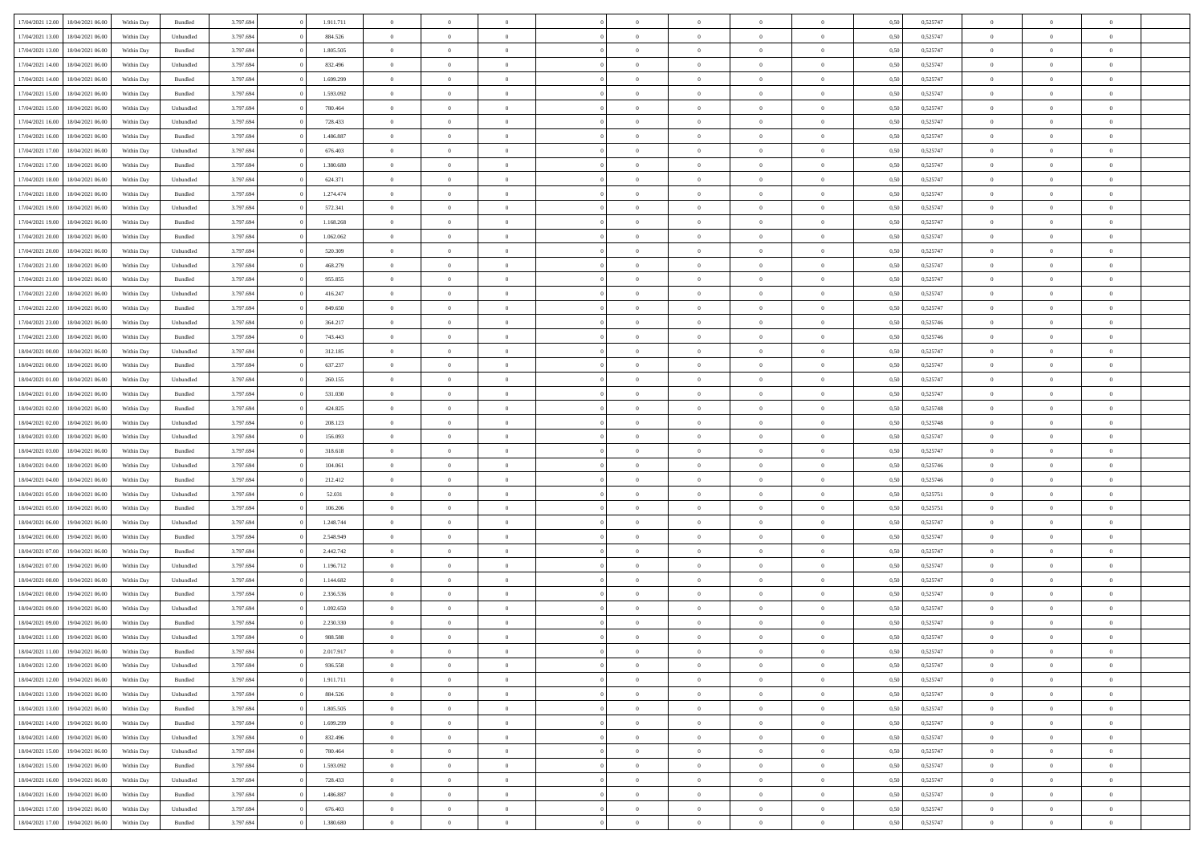| | | | | | | | | | | | | | | | | | | | | |
|---|---|---|---|---|---|---|---|---|---|---|---|---|---|---|---|---|---|---|---|---|
| 17/04/2021 12:00 | 18/04/2021 06:00 | Within Day | Bundled | 3.797.694 | 0 | 1.911.711 | 0 | 0 | 0 | | 0 | 0 | 0 | 0 | 0,50 | 0,525747 | 0 | 0 | 0 | |
| 17/04/2021 13:00 | 18/04/2021 06:00 | Within Day | Unbundled | 3.797.694 | 0 | 884.526 | 0 | 0 | 0 | | 0 | 0 | 0 | 0 | 0,50 | 0,525747 | 0 | 0 | 0 | |
| 17/04/2021 13:00 | 18/04/2021 06:00 | Within Day | Bundled | 3.797.694 | 0 | 1.805.505 | 0 | 0 | 0 | | 0 | 0 | 0 | 0 | 0,50 | 0,525747 | 0 | 0 | 0 | |
| 17/04/2021 14:00 | 18/04/2021 06:00 | Within Day | Unbundled | 3.797.694 | 0 | 832.496 | 0 | 0 | 0 | | 0 | 0 | 0 | 0 | 0,50 | 0,525747 | 0 | 0 | 0 | |
| 17/04/2021 14:00 | 18/04/2021 06:00 | Within Day | Bundled | 3.797.694 | 0 | 1.699.299 | 0 | 0 | 0 | | 0 | 0 | 0 | 0 | 0,50 | 0,525747 | 0 | 0 | 0 | |
| 17/04/2021 15:00 | 18/04/2021 06:00 | Within Day | Bundled | 3.797.694 | 0 | 1.593.092 | 0 | 0 | 0 | | 0 | 0 | 0 | 0 | 0,50 | 0,525747 | 0 | 0 | 0 | |
| 17/04/2021 15:00 | 18/04/2021 06:00 | Within Day | Unbundled | 3.797.694 | 0 | 780.464 | 0 | 0 | 0 | | 0 | 0 | 0 | 0 | 0,50 | 0,525747 | 0 | 0 | 0 | |
| 17/04/2021 16:00 | 18/04/2021 06:00 | Within Day | Unbundled | 3.797.694 | 0 | 728.433 | 0 | 0 | 0 | | 0 | 0 | 0 | 0 | 0,50 | 0,525747 | 0 | 0 | 0 | |
| 17/04/2021 16:00 | 18/04/2021 06:00 | Within Day | Bundled | 3.797.694 | 0 | 1.486.887 | 0 | 0 | 0 | | 0 | 0 | 0 | 0 | 0,50 | 0,525747 | 0 | 0 | 0 | |
| 17/04/2021 17:00 | 18/04/2021 06:00 | Within Day | Unbundled | 3.797.694 | 0 | 676.403 | 0 | 0 | 0 | | 0 | 0 | 0 | 0 | 0,50 | 0,525747 | 0 | 0 | 0 | |
| 17/04/2021 17:00 | 18/04/2021 06:00 | Within Day | Bundled | 3.797.694 | 0 | 1.380.680 | 0 | 0 | 0 | | 0 | 0 | 0 | 0 | 0,50 | 0,525747 | 0 | 0 | 0 | |
| 17/04/2021 18:00 | 18/04/2021 06:00 | Within Day | Unbundled | 3.797.694 | 0 | 624.371 | 0 | 0 | 0 | | 0 | 0 | 0 | 0 | 0,50 | 0,525747 | 0 | 0 | 0 | |
| 17/04/2021 18:00 | 18/04/2021 06:00 | Within Day | Bundled | 3.797.694 | 0 | 1.274.474 | 0 | 0 | 0 | | 0 | 0 | 0 | 0 | 0,50 | 0,525747 | 0 | 0 | 0 | |
| 17/04/2021 19:00 | 18/04/2021 06:00 | Within Day | Unbundled | 3.797.694 | 0 | 572.341 | 0 | 0 | 0 | | 0 | 0 | 0 | 0 | 0,50 | 0,525747 | 0 | 0 | 0 | |
| 17/04/2021 19:00 | 18/04/2021 06:00 | Within Day | Bundled | 3.797.694 | 0 | 1.168.268 | 0 | 0 | 0 | | 0 | 0 | 0 | 0 | 0,50 | 0,525747 | 0 | 0 | 0 | |
| 17/04/2021 20:00 | 18/04/2021 06:00 | Within Day | Bundled | 3.797.694 | 0 | 1.062.062 | 0 | 0 | 0 | | 0 | 0 | 0 | 0 | 0,50 | 0,525747 | 0 | 0 | 0 | |
| 17/04/2021 20:00 | 18/04/2021 06:00 | Within Day | Unbundled | 3.797.694 | 0 | 520.309 | 0 | 0 | 0 | | 0 | 0 | 0 | 0 | 0,50 | 0,525747 | 0 | 0 | 0 | |
| 17/04/2021 21:00 | 18/04/2021 06:00 | Within Day | Unbundled | 3.797.694 | 0 | 468.279 | 0 | 0 | 0 | | 0 | 0 | 0 | 0 | 0,50 | 0,525747 | 0 | 0 | 0 | |
| 17/04/2021 21:00 | 18/04/2021 06:00 | Within Day | Bundled | 3.797.694 | 0 | 955.855 | 0 | 0 | 0 | | 0 | 0 | 0 | 0 | 0,50 | 0,525747 | 0 | 0 | 0 | |
| 17/04/2021 22:00 | 18/04/2021 06:00 | Within Day | Unbundled | 3.797.694 | 0 | 416.247 | 0 | 0 | 0 | | 0 | 0 | 0 | 0 | 0,50 | 0,525747 | 0 | 0 | 0 | |
| 17/04/2021 22:00 | 18/04/2021 06:00 | Within Day | Bundled | 3.797.694 | 0 | 849.650 | 0 | 0 | 0 | | 0 | 0 | 0 | 0 | 0,50 | 0,525747 | 0 | 0 | 0 | |
| 17/04/2021 23:00 | 18/04/2021 06:00 | Within Day | Unbundled | 3.797.694 | 0 | 364.217 | 0 | 0 | 0 | | 0 | 0 | 0 | 0 | 0,50 | 0,525746 | 0 | 0 | 0 | |
| 17/04/2021 23:00 | 18/04/2021 06:00 | Within Day | Bundled | 3.797.694 | 0 | 743.443 | 0 | 0 | 0 | | 0 | 0 | 0 | 0 | 0,50 | 0,525746 | 0 | 0 | 0 | |
| 18/04/2021 00:00 | 18/04/2021 06:00 | Within Day | Unbundled | 3.797.694 | 0 | 312.185 | 0 | 0 | 0 | | 0 | 0 | 0 | 0 | 0,50 | 0,525747 | 0 | 0 | 0 | |
| 18/04/2021 00:00 | 18/04/2021 06:00 | Within Day | Bundled | 3.797.694 | 0 | 637.237 | 0 | 0 | 0 | | 0 | 0 | 0 | 0 | 0,50 | 0,525747 | 0 | 0 | 0 | |
| 18/04/2021 01:00 | 18/04/2021 06:00 | Within Day | Unbundled | 3.797.694 | 0 | 260.155 | 0 | 0 | 0 | | 0 | 0 | 0 | 0 | 0,50 | 0,525747 | 0 | 0 | 0 | |
| 18/04/2021 01:00 | 18/04/2021 06:00 | Within Day | Bundled | 3.797.694 | 0 | 531.030 | 0 | 0 | 0 | | 0 | 0 | 0 | 0 | 0,50 | 0,525747 | 0 | 0 | 0 | |
| 18/04/2021 02:00 | 18/04/2021 06:00 | Within Day | Bundled | 3.797.694 | 0 | 424.825 | 0 | 0 | 0 | | 0 | 0 | 0 | 0 | 0,50 | 0,525748 | 0 | 0 | 0 | |
| 18/04/2021 02:00 | 18/04/2021 06:00 | Within Day | Unbundled | 3.797.694 | 0 | 208.123 | 0 | 0 | 0 | | 0 | 0 | 0 | 0 | 0,50 | 0,525748 | 0 | 0 | 0 | |
| 18/04/2021 03:00 | 18/04/2021 06:00 | Within Day | Unbundled | 3.797.694 | 0 | 156.093 | 0 | 0 | 0 | | 0 | 0 | 0 | 0 | 0,50 | 0,525747 | 0 | 0 | 0 | |
| 18/04/2021 03:00 | 18/04/2021 06:00 | Within Day | Bundled | 3.797.694 | 0 | 318.618 | 0 | 0 | 0 | | 0 | 0 | 0 | 0 | 0,50 | 0,525747 | 0 | 0 | 0 | |
| 18/04/2021 04:00 | 18/04/2021 06:00 | Within Day | Unbundled | 3.797.694 | 0 | 104.061 | 0 | 0 | 0 | | 0 | 0 | 0 | 0 | 0,50 | 0,525746 | 0 | 0 | 0 | |
| 18/04/2021 04:00 | 18/04/2021 06:00 | Within Day | Bundled | 3.797.694 | 0 | 212.412 | 0 | 0 | 0 | | 0 | 0 | 0 | 0 | 0,50 | 0,525746 | 0 | 0 | 0 | |
| 18/04/2021 05:00 | 18/04/2021 06:00 | Within Day | Unbundled | 3.797.694 | 0 | 52.031 | 0 | 0 | 0 | | 0 | 0 | 0 | 0 | 0,50 | 0,525751 | 0 | 0 | 0 | |
| 18/04/2021 05:00 | 18/04/2021 06:00 | Within Day | Bundled | 3.797.694 | 0 | 106.206 | 0 | 0 | 0 | | 0 | 0 | 0 | 0 | 0,50 | 0,525751 | 0 | 0 | 0 | |
| 18/04/2021 06:00 | 19/04/2021 06:00 | Within Day | Unbundled | 3.797.694 | 0 | 1.248.744 | 0 | 0 | 0 | | 0 | 0 | 0 | 0 | 0,50 | 0,525747 | 0 | 0 | 0 | |
| 18/04/2021 06:00 | 19/04/2021 06:00 | Within Day | Bundled | 3.797.694 | 0 | 2.548.949 | 0 | 0 | 0 | | 0 | 0 | 0 | 0 | 0,50 | 0,525747 | 0 | 0 | 0 | |
| 18/04/2021 07:00 | 19/04/2021 06:00 | Within Day | Bundled | 3.797.694 | 0 | 2.442.742 | 0 | 0 | 0 | | 0 | 0 | 0 | 0 | 0,50 | 0,525747 | 0 | 0 | 0 | |
| 18/04/2021 07:00 | 19/04/2021 06:00 | Within Day | Unbundled | 3.797.694 | 0 | 1.196.712 | 0 | 0 | 0 | | 0 | 0 | 0 | 0 | 0,50 | 0,525747 | 0 | 0 | 0 | |
| 18/04/2021 08:00 | 19/04/2021 06:00 | Within Day | Unbundled | 3.797.694 | 0 | 1.144.682 | 0 | 0 | 0 | | 0 | 0 | 0 | 0 | 0,50 | 0,525747 | 0 | 0 | 0 | |
| 18/04/2021 08:00 | 19/04/2021 06:00 | Within Day | Bundled | 3.797.694 | 0 | 2.336.536 | 0 | 0 | 0 | | 0 | 0 | 0 | 0 | 0,50 | 0,525747 | 0 | 0 | 0 | |
| 18/04/2021 09:00 | 19/04/2021 06:00 | Within Day | Unbundled | 3.797.694 | 0 | 1.092.650 | 0 | 0 | 0 | | 0 | 0 | 0 | 0 | 0,50 | 0,525747 | 0 | 0 | 0 | |
| 18/04/2021 09:00 | 19/04/2021 06:00 | Within Day | Bundled | 3.797.694 | 0 | 2.230.330 | 0 | 0 | 0 | | 0 | 0 | 0 | 0 | 0,50 | 0,525747 | 0 | 0 | 0 | |
| 18/04/2021 11:00 | 19/04/2021 06:00 | Within Day | Unbundled | 3.797.694 | 0 | 988.588 | 0 | 0 | 0 | | 0 | 0 | 0 | 0 | 0,50 | 0,525747 | 0 | 0 | 0 | |
| 18/04/2021 11:00 | 19/04/2021 06:00 | Within Day | Bundled | 3.797.694 | 0 | 2.017.917 | 0 | 0 | 0 | | 0 | 0 | 0 | 0 | 0,50 | 0,525747 | 0 | 0 | 0 | |
| 18/04/2021 12:00 | 19/04/2021 06:00 | Within Day | Unbundled | 3.797.694 | 0 | 936.558 | 0 | 0 | 0 | | 0 | 0 | 0 | 0 | 0,50 | 0,525747 | 0 | 0 | 0 | |
| 18/04/2021 12:00 | 19/04/2021 06:00 | Within Day | Bundled | 3.797.694 | 0 | 1.911.711 | 0 | 0 | 0 | | 0 | 0 | 0 | 0 | 0,50 | 0,525747 | 0 | 0 | 0 | |
| 18/04/2021 13:00 | 19/04/2021 06:00 | Within Day | Unbundled | 3.797.694 | 0 | 884.526 | 0 | 0 | 0 | | 0 | 0 | 0 | 0 | 0,50 | 0,525747 | 0 | 0 | 0 | |
| 18/04/2021 13:00 | 19/04/2021 06:00 | Within Day | Bundled | 3.797.694 | 0 | 1.805.505 | 0 | 0 | 0 | | 0 | 0 | 0 | 0 | 0,50 | 0,525747 | 0 | 0 | 0 | |
| 18/04/2021 14:00 | 19/04/2021 06:00 | Within Day | Bundled | 3.797.694 | 0 | 1.699.299 | 0 | 0 | 0 | | 0 | 0 | 0 | 0 | 0,50 | 0,525747 | 0 | 0 | 0 | |
| 18/04/2021 14:00 | 19/04/2021 06:00 | Within Day | Unbundled | 3.797.694 | 0 | 832.496 | 0 | 0 | 0 | | 0 | 0 | 0 | 0 | 0,50 | 0,525747 | 0 | 0 | 0 | |
| 18/04/2021 15:00 | 19/04/2021 06:00 | Within Day | Unbundled | 3.797.694 | 0 | 780.464 | 0 | 0 | 0 | | 0 | 0 | 0 | 0 | 0,50 | 0,525747 | 0 | 0 | 0 | |
| 18/04/2021 15:00 | 19/04/2021 06:00 | Within Day | Bundled | 3.797.694 | 0 | 1.593.092 | 0 | 0 | 0 | | 0 | 0 | 0 | 0 | 0,50 | 0,525747 | 0 | 0 | 0 | |
| 18/04/2021 16:00 | 19/04/2021 06:00 | Within Day | Unbundled | 3.797.694 | 0 | 728.433 | 0 | 0 | 0 | | 0 | 0 | 0 | 0 | 0,50 | 0,525747 | 0 | 0 | 0 | |
| 18/04/2021 16:00 | 19/04/2021 06:00 | Within Day | Bundled | 3.797.694 | 0 | 1.486.887 | 0 | 0 | 0 | | 0 | 0 | 0 | 0 | 0,50 | 0,525747 | 0 | 0 | 0 | |
| 18/04/2021 17:00 | 19/04/2021 06:00 | Within Day | Unbundled | 3.797.694 | 0 | 676.403 | 0 | 0 | 0 | | 0 | 0 | 0 | 0 | 0,50 | 0,525747 | 0 | 0 | 0 | |
| 18/04/2021 17:00 | 19/04/2021 06:00 | Within Day | Bundled | 3.797.694 | 0 | 1.380.680 | 0 | 0 | 0 | | 0 | 0 | 0 | 0 | 0,50 | 0,525747 | 0 | 0 | 0 | |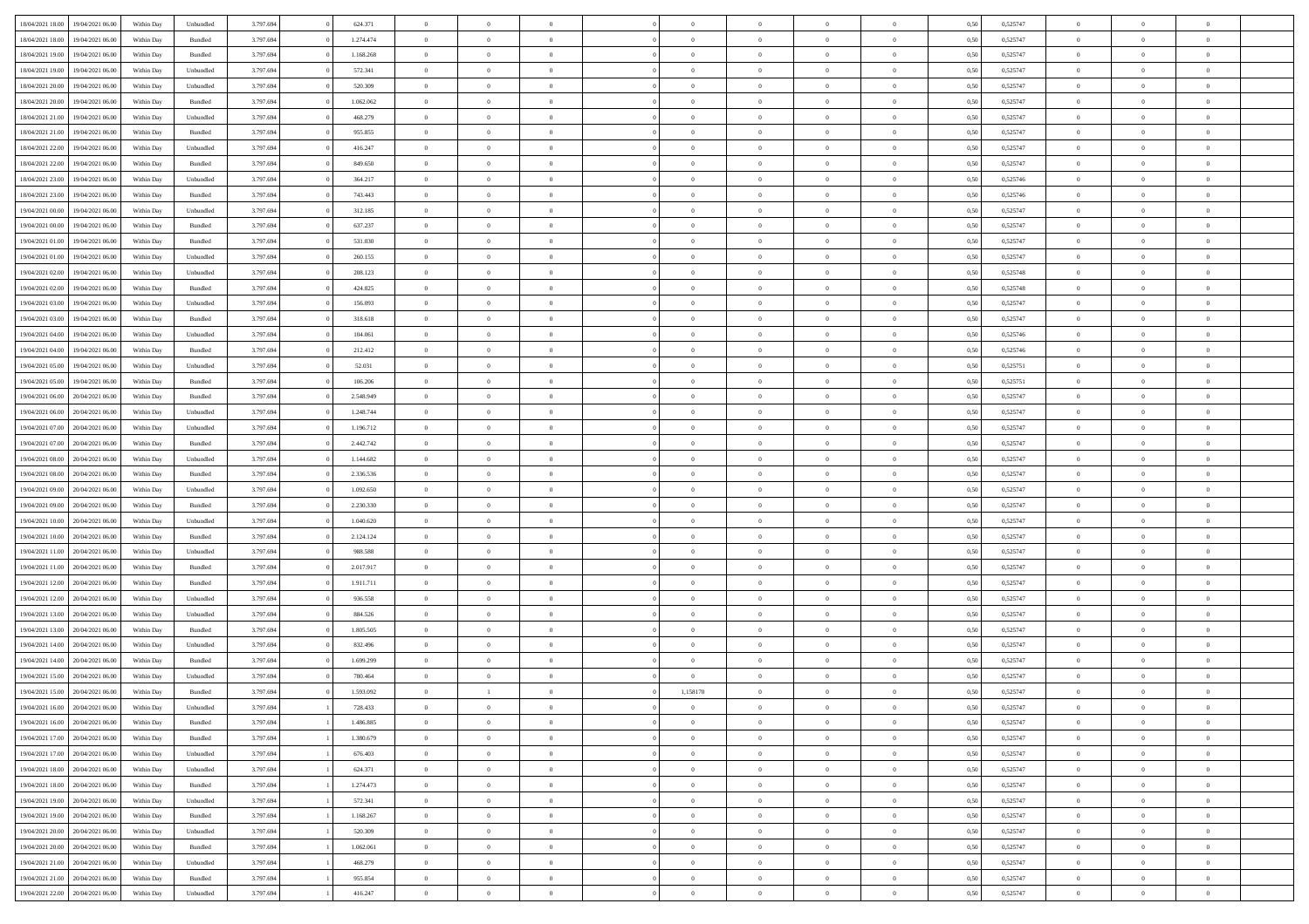| | | | | | | | | | | | | | | | | | | | | |
|---|---|---|---|---|---|---|---|---|---|---|---|---|---|---|---|---|---|---|---|---|
| 18/04/2021 18:00 | 19/04/2021 06:00 | Within Day | Unbundled | 3.797.694 | 0 | 624.371 | 0 | 0 | 0 | | 0 | 0 | 0 | 0 | 0,50 | 0,525747 | 0 | 0 | 0 | |
| 18/04/2021 18:00 | 19/04/2021 06:00 | Within Day | Bundled | 3.797.694 | 0 | 1.274.474 | 0 | 0 | 0 | | 0 | 0 | 0 | 0 | 0,50 | 0,525747 | 0 | 0 | 0 | |
| 18/04/2021 19:00 | 19/04/2021 06:00 | Within Day | Bundled | 3.797.694 | 0 | 1.168.268 | 0 | 0 | 0 | | 0 | 0 | 0 | 0 | 0,50 | 0,525747 | 0 | 0 | 0 | |
| 18/04/2021 19:00 | 19/04/2021 06:00 | Within Day | Unbundled | 3.797.694 | 0 | 572.341 | 0 | 0 | 0 | | 0 | 0 | 0 | 0 | 0,50 | 0,525747 | 0 | 0 | 0 | |
| 18/04/2021 20:00 | 19/04/2021 06:00 | Within Day | Unbundled | 3.797.694 | 0 | 520.309 | 0 | 0 | 0 | | 0 | 0 | 0 | 0 | 0,50 | 0,525747 | 0 | 0 | 0 | |
| 18/04/2021 20:00 | 19/04/2021 06:00 | Within Day | Bundled | 3.797.694 | 0 | 1.062.062 | 0 | 0 | 0 | | 0 | 0 | 0 | 0 | 0,50 | 0,525747 | 0 | 0 | 0 | |
| 18/04/2021 21:00 | 19/04/2021 06:00 | Within Day | Unbundled | 3.797.694 | 0 | 468.279 | 0 | 0 | 0 | | 0 | 0 | 0 | 0 | 0,50 | 0,525747 | 0 | 0 | 0 | |
| 18/04/2021 21:00 | 19/04/2021 06:00 | Within Day | Bundled | 3.797.694 | 0 | 955.855 | 0 | 0 | 0 | | 0 | 0 | 0 | 0 | 0,50 | 0,525747 | 0 | 0 | 0 | |
| 18/04/2021 22:00 | 19/04/2021 06:00 | Within Day | Unbundled | 3.797.694 | 0 | 416.247 | 0 | 0 | 0 | | 0 | 0 | 0 | 0 | 0,50 | 0,525747 | 0 | 0 | 0 | |
| 18/04/2021 22:00 | 19/04/2021 06:00 | Within Day | Bundled | 3.797.694 | 0 | 849.650 | 0 | 0 | 0 | | 0 | 0 | 0 | 0 | 0,50 | 0,525747 | 0 | 0 | 0 | |
| 18/04/2021 23:00 | 19/04/2021 06:00 | Within Day | Unbundled | 3.797.694 | 0 | 364.217 | 0 | 0 | 0 | | 0 | 0 | 0 | 0 | 0,50 | 0,525746 | 0 | 0 | 0 | |
| 18/04/2021 23:00 | 19/04/2021 06:00 | Within Day | Bundled | 3.797.694 | 0 | 743.443 | 0 | 0 | 0 | | 0 | 0 | 0 | 0 | 0,50 | 0,525746 | 0 | 0 | 0 | |
| 19/04/2021 00:00 | 19/04/2021 06:00 | Within Day | Unbundled | 3.797.694 | 0 | 312.185 | 0 | 0 | 0 | | 0 | 0 | 0 | 0 | 0,50 | 0,525747 | 0 | 0 | 0 | |
| 19/04/2021 00:00 | 19/04/2021 06:00 | Within Day | Bundled | 3.797.694 | 0 | 637.237 | 0 | 0 | 0 | | 0 | 0 | 0 | 0 | 0,50 | 0,525747 | 0 | 0 | 0 | |
| 19/04/2021 01:00 | 19/04/2021 06:00 | Within Day | Bundled | 3.797.694 | 0 | 531.030 | 0 | 0 | 0 | | 0 | 0 | 0 | 0 | 0,50 | 0,525747 | 0 | 0 | 0 | |
| 19/04/2021 01:00 | 19/04/2021 06:00 | Within Day | Unbundled | 3.797.694 | 0 | 260.155 | 0 | 0 | 0 | | 0 | 0 | 0 | 0 | 0,50 | 0,525747 | 0 | 0 | 0 | |
| 19/04/2021 02:00 | 19/04/2021 06:00 | Within Day | Unbundled | 3.797.694 | 0 | 208.123 | 0 | 0 | 0 | | 0 | 0 | 0 | 0 | 0,50 | 0,525748 | 0 | 0 | 0 | |
| 19/04/2021 02:00 | 19/04/2021 06:00 | Within Day | Bundled | 3.797.694 | 0 | 424.825 | 0 | 0 | 0 | | 0 | 0 | 0 | 0 | 0,50 | 0,525748 | 0 | 0 | 0 | |
| 19/04/2021 03:00 | 19/04/2021 06:00 | Within Day | Unbundled | 3.797.694 | 0 | 156.093 | 0 | 0 | 0 | | 0 | 0 | 0 | 0 | 0,50 | 0,525747 | 0 | 0 | 0 | |
| 19/04/2021 03:00 | 19/04/2021 06:00 | Within Day | Bundled | 3.797.694 | 0 | 318.618 | 0 | 0 | 0 | | 0 | 0 | 0 | 0 | 0,50 | 0,525747 | 0 | 0 | 0 | |
| 19/04/2021 04:00 | 19/04/2021 06:00 | Within Day | Unbundled | 3.797.694 | 0 | 104.061 | 0 | 0 | 0 | | 0 | 0 | 0 | 0 | 0,50 | 0,525746 | 0 | 0 | 0 | |
| 19/04/2021 04:00 | 19/04/2021 06:00 | Within Day | Bundled | 3.797.694 | 0 | 212.412 | 0 | 0 | 0 | | 0 | 0 | 0 | 0 | 0,50 | 0,525746 | 0 | 0 | 0 | |
| 19/04/2021 05:00 | 19/04/2021 06:00 | Within Day | Unbundled | 3.797.694 | 0 | 52.031 | 0 | 0 | 0 | | 0 | 0 | 0 | 0 | 0,50 | 0,525751 | 0 | 0 | 0 | |
| 19/04/2021 05:00 | 19/04/2021 06:00 | Within Day | Bundled | 3.797.694 | 0 | 106.206 | 0 | 0 | 0 | | 0 | 0 | 0 | 0 | 0,50 | 0,525751 | 0 | 0 | 0 | |
| 19/04/2021 06:00 | 20/04/2021 06:00 | Within Day | Bundled | 3.797.694 | 0 | 2.548.949 | 0 | 0 | 0 | | 0 | 0 | 0 | 0 | 0,50 | 0,525747 | 0 | 0 | 0 | |
| 19/04/2021 06:00 | 20/04/2021 06:00 | Within Day | Unbundled | 3.797.694 | 0 | 1.248.744 | 0 | 0 | 0 | | 0 | 0 | 0 | 0 | 0,50 | 0,525747 | 0 | 0 | 0 | |
| 19/04/2021 07:00 | 20/04/2021 06:00 | Within Day | Unbundled | 3.797.694 | 0 | 1.196.712 | 0 | 0 | 0 | | 0 | 0 | 0 | 0 | 0,50 | 0,525747 | 0 | 0 | 0 | |
| 19/04/2021 07:00 | 20/04/2021 06:00 | Within Day | Bundled | 3.797.694 | 0 | 2.442.742 | 0 | 0 | 0 | | 0 | 0 | 0 | 0 | 0,50 | 0,525747 | 0 | 0 | 0 | |
| 19/04/2021 08:00 | 20/04/2021 06:00 | Within Day | Unbundled | 3.797.694 | 0 | 1.144.682 | 0 | 0 | 0 | | 0 | 0 | 0 | 0 | 0,50 | 0,525747 | 0 | 0 | 0 | |
| 19/04/2021 08:00 | 20/04/2021 06:00 | Within Day | Bundled | 3.797.694 | 0 | 2.336.536 | 0 | 0 | 0 | | 0 | 0 | 0 | 0 | 0,50 | 0,525747 | 0 | 0 | 0 | |
| 19/04/2021 09:00 | 20/04/2021 06:00 | Within Day | Unbundled | 3.797.694 | 0 | 1.092.650 | 0 | 0 | 0 | | 0 | 0 | 0 | 0 | 0,50 | 0,525747 | 0 | 0 | 0 | |
| 19/04/2021 09:00 | 20/04/2021 06:00 | Within Day | Bundled | 3.797.694 | 0 | 2.230.330 | 0 | 0 | 0 | | 0 | 0 | 0 | 0 | 0,50 | 0,525747 | 0 | 0 | 0 | |
| 19/04/2021 10:00 | 20/04/2021 06:00 | Within Day | Unbundled | 3.797.694 | 0 | 1.040.620 | 0 | 0 | 0 | | 0 | 0 | 0 | 0 | 0,50 | 0,525747 | 0 | 0 | 0 | |
| 19/04/2021 10:00 | 20/04/2021 06:00 | Within Day | Bundled | 3.797.694 | 0 | 2.124.124 | 0 | 0 | 0 | | 0 | 0 | 0 | 0 | 0,50 | 0,525747 | 0 | 0 | 0 | |
| 19/04/2021 11:00 | 20/04/2021 06:00 | Within Day | Unbundled | 3.797.694 | 0 | 988.588 | 0 | 0 | 0 | | 0 | 0 | 0 | 0 | 0,50 | 0,525747 | 0 | 0 | 0 | |
| 19/04/2021 11:00 | 20/04/2021 06:00 | Within Day | Bundled | 3.797.694 | 0 | 2.017.917 | 0 | 0 | 0 | | 0 | 0 | 0 | 0 | 0,50 | 0,525747 | 0 | 0 | 0 | |
| 19/04/2021 12:00 | 20/04/2021 06:00 | Within Day | Bundled | 3.797.694 | 0 | 1.911.711 | 0 | 0 | 0 | | 0 | 0 | 0 | 0 | 0,50 | 0,525747 | 0 | 0 | 0 | |
| 19/04/2021 12:00 | 20/04/2021 06:00 | Within Day | Unbundled | 3.797.694 | 0 | 936.558 | 0 | 0 | 0 | | 0 | 0 | 0 | 0 | 0,50 | 0,525747 | 0 | 0 | 0 | |
| 19/04/2021 13:00 | 20/04/2021 06:00 | Within Day | Unbundled | 3.797.694 | 0 | 884.526 | 0 | 0 | 0 | | 0 | 0 | 0 | 0 | 0,50 | 0,525747 | 0 | 0 | 0 | |
| 19/04/2021 13:00 | 20/04/2021 06:00 | Within Day | Bundled | 3.797.694 | 0 | 1.805.505 | 0 | 0 | 0 | | 0 | 0 | 0 | 0 | 0,50 | 0,525747 | 0 | 0 | 0 | |
| 19/04/2021 14:00 | 20/04/2021 06:00 | Within Day | Unbundled | 3.797.694 | 0 | 832.496 | 0 | 0 | 0 | | 0 | 0 | 0 | 0 | 0,50 | 0,525747 | 0 | 0 | 0 | |
| 19/04/2021 14:00 | 20/04/2021 06:00 | Within Day | Bundled | 3.797.694 | 0 | 1.699.299 | 0 | 0 | 0 | | 0 | 0 | 0 | 0 | 0,50 | 0,525747 | 0 | 0 | 0 | |
| 19/04/2021 15:00 | 20/04/2021 06:00 | Within Day | Unbundled | 3.797.694 | 0 | 780.464 | 0 | 0 | 0 | | 0 | 0 | 0 | 0 | 0,50 | 0,525747 | 0 | 0 | 0 | |
| 19/04/2021 15:00 | 20/04/2021 06:00 | Within Day | Bundled | 3.797.694 | 0 | 1.593.092 | 0 | 1 | 0 | | 1,158170 | 0 | 0 | 0 | 0,50 | 0,525747 | 0 | 0 | 0 | |
| 19/04/2021 16:00 | 20/04/2021 06:00 | Within Day | Unbundled | 3.797.694 | 1 | 728.433 | 0 | 0 | 0 | | 0 | 0 | 0 | 0 | 0,50 | 0,525747 | 0 | 0 | 0 | |
| 19/04/2021 16:00 | 20/04/2021 06:00 | Within Day | Bundled | 3.797.694 | 1 | 1.486.885 | 0 | 0 | 0 | | 0 | 0 | 0 | 0 | 0,50 | 0,525747 | 0 | 0 | 0 | |
| 19/04/2021 17:00 | 20/04/2021 06:00 | Within Day | Bundled | 3.797.694 | 1 | 1.380.679 | 0 | 0 | 0 | | 0 | 0 | 0 | 0 | 0,50 | 0,525747 | 0 | 0 | 0 | |
| 19/04/2021 17:00 | 20/04/2021 06:00 | Within Day | Unbundled | 3.797.694 | 1 | 676.403 | 0 | 0 | 0 | | 0 | 0 | 0 | 0 | 0,50 | 0,525747 | 0 | 0 | 0 | |
| 19/04/2021 18:00 | 20/04/2021 06:00 | Within Day | Unbundled | 3.797.694 | 1 | 624.371 | 0 | 0 | 0 | | 0 | 0 | 0 | 0 | 0,50 | 0,525747 | 0 | 0 | 0 | |
| 19/04/2021 18:00 | 20/04/2021 06:00 | Within Day | Bundled | 3.797.694 | 1 | 1.274.473 | 0 | 0 | 0 | | 0 | 0 | 0 | 0 | 0,50 | 0,525747 | 0 | 0 | 0 | |
| 19/04/2021 19:00 | 20/04/2021 06:00 | Within Day | Unbundled | 3.797.694 | 1 | 572.341 | 0 | 0 | 0 | | 0 | 0 | 0 | 0 | 0,50 | 0,525747 | 0 | 0 | 0 | |
| 19/04/2021 19:00 | 20/04/2021 06:00 | Within Day | Bundled | 3.797.694 | 1 | 1.168.267 | 0 | 0 | 0 | | 0 | 0 | 0 | 0 | 0,50 | 0,525747 | 0 | 0 | 0 | |
| 19/04/2021 20:00 | 20/04/2021 06:00 | Within Day | Unbundled | 3.797.694 | 1 | 520.309 | 0 | 0 | 0 | | 0 | 0 | 0 | 0 | 0,50 | 0,525747 | 0 | 0 | 0 | |
| 19/04/2021 20:00 | 20/04/2021 06:00 | Within Day | Bundled | 3.797.694 | 1 | 1.062.061 | 0 | 0 | 0 | | 0 | 0 | 0 | 0 | 0,50 | 0,525747 | 0 | 0 | 0 | |
| 19/04/2021 21:00 | 20/04/2021 06:00 | Within Day | Unbundled | 3.797.694 | 1 | 468.279 | 0 | 0 | 0 | | 0 | 0 | 0 | 0 | 0,50 | 0,525747 | 0 | 0 | 0 | |
| 19/04/2021 21:00 | 20/04/2021 06:00 | Within Day | Bundled | 3.797.694 | 1 | 955.854 | 0 | 0 | 0 | | 0 | 0 | 0 | 0 | 0,50 | 0,525747 | 0 | 0 | 0 | |
| 19/04/2021 22:00 | 20/04/2021 06:00 | Within Day | Unbundled | 3.797.694 | 1 | 416.247 | 0 | 0 | 0 | | 0 | 0 | 0 | 0 | 0,50 | 0,525747 | 0 | 0 | 0 | |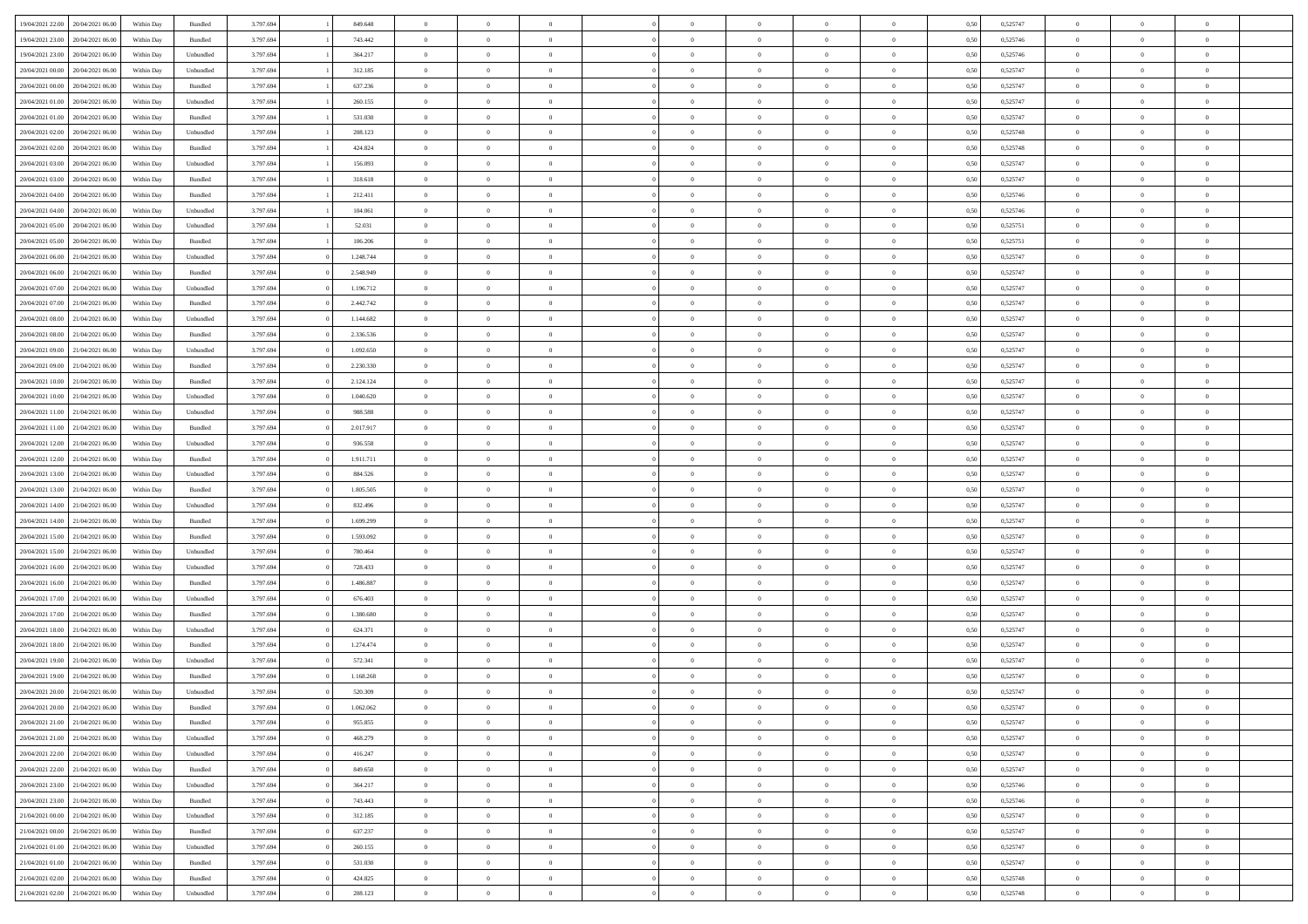| | | | | | | | | | | | | | | | | | | | | | |
|---|---|---|---|---|---|---|---|---|---|---|---|---|---|---|---|---|---|---|---|---|---|
| 19/04/2021 22:00 | 20/04/2021 06:00 | Within Day | Bundled | 3.797.694 | 1 | 849.648 | 0 | 0 | 0 | | 0 | 0 | 0 | 0 | 0 | 0,50 | 0,525747 | 0 | 0 | 0 | |
| 19/04/2021 23:00 | 20/04/2021 06:00 | Within Day | Bundled | 3.797.694 | 1 | 743.442 | 0 | 0 | 0 | | 0 | 0 | 0 | 0 | 0 | 0,50 | 0,525746 | 0 | 0 | 0 | |
| 19/04/2021 23:00 | 20/04/2021 06:00 | Within Day | Unbundled | 3.797.694 | 1 | 364.217 | 0 | 0 | 0 | | 0 | 0 | 0 | 0 | 0 | 0,50 | 0,525746 | 0 | 0 | 0 | |
| 20/04/2021 00:00 | 20/04/2021 06:00 | Within Day | Unbundled | 3.797.694 | 1 | 312.185 | 0 | 0 | 0 | | 0 | 0 | 0 | 0 | 0 | 0,50 | 0,525747 | 0 | 0 | 0 | |
| 20/04/2021 00:00 | 20/04/2021 06:00 | Within Day | Bundled | 3.797.694 | 1 | 637.236 | 0 | 0 | 0 | | 0 | 0 | 0 | 0 | 0 | 0,50 | 0,525747 | 0 | 0 | 0 | |
| 20/04/2021 01:00 | 20/04/2021 06:00 | Within Day | Unbundled | 3.797.694 | 1 | 260.155 | 0 | 0 | 0 | | 0 | 0 | 0 | 0 | 0 | 0,50 | 0,525747 | 0 | 0 | 0 | |
| 20/04/2021 01:00 | 20/04/2021 06:00 | Within Day | Bundled | 3.797.694 | 1 | 531.030 | 0 | 0 | 0 | | 0 | 0 | 0 | 0 | 0 | 0,50 | 0,525747 | 0 | 0 | 0 | |
| 20/04/2021 02:00 | 20/04/2021 06:00 | Within Day | Unbundled | 3.797.694 | 1 | 208.123 | 0 | 0 | 0 | | 0 | 0 | 0 | 0 | 0 | 0,50 | 0,525748 | 0 | 0 | 0 | |
| 20/04/2021 02:00 | 20/04/2021 06:00 | Within Day | Bundled | 3.797.694 | 1 | 424.824 | 0 | 0 | 0 | | 0 | 0 | 0 | 0 | 0 | 0,50 | 0,525748 | 0 | 0 | 0 | |
| 20/04/2021 03:00 | 20/04/2021 06:00 | Within Day | Unbundled | 3.797.694 | 1 | 156.093 | 0 | 0 | 0 | | 0 | 0 | 0 | 0 | 0 | 0,50 | 0,525747 | 0 | 0 | 0 | |
| 20/04/2021 03:00 | 20/04/2021 06:00 | Within Day | Bundled | 3.797.694 | 1 | 318.618 | 0 | 0 | 0 | | 0 | 0 | 0 | 0 | 0 | 0,50 | 0,525747 | 0 | 0 | 0 | |
| 20/04/2021 04:00 | 20/04/2021 06:00 | Within Day | Bundled | 3.797.694 | 1 | 212.411 | 0 | 0 | 0 | | 0 | 0 | 0 | 0 | 0 | 0,50 | 0,525746 | 0 | 0 | 0 | |
| 20/04/2021 04:00 | 20/04/2021 06:00 | Within Day | Unbundled | 3.797.694 | 1 | 104.061 | 0 | 0 | 0 | | 0 | 0 | 0 | 0 | 0 | 0,50 | 0,525746 | 0 | 0 | 0 | |
| 20/04/2021 05:00 | 20/04/2021 06:00 | Within Day | Unbundled | 3.797.694 | 1 | 52.031 | 0 | 0 | 0 | | 0 | 0 | 0 | 0 | 0 | 0,50 | 0,525751 | 0 | 0 | 0 | |
| 20/04/2021 05:00 | 20/04/2021 06:00 | Within Day | Bundled | 3.797.694 | 1 | 106.206 | 0 | 0 | 0 | | 0 | 0 | 0 | 0 | 0 | 0,50 | 0,525751 | 0 | 0 | 0 | |
| 20/04/2021 06:00 | 21/04/2021 06:00 | Within Day | Unbundled | 3.797.694 | 0 | 1.248.744 | 0 | 0 | 0 | | 0 | 0 | 0 | 0 | 0 | 0,50 | 0,525747 | 0 | 0 | 0 | |
| 20/04/2021 06:00 | 21/04/2021 06:00 | Within Day | Bundled | 3.797.694 | 0 | 2.548.949 | 0 | 0 | 0 | | 0 | 0 | 0 | 0 | 0 | 0,50 | 0,525747 | 0 | 0 | 0 | |
| 20/04/2021 07:00 | 21/04/2021 06:00 | Within Day | Unbundled | 3.797.694 | 0 | 1.196.712 | 0 | 0 | 0 | | 0 | 0 | 0 | 0 | 0 | 0,50 | 0,525747 | 0 | 0 | 0 | |
| 20/04/2021 07:00 | 21/04/2021 06:00 | Within Day | Bundled | 3.797.694 | 0 | 2.442.742 | 0 | 0 | 0 | | 0 | 0 | 0 | 0 | 0 | 0,50 | 0,525747 | 0 | 0 | 0 | |
| 20/04/2021 08:00 | 21/04/2021 06:00 | Within Day | Unbundled | 3.797.694 | 0 | 1.144.682 | 0 | 0 | 0 | | 0 | 0 | 0 | 0 | 0 | 0,50 | 0,525747 | 0 | 0 | 0 | |
| 20/04/2021 08:00 | 21/04/2021 06:00 | Within Day | Bundled | 3.797.694 | 0 | 2.336.536 | 0 | 0 | 0 | | 0 | 0 | 0 | 0 | 0 | 0,50 | 0,525747 | 0 | 0 | 0 | |
| 20/04/2021 09:00 | 21/04/2021 06:00 | Within Day | Unbundled | 3.797.694 | 0 | 1.092.650 | 0 | 0 | 0 | | 0 | 0 | 0 | 0 | 0 | 0,50 | 0,525747 | 0 | 0 | 0 | |
| 20/04/2021 09:00 | 21/04/2021 06:00 | Within Day | Bundled | 3.797.694 | 0 | 2.230.330 | 0 | 0 | 0 | | 0 | 0 | 0 | 0 | 0 | 0,50 | 0,525747 | 0 | 0 | 0 | |
| 20/04/2021 10:00 | 21/04/2021 06:00 | Within Day | Bundled | 3.797.694 | 0 | 2.124.124 | 0 | 0 | 0 | | 0 | 0 | 0 | 0 | 0 | 0,50 | 0,525747 | 0 | 0 | 0 | |
| 20/04/2021 10:00 | 21/04/2021 06:00 | Within Day | Unbundled | 3.797.694 | 0 | 1.040.620 | 0 | 0 | 0 | | 0 | 0 | 0 | 0 | 0 | 0,50 | 0,525747 | 0 | 0 | 0 | |
| 20/04/2021 11:00 | 21/04/2021 06:00 | Within Day | Unbundled | 3.797.694 | 0 | 988.588 | 0 | 0 | 0 | | 0 | 0 | 0 | 0 | 0 | 0,50 | 0,525747 | 0 | 0 | 0 | |
| 20/04/2021 11:00 | 21/04/2021 06:00 | Within Day | Bundled | 3.797.694 | 0 | 2.017.917 | 0 | 0 | 0 | | 0 | 0 | 0 | 0 | 0 | 0,50 | 0,525747 | 0 | 0 | 0 | |
| 20/04/2021 12:00 | 21/04/2021 06:00 | Within Day | Unbundled | 3.797.694 | 0 | 936.558 | 0 | 0 | 0 | | 0 | 0 | 0 | 0 | 0 | 0,50 | 0,525747 | 0 | 0 | 0 | |
| 20/04/2021 12:00 | 21/04/2021 06:00 | Within Day | Bundled | 3.797.694 | 0 | 1.911.711 | 0 | 0 | 0 | | 0 | 0 | 0 | 0 | 0 | 0,50 | 0,525747 | 0 | 0 | 0 | |
| 20/04/2021 13:00 | 21/04/2021 06:00 | Within Day | Unbundled | 3.797.694 | 0 | 884.526 | 0 | 0 | 0 | | 0 | 0 | 0 | 0 | 0 | 0,50 | 0,525747 | 0 | 0 | 0 | |
| 20/04/2021 13:00 | 21/04/2021 06:00 | Within Day | Bundled | 3.797.694 | 0 | 1.805.505 | 0 | 0 | 0 | | 0 | 0 | 0 | 0 | 0 | 0,50 | 0,525747 | 0 | 0 | 0 | |
| 20/04/2021 14:00 | 21/04/2021 06:00 | Within Day | Unbundled | 3.797.694 | 0 | 832.496 | 0 | 0 | 0 | | 0 | 0 | 0 | 0 | 0 | 0,50 | 0,525747 | 0 | 0 | 0 | |
| 20/04/2021 14:00 | 21/04/2021 06:00 | Within Day | Bundled | 3.797.694 | 0 | 1.699.299 | 0 | 0 | 0 | | 0 | 0 | 0 | 0 | 0 | 0,50 | 0,525747 | 0 | 0 | 0 | |
| 20/04/2021 15:00 | 21/04/2021 06:00 | Within Day | Bundled | 3.797.694 | 0 | 1.593.092 | 0 | 0 | 0 | | 0 | 0 | 0 | 0 | 0 | 0,50 | 0,525747 | 0 | 0 | 0 | |
| 20/04/2021 15:00 | 21/04/2021 06:00 | Within Day | Unbundled | 3.797.694 | 0 | 780.464 | 0 | 0 | 0 | | 0 | 0 | 0 | 0 | 0 | 0,50 | 0,525747 | 0 | 0 | 0 | |
| 20/04/2021 16:00 | 21/04/2021 06:00 | Within Day | Unbundled | 3.797.694 | 0 | 728.433 | 0 | 0 | 0 | | 0 | 0 | 0 | 0 | 0 | 0,50 | 0,525747 | 0 | 0 | 0 | |
| 20/04/2021 16:00 | 21/04/2021 06:00 | Within Day | Bundled | 3.797.694 | 0 | 1.486.887 | 0 | 0 | 0 | | 0 | 0 | 0 | 0 | 0 | 0,50 | 0,525747 | 0 | 0 | 0 | |
| 20/04/2021 17:00 | 21/04/2021 06:00 | Within Day | Unbundled | 3.797.694 | 0 | 676.403 | 0 | 0 | 0 | | 0 | 0 | 0 | 0 | 0 | 0,50 | 0,525747 | 0 | 0 | 0 | |
| 20/04/2021 17:00 | 21/04/2021 06:00 | Within Day | Bundled | 3.797.694 | 0 | 1.380.680 | 0 | 0 | 0 | | 0 | 0 | 0 | 0 | 0 | 0,50 | 0,525747 | 0 | 0 | 0 | |
| 20/04/2021 18:00 | 21/04/2021 06:00 | Within Day | Unbundled | 3.797.694 | 0 | 624.371 | 0 | 0 | 0 | | 0 | 0 | 0 | 0 | 0 | 0,50 | 0,525747 | 0 | 0 | 0 | |
| 20/04/2021 18:00 | 21/04/2021 06:00 | Within Day | Bundled | 3.797.694 | 0 | 1.274.474 | 0 | 0 | 0 | | 0 | 0 | 0 | 0 | 0 | 0,50 | 0,525747 | 0 | 0 | 0 | |
| 20/04/2021 19:00 | 21/04/2021 06:00 | Within Day | Unbundled | 3.797.694 | 0 | 572.341 | 0 | 0 | 0 | | 0 | 0 | 0 | 0 | 0 | 0,50 | 0,525747 | 0 | 0 | 0 | |
| 20/04/2021 19:00 | 21/04/2021 06:00 | Within Day | Bundled | 3.797.694 | 0 | 1.168.268 | 0 | 0 | 0 | | 0 | 0 | 0 | 0 | 0 | 0,50 | 0,525747 | 0 | 0 | 0 | |
| 20/04/2021 20:00 | 21/04/2021 06:00 | Within Day | Unbundled | 3.797.694 | 0 | 520.309 | 0 | 0 | 0 | | 0 | 0 | 0 | 0 | 0 | 0,50 | 0,525747 | 0 | 0 | 0 | |
| 20/04/2021 20:00 | 21/04/2021 06:00 | Within Day | Bundled | 3.797.694 | 0 | 1.062.062 | 0 | 0 | 0 | | 0 | 0 | 0 | 0 | 0 | 0,50 | 0,525747 | 0 | 0 | 0 | |
| 20/04/2021 21:00 | 21/04/2021 06:00 | Within Day | Bundled | 3.797.694 | 0 | 955.855 | 0 | 0 | 0 | | 0 | 0 | 0 | 0 | 0 | 0,50 | 0,525747 | 0 | 0 | 0 | |
| 20/04/2021 21:00 | 21/04/2021 06:00 | Within Day | Unbundled | 3.797.694 | 0 | 468.279 | 0 | 0 | 0 | | 0 | 0 | 0 | 0 | 0 | 0,50 | 0,525747 | 0 | 0 | 0 | |
| 20/04/2021 22:00 | 21/04/2021 06:00 | Within Day | Unbundled | 3.797.694 | 0 | 416.247 | 0 | 0 | 0 | | 0 | 0 | 0 | 0 | 0 | 0,50 | 0,525747 | 0 | 0 | 0 | |
| 20/04/2021 22:00 | 21/04/2021 06:00 | Within Day | Bundled | 3.797.694 | 0 | 849.650 | 0 | 0 | 0 | | 0 | 0 | 0 | 0 | 0 | 0,50 | 0,525747 | 0 | 0 | 0 | |
| 20/04/2021 23:00 | 21/04/2021 06:00 | Within Day | Unbundled | 3.797.694 | 0 | 364.217 | 0 | 0 | 0 | | 0 | 0 | 0 | 0 | 0 | 0,50 | 0,525746 | 0 | 0 | 0 | |
| 20/04/2021 23:00 | 21/04/2021 06:00 | Within Day | Bundled | 3.797.694 | 0 | 743.443 | 0 | 0 | 0 | | 0 | 0 | 0 | 0 | 0 | 0,50 | 0,525746 | 0 | 0 | 0 | |
| 21/04/2021 00:00 | 21/04/2021 06:00 | Within Day | Unbundled | 3.797.694 | 0 | 312.185 | 0 | 0 | 0 | | 0 | 0 | 0 | 0 | 0 | 0,50 | 0,525747 | 0 | 0 | 0 | |
| 21/04/2021 00:00 | 21/04/2021 06:00 | Within Day | Bundled | 3.797.694 | 0 | 637.237 | 0 | 0 | 0 | | 0 | 0 | 0 | 0 | 0 | 0,50 | 0,525747 | 0 | 0 | 0 | |
| 21/04/2021 01:00 | 21/04/2021 06:00 | Within Day | Unbundled | 3.797.694 | 0 | 260.155 | 0 | 0 | 0 | | 0 | 0 | 0 | 0 | 0 | 0,50 | 0,525747 | 0 | 0 | 0 | |
| 21/04/2021 01:00 | 21/04/2021 06:00 | Within Day | Bundled | 3.797.694 | 0 | 531.030 | 0 | 0 | 0 | | 0 | 0 | 0 | 0 | 0 | 0,50 | 0,525747 | 0 | 0 | 0 | |
| 21/04/2021 02:00 | 21/04/2021 06:00 | Within Day | Bundled | 3.797.694 | 0 | 424.825 | 0 | 0 | 0 | | 0 | 0 | 0 | 0 | 0 | 0,50 | 0,525748 | 0 | 0 | 0 | |
| 21/04/2021 02:00 | 21/04/2021 06:00 | Within Day | Unbundled | 3.797.694 | 0 | 208.123 | 0 | 0 | 0 | | 0 | 0 | 0 | 0 | 0 | 0,50 | 0,525748 | 0 | 0 | 0 | |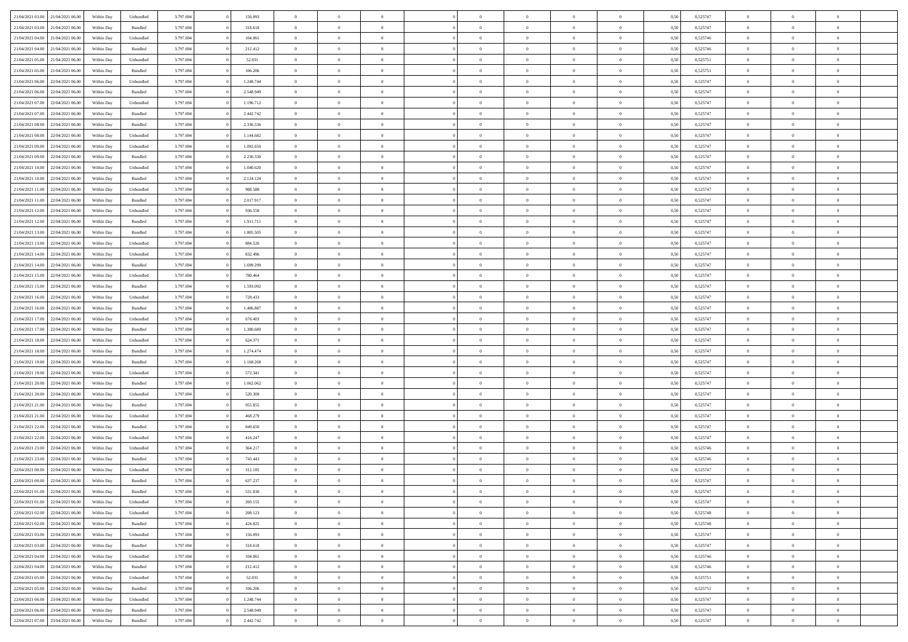| | | | | | | | | | | | | | | | | | | | | | |
|---|---|---|---|---|---|---|---|---|---|---|---|---|---|---|---|---|---|---|---|---|---|
| 21/04/2021 03.00 | 21/04/2021 06.00 | Within Day | Unbundled | 3.797.694 | 0 | 156.093 | 0 | 0 | 0 | | 0 | 0 | 0 | 0 | 0,50 | 0,525747 | 0 | 0 | 0 | |
| 21/04/2021 03.00 | 21/04/2021 06.00 | Within Day | Bundled | 3.797.694 | 0 | 318.618 | 0 | 0 | 0 | | 0 | 0 | 0 | 0 | 0,50 | 0,525747 | 0 | 0 | 0 | |
| 21/04/2021 04.00 | 21/04/2021 06.00 | Within Day | Unbundled | 3.797.694 | 0 | 104.061 | 0 | 0 | 0 | | 0 | 0 | 0 | 0 | 0,50 | 0,525746 | 0 | 0 | 0 | |
| 21/04/2021 04.00 | 21/04/2021 06.00 | Within Day | Bundled | 3.797.694 | 0 | 212.412 | 0 | 0 | 0 | | 0 | 0 | 0 | 0 | 0,50 | 0,525746 | 0 | 0 | 0 | |
| 21/04/2021 05.00 | 21/04/2021 06.00 | Within Day | Unbundled | 3.797.694 | 0 | 52.031 | 0 | 0 | 0 | | 0 | 0 | 0 | 0 | 0,50 | 0,525751 | 0 | 0 | 0 | |
| 21/04/2021 05.00 | 21/04/2021 06.00 | Within Day | Bundled | 3.797.694 | 0 | 106.206 | 0 | 0 | 0 | | 0 | 0 | 0 | 0 | 0,50 | 0,525751 | 0 | 0 | 0 | |
| 21/04/2021 06.00 | 22/04/2021 06.00 | Within Day | Unbundled | 3.797.694 | 0 | 1.248.744 | 0 | 0 | 0 | | 0 | 0 | 0 | 0 | 0,50 | 0,525747 | 0 | 0 | 0 | |
| 21/04/2021 06.00 | 22/04/2021 06.00 | Within Day | Bundled | 3.797.694 | 0 | 2.548.949 | 0 | 0 | 0 | | 0 | 0 | 0 | 0 | 0,50 | 0,525747 | 0 | 0 | 0 | |
| 21/04/2021 07.00 | 22/04/2021 06.00 | Within Day | Unbundled | 3.797.694 | 0 | 1.196.712 | 0 | 0 | 0 | | 0 | 0 | 0 | 0 | 0,50 | 0,525747 | 0 | 0 | 0 | |
| 21/04/2021 07.00 | 22/04/2021 06.00 | Within Day | Bundled | 3.797.694 | 0 | 2.442.742 | 0 | 0 | 0 | | 0 | 0 | 0 | 0 | 0,50 | 0,525747 | 0 | 0 | 0 | |
| 21/04/2021 08.00 | 22/04/2021 06.00 | Within Day | Bundled | 3.797.694 | 0 | 2.336.536 | 0 | 0 | 0 | | 0 | 0 | 0 | 0 | 0,50 | 0,525747 | 0 | 0 | 0 | |
| 21/04/2021 08.00 | 22/04/2021 06.00 | Within Day | Unbundled | 3.797.694 | 0 | 1.144.682 | 0 | 0 | 0 | | 0 | 0 | 0 | 0 | 0,50 | 0,525747 | 0 | 0 | 0 | |
| 21/04/2021 09.00 | 22/04/2021 06.00 | Within Day | Unbundled | 3.797.694 | 0 | 1.092.650 | 0 | 0 | 0 | | 0 | 0 | 0 | 0 | 0,50 | 0,525747 | 0 | 0 | 0 | |
| 21/04/2021 09.00 | 22/04/2021 06.00 | Within Day | Bundled | 3.797.694 | 0 | 2.230.330 | 0 | 0 | 0 | | 0 | 0 | 0 | 0 | 0,50 | 0,525747 | 0 | 0 | 0 | |
| 21/04/2021 10.00 | 22/04/2021 06.00 | Within Day | Unbundled | 3.797.694 | 0 | 1.040.620 | 0 | 0 | 0 | | 0 | 0 | 0 | 0 | 0,50 | 0,525747 | 0 | 0 | 0 | |
| 21/04/2021 10.00 | 22/04/2021 06.00 | Within Day | Bundled | 3.797.694 | 0 | 2.124.124 | 0 | 0 | 0 | | 0 | 0 | 0 | 0 | 0,50 | 0,525747 | 0 | 0 | 0 | |
| 21/04/2021 11.00 | 22/04/2021 06.00 | Within Day | Unbundled | 3.797.694 | 0 | 988.588 | 0 | 0 | 0 | | 0 | 0 | 0 | 0 | 0,50 | 0,525747 | 0 | 0 | 0 | |
| 21/04/2021 11.00 | 22/04/2021 06.00 | Within Day | Bundled | 3.797.694 | 0 | 2.017.917 | 0 | 0 | 0 | | 0 | 0 | 0 | 0 | 0,50 | 0,525747 | 0 | 0 | 0 | |
| 21/04/2021 12.00 | 22/04/2021 06.00 | Within Day | Unbundled | 3.797.694 | 0 | 936.558 | 0 | 0 | 0 | | 0 | 0 | 0 | 0 | 0,50 | 0,525747 | 0 | 0 | 0 | |
| 21/04/2021 12.00 | 22/04/2021 06.00 | Within Day | Bundled | 3.797.694 | 0 | 1.911.711 | 0 | 0 | 0 | | 0 | 0 | 0 | 0 | 0,50 | 0,525747 | 0 | 0 | 0 | |
| 21/04/2021 13.00 | 22/04/2021 06.00 | Within Day | Bundled | 3.797.694 | 0 | 1.805.505 | 0 | 0 | 0 | | 0 | 0 | 0 | 0 | 0,50 | 0,525747 | 0 | 0 | 0 | |
| 21/04/2021 13.00 | 22/04/2021 06.00 | Within Day | Unbundled | 3.797.694 | 0 | 884.526 | 0 | 0 | 0 | | 0 | 0 | 0 | 0 | 0,50 | 0,525747 | 0 | 0 | 0 | |
| 21/04/2021 14.00 | 22/04/2021 06.00 | Within Day | Unbundled | 3.797.694 | 0 | 832.496 | 0 | 0 | 0 | | 0 | 0 | 0 | 0 | 0,50 | 0,525747 | 0 | 0 | 0 | |
| 21/04/2021 14.00 | 22/04/2021 06.00 | Within Day | Bundled | 3.797.694 | 0 | 1.699.299 | 0 | 0 | 0 | | 0 | 0 | 0 | 0 | 0,50 | 0,525747 | 0 | 0 | 0 | |
| 21/04/2021 15.00 | 22/04/2021 06.00 | Within Day | Unbundled | 3.797.694 | 0 | 780.464 | 0 | 0 | 0 | | 0 | 0 | 0 | 0 | 0,50 | 0,525747 | 0 | 0 | 0 | |
| 21/04/2021 15.00 | 22/04/2021 06.00 | Within Day | Bundled | 3.797.694 | 0 | 1.593.092 | 0 | 0 | 0 | | 0 | 0 | 0 | 0 | 0,50 | 0,525747 | 0 | 0 | 0 | |
| 21/04/2021 16.00 | 22/04/2021 06.00 | Within Day | Unbundled | 3.797.694 | 0 | 728.433 | 0 | 0 | 0 | | 0 | 0 | 0 | 0 | 0,50 | 0,525747 | 0 | 0 | 0 | |
| 21/04/2021 16.00 | 22/04/2021 06.00 | Within Day | Bundled | 3.797.694 | 0 | 1.486.887 | 0 | 0 | 0 | | 0 | 0 | 0 | 0 | 0,50 | 0,525747 | 0 | 0 | 0 | |
| 21/04/2021 17.00 | 22/04/2021 06.00 | Within Day | Unbundled | 3.797.694 | 0 | 676.403 | 0 | 0 | 0 | | 0 | 0 | 0 | 0 | 0,50 | 0,525747 | 0 | 0 | 0 | |
| 21/04/2021 17.00 | 22/04/2021 06.00 | Within Day | Bundled | 3.797.694 | 0 | 1.380.680 | 0 | 0 | 0 | | 0 | 0 | 0 | 0 | 0,50 | 0,525747 | 0 | 0 | 0 | |
| 21/04/2021 18.00 | 22/04/2021 06.00 | Within Day | Unbundled | 3.797.694 | 0 | 624.371 | 0 | 0 | 0 | | 0 | 0 | 0 | 0 | 0,50 | 0,525747 | 0 | 0 | 0 | |
| 21/04/2021 18.00 | 22/04/2021 06.00 | Within Day | Bundled | 3.797.694 | 0 | 1.274.474 | 0 | 0 | 0 | | 0 | 0 | 0 | 0 | 0,50 | 0,525747 | 0 | 0 | 0 | |
| 21/04/2021 19.00 | 22/04/2021 06.00 | Within Day | Bundled | 3.797.694 | 0 | 1.168.268 | 0 | 0 | 0 | | 0 | 0 | 0 | 0 | 0,50 | 0,525747 | 0 | 0 | 0 | |
| 21/04/2021 19.00 | 22/04/2021 06.00 | Within Day | Unbundled | 3.797.694 | 0 | 572.341 | 0 | 0 | 0 | | 0 | 0 | 0 | 0 | 0,50 | 0,525747 | 0 | 0 | 0 | |
| 21/04/2021 20.00 | 22/04/2021 06.00 | Within Day | Bundled | 3.797.694 | 0 | 1.062.062 | 0 | 0 | 0 | | 0 | 0 | 0 | 0 | 0,50 | 0,525747 | 0 | 0 | 0 | |
| 21/04/2021 20.00 | 22/04/2021 06.00 | Within Day | Unbundled | 3.797.694 | 0 | 520.309 | 0 | 0 | 0 | | 0 | 0 | 0 | 0 | 0,50 | 0,525747 | 0 | 0 | 0 | |
| 21/04/2021 21.00 | 22/04/2021 06.00 | Within Day | Bundled | 3.797.694 | 0 | 955.855 | 0 | 0 | 0 | | 0 | 0 | 0 | 0 | 0,50 | 0,525747 | 0 | 0 | 0 | |
| 21/04/2021 21.00 | 22/04/2021 06.00 | Within Day | Unbundled | 3.797.694 | 0 | 468.279 | 0 | 0 | 0 | | 0 | 0 | 0 | 0 | 0,50 | 0,525747 | 0 | 0 | 0 | |
| 21/04/2021 22.00 | 22/04/2021 06.00 | Within Day | Bundled | 3.797.694 | 0 | 849.650 | 0 | 0 | 0 | | 0 | 0 | 0 | 0 | 0,50 | 0,525747 | 0 | 0 | 0 | |
| 21/04/2021 22.00 | 22/04/2021 06.00 | Within Day | Unbundled | 3.797.694 | 0 | 416.247 | 0 | 0 | 0 | | 0 | 0 | 0 | 0 | 0,50 | 0,525747 | 0 | 0 | 0 | |
| 21/04/2021 23.00 | 22/04/2021 06.00 | Within Day | Unbundled | 3.797.694 | 0 | 364.217 | 0 | 0 | 0 | | 0 | 0 | 0 | 0 | 0,50 | 0,525746 | 0 | 0 | 0 | |
| 21/04/2021 23.00 | 22/04/2021 06.00 | Within Day | Bundled | 3.797.694 | 0 | 743.443 | 0 | 0 | 0 | | 0 | 0 | 0 | 0 | 0,50 | 0,525746 | 0 | 0 | 0 | |
| 22/04/2021 00.00 | 22/04/2021 06.00 | Within Day | Unbundled | 3.797.694 | 0 | 312.185 | 0 | 0 | 0 | | 0 | 0 | 0 | 0 | 0,50 | 0,525747 | 0 | 0 | 0 | |
| 22/04/2021 00.00 | 22/04/2021 06.00 | Within Day | Bundled | 3.797.694 | 0 | 637.237 | 0 | 0 | 0 | | 0 | 0 | 0 | 0 | 0,50 | 0,525747 | 0 | 0 | 0 | |
| 22/04/2021 01.00 | 22/04/2021 06.00 | Within Day | Bundled | 3.797.694 | 0 | 531.030 | 0 | 0 | 0 | | 0 | 0 | 0 | 0 | 0,50 | 0,525747 | 0 | 0 | 0 | |
| 22/04/2021 01.00 | 22/04/2021 06.00 | Within Day | Unbundled | 3.797.694 | 0 | 260.155 | 0 | 0 | 0 | | 0 | 0 | 0 | 0 | 0,50 | 0,525747 | 0 | 0 | 0 | |
| 22/04/2021 02.00 | 22/04/2021 06.00 | Within Day | Unbundled | 3.797.694 | 0 | 208.123 | 0 | 0 | 0 | | 0 | 0 | 0 | 0 | 0,50 | 0,525748 | 0 | 0 | 0 | |
| 22/04/2021 02.00 | 22/04/2021 06.00 | Within Day | Bundled | 3.797.694 | 0 | 424.825 | 0 | 0 | 0 | | 0 | 0 | 0 | 0 | 0,50 | 0,525748 | 0 | 0 | 0 | |
| 22/04/2021 03.00 | 22/04/2021 06.00 | Within Day | Unbundled | 3.797.694 | 0 | 156.093 | 0 | 0 | 0 | | 0 | 0 | 0 | 0 | 0,50 | 0,525747 | 0 | 0 | 0 | |
| 22/04/2021 03.00 | 22/04/2021 06.00 | Within Day | Bundled | 3.797.694 | 0 | 318.618 | 0 | 0 | 0 | | 0 | 0 | 0 | 0 | 0,50 | 0,525747 | 0 | 0 | 0 | |
| 22/04/2021 04.00 | 22/04/2021 06.00 | Within Day | Unbundled | 3.797.694 | 0 | 104.061 | 0 | 0 | 0 | | 0 | 0 | 0 | 0 | 0,50 | 0,525746 | 0 | 0 | 0 | |
| 22/04/2021 04.00 | 22/04/2021 06.00 | Within Day | Bundled | 3.797.694 | 0 | 212.412 | 0 | 0 | 0 | | 0 | 0 | 0 | 0 | 0,50 | 0,525746 | 0 | 0 | 0 | |
| 22/04/2021 05.00 | 22/04/2021 06.00 | Within Day | Unbundled | 3.797.694 | 0 | 52.031 | 0 | 0 | 0 | | 0 | 0 | 0 | 0 | 0,50 | 0,525751 | 0 | 0 | 0 | |
| 22/04/2021 05.00 | 22/04/2021 06.00 | Within Day | Bundled | 3.797.694 | 0 | 106.206 | 0 | 0 | 0 | | 0 | 0 | 0 | 0 | 0,50 | 0,525751 | 0 | 0 | 0 | |
| 22/04/2021 06.00 | 23/04/2021 06.00 | Within Day | Unbundled | 3.797.694 | 0 | 1.248.744 | 0 | 0 | 0 | | 0 | 0 | 0 | 0 | 0,50 | 0,525747 | 0 | 0 | 0 | |
| 22/04/2021 06.00 | 23/04/2021 06.00 | Within Day | Bundled | 3.797.694 | 0 | 2.548.949 | 0 | 0 | 0 | | 0 | 0 | 0 | 0 | 0,50 | 0,525747 | 0 | 0 | 0 | |
| 22/04/2021 07.00 | 23/04/2021 06.00 | Within Day | Bundled | 3.797.694 | 0 | 2.442.742 | 0 | 0 | 0 | | 0 | 0 | 0 | 0 | 0,50 | 0,525747 | 0 | 0 | 0 | |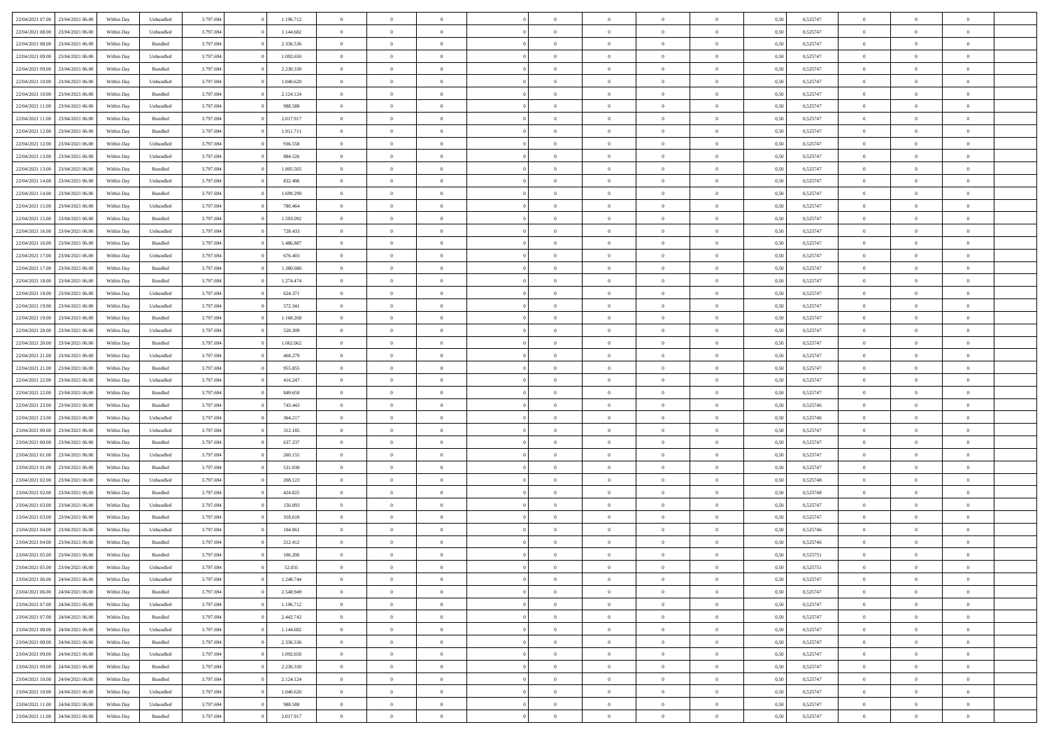| | | | | | | | | | | | | | | | | | | | | | |
|---|---|---|---|---|---|---|---|---|---|---|---|---|---|---|---|---|---|---|---|---|---|
| 22/04/2021 07:00 | 23/04/2021 06:00 | Within Day | Unbundled | 3.797.694 | 0 | 1.196.712 | 0 | 0 | 0 | | 0 | 0 | 0 | 0 | 0,50 | 0,525747 | 0 | 0 | 0 | |
| 22/04/2021 08:00 | 23/04/2021 06:00 | Within Day | Unbundled | 3.797.694 | 0 | 1.144.682 | 0 | 0 | 0 | | 0 | 0 | 0 | 0 | 0,50 | 0,525747 | 0 | 0 | 0 | |
| 22/04/2021 08:00 | 23/04/2021 06:00 | Within Day | Bundled | 3.797.694 | 0 | 2.336.536 | 0 | 0 | 0 | | 0 | 0 | 0 | 0 | 0,50 | 0,525747 | 0 | 0 | 0 | |
| 22/04/2021 09:00 | 23/04/2021 06:00 | Within Day | Unbundled | 3.797.694 | 0 | 1.092.650 | 0 | 0 | 0 | | 0 | 0 | 0 | 0 | 0,50 | 0,525747 | 0 | 0 | 0 | |
| 22/04/2021 09:00 | 23/04/2021 06:00 | Within Day | Bundled | 3.797.694 | 0 | 2.230.330 | 0 | 0 | 0 | | 0 | 0 | 0 | 0 | 0,50 | 0,525747 | 0 | 0 | 0 | |
| 22/04/2021 10:00 | 23/04/2021 06:00 | Within Day | Unbundled | 3.797.694 | 0 | 1.040.620 | 0 | 0 | 0 | | 0 | 0 | 0 | 0 | 0,50 | 0,525747 | 0 | 0 | 0 | |
| 22/04/2021 10:00 | 23/04/2021 06:00 | Within Day | Bundled | 3.797.694 | 0 | 2.124.124 | 0 | 0 | 0 | | 0 | 0 | 0 | 0 | 0,50 | 0,525747 | 0 | 0 | 0 | |
| 22/04/2021 11:00 | 23/04/2021 06:00 | Within Day | Unbundled | 3.797.694 | 0 | 988.588 | 0 | 0 | 0 | | 0 | 0 | 0 | 0 | 0,50 | 0,525747 | 0 | 0 | 0 | |
| 22/04/2021 11:00 | 23/04/2021 06:00 | Within Day | Bundled | 3.797.694 | 0 | 2.017.917 | 0 | 0 | 0 | | 0 | 0 | 0 | 0 | 0,50 | 0,525747 | 0 | 0 | 0 | |
| 22/04/2021 12:00 | 23/04/2021 06:00 | Within Day | Bundled | 3.797.694 | 0 | 1.911.711 | 0 | 0 | 0 | | 0 | 0 | 0 | 0 | 0,50 | 0,525747 | 0 | 0 | 0 | |
| 22/04/2021 12:00 | 23/04/2021 06:00 | Within Day | Unbundled | 3.797.694 | 0 | 936.558 | 0 | 0 | 0 | | 0 | 0 | 0 | 0 | 0,50 | 0,525747 | 0 | 0 | 0 | |
| 22/04/2021 13:00 | 23/04/2021 06:00 | Within Day | Unbundled | 3.797.694 | 0 | 884.526 | 0 | 0 | 0 | | 0 | 0 | 0 | 0 | 0,50 | 0,525747 | 0 | 0 | 0 | |
| 22/04/2021 13:00 | 23/04/2021 06:00 | Within Day | Bundled | 3.797.694 | 0 | 1.805.505 | 0 | 0 | 0 | | 0 | 0 | 0 | 0 | 0,50 | 0,525747 | 0 | 0 | 0 | |
| 22/04/2021 14:00 | 23/04/2021 06:00 | Within Day | Unbundled | 3.797.694 | 0 | 832.496 | 0 | 0 | 0 | | 0 | 0 | 0 | 0 | 0,50 | 0,525747 | 0 | 0 | 0 | |
| 22/04/2021 14:00 | 23/04/2021 06:00 | Within Day | Bundled | 3.797.694 | 0 | 1.699.299 | 0 | 0 | 0 | | 0 | 0 | 0 | 0 | 0,50 | 0,525747 | 0 | 0 | 0 | |
| 22/04/2021 15:00 | 23/04/2021 06:00 | Within Day | Unbundled | 3.797.694 | 0 | 780.464 | 0 | 0 | 0 | | 0 | 0 | 0 | 0 | 0,50 | 0,525747 | 0 | 0 | 0 | |
| 22/04/2021 15:00 | 23/04/2021 06:00 | Within Day | Bundled | 3.797.694 | 0 | 1.593.092 | 0 | 0 | 0 | | 0 | 0 | 0 | 0 | 0,50 | 0,525747 | 0 | 0 | 0 | |
| 22/04/2021 16:00 | 23/04/2021 06:00 | Within Day | Unbundled | 3.797.694 | 0 | 728.433 | 0 | 0 | 0 | | 0 | 0 | 0 | 0 | 0,50 | 0,525747 | 0 | 0 | 0 | |
| 22/04/2021 16:00 | 23/04/2021 06:00 | Within Day | Bundled | 3.797.694 | 0 | 1.486.887 | 0 | 0 | 0 | | 0 | 0 | 0 | 0 | 0,50 | 0,525747 | 0 | 0 | 0 | |
| 22/04/2021 17:00 | 23/04/2021 06:00 | Within Day | Unbundled | 3.797.694 | 0 | 676.403 | 0 | 0 | 0 | | 0 | 0 | 0 | 0 | 0,50 | 0,525747 | 0 | 0 | 0 | |
| 22/04/2021 17:00 | 23/04/2021 06:00 | Within Day | Bundled | 3.797.694 | 0 | 1.380.680 | 0 | 0 | 0 | | 0 | 0 | 0 | 0 | 0,50 | 0,525747 | 0 | 0 | 0 | |
| 22/04/2021 18:00 | 23/04/2021 06:00 | Within Day | Bundled | 3.797.694 | 0 | 1.274.474 | 0 | 0 | 0 | | 0 | 0 | 0 | 0 | 0,50 | 0,525747 | 0 | 0 | 0 | |
| 22/04/2021 18:00 | 23/04/2021 06:00 | Within Day | Unbundled | 3.797.694 | 0 | 624.371 | 0 | 0 | 0 | | 0 | 0 | 0 | 0 | 0,50 | 0,525747 | 0 | 0 | 0 | |
| 22/04/2021 19:00 | 23/04/2021 06:00 | Within Day | Unbundled | 3.797.694 | 0 | 572.341 | 0 | 0 | 0 | | 0 | 0 | 0 | 0 | 0,50 | 0,525747 | 0 | 0 | 0 | |
| 22/04/2021 19:00 | 23/04/2021 06:00 | Within Day | Bundled | 3.797.694 | 0 | 1.168.268 | 0 | 0 | 0 | | 0 | 0 | 0 | 0 | 0,50 | 0,525747 | 0 | 0 | 0 | |
| 22/04/2021 20:00 | 23/04/2021 06:00 | Within Day | Unbundled | 3.797.694 | 0 | 520.309 | 0 | 0 | 0 | | 0 | 0 | 0 | 0 | 0,50 | 0,525747 | 0 | 0 | 0 | |
| 22/04/2021 20:00 | 23/04/2021 06:00 | Within Day | Bundled | 3.797.694 | 0 | 1.062.062 | 0 | 0 | 0 | | 0 | 0 | 0 | 0 | 0,50 | 0,525747 | 0 | 0 | 0 | |
| 22/04/2021 21:00 | 23/04/2021 06:00 | Within Day | Unbundled | 3.797.694 | 0 | 468.279 | 0 | 0 | 0 | | 0 | 0 | 0 | 0 | 0,50 | 0,525747 | 0 | 0 | 0 | |
| 22/04/2021 21:00 | 23/04/2021 06:00 | Within Day | Bundled | 3.797.694 | 0 | 955.855 | 0 | 0 | 0 | | 0 | 0 | 0 | 0 | 0,50 | 0,525747 | 0 | 0 | 0 | |
| 22/04/2021 22:00 | 23/04/2021 06:00 | Within Day | Unbundled | 3.797.694 | 0 | 416.247 | 0 | 0 | 0 | | 0 | 0 | 0 | 0 | 0,50 | 0,525747 | 0 | 0 | 0 | |
| 22/04/2021 22:00 | 23/04/2021 06:00 | Within Day | Bundled | 3.797.694 | 0 | 849.650 | 0 | 0 | 0 | | 0 | 0 | 0 | 0 | 0,50 | 0,525747 | 0 | 0 | 0 | |
| 22/04/2021 23:00 | 23/04/2021 06:00 | Within Day | Bundled | 3.797.694 | 0 | 743.443 | 0 | 0 | 0 | | 0 | 0 | 0 | 0 | 0,50 | 0,525746 | 0 | 0 | 0 | |
| 22/04/2021 23:00 | 23/04/2021 06:00 | Within Day | Unbundled | 3.797.694 | 0 | 364.217 | 0 | 0 | 0 | | 0 | 0 | 0 | 0 | 0,50 | 0,525746 | 0 | 0 | 0 | |
| 23/04/2021 00:00 | 23/04/2021 06:00 | Within Day | Unbundled | 3.797.694 | 0 | 312.185 | 0 | 0 | 0 | | 0 | 0 | 0 | 0 | 0,50 | 0,525747 | 0 | 0 | 0 | |
| 23/04/2021 00:00 | 23/04/2021 06:00 | Within Day | Bundled | 3.797.694 | 0 | 637.237 | 0 | 0 | 0 | | 0 | 0 | 0 | 0 | 0,50 | 0,525747 | 0 | 0 | 0 | |
| 23/04/2021 01:00 | 23/04/2021 06:00 | Within Day | Unbundled | 3.797.694 | 0 | 260.155 | 0 | 0 | 0 | | 0 | 0 | 0 | 0 | 0,50 | 0,525747 | 0 | 0 | 0 | |
| 23/04/2021 01:00 | 23/04/2021 06:00 | Within Day | Bundled | 3.797.694 | 0 | 531.030 | 0 | 0 | 0 | | 0 | 0 | 0 | 0 | 0,50 | 0,525747 | 0 | 0 | 0 | |
| 23/04/2021 02:00 | 23/04/2021 06:00 | Within Day | Unbundled | 3.797.694 | 0 | 208.123 | 0 | 0 | 0 | | 0 | 0 | 0 | 0 | 0,50 | 0,525748 | 0 | 0 | 0 | |
| 23/04/2021 02:00 | 23/04/2021 06:00 | Within Day | Bundled | 3.797.694 | 0 | 424.825 | 0 | 0 | 0 | | 0 | 0 | 0 | 0 | 0,50 | 0,525748 | 0 | 0 | 0 | |
| 23/04/2021 03:00 | 23/04/2021 06:00 | Within Day | Unbundled | 3.797.694 | 0 | 156.093 | 0 | 0 | 0 | | 0 | 0 | 0 | 0 | 0,50 | 0,525747 | 0 | 0 | 0 | |
| 23/04/2021 03:00 | 23/04/2021 06:00 | Within Day | Bundled | 3.797.694 | 0 | 318.618 | 0 | 0 | 0 | | 0 | 0 | 0 | 0 | 0,50 | 0,525747 | 0 | 0 | 0 | |
| 23/04/2021 04:00 | 23/04/2021 06:00 | Within Day | Unbundled | 3.797.694 | 0 | 104.061 | 0 | 0 | 0 | | 0 | 0 | 0 | 0 | 0,50 | 0,525746 | 0 | 0 | 0 | |
| 23/04/2021 04:00 | 23/04/2021 06:00 | Within Day | Bundled | 3.797.694 | 0 | 212.412 | 0 | 0 | 0 | | 0 | 0 | 0 | 0 | 0,50 | 0,525746 | 0 | 0 | 0 | |
| 23/04/2021 05:00 | 23/04/2021 06:00 | Within Day | Bundled | 3.797.694 | 0 | 106.206 | 0 | 0 | 0 | | 0 | 0 | 0 | 0 | 0,50 | 0,525751 | 0 | 0 | 0 | |
| 23/04/2021 05:00 | 23/04/2021 06:00 | Within Day | Unbundled | 3.797.694 | 0 | 52.031 | 0 | 0 | 0 | | 0 | 0 | 0 | 0 | 0,50 | 0,525751 | 0 | 0 | 0 | |
| 23/04/2021 06:00 | 24/04/2021 06:00 | Within Day | Unbundled | 3.797.694 | 0 | 1.248.744 | 0 | 0 | 0 | | 0 | 0 | 0 | 0 | 0,50 | 0,525747 | 0 | 0 | 0 | |
| 23/04/2021 06:00 | 24/04/2021 06:00 | Within Day | Bundled | 3.797.694 | 0 | 2.548.949 | 0 | 0 | 0 | | 0 | 0 | 0 | 0 | 0,50 | 0,525747 | 0 | 0 | 0 | |
| 23/04/2021 07:00 | 24/04/2021 06:00 | Within Day | Unbundled | 3.797.694 | 0 | 1.196.712 | 0 | 0 | 0 | | 0 | 0 | 0 | 0 | 0,50 | 0,525747 | 0 | 0 | 0 | |
| 23/04/2021 07:00 | 24/04/2021 06:00 | Within Day | Bundled | 3.797.694 | 0 | 2.442.742 | 0 | 0 | 0 | | 0 | 0 | 0 | 0 | 0,50 | 0,525747 | 0 | 0 | 0 | |
| 23/04/2021 08:00 | 24/04/2021 06:00 | Within Day | Unbundled | 3.797.694 | 0 | 1.144.682 | 0 | 0 | 0 | | 0 | 0 | 0 | 0 | 0,50 | 0,525747 | 0 | 0 | 0 | |
| 23/04/2021 08:00 | 24/04/2021 06:00 | Within Day | Bundled | 3.797.694 | 0 | 2.336.536 | 0 | 0 | 0 | | 0 | 0 | 0 | 0 | 0,50 | 0,525747 | 0 | 0 | 0 | |
| 23/04/2021 09:00 | 24/04/2021 06:00 | Within Day | Unbundled | 3.797.694 | 0 | 1.092.650 | 0 | 0 | 0 | | 0 | 0 | 0 | 0 | 0,50 | 0,525747 | 0 | 0 | 0 | |
| 23/04/2021 09:00 | 24/04/2021 06:00 | Within Day | Bundled | 3.797.694 | 0 | 2.230.330 | 0 | 0 | 0 | | 0 | 0 | 0 | 0 | 0,50 | 0,525747 | 0 | 0 | 0 | |
| 23/04/2021 10:00 | 24/04/2021 06:00 | Within Day | Bundled | 3.797.694 | 0 | 2.124.124 | 0 | 0 | 0 | | 0 | 0 | 0 | 0 | 0,50 | 0,525747 | 0 | 0 | 0 | |
| 23/04/2021 10:00 | 24/04/2021 06:00 | Within Day | Unbundled | 3.797.694 | 0 | 1.040.620 | 0 | 0 | 0 | | 0 | 0 | 0 | 0 | 0,50 | 0,525747 | 0 | 0 | 0 | |
| 23/04/2021 11:00 | 24/04/2021 06:00 | Within Day | Unbundled | 3.797.694 | 0 | 988.588 | 0 | 0 | 0 | | 0 | 0 | 0 | 0 | 0,50 | 0,525747 | 0 | 0 | 0 | |
| 23/04/2021 11:00 | 24/04/2021 06:00 | Within Day | Bundled | 3.797.694 | 0 | 2.017.917 | 0 | 0 | 0 | | 0 | 0 | 0 | 0 | 0,50 | 0,525747 | 0 | 0 | 0 | |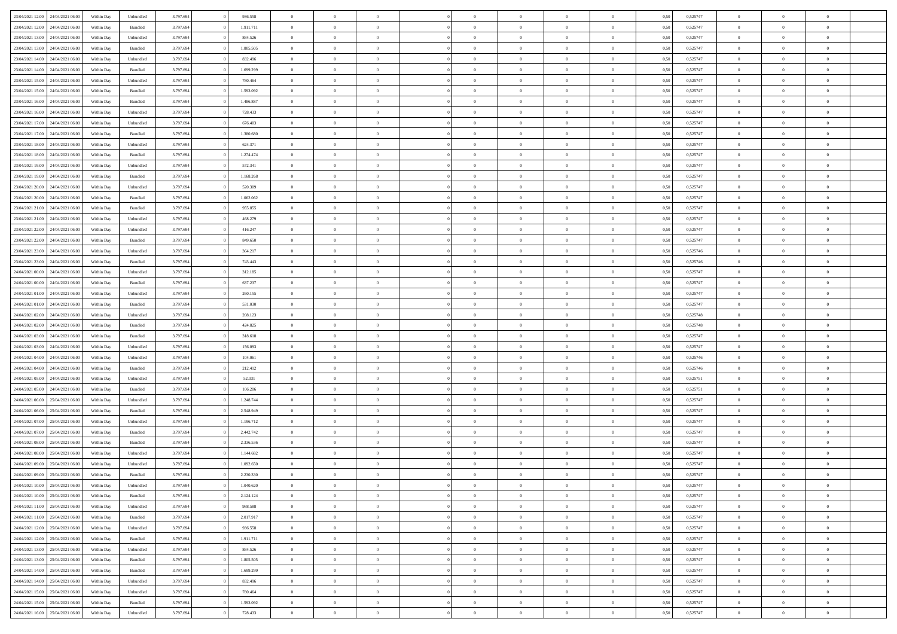| | | | | | | | | | | | | | | | | | | | | |
|---|---|---|---|---|---|---|---|---|---|---|---|---|---|---|---|---|---|---|---|---|
| 23/04/2021 12:00 | 24/04/2021 06:00 | Within Day | Unbundled | 3.797.694 | 0 | 936.558 | 0 | 0 | 0 | | 0 | 0 | 0 | 0 | 0,50 | 0,525747 | 0 | 0 | 0 | |
| 23/04/2021 12:00 | 24/04/2021 06:00 | Within Day | Bundled | 3.797.694 | 0 | 1.911.711 | 0 | 0 | 0 | | 0 | 0 | 0 | 0 | 0,50 | 0,525747 | 0 | 0 | 0 | |
| 23/04/2021 13:00 | 24/04/2021 06:00 | Within Day | Unbundled | 3.797.694 | 0 | 884.526 | 0 | 0 | 0 | | 0 | 0 | 0 | 0 | 0,50 | 0,525747 | 0 | 0 | 0 | |
| 23/04/2021 13:00 | 24/04/2021 06:00 | Within Day | Bundled | 3.797.694 | 0 | 1.805.505 | 0 | 0 | 0 | | 0 | 0 | 0 | 0 | 0,50 | 0,525747 | 0 | 0 | 0 | |
| 23/04/2021 14:00 | 24/04/2021 06:00 | Within Day | Unbundled | 3.797.694 | 0 | 832.496 | 0 | 0 | 0 | | 0 | 0 | 0 | 0 | 0,50 | 0,525747 | 0 | 0 | 0 | |
| 23/04/2021 14:00 | 24/04/2021 06:00 | Within Day | Bundled | 3.797.694 | 0 | 1.699.299 | 0 | 0 | 0 | | 0 | 0 | 0 | 0 | 0,50 | 0,525747 | 0 | 0 | 0 | |
| 23/04/2021 15:00 | 24/04/2021 06:00 | Within Day | Unbundled | 3.797.694 | 0 | 780.464 | 0 | 0 | 0 | | 0 | 0 | 0 | 0 | 0,50 | 0,525747 | 0 | 0 | 0 | |
| 23/04/2021 15:00 | 24/04/2021 06:00 | Within Day | Bundled | 3.797.694 | 0 | 1.593.092 | 0 | 0 | 0 | | 0 | 0 | 0 | 0 | 0,50 | 0,525747 | 0 | 0 | 0 | |
| 23/04/2021 16:00 | 24/04/2021 06:00 | Within Day | Bundled | 3.797.694 | 0 | 1.486.887 | 0 | 0 | 0 | | 0 | 0 | 0 | 0 | 0,50 | 0,525747 | 0 | 0 | 0 | |
| 23/04/2021 16:00 | 24/04/2021 06:00 | Within Day | Unbundled | 3.797.694 | 0 | 728.433 | 0 | 0 | 0 | | 0 | 0 | 0 | 0 | 0,50 | 0,525747 | 0 | 0 | 0 | |
| 23/04/2021 17:00 | 24/04/2021 06:00 | Within Day | Unbundled | 3.797.694 | 0 | 676.403 | 0 | 0 | 0 | | 0 | 0 | 0 | 0 | 0,50 | 0,525747 | 0 | 0 | 0 | |
| 23/04/2021 17:00 | 24/04/2021 06:00 | Within Day | Bundled | 3.797.694 | 0 | 1.380.680 | 0 | 0 | 0 | | 0 | 0 | 0 | 0 | 0,50 | 0,525747 | 0 | 0 | 0 | |
| 23/04/2021 18:00 | 24/04/2021 06:00 | Within Day | Unbundled | 3.797.694 | 0 | 624.371 | 0 | 0 | 0 | | 0 | 0 | 0 | 0 | 0,50 | 0,525747 | 0 | 0 | 0 | |
| 23/04/2021 18:00 | 24/04/2021 06:00 | Within Day | Bundled | 3.797.694 | 0 | 1.274.474 | 0 | 0 | 0 | | 0 | 0 | 0 | 0 | 0,50 | 0,525747 | 0 | 0 | 0 | |
| 23/04/2021 19:00 | 24/04/2021 06:00 | Within Day | Unbundled | 3.797.694 | 0 | 572.341 | 0 | 0 | 0 | | 0 | 0 | 0 | 0 | 0,50 | 0,525747 | 0 | 0 | 0 | |
| 23/04/2021 19:00 | 24/04/2021 06:00 | Within Day | Bundled | 3.797.694 | 0 | 1.168.268 | 0 | 0 | 0 | | 0 | 0 | 0 | 0 | 0,50 | 0,525747 | 0 | 0 | 0 | |
| 23/04/2021 20:00 | 24/04/2021 06:00 | Within Day | Unbundled | 3.797.694 | 0 | 520.309 | 0 | 0 | 0 | | 0 | 0 | 0 | 0 | 0,50 | 0,525747 | 0 | 0 | 0 | |
| 23/04/2021 20:00 | 24/04/2021 06:00 | Within Day | Bundled | 3.797.694 | 0 | 1.062.062 | 0 | 0 | 0 | | 0 | 0 | 0 | 0 | 0,50 | 0,525747 | 0 | 0 | 0 | |
| 23/04/2021 21:00 | 24/04/2021 06:00 | Within Day | Bundled | 3.797.694 | 0 | 955.855 | 0 | 0 | 0 | | 0 | 0 | 0 | 0 | 0,50 | 0,525747 | 0 | 0 | 0 | |
| 23/04/2021 21:00 | 24/04/2021 06:00 | Within Day | Unbundled | 3.797.694 | 0 | 468.279 | 0 | 0 | 0 | | 0 | 0 | 0 | 0 | 0,50 | 0,525747 | 0 | 0 | 0 | |
| 23/04/2021 22:00 | 24/04/2021 06:00 | Within Day | Unbundled | 3.797.694 | 0 | 416.247 | 0 | 0 | 0 | | 0 | 0 | 0 | 0 | 0,50 | 0,525747 | 0 | 0 | 0 | |
| 23/04/2021 22:00 | 24/04/2021 06:00 | Within Day | Bundled | 3.797.694 | 0 | 849.650 | 0 | 0 | 0 | | 0 | 0 | 0 | 0 | 0,50 | 0,525747 | 0 | 0 | 0 | |
| 23/04/2021 23:00 | 24/04/2021 06:00 | Within Day | Unbundled | 3.797.694 | 0 | 364.217 | 0 | 0 | 0 | | 0 | 0 | 0 | 0 | 0,50 | 0,525746 | 0 | 0 | 0 | |
| 23/04/2021 23:00 | 24/04/2021 06:00 | Within Day | Bundled | 3.797.694 | 0 | 743.443 | 0 | 0 | 0 | | 0 | 0 | 0 | 0 | 0,50 | 0,525746 | 0 | 0 | 0 | |
| 24/04/2021 00:00 | 24/04/2021 06:00 | Within Day | Unbundled | 3.797.694 | 0 | 312.185 | 0 | 0 | 0 | | 0 | 0 | 0 | 0 | 0,50 | 0,525747 | 0 | 0 | 0 | |
| 24/04/2021 00:00 | 24/04/2021 06:00 | Within Day | Bundled | 3.797.694 | 0 | 637.237 | 0 | 0 | 0 | | 0 | 0 | 0 | 0 | 0,50 | 0,525747 | 0 | 0 | 0 | |
| 24/04/2021 01:00 | 24/04/2021 06:00 | Within Day | Unbundled | 3.797.694 | 0 | 260.155 | 0 | 0 | 0 | | 0 | 0 | 0 | 0 | 0,50 | 0,525747 | 0 | 0 | 0 | |
| 24/04/2021 01:00 | 24/04/2021 06:00 | Within Day | Bundled | 3.797.694 | 0 | 531.030 | 0 | 0 | 0 | | 0 | 0 | 0 | 0 | 0,50 | 0,525747 | 0 | 0 | 0 | |
| 24/04/2021 02:00 | 24/04/2021 06:00 | Within Day | Unbundled | 3.797.694 | 0 | 208.123 | 0 | 0 | 0 | | 0 | 0 | 0 | 0 | 0,50 | 0,525748 | 0 | 0 | 0 | |
| 24/04/2021 02:00 | 24/04/2021 06:00 | Within Day | Bundled | 3.797.694 | 0 | 424.825 | 0 | 0 | 0 | | 0 | 0 | 0 | 0 | 0,50 | 0,525748 | 0 | 0 | 0 | |
| 24/04/2021 03:00 | 24/04/2021 06:00 | Within Day | Bundled | 3.797.694 | 0 | 318.618 | 0 | 0 | 0 | | 0 | 0 | 0 | 0 | 0,50 | 0,525747 | 0 | 0 | 0 | |
| 24/04/2021 03:00 | 24/04/2021 06:00 | Within Day | Unbundled | 3.797.694 | 0 | 156.093 | 0 | 0 | 0 | | 0 | 0 | 0 | 0 | 0,50 | 0,525747 | 0 | 0 | 0 | |
| 24/04/2021 04:00 | 24/04/2021 06:00 | Within Day | Unbundled | 3.797.694 | 0 | 104.061 | 0 | 0 | 0 | | 0 | 0 | 0 | 0 | 0,50 | 0,525746 | 0 | 0 | 0 | |
| 24/04/2021 04:00 | 24/04/2021 06:00 | Within Day | Bundled | 3.797.694 | 0 | 212.412 | 0 | 0 | 0 | | 0 | 0 | 0 | 0 | 0,50 | 0,525746 | 0 | 0 | 0 | |
| 24/04/2021 05:00 | 24/04/2021 06:00 | Within Day | Unbundled | 3.797.694 | 0 | 52.031 | 0 | 0 | 0 | | 0 | 0 | 0 | 0 | 0,50 | 0,525751 | 0 | 0 | 0 | |
| 24/04/2021 05:00 | 24/04/2021 06:00 | Within Day | Bundled | 3.797.694 | 0 | 106.206 | 0 | 0 | 0 | | 0 | 0 | 0 | 0 | 0,50 | 0,525751 | 0 | 0 | 0 | |
| 24/04/2021 06:00 | 25/04/2021 06:00 | Within Day | Unbundled | 3.797.694 | 0 | 1.248.744 | 0 | 0 | 0 | | 0 | 0 | 0 | 0 | 0,50 | 0,525747 | 0 | 0 | 0 | |
| 24/04/2021 06:00 | 25/04/2021 06:00 | Within Day | Bundled | 3.797.694 | 0 | 2.548.949 | 0 | 0 | 0 | | 0 | 0 | 0 | 0 | 0,50 | 0,525747 | 0 | 0 | 0 | |
| 24/04/2021 07:00 | 25/04/2021 06:00 | Within Day | Unbundled | 3.797.694 | 0 | 1.196.712 | 0 | 0 | 0 | | 0 | 0 | 0 | 0 | 0,50 | 0,525747 | 0 | 0 | 0 | |
| 24/04/2021 07:00 | 25/04/2021 06:00 | Within Day | Bundled | 3.797.694 | 0 | 2.442.742 | 0 | 0 | 0 | | 0 | 0 | 0 | 0 | 0,50 | 0,525747 | 0 | 0 | 0 | |
| 24/04/2021 08:00 | 25/04/2021 06:00 | Within Day | Bundled | 3.797.694 | 0 | 2.336.536 | 0 | 0 | 0 | | 0 | 0 | 0 | 0 | 0,50 | 0,525747 | 0 | 0 | 0 | |
| 24/04/2021 08:00 | 25/04/2021 06:00 | Within Day | Unbundled | 3.797.694 | 0 | 1.144.682 | 0 | 0 | 0 | | 0 | 0 | 0 | 0 | 0,50 | 0,525747 | 0 | 0 | 0 | |
| 24/04/2021 09:00 | 25/04/2021 06:00 | Within Day | Unbundled | 3.797.694 | 0 | 1.092.650 | 0 | 0 | 0 | | 0 | 0 | 0 | 0 | 0,50 | 0,525747 | 0 | 0 | 0 | |
| 24/04/2021 09:00 | 25/04/2021 06:00 | Within Day | Bundled | 3.797.694 | 0 | 2.230.330 | 0 | 0 | 0 | | 0 | 0 | 0 | 0 | 0,50 | 0,525747 | 0 | 0 | 0 | |
| 24/04/2021 10:00 | 25/04/2021 06:00 | Within Day | Unbundled | 3.797.694 | 0 | 1.040.620 | 0 | 0 | 0 | | 0 | 0 | 0 | 0 | 0,50 | 0,525747 | 0 | 0 | 0 | |
| 24/04/2021 10:00 | 25/04/2021 06:00 | Within Day | Bundled | 3.797.694 | 0 | 2.124.124 | 0 | 0 | 0 | | 0 | 0 | 0 | 0 | 0,50 | 0,525747 | 0 | 0 | 0 | |
| 24/04/2021 11:00 | 25/04/2021 06:00 | Within Day | Unbundled | 3.797.694 | 0 | 988.588 | 0 | 0 | 0 | | 0 | 0 | 0 | 0 | 0,50 | 0,525747 | 0 | 0 | 0 | |
| 24/04/2021 11:00 | 25/04/2021 06:00 | Within Day | Bundled | 3.797.694 | 0 | 2.017.917 | 0 | 0 | 0 | | 0 | 0 | 0 | 0 | 0,50 | 0,525747 | 0 | 0 | 0 | |
| 24/04/2021 12:00 | 25/04/2021 06:00 | Within Day | Unbundled | 3.797.694 | 0 | 936.558 | 0 | 0 | 0 | | 0 | 0 | 0 | 0 | 0,50 | 0,525747 | 0 | 0 | 0 | |
| 24/04/2021 12:00 | 25/04/2021 06:00 | Within Day | Bundled | 3.797.694 | 0 | 1.911.711 | 0 | 0 | 0 | | 0 | 0 | 0 | 0 | 0,50 | 0,525747 | 0 | 0 | 0 | |
| 24/04/2021 13:00 | 25/04/2021 06:00 | Within Day | Unbundled | 3.797.694 | 0 | 884.526 | 0 | 0 | 0 | | 0 | 0 | 0 | 0 | 0,50 | 0,525747 | 0 | 0 | 0 | |
| 24/04/2021 13:00 | 25/04/2021 06:00 | Within Day | Bundled | 3.797.694 | 0 | 1.805.505 | 0 | 0 | 0 | | 0 | 0 | 0 | 0 | 0,50 | 0,525747 | 0 | 0 | 0 | |
| 24/04/2021 14:00 | 25/04/2021 06:00 | Within Day | Bundled | 3.797.694 | 0 | 1.699.299 | 0 | 0 | 0 | | 0 | 0 | 0 | 0 | 0,50 | 0,525747 | 0 | 0 | 0 | |
| 24/04/2021 14:00 | 25/04/2021 06:00 | Within Day | Unbundled | 3.797.694 | 0 | 832.496 | 0 | 0 | 0 | | 0 | 0 | 0 | 0 | 0,50 | 0,525747 | 0 | 0 | 0 | |
| 24/04/2021 15:00 | 25/04/2021 06:00 | Within Day | Unbundled | 3.797.694 | 0 | 780.464 | 0 | 0 | 0 | | 0 | 0 | 0 | 0 | 0,50 | 0,525747 | 0 | 0 | 0 | |
| 24/04/2021 15:00 | 25/04/2021 06:00 | Within Day | Bundled | 3.797.694 | 0 | 1.593.092 | 0 | 0 | 0 | | 0 | 0 | 0 | 0 | 0,50 | 0,525747 | 0 | 0 | 0 | |
| 24/04/2021 16:00 | 25/04/2021 06:00 | Within Day | Unbundled | 3.797.694 | 0 | 728.433 | 0 | 0 | 0 | | 0 | 0 | 0 | 0 | 0,50 | 0,525747 | 0 | 0 | 0 | |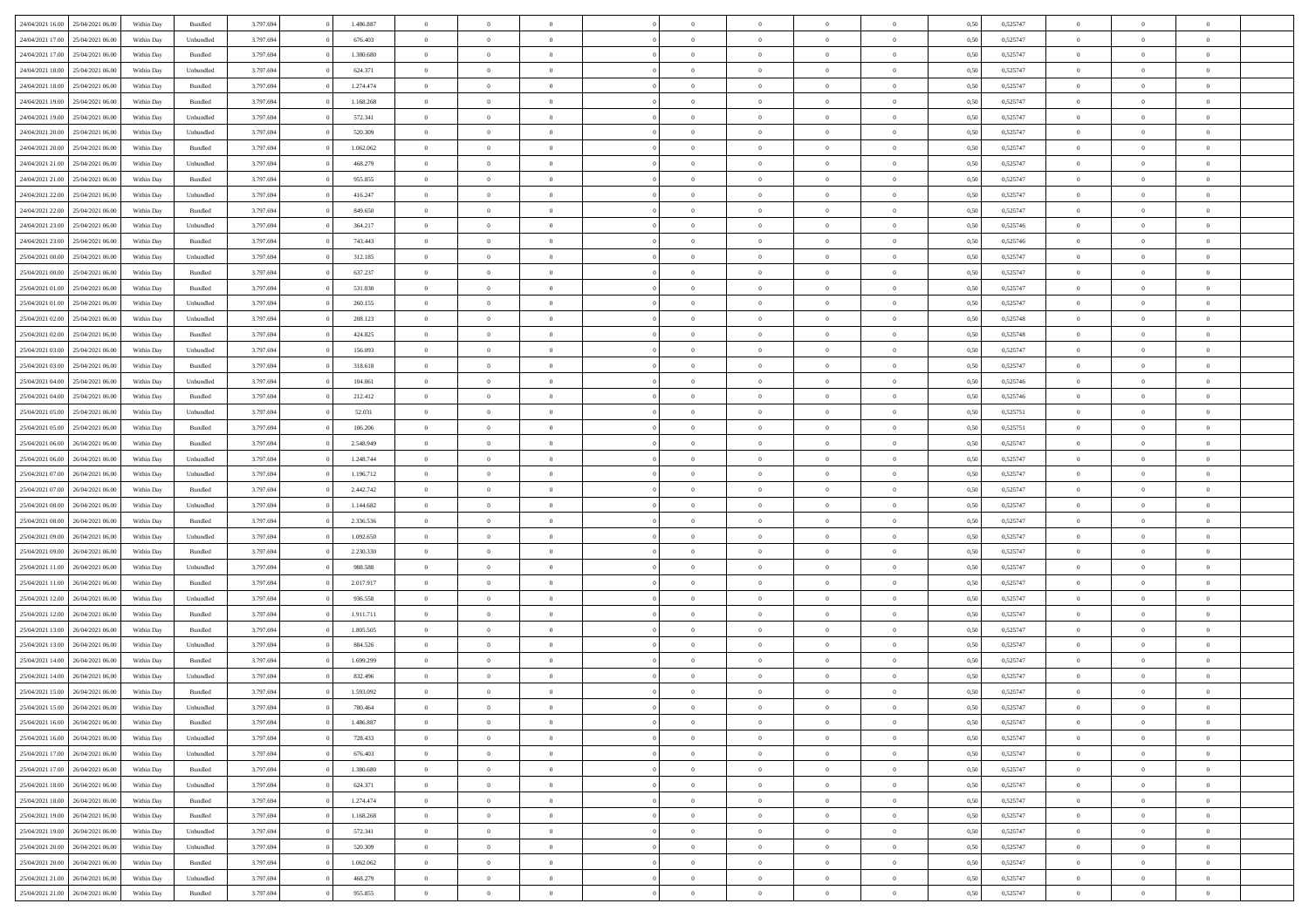| | | | | | | | | | | | | | | | | | | | | |
|---|---|---|---|---|---|---|---|---|---|---|---|---|---|---|---|---|---|---|---|---|
| 24/04/2021 16:00 | 25/04/2021 06:00 | Within Day | Bundled | 3.797.694 | 0 | 1.486.887 | 0 | 0 | 0 | | 0 | 0 | 0 | 0 | 0,50 | 0,525747 | 0 | 0 | 0 | |
| 24/04/2021 17:00 | 25/04/2021 06:00 | Within Day | Unbundled | 3.797.694 | 0 | 676.403 | 0 | 0 | 0 | | 0 | 0 | 0 | 0 | 0,50 | 0,525747 | 0 | 0 | 0 | |
| 24/04/2021 17:00 | 25/04/2021 06:00 | Within Day | Bundled | 3.797.694 | 0 | 1.380.680 | 0 | 0 | 0 | | 0 | 0 | 0 | 0 | 0,50 | 0,525747 | 0 | 0 | 0 | |
| 24/04/2021 18:00 | 25/04/2021 06:00 | Within Day | Unbundled | 3.797.694 | 0 | 624.371 | 0 | 0 | 0 | | 0 | 0 | 0 | 0 | 0,50 | 0,525747 | 0 | 0 | 0 | |
| 24/04/2021 18:00 | 25/04/2021 06:00 | Within Day | Bundled | 3.797.694 | 0 | 1.274.474 | 0 | 0 | 0 | | 0 | 0 | 0 | 0 | 0,50 | 0,525747 | 0 | 0 | 0 | |
| 24/04/2021 19:00 | 25/04/2021 06:00 | Within Day | Bundled | 3.797.694 | 0 | 1.168.268 | 0 | 0 | 0 | | 0 | 0 | 0 | 0 | 0,50 | 0,525747 | 0 | 0 | 0 | |
| 24/04/2021 19:00 | 25/04/2021 06:00 | Within Day | Unbundled | 3.797.694 | 0 | 572.341 | 0 | 0 | 0 | | 0 | 0 | 0 | 0 | 0,50 | 0,525747 | 0 | 0 | 0 | |
| 24/04/2021 20:00 | 25/04/2021 06:00 | Within Day | Unbundled | 3.797.694 | 0 | 520.309 | 0 | 0 | 0 | | 0 | 0 | 0 | 0 | 0,50 | 0,525747 | 0 | 0 | 0 | |
| 24/04/2021 20:00 | 25/04/2021 06:00 | Within Day | Bundled | 3.797.694 | 0 | 1.062.062 | 0 | 0 | 0 | | 0 | 0 | 0 | 0 | 0,50 | 0,525747 | 0 | 0 | 0 | |
| 24/04/2021 21:00 | 25/04/2021 06:00 | Within Day | Unbundled | 3.797.694 | 0 | 468.279 | 0 | 0 | 0 | | 0 | 0 | 0 | 0 | 0,50 | 0,525747 | 0 | 0 | 0 | |
| 24/04/2021 21:00 | 25/04/2021 06:00 | Within Day | Bundled | 3.797.694 | 0 | 955.855 | 0 | 0 | 0 | | 0 | 0 | 0 | 0 | 0,50 | 0,525747 | 0 | 0 | 0 | |
| 24/04/2021 22:00 | 25/04/2021 06:00 | Within Day | Unbundled | 3.797.694 | 0 | 416.247 | 0 | 0 | 0 | | 0 | 0 | 0 | 0 | 0,50 | 0,525747 | 0 | 0 | 0 | |
| 24/04/2021 22:00 | 25/04/2021 06:00 | Within Day | Bundled | 3.797.694 | 0 | 849.650 | 0 | 0 | 0 | | 0 | 0 | 0 | 0 | 0,50 | 0,525747 | 0 | 0 | 0 | |
| 24/04/2021 23:00 | 25/04/2021 06:00 | Within Day | Unbundled | 3.797.694 | 0 | 364.217 | 0 | 0 | 0 | | 0 | 0 | 0 | 0 | 0,50 | 0,525746 | 0 | 0 | 0 | |
| 24/04/2021 23:00 | 25/04/2021 06:00 | Within Day | Bundled | 3.797.694 | 0 | 743.443 | 0 | 0 | 0 | | 0 | 0 | 0 | 0 | 0,50 | 0,525746 | 0 | 0 | 0 | |
| 25/04/2021 00:00 | 25/04/2021 06:00 | Within Day | Unbundled | 3.797.694 | 0 | 312.185 | 0 | 0 | 0 | | 0 | 0 | 0 | 0 | 0,50 | 0,525747 | 0 | 0 | 0 | |
| 25/04/2021 00:00 | 25/04/2021 06:00 | Within Day | Bundled | 3.797.694 | 0 | 637.237 | 0 | 0 | 0 | | 0 | 0 | 0 | 0 | 0,50 | 0,525747 | 0 | 0 | 0 | |
| 25/04/2021 01:00 | 25/04/2021 06:00 | Within Day | Bundled | 3.797.694 | 0 | 531.030 | 0 | 0 | 0 | | 0 | 0 | 0 | 0 | 0,50 | 0,525747 | 0 | 0 | 0 | |
| 25/04/2021 01:00 | 25/04/2021 06:00 | Within Day | Unbundled | 3.797.694 | 0 | 260.155 | 0 | 0 | 0 | | 0 | 0 | 0 | 0 | 0,50 | 0,525747 | 0 | 0 | 0 | |
| 25/04/2021 02:00 | 25/04/2021 06:00 | Within Day | Unbundled | 3.797.694 | 0 | 208.123 | 0 | 0 | 0 | | 0 | 0 | 0 | 0 | 0,50 | 0,525748 | 0 | 0 | 0 | |
| 25/04/2021 02:00 | 25/04/2021 06:00 | Within Day | Bundled | 3.797.694 | 0 | 424.825 | 0 | 0 | 0 | | 0 | 0 | 0 | 0 | 0,50 | 0,525748 | 0 | 0 | 0 | |
| 25/04/2021 03:00 | 25/04/2021 06:00 | Within Day | Unbundled | 3.797.694 | 0 | 156.093 | 0 | 0 | 0 | | 0 | 0 | 0 | 0 | 0,50 | 0,525747 | 0 | 0 | 0 | |
| 25/04/2021 03:00 | 25/04/2021 06:00 | Within Day | Bundled | 3.797.694 | 0 | 318.618 | 0 | 0 | 0 | | 0 | 0 | 0 | 0 | 0,50 | 0,525747 | 0 | 0 | 0 | |
| 25/04/2021 04:00 | 25/04/2021 06:00 | Within Day | Unbundled | 3.797.694 | 0 | 104.061 | 0 | 0 | 0 | | 0 | 0 | 0 | 0 | 0,50 | 0,525746 | 0 | 0 | 0 | |
| 25/04/2021 04:00 | 25/04/2021 06:00 | Within Day | Bundled | 3.797.694 | 0 | 212.412 | 0 | 0 | 0 | | 0 | 0 | 0 | 0 | 0,50 | 0,525746 | 0 | 0 | 0 | |
| 25/04/2021 05:00 | 25/04/2021 06:00 | Within Day | Unbundled | 3.797.694 | 0 | 52.031 | 0 | 0 | 0 | | 0 | 0 | 0 | 0 | 0,50 | 0,525751 | 0 | 0 | 0 | |
| 25/04/2021 05:00 | 25/04/2021 06:00 | Within Day | Bundled | 3.797.694 | 0 | 106.206 | 0 | 0 | 0 | | 0 | 0 | 0 | 0 | 0,50 | 0,525751 | 0 | 0 | 0 | |
| 25/04/2021 06:00 | 26/04/2021 06:00 | Within Day | Bundled | 3.797.694 | 0 | 2.548.949 | 0 | 0 | 0 | | 0 | 0 | 0 | 0 | 0,50 | 0,525747 | 0 | 0 | 0 | |
| 25/04/2021 06:00 | 26/04/2021 06:00 | Within Day | Unbundled | 3.797.694 | 0 | 1.248.744 | 0 | 0 | 0 | | 0 | 0 | 0 | 0 | 0,50 | 0,525747 | 0 | 0 | 0 | |
| 25/04/2021 07:00 | 26/04/2021 06:00 | Within Day | Unbundled | 3.797.694 | 0 | 1.196.712 | 0 | 0 | 0 | | 0 | 0 | 0 | 0 | 0,50 | 0,525747 | 0 | 0 | 0 | |
| 25/04/2021 07:00 | 26/04/2021 06:00 | Within Day | Bundled | 3.797.694 | 0 | 2.442.742 | 0 | 0 | 0 | | 0 | 0 | 0 | 0 | 0,50 | 0,525747 | 0 | 0 | 0 | |
| 25/04/2021 08:00 | 26/04/2021 06:00 | Within Day | Unbundled | 3.797.694 | 0 | 1.144.682 | 0 | 0 | 0 | | 0 | 0 | 0 | 0 | 0,50 | 0,525747 | 0 | 0 | 0 | |
| 25/04/2021 08:00 | 26/04/2021 06:00 | Within Day | Bundled | 3.797.694 | 0 | 2.336.536 | 0 | 0 | 0 | | 0 | 0 | 0 | 0 | 0,50 | 0,525747 | 0 | 0 | 0 | |
| 25/04/2021 09:00 | 26/04/2021 06:00 | Within Day | Unbundled | 3.797.694 | 0 | 1.092.650 | 0 | 0 | 0 | | 0 | 0 | 0 | 0 | 0,50 | 0,525747 | 0 | 0 | 0 | |
| 25/04/2021 09:00 | 26/04/2021 06:00 | Within Day | Bundled | 3.797.694 | 0 | 2.230.330 | 0 | 0 | 0 | | 0 | 0 | 0 | 0 | 0,50 | 0,525747 | 0 | 0 | 0 | |
| 25/04/2021 11:00 | 26/04/2021 06:00 | Within Day | Unbundled | 3.797.694 | 0 | 988.588 | 0 | 0 | 0 | | 0 | 0 | 0 | 0 | 0,50 | 0,525747 | 0 | 0 | 0 | |
| 25/04/2021 11:00 | 26/04/2021 06:00 | Within Day | Bundled | 3.797.694 | 0 | 2.017.917 | 0 | 0 | 0 | | 0 | 0 | 0 | 0 | 0,50 | 0,525747 | 0 | 0 | 0 | |
| 25/04/2021 12:00 | 26/04/2021 06:00 | Within Day | Unbundled | 3.797.694 | 0 | 936.558 | 0 | 0 | 0 | | 0 | 0 | 0 | 0 | 0,50 | 0,525747 | 0 | 0 | 0 | |
| 25/04/2021 12:00 | 26/04/2021 06:00 | Within Day | Bundled | 3.797.694 | 0 | 1.911.711 | 0 | 0 | 0 | | 0 | 0 | 0 | 0 | 0,50 | 0,525747 | 0 | 0 | 0 | |
| 25/04/2021 13:00 | 26/04/2021 06:00 | Within Day | Bundled | 3.797.694 | 0 | 1.805.505 | 0 | 0 | 0 | | 0 | 0 | 0 | 0 | 0,50 | 0,525747 | 0 | 0 | 0 | |
| 25/04/2021 13:00 | 26/04/2021 06:00 | Within Day | Unbundled | 3.797.694 | 0 | 884.526 | 0 | 0 | 0 | | 0 | 0 | 0 | 0 | 0,50 | 0,525747 | 0 | 0 | 0 | |
| 25/04/2021 14:00 | 26/04/2021 06:00 | Within Day | Bundled | 3.797.694 | 0 | 1.699.299 | 0 | 0 | 0 | | 0 | 0 | 0 | 0 | 0,50 | 0,525747 | 0 | 0 | 0 | |
| 25/04/2021 14:00 | 26/04/2021 06:00 | Within Day | Unbundled | 3.797.694 | 0 | 832.496 | 0 | 0 | 0 | | 0 | 0 | 0 | 0 | 0,50 | 0,525747 | 0 | 0 | 0 | |
| 25/04/2021 15:00 | 26/04/2021 06:00 | Within Day | Bundled | 3.797.694 | 0 | 1.593.092 | 0 | 0 | 0 | | 0 | 0 | 0 | 0 | 0,50 | 0,525747 | 0 | 0 | 0 | |
| 25/04/2021 15:00 | 26/04/2021 06:00 | Within Day | Unbundled | 3.797.694 | 0 | 780.464 | 0 | 0 | 0 | | 0 | 0 | 0 | 0 | 0,50 | 0,525747 | 0 | 0 | 0 | |
| 25/04/2021 16:00 | 26/04/2021 06:00 | Within Day | Bundled | 3.797.694 | 0 | 1.486.887 | 0 | 0 | 0 | | 0 | 0 | 0 | 0 | 0,50 | 0,525747 | 0 | 0 | 0 | |
| 25/04/2021 16:00 | 26/04/2021 06:00 | Within Day | Unbundled | 3.797.694 | 0 | 728.433 | 0 | 0 | 0 | | 0 | 0 | 0 | 0 | 0,50 | 0,525747 | 0 | 0 | 0 | |
| 25/04/2021 17:00 | 26/04/2021 06:00 | Within Day | Unbundled | 3.797.694 | 0 | 676.403 | 0 | 0 | 0 | | 0 | 0 | 0 | 0 | 0,50 | 0,525747 | 0 | 0 | 0 | |
| 25/04/2021 17:00 | 26/04/2021 06:00 | Within Day | Bundled | 3.797.694 | 0 | 1.380.680 | 0 | 0 | 0 | | 0 | 0 | 0 | 0 | 0,50 | 0,525747 | 0 | 0 | 0 | |
| 25/04/2021 18:00 | 26/04/2021 06:00 | Within Day | Unbundled | 3.797.694 | 0 | 624.371 | 0 | 0 | 0 | | 0 | 0 | 0 | 0 | 0,50 | 0,525747 | 0 | 0 | 0 | |
| 25/04/2021 18:00 | 26/04/2021 06:00 | Within Day | Bundled | 3.797.694 | 0 | 1.274.474 | 0 | 0 | 0 | | 0 | 0 | 0 | 0 | 0,50 | 0,525747 | 0 | 0 | 0 | |
| 25/04/2021 19:00 | 26/04/2021 06:00 | Within Day | Bundled | 3.797.694 | 0 | 1.168.268 | 0 | 0 | 0 | | 0 | 0 | 0 | 0 | 0,50 | 0,525747 | 0 | 0 | 0 | |
| 25/04/2021 19:00 | 26/04/2021 06:00 | Within Day | Unbundled | 3.797.694 | 0 | 572.341 | 0 | 0 | 0 | | 0 | 0 | 0 | 0 | 0,50 | 0,525747 | 0 | 0 | 0 | |
| 25/04/2021 20:00 | 26/04/2021 06:00 | Within Day | Unbundled | 3.797.694 | 0 | 520.309 | 0 | 0 | 0 | | 0 | 0 | 0 | 0 | 0,50 | 0,525747 | 0 | 0 | 0 | |
| 25/04/2021 20:00 | 26/04/2021 06:00 | Within Day | Bundled | 3.797.694 | 0 | 1.062.062 | 0 | 0 | 0 | | 0 | 0 | 0 | 0 | 0,50 | 0,525747 | 0 | 0 | 0 | |
| 25/04/2021 21:00 | 26/04/2021 06:00 | Within Day | Unbundled | 3.797.694 | 0 | 468.279 | 0 | 0 | 0 | | 0 | 0 | 0 | 0 | 0,50 | 0,525747 | 0 | 0 | 0 | |
| 25/04/2021 21:00 | 26/04/2021 06:00 | Within Day | Bundled | 3.797.694 | 0 | 955.855 | 0 | 0 | 0 | | 0 | 0 | 0 | 0 | 0,50 | 0,525747 | 0 | 0 | 0 | |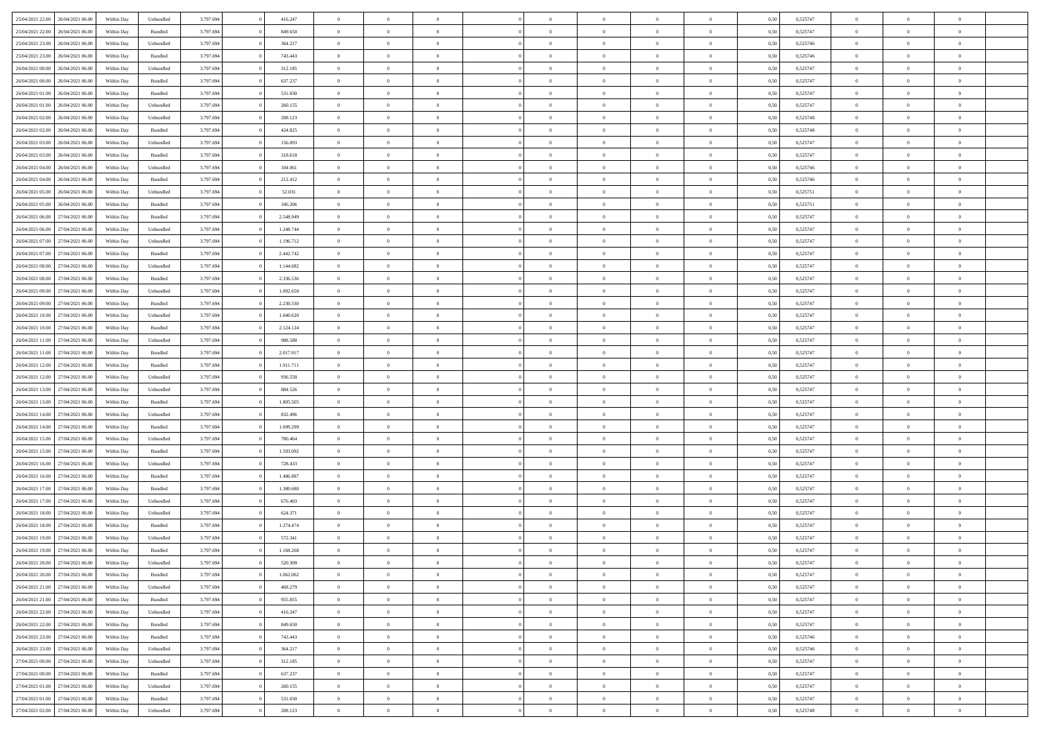| | | | | | | | | | | | | | | | | | | | | |
|---|---|---|---|---|---|---|---|---|---|---|---|---|---|---|---|---|---|---|---|---|
| 25/04/2021 22.00 | 26/04/2021 06.00 | Within Day | Unbundled | 3.797.694 | 0 | 416.247 | 0 | 0 | 0 | | 0 | 0 | 0 | 0 | 0,50 | 0,525747 | 0 | 0 | 0 | |
| 25/04/2021 22.00 | 26/04/2021 06.00 | Within Day | Bundled | 3.797.694 | 0 | 849.650 | 0 | 0 | 0 | | 0 | 0 | 0 | 0 | 0,50 | 0,525747 | 0 | 0 | 0 | |
| 25/04/2021 23.00 | 26/04/2021 06.00 | Within Day | Unbundled | 3.797.694 | 0 | 364.217 | 0 | 0 | 0 | | 0 | 0 | 0 | 0 | 0,50 | 0,525746 | 0 | 0 | 0 | |
| 25/04/2021 23.00 | 26/04/2021 06.00 | Within Day | Bundled | 3.797.694 | 0 | 743.443 | 0 | 0 | 0 | | 0 | 0 | 0 | 0 | 0,50 | 0,525746 | 0 | 0 | 0 | |
| 26/04/2021 00.00 | 26/04/2021 06.00 | Within Day | Unbundled | 3.797.694 | 0 | 312.185 | 0 | 0 | 0 | | 0 | 0 | 0 | 0 | 0,50 | 0,525747 | 0 | 0 | 0 | |
| 26/04/2021 00.00 | 26/04/2021 06.00 | Within Day | Bundled | 3.797.694 | 0 | 637.237 | 0 | 0 | 0 | | 0 | 0 | 0 | 0 | 0,50 | 0,525747 | 0 | 0 | 0 | |
| 26/04/2021 01.00 | 26/04/2021 06.00 | Within Day | Bundled | 3.797.694 | 0 | 531.030 | 0 | 0 | 0 | | 0 | 0 | 0 | 0 | 0,50 | 0,525747 | 0 | 0 | 0 | |
| 26/04/2021 01.00 | 26/04/2021 06.00 | Within Day | Unbundled | 3.797.694 | 0 | 260.155 | 0 | 0 | 0 | | 0 | 0 | 0 | 0 | 0,50 | 0,525747 | 0 | 0 | 0 | |
| 26/04/2021 02.00 | 26/04/2021 06.00 | Within Day | Unbundled | 3.797.694 | 0 | 208.123 | 0 | 0 | 0 | | 0 | 0 | 0 | 0 | 0,50 | 0,525748 | 0 | 0 | 0 | |
| 26/04/2021 02.00 | 26/04/2021 06.00 | Within Day | Bundled | 3.797.694 | 0 | 424.825 | 0 | 0 | 0 | | 0 | 0 | 0 | 0 | 0,50 | 0,525748 | 0 | 0 | 0 | |
| 26/04/2021 03.00 | 26/04/2021 06.00 | Within Day | Unbundled | 3.797.694 | 0 | 156.093 | 0 | 0 | 0 | | 0 | 0 | 0 | 0 | 0,50 | 0,525747 | 0 | 0 | 0 | |
| 26/04/2021 03.00 | 26/04/2021 06.00 | Within Day | Bundled | 3.797.694 | 0 | 318.618 | 0 | 0 | 0 | | 0 | 0 | 0 | 0 | 0,50 | 0,525747 | 0 | 0 | 0 | |
| 26/04/2021 04.00 | 26/04/2021 06.00 | Within Day | Unbundled | 3.797.694 | 0 | 104.061 | 0 | 0 | 0 | | 0 | 0 | 0 | 0 | 0,50 | 0,525746 | 0 | 0 | 0 | |
| 26/04/2021 04.00 | 26/04/2021 06.00 | Within Day | Bundled | 3.797.694 | 0 | 212.412 | 0 | 0 | 0 | | 0 | 0 | 0 | 0 | 0,50 | 0,525746 | 0 | 0 | 0 | |
| 26/04/2021 05.00 | 26/04/2021 06.00 | Within Day | Unbundled | 3.797.694 | 0 | 52.031 | 0 | 0 | 0 | | 0 | 0 | 0 | 0 | 0,50 | 0,525751 | 0 | 0 | 0 | |
| 26/04/2021 05.00 | 26/04/2021 06.00 | Within Day | Bundled | 3.797.694 | 0 | 106.206 | 0 | 0 | 0 | | 0 | 0 | 0 | 0 | 0,50 | 0,525751 | 0 | 0 | 0 | |
| 26/04/2021 06.00 | 27/04/2021 06.00 | Within Day | Bundled | 3.797.694 | 0 | 2.548.949 | 0 | 0 | 0 | | 0 | 0 | 0 | 0 | 0,50 | 0,525747 | 0 | 0 | 0 | |
| 26/04/2021 06.00 | 27/04/2021 06.00 | Within Day | Unbundled | 3.797.694 | 0 | 1.248.744 | 0 | 0 | 0 | | 0 | 0 | 0 | 0 | 0,50 | 0,525747 | 0 | 0 | 0 | |
| 26/04/2021 07.00 | 27/04/2021 06.00 | Within Day | Unbundled | 3.797.694 | 0 | 1.196.712 | 0 | 0 | 0 | | 0 | 0 | 0 | 0 | 0,50 | 0,525747 | 0 | 0 | 0 | |
| 26/04/2021 07.00 | 27/04/2021 06.00 | Within Day | Bundled | 3.797.694 | 0 | 2.442.742 | 0 | 0 | 0 | | 0 | 0 | 0 | 0 | 0,50 | 0,525747 | 0 | 0 | 0 | |
| 26/04/2021 08.00 | 27/04/2021 06.00 | Within Day | Unbundled | 3.797.694 | 0 | 1.144.682 | 0 | 0 | 0 | | 0 | 0 | 0 | 0 | 0,50 | 0,525747 | 0 | 0 | 0 | |
| 26/04/2021 08.00 | 27/04/2021 06.00 | Within Day | Bundled | 3.797.694 | 0 | 2.336.536 | 0 | 0 | 0 | | 0 | 0 | 0 | 0 | 0,50 | 0,525747 | 0 | 0 | 0 | |
| 26/04/2021 09.00 | 27/04/2021 06.00 | Within Day | Unbundled | 3.797.694 | 0 | 1.092.650 | 0 | 0 | 0 | | 0 | 0 | 0 | 0 | 0,50 | 0,525747 | 0 | 0 | 0 | |
| 26/04/2021 09.00 | 27/04/2021 06.00 | Within Day | Bundled | 3.797.694 | 0 | 2.230.330 | 0 | 0 | 0 | | 0 | 0 | 0 | 0 | 0,50 | 0,525747 | 0 | 0 | 0 | |
| 26/04/2021 10.00 | 27/04/2021 06.00 | Within Day | Unbundled | 3.797.694 | 0 | 1.040.620 | 0 | 0 | 0 | | 0 | 0 | 0 | 0 | 0,50 | 0,525747 | 0 | 0 | 0 | |
| 26/04/2021 10.00 | 27/04/2021 06.00 | Within Day | Bundled | 3.797.694 | 0 | 2.124.124 | 0 | 0 | 0 | | 0 | 0 | 0 | 0 | 0,50 | 0,525747 | 0 | 0 | 0 | |
| 26/04/2021 11.00 | 27/04/2021 06.00 | Within Day | Unbundled | 3.797.694 | 0 | 988.588 | 0 | 0 | 0 | | 0 | 0 | 0 | 0 | 0,50 | 0,525747 | 0 | 0 | 0 | |
| 26/04/2021 11.00 | 27/04/2021 06.00 | Within Day | Bundled | 3.797.694 | 0 | 2.017.917 | 0 | 0 | 0 | | 0 | 0 | 0 | 0 | 0,50 | 0,525747 | 0 | 0 | 0 | |
| 26/04/2021 12.00 | 27/04/2021 06.00 | Within Day | Bundled | 3.797.694 | 0 | 1.911.711 | 0 | 0 | 0 | | 0 | 0 | 0 | 0 | 0,50 | 0,525747 | 0 | 0 | 0 | |
| 26/04/2021 12.00 | 27/04/2021 06.00 | Within Day | Unbundled | 3.797.694 | 0 | 936.558 | 0 | 0 | 0 | | 0 | 0 | 0 | 0 | 0,50 | 0,525747 | 0 | 0 | 0 | |
| 26/04/2021 13.00 | 27/04/2021 06.00 | Within Day | Unbundled | 3.797.694 | 0 | 884.526 | 0 | 0 | 0 | | 0 | 0 | 0 | 0 | 0,50 | 0,525747 | 0 | 0 | 0 | |
| 26/04/2021 13.00 | 27/04/2021 06.00 | Within Day | Bundled | 3.797.694 | 0 | 1.805.505 | 0 | 0 | 0 | | 0 | 0 | 0 | 0 | 0,50 | 0,525747 | 0 | 0 | 0 | |
| 26/04/2021 14.00 | 27/04/2021 06.00 | Within Day | Unbundled | 3.797.694 | 0 | 832.496 | 0 | 0 | 0 | | 0 | 0 | 0 | 0 | 0,50 | 0,525747 | 0 | 0 | 0 | |
| 26/04/2021 14.00 | 27/04/2021 06.00 | Within Day | Bundled | 3.797.694 | 0 | 1.699.299 | 0 | 0 | 0 | | 0 | 0 | 0 | 0 | 0,50 | 0,525747 | 0 | 0 | 0 | |
| 26/04/2021 15.00 | 27/04/2021 06.00 | Within Day | Unbundled | 3.797.694 | 0 | 780.464 | 0 | 0 | 0 | | 0 | 0 | 0 | 0 | 0,50 | 0,525747 | 0 | 0 | 0 | |
| 26/04/2021 15.00 | 27/04/2021 06.00 | Within Day | Bundled | 3.797.694 | 0 | 1.593.092 | 0 | 0 | 0 | | 0 | 0 | 0 | 0 | 0,50 | 0,525747 | 0 | 0 | 0 | |
| 26/04/2021 16.00 | 27/04/2021 06.00 | Within Day | Unbundled | 3.797.694 | 0 | 728.433 | 0 | 0 | 0 | | 0 | 0 | 0 | 0 | 0,50 | 0,525747 | 0 | 0 | 0 | |
| 26/04/2021 16.00 | 27/04/2021 06.00 | Within Day | Bundled | 3.797.694 | 0 | 1.486.887 | 0 | 0 | 0 | | 0 | 0 | 0 | 0 | 0,50 | 0,525747 | 0 | 0 | 0 | |
| 26/04/2021 17.00 | 27/04/2021 06.00 | Within Day | Bundled | 3.797.694 | 0 | 1.380.680 | 0 | 0 | 0 | | 0 | 0 | 0 | 0 | 0,50 | 0,525747 | 0 | 0 | 0 | |
| 26/04/2021 17.00 | 27/04/2021 06.00 | Within Day | Unbundled | 3.797.694 | 0 | 676.403 | 0 | 0 | 0 | | 0 | 0 | 0 | 0 | 0,50 | 0,525747 | 0 | 0 | 0 | |
| 26/04/2021 18.00 | 27/04/2021 06.00 | Within Day | Unbundled | 3.797.694 | 0 | 624.371 | 0 | 0 | 0 | | 0 | 0 | 0 | 0 | 0,50 | 0,525747 | 0 | 0 | 0 | |
| 26/04/2021 18.00 | 27/04/2021 06.00 | Within Day | Bundled | 3.797.694 | 0 | 1.274.474 | 0 | 0 | 0 | | 0 | 0 | 0 | 0 | 0,50 | 0,525747 | 0 | 0 | 0 | |
| 26/04/2021 19.00 | 27/04/2021 06.00 | Within Day | Unbundled | 3.797.694 | 0 | 572.341 | 0 | 0 | 0 | | 0 | 0 | 0 | 0 | 0,50 | 0,525747 | 0 | 0 | 0 | |
| 26/04/2021 19.00 | 27/04/2021 06.00 | Within Day | Bundled | 3.797.694 | 0 | 1.168.268 | 0 | 0 | 0 | | 0 | 0 | 0 | 0 | 0,50 | 0,525747 | 0 | 0 | 0 | |
| 26/04/2021 20.00 | 27/04/2021 06.00 | Within Day | Unbundled | 3.797.694 | 0 | 520.309 | 0 | 0 | 0 | | 0 | 0 | 0 | 0 | 0,50 | 0,525747 | 0 | 0 | 0 | |
| 26/04/2021 20.00 | 27/04/2021 06.00 | Within Day | Bundled | 3.797.694 | 0 | 1.062.062 | 0 | 0 | 0 | | 0 | 0 | 0 | 0 | 0,50 | 0,525747 | 0 | 0 | 0 | |
| 26/04/2021 21.00 | 27/04/2021 06.00 | Within Day | Unbundled | 3.797.694 | 0 | 468.279 | 0 | 0 | 0 | | 0 | 0 | 0 | 0 | 0,50 | 0,525747 | 0 | 0 | 0 | |
| 26/04/2021 21.00 | 27/04/2021 06.00 | Within Day | Bundled | 3.797.694 | 0 | 955.855 | 0 | 0 | 0 | | 0 | 0 | 0 | 0 | 0,50 | 0,525747 | 0 | 0 | 0 | |
| 26/04/2021 22.00 | 27/04/2021 06.00 | Within Day | Unbundled | 3.797.694 | 0 | 416.247 | 0 | 0 | 0 | | 0 | 0 | 0 | 0 | 0,50 | 0,525747 | 0 | 0 | 0 | |
| 26/04/2021 22.00 | 27/04/2021 06.00 | Within Day | Bundled | 3.797.694 | 0 | 849.650 | 0 | 0 | 0 | | 0 | 0 | 0 | 0 | 0,50 | 0,525747 | 0 | 0 | 0 | |
| 26/04/2021 23.00 | 27/04/2021 06.00 | Within Day | Bundled | 3.797.694 | 0 | 743.443 | 0 | 0 | 0 | | 0 | 0 | 0 | 0 | 0,50 | 0,525746 | 0 | 0 | 0 | |
| 26/04/2021 23.00 | 27/04/2021 06.00 | Within Day | Unbundled | 3.797.694 | 0 | 364.217 | 0 | 0 | 0 | | 0 | 0 | 0 | 0 | 0,50 | 0,525746 | 0 | 0 | 0 | |
| 27/04/2021 00.00 | 27/04/2021 06.00 | Within Day | Unbundled | 3.797.694 | 0 | 312.185 | 0 | 0 | 0 | | 0 | 0 | 0 | 0 | 0,50 | 0,525747 | 0 | 0 | 0 | |
| 27/04/2021 00.00 | 27/04/2021 06.00 | Within Day | Bundled | 3.797.694 | 0 | 637.237 | 0 | 0 | 0 | | 0 | 0 | 0 | 0 | 0,50 | 0,525747 | 0 | 0 | 0 | |
| 27/04/2021 01.00 | 27/04/2021 06.00 | Within Day | Unbundled | 3.797.694 | 0 | 260.155 | 0 | 0 | 0 | | 0 | 0 | 0 | 0 | 0,50 | 0,525747 | 0 | 0 | 0 | |
| 27/04/2021 01.00 | 27/04/2021 06.00 | Within Day | Bundled | 3.797.694 | 0 | 531.030 | 0 | 0 | 0 | | 0 | 0 | 0 | 0 | 0,50 | 0,525747 | 0 | 0 | 0 | |
| 27/04/2021 02.00 | 27/04/2021 06.00 | Within Day | Unbundled | 3.797.694 | 0 | 208.123 | 0 | 0 | 0 | | 0 | 0 | 0 | 0 | 0,50 | 0,525748 | 0 | 0 | 0 | |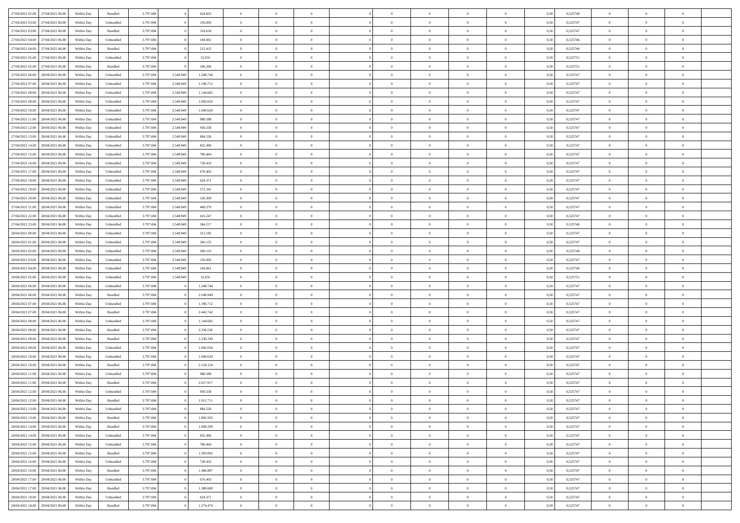| 27/04/2021 02:00 | 27/04/2021 06:00 | Within Day | Bundled | 3.797.694 | 0 | 424.825 | 0 | 0 | 0 | | 0 | 0 | 0 | 0 | 0,50 | 0,525748 | 0 | 0 | 0 | |
|---|---|---|---|---|---|---|---|---|---|---|---|---|---|---|---|---|---|---|---|---|
| 27/04/2021 03:00 | 27/04/2021 06:00 | Within Day | Unbundled | 3.797.694 | 0 | 156.093 | 0 | 0 | 0 | | 0 | 0 | 0 | 0 | 0,50 | 0,525747 | 0 | 0 | 0 | |
| 27/04/2021 03:00 | 27/04/2021 06:00 | Within Day | Bundled | 3.797.694 | 0 | 318.618 | 0 | 0 | 0 | | 0 | 0 | 0 | 0 | 0,50 | 0,525747 | 0 | 0 | 0 | |
| 27/04/2021 04:00 | 27/04/2021 06:00 | Within Day | Unbundled | 3.797.694 | 0 | 104.061 | 0 | 0 | 0 | | 0 | 0 | 0 | 0 | 0,50 | 0,525746 | 0 | 0 | 0 | |
| 27/04/2021 04:00 | 27/04/2021 06:00 | Within Day | Bundled | 3.797.694 | 0 | 212.412 | 0 | 0 | 0 | | 0 | 0 | 0 | 0 | 0,50 | 0,525746 | 0 | 0 | 0 | |
| 27/04/2021 05:00 | 27/04/2021 06:00 | Within Day | Unbundled | 3.797.694 | 0 | 52.031 | 0 | 0 | 0 | | 0 | 0 | 0 | 0 | 0,50 | 0,525751 | 0 | 0 | 0 | |
| 27/04/2021 05:00 | 27/04/2021 06:00 | Within Day | Bundled | 3.797.694 | 0 | 106.206 | 0 | 0 | 0 | | 0 | 0 | 0 | 0 | 0,50 | 0,525751 | 0 | 0 | 0 | |
| 27/04/2021 06:00 | 28/04/2021 06:00 | Within Day | Unbundled | 3.797.694 | 2.548.949 | 1.248.744 | 0 | 0 | 0 | | 0 | 0 | 0 | 0 | 0,50 | 0,525747 | 0 | 0 | 0 | |
| 27/04/2021 07:00 | 28/04/2021 06:00 | Within Day | Unbundled | 3.797.694 | 2.548.949 | 1.196.712 | 0 | 0 | 0 | | 0 | 0 | 0 | 0 | 0,50 | 0,525747 | 0 | 0 | 0 | |
| 27/04/2021 08:00 | 28/04/2021 06:00 | Within Day | Unbundled | 3.797.694 | 2.548.949 | 1.144.682 | 0 | 0 | 0 | | 0 | 0 | 0 | 0 | 0,50 | 0,525747 | 0 | 0 | 0 | |
| 27/04/2021 09:00 | 28/04/2021 06:00 | Within Day | Unbundled | 3.797.694 | 2.548.949 | 1.092.650 | 0 | 0 | 0 | | 0 | 0 | 0 | 0 | 0,50 | 0,525747 | 0 | 0 | 0 | |
| 27/04/2021 10:00 | 28/04/2021 06:00 | Within Day | Unbundled | 3.797.694 | 2.548.949 | 1.040.620 | 0 | 0 | 0 | | 0 | 0 | 0 | 0 | 0,50 | 0,525747 | 0 | 0 | 0 | |
| 27/04/2021 11:00 | 28/04/2021 06:00 | Within Day | Unbundled | 3.797.694 | 2.548.949 | 988.588 | 0 | 0 | 0 | | 0 | 0 | 0 | 0 | 0,50 | 0,525747 | 0 | 0 | 0 | |
| 27/04/2021 12:00 | 28/04/2021 06:00 | Within Day | Unbundled | 3.797.694 | 2.548.949 | 936.558 | 0 | 0 | 0 | | 0 | 0 | 0 | 0 | 0,50 | 0,525747 | 0 | 0 | 0 | |
| 27/04/2021 13:00 | 28/04/2021 06:00 | Within Day | Unbundled | 3.797.694 | 2.548.949 | 884.526 | 0 | 0 | 0 | | 0 | 0 | 0 | 0 | 0,50 | 0,525747 | 0 | 0 | 0 | |
| 27/04/2021 14:00 | 28/04/2021 06:00 | Within Day | Unbundled | 3.797.694 | 2.548.949 | 832.496 | 0 | 0 | 0 | | 0 | 0 | 0 | 0 | 0,50 | 0,525747 | 0 | 0 | 0 | |
| 27/04/2021 15:00 | 28/04/2021 06:00 | Within Day | Unbundled | 3.797.694 | 2.548.949 | 780.464 | 0 | 0 | 0 | | 0 | 0 | 0 | 0 | 0,50 | 0,525747 | 0 | 0 | 0 | |
| 27/04/2021 16:00 | 28/04/2021 06:00 | Within Day | Unbundled | 3.797.694 | 2.548.949 | 728.433 | 0 | 0 | 0 | | 0 | 0 | 0 | 0 | 0,50 | 0,525747 | 0 | 0 | 0 | |
| 27/04/2021 17:00 | 28/04/2021 06:00 | Within Day | Unbundled | 3.797.694 | 2.548.949 | 676.403 | 0 | 0 | 0 | | 0 | 0 | 0 | 0 | 0,50 | 0,525747 | 0 | 0 | 0 | |
| 27/04/2021 18:00 | 28/04/2021 06:00 | Within Day | Unbundled | 3.797.694 | 2.548.949 | 624.371 | 0 | 0 | 0 | | 0 | 0 | 0 | 0 | 0,50 | 0,525747 | 0 | 0 | 0 | |
| 27/04/2021 19:00 | 28/04/2021 06:00 | Within Day | Unbundled | 3.797.694 | 2.548.949 | 572.341 | 0 | 0 | 0 | | 0 | 0 | 0 | 0 | 0,50 | 0,525747 | 0 | 0 | 0 | |
| 27/04/2021 20:00 | 28/04/2021 06:00 | Within Day | Unbundled | 3.797.694 | 2.548.949 | 520.309 | 0 | 0 | 0 | | 0 | 0 | 0 | 0 | 0,50 | 0,525747 | 0 | 0 | 0 | |
| 27/04/2021 21:00 | 28/04/2021 06:00 | Within Day | Unbundled | 3.797.694 | 2.548.949 | 468.279 | 0 | 0 | 0 | | 0 | 0 | 0 | 0 | 0,50 | 0,525747 | 0 | 0 | 0 | |
| 27/04/2021 22:00 | 28/04/2021 06:00 | Within Day | Unbundled | 3.797.694 | 2.548.949 | 416.247 | 0 | 0 | 0 | | 0 | 0 | 0 | 0 | 0,50 | 0,525747 | 0 | 0 | 0 | |
| 27/04/2021 23:00 | 28/04/2021 06:00 | Within Day | Unbundled | 3.797.694 | 2.548.949 | 364.217 | 0 | 0 | 0 | | 0 | 0 | 0 | 0 | 0,50 | 0,525746 | 0 | 0 | 0 | |
| 28/04/2021 00:00 | 28/04/2021 06:00 | Within Day | Unbundled | 3.797.694 | 2.548.949 | 312.185 | 0 | 0 | 0 | | 0 | 0 | 0 | 0 | 0,50 | 0,525747 | 0 | 0 | 0 | |
| 28/04/2021 01:00 | 28/04/2021 06:00 | Within Day | Unbundled | 3.797.694 | 2.548.949 | 260.155 | 0 | 0 | 0 | | 0 | 0 | 0 | 0 | 0,50 | 0,525747 | 0 | 0 | 0 | |
| 28/04/2021 02:00 | 28/04/2021 06:00 | Within Day | Unbundled | 3.797.694 | 2.548.949 | 208.123 | 0 | 0 | 0 | | 0 | 0 | 0 | 0 | 0,50 | 0,525748 | 0 | 0 | 0 | |
| 28/04/2021 03:00 | 28/04/2021 06:00 | Within Day | Unbundled | 3.797.694 | 2.548.949 | 156.093 | 0 | 0 | 0 | | 0 | 0 | 0 | 0 | 0,50 | 0,525747 | 0 | 0 | 0 | |
| 28/04/2021 04:00 | 28/04/2021 06:00 | Within Day | Unbundled | 3.797.694 | 2.548.949 | 104.061 | 0 | 0 | 0 | | 0 | 0 | 0 | 0 | 0,50 | 0,525746 | 0 | 0 | 0 | |
| 28/04/2021 05:00 | 28/04/2021 06:00 | Within Day | Unbundled | 3.797.694 | 2.548.949 | 52.031 | 0 | 0 | 0 | | 0 | 0 | 0 | 0 | 0,50 | 0,525751 | 0 | 0 | 0 | |
| 28/04/2021 06:00 | 29/04/2021 06:00 | Within Day | Unbundled | 3.797.694 | 0 | 1.248.744 | 0 | 0 | 0 | | 0 | 0 | 0 | 0 | 0,50 | 0,525747 | 0 | 0 | 0 | |
| 28/04/2021 06:00 | 29/04/2021 06:00 | Within Day | Bundled | 3.797.694 | 0 | 2.548.949 | 0 | 0 | 0 | | 0 | 0 | 0 | 0 | 0,50 | 0,525747 | 0 | 0 | 0 | |
| 28/04/2021 07:00 | 29/04/2021 06:00 | Within Day | Unbundled | 3.797.694 | 0 | 1.196.712 | 0 | 0 | 0 | | 0 | 0 | 0 | 0 | 0,50 | 0,525747 | 0 | 0 | 0 | |
| 28/04/2021 07:00 | 29/04/2021 06:00 | Within Day | Bundled | 3.797.694 | 0 | 2.442.742 | 0 | 0 | 0 | | 0 | 0 | 0 | 0 | 0,50 | 0,525747 | 0 | 0 | 0 | |
| 28/04/2021 08:00 | 29/04/2021 06:00 | Within Day | Unbundled | 3.797.694 | 0 | 1.144.682 | 0 | 0 | 0 | | 0 | 0 | 0 | 0 | 0,50 | 0,525747 | 0 | 0 | 0 | |
| 28/04/2021 08:00 | 29/04/2021 06:00 | Within Day | Bundled | 3.797.694 | 0 | 2.336.536 | 0 | 0 | 0 | | 0 | 0 | 0 | 0 | 0,50 | 0,525747 | 0 | 0 | 0 | |
| 28/04/2021 09:00 | 29/04/2021 06:00 | Within Day | Bundled | 3.797.694 | 0 | 2.230.330 | 0 | 0 | 0 | | 0 | 0 | 0 | 0 | 0,50 | 0,525747 | 0 | 0 | 0 | |
| 28/04/2021 09:00 | 29/04/2021 06:00 | Within Day | Unbundled | 3.797.694 | 0 | 1.092.650 | 0 | 0 | 0 | | 0 | 0 | 0 | 0 | 0,50 | 0,525747 | 0 | 0 | 0 | |
| 28/04/2021 10:00 | 29/04/2021 06:00 | Within Day | Unbundled | 3.797.694 | 0 | 1.040.620 | 0 | 0 | 0 | | 0 | 0 | 0 | 0 | 0,50 | 0,525747 | 0 | 0 | 0 | |
| 28/04/2021 10:00 | 29/04/2021 06:00 | Within Day | Bundled | 3.797.694 | 0 | 2.124.124 | 0 | 0 | 0 | | 0 | 0 | 0 | 0 | 0,50 | 0,525747 | 0 | 0 | 0 | |
| 28/04/2021 11:00 | 29/04/2021 06:00 | Within Day | Unbundled | 3.797.694 | 0 | 988.588 | 0 | 0 | 0 | | 0 | 0 | 0 | 0 | 0,50 | 0,525747 | 0 | 0 | 0 | |
| 28/04/2021 11:00 | 29/04/2021 06:00 | Within Day | Bundled | 3.797.694 | 0 | 2.017.917 | 0 | 0 | 0 | | 0 | 0 | 0 | 0 | 0,50 | 0,525747 | 0 | 0 | 0 | |
| 28/04/2021 12:00 | 29/04/2021 06:00 | Within Day | Unbundled | 3.797.694 | 0 | 936.558 | 0 | 0 | 0 | | 0 | 0 | 0 | 0 | 0,50 | 0,525747 | 0 | 0 | 0 | |
| 28/04/2021 12:00 | 29/04/2021 06:00 | Within Day | Bundled | 3.797.694 | 0 | 1.911.711 | 0 | 0 | 0 | | 0 | 0 | 0 | 0 | 0,50 | 0,525747 | 0 | 0 | 0 | |
| 28/04/2021 13:00 | 29/04/2021 06:00 | Within Day | Unbundled | 3.797.694 | 0 | 884.526 | 0 | 0 | 0 | | 0 | 0 | 0 | 0 | 0,50 | 0,525747 | 0 | 0 | 0 | |
| 28/04/2021 13:00 | 29/04/2021 06:00 | Within Day | Bundled | 3.797.694 | 0 | 1.805.505 | 0 | 0 | 0 | | 0 | 0 | 0 | 0 | 0,50 | 0,525747 | 0 | 0 | 0 | |
| 28/04/2021 14:00 | 29/04/2021 06:00 | Within Day | Bundled | 3.797.694 | 0 | 1.699.299 | 0 | 0 | 0 | | 0 | 0 | 0 | 0 | 0,50 | 0,525747 | 0 | 0 | 0 | |
| 28/04/2021 14:00 | 29/04/2021 06:00 | Within Day | Unbundled | 3.797.694 | 0 | 832.496 | 0 | 0 | 0 | | 0 | 0 | 0 | 0 | 0,50 | 0,525747 | 0 | 0 | 0 | |
| 28/04/2021 15:00 | 29/04/2021 06:00 | Within Day | Unbundled | 3.797.694 | 0 | 780.464 | 0 | 0 | 0 | | 0 | 0 | 0 | 0 | 0,50 | 0,525747 | 0 | 0 | 0 | |
| 28/04/2021 15:00 | 29/04/2021 06:00 | Within Day | Bundled | 3.797.694 | 0 | 1.593.092 | 0 | 0 | 0 | | 0 | 0 | 0 | 0 | 0,50 | 0,525747 | 0 | 0 | 0 | |
| 28/04/2021 16:00 | 29/04/2021 06:00 | Within Day | Unbundled | 3.797.694 | 0 | 728.433 | 0 | 0 | 0 | | 0 | 0 | 0 | 0 | 0,50 | 0,525747 | 0 | 0 | 0 | |
| 28/04/2021 16:00 | 29/04/2021 06:00 | Within Day | Bundled | 3.797.694 | 0 | 1.486.887 | 0 | 0 | 0 | | 0 | 0 | 0 | 0 | 0,50 | 0,525747 | 0 | 0 | 0 | |
| 28/04/2021 17:00 | 29/04/2021 06:00 | Within Day | Unbundled | 3.797.694 | 0 | 676.403 | 0 | 0 | 0 | | 0 | 0 | 0 | 0 | 0,50 | 0,525747 | 0 | 0 | 0 | |
| 28/04/2021 17:00 | 29/04/2021 06:00 | Within Day | Bundled | 3.797.694 | 0 | 1.380.680 | 0 | 0 | 0 | | 0 | 0 | 0 | 0 | 0,50 | 0,525747 | 0 | 0 | 0 | |
| 28/04/2021 18:00 | 29/04/2021 06:00 | Within Day | Unbundled | 3.797.694 | 0 | 624.371 | 0 | 0 | 0 | | 0 | 0 | 0 | 0 | 0,50 | 0,525747 | 0 | 0 | 0 | |
| 28/04/2021 18:00 | 29/04/2021 06:00 | Within Day | Bundled | 3.797.694 | 0 | 1.274.474 | 0 | 0 | 0 | | 0 | 0 | 0 | 0 | 0,50 | 0,525747 | 0 | 0 | 0 | |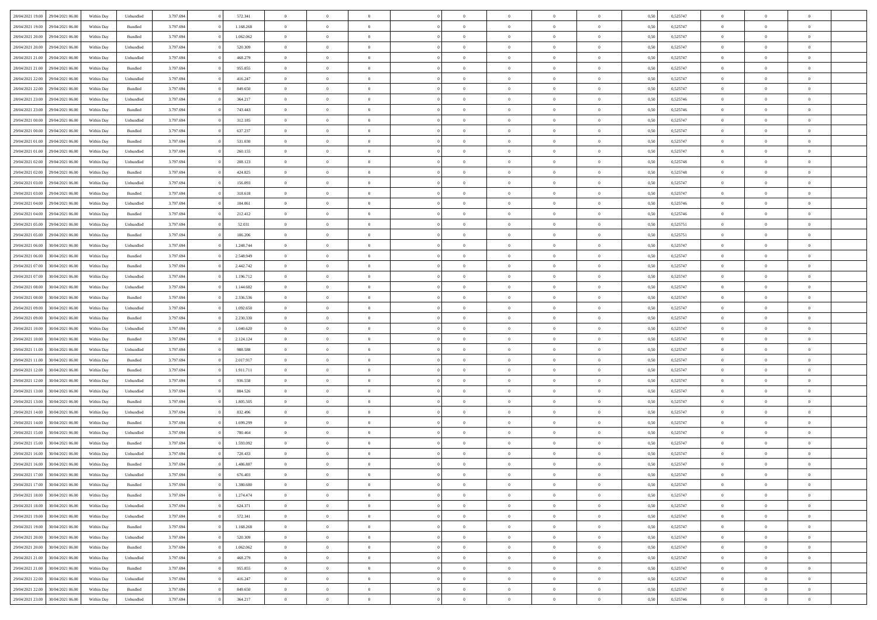| | | | | | | | | | | | | | | | | | | | | | |
|---|---|---|---|---|---|---|---|---|---|---|---|---|---|---|---|---|---|---|---|---|---|
| 28/04/2021 19:00 | 29/04/2021 06:00 | Within Day | Unbundled | 3.797.694 | 0 | 572.341 | 0 | 0 | 0 | | 0 | 0 | 0 | 0 | 0,50 | 0,525747 | 0 | 0 | 0 | |
| 28/04/2021 19:00 | 29/04/2021 06:00 | Within Day | Bundled | 3.797.694 | 0 | 1.168.268 | 0 | 0 | 0 | | 0 | 0 | 0 | 0 | 0,50 | 0,525747 | 0 | 0 | 0 | |
| 28/04/2021 20:00 | 29/04/2021 06:00 | Within Day | Bundled | 3.797.694 | 0 | 1.062.062 | 0 | 0 | 0 | | 0 | 0 | 0 | 0 | 0,50 | 0,525747 | 0 | 0 | 0 | |
| 28/04/2021 20:00 | 29/04/2021 06:00 | Within Day | Unbundled | 3.797.694 | 0 | 520.309 | 0 | 0 | 0 | | 0 | 0 | 0 | 0 | 0,50 | 0,525747 | 0 | 0 | 0 | |
| 28/04/2021 21:00 | 29/04/2021 06:00 | Within Day | Unbundled | 3.797.694 | 0 | 468.279 | 0 | 0 | 0 | | 0 | 0 | 0 | 0 | 0,50 | 0,525747 | 0 | 0 | 0 | |
| 28/04/2021 21:00 | 29/04/2021 06:00 | Within Day | Bundled | 3.797.694 | 0 | 955.855 | 0 | 0 | 0 | | 0 | 0 | 0 | 0 | 0,50 | 0,525747 | 0 | 0 | 0 | |
| 28/04/2021 22:00 | 29/04/2021 06:00 | Within Day | Unbundled | 3.797.694 | 0 | 416.247 | 0 | 0 | 0 | | 0 | 0 | 0 | 0 | 0,50 | 0,525747 | 0 | 0 | 0 | |
| 28/04/2021 22:00 | 29/04/2021 06:00 | Within Day | Bundled | 3.797.694 | 0 | 849.650 | 0 | 0 | 0 | | 0 | 0 | 0 | 0 | 0,50 | 0,525747 | 0 | 0 | 0 | |
| 28/04/2021 23:00 | 29/04/2021 06:00 | Within Day | Unbundled | 3.797.694 | 0 | 364.217 | 0 | 0 | 0 | | 0 | 0 | 0 | 0 | 0,50 | 0,525746 | 0 | 0 | 0 | |
| 28/04/2021 23:00 | 29/04/2021 06:00 | Within Day | Bundled | 3.797.694 | 0 | 743.443 | 0 | 0 | 0 | | 0 | 0 | 0 | 0 | 0,50 | 0,525746 | 0 | 0 | 0 | |
| 29/04/2021 00:00 | 29/04/2021 06:00 | Within Day | Unbundled | 3.797.694 | 0 | 312.185 | 0 | 0 | 0 | | 0 | 0 | 0 | 0 | 0,50 | 0,525747 | 0 | 0 | 0 | |
| 29/04/2021 00:00 | 29/04/2021 06:00 | Within Day | Bundled | 3.797.694 | 0 | 637.237 | 0 | 0 | 0 | | 0 | 0 | 0 | 0 | 0,50 | 0,525747 | 0 | 0 | 0 | |
| 29/04/2021 01:00 | 29/04/2021 06:00 | Within Day | Bundled | 3.797.694 | 0 | 531.030 | 0 | 0 | 0 | | 0 | 0 | 0 | 0 | 0,50 | 0,525747 | 0 | 0 | 0 | |
| 29/04/2021 01:00 | 29/04/2021 06:00 | Within Day | Unbundled | 3.797.694 | 0 | 260.155 | 0 | 0 | 0 | | 0 | 0 | 0 | 0 | 0,50 | 0,525747 | 0 | 0 | 0 | |
| 29/04/2021 02:00 | 29/04/2021 06:00 | Within Day | Unbundled | 3.797.694 | 0 | 208.123 | 0 | 0 | 0 | | 0 | 0 | 0 | 0 | 0,50 | 0,525748 | 0 | 0 | 0 | |
| 29/04/2021 02:00 | 29/04/2021 06:00 | Within Day | Bundled | 3.797.694 | 0 | 424.825 | 0 | 0 | 0 | | 0 | 0 | 0 | 0 | 0,50 | 0,525748 | 0 | 0 | 0 | |
| 29/04/2021 03:00 | 29/04/2021 06:00 | Within Day | Unbundled | 3.797.694 | 0 | 156.093 | 0 | 0 | 0 | | 0 | 0 | 0 | 0 | 0,50 | 0,525747 | 0 | 0 | 0 | |
| 29/04/2021 03:00 | 29/04/2021 06:00 | Within Day | Bundled | 3.797.694 | 0 | 318.618 | 0 | 0 | 0 | | 0 | 0 | 0 | 0 | 0,50 | 0,525747 | 0 | 0 | 0 | |
| 29/04/2021 04:00 | 29/04/2021 06:00 | Within Day | Unbundled | 3.797.694 | 0 | 104.061 | 0 | 0 | 0 | | 0 | 0 | 0 | 0 | 0,50 | 0,525746 | 0 | 0 | 0 | |
| 29/04/2021 04:00 | 29/04/2021 06:00 | Within Day | Bundled | 3.797.694 | 0 | 212.412 | 0 | 0 | 0 | | 0 | 0 | 0 | 0 | 0,50 | 0,525746 | 0 | 0 | 0 | |
| 29/04/2021 05:00 | 29/04/2021 06:00 | Within Day | Unbundled | 3.797.694 | 0 | 52.031 | 0 | 0 | 0 | | 0 | 0 | 0 | 0 | 0,50 | 0,525751 | 0 | 0 | 0 | |
| 29/04/2021 05:00 | 29/04/2021 06:00 | Within Day | Bundled | 3.797.694 | 0 | 106.206 | 0 | 0 | 0 | | 0 | 0 | 0 | 0 | 0,50 | 0,525751 | 0 | 0 | 0 | |
| 29/04/2021 06:00 | 30/04/2021 06:00 | Within Day | Unbundled | 3.797.694 | 0 | 1.248.744 | 0 | 0 | 0 | | 0 | 0 | 0 | 0 | 0,50 | 0,525747 | 0 | 0 | 0 | |
| 29/04/2021 06:00 | 30/04/2021 06:00 | Within Day | Bundled | 3.797.694 | 0 | 2.548.949 | 0 | 0 | 0 | | 0 | 0 | 0 | 0 | 0,50 | 0,525747 | 0 | 0 | 0 | |
| 29/04/2021 07:00 | 30/04/2021 06:00 | Within Day | Bundled | 3.797.694 | 0 | 2.442.742 | 0 | 0 | 0 | | 0 | 0 | 0 | 0 | 0,50 | 0,525747 | 0 | 0 | 0 | |
| 29/04/2021 07:00 | 30/04/2021 06:00 | Within Day | Unbundled | 3.797.694 | 0 | 1.196.712 | 0 | 0 | 0 | | 0 | 0 | 0 | 0 | 0,50 | 0,525747 | 0 | 0 | 0 | |
| 29/04/2021 08:00 | 30/04/2021 06:00 | Within Day | Unbundled | 3.797.694 | 0 | 1.144.682 | 0 | 0 | 0 | | 0 | 0 | 0 | 0 | 0,50 | 0,525747 | 0 | 0 | 0 | |
| 29/04/2021 08:00 | 30/04/2021 06:00 | Within Day | Bundled | 3.797.694 | 0 | 2.336.536 | 0 | 0 | 0 | | 0 | 0 | 0 | 0 | 0,50 | 0,525747 | 0 | 0 | 0 | |
| 29/04/2021 09:00 | 30/04/2021 06:00 | Within Day | Unbundled | 3.797.694 | 0 | 1.092.650 | 0 | 0 | 0 | | 0 | 0 | 0 | 0 | 0,50 | 0,525747 | 0 | 0 | 0 | |
| 29/04/2021 09:00 | 30/04/2021 06:00 | Within Day | Bundled | 3.797.694 | 0 | 2.230.330 | 0 | 0 | 0 | | 0 | 0 | 0 | 0 | 0,50 | 0,525747 | 0 | 0 | 0 | |
| 29/04/2021 10:00 | 30/04/2021 06:00 | Within Day | Unbundled | 3.797.694 | 0 | 1.040.620 | 0 | 0 | 0 | | 0 | 0 | 0 | 0 | 0,50 | 0,525747 | 0 | 0 | 0 | |
| 29/04/2021 10:00 | 30/04/2021 06:00 | Within Day | Bundled | 3.797.694 | 0 | 2.124.124 | 0 | 0 | 0 | | 0 | 0 | 0 | 0 | 0,50 | 0,525747 | 0 | 0 | 0 | |
| 29/04/2021 11:00 | 30/04/2021 06:00 | Within Day | Unbundled | 3.797.694 | 0 | 988.588 | 0 | 0 | 0 | | 0 | 0 | 0 | 0 | 0,50 | 0,525747 | 0 | 0 | 0 | |
| 29/04/2021 11:00 | 30/04/2021 06:00 | Within Day | Bundled | 3.797.694 | 0 | 2.017.917 | 0 | 0 | 0 | | 0 | 0 | 0 | 0 | 0,50 | 0,525747 | 0 | 0 | 0 | |
| 29/04/2021 12:00 | 30/04/2021 06:00 | Within Day | Bundled | 3.797.694 | 0 | 1.911.711 | 0 | 0 | 0 | | 0 | 0 | 0 | 0 | 0,50 | 0,525747 | 0 | 0 | 0 | |
| 29/04/2021 12:00 | 30/04/2021 06:00 | Within Day | Unbundled | 3.797.694 | 0 | 936.558 | 0 | 0 | 0 | | 0 | 0 | 0 | 0 | 0,50 | 0,525747 | 0 | 0 | 0 | |
| 29/04/2021 13:00 | 30/04/2021 06:00 | Within Day | Unbundled | 3.797.694 | 0 | 884.526 | 0 | 0 | 0 | | 0 | 0 | 0 | 0 | 0,50 | 0,525747 | 0 | 0 | 0 | |
| 29/04/2021 13:00 | 30/04/2021 06:00 | Within Day | Bundled | 3.797.694 | 0 | 1.805.505 | 0 | 0 | 0 | | 0 | 0 | 0 | 0 | 0,50 | 0,525747 | 0 | 0 | 0 | |
| 29/04/2021 14:00 | 30/04/2021 06:00 | Within Day | Unbundled | 3.797.694 | 0 | 832.496 | 0 | 0 | 0 | | 0 | 0 | 0 | 0 | 0,50 | 0,525747 | 0 | 0 | 0 | |
| 29/04/2021 14:00 | 30/04/2021 06:00 | Within Day | Bundled | 3.797.694 | 0 | 1.699.299 | 0 | 0 | 0 | | 0 | 0 | 0 | 0 | 0,50 | 0,525747 | 0 | 0 | 0 | |
| 29/04/2021 15:00 | 30/04/2021 06:00 | Within Day | Unbundled | 3.797.694 | 0 | 780.464 | 0 | 0 | 0 | | 0 | 0 | 0 | 0 | 0,50 | 0,525747 | 0 | 0 | 0 | |
| 29/04/2021 15:00 | 30/04/2021 06:00 | Within Day | Bundled | 3.797.694 | 0 | 1.593.092 | 0 | 0 | 0 | | 0 | 0 | 0 | 0 | 0,50 | 0,525747 | 0 | 0 | 0 | |
| 29/04/2021 16:00 | 30/04/2021 06:00 | Within Day | Unbundled | 3.797.694 | 0 | 728.433 | 0 | 0 | 0 | | 0 | 0 | 0 | 0 | 0,50 | 0,525747 | 0 | 0 | 0 | |
| 29/04/2021 16:00 | 30/04/2021 06:00 | Within Day | Bundled | 3.797.694 | 0 | 1.486.887 | 0 | 0 | 0 | | 0 | 0 | 0 | 0 | 0,50 | 0,525747 | 0 | 0 | 0 | |
| 29/04/2021 17:00 | 30/04/2021 06:00 | Within Day | Unbundled | 3.797.694 | 0 | 676.403 | 0 | 0 | 0 | | 0 | 0 | 0 | 0 | 0,50 | 0,525747 | 0 | 0 | 0 | |
| 29/04/2021 17:00 | 30/04/2021 06:00 | Within Day | Bundled | 3.797.694 | 0 | 1.380.680 | 0 | 0 | 0 | | 0 | 0 | 0 | 0 | 0,50 | 0,525747 | 0 | 0 | 0 | |
| 29/04/2021 18:00 | 30/04/2021 06:00 | Within Day | Bundled | 3.797.694 | 0 | 1.274.474 | 0 | 0 | 0 | | 0 | 0 | 0 | 0 | 0,50 | 0,525747 | 0 | 0 | 0 | |
| 29/04/2021 18:00 | 30/04/2021 06:00 | Within Day | Unbundled | 3.797.694 | 0 | 624.371 | 0 | 0 | 0 | | 0 | 0 | 0 | 0 | 0,50 | 0,525747 | 0 | 0 | 0 | |
| 29/04/2021 19:00 | 30/04/2021 06:00 | Within Day | Unbundled | 3.797.694 | 0 | 572.341 | 0 | 0 | 0 | | 0 | 0 | 0 | 0 | 0,50 | 0,525747 | 0 | 0 | 0 | |
| 29/04/2021 19:00 | 30/04/2021 06:00 | Within Day | Bundled | 3.797.694 | 0 | 1.168.268 | 0 | 0 | 0 | | 0 | 0 | 0 | 0 | 0,50 | 0,525747 | 0 | 0 | 0 | |
| 29/04/2021 20:00 | 30/04/2021 06:00 | Within Day | Unbundled | 3.797.694 | 0 | 520.309 | 0 | 0 | 0 | | 0 | 0 | 0 | 0 | 0,50 | 0,525747 | 0 | 0 | 0 | |
| 29/04/2021 20:00 | 30/04/2021 06:00 | Within Day | Bundled | 3.797.694 | 0 | 1.062.062 | 0 | 0 | 0 | | 0 | 0 | 0 | 0 | 0,50 | 0,525747 | 0 | 0 | 0 | |
| 29/04/2021 21:00 | 30/04/2021 06:00 | Within Day | Unbundled | 3.797.694 | 0 | 468.279 | 0 | 0 | 0 | | 0 | 0 | 0 | 0 | 0,50 | 0,525747 | 0 | 0 | 0 | |
| 29/04/2021 21:00 | 30/04/2021 06:00 | Within Day | Bundled | 3.797.694 | 0 | 955.855 | 0 | 0 | 0 | | 0 | 0 | 0 | 0 | 0,50 | 0,525747 | 0 | 0 | 0 | |
| 29/04/2021 22:00 | 30/04/2021 06:00 | Within Day | Unbundled | 3.797.694 | 0 | 416.247 | 0 | 0 | 0 | | 0 | 0 | 0 | 0 | 0,50 | 0,525747 | 0 | 0 | 0 | |
| 29/04/2021 22:00 | 30/04/2021 06:00 | Within Day | Bundled | 3.797.694 | 0 | 849.650 | 0 | 0 | 0 | | 0 | 0 | 0 | 0 | 0,50 | 0,525747 | 0 | 0 | 0 | |
| 29/04/2021 23:00 | 30/04/2021 06:00 | Within Day | Unbundled | 3.797.694 | 0 | 364.217 | 0 | 0 | 0 | | 0 | 0 | 0 | 0 | 0,50 | 0,525746 | 0 | 0 | 0 | |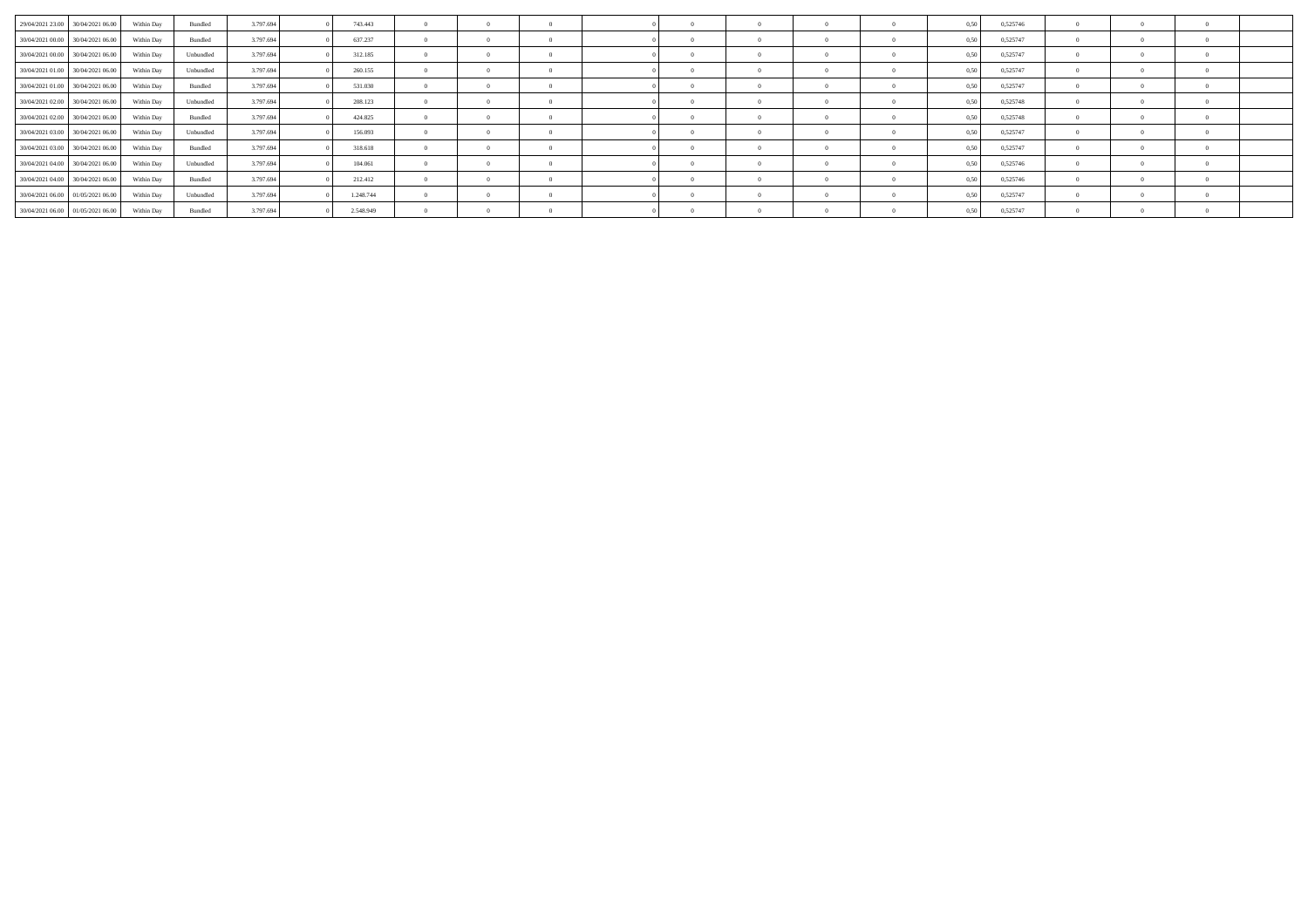| | | | | | | | | | | | | | | | | | | | | |
|---|---|---|---|---|---|---|---|---|---|---|---|---|---|---|---|---|---|---|---|---|
| 29/04/2021 23.00 | 30/04/2021 06.00 | Within Day | Bundled | 3.797.694 | 0 | 743.443 | 0 | 0 | 0 | 0 | 0 | 0 | 0 | 0 | 0,50 | 0,525746 | 0 | 0 | 0 | |
| 30/04/2021 00.00 | 30/04/2021 06.00 | Within Day | Bundled | 3.797.694 | 0 | 637.237 | 0 | 0 | 0 | 0 | 0 | 0 | 0 | 0 | 0,50 | 0,525747 | 0 | 0 | 0 | |
| 30/04/2021 00.00 | 30/04/2021 06.00 | Within Day | Unbundled | 3.797.694 | 0 | 312.185 | 0 | 0 | 0 | 0 | 0 | 0 | 0 | 0 | 0,50 | 0,525747 | 0 | 0 | 0 | |
| 30/04/2021 01.00 | 30/04/2021 06.00 | Within Day | Unbundled | 3.797.694 | 0 | 260.155 | 0 | 0 | 0 | 0 | 0 | 0 | 0 | 0 | 0,50 | 0,525747 | 0 | 0 | 0 | |
| 30/04/2021 01.00 | 30/04/2021 06.00 | Within Day | Bundled | 3.797.694 | 0 | 531.030 | 0 | 0 | 0 | 0 | 0 | 0 | 0 | 0 | 0,50 | 0,525747 | 0 | 0 | 0 | |
| 30/04/2021 02.00 | 30/04/2021 06.00 | Within Day | Unbundled | 3.797.694 | 0 | 208.123 | 0 | 0 | 0 | 0 | 0 | 0 | 0 | 0 | 0,50 | 0,525748 | 0 | 0 | 0 | |
| 30/04/2021 02.00 | 30/04/2021 06.00 | Within Day | Bundled | 3.797.694 | 0 | 424.825 | 0 | 0 | 0 | 0 | 0 | 0 | 0 | 0 | 0,50 | 0,525748 | 0 | 0 | 0 | |
| 30/04/2021 03.00 | 30/04/2021 06.00 | Within Day | Unbundled | 3.797.694 | 0 | 156.093 | 0 | 0 | 0 | 0 | 0 | 0 | 0 | 0 | 0,50 | 0,525747 | 0 | 0 | 0 | |
| 30/04/2021 03.00 | 30/04/2021 06.00 | Within Day | Bundled | 3.797.694 | 0 | 318.618 | 0 | 0 | 0 | 0 | 0 | 0 | 0 | 0 | 0,50 | 0,525747 | 0 | 0 | 0 | |
| 30/04/2021 04.00 | 30/04/2021 06.00 | Within Day | Unbundled | 3.797.694 | 0 | 104.061 | 0 | 0 | 0 | 0 | 0 | 0 | 0 | 0 | 0,50 | 0,525746 | 0 | 0 | 0 | |
| 30/04/2021 04.00 | 30/04/2021 06.00 | Within Day | Bundled | 3.797.694 | 0 | 212.412 | 0 | 0 | 0 | 0 | 0 | 0 | 0 | 0 | 0,50 | 0,525746 | 0 | 0 | 0 | |
| 30/04/2021 06.00 | 01/05/2021 06.00 | Within Day | Unbundled | 3.797.694 | 0 | 1.248.744 | 0 | 0 | 0 | 0 | 0 | 0 | 0 | 0 | 0,50 | 0,525747 | 0 | 0 | 0 | |
| 30/04/2021 06.00 | 01/05/2021 06.00 | Within Day | Bundled | 3.797.694 | 0 | 2.548.949 | 0 | 0 | 0 | 0 | 0 | 0 | 0 | 0 | 0,50 | 0,525747 | 0 | 0 | 0 | |